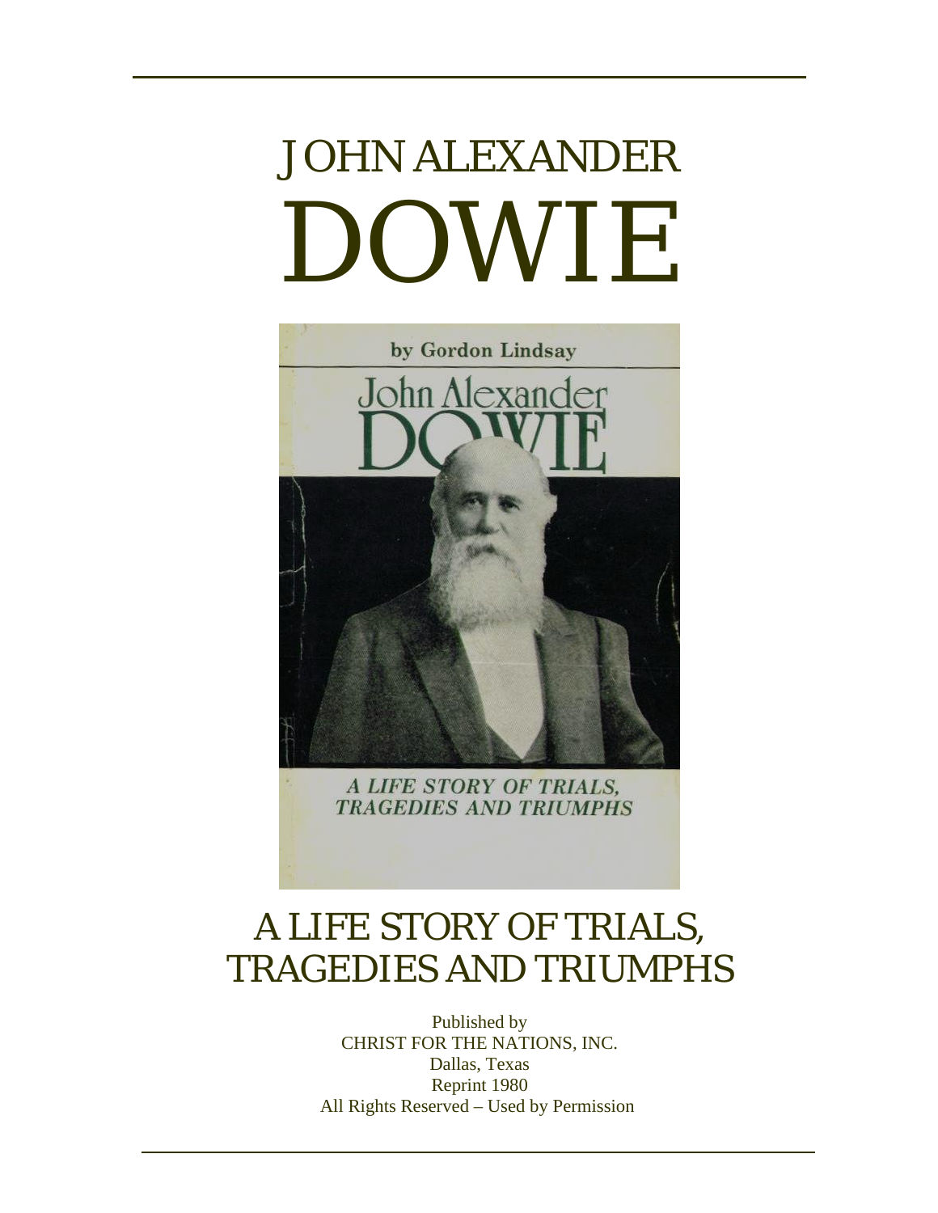# JOHN ALEXANDER DOWIE

by Gordon Lindsay

John Alexander DOWIE

*A LIFE STORY OF TRIALS, TRAGEDIES AND TRIUMPHS*

## A LIFE STORY OF TRIALS, TRAGEDIES AND TRIUMPHS

Published by
CHRIST FOR THE NATIONS, INC.
Dallas, Texas
Reprint 1980
All Rights Reserved – Used by Permission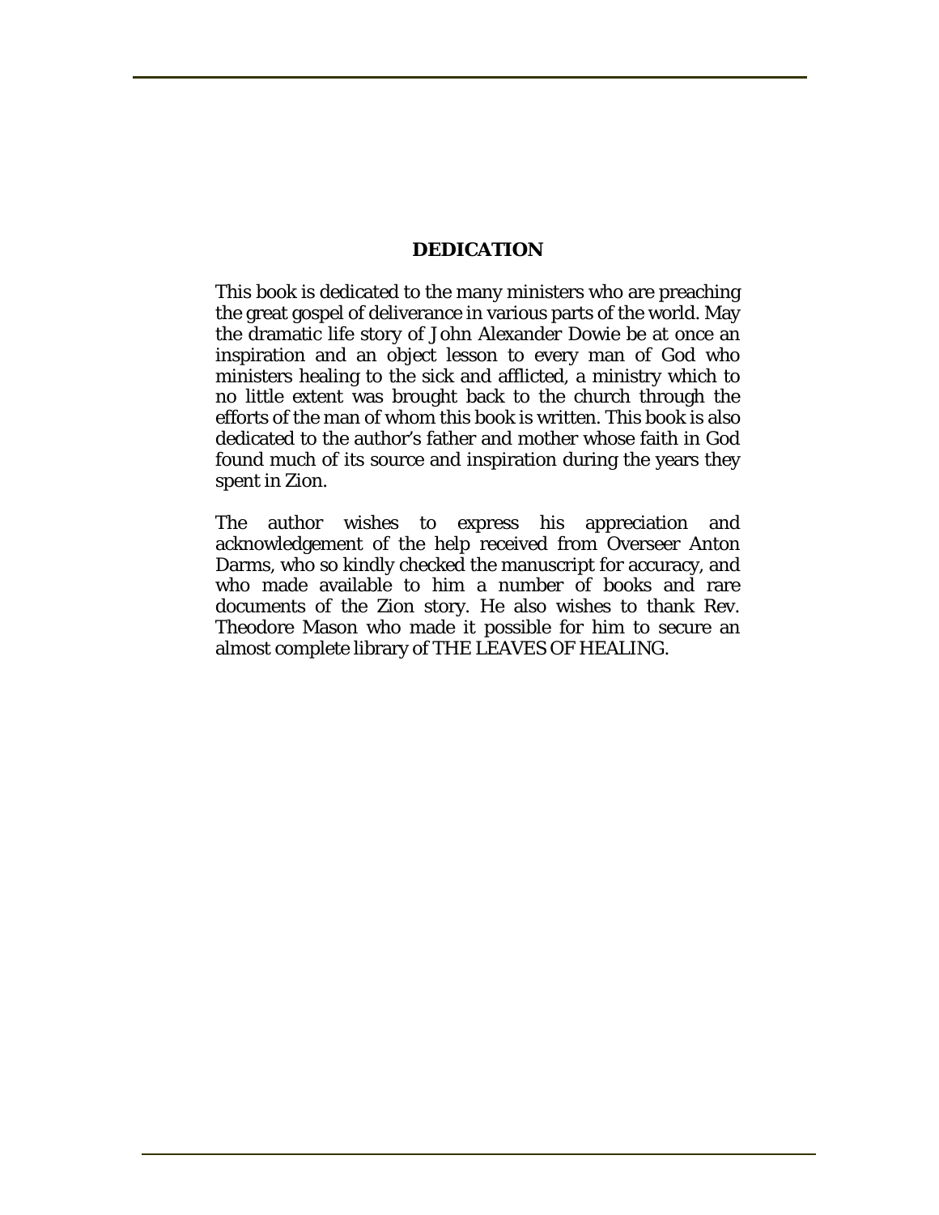## DEDICATION

This book is dedicated to the many ministers who are preaching the great gospel of deliverance in various parts of the world. May the dramatic life story of John Alexander Dowie be at once an inspiration and an object lesson to every man of God who ministers healing to the sick and afflicted, a ministry which to no little extent was brought back to the church through the efforts of the man of whom this book is written. This book is also dedicated to the author's father and mother whose faith in God found much of its source and inspiration during the years they spent in Zion.

The author wishes to express his appreciation and acknowledgement of the help received from Overseer Anton Darms, who so kindly checked the manuscript for accuracy, and who made available to him a number of books and rare documents of the Zion story. He also wishes to thank Rev. Theodore Mason who made it possible for him to secure an almost complete library of THE LEAVES OF HEALING.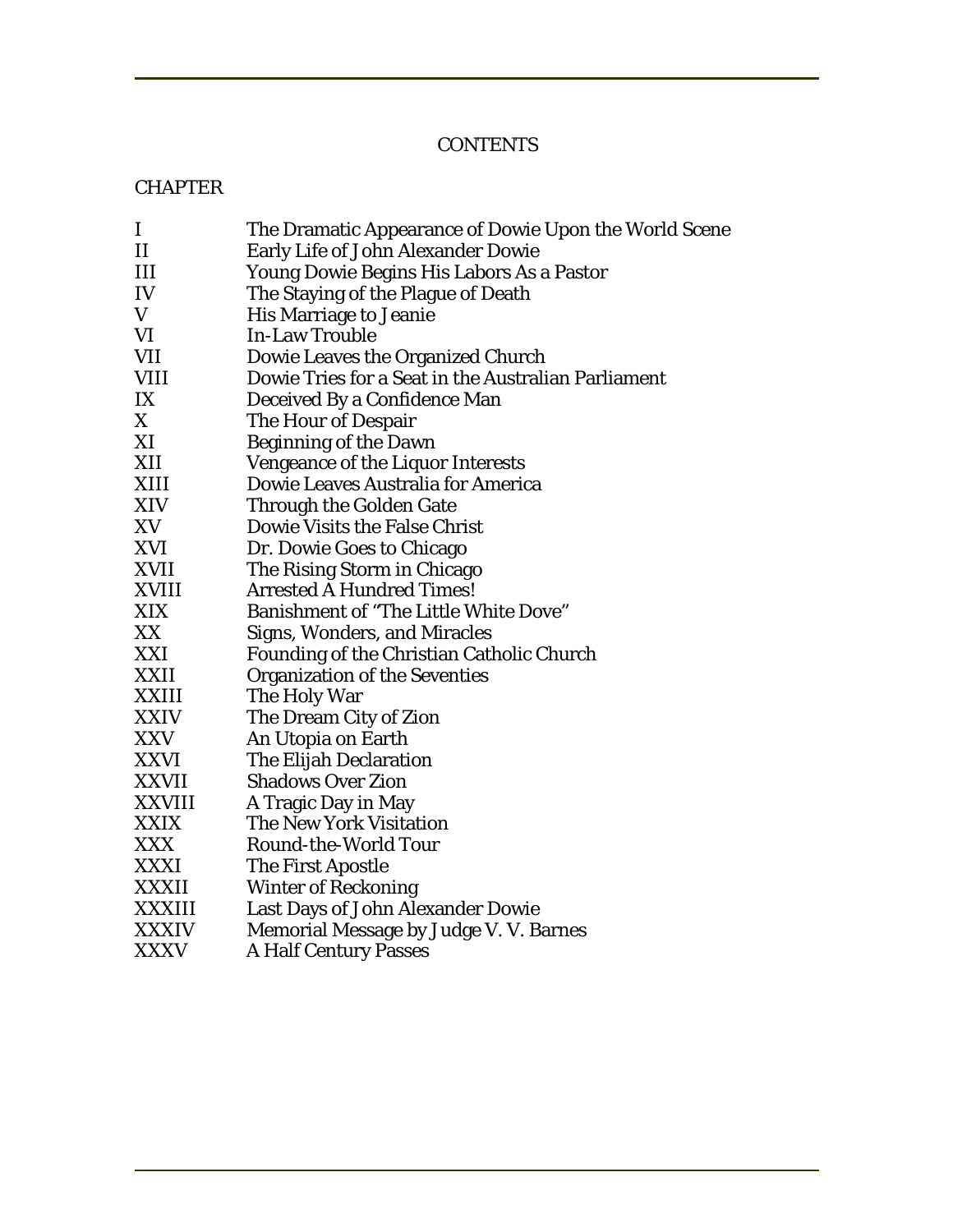# CONTENTS

CHAPTER

| | |
|---|---|
| I | The Dramatic Appearance of Dowie Upon the World Scene |
| II | Early Life of John Alexander Dowie |
| III | Young Dowie Begins His Labors As a Pastor |
| IV | The Staying of the Plague of Death |
| V | His Marriage to Jeanie |
| VI | In-Law Trouble |
| VII | Dowie Leaves the Organized Church |
| VIII | Dowie Tries for a Seat in the Australian Parliament |
| IX | Deceived By a Confidence Man |
| X | The Hour of Despair |
| XI | Beginning of the Dawn |
| XII | Vengeance of the Liquor Interests |
| XIII | Dowie Leaves Australia for America |
| XIV | Through the Golden Gate |
| XV | Dowie Visits the False Christ |
| XVI | Dr. Dowie Goes to Chicago |
| XVII | The Rising Storm in Chicago |
| XVIII | Arrested A Hundred Times! |
| XIX | Banishment of "The Little White Dove" |
| XX | Signs, Wonders, and Miracles |
| XXI | Founding of the Christian Catholic Church |
| XXII | Organization of the Seventies |
| XXIII | The Holy War |
| XXIV | The Dream City of Zion |
| XXV | An Utopia on Earth |
| XXVI | The Elijah Declaration |
| XXVII | Shadows Over Zion |
| XXVIII | A Tragic Day in May |
| XXIX | The New York Visitation |
| XXX | Round-the-World Tour |
| XXXI | The First Apostle |
| XXXII | Winter of Reckoning |
| XXXIII | Last Days of John Alexander Dowie |
| XXXIV | Memorial Message by Judge V. V. Barnes |
| XXXV | A Half Century Passes |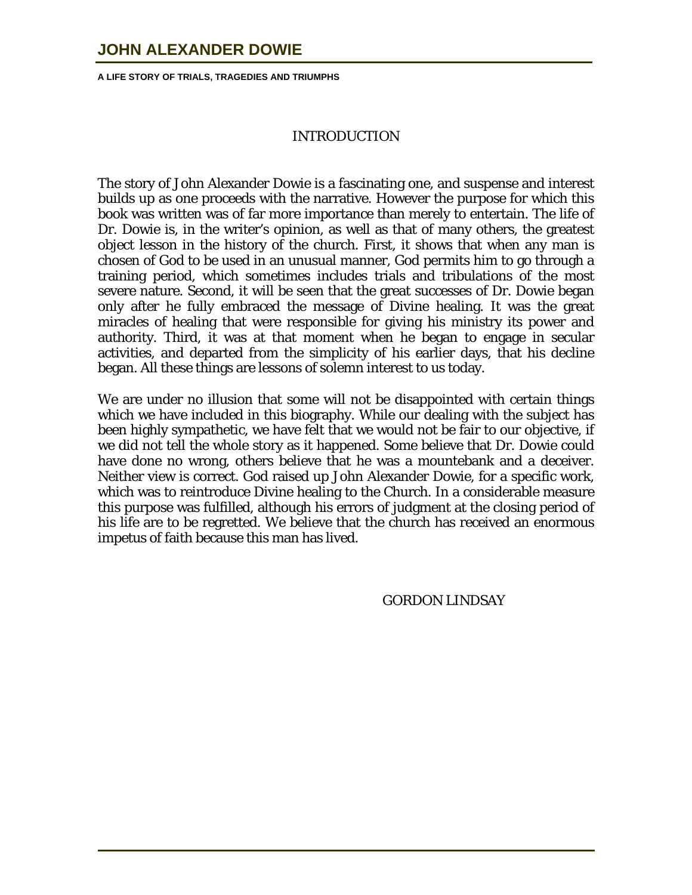## INTRODUCTION

The story of John Alexander Dowie is a fascinating one, and suspense and interest builds up as one proceeds with the narrative. However the purpose for which this book was written was of far more importance than merely to entertain. The life of Dr. Dowie is, in the writer's opinion, as well as that of many others, the greatest object lesson in the history of the church. First, it shows that when any man is chosen of God to be used in an unusual manner, God permits him to go through a training period, which sometimes includes trials and tribulations of the most severe nature. Second, it will be seen that the great successes of Dr. Dowie began only after he fully embraced the message of Divine healing. It was the great miracles of healing that were responsible for giving his ministry its power and authority. Third, it was at that moment when he began to engage in secular activities, and departed from the simplicity of his earlier days, that his decline began. All these things are lessons of solemn interest to us today.

We are under no illusion that some will not be disappointed with certain things which we have included in this biography. While our dealing with the subject has been highly sympathetic, we have felt that we would not be fair to our objective, if we did not tell the whole story as it happened. Some believe that Dr. Dowie could have done no wrong, others believe that he was a mountebank and a deceiver. Neither view is correct. God raised up John Alexander Dowie, for a specific work, which was to reintroduce Divine healing to the Church. In a considerable measure this purpose was fulfilled, although his errors of judgment at the closing period of his life are to be regretted. We believe that the church has received an enormous impetus of faith because this man has lived.

GORDON LINDSAY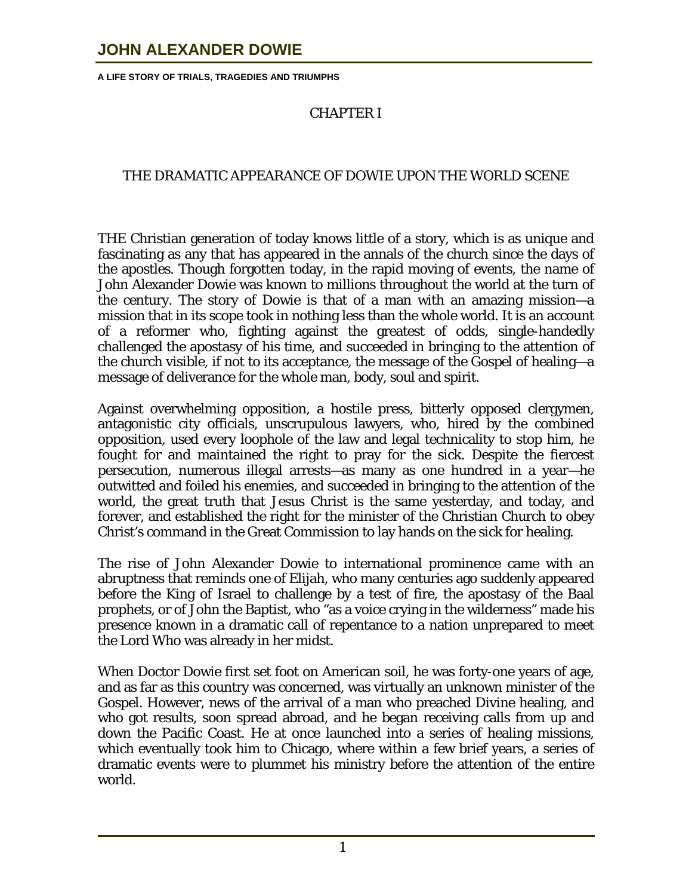## CHAPTER I

## THE DRAMATIC APPEARANCE OF DOWIE UPON THE WORLD SCENE

THE Christian generation of today knows little of a story, which is as unique and fascinating as any that has appeared in the annals of the church since the days of the apostles. Though forgotten today, in the rapid moving of events, the name of John Alexander Dowie was known to millions throughout the world at the turn of the century. The story of Dowie is that of a man with an amazing mission—a mission that in its scope took in nothing less than the whole world. It is an account of a reformer who, fighting against the greatest of odds, single-handedly challenged the apostasy of his time, and succeeded in bringing to the attention of the church visible, if not to its acceptance, the message of the Gospel of healing—a message of deliverance for the whole man, body, soul and spirit.

Against overwhelming opposition, a hostile press, bitterly opposed clergymen, antagonistic city officials, unscrupulous lawyers, who, hired by the combined opposition, used every loophole of the law and legal technicality to stop him, he fought for and maintained the right to pray for the sick. Despite the fiercest persecution, numerous illegal arrests—as many as one hundred in a year—he outwitted and foiled his enemies, and succeeded in bringing to the attention of the world, the great truth that Jesus Christ is the same yesterday, and today, and forever, and established the right for the minister of the Christian Church to obey Christ's command in the Great Commission to lay hands on the sick for healing.

The rise of John Alexander Dowie to international prominence came with an abruptness that reminds one of Elijah, who many centuries ago suddenly appeared before the King of Israel to challenge by a test of fire, the apostasy of the Baal prophets, or of John the Baptist, who "as a voice crying in the wilderness" made his presence known in a dramatic call of repentance to a nation unprepared to meet the Lord Who was already in her midst.

When Doctor Dowie first set foot on American soil, he was forty-one years of age, and as far as this country was concerned, was virtually an unknown minister of the Gospel. However, news of the arrival of a man who preached Divine healing, and who got results, soon spread abroad, and he began receiving calls from up and down the Pacific Coast. He at once launched into a series of healing missions, which eventually took him to Chicago, where within a few brief years, a series of dramatic events were to plummet his ministry before the attention of the entire world.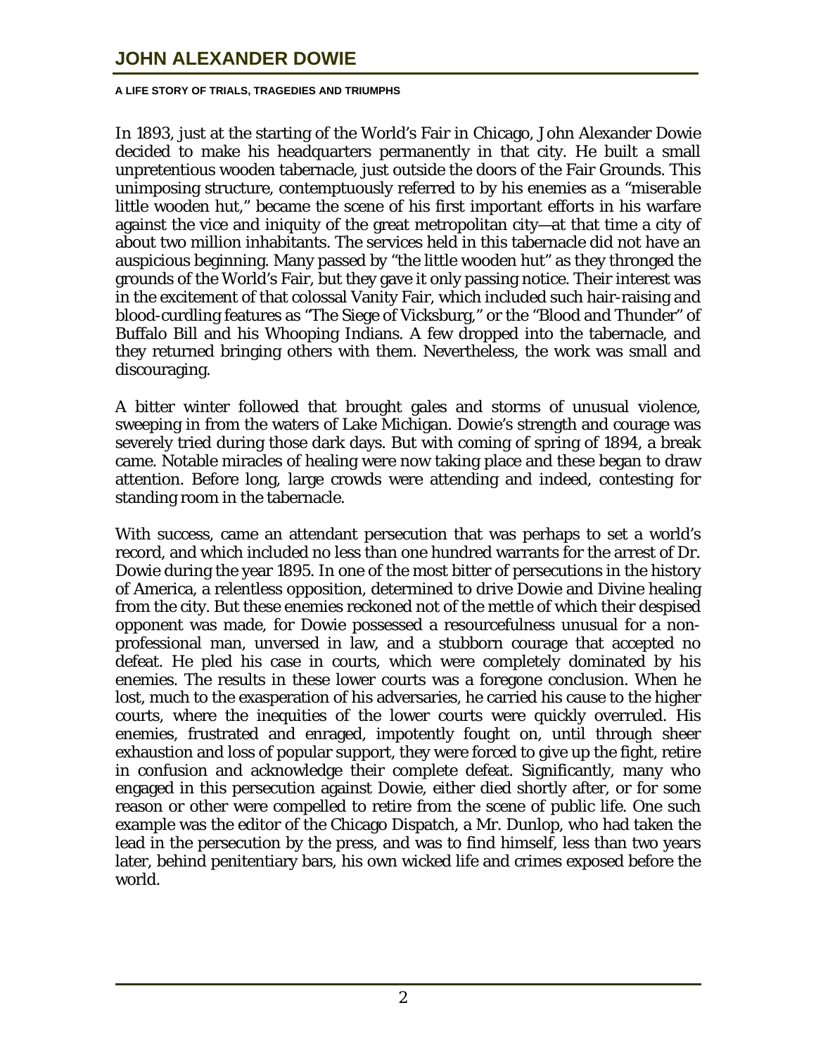In 1893, just at the starting of the World's Fair in Chicago, John Alexander Dowie decided to make his headquarters permanently in that city. He built a small unpretentious wooden tabernacle, just outside the doors of the Fair Grounds. This unimposing structure, contemptuously referred to by his enemies as a "miserable little wooden hut," became the scene of his first important efforts in his warfare against the vice and iniquity of the great metropolitan city—at that time a city of about two million inhabitants. The services held in this tabernacle did not have an auspicious beginning. Many passed by "the little wooden hut" as they thronged the grounds of the World's Fair, but they gave it only passing notice. Their interest was in the excitement of that colossal Vanity Fair, which included such hair-raising and blood-curdling features as "The Siege of Vicksburg," or the "Blood and Thunder" of Buffalo Bill and his Whooping Indians. A few dropped into the tabernacle, and they returned bringing others with them. Nevertheless, the work was small and discouraging.

A bitter winter followed that brought gales and storms of unusual violence, sweeping in from the waters of Lake Michigan. Dowie's strength and courage was severely tried during those dark days. But with coming of spring of 1894, a break came. Notable miracles of healing were now taking place and these began to draw attention. Before long, large crowds were attending and indeed, contesting for standing room in the tabernacle.

With success, came an attendant persecution that was perhaps to set a world's record, and which included no less than one hundred warrants for the arrest of Dr. Dowie during the year 1895. In one of the most bitter of persecutions in the history of America, a relentless opposition, determined to drive Dowie and Divine healing from the city. But these enemies reckoned not of the mettle of which their despised opponent was made, for Dowie possessed a resourcefulness unusual for a non-professional man, unversed in law, and a stubborn courage that accepted no defeat. He pled his case in courts, which were completely dominated by his enemies. The results in these lower courts was a foregone conclusion. When he lost, much to the exasperation of his adversaries, he carried his cause to the higher courts, where the inequities of the lower courts were quickly overruled. His enemies, frustrated and enraged, impotently fought on, until through sheer exhaustion and loss of popular support, they were forced to give up the fight, retire in confusion and acknowledge their complete defeat. Significantly, many who engaged in this persecution against Dowie, either died shortly after, or for some reason or other were compelled to retire from the scene of public life. One such example was the editor of the Chicago Dispatch, a Mr. Dunlop, who had taken the lead in the persecution by the press, and was to find himself, less than two years later, behind penitentiary bars, his own wicked life and crimes exposed before the world.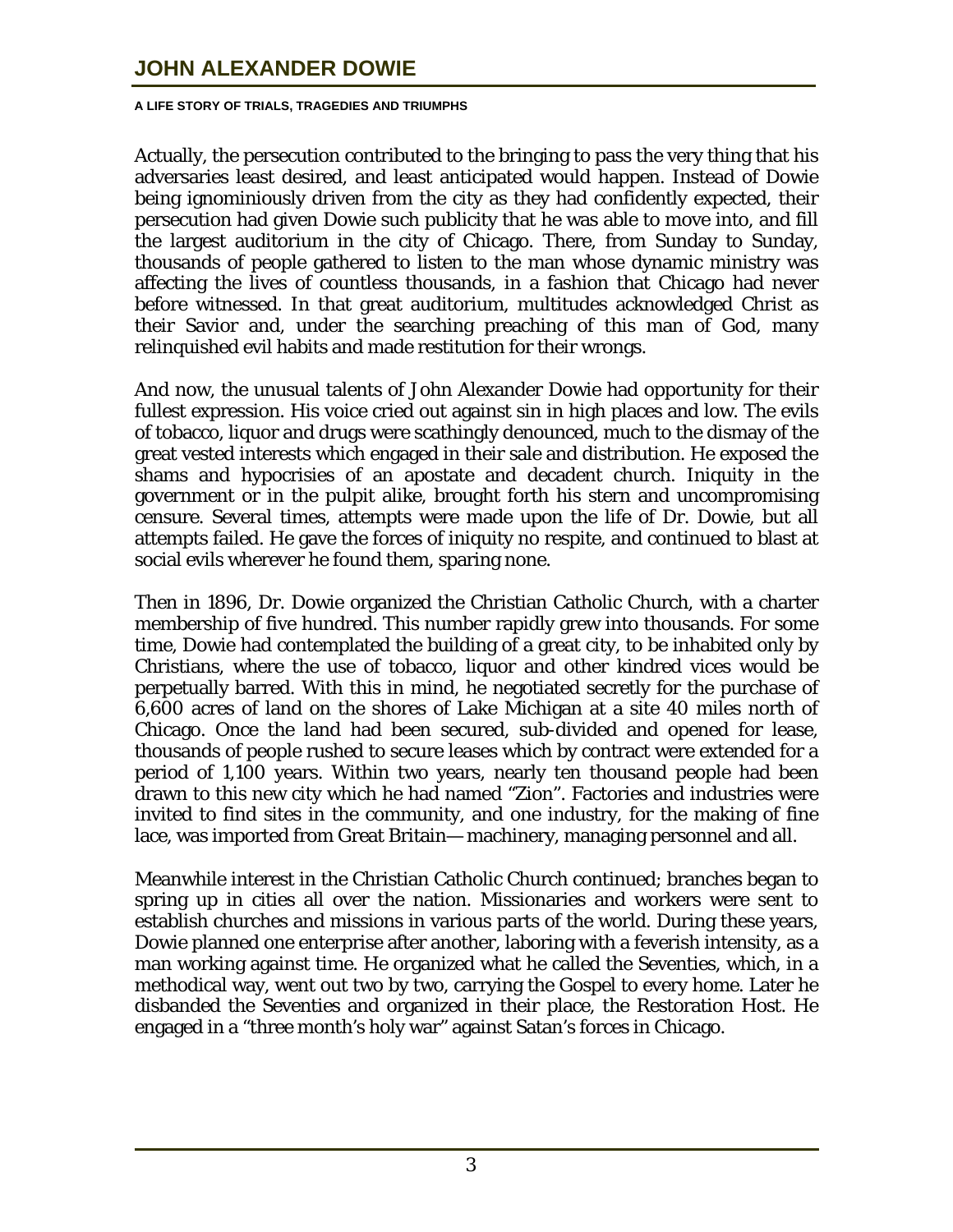Actually, the persecution contributed to the bringing to pass the very thing that his adversaries least desired, and least anticipated would happen. Instead of Dowie being ignominiously driven from the city as they had confidently expected, their persecution had given Dowie such publicity that he was able to move into, and fill the largest auditorium in the city of Chicago. There, from Sunday to Sunday, thousands of people gathered to listen to the man whose dynamic ministry was affecting the lives of countless thousands, in a fashion that Chicago had never before witnessed. In that great auditorium, multitudes acknowledged Christ as their Savior and, under the searching preaching of this man of God, many relinquished evil habits and made restitution for their wrongs.

And now, the unusual talents of John Alexander Dowie had opportunity for their fullest expression. His voice cried out against sin in high places and low. The evils of tobacco, liquor and drugs were scathingly denounced, much to the dismay of the great vested interests which engaged in their sale and distribution. He exposed the shams and hypocrisies of an apostate and decadent church. Iniquity in the government or in the pulpit alike, brought forth his stern and uncompromising censure. Several times, attempts were made upon the life of Dr. Dowie, but all attempts failed. He gave the forces of iniquity no respite, and continued to blast at social evils wherever he found them, sparing none.

Then in 1896, Dr. Dowie organized the Christian Catholic Church, with a charter membership of five hundred. This number rapidly grew into thousands. For some time, Dowie had contemplated the building of a great city, to be inhabited only by Christians, where the use of tobacco, liquor and other kindred vices would be perpetually barred. With this in mind, he negotiated secretly for the purchase of 6,600 acres of land on the shores of Lake Michigan at a site 40 miles north of Chicago. Once the land had been secured, sub-divided and opened for lease, thousands of people rushed to secure leases which by contract were extended for a period of 1,100 years. Within two years, nearly ten thousand people had been drawn to this new city which he had named "Zion". Factories and industries were invited to find sites in the community, and one industry, for the making of fine lace, was imported from Great Britain— machinery, managing personnel and all.

Meanwhile interest in the Christian Catholic Church continued; branches began to spring up in cities all over the nation. Missionaries and workers were sent to establish churches and missions in various parts of the world. During these years, Dowie planned one enterprise after another, laboring with a feverish intensity, as a man working against time. He organized what he called the Seventies, which, in a methodical way, went out two by two, carrying the Gospel to every home. Later he disbanded the Seventies and organized in their place, the Restoration Host. He engaged in a "three month's holy war" against Satan's forces in Chicago.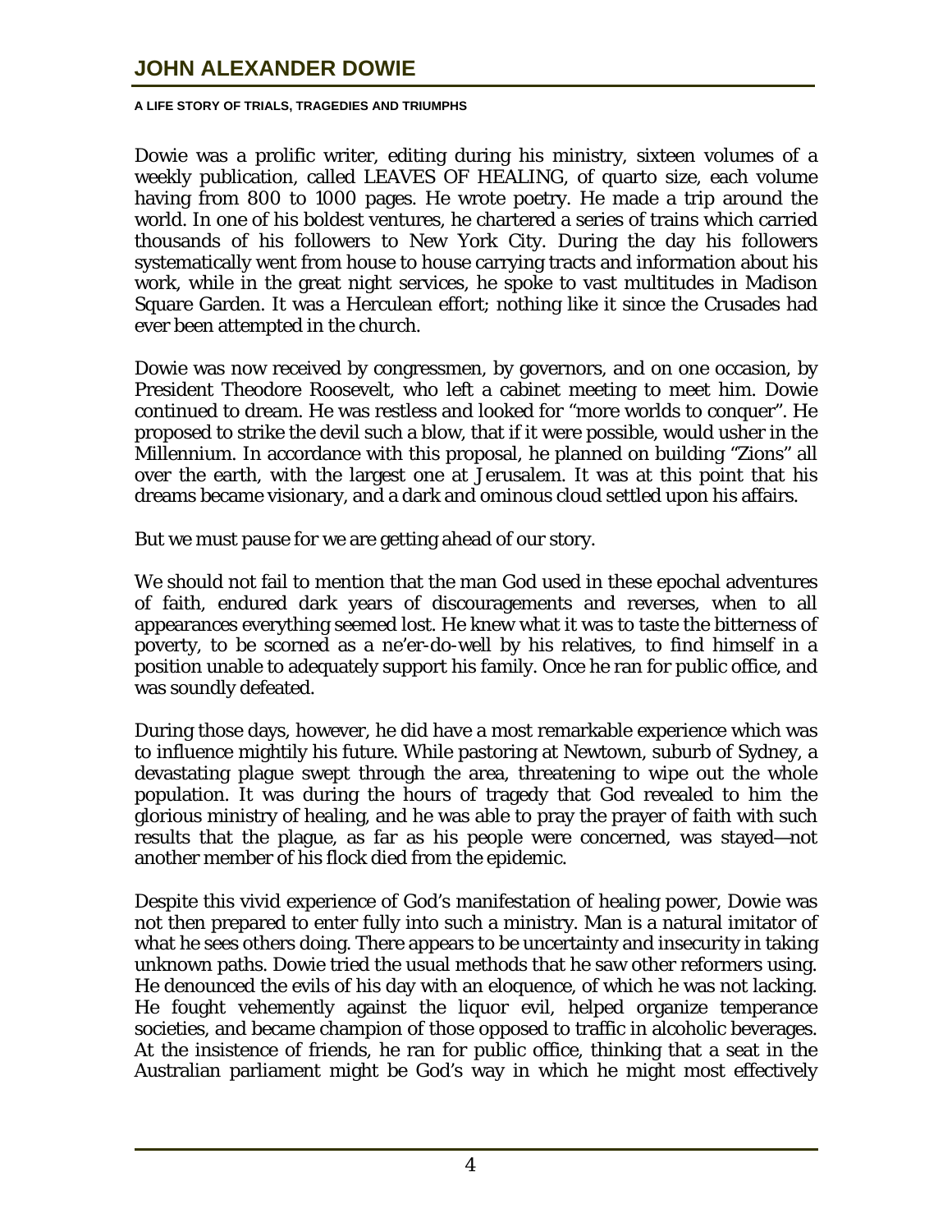Dowie was a prolific writer, editing during his ministry, sixteen volumes of a weekly publication, called LEAVES OF HEALING, of quarto size, each volume having from 800 to 1000 pages. He wrote poetry. He made a trip around the world. In one of his boldest ventures, he chartered a series of trains which carried thousands of his followers to New York City. During the day his followers systematically went from house to house carrying tracts and information about his work, while in the great night services, he spoke to vast multitudes in Madison Square Garden. It was a Herculean effort; nothing like it since the Crusades had ever been attempted in the church.

Dowie was now received by congressmen, by governors, and on one occasion, by President Theodore Roosevelt, who left a cabinet meeting to meet him. Dowie continued to dream. He was restless and looked for "more worlds to conquer". He proposed to strike the devil such a blow, that if it were possible, would usher in the Millennium. In accordance with this proposal, he planned on building "Zions" all over the earth, with the largest one at Jerusalem. It was at this point that his dreams became visionary, and a dark and ominous cloud settled upon his affairs.

But we must pause for we are getting ahead of our story.

We should not fail to mention that the man God used in these epochal adventures of faith, endured dark years of discouragements and reverses, when to all appearances everything seemed lost. He knew what it was to taste the bitterness of poverty, to be scorned as a ne'er-do-well by his relatives, to find himself in a position unable to adequately support his family. Once he ran for public office, and was soundly defeated.

During those days, however, he did have a most remarkable experience which was to influence mightily his future. While pastoring at Newtown, suburb of Sydney, a devastating plague swept through the area, threatening to wipe out the whole population. It was during the hours of tragedy that God revealed to him the glorious ministry of healing, and he was able to pray the prayer of faith with such results that the plague, as far as his people were concerned, was stayed—not another member of his flock died from the epidemic.

Despite this vivid experience of God's manifestation of healing power, Dowie was not then prepared to enter fully into such a ministry. Man is a natural imitator of what he sees others doing. There appears to be uncertainty and insecurity in taking unknown paths. Dowie tried the usual methods that he saw other reformers using. He denounced the evils of his day with an eloquence, of which he was not lacking. He fought vehemently against the liquor evil, helped organize temperance societies, and became champion of those opposed to traffic in alcoholic beverages. At the insistence of friends, he ran for public office, thinking that a seat in the Australian parliament might be God's way in which he might most effectively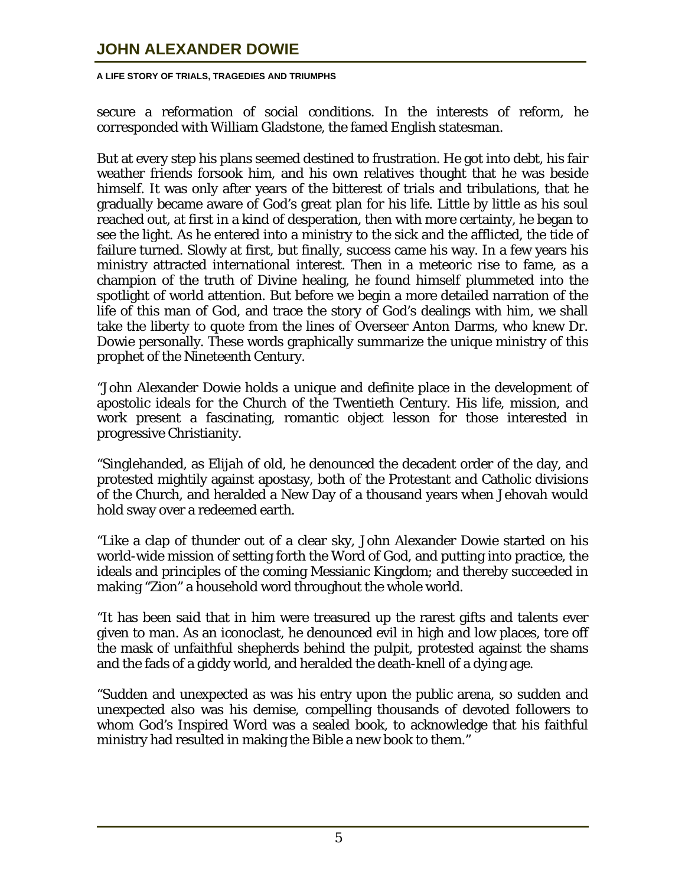secure a reformation of social conditions. In the interests of reform, he corresponded with William Gladstone, the famed English statesman.

But at every step his plans seemed destined to frustration. He got into debt, his fair weather friends forsook him, and his own relatives thought that he was beside himself. It was only after years of the bitterest of trials and tribulations, that he gradually became aware of God's great plan for his life. Little by little as his soul reached out, at first in a kind of desperation, then with more certainty, he began to see the light. As he entered into a ministry to the sick and the afflicted, the tide of failure turned. Slowly at first, but finally, success came his way. In a few years his ministry attracted international interest. Then in a meteoric rise to fame, as a champion of the truth of Divine healing, he found himself plummeted into the spotlight of world attention. But before we begin a more detailed narration of the life of this man of God, and trace the story of God's dealings with him, we shall take the liberty to quote from the lines of Overseer Anton Darms, who knew Dr. Dowie personally. These words graphically summarize the unique ministry of this prophet of the Nineteenth Century.

"John Alexander Dowie holds a unique and definite place in the development of apostolic ideals for the Church of the Twentieth Century. His life, mission, and work present a fascinating, romantic object lesson for those interested in progressive Christianity.

"Singlehanded, as Elijah of old, he denounced the decadent order of the day, and protested mightily against apostasy, both of the Protestant and Catholic divisions of the Church, and heralded a New Day of a thousand years when Jehovah would hold sway over a redeemed earth.

"Like a clap of thunder out of a clear sky, John Alexander Dowie started on his world-wide mission of setting forth the Word of God, and putting into practice, the ideals and principles of the coming Messianic Kingdom; and thereby succeeded in making "Zion" a household word throughout the whole world.

"It has been said that in him were treasured up the rarest gifts and talents ever given to man. As an iconoclast, he denounced evil in high and low places, tore off the mask of unfaithful shepherds behind the pulpit, protested against the shams and the fads of a giddy world, and heralded the death-knell of a dying age.

"Sudden and unexpected as was his entry upon the public arena, so sudden and unexpected also was his demise, compelling thousands of devoted followers to whom God's Inspired Word was a sealed book, to acknowledge that his faithful ministry had resulted in making the Bible a new book to them."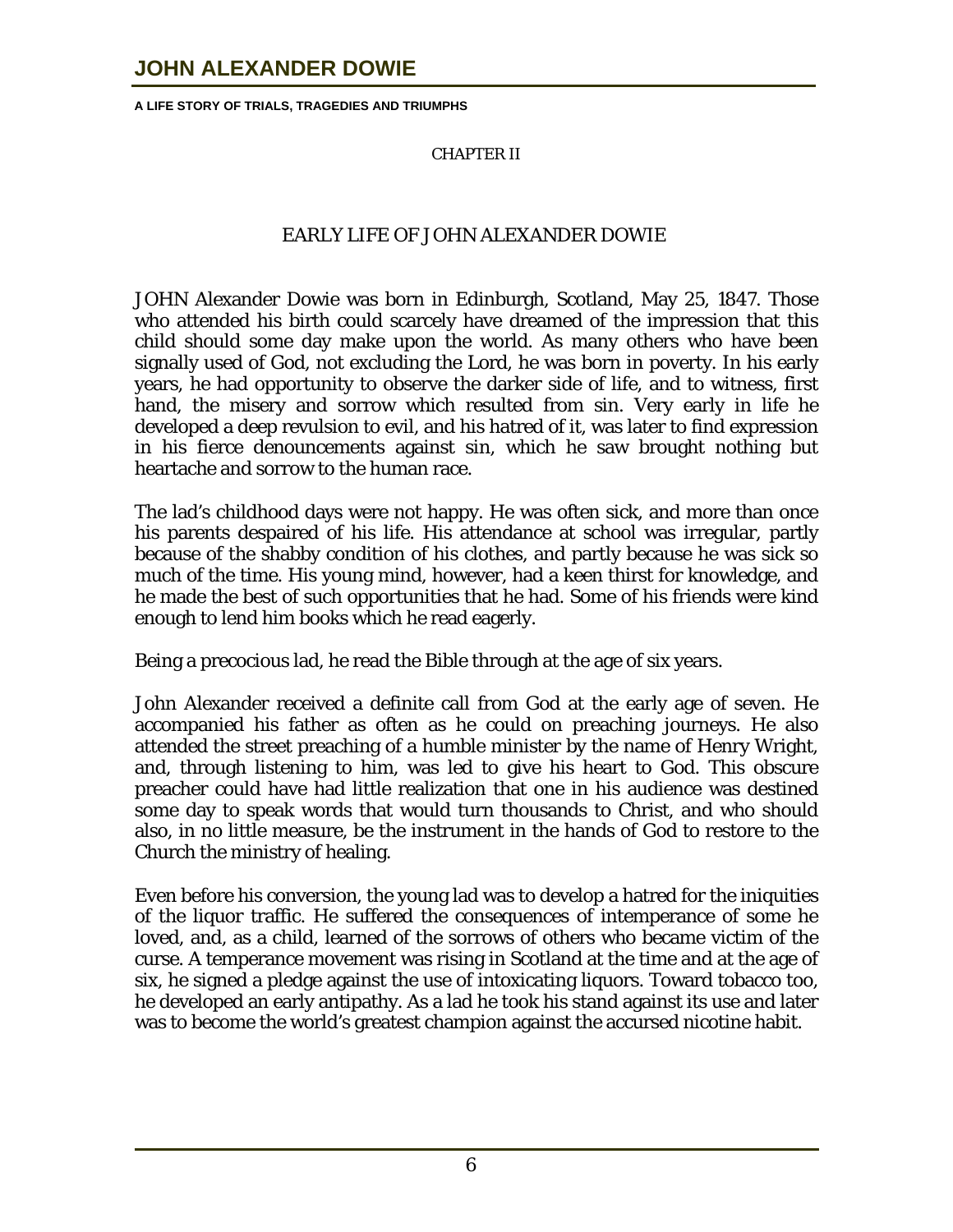CHAPTER II

## EARLY LIFE OF JOHN ALEXANDER DOWIE

JOHN Alexander Dowie was born in Edinburgh, Scotland, May 25, 1847. Those who attended his birth could scarcely have dreamed of the impression that this child should some day make upon the world. As many others who have been signally used of God, not excluding the Lord, he was born in poverty. In his early years, he had opportunity to observe the darker side of life, and to witness, first hand, the misery and sorrow which resulted from sin. Very early in life he developed a deep revulsion to evil, and his hatred of it, was later to find expression in his fierce denouncements against sin, which he saw brought nothing but heartache and sorrow to the human race.

The lad's childhood days were not happy. He was often sick, and more than once his parents despaired of his life. His attendance at school was irregular, partly because of the shabby condition of his clothes, and partly because he was sick so much of the time. His young mind, however, had a keen thirst for knowledge, and he made the best of such opportunities that he had. Some of his friends were kind enough to lend him books which he read eagerly.

Being a precocious lad, he read the Bible through at the age of six years.

John Alexander received a definite call from God at the early age of seven. He accompanied his father as often as he could on preaching journeys. He also attended the street preaching of a humble minister by the name of Henry Wright, and, through listening to him, was led to give his heart to God. This obscure preacher could have had little realization that one in his audience was destined some day to speak words that would turn thousands to Christ, and who should also, in no little measure, be the instrument in the hands of God to restore to the Church the ministry of healing.

Even before his conversion, the young lad was to develop a hatred for the iniquities of the liquor traffic. He suffered the consequences of intemperance of some he loved, and, as a child, learned of the sorrows of others who became victim of the curse. A temperance movement was rising in Scotland at the time and at the age of six, he signed a pledge against the use of intoxicating liquors. Toward tobacco too, he developed an early antipathy. As a lad he took his stand against its use and later was to become the world's greatest champion against the accursed nicotine habit.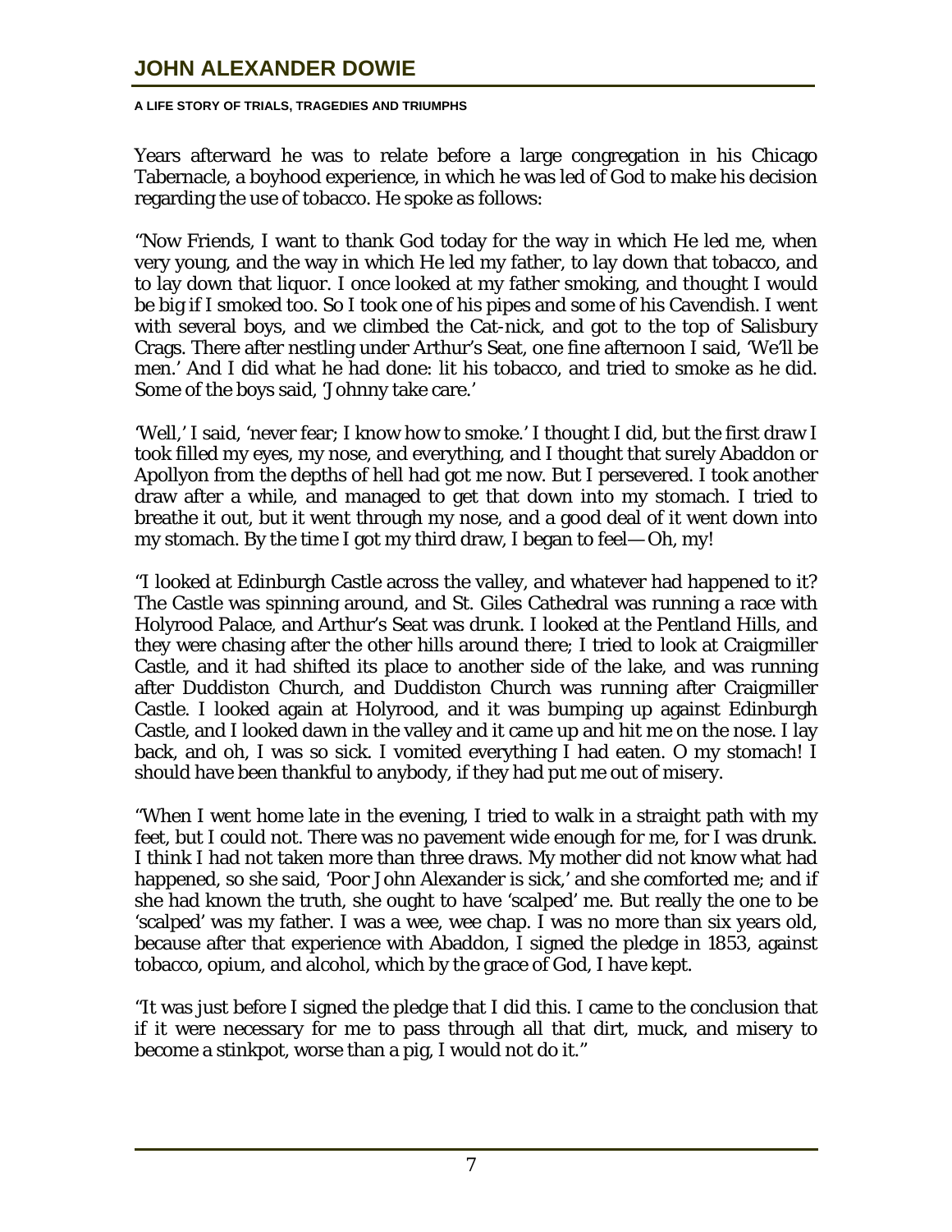Years afterward he was to relate before a large congregation in his Chicago Tabernacle, a boyhood experience, in which he was led of God to make his decision regarding the use of tobacco. He spoke as follows:

"Now Friends, I want to thank God today for the way in which He led me, when very young, and the way in which He led my father, to lay down that tobacco, and to lay down that liquor. I once looked at my father smoking, and thought I would be big if I smoked too. So I took one of his pipes and some of his Cavendish. I went with several boys, and we climbed the Cat-nick, and got to the top of Salisbury Crags. There after nestling under Arthur's Seat, one fine afternoon I said, 'We'll be men.' And I did what he had done: lit his tobacco, and tried to smoke as he did. Some of the boys said, 'Johnny take care.'

'Well,' I said, 'never fear; I know how to smoke.' I thought I did, but the first draw I took filled my eyes, my nose, and everything, and I thought that surely Abaddon or Apollyon from the depths of hell had got me now. But I persevered. I took another draw after a while, and managed to get that down into my stomach. I tried to breathe it out, but it went through my nose, and a good deal of it went down into my stomach. By the time I got my third draw, I began to feel—Oh, my!

"I looked at Edinburgh Castle across the valley, and whatever had happened to it? The Castle was spinning around, and St. Giles Cathedral was running a race with Holyrood Palace, and Arthur's Seat was drunk. I looked at the Pentland Hills, and they were chasing after the other hills around there; I tried to look at Craigmiller Castle, and it had shifted its place to another side of the lake, and was running after Duddiston Church, and Duddiston Church was running after Craigmiller Castle. I looked again at Holyrood, and it was bumping up against Edinburgh Castle, and I looked dawn in the valley and it came up and hit me on the nose. I lay back, and oh, I was so sick. I vomited everything I had eaten. O my stomach! I should have been thankful to anybody, if they had put me out of misery.

"When I went home late in the evening, I tried to walk in a straight path with my feet, but I could not. There was no pavement wide enough for me, for I was drunk. I think I had not taken more than three draws. My mother did not know what had happened, so she said, 'Poor John Alexander is sick,' and she comforted me; and if she had known the truth, she ought to have 'scalped' me. But really the one to be 'scalped' was my father. I was a wee, wee chap. I was no more than six years old, because after that experience with Abaddon, I signed the pledge in 1853, against tobacco, opium, and alcohol, which by the grace of God, I have kept.

"It was just before I signed the pledge that I did this. I came to the conclusion that if it were necessary for me to pass through all that dirt, muck, and misery to become a stinkpot, worse than a pig, I would not do it."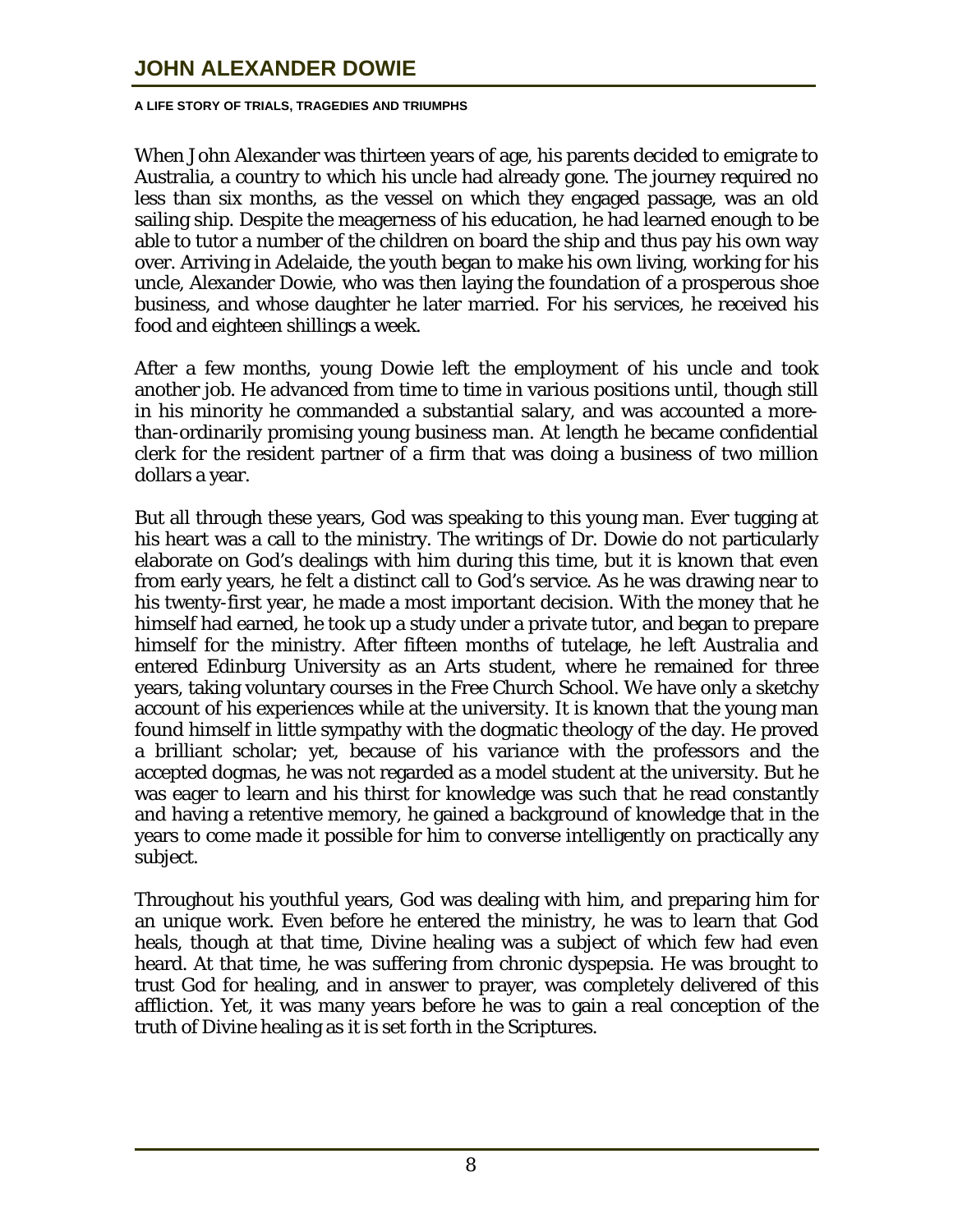When John Alexander was thirteen years of age, his parents decided to emigrate to Australia, a country to which his uncle had already gone. The journey required no less than six months, as the vessel on which they engaged passage, was an old sailing ship. Despite the meagerness of his education, he had learned enough to be able to tutor a number of the children on board the ship and thus pay his own way over. Arriving in Adelaide, the youth began to make his own living, working for his uncle, Alexander Dowie, who was then laying the foundation of a prosperous shoe business, and whose daughter he later married. For his services, he received his food and eighteen shillings a week.

After a few months, young Dowie left the employment of his uncle and took another job. He advanced from time to time in various positions until, though still in his minority he commanded a substantial salary, and was accounted a more-than-ordinarily promising young business man. At length he became confidential clerk for the resident partner of a firm that was doing a business of two million dollars a year.

But all through these years, God was speaking to this young man. Ever tugging at his heart was a call to the ministry. The writings of Dr. Dowie do not particularly elaborate on God's dealings with him during this time, but it is known that even from early years, he felt a distinct call to God's service. As he was drawing near to his twenty-first year, he made a most important decision. With the money that he himself had earned, he took up a study under a private tutor, and began to prepare himself for the ministry. After fifteen months of tutelage, he left Australia and entered Edinburg University as an Arts student, where he remained for three years, taking voluntary courses in the Free Church School. We have only a sketchy account of his experiences while at the university. It is known that the young man found himself in little sympathy with the dogmatic theology of the day. He proved a brilliant scholar; yet, because of his variance with the professors and the accepted dogmas, he was not regarded as a model student at the university. But he was eager to learn and his thirst for knowledge was such that he read constantly and having a retentive memory, he gained a background of knowledge that in the years to come made it possible for him to converse intelligently on practically any subject.

Throughout his youthful years, God was dealing with him, and preparing him for an unique work. Even before he entered the ministry, he was to learn that God heals, though at that time, Divine healing was a subject of which few had even heard. At that time, he was suffering from chronic dyspepsia. He was brought to trust God for healing, and in answer to prayer, was completely delivered of this affliction. Yet, it was many years before he was to gain a real conception of the truth of Divine healing as it is set forth in the Scriptures.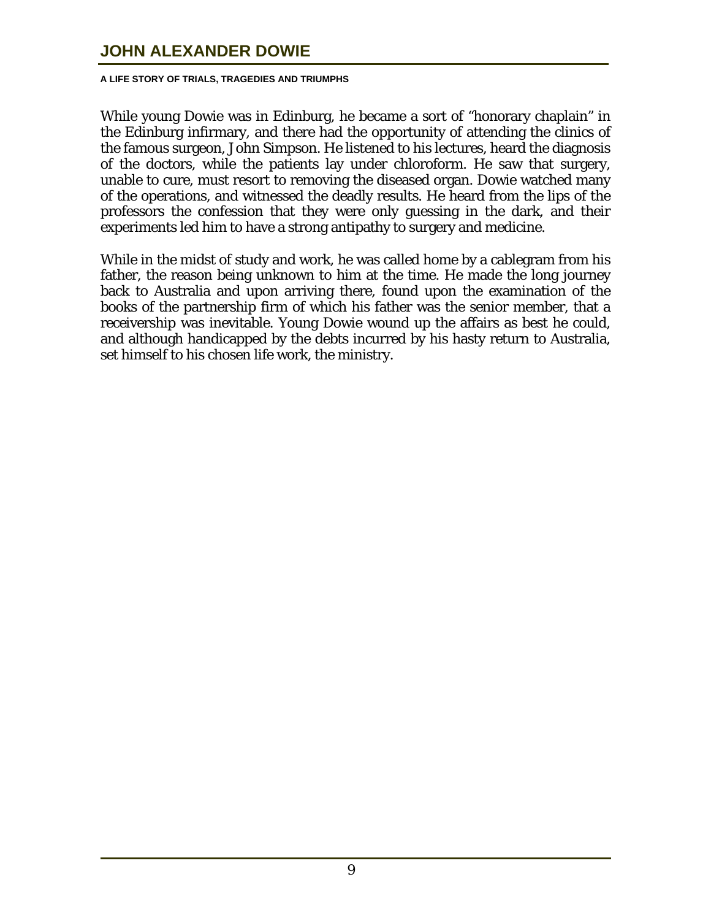While young Dowie was in Edinburg, he became a sort of "honorary chaplain" in the Edinburg infirmary, and there had the opportunity of attending the clinics of the famous surgeon, John Simpson. He listened to his lectures, heard the diagnosis of the doctors, while the patients lay under chloroform. He saw that surgery, unable to cure, must resort to removing the diseased organ. Dowie watched many of the operations, and witnessed the deadly results. He heard from the lips of the professors the confession that they were only guessing in the dark, and their experiments led him to have a strong antipathy to surgery and medicine.

While in the midst of study and work, he was called home by a cablegram from his father, the reason being unknown to him at the time. He made the long journey back to Australia and upon arriving there, found upon the examination of the books of the partnership firm of which his father was the senior member, that a receivership was inevitable. Young Dowie wound up the affairs as best he could, and although handicapped by the debts incurred by his hasty return to Australia, set himself to his chosen life work, the ministry.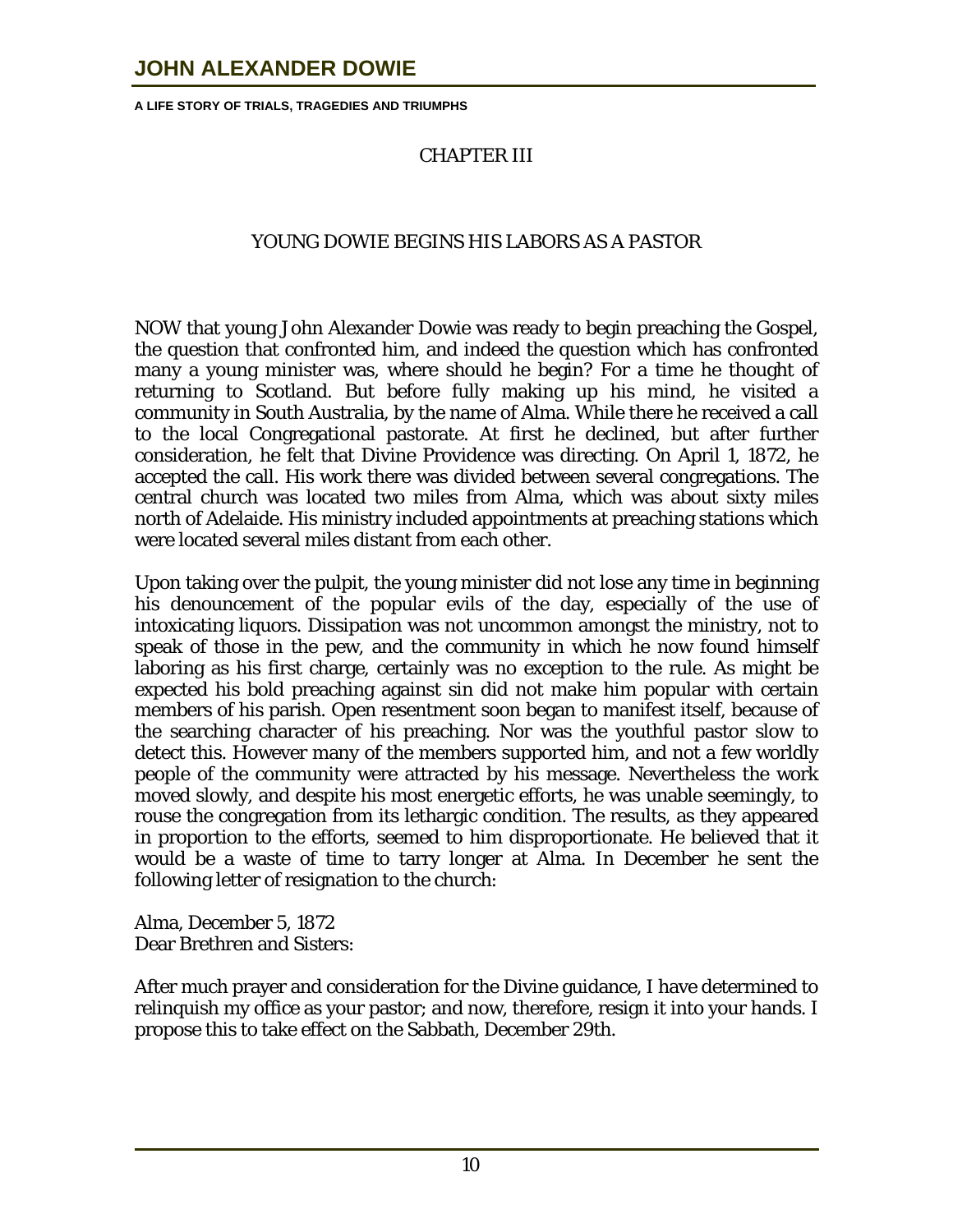## CHAPTER III

## YOUNG DOWIE BEGINS HIS LABORS AS A PASTOR

NOW that young John Alexander Dowie was ready to begin preaching the Gospel, the question that confronted him, and indeed the question which has confronted many a young minister was, where should he begin? For a time he thought of returning to Scotland. But before fully making up his mind, he visited a community in South Australia, by the name of Alma. While there he received a call to the local Congregational pastorate. At first he declined, but after further consideration, he felt that Divine Providence was directing. On April 1, 1872, he accepted the call. His work there was divided between several congregations. The central church was located two miles from Alma, which was about sixty miles north of Adelaide. His ministry included appointments at preaching stations which were located several miles distant from each other.

Upon taking over the pulpit, the young minister did not lose any time in beginning his denouncement of the popular evils of the day, especially of the use of intoxicating liquors. Dissipation was not uncommon amongst the ministry, not to speak of those in the pew, and the community in which he now found himself laboring as his first charge, certainly was no exception to the rule. As might be expected his bold preaching against sin did not make him popular with certain members of his parish. Open resentment soon began to manifest itself, because of the searching character of his preaching. Nor was the youthful pastor slow to detect this. However many of the members supported him, and not a few worldly people of the community were attracted by his message. Nevertheless the work moved slowly, and despite his most energetic efforts, he was unable seemingly, to rouse the congregation from its lethargic condition. The results, as they appeared in proportion to the efforts, seemed to him disproportionate. He believed that it would be a waste of time to tarry longer at Alma. In December he sent the following letter of resignation to the church:

Alma, December 5, 1872
Dear Brethren and Sisters:

After much prayer and consideration for the Divine guidance, I have determined to relinquish my office as your pastor; and now, therefore, resign it into your hands. I propose this to take effect on the Sabbath, December 29th.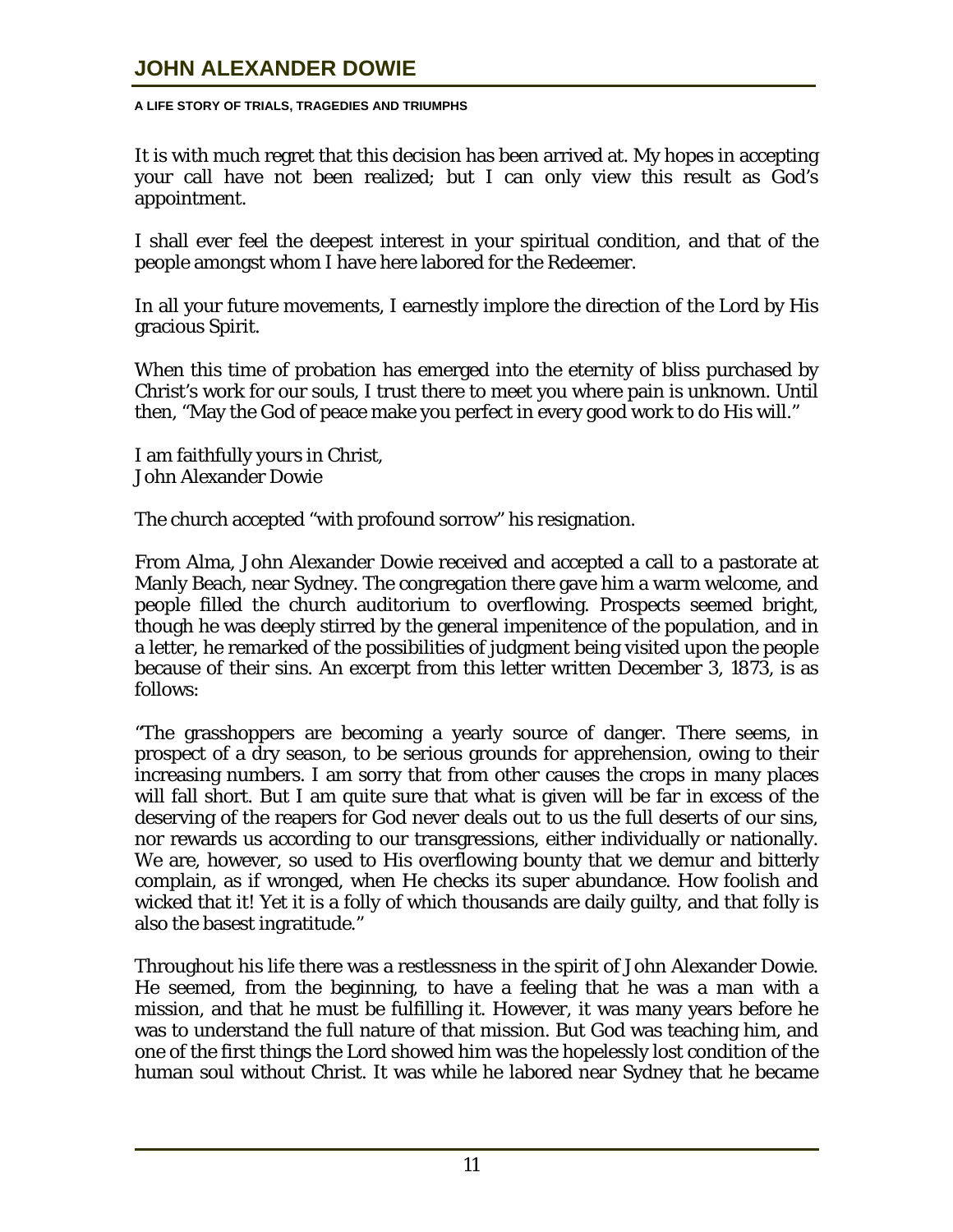It is with much regret that this decision has been arrived at. My hopes in accepting your call have not been realized; but I can only view this result as God's appointment.

I shall ever feel the deepest interest in your spiritual condition, and that of the people amongst whom I have here labored for the Redeemer.

In all your future movements, I earnestly implore the direction of the Lord by His gracious Spirit.

When this time of probation has emerged into the eternity of bliss purchased by Christ's work for our souls, I trust there to meet you where pain is unknown. Until then, "May the God of peace make you perfect in every good work to do His will."

I am faithfully yours in Christ,
John Alexander Dowie

The church accepted "with profound sorrow" his resignation.

From Alma, John Alexander Dowie received and accepted a call to a pastorate at Manly Beach, near Sydney. The congregation there gave him a warm welcome, and people filled the church auditorium to overflowing. Prospects seemed bright, though he was deeply stirred by the general impenitence of the population, and in a letter, he remarked of the possibilities of judgment being visited upon the people because of their sins. An excerpt from this letter written December 3, 1873, is as follows:

"The grasshoppers are becoming a yearly source of danger. There seems, in prospect of a dry season, to be serious grounds for apprehension, owing to their increasing numbers. I am sorry that from other causes the crops in many places will fall short. But I am quite sure that what is given will be far in excess of the deserving of the reapers for God never deals out to us the full deserts of our sins, nor rewards us according to our transgressions, either individually or nationally. We are, however, so used to His overflowing bounty that we demur and bitterly complain, as if wronged, when He checks its super abundance. How foolish and wicked that it! Yet it is a folly of which thousands are daily guilty, and that folly is also the basest ingratitude."

Throughout his life there was a restlessness in the spirit of John Alexander Dowie. He seemed, from the beginning, to have a feeling that he was a man with a mission, and that he must be fulfilling it. However, it was many years before he was to understand the full nature of that mission. But God was teaching him, and one of the first things the Lord showed him was the hopelessly lost condition of the human soul without Christ. It was while he labored near Sydney that he became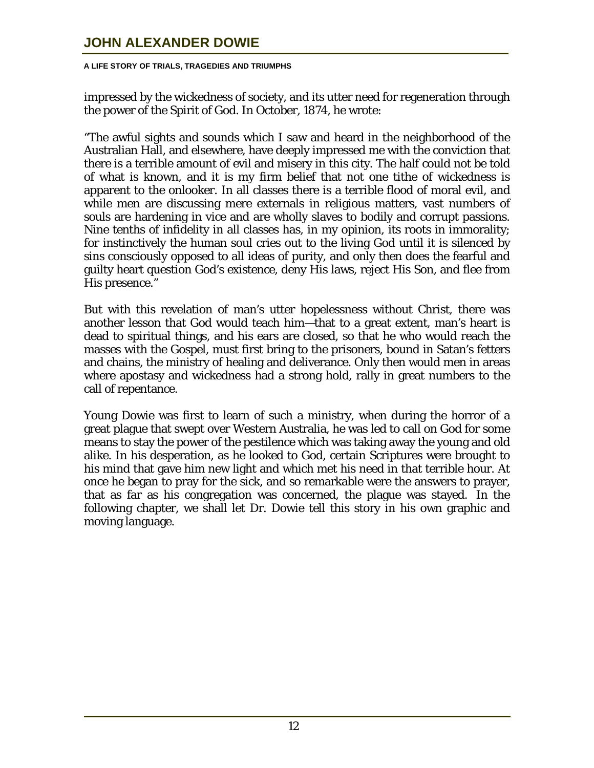impressed by the wickedness of society, and its utter need for regeneration through the power of the Spirit of God. In October, 1874, he wrote:

"The awful sights and sounds which I saw and heard in the neighborhood of the Australian Hall, and elsewhere, have deeply impressed me with the conviction that there is a terrible amount of evil and misery in this city. The half could not be told of what is known, and it is my firm belief that not one tithe of wickedness is apparent to the onlooker. In all classes there is a terrible flood of moral evil, and while men are discussing mere externals in religious matters, vast numbers of souls are hardening in vice and are wholly slaves to bodily and corrupt passions. Nine tenths of infidelity in all classes has, in my opinion, its roots in immorality; for instinctively the human soul cries out to the living God until it is silenced by sins consciously opposed to all ideas of purity, and only then does the fearful and guilty heart question God's existence, deny His laws, reject His Son, and flee from His presence."

But with this revelation of man's utter hopelessness without Christ, there was another lesson that God would teach him—that to a great extent, man's heart is dead to spiritual things, and his ears are closed, so that he who would reach the masses with the Gospel, must first bring to the prisoners, bound in Satan's fetters and chains, the ministry of healing and deliverance. Only then would men in areas where apostasy and wickedness had a strong hold, rally in great numbers to the call of repentance.

Young Dowie was first to learn of such a ministry, when during the horror of a great plague that swept over Western Australia, he was led to call on God for some means to stay the power of the pestilence which was taking away the young and old alike. In his desperation, as he looked to God, certain Scriptures were brought to his mind that gave him new light and which met his need in that terrible hour. At once he began to pray for the sick, and so remarkable were the answers to prayer, that as far as his congregation was concerned, the plague was stayed. In the following chapter, we shall let Dr. Dowie tell this story in his own graphic and moving language.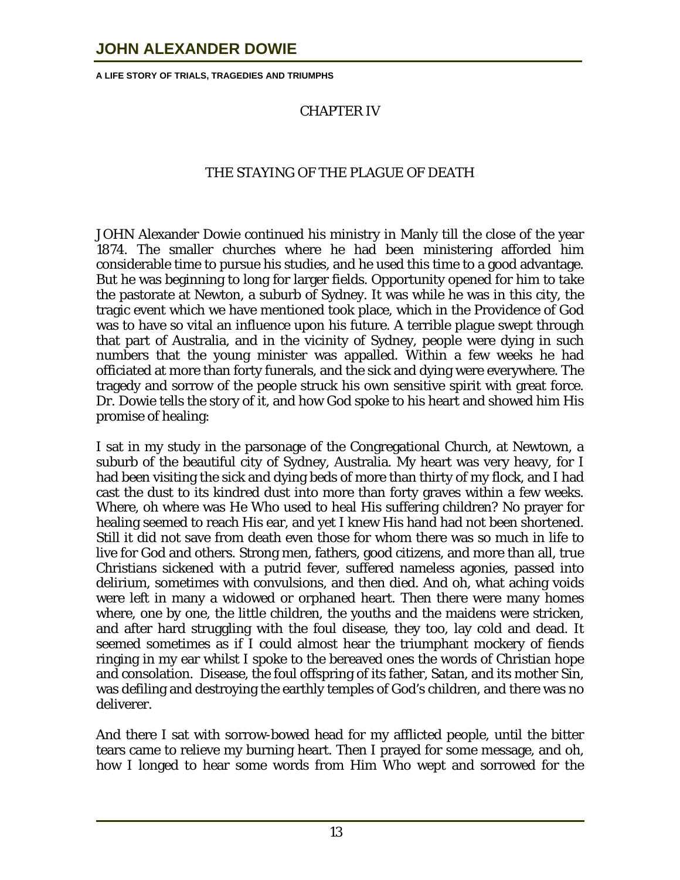## CHAPTER IV

## THE STAYING OF THE PLAGUE OF DEATH

JOHN Alexander Dowie continued his ministry in Manly till the close of the year 1874. The smaller churches where he had been ministering afforded him considerable time to pursue his studies, and he used this time to a good advantage. But he was beginning to long for larger fields. Opportunity opened for him to take the pastorate at Newton, a suburb of Sydney. It was while he was in this city, the tragic event which we have mentioned took place, which in the Providence of God was to have so vital an influence upon his future. A terrible plague swept through that part of Australia, and in the vicinity of Sydney, people were dying in such numbers that the young minister was appalled. Within a few weeks he had officiated at more than forty funerals, and the sick and dying were everywhere. The tragedy and sorrow of the people struck his own sensitive spirit with great force. Dr. Dowie tells the story of it, and how God spoke to his heart and showed him His promise of healing:

I sat in my study in the parsonage of the Congregational Church, at Newtown, a suburb of the beautiful city of Sydney, Australia. My heart was very heavy, for I had been visiting the sick and dying beds of more than thirty of my flock, and I had cast the dust to its kindred dust into more than forty graves within a few weeks. Where, oh where was He Who used to heal His suffering children? No prayer for healing seemed to reach His ear, and yet I knew His hand had not been shortened. Still it did not save from death even those for whom there was so much in life to live for God and others. Strong men, fathers, good citizens, and more than all, true Christians sickened with a putrid fever, suffered nameless agonies, passed into delirium, sometimes with convulsions, and then died. And oh, what aching voids were left in many a widowed or orphaned heart. Then there were many homes where, one by one, the little children, the youths and the maidens were stricken, and after hard struggling with the foul disease, they too, lay cold and dead. It seemed sometimes as if I could almost hear the triumphant mockery of fiends ringing in my ear whilst I spoke to the bereaved ones the words of Christian hope and consolation. Disease, the foul offspring of its father, Satan, and its mother Sin, was defiling and destroying the earthly temples of God's children, and there was no deliverer.

And there I sat with sorrow-bowed head for my afflicted people, until the bitter tears came to relieve my burning heart. Then I prayed for some message, and oh, how I longed to hear some words from Him Who wept and sorrowed for the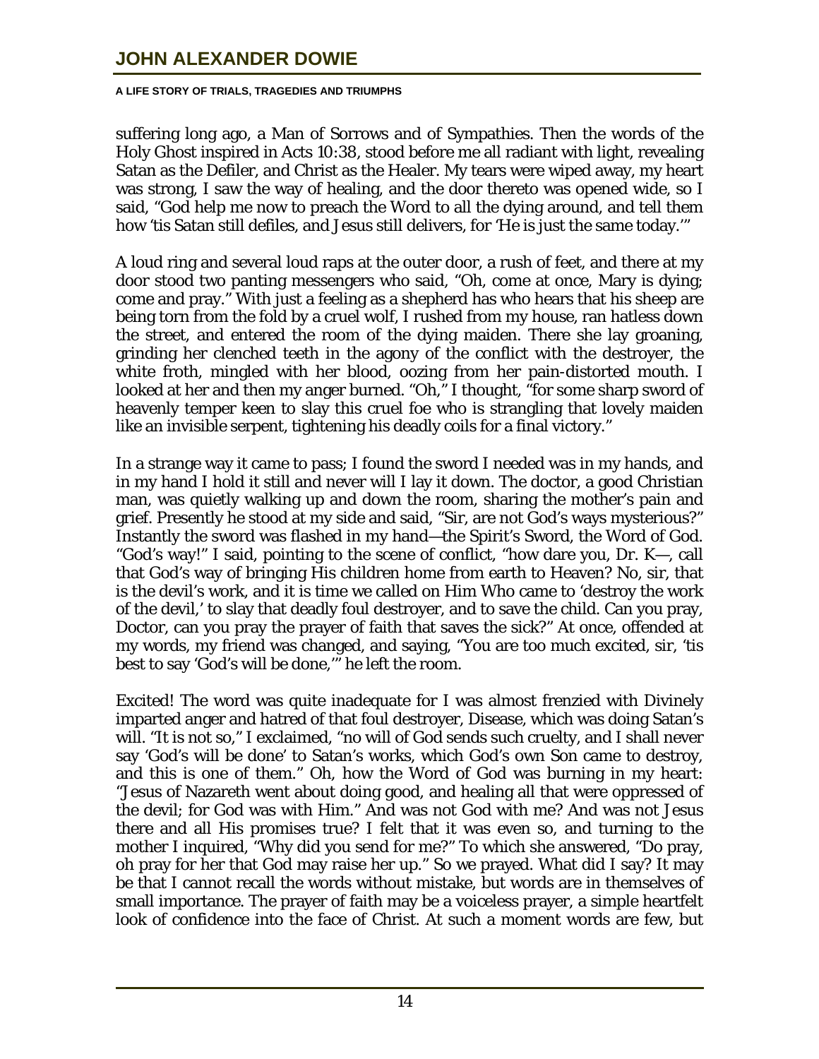suffering long ago, a Man of Sorrows and of Sympathies. Then the words of the Holy Ghost inspired in Acts 10:38, stood before me all radiant with light, revealing Satan as the Defiler, and Christ as the Healer. My tears were wiped away, my heart was strong, I saw the way of healing, and the door thereto was opened wide, so I said, "God help me now to preach the Word to all the dying around, and tell them how 'tis Satan still defiles, and Jesus still delivers, for 'He is just the same today.'"

A loud ring and several loud raps at the outer door, a rush of feet, and there at my door stood two panting messengers who said, "Oh, come at once, Mary is dying; come and pray." With just a feeling as a shepherd has who hears that his sheep are being torn from the fold by a cruel wolf, I rushed from my house, ran hatless down the street, and entered the room of the dying maiden. There she lay groaning, grinding her clenched teeth in the agony of the conflict with the destroyer, the white froth, mingled with her blood, oozing from her pain-distorted mouth. I looked at her and then my anger burned. "Oh," I thought, "for some sharp sword of heavenly temper keen to slay this cruel foe who is strangling that lovely maiden like an invisible serpent, tightening his deadly coils for a final victory."

In a strange way it came to pass; I found the sword I needed was in my hands, and in my hand I hold it still and never will I lay it down. The doctor, a good Christian man, was quietly walking up and down the room, sharing the mother's pain and grief. Presently he stood at my side and said, "Sir, are not God's ways mysterious?" Instantly the sword was flashed in my hand—the Spirit's Sword, the Word of God. "God's way!" I said, pointing to the scene of conflict, "how dare you, Dr. K—, call that God's way of bringing His children home from earth to Heaven? No, sir, that is the devil's work, and it is time we called on Him Who came to 'destroy the work of the devil,' to slay that deadly foul destroyer, and to save the child. Can you pray, Doctor, can you pray the prayer of faith that saves the sick?" At once, offended at my words, my friend was changed, and saying, "You are too much excited, sir, 'tis best to say 'God's will be done,'" he left the room.

Excited! The word was quite inadequate for I was almost frenzied with Divinely imparted anger and hatred of that foul destroyer, Disease, which was doing Satan's will. "It is not so," I exclaimed, "no will of God sends such cruelty, and I shall never say 'God's will be done' to Satan's works, which God's own Son came to destroy, and this is one of them." Oh, how the Word of God was burning in my heart: "Jesus of Nazareth went about doing good, and healing all that were oppressed of the devil; for God was with Him." And was not God with me? And was not Jesus there and all His promises true? I felt that it was even so, and turning to the mother I inquired, "Why did you send for me?" To which she answered, "Do pray, oh pray for her that God may raise her up." So we prayed. What did I say? It may be that I cannot recall the words without mistake, but words are in themselves of small importance. The prayer of faith may be a voiceless prayer, a simple heartfelt look of confidence into the face of Christ. At such a moment words are few, but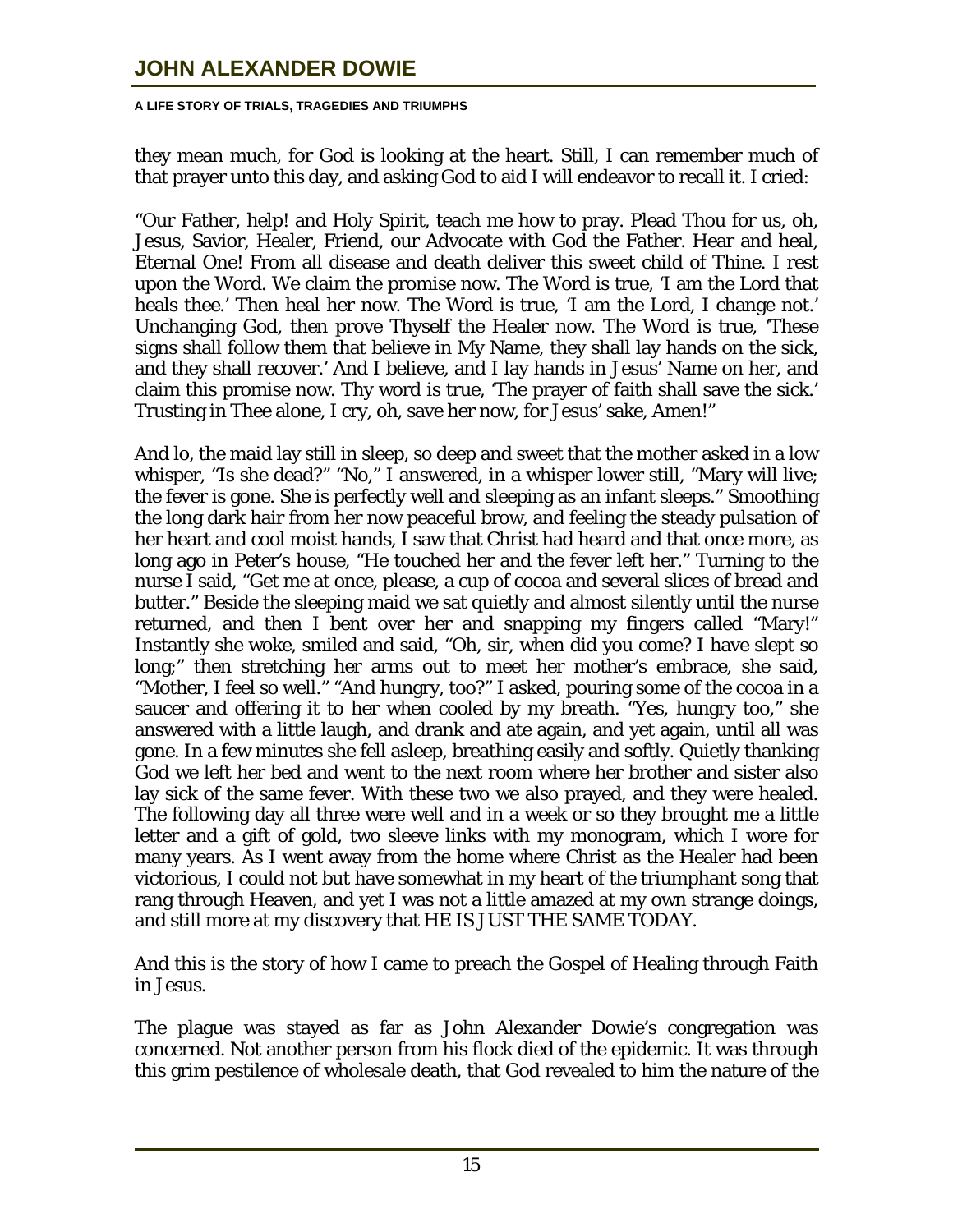they mean much, for God is looking at the heart. Still, I can remember much of that prayer unto this day, and asking God to aid I will endeavor to recall it. I cried:

"Our Father, help! and Holy Spirit, teach me how to pray. Plead Thou for us, oh, Jesus, Savior, Healer, Friend, our Advocate with God the Father. Hear and heal, Eternal One! From all disease and death deliver this sweet child of Thine. I rest upon the Word. We claim the promise now. The Word is true, 'I am the Lord that heals thee.' Then heal her now. The Word is true, 'I am the Lord, I change not.' Unchanging God, then prove Thyself the Healer now. The Word is true, 'These signs shall follow them that believe in My Name, they shall lay hands on the sick, and they shall recover.' And I believe, and I lay hands in Jesus' Name on her, and claim this promise now. Thy word is true, 'The prayer of faith shall save the sick.' Trusting in Thee alone, I cry, oh, save her now, for Jesus' sake, Amen!"

And lo, the maid lay still in sleep, so deep and sweet that the mother asked in a low whisper, "Is she dead?" "No," I answered, in a whisper lower still, "Mary will live; the fever is gone. She is perfectly well and sleeping as an infant sleeps." Smoothing the long dark hair from her now peaceful brow, and feeling the steady pulsation of her heart and cool moist hands, I saw that Christ had heard and that once more, as long ago in Peter's house, "He touched her and the fever left her." Turning to the nurse I said, "Get me at once, please, a cup of cocoa and several slices of bread and butter." Beside the sleeping maid we sat quietly and almost silently until the nurse returned, and then I bent over her and snapping my fingers called "Mary!" Instantly she woke, smiled and said, "Oh, sir, when did you come? I have slept so long;" then stretching her arms out to meet her mother's embrace, she said, "Mother, I feel so well." "And hungry, too?" I asked, pouring some of the cocoa in a saucer and offering it to her when cooled by my breath. "Yes, hungry too," she answered with a little laugh, and drank and ate again, and yet again, until all was gone. In a few minutes she fell asleep, breathing easily and softly. Quietly thanking God we left her bed and went to the next room where her brother and sister also lay sick of the same fever. With these two we also prayed, and they were healed. The following day all three were well and in a week or so they brought me a little letter and a gift of gold, two sleeve links with my monogram, which I wore for many years. As I went away from the home where Christ as the Healer had been victorious, I could not but have somewhat in my heart of the triumphant song that rang through Heaven, and yet I was not a little amazed at my own strange doings, and still more at my discovery that HE IS JUST THE SAME TODAY.

And this is the story of how I came to preach the Gospel of Healing through Faith in Jesus.

The plague was stayed as far as John Alexander Dowie's congregation was concerned. Not another person from his flock died of the epidemic. It was through this grim pestilence of wholesale death, that God revealed to him the nature of the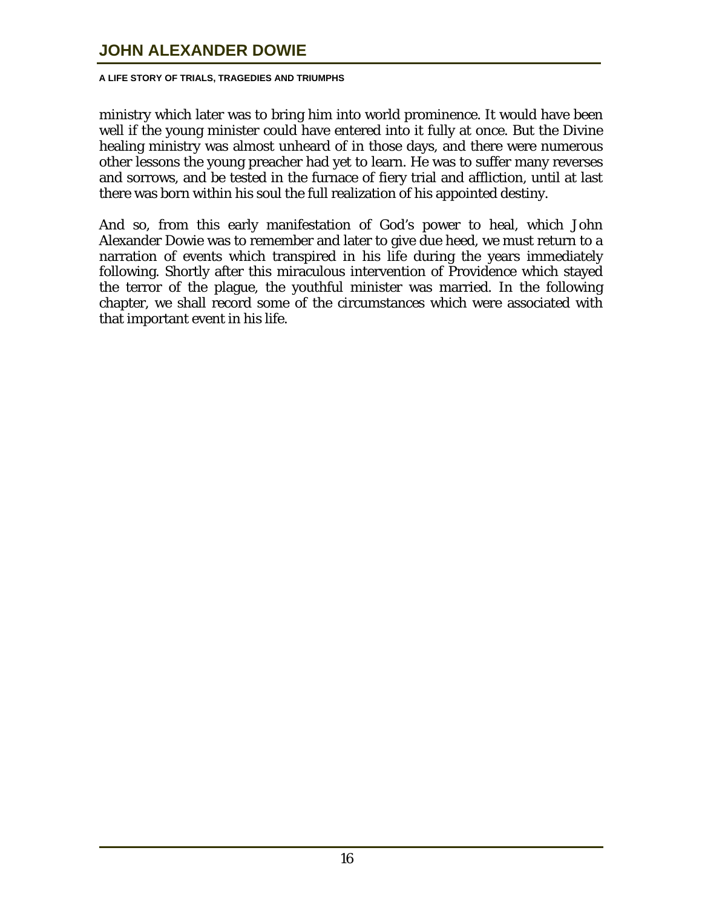ministry which later was to bring him into world prominence. It would have been well if the young minister could have entered into it fully at once. But the Divine healing ministry was almost unheard of in those days, and there were numerous other lessons the young preacher had yet to learn. He was to suffer many reverses and sorrows, and be tested in the furnace of fiery trial and affliction, until at last there was born within his soul the full realization of his appointed destiny.

And so, from this early manifestation of God's power to heal, which John Alexander Dowie was to remember and later to give due heed, we must return to a narration of events which transpired in his life during the years immediately following. Shortly after this miraculous intervention of Providence which stayed the terror of the plague, the youthful minister was married. In the following chapter, we shall record some of the circumstances which were associated with that important event in his life.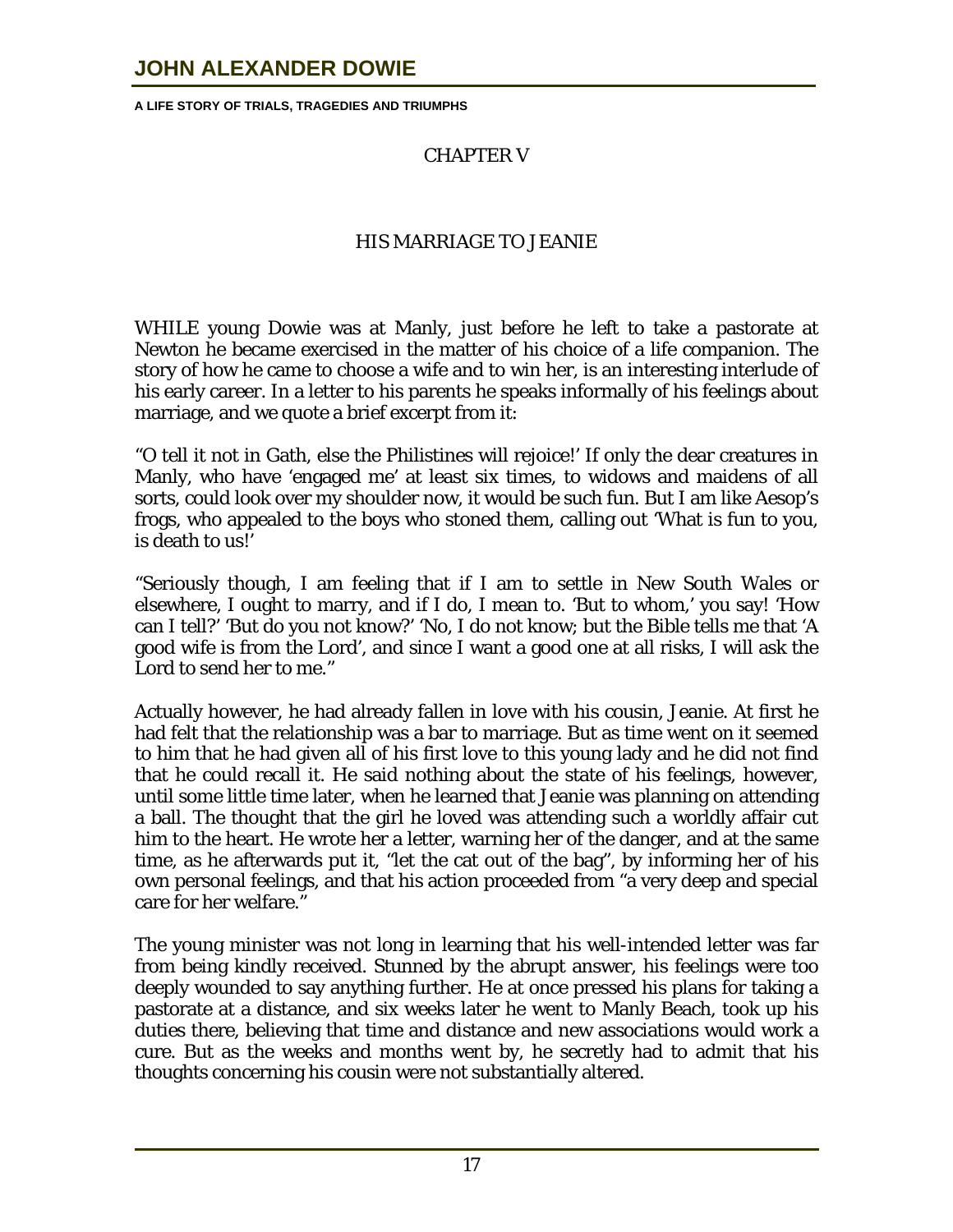## CHAPTER V

## HIS MARRIAGE TO JEANIE

WHILE young Dowie was at Manly, just before he left to take a pastorate at Newton he became exercised in the matter of his choice of a life companion. The story of how he came to choose a wife and to win her, is an interesting interlude of his early career. In a letter to his parents he speaks informally of his feelings about marriage, and we quote a brief excerpt from it:

"O tell it not in Gath, else the Philistines will rejoice!' If only the dear creatures in Manly, who have 'engaged me' at least six times, to widows and maidens of all sorts, could look over my shoulder now, it would be such fun. But I am like Aesop's frogs, who appealed to the boys who stoned them, calling out 'What is fun to you, is death to us!'

"Seriously though, I am feeling that if I am to settle in New South Wales or elsewhere, I ought to marry, and if I do, I mean to. 'But to whom,' you say! 'How can I tell?' 'But do you not know?' 'No, I do not know; but the Bible tells me that 'A good wife is from the Lord', and since I want a good one at all risks, I will ask the Lord to send her to me."

Actually however, he had already fallen in love with his cousin, Jeanie. At first he had felt that the relationship was a bar to marriage. But as time went on it seemed to him that he had given all of his first love to this young lady and he did not find that he could recall it. He said nothing about the state of his feelings, however, until some little time later, when he learned that Jeanie was planning on attending a ball. The thought that the girl he loved was attending such a worldly affair cut him to the heart. He wrote her a letter, warning her of the danger, and at the same time, as he afterwards put it, "let the cat out of the bag", by informing her of his own personal feelings, and that his action proceeded from "a very deep and special care for her welfare."

The young minister was not long in learning that his well-intended letter was far from being kindly received. Stunned by the abrupt answer, his feelings were too deeply wounded to say anything further. He at once pressed his plans for taking a pastorate at a distance, and six weeks later he went to Manly Beach, took up his duties there, believing that time and distance and new associations would work a cure. But as the weeks and months went by, he secretly had to admit that his thoughts concerning his cousin were not substantially altered.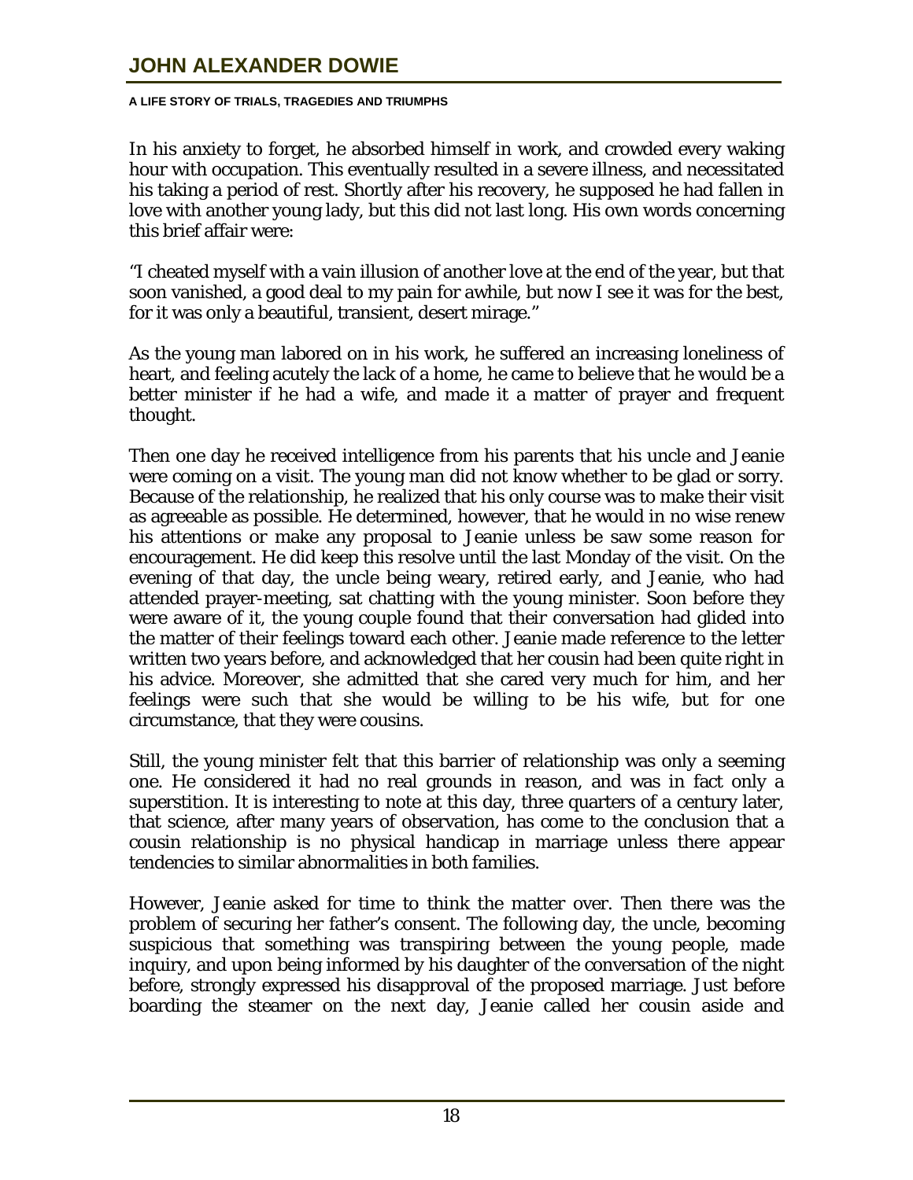In his anxiety to forget, he absorbed himself in work, and crowded every waking hour with occupation. This eventually resulted in a severe illness, and necessitated his taking a period of rest. Shortly after his recovery, he supposed he had fallen in love with another young lady, but this did not last long. His own words concerning this brief affair were:

"I cheated myself with a vain illusion of another love at the end of the year, but that soon vanished, a good deal to my pain for awhile, but now I see it was for the best, for it was only a beautiful, transient, desert mirage."

As the young man labored on in his work, he suffered an increasing loneliness of heart, and feeling acutely the lack of a home, he came to believe that he would be a better minister if he had a wife, and made it a matter of prayer and frequent thought.

Then one day he received intelligence from his parents that his uncle and Jeanie were coming on a visit. The young man did not know whether to be glad or sorry. Because of the relationship, he realized that his only course was to make their visit as agreeable as possible. He determined, however, that he would in no wise renew his attentions or make any proposal to Jeanie unless be saw some reason for encouragement. He did keep this resolve until the last Monday of the visit. On the evening of that day, the uncle being weary, retired early, and Jeanie, who had attended prayer-meeting, sat chatting with the young minister. Soon before they were aware of it, the young couple found that their conversation had glided into the matter of their feelings toward each other. Jeanie made reference to the letter written two years before, and acknowledged that her cousin had been quite right in his advice. Moreover, she admitted that she cared very much for him, and her feelings were such that she would be willing to be his wife, but for one circumstance, that they were cousins.

Still, the young minister felt that this barrier of relationship was only a seeming one. He considered it had no real grounds in reason, and was in fact only a superstition. It is interesting to note at this day, three quarters of a century later, that science, after many years of observation, has come to the conclusion that a cousin relationship is no physical handicap in marriage unless there appear tendencies to similar abnormalities in both families.

However, Jeanie asked for time to think the matter over. Then there was the problem of securing her father's consent. The following day, the uncle, becoming suspicious that something was transpiring between the young people, made inquiry, and upon being informed by his daughter of the conversation of the night before, strongly expressed his disapproval of the proposed marriage. Just before boarding the steamer on the next day, Jeanie called her cousin aside and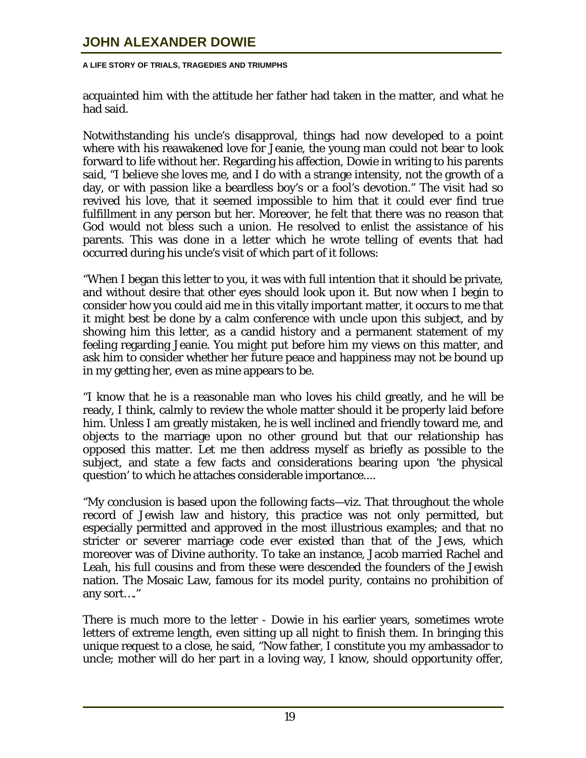acquainted him with the attitude her father had taken in the matter, and what he had said.

Notwithstanding his uncle's disapproval, things had now developed to a point where with his reawakened love for Jeanie, the young man could not bear to look forward to life without her. Regarding his affection, Dowie in writing to his parents said, "I believe she loves me, and I do with a strange intensity, not the growth of a day, or with passion like a beardless boy's or a fool's devotion." The visit had so revived his love, that it seemed impossible to him that it could ever find true fulfillment in any person but her. Moreover, he felt that there was no reason that God would not bless such a union. He resolved to enlist the assistance of his parents. This was done in a letter which he wrote telling of events that had occurred during his uncle's visit of which part of it follows:

"When I began this letter to you, it was with full intention that it should be private, and without desire that other eyes should look upon it. But now when I begin to consider how you could aid me in this vitally important matter, it occurs to me that it might best be done by a calm conference with uncle upon this subject, and by showing him this letter, as a candid history and a permanent statement of my feeling regarding Jeanie. You might put before him my views on this matter, and ask him to consider whether her future peace and happiness may not be bound up in my getting her, even as mine appears to be.

"I know that he is a reasonable man who loves his child greatly, and he will be ready, I think, calmly to review the whole matter should it be properly laid before him. Unless I am greatly mistaken, he is well inclined and friendly toward me, and objects to the marriage upon no other ground but that our relationship has opposed this matter. Let me then address myself as briefly as possible to the subject, and state a few facts and considerations bearing upon 'the physical question' to which he attaches considerable importance....

"My conclusion is based upon the following facts—viz. That throughout the whole record of Jewish law and history, this practice was not only permitted, but especially permitted and approved in the most illustrious examples; and that no stricter or severer marriage code ever existed than that of the Jews, which moreover was of Divine authority. To take an instance, Jacob married Rachel and Leah, his full cousins and from these were descended the founders of the Jewish nation. The Mosaic Law, famous for its model purity, contains no prohibition of any sort…."

There is much more to the letter - Dowie in his earlier years, sometimes wrote letters of extreme length, even sitting up all night to finish them. In bringing this unique request to a close, he said, "Now father, I constitute you my ambassador to uncle; mother will do her part in a loving way, I know, should opportunity offer,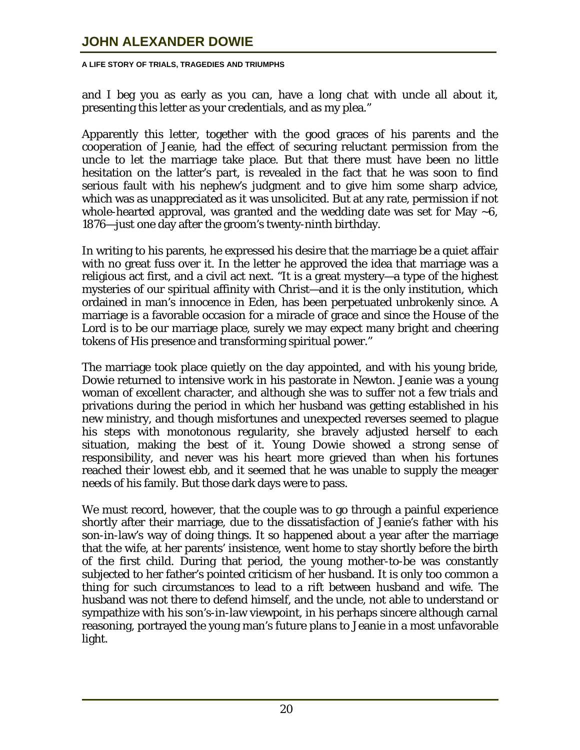and I beg you as early as you can, have a long chat with uncle all about it, presenting this letter as your credentials, and as my plea."

Apparently this letter, together with the good graces of his parents and the cooperation of Jeanie, had the effect of securing reluctant permission from the uncle to let the marriage take place. But that there must have been no little hesitation on the latter's part, is revealed in the fact that he was soon to find serious fault with his nephew's judgment and to give him some sharp advice, which was as unappreciated as it was unsolicited. But at any rate, permission if not whole-hearted approval, was granted and the wedding date was set for May ~6, 1876—just one day after the groom's twenty-ninth birthday.

In writing to his parents, he expressed his desire that the marriage be a quiet affair with no great fuss over it. In the letter he approved the idea that marriage was a religious act first, and a civil act next. "It is a great mystery—a type of the highest mysteries of our spiritual affinity with Christ—and it is the only institution, which ordained in man's innocence in Eden, has been perpetuated unbrokenly since. A marriage is a favorable occasion for a miracle of grace and since the House of the Lord is to be our marriage place, surely we may expect many bright and cheering tokens of His presence and transforming spiritual power."

The marriage took place quietly on the day appointed, and with his young bride, Dowie returned to intensive work in his pastorate in Newton. Jeanie was a young woman of excellent character, and although she was to suffer not a few trials and privations during the period in which her husband was getting established in his new ministry, and though misfortunes and unexpected reverses seemed to plague his steps with monotonous regularity, she bravely adjusted herself to each situation, making the best of it. Young Dowie showed a strong sense of responsibility, and never was his heart more grieved than when his fortunes reached their lowest ebb, and it seemed that he was unable to supply the meager needs of his family. But those dark days were to pass.

We must record, however, that the couple was to go through a painful experience shortly after their marriage, due to the dissatisfaction of Jeanie's father with his son-in-law's way of doing things. It so happened about a year after the marriage that the wife, at her parents' insistence, went home to stay shortly before the birth of the first child. During that period, the young mother-to-be was constantly subjected to her father's pointed criticism of her husband. It is only too common a thing for such circumstances to lead to a rift between husband and wife. The husband was not there to defend himself, and the uncle, not able to understand or sympathize with his son's-in-law viewpoint, in his perhaps sincere although carnal reasoning, portrayed the young man's future plans to Jeanie in a most unfavorable light.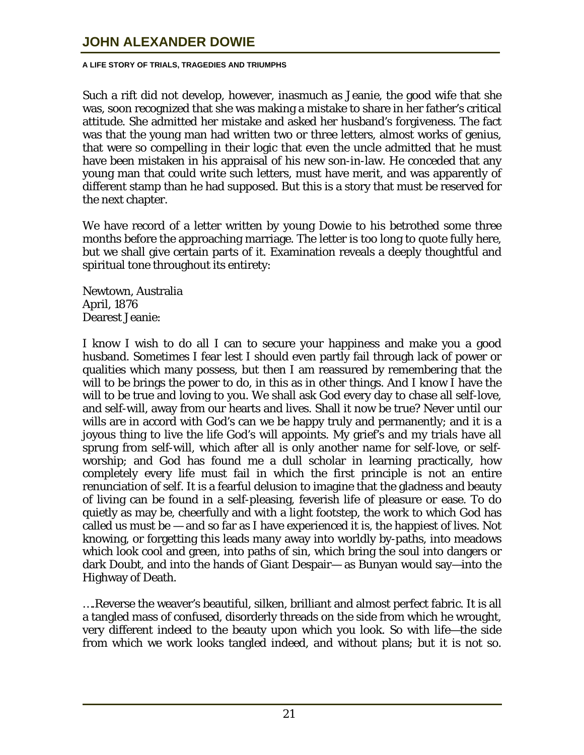Such a rift did not develop, however, inasmuch as Jeanie, the good wife that she was, soon recognized that she was making a mistake to share in her father's critical attitude. She admitted her mistake and asked her husband's forgiveness. The fact was that the young man had written two or three letters, almost works of genius, that were so compelling in their logic that even the uncle admitted that he must have been mistaken in his appraisal of his new son-in-law. He conceded that any young man that could write such letters, must have merit, and was apparently of different stamp than he had supposed. But this is a story that must be reserved for the next chapter.

We have record of a letter written by young Dowie to his betrothed some three months before the approaching marriage. The letter is too long to quote fully here, but we shall give certain parts of it. Examination reveals a deeply thoughtful and spiritual tone throughout its entirety:

Newtown, Australia
April, 1876
Dearest Jeanie:

I know I wish to do all I can to secure your happiness and make you a good husband. Sometimes I fear lest I should even partly fail through lack of power or qualities which many possess, but then I am reassured by remembering that the will to be brings the power to do, in this as in other things. And I know I have the will to be true and loving to you. We shall ask God every day to chase all self-love, and self-will, away from our hearts and lives. Shall it now be true? Never until our wills are in accord with God's can we be happy truly and permanently; and it is a joyous thing to live the life God's will appoints. My grief's and my trials have all sprung from self-will, which after all is only another name for self-love, or self-worship; and God has found me a dull scholar in learning practically, how completely every life must fail in which the first principle is not an entire renunciation of self. It is a fearful delusion to imagine that the gladness and beauty of living can be found in a self-pleasing, feverish life of pleasure or ease. To do quietly as may be, cheerfully and with a light footstep, the work to which God has called us must be — and so far as I have experienced it is, the happiest of lives. Not knowing, or forgetting this leads many away into worldly by-paths, into meadows which look cool and green, into paths of sin, which bring the soul into dangers or dark Doubt, and into the hands of Giant Despair— as Bunyan would say—into the Highway of Death.

….Reverse the weaver's beautiful, silken, brilliant and almost perfect fabric. It is all a tangled mass of confused, disorderly threads on the side from which he wrought, very different indeed to the beauty upon which you look. So with life—the side from which we work looks tangled indeed, and without plans; but it is not so.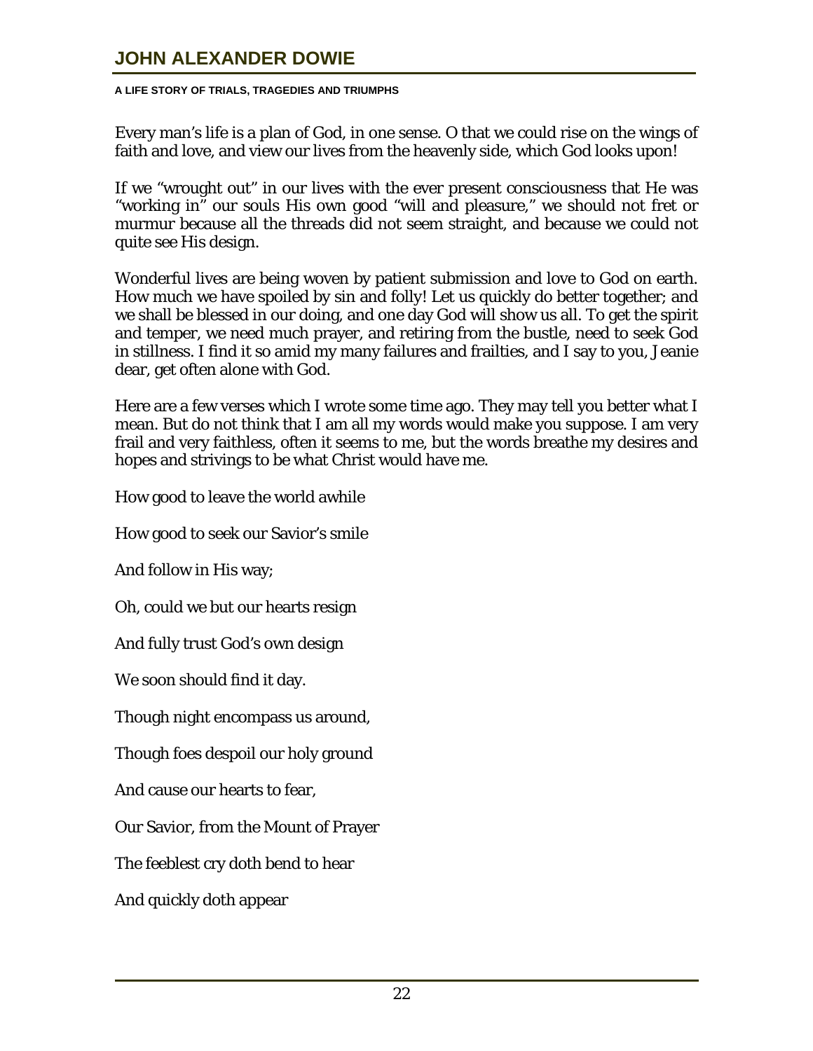Every man's life is a plan of God, in one sense. O that we could rise on the wings of faith and love, and view our lives from the heavenly side, which God looks upon!

If we "wrought out" in our lives with the ever present consciousness that He was "working in" our souls His own good "will and pleasure," we should not fret or murmur because all the threads did not seem straight, and because we could not quite see His design.

Wonderful lives are being woven by patient submission and love to God on earth. How much we have spoiled by sin and folly! Let us quickly do better together; and we shall be blessed in our doing, and one day God will show us all. To get the spirit and temper, we need much prayer, and retiring from the bustle, need to seek God in stillness. I find it so amid my many failures and frailties, and I say to you, Jeanie dear, get often alone with God.

Here are a few verses which I wrote some time ago. They may tell you better what I mean. But do not think that I am all my words would make you suppose. I am very frail and very faithless, often it seems to me, but the words breathe my desires and hopes and strivings to be what Christ would have me.

How good to leave the world awhile

How good to seek our Savior's smile

And follow in His way;

Oh, could we but our hearts resign

And fully trust God's own design

We soon should find it day.

Though night encompass us around,

Though foes despoil our holy ground

And cause our hearts to fear,

Our Savior, from the Mount of Prayer

The feeblest cry doth bend to hear

And quickly doth appear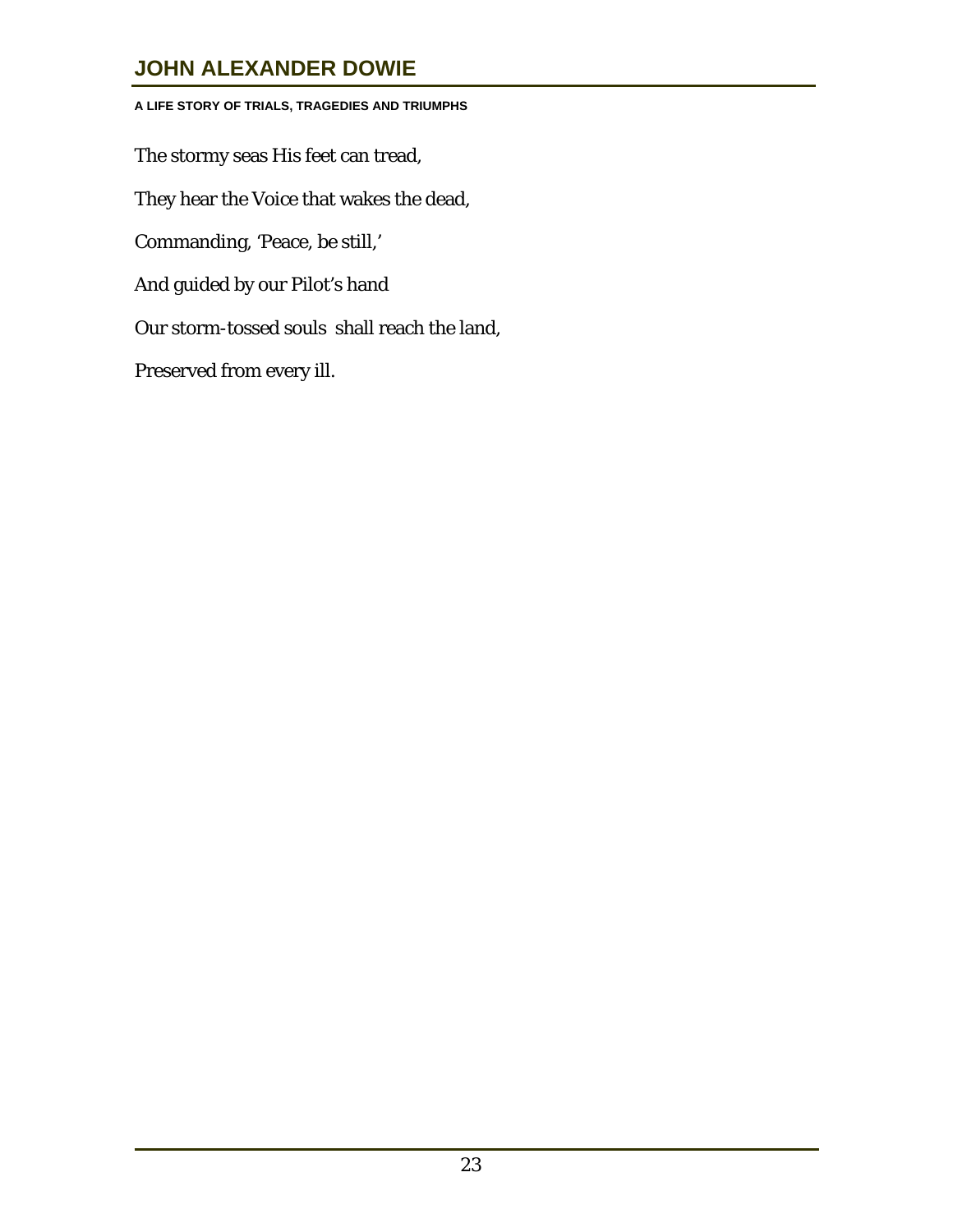The stormy seas His feet can tread,

They hear the Voice that wakes the dead,

Commanding, 'Peace, be still,'

And guided by our Pilot's hand

Our storm-tossed souls shall reach the land,

Preserved from every ill.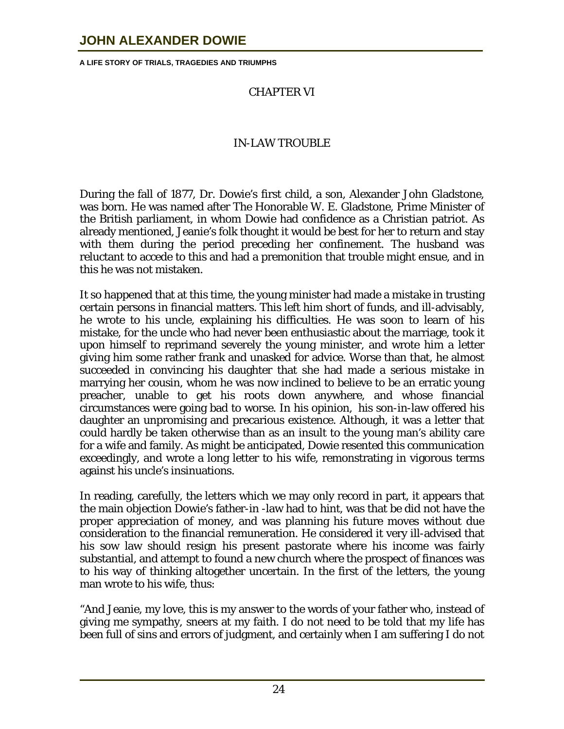## CHAPTER VI

## IN-LAW TROUBLE

During the fall of 1877, Dr. Dowie's first child, a son, Alexander John Gladstone, was born. He was named after The Honorable W. E. Gladstone, Prime Minister of the British parliament, in whom Dowie had confidence as a Christian patriot. As already mentioned, Jeanie's folk thought it would be best for her to return and stay with them during the period preceding her confinement. The husband was reluctant to accede to this and had a premonition that trouble might ensue, and in this he was not mistaken.

It so happened that at this time, the young minister had made a mistake in trusting certain persons in financial matters. This left him short of funds, and ill-advisably, he wrote to his uncle, explaining his difficulties. He was soon to learn of his mistake, for the uncle who had never been enthusiastic about the marriage, took it upon himself to reprimand severely the young minister, and wrote him a letter giving him some rather frank and unasked for advice. Worse than that, he almost succeeded in convincing his daughter that she had made a serious mistake in marrying her cousin, whom he was now inclined to believe to be an erratic young preacher, unable to get his roots down anywhere, and whose financial circumstances were going bad to worse. In his opinion, his son-in-law offered his daughter an unpromising and precarious existence. Although, it was a letter that could hardly be taken otherwise than as an insult to the young man's ability care for a wife and family. As might be anticipated, Dowie resented this communication exceedingly, and wrote a long letter to his wife, remonstrating in vigorous terms against his uncle's insinuations.

In reading, carefully, the letters which we may only record in part, it appears that the main objection Dowie's father-in -law had to hint, was that be did not have the proper appreciation of money, and was planning his future moves without due consideration to the financial remuneration. He considered it very ill-advised that his sow law should resign his present pastorate where his income was fairly substantial, and attempt to found a new church where the prospect of finances was to his way of thinking altogether uncertain. In the first of the letters, the young man wrote to his wife, thus:

"And Jeanie, my love, this is my answer to the words of your father who, instead of giving me sympathy, sneers at my faith. I do not need to be told that my life has been full of sins and errors of judgment, and certainly when I am suffering I do not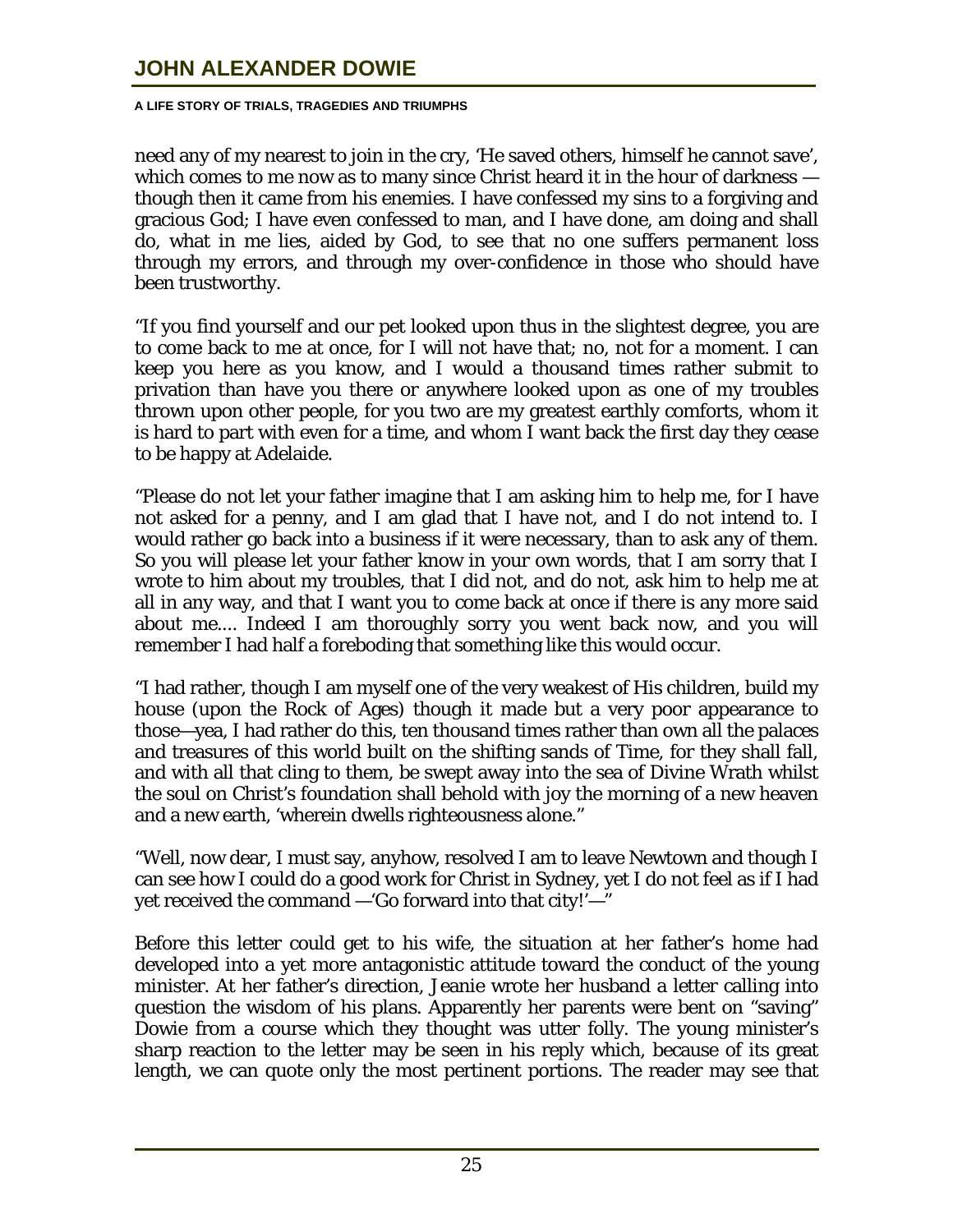need any of my nearest to join in the cry, 'He saved others, himself he cannot save', which comes to me now as to many since Christ heard it in the hour of darkness — though then it came from his enemies. I have confessed my sins to a forgiving and gracious God; I have even confessed to man, and I have done, am doing and shall do, what in me lies, aided by God, to see that no one suffers permanent loss through my errors, and through my over-confidence in those who should have been trustworthy.

"If you find yourself and our pet looked upon thus in the slightest degree, you are to come back to me at once, for I will not have that; no, not for a moment. I can keep you here as you know, and I would a thousand times rather submit to privation than have you there or anywhere looked upon as one of my troubles thrown upon other people, for you two are my greatest earthly comforts, whom it is hard to part with even for a time, and whom I want back the first day they cease to be happy at Adelaide.

"Please do not let your father imagine that I am asking him to help me, for I have not asked for a penny, and I am glad that I have not, and I do not intend to. I would rather go back into a business if it were necessary, than to ask any of them. So you will please let your father know in your own words, that I am sorry that I wrote to him about my troubles, that I did not, and do not, ask him to help me at all in any way, and that I want you to come back at once if there is any more said about me.... Indeed I am thoroughly sorry you went back now, and you will remember I had half a foreboding that something like this would occur.

"I had rather, though I am myself one of the very weakest of His children, build my house (upon the Rock of Ages) though it made but a very poor appearance to those—yea, I had rather do this, ten thousand times rather than own all the palaces and treasures of this world built on the shifting sands of Time, for they shall fall, and with all that cling to them, be swept away into the sea of Divine Wrath whilst the soul on Christ's foundation shall behold with joy the morning of a new heaven and a new earth, 'wherein dwells righteousness alone."

"Well, now dear, I must say, anyhow, resolved I am to leave Newtown and though I can see how I could do a good work for Christ in Sydney, yet I do not feel as if I had yet received the command —'Go forward into that city!'—"

Before this letter could get to his wife, the situation at her father's home had developed into a yet more antagonistic attitude toward the conduct of the young minister. At her father's direction, Jeanie wrote her husband a letter calling into question the wisdom of his plans. Apparently her parents were bent on "saving" Dowie from a course which they thought was utter folly. The young minister's sharp reaction to the letter may be seen in his reply which, because of its great length, we can quote only the most pertinent portions. The reader may see that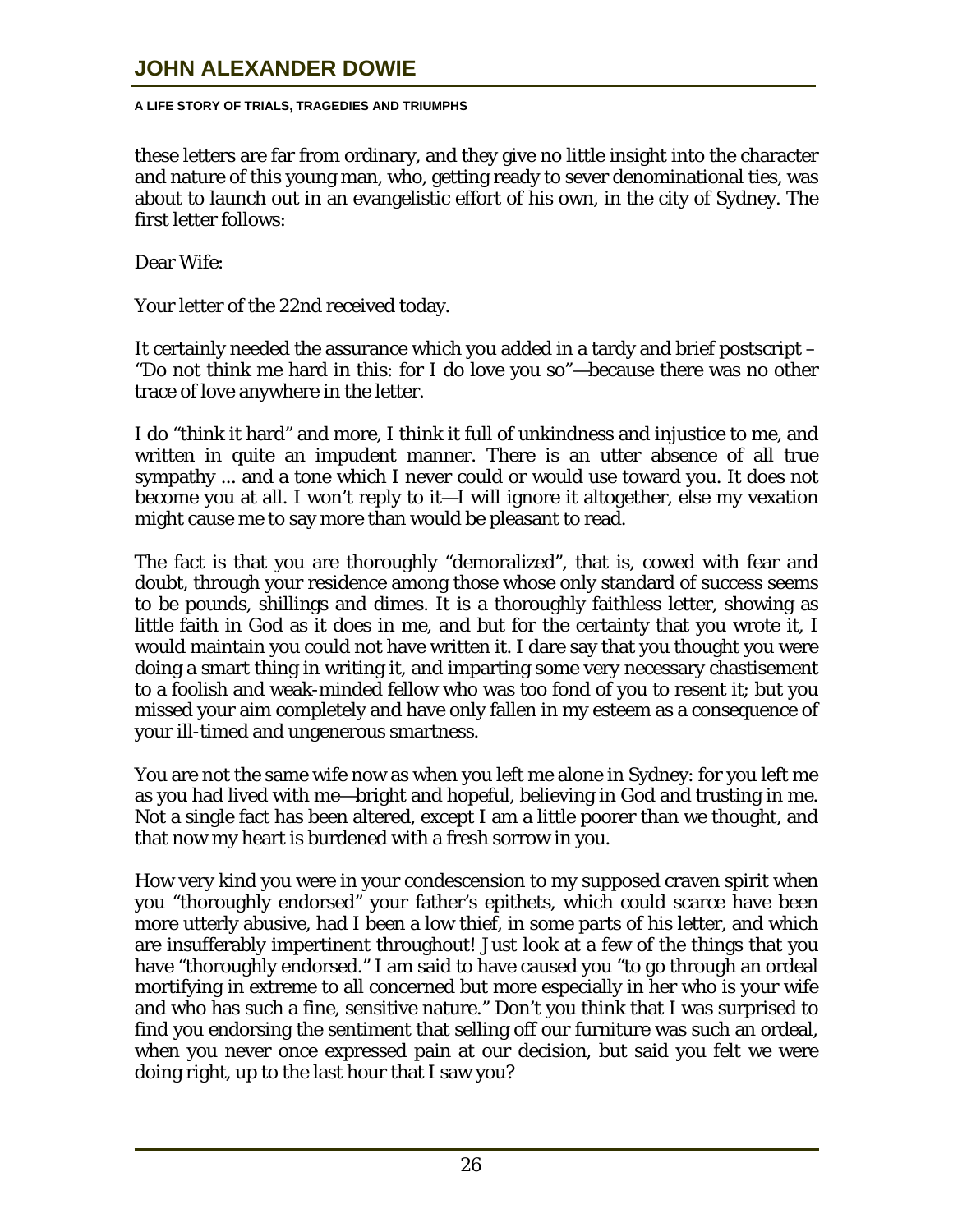these letters are far from ordinary, and they give no little insight into the character and nature of this young man, who, getting ready to sever denominational ties, was about to launch out in an evangelistic effort of his own, in the city of Sydney. The first letter follows:

Dear Wife:

Your letter of the 22nd received today.

It certainly needed the assurance which you added in a tardy and brief postscript – "Do not think me hard in this: for I do love you so"—because there was no other trace of love anywhere in the letter.

I do "think it hard" and more, I think it full of unkindness and injustice to me, and written in quite an impudent manner. There is an utter absence of all true sympathy ... and a tone which I never could or would use toward you. It does not become you at all. I won't reply to it—I will ignore it altogether, else my vexation might cause me to say more than would be pleasant to read.

The fact is that you are thoroughly "demoralized", that is, cowed with fear and doubt, through your residence among those whose only standard of success seems to be pounds, shillings and dimes. It is a thoroughly faithless letter, showing as little faith in God as it does in me, and but for the certainty that you wrote it, I would maintain you could not have written it. I dare say that you thought you were doing a smart thing in writing it, and imparting some very necessary chastisement to a foolish and weak-minded fellow who was too fond of you to resent it; but you missed your aim completely and have only fallen in my esteem as a consequence of your ill-timed and ungenerous smartness.

You are not the same wife now as when you left me alone in Sydney: for you left me as you had lived with me—bright and hopeful, believing in God and trusting in me. Not a single fact has been altered, except I am a little poorer than we thought, and that now my heart is burdened with a fresh sorrow in you.

How very kind you were in your condescension to my supposed craven spirit when you "thoroughly endorsed" your father's epithets, which could scarce have been more utterly abusive, had I been a low thief, in some parts of his letter, and which are insufferably impertinent throughout! Just look at a few of the things that you have "thoroughly endorsed." I am said to have caused you "to go through an ordeal mortifying in extreme to all concerned but more especially in her who is your wife and who has such a fine, sensitive nature." Don't you think that I was surprised to find you endorsing the sentiment that selling off our furniture was such an ordeal, when you never once expressed pain at our decision, but said you felt we were doing right, up to the last hour that I saw you?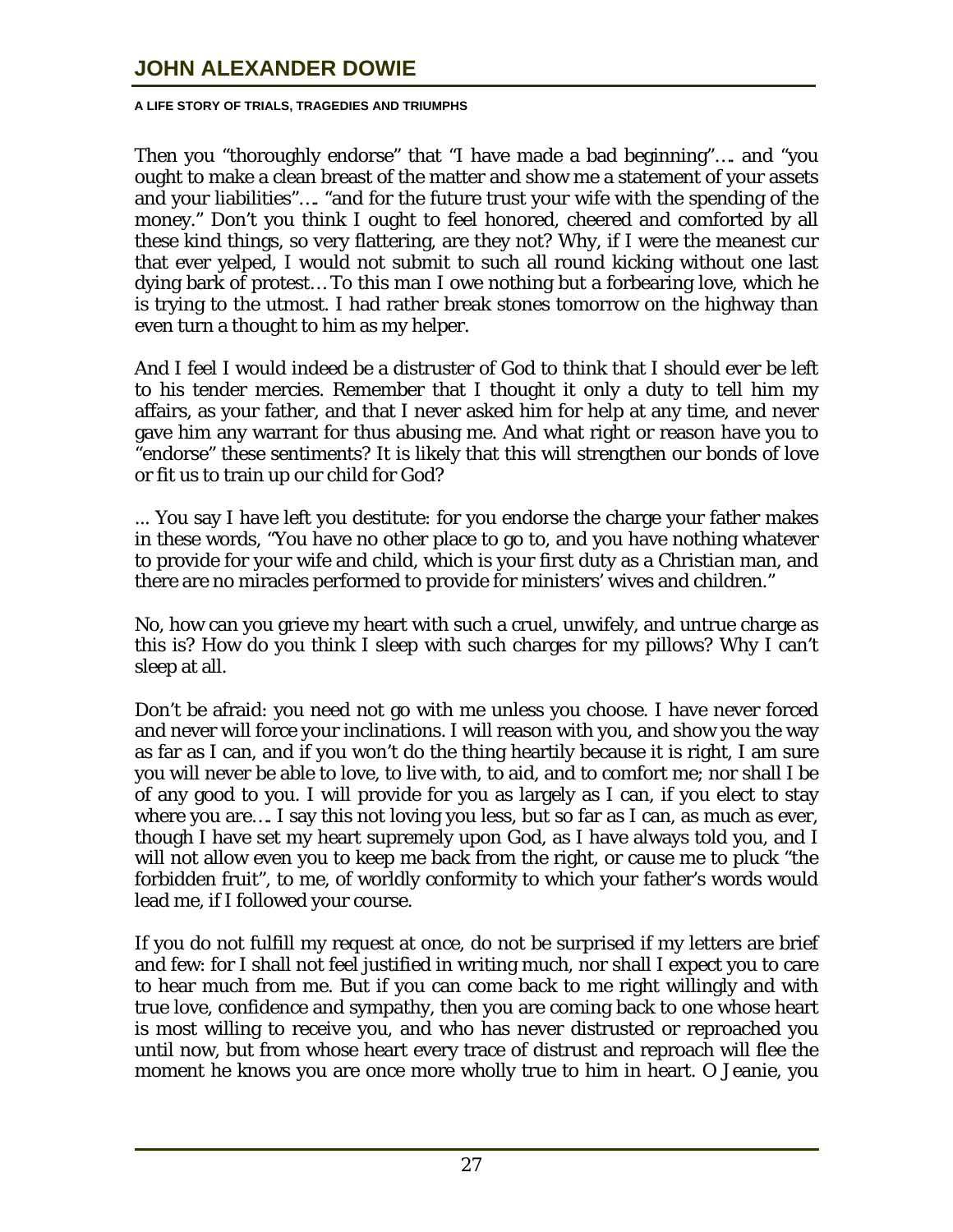Then you "thoroughly endorse" that "I have made a bad beginning"…. and "you ought to make a clean breast of the matter and show me a statement of your assets and your liabilities"…. "and for the future trust your wife with the spending of the money." Don't you think I ought to feel honored, cheered and comforted by all these kind things, so very flattering, are they not? Why, if I were the meanest cur that ever yelped, I would not submit to such all round kicking without one last dying bark of protest… To this man I owe nothing but a forbearing love, which he is trying to the utmost. I had rather break stones tomorrow on the highway than even turn a thought to him as my helper.

And I feel I would indeed be a distruster of God to think that I should ever be left to his tender mercies. Remember that I thought it only a duty to tell him my affairs, as your father, and that I never asked him for help at any time, and never gave him any warrant for thus abusing me. And what right or reason have you to "endorse" these sentiments? It is likely that this will strengthen our bonds of love or fit us to train up our child for God?

... You say I have left you destitute: for you endorse the charge your father makes in these words, "You have no other place to go to, and you have nothing whatever to provide for your wife and child, which is your first duty as a Christian man, and there are no miracles performed to provide for ministers' wives and children."

No, how can you grieve my heart with such a cruel, unwifely, and untrue charge as this is? How do you think I sleep with such charges for my pillows? Why I can't sleep at all.

Don't be afraid: you need not go with me unless you choose. I have never forced and never will force your inclinations. I will reason with you, and show you the way as far as I can, and if you won't do the thing heartily because it is right, I am sure you will never be able to love, to live with, to aid, and to comfort me; nor shall I be of any good to you. I will provide for you as largely as I can, if you elect to stay where you are…. I say this not loving you less, but so far as I can, as much as ever, though I have set my heart supremely upon God, as I have always told you, and I will not allow even you to keep me back from the right, or cause me to pluck "the forbidden fruit", to me, of worldly conformity to which your father's words would lead me, if I followed your course.

If you do not fulfill my request at once, do not be surprised if my letters are brief and few: for I shall not feel justified in writing much, nor shall I expect you to care to hear much from me. But if you can come back to me right willingly and with true love, confidence and sympathy, then you are coming back to one whose heart is most willing to receive you, and who has never distrusted or reproached you until now, but from whose heart every trace of distrust and reproach will flee the moment he knows you are once more wholly true to him in heart. O Jeanie, you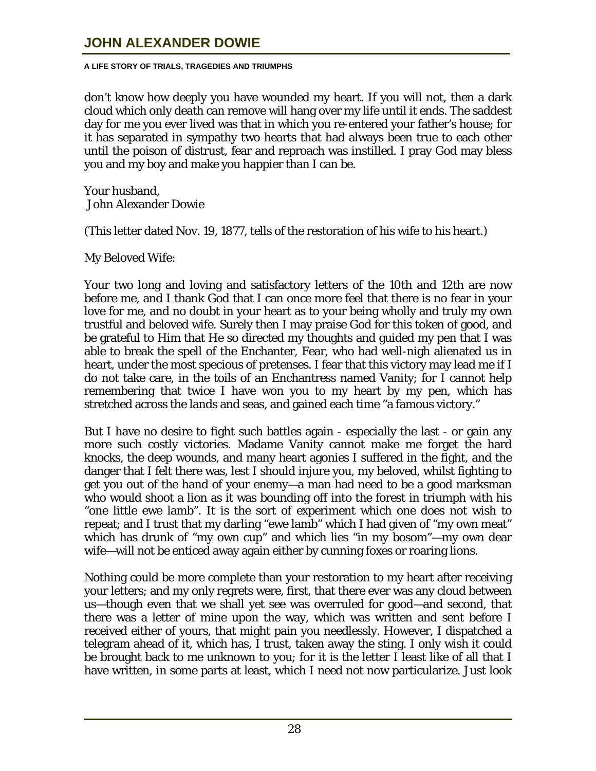don't know how deeply you have wounded my heart. If you will not, then a dark cloud which only death can remove will hang over my life until it ends. The saddest day for me you ever lived was that in which you re-entered your father's house; for it has separated in sympathy two hearts that had always been true to each other until the poison of distrust, fear and reproach was instilled. I pray God may bless you and my boy and make you happier than I can be.

Your husband,
John Alexander Dowie

(This letter dated Nov. 19, 1877, tells of the restoration of his wife to his heart.)

My Beloved Wife:

Your two long and loving and satisfactory letters of the 10th and 12th are now before me, and I thank God that I can once more feel that there is no fear in your love for me, and no doubt in your heart as to your being wholly and truly my own trustful and beloved wife. Surely then I may praise God for this token of good, and be grateful to Him that He so directed my thoughts and guided my pen that I was able to break the spell of the Enchanter, Fear, who had well-nigh alienated us in heart, under the most specious of pretenses. I fear that this victory may lead me if I do not take care, in the toils of an Enchantress named Vanity; for I cannot help remembering that twice I have won you to my heart by my pen, which has stretched across the lands and seas, and gained each time "a famous victory."

But I have no desire to fight such battles again - especially the last - or gain any more such costly victories. Madame Vanity cannot make me forget the hard knocks, the deep wounds, and many heart agonies I suffered in the fight, and the danger that I felt there was, lest I should injure you, my beloved, whilst fighting to get you out of the hand of your enemy—a man had need to be a good marksman who would shoot a lion as it was bounding off into the forest in triumph with his "one little ewe lamb". It is the sort of experiment which one does not wish to repeat; and I trust that my darling "ewe lamb" which I had given of "my own meat" which has drunk of "my own cup" and which lies "in my bosom"—my own dear wife—will not be enticed away again either by cunning foxes or roaring lions.

Nothing could be more complete than your restoration to my heart after receiving your letters; and my only regrets were, first, that there ever was any cloud between us—though even that we shall yet see was overruled for good—and second, that there was a letter of mine upon the way, which was written and sent before I received either of yours, that might pain you needlessly. However, I dispatched a telegram ahead of it, which has, I trust, taken away the sting. I only wish it could be brought back to me unknown to you; for it is the letter I least like of all that I have written, in some parts at least, which I need not now particularize. Just look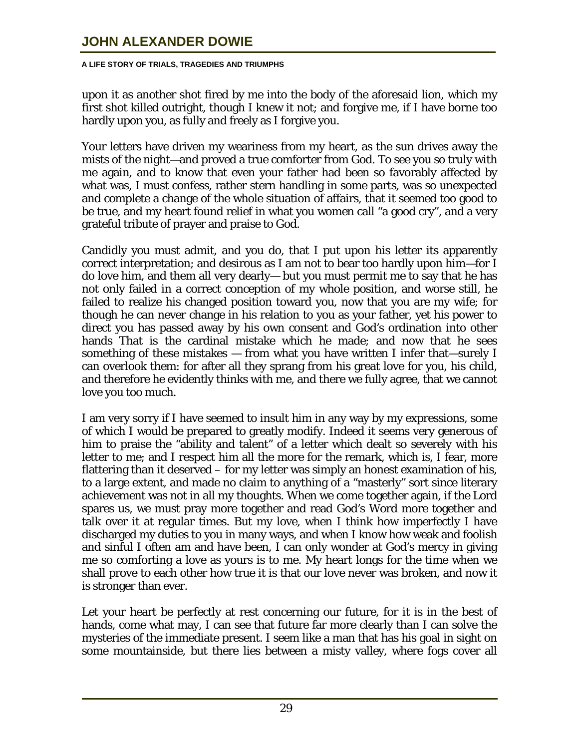upon it as another shot fired by me into the body of the aforesaid lion, which my first shot killed outright, though I knew it not; and forgive me, if I have borne too hardly upon you, as fully and freely as I forgive you.

Your letters have driven my weariness from my heart, as the sun drives away the mists of the night—and proved a true comforter from God. To see you so truly with me again, and to know that even your father had been so favorably affected by what was, I must confess, rather stern handling in some parts, was so unexpected and complete a change of the whole situation of affairs, that it seemed too good to be true, and my heart found relief in what you women call "a good cry", and a very grateful tribute of prayer and praise to God.

Candidly you must admit, and you do, that I put upon his letter its apparently correct interpretation; and desirous as I am not to bear too hardly upon him—for I do love him, and them all very dearly— but you must permit me to say that he has not only failed in a correct conception of my whole position, and worse still, he failed to realize his changed position toward you, now that you are my wife; for though he can never change in his relation to you as your father, yet his power to direct you has passed away by his own consent and God's ordination into other hands That is the cardinal mistake which he made; and now that he sees something of these mistakes — from what you have written I infer that—surely I can overlook them: for after all they sprang from his great love for you, his child, and therefore he evidently thinks with me, and there we fully agree, that we cannot love you too much.

I am very sorry if I have seemed to insult him in any way by my expressions, some of which I would be prepared to greatly modify. Indeed it seems very generous of him to praise the "ability and talent" of a letter which dealt so severely with his letter to me; and I respect him all the more for the remark, which is, I fear, more flattering than it deserved – for my letter was simply an honest examination of his, to a large extent, and made no claim to anything of a "masterly" sort since literary achievement was not in all my thoughts. When we come together again, if the Lord spares us, we must pray more together and read God's Word more together and talk over it at regular times. But my love, when I think how imperfectly I have discharged my duties to you in many ways, and when I know how weak and foolish and sinful I often am and have been, I can only wonder at God's mercy in giving me so comforting a love as yours is to me. My heart longs for the time when we shall prove to each other how true it is that our love never was broken, and now it is stronger than ever.

Let your heart be perfectly at rest concerning our future, for it is in the best of hands, come what may, I can see that future far more clearly than I can solve the mysteries of the immediate present. I seem like a man that has his goal in sight on some mountainside, but there lies between a misty valley, where fogs cover all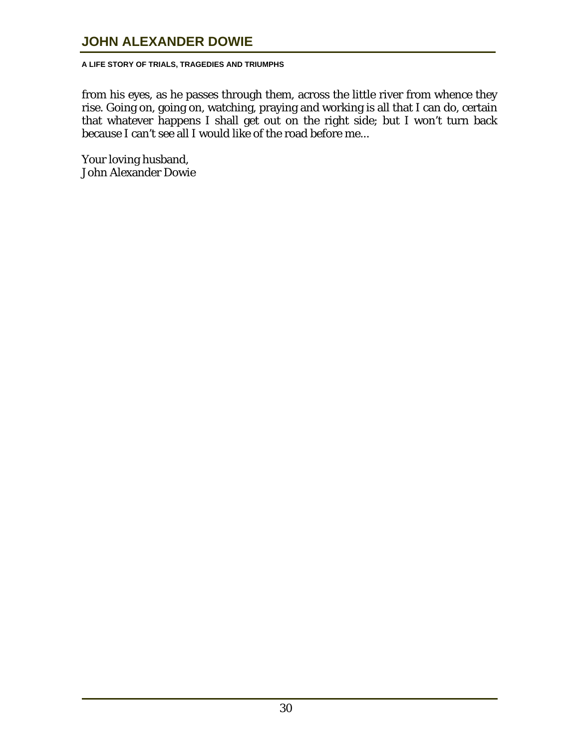from his eyes, as he passes through them, across the little river from whence they rise. Going on, going on, watching, praying and working is all that I can do, certain that whatever happens I shall get out on the right side; but I won't turn back because I can't see all I would like of the road before me...

Your loving husband,
John Alexander Dowie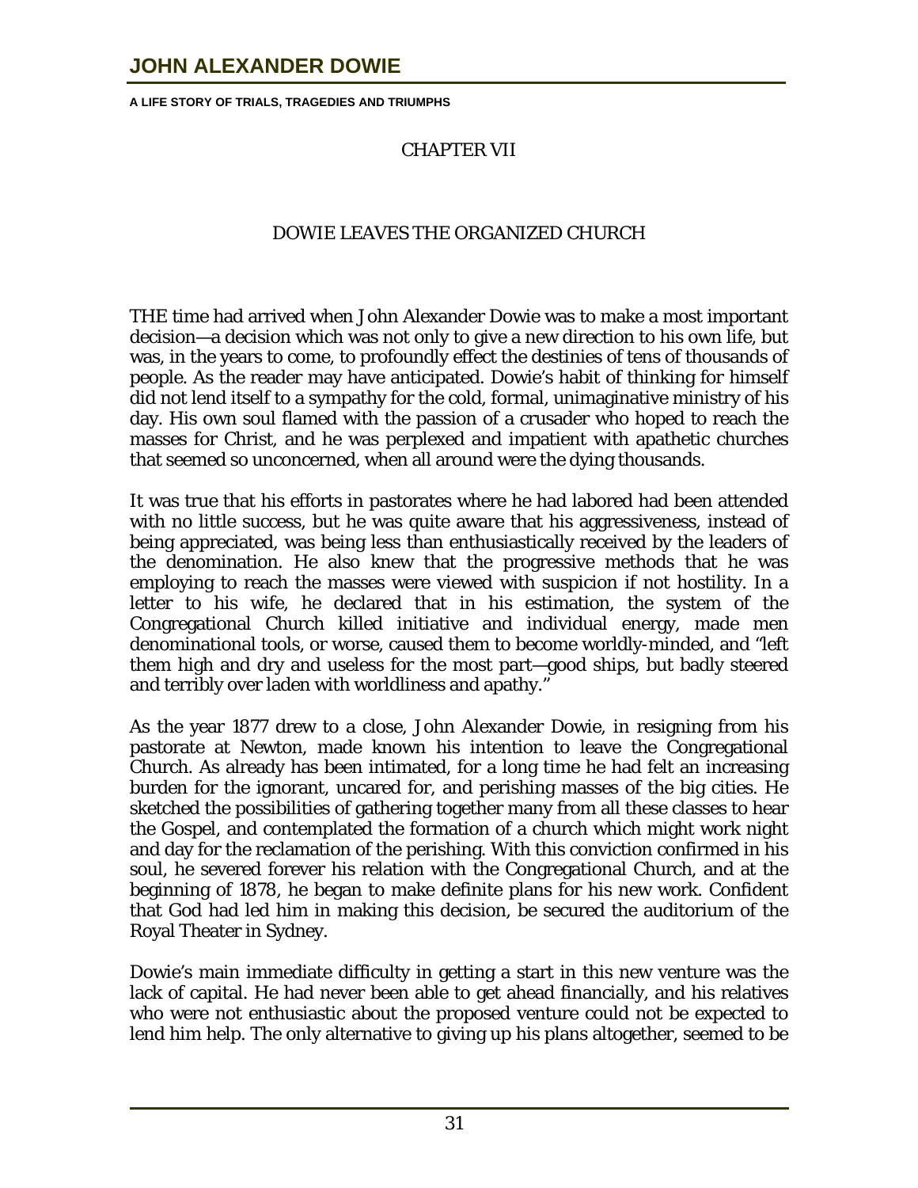## CHAPTER VII

## DOWIE LEAVES THE ORGANIZED CHURCH

THE time had arrived when John Alexander Dowie was to make a most important decision—a decision which was not only to give a new direction to his own life, but was, in the years to come, to profoundly effect the destinies of tens of thousands of people. As the reader may have anticipated. Dowie's habit of thinking for himself did not lend itself to a sympathy for the cold, formal, unimaginative ministry of his day. His own soul flamed with the passion of a crusader who hoped to reach the masses for Christ, and he was perplexed and impatient with apathetic churches that seemed so unconcerned, when all around were the dying thousands.

It was true that his efforts in pastorates where he had labored had been attended with no little success, but he was quite aware that his aggressiveness, instead of being appreciated, was being less than enthusiastically received by the leaders of the denomination. He also knew that the progressive methods that he was employing to reach the masses were viewed with suspicion if not hostility. In a letter to his wife, he declared that in his estimation, the system of the Congregational Church killed initiative and individual energy, made men denominational tools, or worse, caused them to become worldly-minded, and "left them high and dry and useless for the most part—good ships, but badly steered and terribly over laden with worldliness and apathy."

As the year 1877 drew to a close, John Alexander Dowie, in resigning from his pastorate at Newton, made known his intention to leave the Congregational Church. As already has been intimated, for a long time he had felt an increasing burden for the ignorant, uncared for, and perishing masses of the big cities. He sketched the possibilities of gathering together many from all these classes to hear the Gospel, and contemplated the formation of a church which might work night and day for the reclamation of the perishing. With this conviction confirmed in his soul, he severed forever his relation with the Congregational Church, and at the beginning of 1878, he began to make definite plans for his new work. Confident that God had led him in making this decision, be secured the auditorium of the Royal Theater in Sydney.

Dowie's main immediate difficulty in getting a start in this new venture was the lack of capital. He had never been able to get ahead financially, and his relatives who were not enthusiastic about the proposed venture could not be expected to lend him help. The only alternative to giving up his plans altogether, seemed to be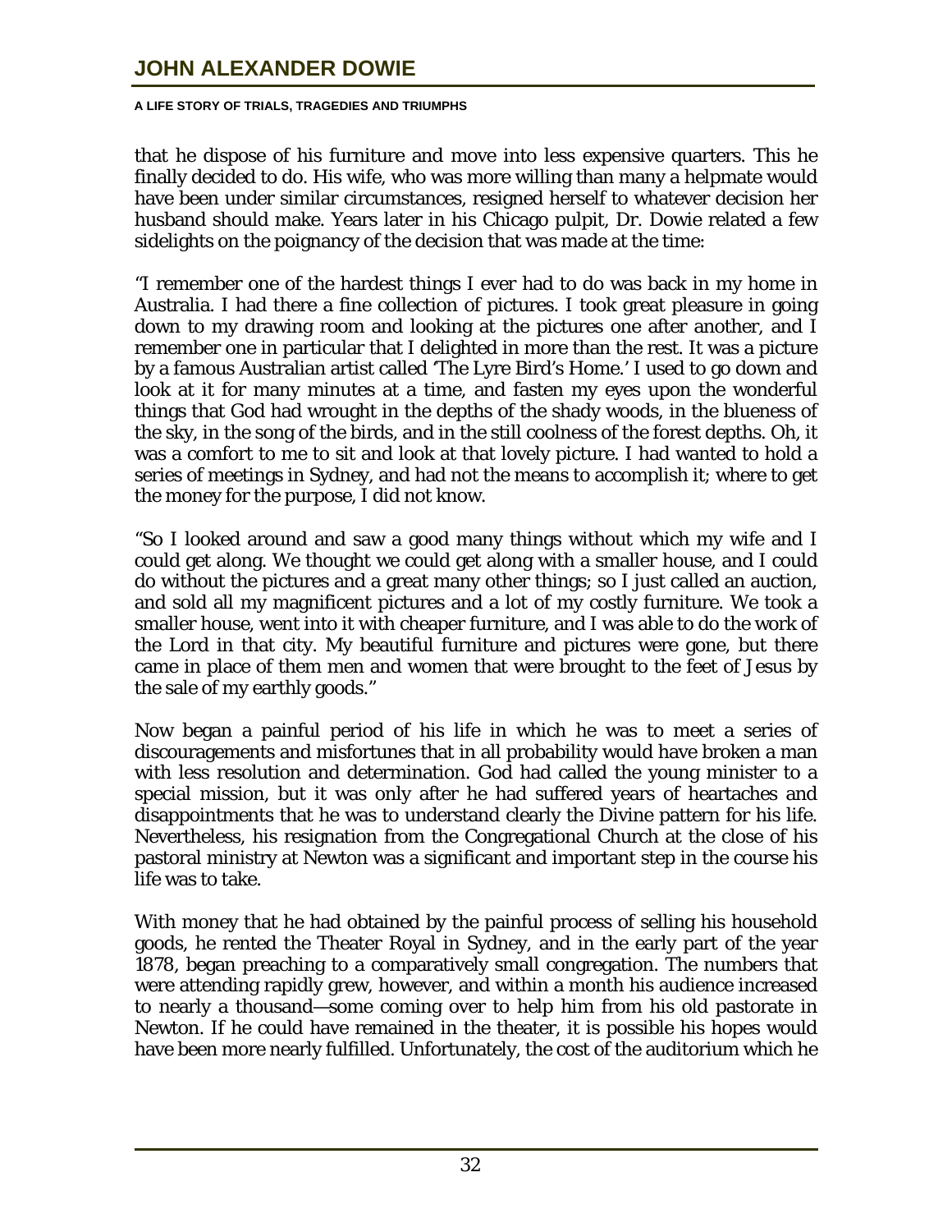that he dispose of his furniture and move into less expensive quarters. This he finally decided to do. His wife, who was more willing than many a helpmate would have been under similar circumstances, resigned herself to whatever decision her husband should make. Years later in his Chicago pulpit, Dr. Dowie related a few sidelights on the poignancy of the decision that was made at the time:

"I remember one of the hardest things I ever had to do was back in my home in Australia. I had there a fine collection of pictures. I took great pleasure in going down to my drawing room and looking at the pictures one after another, and I remember one in particular that I delighted in more than the rest. It was a picture by a famous Australian artist called 'The Lyre Bird's Home.' I used to go down and look at it for many minutes at a time, and fasten my eyes upon the wonderful things that God had wrought in the depths of the shady woods, in the blueness of the sky, in the song of the birds, and in the still coolness of the forest depths. Oh, it was a comfort to me to sit and look at that lovely picture. I had wanted to hold a series of meetings in Sydney, and had not the means to accomplish it; where to get the money for the purpose, I did not know.

"So I looked around and saw a good many things without which my wife and I could get along. We thought we could get along with a smaller house, and I could do without the pictures and a great many other things; so I just called an auction, and sold all my magnificent pictures and a lot of my costly furniture. We took a smaller house, went into it with cheaper furniture, and I was able to do the work of the Lord in that city. My beautiful furniture and pictures were gone, but there came in place of them men and women that were brought to the feet of Jesus by the sale of my earthly goods."

Now began a painful period of his life in which he was to meet a series of discouragements and misfortunes that in all probability would have broken a man with less resolution and determination. God had called the young minister to a special mission, but it was only after he had suffered years of heartaches and disappointments that he was to understand clearly the Divine pattern for his life. Nevertheless, his resignation from the Congregational Church at the close of his pastoral ministry at Newton was a significant and important step in the course his life was to take.

With money that he had obtained by the painful process of selling his household goods, he rented the Theater Royal in Sydney, and in the early part of the year 1878, began preaching to a comparatively small congregation. The numbers that were attending rapidly grew, however, and within a month his audience increased to nearly a thousand—some coming over to help him from his old pastorate in Newton. If he could have remained in the theater, it is possible his hopes would have been more nearly fulfilled. Unfortunately, the cost of the auditorium which he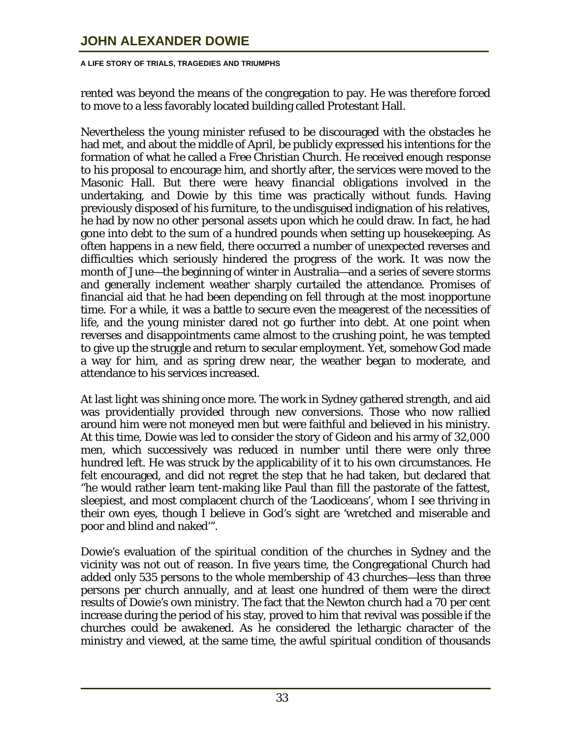rented was beyond the means of the congregation to pay. He was therefore forced to move to a less favorably located building called Protestant Hall.

Nevertheless the young minister refused to be discouraged with the obstacles he had met, and about the middle of April, be publicly expressed his intentions for the formation of what he called a Free Christian Church. He received enough response to his proposal to encourage him, and shortly after, the services were moved to the Masonic Hall. But there were heavy financial obligations involved in the undertaking, and Dowie by this time was practically without funds. Having previously disposed of his furniture, to the undisguised indignation of his relatives, he had by now no other personal assets upon which he could draw. In fact, he had gone into debt to the sum of a hundred pounds when setting up housekeeping. As often happens in a new field, there occurred a number of unexpected reverses and difficulties which seriously hindered the progress of the work. It was now the month of June—the beginning of winter in Australia—and a series of severe storms and generally inclement weather sharply curtailed the attendance. Promises of financial aid that he had been depending on fell through at the most inopportune time. For a while, it was a battle to secure even the meagerest of the necessities of life, and the young minister dared not go further into debt. At one point when reverses and disappointments came almost to the crushing point, he was tempted to give up the struggle and return to secular employment. Yet, somehow God made a way for him, and as spring drew near, the weather began to moderate, and attendance to his services increased.

At last light was shining once more. The work in Sydney gathered strength, and aid was providentially provided through new conversions. Those who now rallied around him were not moneyed men but were faithful and believed in his ministry. At this time, Dowie was led to consider the story of Gideon and his army of 32,000 men, which successively was reduced in number until there were only three hundred left. He was struck by the applicability of it to his own circumstances. He felt encouraged, and did not regret the step that he had taken, but declared that "he would rather learn tent-making like Paul than fill the pastorate of the fattest, sleepiest, and most complacent church of the 'Laodiceans', whom I see thriving in their own eyes, though I believe in God's sight are 'wretched and miserable and poor and blind and naked'".

Dowie's evaluation of the spiritual condition of the churches in Sydney and the vicinity was not out of reason. In five years time, the Congregational Church had added only 535 persons to the whole membership of 43 churches—less than three persons per church annually, and at least one hundred of them were the direct results of Dowie's own ministry. The fact that the Newton church had a 70 per cent increase during the period of his stay, proved to him that revival was possible if the churches could be awakened. As he considered the lethargic character of the ministry and viewed, at the same time, the awful spiritual condition of thousands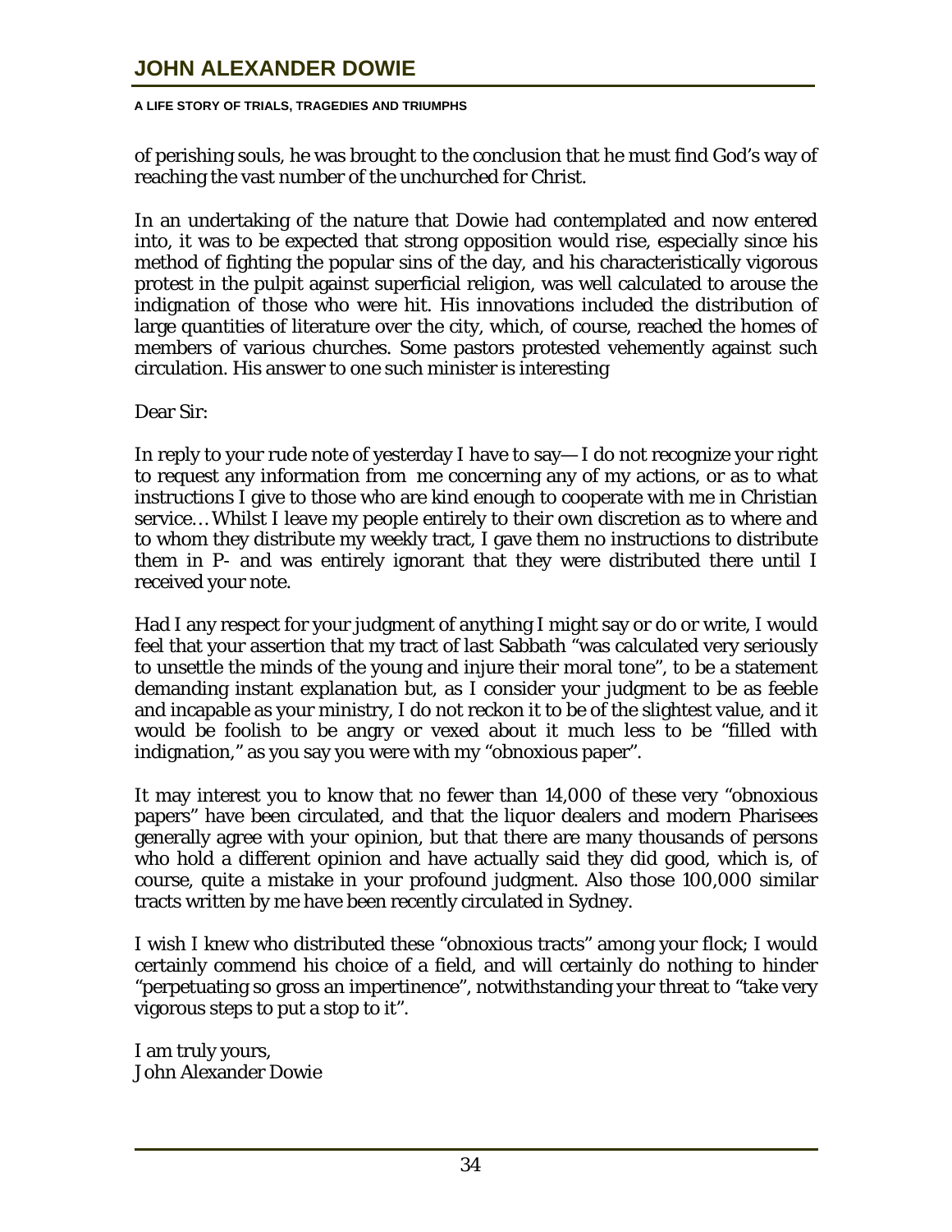of perishing souls, he was brought to the conclusion that he must find God's way of reaching the vast number of the unchurched for Christ.

In an undertaking of the nature that Dowie had contemplated and now entered into, it was to be expected that strong opposition would rise, especially since his method of fighting the popular sins of the day, and his characteristically vigorous protest in the pulpit against superficial religion, was well calculated to arouse the indignation of those who were hit. His innovations included the distribution of large quantities of literature over the city, which, of course, reached the homes of members of various churches. Some pastors protested vehemently against such circulation. His answer to one such minister is interesting

Dear Sir:

In reply to your rude note of yesterday I have to say— I do not recognize your right to request any information from me concerning any of my actions, or as to what instructions I give to those who are kind enough to cooperate with me in Christian service… Whilst I leave my people entirely to their own discretion as to where and to whom they distribute my weekly tract, I gave them no instructions to distribute them in P- and was entirely ignorant that they were distributed there until I received your note.

Had I any respect for your judgment of anything I might say or do or write, I would feel that your assertion that my tract of last Sabbath "was calculated very seriously to unsettle the minds of the young and injure their moral tone", to be a statement demanding instant explanation but, as I consider your judgment to be as feeble and incapable as your ministry, I do not reckon it to be of the slightest value, and it would be foolish to be angry or vexed about it much less to be "filled with indignation," as you say you were with my "obnoxious paper".

It may interest you to know that no fewer than 14,000 of these very "obnoxious papers" have been circulated, and that the liquor dealers and modern Pharisees generally agree with your opinion, but that there are many thousands of persons who hold a different opinion and have actually said they did good, which is, of course, quite a mistake in your profound judgment. Also those 100,000 similar tracts written by me have been recently circulated in Sydney.

I wish I knew who distributed these "obnoxious tracts" among your flock; I would certainly commend his choice of a field, and will certainly do nothing to hinder "perpetuating so gross an impertinence", notwithstanding your threat to "take very vigorous steps to put a stop to it".

I am truly yours,
John Alexander Dowie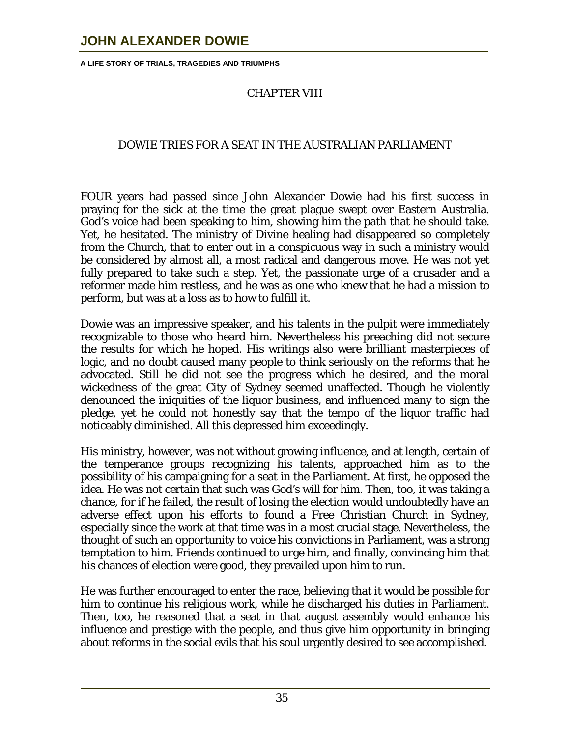## CHAPTER VIII

## DOWIE TRIES FOR A SEAT IN THE AUSTRALIAN PARLIAMENT

FOUR years had passed since John Alexander Dowie had his first success in praying for the sick at the time the great plague swept over Eastern Australia. God's voice had been speaking to him, showing him the path that he should take. Yet, he hesitated. The ministry of Divine healing had disappeared so completely from the Church, that to enter out in a conspicuous way in such a ministry would be considered by almost all, a most radical and dangerous move. He was not yet fully prepared to take such a step. Yet, the passionate urge of a crusader and a reformer made him restless, and he was as one who knew that he had a mission to perform, but was at a loss as to how to fulfill it.

Dowie was an impressive speaker, and his talents in the pulpit were immediately recognizable to those who heard him. Nevertheless his preaching did not secure the results for which he hoped. His writings also were brilliant masterpieces of logic, and no doubt caused many people to think seriously on the reforms that he advocated. Still he did not see the progress which he desired, and the moral wickedness of the great City of Sydney seemed unaffected. Though he violently denounced the iniquities of the liquor business, and influenced many to sign the pledge, yet he could not honestly say that the tempo of the liquor traffic had noticeably diminished. All this depressed him exceedingly.

His ministry, however, was not without growing influence, and at length, certain of the temperance groups recognizing his talents, approached him as to the possibility of his campaigning for a seat in the Parliament. At first, he opposed the idea. He was not certain that such was God's will for him. Then, too, it was taking a chance, for if he failed, the result of losing the election would undoubtedly have an adverse effect upon his efforts to found a Free Christian Church in Sydney, especially since the work at that time was in a most crucial stage. Nevertheless, the thought of such an opportunity to voice his convictions in Parliament, was a strong temptation to him. Friends continued to urge him, and finally, convincing him that his chances of election were good, they prevailed upon him to run.

He was further encouraged to enter the race, believing that it would be possible for him to continue his religious work, while he discharged his duties in Parliament. Then, too, he reasoned that a seat in that august assembly would enhance his influence and prestige with the people, and thus give him opportunity in bringing about reforms in the social evils that his soul urgently desired to see accomplished.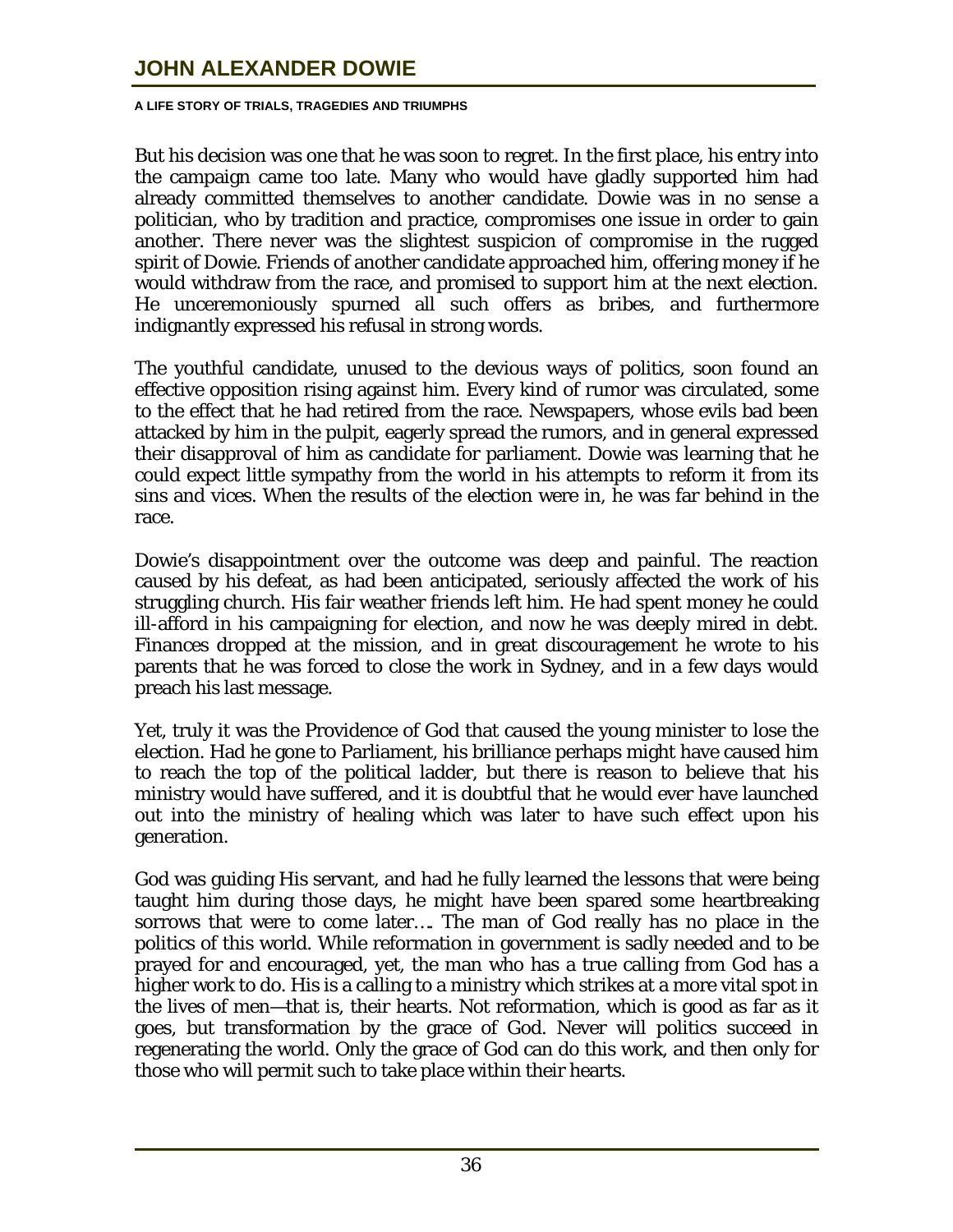But his decision was one that he was soon to regret. In the first place, his entry into the campaign came too late. Many who would have gladly supported him had already committed themselves to another candidate. Dowie was in no sense a politician, who by tradition and practice, compromises one issue in order to gain another. There never was the slightest suspicion of compromise in the rugged spirit of Dowie. Friends of another candidate approached him, offering money if he would withdraw from the race, and promised to support him at the next election. He unceremoniously spurned all such offers as bribes, and furthermore indignantly expressed his refusal in strong words.

The youthful candidate, unused to the devious ways of politics, soon found an effective opposition rising against him. Every kind of rumor was circulated, some to the effect that he had retired from the race. Newspapers, whose evils bad been attacked by him in the pulpit, eagerly spread the rumors, and in general expressed their disapproval of him as candidate for parliament. Dowie was learning that he could expect little sympathy from the world in his attempts to reform it from its sins and vices. When the results of the election were in, he was far behind in the race.

Dowie's disappointment over the outcome was deep and painful. The reaction caused by his defeat, as had been anticipated, seriously affected the work of his struggling church. His fair weather friends left him. He had spent money he could ill-afford in his campaigning for election, and now he was deeply mired in debt. Finances dropped at the mission, and in great discouragement he wrote to his parents that he was forced to close the work in Sydney, and in a few days would preach his last message.

Yet, truly it was the Providence of God that caused the young minister to lose the election. Had he gone to Parliament, his brilliance perhaps might have caused him to reach the top of the political ladder, but there is reason to believe that his ministry would have suffered, and it is doubtful that he would ever have launched out into the ministry of healing which was later to have such effect upon his generation.

God was guiding His servant, and had he fully learned the lessons that were being taught him during those days, he might have been spared some heartbreaking sorrows that were to come later…. The man of God really has no place in the politics of this world. While reformation in government is sadly needed and to be prayed for and encouraged, yet, the man who has a true calling from God has a higher work to do. His is a calling to a ministry which strikes at a more vital spot in the lives of men—that is, their hearts. Not reformation, which is good as far as it goes, but transformation by the grace of God. Never will politics succeed in regenerating the world. Only the grace of God can do this work, and then only for those who will permit such to take place within their hearts.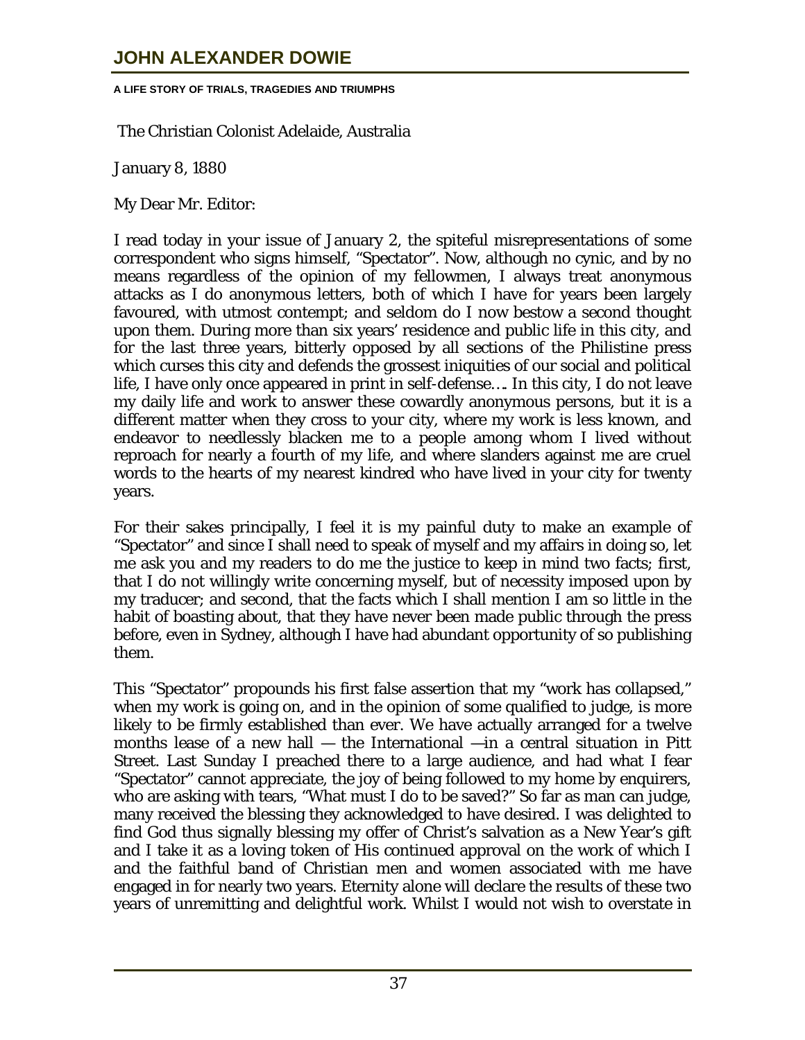The Christian Colonist Adelaide, Australia

January 8, 1880

My Dear Mr. Editor:

I read today in your issue of January 2, the spiteful misrepresentations of some correspondent who signs himself, "Spectator". Now, although no cynic, and by no means regardless of the opinion of my fellowmen, I always treat anonymous attacks as I do anonymous letters, both of which I have for years been largely favoured, with utmost contempt; and seldom do I now bestow a second thought upon them. During more than six years' residence and public life in this city, and for the last three years, bitterly opposed by all sections of the Philistine press which curses this city and defends the grossest iniquities of our social and political life, I have only once appeared in print in self-defense…. In this city, I do not leave my daily life and work to answer these cowardly anonymous persons, but it is a different matter when they cross to your city, where my work is less known, and endeavor to needlessly blacken me to a people among whom I lived without reproach for nearly a fourth of my life, and where slanders against me are cruel words to the hearts of my nearest kindred who have lived in your city for twenty years.

For their sakes principally, I feel it is my painful duty to make an example of "Spectator" and since I shall need to speak of myself and my affairs in doing so, let me ask you and my readers to do me the justice to keep in mind two facts; first, that I do not willingly write concerning myself, but of necessity imposed upon by my traducer; and second, that the facts which I shall mention I am so little in the habit of boasting about, that they have never been made public through the press before, even in Sydney, although I have had abundant opportunity of so publishing them.

This "Spectator" propounds his first false assertion that my "work has collapsed," when my work is going on, and in the opinion of some qualified to judge, is more likely to be firmly established than ever. We have actually arranged for a twelve months lease of a new hall — the International —in a central situation in Pitt Street. Last Sunday I preached there to a large audience, and had what I fear "Spectator" cannot appreciate, the joy of being followed to my home by enquirers, who are asking with tears, "What must I do to be saved?" So far as man can judge, many received the blessing they acknowledged to have desired. I was delighted to find God thus signally blessing my offer of Christ's salvation as a New Year's gift and I take it as a loving token of His continued approval on the work of which I and the faithful band of Christian men and women associated with me have engaged in for nearly two years. Eternity alone will declare the results of these two years of unremitting and delightful work. Whilst I would not wish to overstate in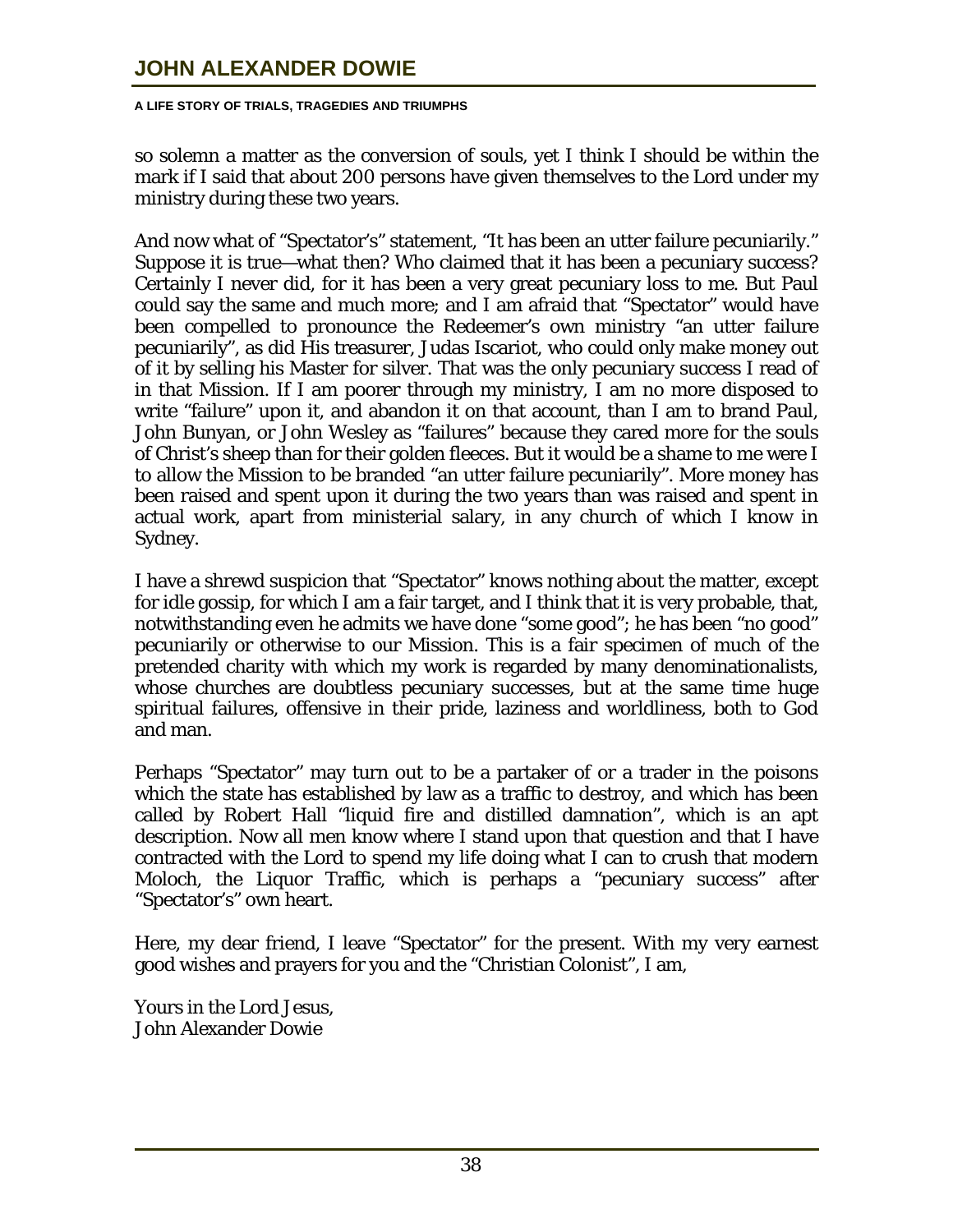so solemn a matter as the conversion of souls, yet I think I should be within the mark if I said that about 200 persons have given themselves to the Lord under my ministry during these two years.

And now what of "Spectator's" statement, "It has been an utter failure pecuniarily." Suppose it is true—what then? Who claimed that it has been a pecuniary success? Certainly I never did, for it has been a very great pecuniary loss to me. But Paul could say the same and much more; and I am afraid that "Spectator" would have been compelled to pronounce the Redeemer's own ministry "an utter failure pecuniarily", as did His treasurer, Judas Iscariot, who could only make money out of it by selling his Master for silver. That was the only pecuniary success I read of in that Mission. If I am poorer through my ministry, I am no more disposed to write "failure" upon it, and abandon it on that account, than I am to brand Paul, John Bunyan, or John Wesley as "failures" because they cared more for the souls of Christ's sheep than for their golden fleeces. But it would be a shame to me were I to allow the Mission to be branded "an utter failure pecuniarily". More money has been raised and spent upon it during the two years than was raised and spent in actual work, apart from ministerial salary, in any church of which I know in Sydney.

I have a shrewd suspicion that "Spectator" knows nothing about the matter, except for idle gossip, for which I am a fair target, and I think that it is very probable, that, notwithstanding even he admits we have done "some good"; he has been "no good" pecuniarily or otherwise to our Mission. This is a fair specimen of much of the pretended charity with which my work is regarded by many denominationalists, whose churches are doubtless pecuniary successes, but at the same time huge spiritual failures, offensive in their pride, laziness and worldliness, both to God and man.

Perhaps "Spectator" may turn out to be a partaker of or a trader in the poisons which the state has established by law as a traffic to destroy, and which has been called by Robert Hall "liquid fire and distilled damnation", which is an apt description. Now all men know where I stand upon that question and that I have contracted with the Lord to spend my life doing what I can to crush that modern Moloch, the Liquor Traffic, which is perhaps a "pecuniary success" after "Spectator's" own heart.

Here, my dear friend, I leave "Spectator" for the present. With my very earnest good wishes and prayers for you and the "Christian Colonist", I am,

Yours in the Lord Jesus,
John Alexander Dowie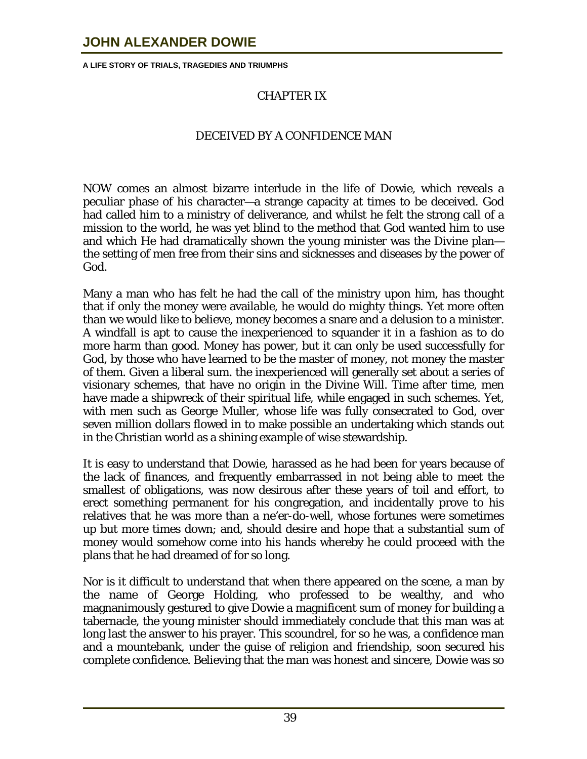## CHAPTER IX

## DECEIVED BY A CONFIDENCE MAN

NOW comes an almost bizarre interlude in the life of Dowie, which reveals a peculiar phase of his character—a strange capacity at times to be deceived. God had called him to a ministry of deliverance, and whilst he felt the strong call of a mission to the world, he was yet blind to the method that God wanted him to use and which He had dramatically shown the young minister was the Divine plan—the setting of men free from their sins and sicknesses and diseases by the power of God.

Many a man who has felt he had the call of the ministry upon him, has thought that if only the money were available, he would do mighty things. Yet more often than we would like to believe, money becomes a snare and a delusion to a minister. A windfall is apt to cause the inexperienced to squander it in a fashion as to do more harm than good. Money has power, but it can only be used successfully for God, by those who have learned to be the master of money, not money the master of them. Given a liberal sum. the inexperienced will generally set about a series of visionary schemes, that have no origin in the Divine Will. Time after time, men have made a shipwreck of their spiritual life, while engaged in such schemes. Yet, with men such as George Muller, whose life was fully consecrated to God, over seven million dollars flowed in to make possible an undertaking which stands out in the Christian world as a shining example of wise stewardship.

It is easy to understand that Dowie, harassed as he had been for years because of the lack of finances, and frequently embarrassed in not being able to meet the smallest of obligations, was now desirous after these years of toil and effort, to erect something permanent for his congregation, and incidentally prove to his relatives that he was more than a ne'er-do-well, whose fortunes were sometimes up but more times down; and, should desire and hope that a substantial sum of money would somehow come into his hands whereby he could proceed with the plans that he had dreamed of for so long.

Nor is it difficult to understand that when there appeared on the scene, a man by the name of George Holding, who professed to be wealthy, and who magnanimously gestured to give Dowie a magnificent sum of money for building a tabernacle, the young minister should immediately conclude that this man was at long last the answer to his prayer. This scoundrel, for so he was, a confidence man and a mountebank, under the guise of religion and friendship, soon secured his complete confidence. Believing that the man was honest and sincere, Dowie was so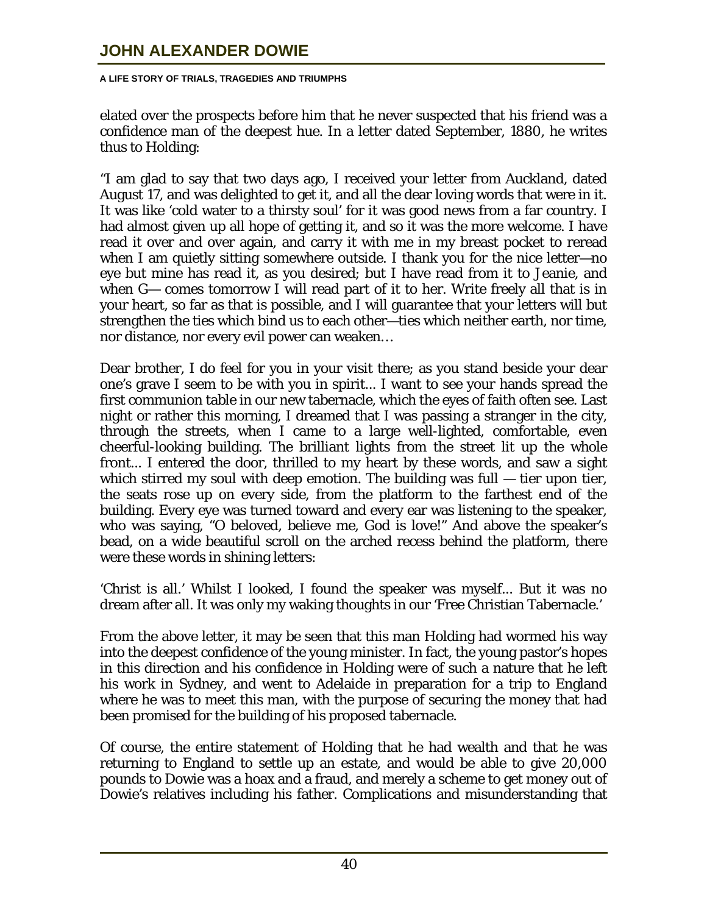elated over the prospects before him that he never suspected that his friend was a confidence man of the deepest hue. In a letter dated September, 1880, he writes thus to Holding:

"I am glad to say that two days ago, I received your letter from Auckland, dated August 17, and was delighted to get it, and all the dear loving words that were in it. It was like 'cold water to a thirsty soul' for it was good news from a far country. I had almost given up all hope of getting it, and so it was the more welcome. I have read it over and over again, and carry it with me in my breast pocket to reread when I am quietly sitting somewhere outside. I thank you for the nice letter—no eye but mine has read it, as you desired; but I have read from it to Jeanie, and when G— comes tomorrow I will read part of it to her. Write freely all that is in your heart, so far as that is possible, and I will guarantee that your letters will but strengthen the ties which bind us to each other—ties which neither earth, nor time, nor distance, nor every evil power can weaken…

Dear brother, I do feel for you in your visit there; as you stand beside your dear one's grave I seem to be with you in spirit... I want to see your hands spread the first communion table in our new tabernacle, which the eyes of faith often see. Last night or rather this morning, I dreamed that I was passing a stranger in the city, through the streets, when I came to a large well-lighted, comfortable, even cheerful-looking building. The brilliant lights from the street lit up the whole front... I entered the door, thrilled to my heart by these words, and saw a sight which stirred my soul with deep emotion. The building was full — tier upon tier, the seats rose up on every side, from the platform to the farthest end of the building. Every eye was turned toward and every ear was listening to the speaker, who was saying, "O beloved, believe me, God is love!" And above the speaker's bead, on a wide beautiful scroll on the arched recess behind the platform, there were these words in shining letters:

'Christ is all.' Whilst I looked, I found the speaker was myself... But it was no dream after all. It was only my waking thoughts in our 'Free Christian Tabernacle.'

From the above letter, it may be seen that this man Holding had wormed his way into the deepest confidence of the young minister. In fact, the young pastor's hopes in this direction and his confidence in Holding were of such a nature that he left his work in Sydney, and went to Adelaide in preparation for a trip to England where he was to meet this man, with the purpose of securing the money that had been promised for the building of his proposed tabernacle.

Of course, the entire statement of Holding that he had wealth and that he was returning to England to settle up an estate, and would be able to give 20,000 pounds to Dowie was a hoax and a fraud, and merely a scheme to get money out of Dowie's relatives including his father. Complications and misunderstanding that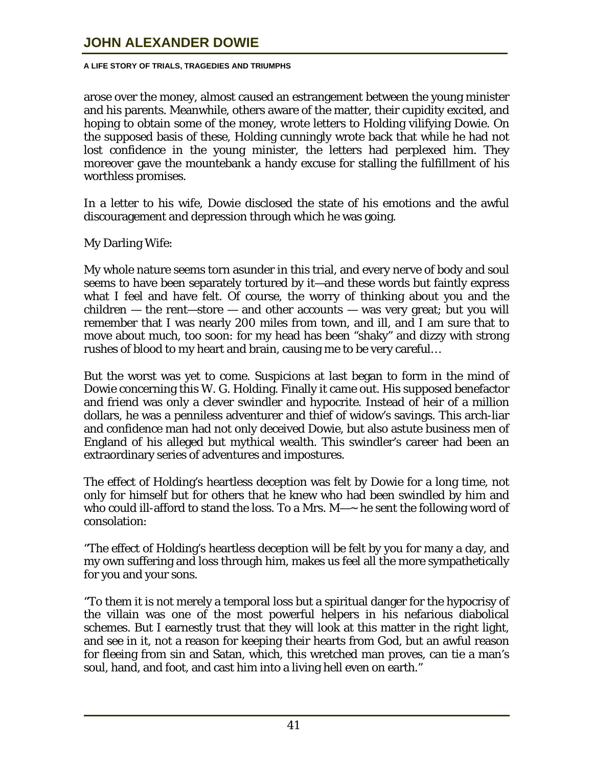arose over the money, almost caused an estrangement between the young minister and his parents. Meanwhile, others aware of the matter, their cupidity excited, and hoping to obtain some of the money, wrote letters to Holding vilifying Dowie. On the supposed basis of these, Holding cunningly wrote back that while he had not lost confidence in the young minister, the letters had perplexed him. They moreover gave the mountebank a handy excuse for stalling the fulfillment of his worthless promises.

In a letter to his wife, Dowie disclosed the state of his emotions and the awful discouragement and depression through which he was going.

My Darling Wife:

My whole nature seems torn asunder in this trial, and every nerve of body and soul seems to have been separately tortured by it—and these words but faintly express what I feel and have felt. Of course, the worry of thinking about you and the children — the rent—store — and other accounts — was very great; but you will remember that I was nearly 200 miles from town, and ill, and I am sure that to move about much, too soon: for my head has been "shaky" and dizzy with strong rushes of blood to my heart and brain, causing me to be very careful…

But the worst was yet to come. Suspicions at last began to form in the mind of Dowie concerning this W. G. Holding. Finally it came out. His supposed benefactor and friend was only a clever swindler and hypocrite. Instead of heir of a million dollars, he was a penniless adventurer and thief of widow's savings. This arch-liar and confidence man had not only deceived Dowie, but also astute business men of England of his alleged but mythical wealth. This swindler's career had been an extraordinary series of adventures and impostures.

The effect of Holding's heartless deception was felt by Dowie for a long time, not only for himself but for others that he knew who had been swindled by him and who could ill-afford to stand the loss. To a Mrs. M—~ he sent the following word of consolation:

"The effect of Holding's heartless deception will be felt by you for many a day, and my own suffering and loss through him, makes us feel all the more sympathetically for you and your sons.

"To them it is not merely a temporal loss but a spiritual danger for the hypocrisy of the villain was one of the most powerful helpers in his nefarious diabolical schemes. But I earnestly trust that they will look at this matter in the right light, and see in it, not a reason for keeping their hearts from God, but an awful reason for fleeing from sin and Satan, which, this wretched man proves, can tie a man's soul, hand, and foot, and cast him into a living hell even on earth."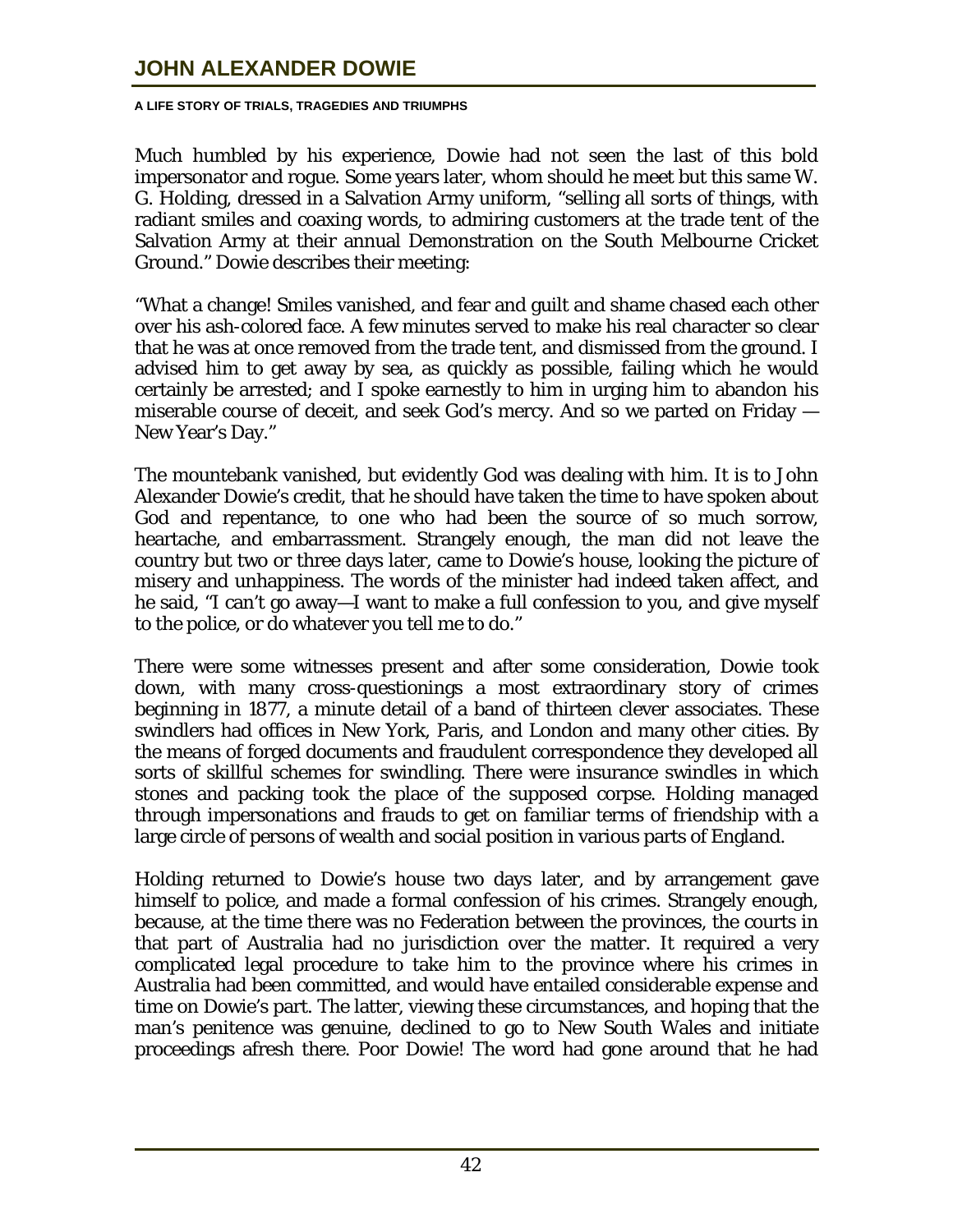Much humbled by his experience, Dowie had not seen the last of this bold impersonator and rogue. Some years later, whom should he meet but this same W. G. Holding, dressed in a Salvation Army uniform, "selling all sorts of things, with radiant smiles and coaxing words, to admiring customers at the trade tent of the Salvation Army at their annual Demonstration on the South Melbourne Cricket Ground." Dowie describes their meeting:

"What a change! Smiles vanished, and fear and guilt and shame chased each other over his ash-colored face. A few minutes served to make his real character so clear that he was at once removed from the trade tent, and dismissed from the ground. I advised him to get away by sea, as quickly as possible, failing which he would certainly be arrested; and I spoke earnestly to him in urging him to abandon his miserable course of deceit, and seek God's mercy. And so we parted on Friday — New Year's Day."

The mountebank vanished, but evidently God was dealing with him. It is to John Alexander Dowie's credit, that he should have taken the time to have spoken about God and repentance, to one who had been the source of so much sorrow, heartache, and embarrassment. Strangely enough, the man did not leave the country but two or three days later, came to Dowie's house, looking the picture of misery and unhappiness. The words of the minister had indeed taken affect, and he said, "I can't go away—I want to make a full confession to you, and give myself to the police, or do whatever you tell me to do."

There were some witnesses present and after some consideration, Dowie took down, with many cross-questionings a most extraordinary story of crimes beginning in 1877, a minute detail of a band of thirteen clever associates. These swindlers had offices in New York, Paris, and London and many other cities. By the means of forged documents and fraudulent correspondence they developed all sorts of skillful schemes for swindling. There were insurance swindles in which stones and packing took the place of the supposed corpse. Holding managed through impersonations and frauds to get on familiar terms of friendship with a large circle of persons of wealth and social position in various parts of England.

Holding returned to Dowie's house two days later, and by arrangement gave himself to police, and made a formal confession of his crimes. Strangely enough, because, at the time there was no Federation between the provinces, the courts in that part of Australia had no jurisdiction over the matter. It required a very complicated legal procedure to take him to the province where his crimes in Australia had been committed, and would have entailed considerable expense and time on Dowie's part. The latter, viewing these circumstances, and hoping that the man's penitence was genuine, declined to go to New South Wales and initiate proceedings afresh there. Poor Dowie! The word had gone around that he had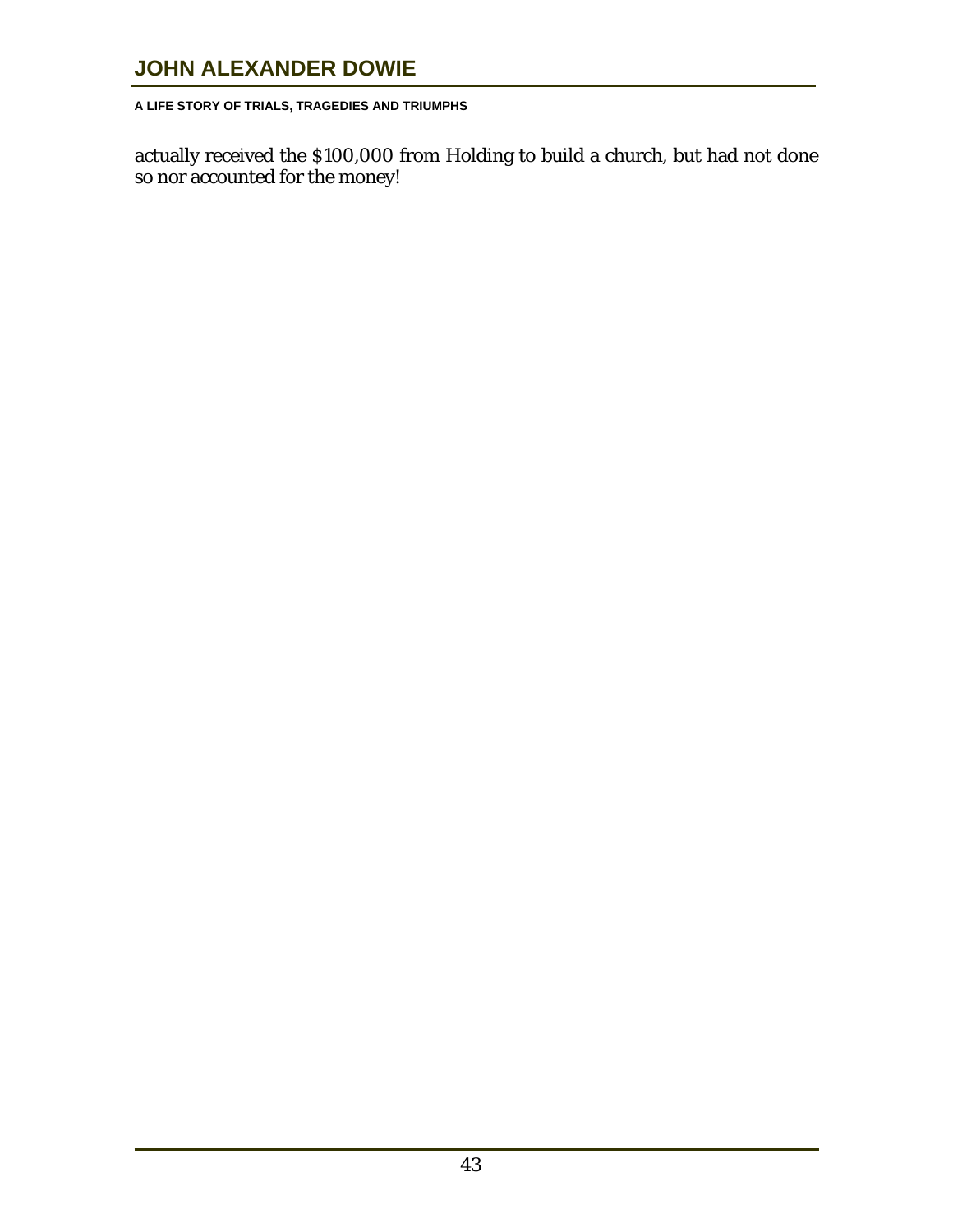actually received the $100,000 from Holding to build a church, but had not done so nor accounted for the money!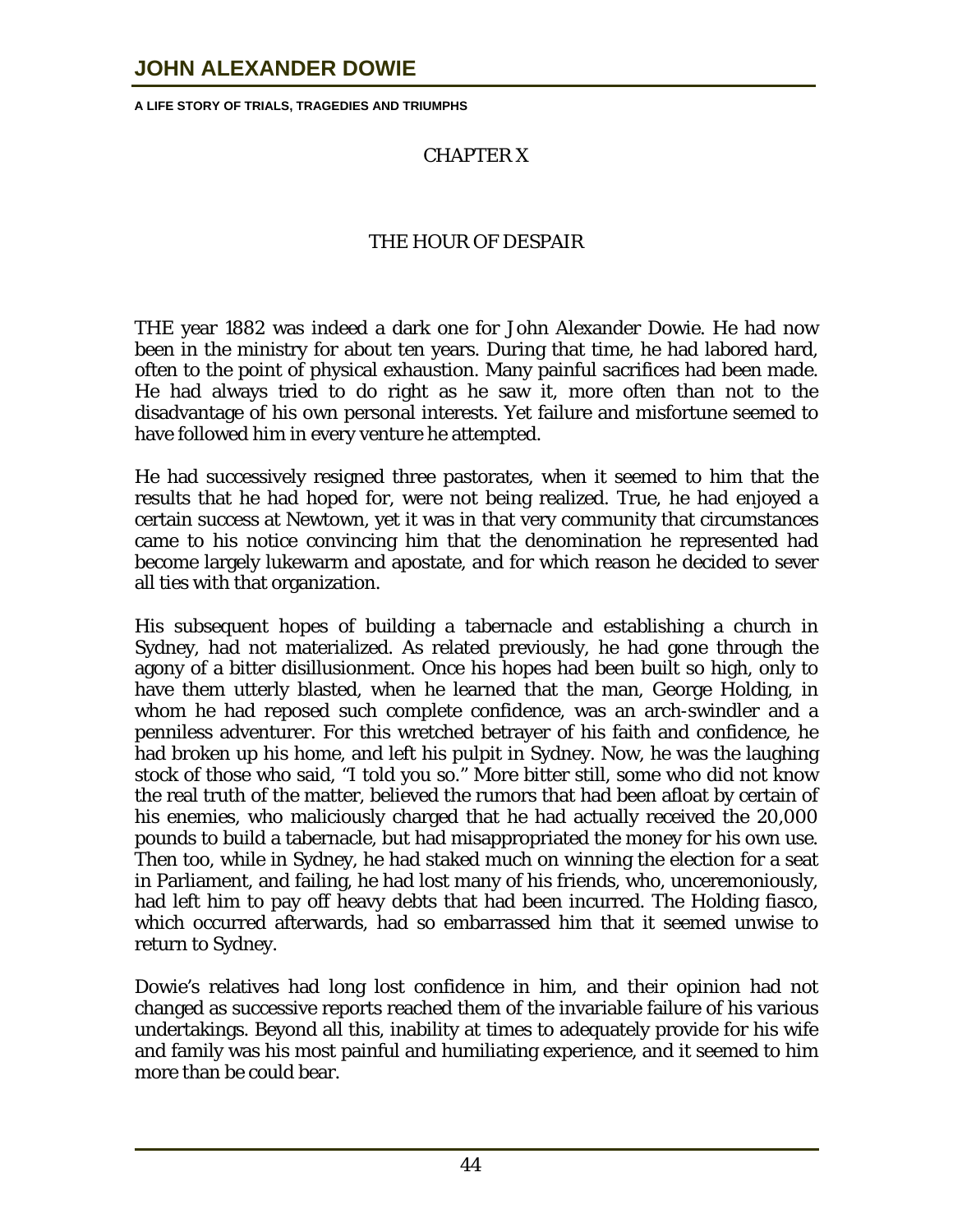## CHAPTER X

## THE HOUR OF DESPAIR

THE year 1882 was indeed a dark one for John Alexander Dowie. He had now been in the ministry for about ten years. During that time, he had labored hard, often to the point of physical exhaustion. Many painful sacrifices had been made. He had always tried to do right as he saw it, more often than not to the disadvantage of his own personal interests. Yet failure and misfortune seemed to have followed him in every venture he attempted.

He had successively resigned three pastorates, when it seemed to him that the results that he had hoped for, were not being realized. True, he had enjoyed a certain success at Newtown, yet it was in that very community that circumstances came to his notice convincing him that the denomination he represented had become largely lukewarm and apostate, and for which reason he decided to sever all ties with that organization.

His subsequent hopes of building a tabernacle and establishing a church in Sydney, had not materialized. As related previously, he had gone through the agony of a bitter disillusionment. Once his hopes had been built so high, only to have them utterly blasted, when he learned that the man, George Holding, in whom he had reposed such complete confidence, was an arch-swindler and a penniless adventurer. For this wretched betrayer of his faith and confidence, he had broken up his home, and left his pulpit in Sydney. Now, he was the laughing stock of those who said, "I told you so." More bitter still, some who did not know the real truth of the matter, believed the rumors that had been afloat by certain of his enemies, who maliciously charged that he had actually received the 20,000 pounds to build a tabernacle, but had misappropriated the money for his own use. Then too, while in Sydney, he had staked much on winning the election for a seat in Parliament, and failing, he had lost many of his friends, who, unceremoniously, had left him to pay off heavy debts that had been incurred. The Holding fiasco, which occurred afterwards, had so embarrassed him that it seemed unwise to return to Sydney.

Dowie's relatives had long lost confidence in him, and their opinion had not changed as successive reports reached them of the invariable failure of his various undertakings. Beyond all this, inability at times to adequately provide for his wife and family was his most painful and humiliating experience, and it seemed to him more than be could bear.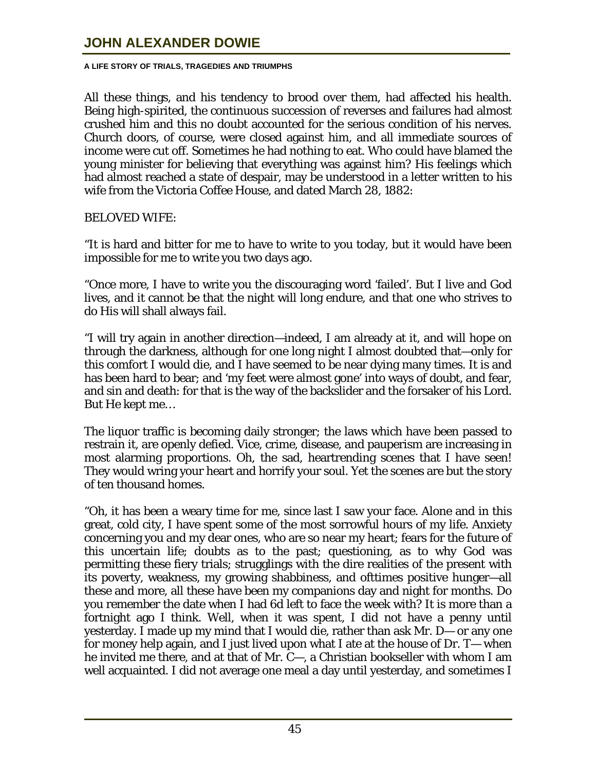All these things, and his tendency to brood over them, had affected his health. Being high-spirited, the continuous succession of reverses and failures had almost crushed him and this no doubt accounted for the serious condition of his nerves. Church doors, of course, were closed against him, and all immediate sources of income were cut off. Sometimes he had nothing to eat. Who could have blamed the young minister for believing that everything was against him? His feelings which had almost reached a state of despair, may be understood in a letter written to his wife from the Victoria Coffee House, and dated March 28, 1882:

BELOVED WIFE:

"It is hard and bitter for me to have to write to you today, but it would have been impossible for me to write you two days ago.

"Once more, I have to write you the discouraging word 'failed'. But I live and God lives, and it cannot be that the night will long endure, and that one who strives to do His will shall always fail.

"I will try again in another direction—indeed, I am already at it, and will hope on through the darkness, although for one long night I almost doubted that—only for this comfort I would die, and I have seemed to be near dying many times. It is and has been hard to bear; and 'my feet were almost gone' into ways of doubt, and fear, and sin and death: for that is the way of the backslider and the forsaker of his Lord. But He kept me…

The liquor traffic is becoming daily stronger; the laws which have been passed to restrain it, are openly defied. Vice, crime, disease, and pauperism are increasing in most alarming proportions. Oh, the sad, heartrending scenes that I have seen! They would wring your heart and horrify your soul. Yet the scenes are but the story of ten thousand homes.

"Oh, it has been a weary time for me, since last I saw your face. Alone and in this great, cold city, I have spent some of the most sorrowful hours of my life. Anxiety concerning you and my dear ones, who are so near my heart; fears for the future of this uncertain life; doubts as to the past; questioning, as to why God was permitting these fiery trials; strugglings with the dire realities of the present with its poverty, weakness, my growing shabbiness, and ofttimes positive hunger—all these and more, all these have been my companions day and night for months. Do you remember the date when I had 6d left to face the week with? It is more than a fortnight ago I think. Well, when it was spent, I did not have a penny until yesterday. I made up my mind that I would die, rather than ask Mr. D— or any one for money help again, and I just lived upon what I ate at the house of Dr. T— when he invited me there, and at that of Mr. C—, a Christian bookseller with whom I am well acquainted. I did not average one meal a day until yesterday, and sometimes I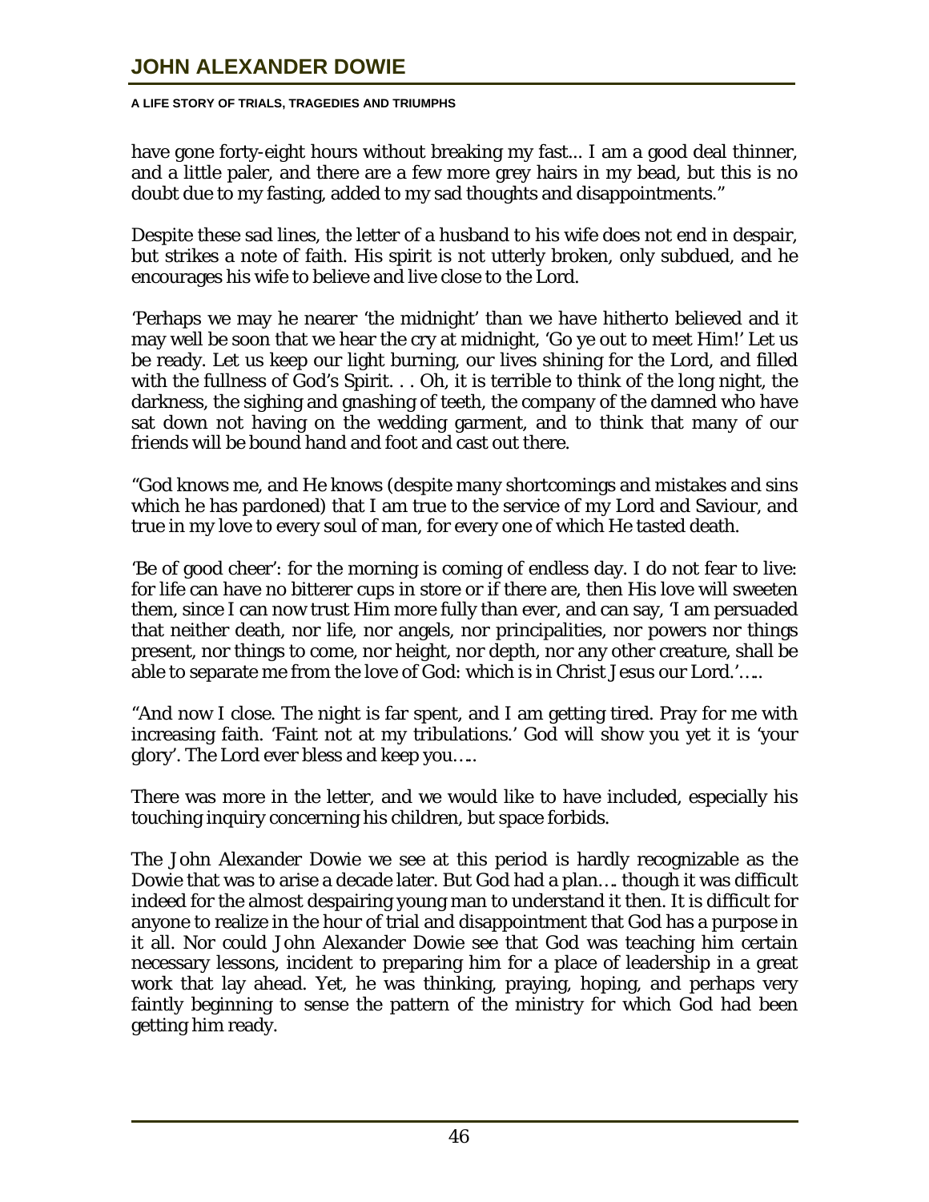have gone forty-eight hours without breaking my fast... I am a good deal thinner, and a little paler, and there are a few more grey hairs in my bead, but this is no doubt due to my fasting, added to my sad thoughts and disappointments."

Despite these sad lines, the letter of a husband to his wife does not end in despair, but strikes a note of faith. His spirit is not utterly broken, only subdued, and he encourages his wife to believe and live close to the Lord.

'Perhaps we may he nearer 'the midnight' than we have hitherto believed and it may well be soon that we hear the cry at midnight, 'Go ye out to meet Him!' Let us be ready. Let us keep our light burning, our lives shining for the Lord, and filled with the fullness of God's Spirit. . . Oh, it is terrible to think of the long night, the darkness, the sighing and gnashing of teeth, the company of the damned who have sat down not having on the wedding garment, and to think that many of our friends will be bound hand and foot and cast out there.

"God knows me, and He knows (despite many shortcomings and mistakes and sins which he has pardoned) that I am true to the service of my Lord and Saviour, and true in my love to every soul of man, for every one of which He tasted death.

'Be of good cheer': for the morning is coming of endless day. I do not fear to live: for life can have no bitterer cups in store or if there are, then His love will sweeten them, since I can now trust Him more fully than ever, and can say, 'I am persuaded that neither death, nor life, nor angels, nor principalities, nor powers nor things present, nor things to come, nor height, nor depth, nor any other creature, shall be able to separate me from the love of God: which is in Christ Jesus our Lord.'.....

"And now I close. The night is far spent, and I am getting tired. Pray for me with increasing faith. 'Faint not at my tribulations.' God will show you yet it is 'your glory'. The Lord ever bless and keep you.....

There was more in the letter, and we would like to have included, especially his touching inquiry concerning his children, but space forbids.

The John Alexander Dowie we see at this period is hardly recognizable as the Dowie that was to arise a decade later. But God had a plan.... though it was difficult indeed for the almost despairing young man to understand it then. It is difficult for anyone to realize in the hour of trial and disappointment that God has a purpose in it all. Nor could John Alexander Dowie see that God was teaching him certain necessary lessons, incident to preparing him for a place of leadership in a great work that lay ahead. Yet, he was thinking, praying, hoping, and perhaps very faintly beginning to sense the pattern of the ministry for which God had been getting him ready.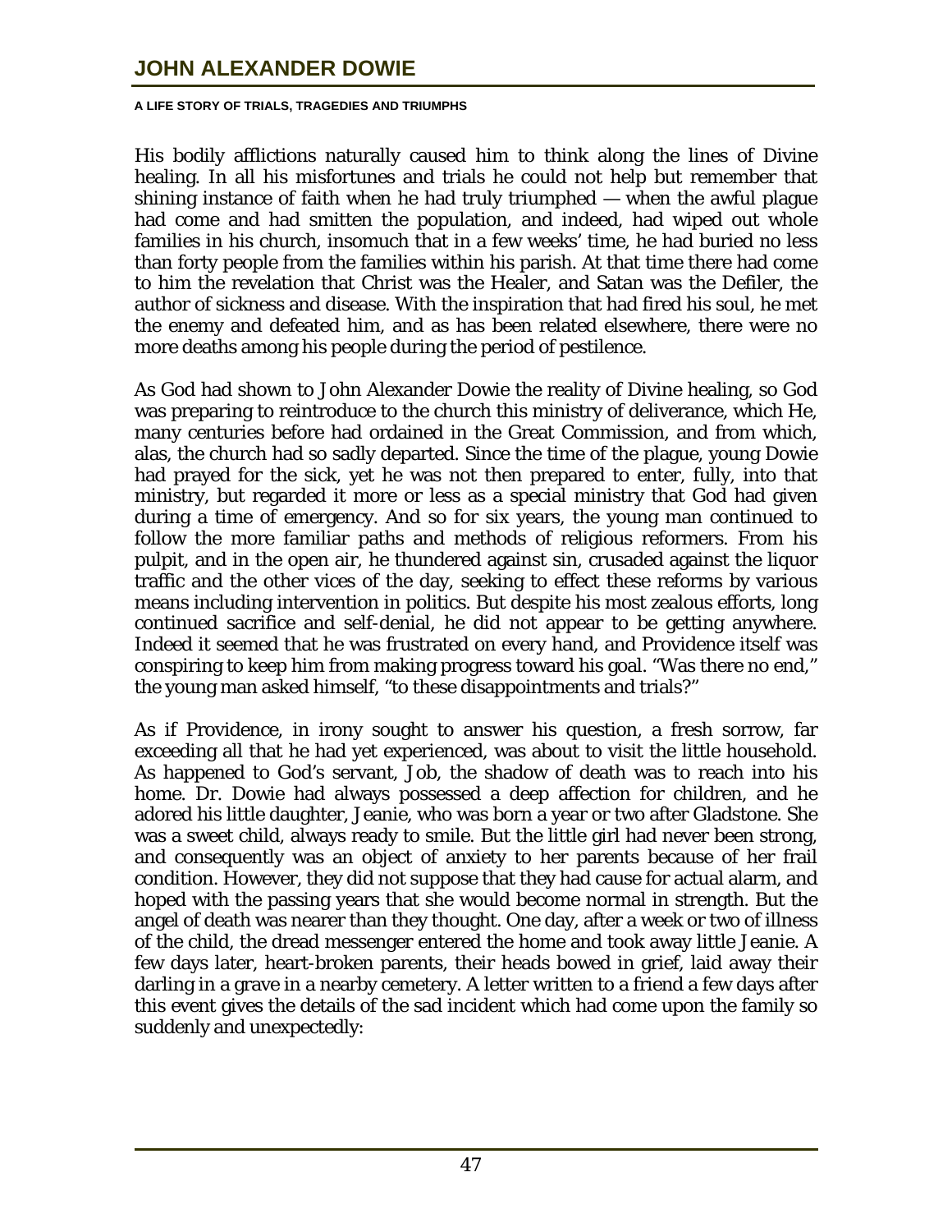His bodily afflictions naturally caused him to think along the lines of Divine healing. In all his misfortunes and trials he could not help but remember that shining instance of faith when he had truly triumphed — when the awful plague had come and had smitten the population, and indeed, had wiped out whole families in his church, insomuch that in a few weeks' time, he had buried no less than forty people from the families within his parish. At that time there had come to him the revelation that Christ was the Healer, and Satan was the Defiler, the author of sickness and disease. With the inspiration that had fired his soul, he met the enemy and defeated him, and as has been related elsewhere, there were no more deaths among his people during the period of pestilence.

As God had shown to John Alexander Dowie the reality of Divine healing, so God was preparing to reintroduce to the church this ministry of deliverance, which He, many centuries before had ordained in the Great Commission, and from which, alas, the church had so sadly departed. Since the time of the plague, young Dowie had prayed for the sick, yet he was not then prepared to enter, fully, into that ministry, but regarded it more or less as a special ministry that God had given during a time of emergency. And so for six years, the young man continued to follow the more familiar paths and methods of religious reformers. From his pulpit, and in the open air, he thundered against sin, crusaded against the liquor traffic and the other vices of the day, seeking to effect these reforms by various means including intervention in politics. But despite his most zealous efforts, long continued sacrifice and self-denial, he did not appear to be getting anywhere. Indeed it seemed that he was frustrated on every hand, and Providence itself was conspiring to keep him from making progress toward his goal. "Was there no end," the young man asked himself, "to these disappointments and trials?"

As if Providence, in irony sought to answer his question, a fresh sorrow, far exceeding all that he had yet experienced, was about to visit the little household. As happened to God's servant, Job, the shadow of death was to reach into his home. Dr. Dowie had always possessed a deep affection for children, and he adored his little daughter, Jeanie, who was born a year or two after Gladstone. She was a sweet child, always ready to smile. But the little girl had never been strong, and consequently was an object of anxiety to her parents because of her frail condition. However, they did not suppose that they had cause for actual alarm, and hoped with the passing years that she would become normal in strength. But the angel of death was nearer than they thought. One day, after a week or two of illness of the child, the dread messenger entered the home and took away little Jeanie. A few days later, heart-broken parents, their heads bowed in grief, laid away their darling in a grave in a nearby cemetery. A letter written to a friend a few days after this event gives the details of the sad incident which had come upon the family so suddenly and unexpectedly: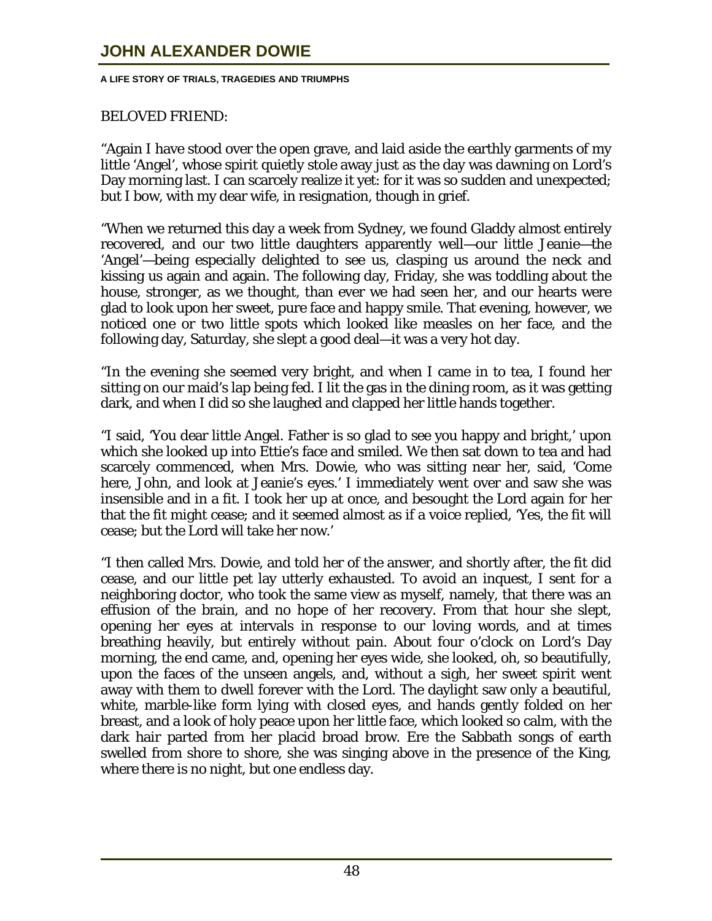BELOVED FRIEND:

"Again I have stood over the open grave, and laid aside the earthly garments of my little 'Angel', whose spirit quietly stole away just as the day was dawning on Lord's Day morning last. I can scarcely realize it yet: for it was so sudden and unexpected; but I bow, with my dear wife, in resignation, though in grief.

"When we returned this day a week from Sydney, we found Gladdy almost entirely recovered, and our two little daughters apparently well—our little Jeanie—the 'Angel'—being especially delighted to see us, clasping us around the neck and kissing us again and again. The following day, Friday, she was toddling about the house, stronger, as we thought, than ever we had seen her, and our hearts were glad to look upon her sweet, pure face and happy smile. That evening, however, we noticed one or two little spots which looked like measles on her face, and the following day, Saturday, she slept a good deal—it was a very hot day.

"In the evening she seemed very bright, and when I came in to tea, I found her sitting on our maid's lap being fed. I lit the gas in the dining room, as it was getting dark, and when I did so she laughed and clapped her little hands together.

"I said, 'You dear little Angel. Father is so glad to see you happy and bright,' upon which she looked up into Ettie's face and smiled. We then sat down to tea and had scarcely commenced, when Mrs. Dowie, who was sitting near her, said, 'Come here, John, and look at Jeanie's eyes.' I immediately went over and saw she was insensible and in a fit. I took her up at once, and besought the Lord again for her that the fit might cease; and it seemed almost as if a voice replied, 'Yes, the fit will cease; but the Lord will take her now.'

"I then called Mrs. Dowie, and told her of the answer, and shortly after, the fit did cease, and our little pet lay utterly exhausted. To avoid an inquest, I sent for a neighboring doctor, who took the same view as myself, namely, that there was an effusion of the brain, and no hope of her recovery. From that hour she slept, opening her eyes at intervals in response to our loving words, and at times breathing heavily, but entirely without pain. About four o'clock on Lord's Day morning, the end came, and, opening her eyes wide, she looked, oh, so beautifully, upon the faces of the unseen angels, and, without a sigh, her sweet spirit went away with them to dwell forever with the Lord. The daylight saw only a beautiful, white, marble-like form lying with closed eyes, and hands gently folded on her breast, and a look of holy peace upon her little face, which looked so calm, with the dark hair parted from her placid broad brow. Ere the Sabbath songs of earth swelled from shore to shore, she was singing above in the presence of the King, where there is no night, but one endless day.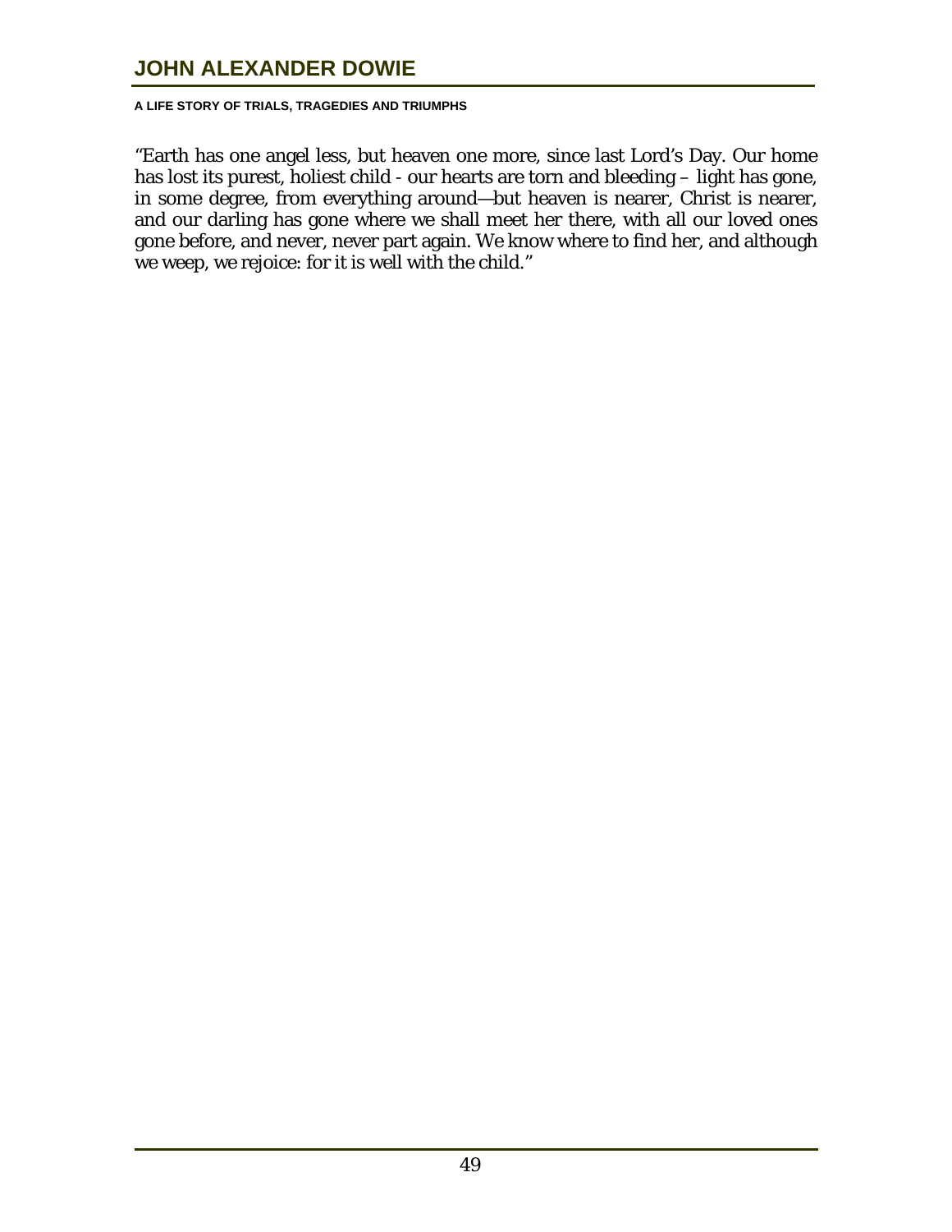"Earth has one angel less, but heaven one more, since last Lord's Day. Our home has lost its purest, holiest child - our hearts are torn and bleeding – light has gone, in some degree, from everything around—but heaven is nearer, Christ is nearer, and our darling has gone where we shall meet her there, with all our loved ones gone before, and never, never part again. We know where to find her, and although we weep, we rejoice: for it is well with the child."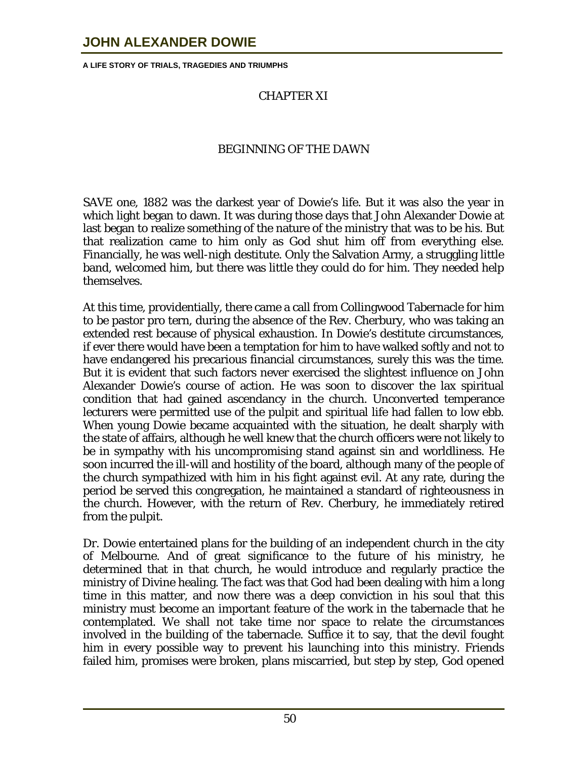## CHAPTER XI

## BEGINNING OF THE DAWN

SAVE one, 1882 was the darkest year of Dowie's life. But it was also the year in which light began to dawn. It was during those days that John Alexander Dowie at last began to realize something of the nature of the ministry that was to be his. But that realization came to him only as God shut him off from everything else. Financially, he was well-nigh destitute. Only the Salvation Army, a struggling little band, welcomed him, but there was little they could do for him. They needed help themselves.

At this time, providentially, there came a call from Collingwood Tabernacle for him to be pastor pro tern, during the absence of the Rev. Cherbury, who was taking an extended rest because of physical exhaustion. In Dowie's destitute circumstances, if ever there would have been a temptation for him to have walked softly and not to have endangered his precarious financial circumstances, surely this was the time. But it is evident that such factors never exercised the slightest influence on John Alexander Dowie's course of action. He was soon to discover the lax spiritual condition that had gained ascendancy in the church. Unconverted temperance lecturers were permitted use of the pulpit and spiritual life had fallen to low ebb. When young Dowie became acquainted with the situation, he dealt sharply with the state of affairs, although he well knew that the church officers were not likely to be in sympathy with his uncompromising stand against sin and worldliness. He soon incurred the ill-will and hostility of the board, although many of the people of the church sympathized with him in his fight against evil. At any rate, during the period be served this congregation, he maintained a standard of righteousness in the church. However, with the return of Rev. Cherbury, he immediately retired from the pulpit.

Dr. Dowie entertained plans for the building of an independent church in the city of Melbourne. And of great significance to the future of his ministry, he determined that in that church, he would introduce and regularly practice the ministry of Divine healing. The fact was that God had been dealing with him a long time in this matter, and now there was a deep conviction in his soul that this ministry must become an important feature of the work in the tabernacle that he contemplated. We shall not take time nor space to relate the circumstances involved in the building of the tabernacle. Suffice it to say, that the devil fought him in every possible way to prevent his launching into this ministry. Friends failed him, promises were broken, plans miscarried, but step by step, God opened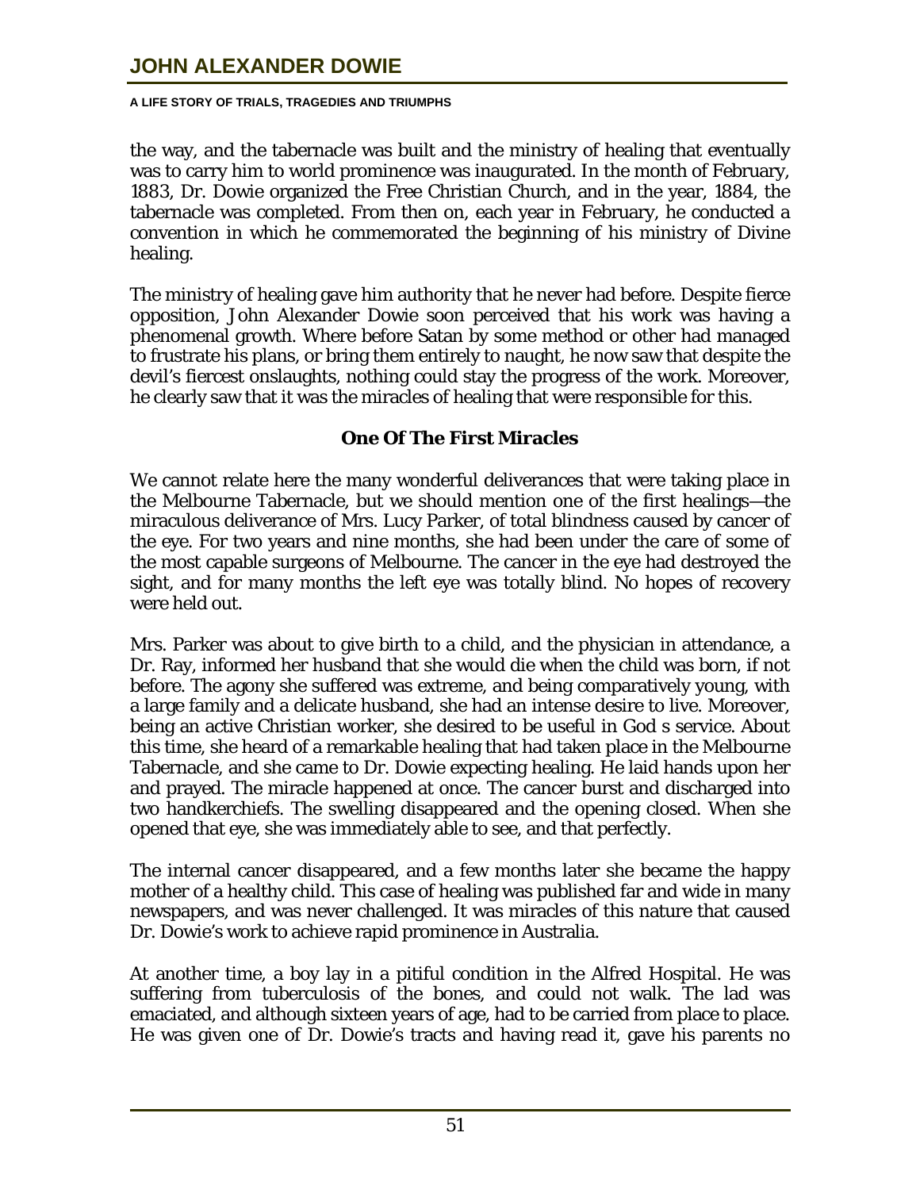the way, and the tabernacle was built and the ministry of healing that eventually was to carry him to world prominence was inaugurated. In the month of February, 1883, Dr. Dowie organized the Free Christian Church, and in the year, 1884, the tabernacle was completed. From then on, each year in February, he conducted a convention in which he commemorated the beginning of his ministry of Divine healing.

The ministry of healing gave him authority that he never had before. Despite fierce opposition, John Alexander Dowie soon perceived that his work was having a phenomenal growth. Where before Satan by some method or other had managed to frustrate his plans, or bring them entirely to naught, he now saw that despite the devil's fiercest onslaughts, nothing could stay the progress of the work. Moreover, he clearly saw that it was the miracles of healing that were responsible for this.

### One Of The First Miracles

We cannot relate here the many wonderful deliverances that were taking place in the Melbourne Tabernacle, but we should mention one of the first healings—the miraculous deliverance of Mrs. Lucy Parker, of total blindness caused by cancer of the eye. For two years and nine months, she had been under the care of some of the most capable surgeons of Melbourne. The cancer in the eye had destroyed the sight, and for many months the left eye was totally blind. No hopes of recovery were held out.

Mrs. Parker was about to give birth to a child, and the physician in attendance, a Dr. Ray, informed her husband that she would die when the child was born, if not before. The agony she suffered was extreme, and being comparatively young, with a large family and a delicate husband, she had an intense desire to live. Moreover, being an active Christian worker, she desired to be useful in God s service. About this time, she heard of a remarkable healing that had taken place in the Melbourne Tabernacle, and she came to Dr. Dowie expecting healing. He laid hands upon her and prayed. The miracle happened at once. The cancer burst and discharged into two handkerchiefs. The swelling disappeared and the opening closed. When she opened that eye, she was immediately able to see, and that perfectly.

The internal cancer disappeared, and a few months later she became the happy mother of a healthy child. This case of healing was published far and wide in many newspapers, and was never challenged. It was miracles of this nature that caused Dr. Dowie's work to achieve rapid prominence in Australia.

At another time, a boy lay in a pitiful condition in the Alfred Hospital. He was suffering from tuberculosis of the bones, and could not walk. The lad was emaciated, and although sixteen years of age, had to be carried from place to place. He was given one of Dr. Dowie's tracts and having read it, gave his parents no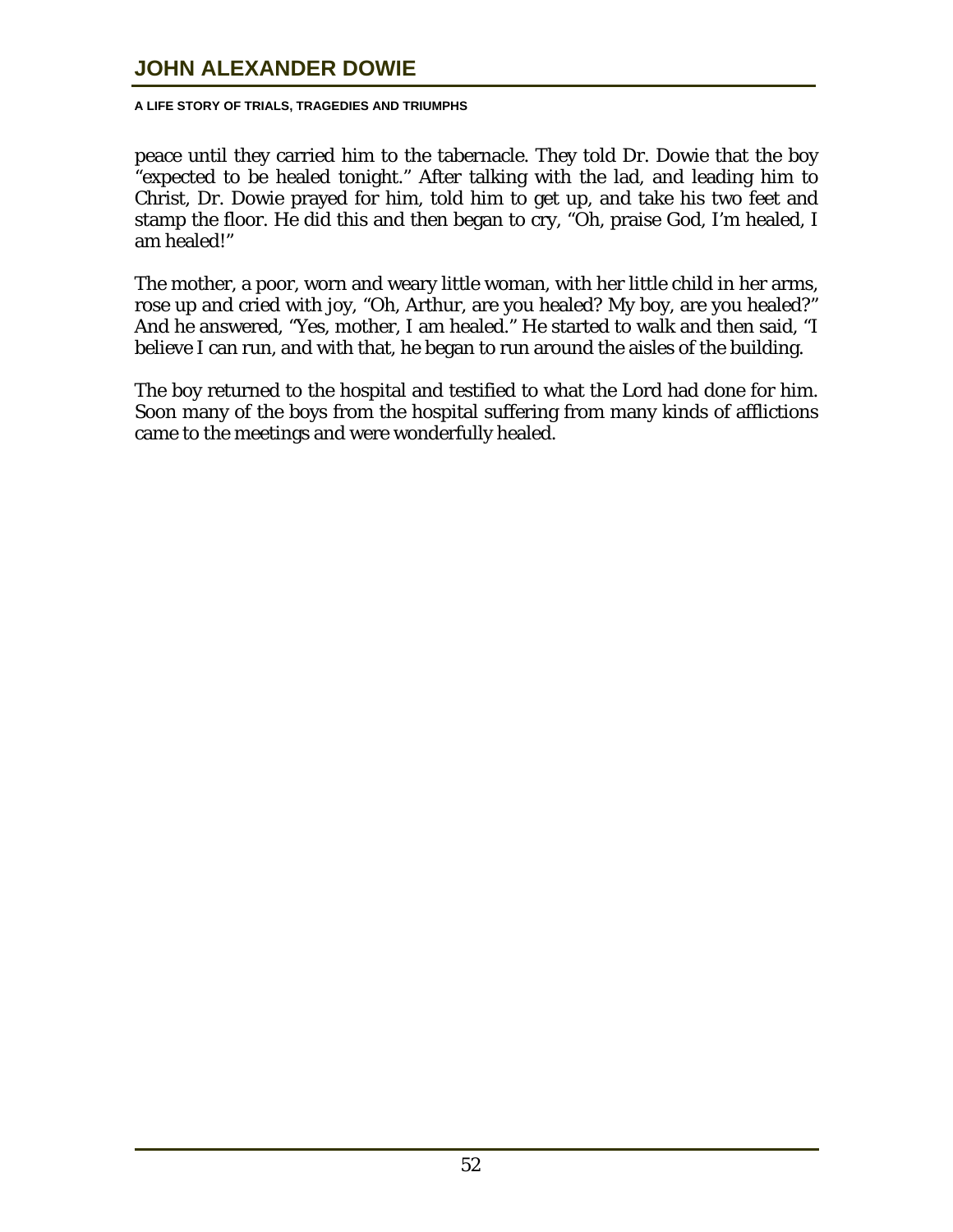peace until they carried him to the tabernacle. They told Dr. Dowie that the boy "expected to be healed tonight." After talking with the lad, and leading him to Christ, Dr. Dowie prayed for him, told him to get up, and take his two feet and stamp the floor. He did this and then began to cry, "Oh, praise God, I'm healed, I am healed!"

The mother, a poor, worn and weary little woman, with her little child in her arms, rose up and cried with joy, "Oh, Arthur, are you healed? My boy, are you healed?" And he answered, "Yes, mother, I am healed." He started to walk and then said, "I believe I can run, and with that, he began to run around the aisles of the building.

The boy returned to the hospital and testified to what the Lord had done for him. Soon many of the boys from the hospital suffering from many kinds of afflictions came to the meetings and were wonderfully healed.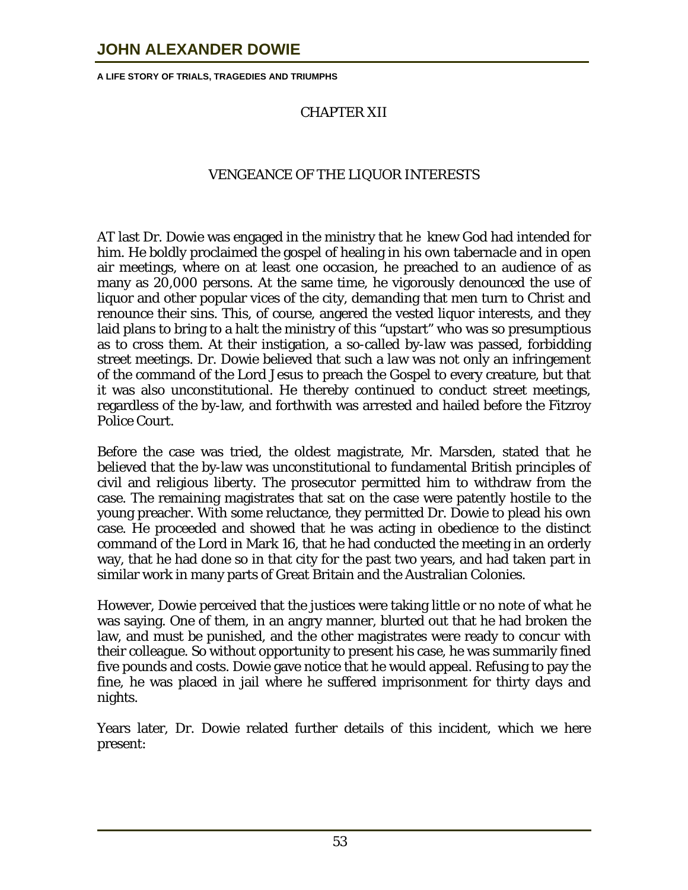## CHAPTER XII

## VENGEANCE OF THE LIQUOR INTERESTS

AT last Dr. Dowie was engaged in the ministry that he knew God had intended for him. He boldly proclaimed the gospel of healing in his own tabernacle and in open air meetings, where on at least one occasion, he preached to an audience of as many as 20,000 persons. At the same time, he vigorously denounced the use of liquor and other popular vices of the city, demanding that men turn to Christ and renounce their sins. This, of course, angered the vested liquor interests, and they laid plans to bring to a halt the ministry of this "upstart" who was so presumptious as to cross them. At their instigation, a so-called by-law was passed, forbidding street meetings. Dr. Dowie believed that such a law was not only an infringement of the command of the Lord Jesus to preach the Gospel to every creature, but that it was also unconstitutional. He thereby continued to conduct street meetings, regardless of the by-law, and forthwith was arrested and hailed before the Fitzroy Police Court.

Before the case was tried, the oldest magistrate, Mr. Marsden, stated that he believed that the by-law was unconstitutional to fundamental British principles of civil and religious liberty. The prosecutor permitted him to withdraw from the case. The remaining magistrates that sat on the case were patently hostile to the young preacher. With some reluctance, they permitted Dr. Dowie to plead his own case. He proceeded and showed that he was acting in obedience to the distinct command of the Lord in Mark 16, that he had conducted the meeting in an orderly way, that he had done so in that city for the past two years, and had taken part in similar work in many parts of Great Britain and the Australian Colonies.

However, Dowie perceived that the justices were taking little or no note of what he was saying. One of them, in an angry manner, blurted out that he had broken the law, and must be punished, and the other magistrates were ready to concur with their colleague. So without opportunity to present his case, he was summarily fined five pounds and costs. Dowie gave notice that he would appeal. Refusing to pay the fine, he was placed in jail where he suffered imprisonment for thirty days and nights.

Years later, Dr. Dowie related further details of this incident, which we here present: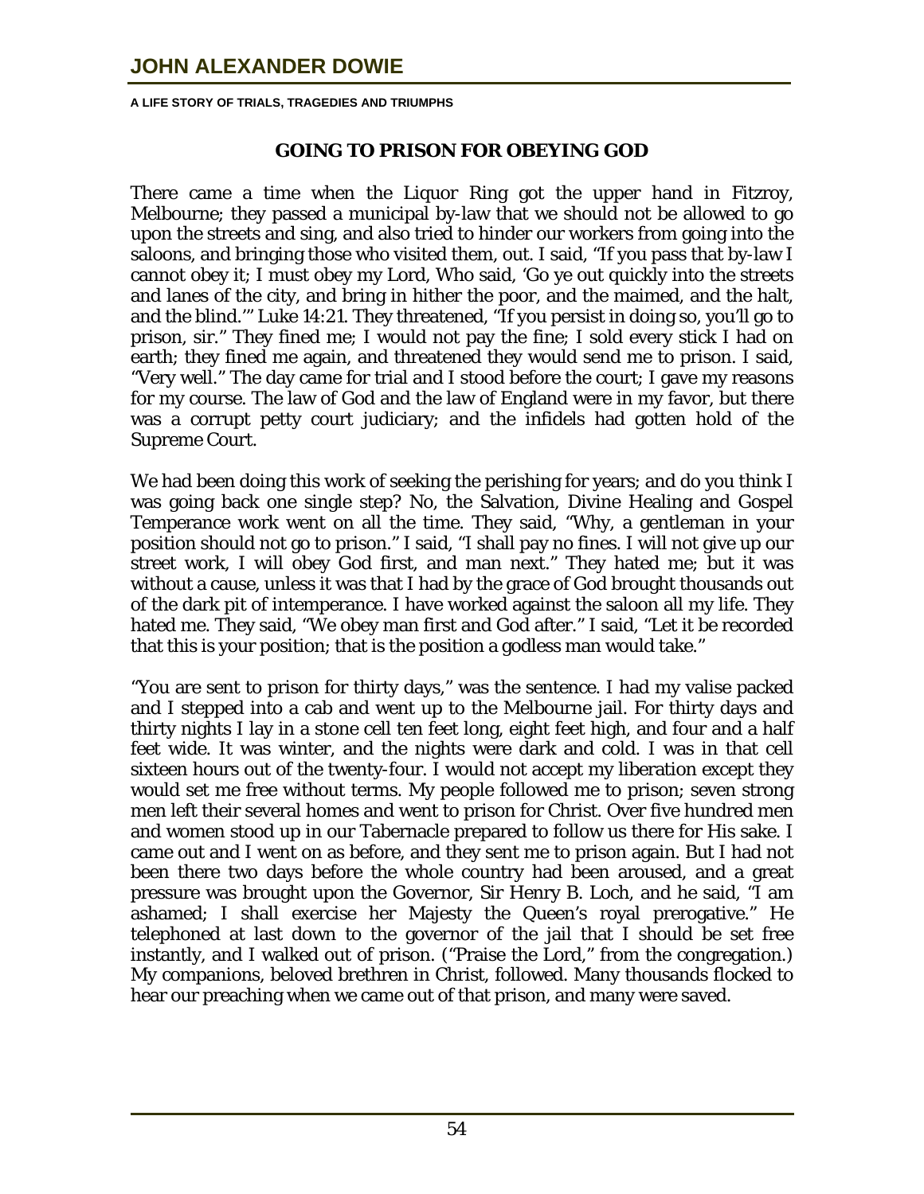## GOING TO PRISON FOR OBEYING GOD

There came a time when the Liquor Ring got the upper hand in Fitzroy, Melbourne; they passed a municipal by-law that we should not be allowed to go upon the streets and sing, and also tried to hinder our workers from going into the saloons, and bringing those who visited them, out. I said, "If you pass that by-law I cannot obey it; I must obey my Lord, Who said, 'Go ye out quickly into the streets and lanes of the city, and bring in hither the poor, and the maimed, and the halt, and the blind.'" Luke 14:21. They threatened, "If you persist in doing so, you'll go to prison, sir." They fined me; I would not pay the fine; I sold every stick I had on earth; they fined me again, and threatened they would send me to prison. I said, "Very well." The day came for trial and I stood before the court; I gave my reasons for my course. The law of God and the law of England were in my favor, but there was a corrupt petty court judiciary; and the infidels had gotten hold of the Supreme Court.

We had been doing this work of seeking the perishing for years; and do you think I was going back one single step? No, the Salvation, Divine Healing and Gospel Temperance work went on all the time. They said, "Why, a gentleman in your position should not go to prison." I said, "I shall pay no fines. I will not give up our street work, I will obey God first, and man next." They hated me; but it was without a cause, unless it was that I had by the grace of God brought thousands out of the dark pit of intemperance. I have worked against the saloon all my life. They hated me. They said, "We obey man first and God after." I said, "Let it be recorded that this is your position; that is the position a godless man would take."

"You are sent to prison for thirty days," was the sentence. I had my valise packed and I stepped into a cab and went up to the Melbourne jail. For thirty days and thirty nights I lay in a stone cell ten feet long, eight feet high, and four and a half feet wide. It was winter, and the nights were dark and cold. I was in that cell sixteen hours out of the twenty-four. I would not accept my liberation except they would set me free without terms. My people followed me to prison; seven strong men left their several homes and went to prison for Christ. Over five hundred men and women stood up in our Tabernacle prepared to follow us there for His sake. I came out and I went on as before, and they sent me to prison again. But I had not been there two days before the whole country had been aroused, and a great pressure was brought upon the Governor, Sir Henry B. Loch, and he said, "I am ashamed; I shall exercise her Majesty the Queen's royal prerogative." He telephoned at last down to the governor of the jail that I should be set free instantly, and I walked out of prison. ("Praise the Lord," from the congregation.) My companions, beloved brethren in Christ, followed. Many thousands flocked to hear our preaching when we came out of that prison, and many were saved.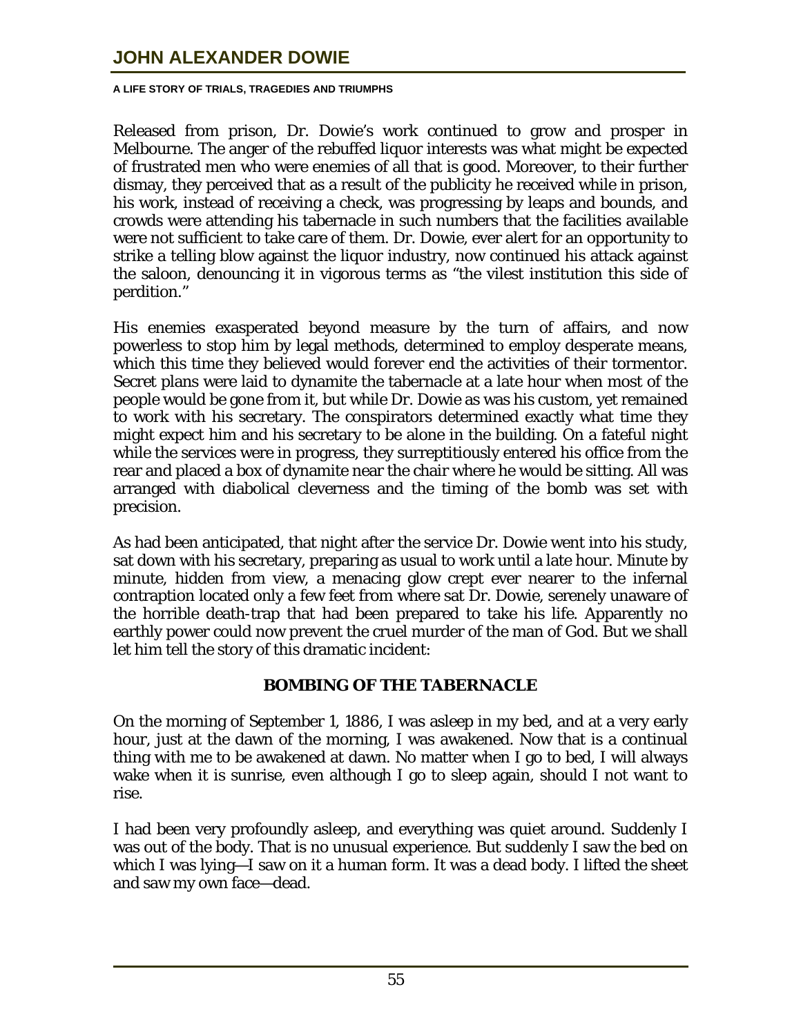Released from prison, Dr. Dowie's work continued to grow and prosper in Melbourne. The anger of the rebuffed liquor interests was what might be expected of frustrated men who were enemies of all that is good. Moreover, to their further dismay, they perceived that as a result of the publicity he received while in prison, his work, instead of receiving a check, was progressing by leaps and bounds, and crowds were attending his tabernacle in such numbers that the facilities available were not sufficient to take care of them. Dr. Dowie, ever alert for an opportunity to strike a telling blow against the liquor industry, now continued his attack against the saloon, denouncing it in vigorous terms as "the vilest institution this side of perdition."

His enemies exasperated beyond measure by the turn of affairs, and now powerless to stop him by legal methods, determined to employ desperate means, which this time they believed would forever end the activities of their tormentor. Secret plans were laid to dynamite the tabernacle at a late hour when most of the people would be gone from it, but while Dr. Dowie as was his custom, yet remained to work with his secretary. The conspirators determined exactly what time they might expect him and his secretary to be alone in the building. On a fateful night while the services were in progress, they surreptitiously entered his office from the rear and placed a box of dynamite near the chair where he would be sitting. All was arranged with diabolical cleverness and the timing of the bomb was set with precision.

As had been anticipated, that night after the service Dr. Dowie went into his study, sat down with his secretary, preparing as usual to work until a late hour. Minute by minute, hidden from view, a menacing glow crept ever nearer to the infernal contraption located only a few feet from where sat Dr. Dowie, serenely unaware of the horrible death-trap that had been prepared to take his life. Apparently no earthly power could now prevent the cruel murder of the man of God. But we shall let him tell the story of this dramatic incident:

### BOMBING OF THE TABERNACLE

On the morning of September 1, 1886, I was asleep in my bed, and at a very early hour, just at the dawn of the morning, I was awakened. Now that is a continual thing with me to be awakened at dawn. No matter when I go to bed, I will always wake when it is sunrise, even although I go to sleep again, should I not want to rise.

I had been very profoundly asleep, and everything was quiet around. Suddenly I was out of the body. That is no unusual experience. But suddenly I saw the bed on which I was lying—I saw on it a human form. It was a dead body. I lifted the sheet and saw my own face—dead.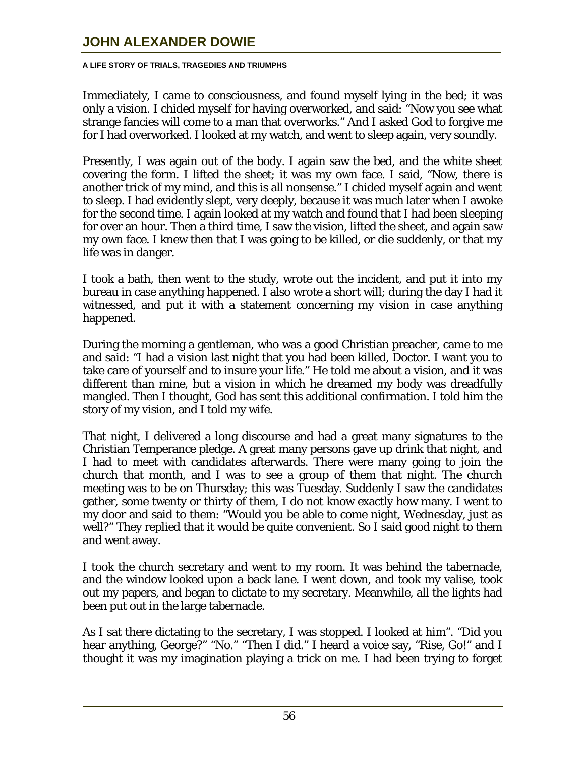Immediately, I came to consciousness, and found myself lying in the bed; it was only a vision. I chided myself for having overworked, and said: "Now you see what strange fancies will come to a man that overworks." And I asked God to forgive me for I had overworked. I looked at my watch, and went to sleep again, very soundly.

Presently, I was again out of the body. I again saw the bed, and the white sheet covering the form. I lifted the sheet; it was my own face. I said, "Now, there is another trick of my mind, and this is all nonsense." I chided myself again and went to sleep. I had evidently slept, very deeply, because it was much later when I awoke for the second time. I again looked at my watch and found that I had been sleeping for over an hour. Then a third time, I saw the vision, lifted the sheet, and again saw my own face. I knew then that I was going to be killed, or die suddenly, or that my life was in danger.

I took a bath, then went to the study, wrote out the incident, and put it into my bureau in case anything happened. I also wrote a short will; during the day I had it witnessed, and put it with a statement concerning my vision in case anything happened.

During the morning a gentleman, who was a good Christian preacher, came to me and said: "I had a vision last night that you had been killed, Doctor. I want you to take care of yourself and to insure your life." He told me about a vision, and it was different than mine, but a vision in which he dreamed my body was dreadfully mangled. Then I thought, God has sent this additional confirmation. I told him the story of my vision, and I told my wife.

That night, I delivered a long discourse and had a great many signatures to the Christian Temperance pledge. A great many persons gave up drink that night, and I had to meet with candidates afterwards. There were many going to join the church that month, and I was to see a group of them that night. The church meeting was to be on Thursday; this was Tuesday. Suddenly I saw the candidates gather, some twenty or thirty of them, I do not know exactly how many. I went to my door and said to them: "Would you be able to come night, Wednesday, just as well?" They replied that it would be quite convenient. So I said good night to them and went away.

I took the church secretary and went to my room. It was behind the tabernacle, and the window looked upon a back lane. I went down, and took my valise, took out my papers, and began to dictate to my secretary. Meanwhile, all the lights had been put out in the large tabernacle.

As I sat there dictating to the secretary, I was stopped. I looked at him". "Did you hear anything, George?" "No." "Then I did." I heard a voice say, "Rise, Go!" and I thought it was my imagination playing a trick on me. I had been trying to forget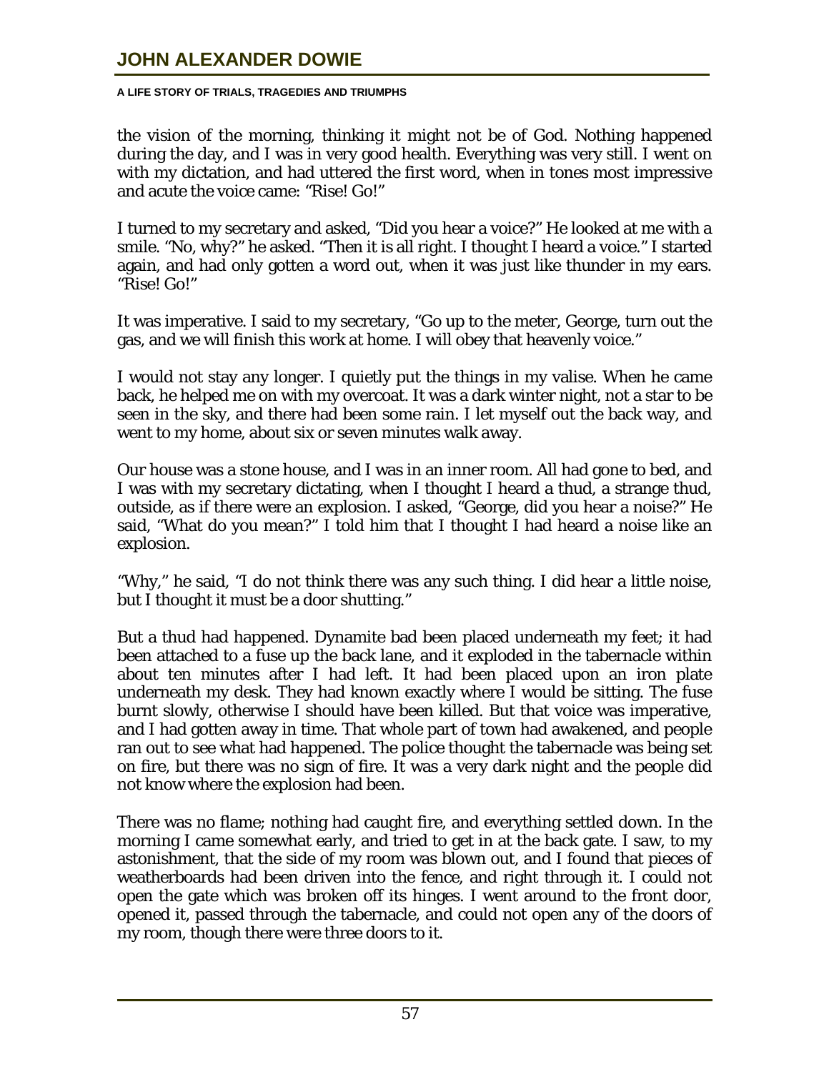the vision of the morning, thinking it might not be of God. Nothing happened during the day, and I was in very good health. Everything was very still. I went on with my dictation, and had uttered the first word, when in tones most impressive and acute the voice came: "Rise! Go!"

I turned to my secretary and asked, "Did you hear a voice?" He looked at me with a smile. "No, why?" he asked. "Then it is all right. I thought I heard a voice." I started again, and had only gotten a word out, when it was just like thunder in my ears. "Rise! Go!"

It was imperative. I said to my secretary, "Go up to the meter, George, turn out the gas, and we will finish this work at home. I will obey that heavenly voice."

I would not stay any longer. I quietly put the things in my valise. When he came back, he helped me on with my overcoat. It was a dark winter night, not a star to be seen in the sky, and there had been some rain. I let myself out the back way, and went to my home, about six or seven minutes walk away.

Our house was a stone house, and I was in an inner room. All had gone to bed, and I was with my secretary dictating, when I thought I heard a thud, a strange thud, outside, as if there were an explosion. I asked, "George, did you hear a noise?" He said, "What do you mean?" I told him that I thought I had heard a noise like an explosion.

"Why," he said, "I do not think there was any such thing. I did hear a little noise, but I thought it must be a door shutting."

But a thud had happened. Dynamite bad been placed underneath my feet; it had been attached to a fuse up the back lane, and it exploded in the tabernacle within about ten minutes after I had left. It had been placed upon an iron plate underneath my desk. They had known exactly where I would be sitting. The fuse burnt slowly, otherwise I should have been killed. But that voice was imperative, and I had gotten away in time. That whole part of town had awakened, and people ran out to see what had happened. The police thought the tabernacle was being set on fire, but there was no sign of fire. It was a very dark night and the people did not know where the explosion had been.

There was no flame; nothing had caught fire, and everything settled down. In the morning I came somewhat early, and tried to get in at the back gate. I saw, to my astonishment, that the side of my room was blown out, and I found that pieces of weatherboards had been driven into the fence, and right through it. I could not open the gate which was broken off its hinges. I went around to the front door, opened it, passed through the tabernacle, and could not open any of the doors of my room, though there were three doors to it.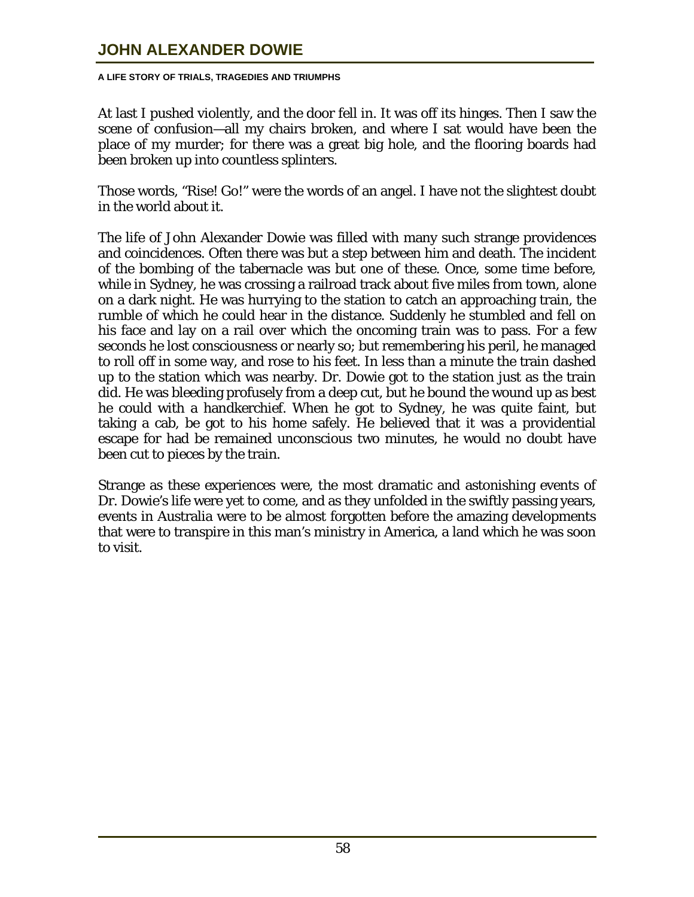At last I pushed violently, and the door fell in. It was off its hinges. Then I saw the scene of confusion—all my chairs broken, and where I sat would have been the place of my murder; for there was a great big hole, and the flooring boards had been broken up into countless splinters.

Those words, "Rise! Go!" were the words of an angel. I have not the slightest doubt in the world about it.

The life of John Alexander Dowie was filled with many such strange providences and coincidences. Often there was but a step between him and death. The incident of the bombing of the tabernacle was but one of these. Once, some time before, while in Sydney, he was crossing a railroad track about five miles from town, alone on a dark night. He was hurrying to the station to catch an approaching train, the rumble of which he could hear in the distance. Suddenly he stumbled and fell on his face and lay on a rail over which the oncoming train was to pass. For a few seconds he lost consciousness or nearly so; but remembering his peril, he managed to roll off in some way, and rose to his feet. In less than a minute the train dashed up to the station which was nearby. Dr. Dowie got to the station just as the train did. He was bleeding profusely from a deep cut, but he bound the wound up as best he could with a handkerchief. When he got to Sydney, he was quite faint, but taking a cab, be got to his home safely. He believed that it was a providential escape for had be remained unconscious two minutes, he would no doubt have been cut to pieces by the train.

Strange as these experiences were, the most dramatic and astonishing events of Dr. Dowie's life were yet to come, and as they unfolded in the swiftly passing years, events in Australia were to be almost forgotten before the amazing developments that were to transpire in this man's ministry in America, a land which he was soon to visit.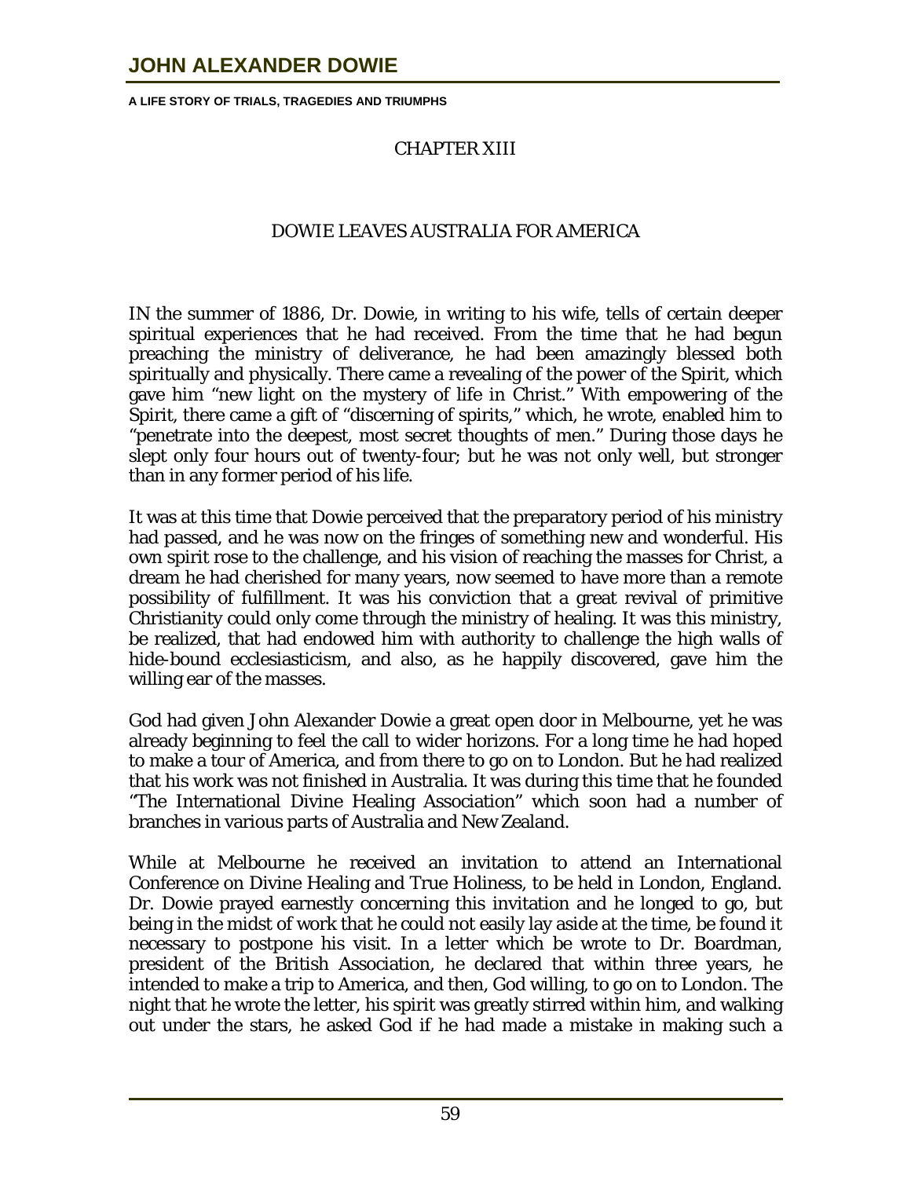## CHAPTER XIII

## DOWIE LEAVES AUSTRALIA FOR AMERICA

IN the summer of 1886, Dr. Dowie, in writing to his wife, tells of certain deeper spiritual experiences that he had received. From the time that he had begun preaching the ministry of deliverance, he had been amazingly blessed both spiritually and physically. There came a revealing of the power of the Spirit, which gave him "new light on the mystery of life in Christ." With empowering of the Spirit, there came a gift of "discerning of spirits," which, he wrote, enabled him to "penetrate into the deepest, most secret thoughts of men." During those days he slept only four hours out of twenty-four; but he was not only well, but stronger than in any former period of his life.

It was at this time that Dowie perceived that the preparatory period of his ministry had passed, and he was now on the fringes of something new and wonderful. His own spirit rose to the challenge, and his vision of reaching the masses for Christ, a dream he had cherished for many years, now seemed to have more than a remote possibility of fulfillment. It was his conviction that a great revival of primitive Christianity could only come through the ministry of healing. It was this ministry, be realized, that had endowed him with authority to challenge the high walls of hide-bound ecclesiasticism, and also, as he happily discovered, gave him the willing ear of the masses.

God had given John Alexander Dowie a great open door in Melbourne, yet he was already beginning to feel the call to wider horizons. For a long time he had hoped to make a tour of America, and from there to go on to London. But he had realized that his work was not finished in Australia. It was during this time that he founded "The International Divine Healing Association" which soon had a number of branches in various parts of Australia and New Zealand.

While at Melbourne he received an invitation to attend an International Conference on Divine Healing and True Holiness, to be held in London, England. Dr. Dowie prayed earnestly concerning this invitation and he longed to go, but being in the midst of work that he could not easily lay aside at the time, be found it necessary to postpone his visit. In a letter which be wrote to Dr. Boardman, president of the British Association, he declared that within three years, he intended to make a trip to America, and then, God willing, to go on to London. The night that he wrote the letter, his spirit was greatly stirred within him, and walking out under the stars, he asked God if he had made a mistake in making such a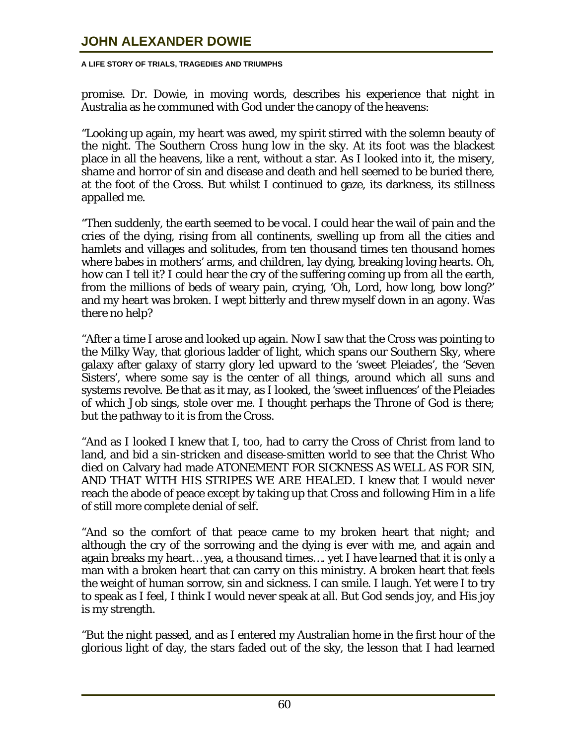promise. Dr. Dowie, in moving words, describes his experience that night in Australia as he communed with God under the canopy of the heavens:

"Looking up again, my heart was awed, my spirit stirred with the solemn beauty of the night. The Southern Cross hung low in the sky. At its foot was the blackest place in all the heavens, like a rent, without a star. As I looked into it, the misery, shame and horror of sin and disease and death and hell seemed to be buried there, at the foot of the Cross. But whilst I continued to gaze, its darkness, its stillness appalled me.

"Then suddenly, the earth seemed to be vocal. I could hear the wail of pain and the cries of the dying, rising from all continents, swelling up from all the cities and hamlets and villages and solitudes, from ten thousand times ten thousand homes where babes in mothers' arms, and children, lay dying, breaking loving hearts. Oh, how can I tell it? I could hear the cry of the suffering coming up from all the earth, from the millions of beds of weary pain, crying, 'Oh, Lord, how long, bow long?' and my heart was broken. I wept bitterly and threw myself down in an agony. Was there no help?

"After a time I arose and looked up again. Now I saw that the Cross was pointing to the Milky Way, that glorious ladder of light, which spans our Southern Sky, where galaxy after galaxy of starry glory led upward to the 'sweet Pleiades', the 'Seven Sisters', where some say is the center of all things, around which all suns and systems revolve. Be that as it may, as I looked, the 'sweet influences' of the Pleiades of which Job sings, stole over me. I thought perhaps the Throne of God is there; but the pathway to it is from the Cross.

"And as I looked I knew that I, too, had to carry the Cross of Christ from land to land, and bid a sin-stricken and disease-smitten world to see that the Christ Who died on Calvary had made ATONEMENT FOR SICKNESS AS WELL AS FOR SIN, AND THAT WITH HIS STRIPES WE ARE HEALED. I knew that I would never reach the abode of peace except by taking up that Cross and following Him in a life of still more complete denial of self.

"And so the comfort of that peace came to my broken heart that night; and although the cry of the sorrowing and the dying is ever with me, and again and again breaks my heart… yea, a thousand times…. yet I have learned that it is only a man with a broken heart that can carry on this ministry. A broken heart that feels the weight of human sorrow, sin and sickness. I can smile. I laugh. Yet were I to try to speak as I feel, I think I would never speak at all. But God sends joy, and His joy is my strength.

"But the night passed, and as I entered my Australian home in the first hour of the glorious light of day, the stars faded out of the sky, the lesson that I had learned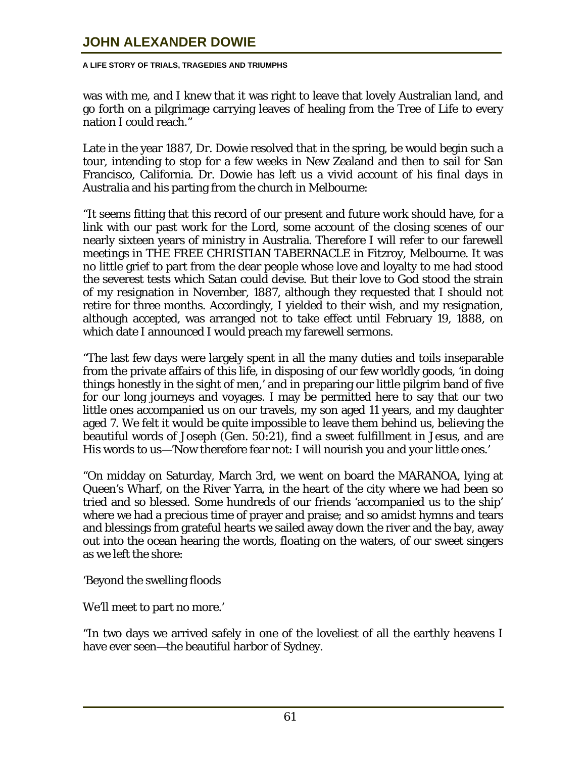was with me, and I knew that it was right to leave that lovely Australian land, and go forth on a pilgrimage carrying leaves of healing from the Tree of Life to every nation I could reach."

Late in the year 1887, Dr. Dowie resolved that in the spring, be would begin such a tour, intending to stop for a few weeks in New Zealand and then to sail for San Francisco, California. Dr. Dowie has left us a vivid account of his final days in Australia and his parting from the church in Melbourne:

"It seems fitting that this record of our present and future work should have, for a link with our past work for the Lord, some account of the closing scenes of our nearly sixteen years of ministry in Australia. Therefore I will refer to our farewell meetings in THE FREE CHRISTIAN TABERNACLE in Fitzroy, Melbourne. It was no little grief to part from the dear people whose love and loyalty to me had stood the severest tests which Satan could devise. But their love to God stood the strain of my resignation in November, 1887, although they requested that I should not retire for three months. Accordingly, I yielded to their wish, and my resignation, although accepted, was arranged not to take effect until February 19, 1888, on which date I announced I would preach my farewell sermons.

"The last few days were largely spent in all the many duties and toils inseparable from the private affairs of this life, in disposing of our few worldly goods, 'in doing things honestly in the sight of men,' and in preparing our little pilgrim band of five for our long journeys and voyages. I may be permitted here to say that our two little ones accompanied us on our travels, my son aged 11 years, and my daughter aged 7. We felt it would be quite impossible to leave them behind us, believing the beautiful words of Joseph (Gen. 50:21), find a sweet fulfillment in Jesus, and are His words to us—'Now therefore fear not: I will nourish you and your little ones.'

"On midday on Saturday, March 3rd, we went on board the MARANOA, lying at Queen's Wharf, on the River Yarra, in the heart of the city where we had been so tried and so blessed. Some hundreds of our friends 'accompanied us to the ship' where we had a precious time of prayer and praise; and so amidst hymns and tears and blessings from grateful hearts we sailed away down the river and the bay, away out into the ocean hearing the words, floating on the waters, of our sweet singers as we left the shore:

'Beyond the swelling floods

We'll meet to part no more.'

"In two days we arrived safely in one of the loveliest of all the earthly heavens I have ever seen—the beautiful harbor of Sydney.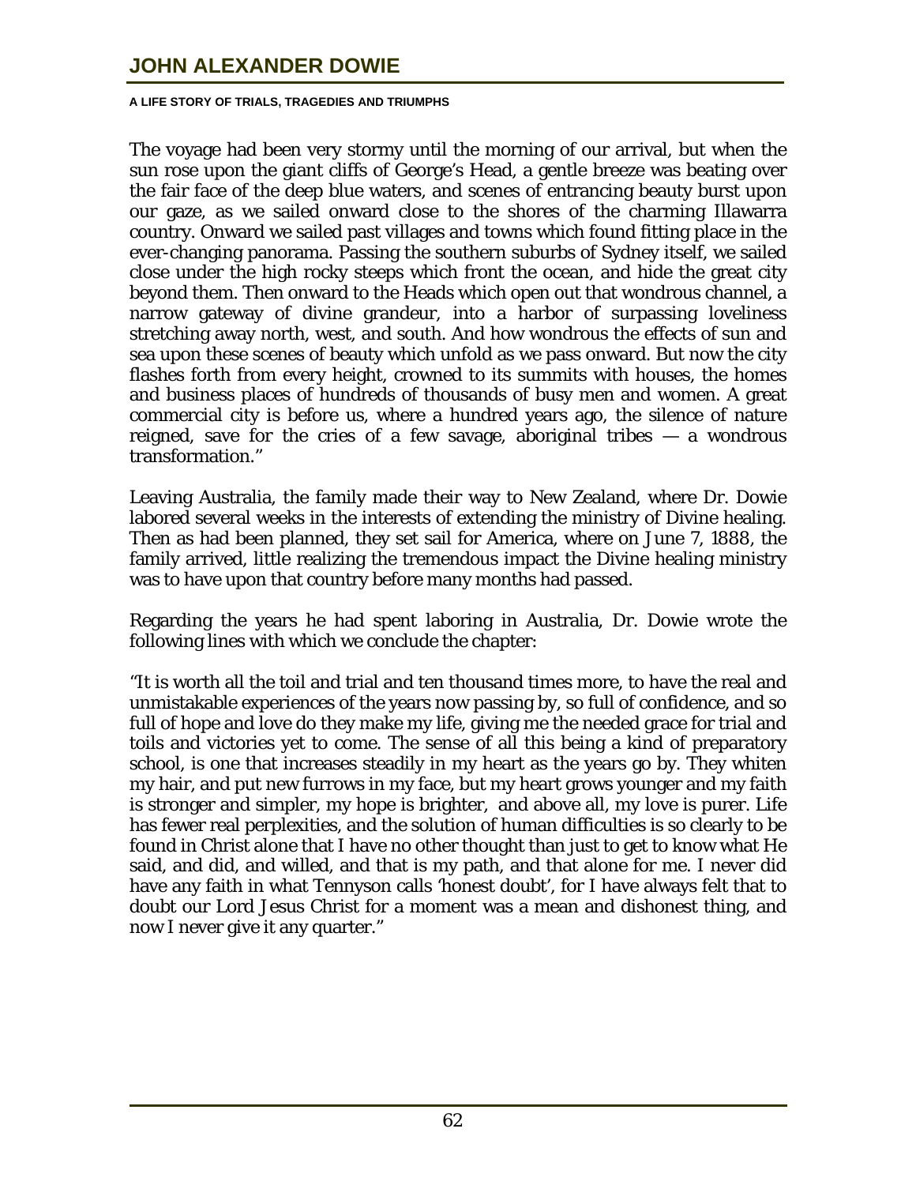The voyage had been very stormy until the morning of our arrival, but when the sun rose upon the giant cliffs of George's Head, a gentle breeze was beating over the fair face of the deep blue waters, and scenes of entrancing beauty burst upon our gaze, as we sailed onward close to the shores of the charming Illawarra country. Onward we sailed past villages and towns which found fitting place in the ever-changing panorama. Passing the southern suburbs of Sydney itself, we sailed close under the high rocky steeps which front the ocean, and hide the great city beyond them. Then onward to the Heads which open out that wondrous channel, a narrow gateway of divine grandeur, into a harbor of surpassing loveliness stretching away north, west, and south. And how wondrous the effects of sun and sea upon these scenes of beauty which unfold as we pass onward. But now the city flashes forth from every height, crowned to its summits with houses, the homes and business places of hundreds of thousands of busy men and women. A great commercial city is before us, where a hundred years ago, the silence of nature reigned, save for the cries of a few savage, aboriginal tribes — a wondrous transformation."

Leaving Australia, the family made their way to New Zealand, where Dr. Dowie labored several weeks in the interests of extending the ministry of Divine healing. Then as had been planned, they set sail for America, where on June 7, 1888, the family arrived, little realizing the tremendous impact the Divine healing ministry was to have upon that country before many months had passed.

Regarding the years he had spent laboring in Australia, Dr. Dowie wrote the following lines with which we conclude the chapter:

"It is worth all the toil and trial and ten thousand times more, to have the real and unmistakable experiences of the years now passing by, so full of confidence, and so full of hope and love do they make my life, giving me the needed grace for trial and toils and victories yet to come. The sense of all this being a kind of preparatory school, is one that increases steadily in my heart as the years go by. They whiten my hair, and put new furrows in my face, but my heart grows younger and my faith is stronger and simpler, my hope is brighter, and above all, my love is purer. Life has fewer real perplexities, and the solution of human difficulties is so clearly to be found in Christ alone that I have no other thought than just to get to know what He said, and did, and willed, and that is my path, and that alone for me. I never did have any faith in what Tennyson calls 'honest doubt', for I have always felt that to doubt our Lord Jesus Christ for a moment was a mean and dishonest thing, and now I never give it any quarter."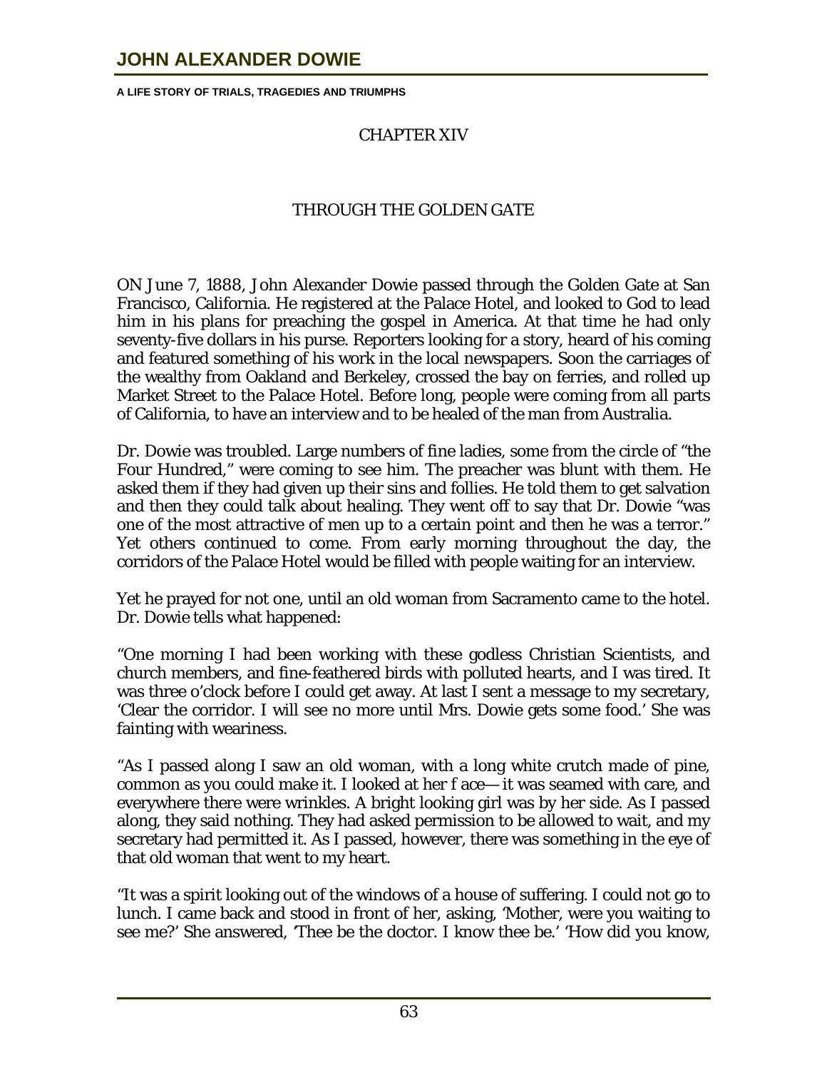## CHAPTER XIV

## THROUGH THE GOLDEN GATE

ON June 7, 1888, John Alexander Dowie passed through the Golden Gate at San Francisco, California. He registered at the Palace Hotel, and looked to God to lead him in his plans for preaching the gospel in America. At that time he had only seventy-five dollars in his purse. Reporters looking for a story, heard of his coming and featured something of his work in the local newspapers. Soon the carriages of the wealthy from Oakland and Berkeley, crossed the bay on ferries, and rolled up Market Street to the Palace Hotel. Before long, people were coming from all parts of California, to have an interview and to be healed of the man from Australia.

Dr. Dowie was troubled. Large numbers of fine ladies, some from the circle of "the Four Hundred," were coming to see him. The preacher was blunt with them. He asked them if they had given up their sins and follies. He told them to get salvation and then they could talk about healing. They went off to say that Dr. Dowie "was one of the most attractive of men up to a certain point and then he was a terror." Yet others continued to come. From early morning throughout the day, the corridors of the Palace Hotel would be filled with people waiting for an interview.

Yet he prayed for not one, until an old woman from Sacramento came to the hotel. Dr. Dowie tells what happened:

"One morning I had been working with these godless Christian Scientists, and church members, and fine-feathered birds with polluted hearts, and I was tired. It was three o'clock before I could get away. At last I sent a message to my secretary, 'Clear the corridor. I will see no more until Mrs. Dowie gets some food.' She was fainting with weariness.

"As I passed along I saw an old woman, with a long white crutch made of pine, common as you could make it. I looked at her f ace— it was seamed with care, and everywhere there were wrinkles. A bright looking girl was by her side. As I passed along, they said nothing. They had asked permission to be allowed to wait, and my secretary had permitted it. As I passed, however, there was something in the eye of that old woman that went to my heart.

"It was a spirit looking out of the windows of a house of suffering. I could not go to lunch. I came back and stood in front of her, asking, 'Mother, were you waiting to see me?' She answered, 'Thee be the doctor. I know thee be.' 'How did you know,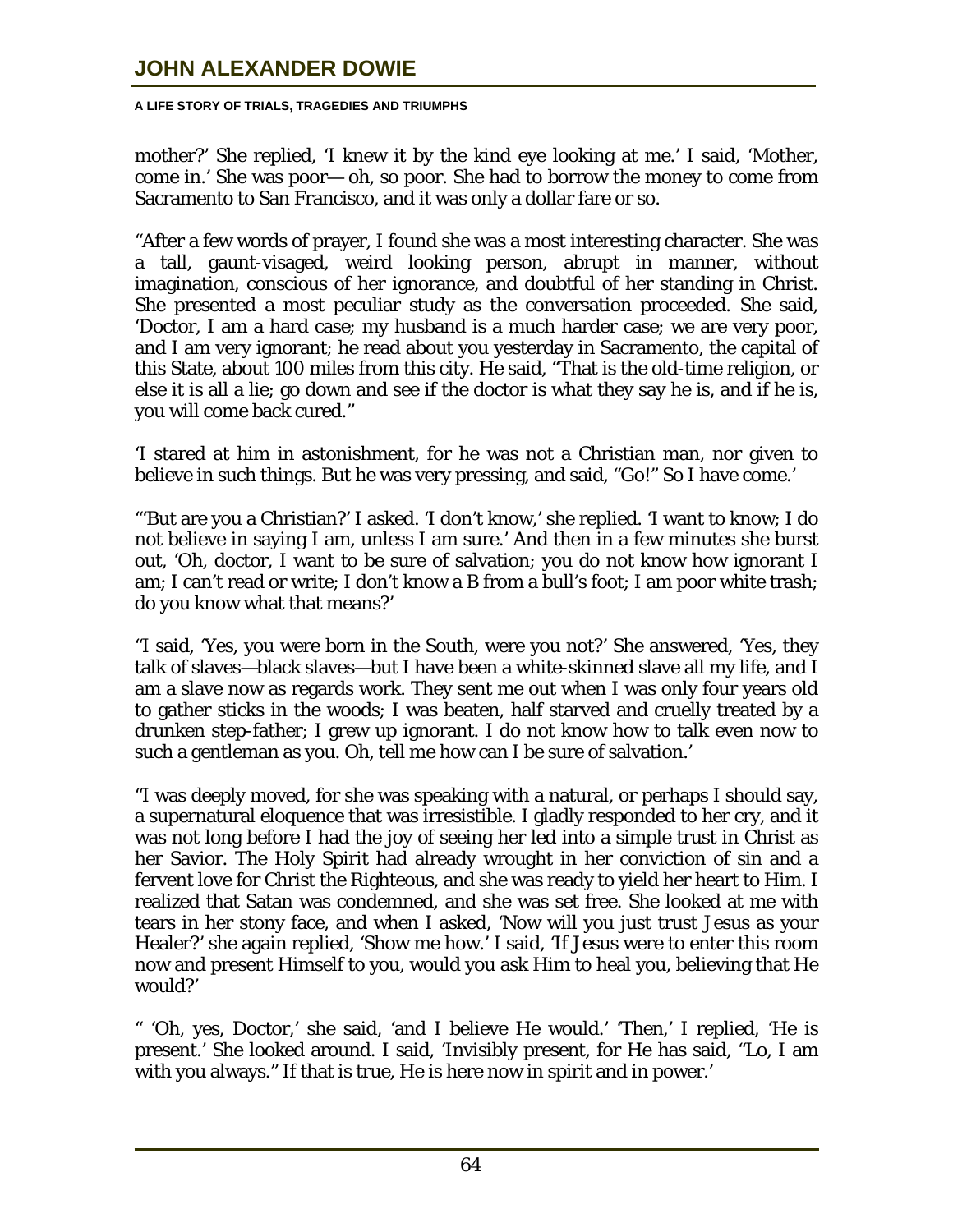mother?' She replied, 'I knew it by the kind eye looking at me.' I said, 'Mother, come in.' She was poor— oh, so poor. She had to borrow the money to come from Sacramento to San Francisco, and it was only a dollar fare or so.

"After a few words of prayer, I found she was a most interesting character. She was a tall, gaunt-visaged, weird looking person, abrupt in manner, without imagination, conscious of her ignorance, and doubtful of her standing in Christ. She presented a most peculiar study as the conversation proceeded. She said, 'Doctor, I am a hard case; my husband is a much harder case; we are very poor, and I am very ignorant; he read about you yesterday in Sacramento, the capital of this State, about 100 miles from this city. He said, "That is the old-time religion, or else it is all a lie; go down and see if the doctor is what they say he is, and if he is, you will come back cured."

'I stared at him in astonishment, for he was not a Christian man, nor given to believe in such things. But he was very pressing, and said, "Go!" So I have come.'

"'But are you a Christian?' I asked. 'I don't know,' she replied. 'I want to know; I do not believe in saying I am, unless I am sure.' And then in a few minutes she burst out, 'Oh, doctor, I want to be sure of salvation; you do not know how ignorant I am; I can't read or write; I don't know a B from a bull's foot; I am poor white trash; do you know what that means?'

"I said, 'Yes, you were born in the South, were you not?' She answered, 'Yes, they talk of slaves—black slaves—but I have been a white-skinned slave all my life, and I am a slave now as regards work. They sent me out when I was only four years old to gather sticks in the woods; I was beaten, half starved and cruelly treated by a drunken step-father; I grew up ignorant. I do not know how to talk even now to such a gentleman as you. Oh, tell me how can I be sure of salvation.'

"I was deeply moved, for she was speaking with a natural, or perhaps I should say, a supernatural eloquence that was irresistible. I gladly responded to her cry, and it was not long before I had the joy of seeing her led into a simple trust in Christ as her Savior. The Holy Spirit had already wrought in her conviction of sin and a fervent love for Christ the Righteous, and she was ready to yield her heart to Him. I realized that Satan was condemned, and she was set free. She looked at me with tears in her stony face, and when I asked, 'Now will you just trust Jesus as your Healer?' she again replied, 'Show me how.' I said, 'If Jesus were to enter this room now and present Himself to you, would you ask Him to heal you, believing that He would?'

" 'Oh, yes, Doctor,' she said, 'and I believe He would.' 'Then,' I replied, 'He is present.' She looked around. I said, 'Invisibly present, for He has said, "Lo, I am with you always." If that is true, He is here now in spirit and in power.'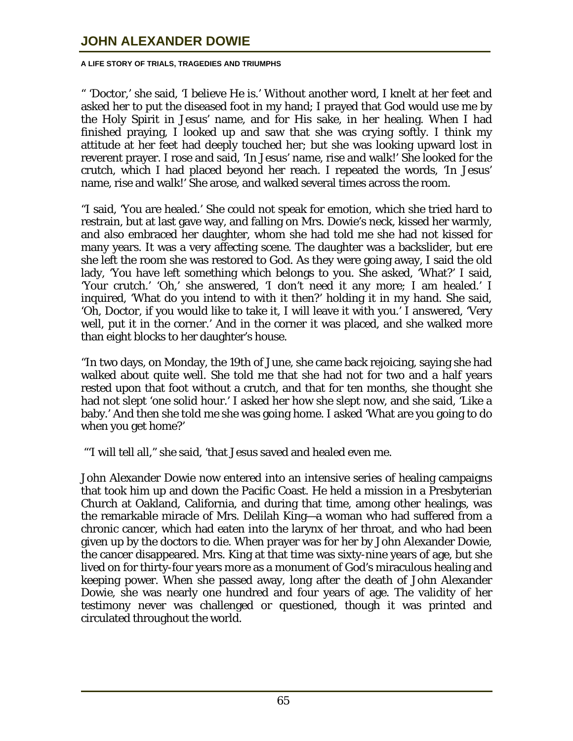" 'Doctor,' she said, 'I believe He is.' Without another word, I knelt at her feet and asked her to put the diseased foot in my hand; I prayed that God would use me by the Holy Spirit in Jesus' name, and for His sake, in her healing. When I had finished praying, I looked up and saw that she was crying softly. I think my attitude at her feet had deeply touched her; but she was looking upward lost in reverent prayer. I rose and said, 'In Jesus' name, rise and walk!' She looked for the crutch, which I had placed beyond her reach. I repeated the words, 'In Jesus' name, rise and walk!' She arose, and walked several times across the room.

"I said, 'You are healed.' She could not speak for emotion, which she tried hard to restrain, but at last gave way, and falling on Mrs. Dowie's neck, kissed her warmly, and also embraced her daughter, whom she had told me she had not kissed for many years. It was a very affecting scene. The daughter was a backslider, but ere she left the room she was restored to God. As they were going away, I said the old lady, 'You have left something which belongs to you. She asked, 'What?' I said, 'Your crutch.' 'Oh,' she answered, 'I don't need it any more; I am healed.' I inquired, 'What do you intend to with it then?' holding it in my hand. She said, 'Oh, Doctor, if you would like to take it, I will leave it with you.' I answered, 'Very well, put it in the corner.' And in the corner it was placed, and she walked more than eight blocks to her daughter's house.

"In two days, on Monday, the 19th of June, she came back rejoicing, saying she had walked about quite well. She told me that she had not for two and a half years rested upon that foot without a crutch, and that for ten months, she thought she had not slept 'one solid hour.' I asked her how she slept now, and she said, 'Like a baby.' And then she told me she was going home. I asked 'What are you going to do when you get home?'

"'I will tell all," she said, 'that Jesus saved and healed even me.

John Alexander Dowie now entered into an intensive series of healing campaigns that took him up and down the Pacific Coast. He held a mission in a Presbyterian Church at Oakland, California, and during that time, among other healings, was the remarkable miracle of Mrs. Delilah King—a woman who had suffered from a chronic cancer, which had eaten into the larynx of her throat, and who had been given up by the doctors to die. When prayer was for her by John Alexander Dowie, the cancer disappeared. Mrs. King at that time was sixty-nine years of age, but she lived on for thirty-four years more as a monument of God's miraculous healing and keeping power. When she passed away, long after the death of John Alexander Dowie, she was nearly one hundred and four years of age. The validity of her testimony never was challenged or questioned, though it was printed and circulated throughout the world.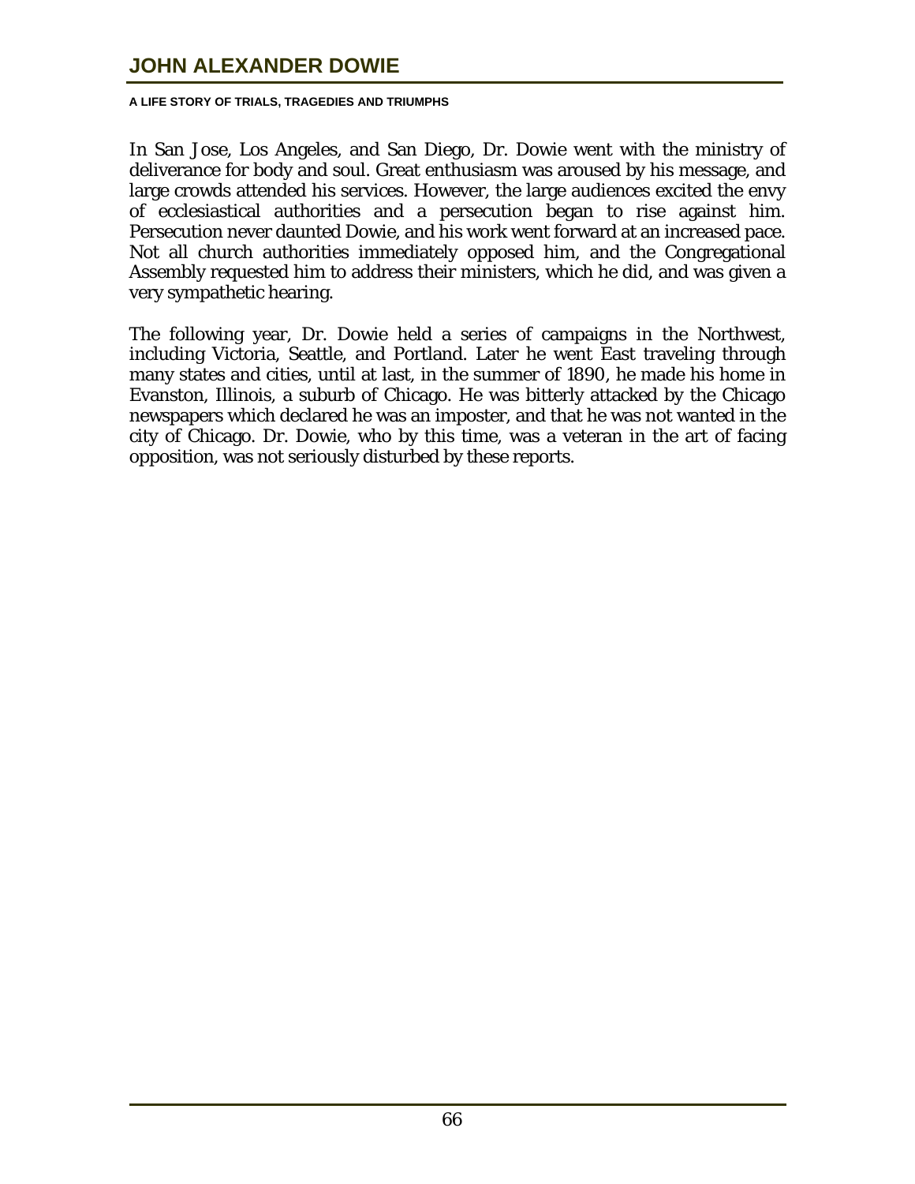In San Jose, Los Angeles, and San Diego, Dr. Dowie went with the ministry of deliverance for body and soul. Great enthusiasm was aroused by his message, and large crowds attended his services. However, the large audiences excited the envy of ecclesiastical authorities and a persecution began to rise against him. Persecution never daunted Dowie, and his work went forward at an increased pace. Not all church authorities immediately opposed him, and the Congregational Assembly requested him to address their ministers, which he did, and was given a very sympathetic hearing.

The following year, Dr. Dowie held a series of campaigns in the Northwest, including Victoria, Seattle, and Portland. Later he went East traveling through many states and cities, until at last, in the summer of 1890, he made his home in Evanston, Illinois, a suburb of Chicago. He was bitterly attacked by the Chicago newspapers which declared he was an imposter, and that he was not wanted in the city of Chicago. Dr. Dowie, who by this time, was a veteran in the art of facing opposition, was not seriously disturbed by these reports.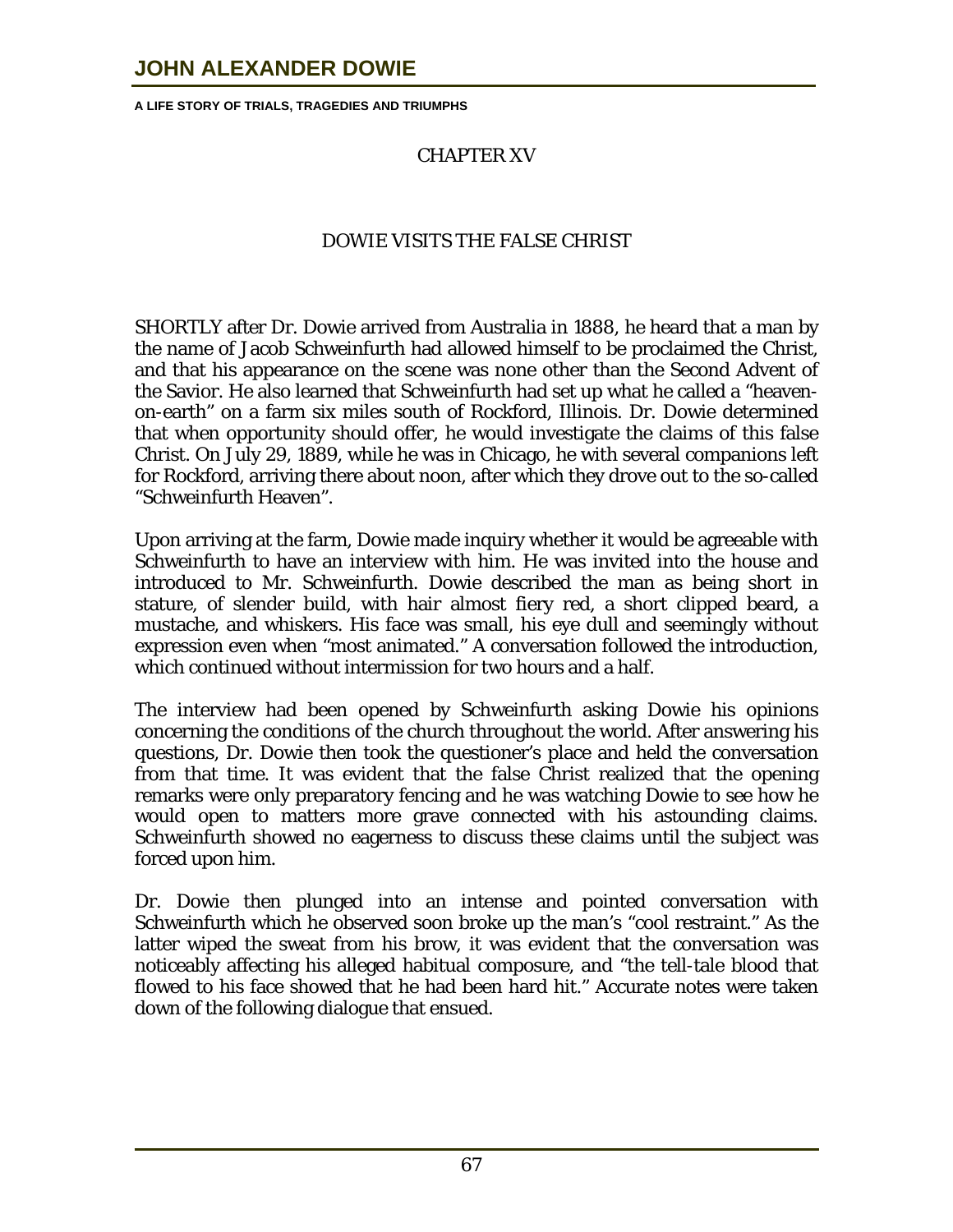## CHAPTER XV

## DOWIE VISITS THE FALSE CHRIST

SHORTLY after Dr. Dowie arrived from Australia in 1888, he heard that a man by the name of Jacob Schweinfurth had allowed himself to be proclaimed the Christ, and that his appearance on the scene was none other than the Second Advent of the Savior. He also learned that Schweinfurth had set up what he called a "heaven-on-earth" on a farm six miles south of Rockford, Illinois. Dr. Dowie determined that when opportunity should offer, he would investigate the claims of this false Christ. On July 29, 1889, while he was in Chicago, he with several companions left for Rockford, arriving there about noon, after which they drove out to the so-called "Schweinfurth Heaven".

Upon arriving at the farm, Dowie made inquiry whether it would be agreeable with Schweinfurth to have an interview with him. He was invited into the house and introduced to Mr. Schweinfurth. Dowie described the man as being short in stature, of slender build, with hair almost fiery red, a short clipped beard, a mustache, and whiskers. His face was small, his eye dull and seemingly without expression even when "most animated." A conversation followed the introduction, which continued without intermission for two hours and a half.

The interview had been opened by Schweinfurth asking Dowie his opinions concerning the conditions of the church throughout the world. After answering his questions, Dr. Dowie then took the questioner's place and held the conversation from that time. It was evident that the false Christ realized that the opening remarks were only preparatory fencing and he was watching Dowie to see how he would open to matters more grave connected with his astounding claims. Schweinfurth showed no eagerness to discuss these claims until the subject was forced upon him.

Dr. Dowie then plunged into an intense and pointed conversation with Schweinfurth which he observed soon broke up the man's "cool restraint." As the latter wiped the sweat from his brow, it was evident that the conversation was noticeably affecting his alleged habitual composure, and "the tell-tale blood that flowed to his face showed that he had been hard hit." Accurate notes were taken down of the following dialogue that ensued.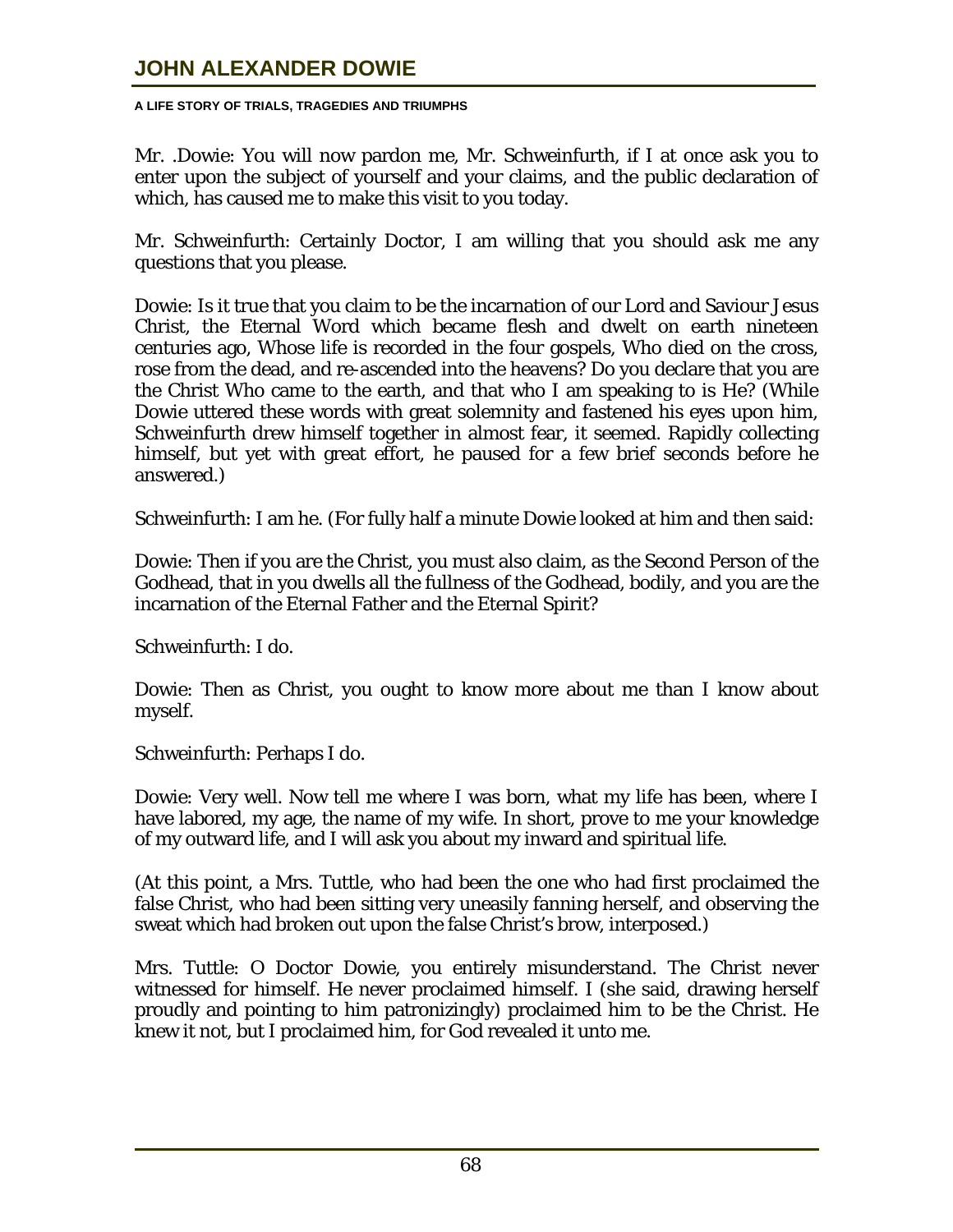Mr. .Dowie: You will now pardon me, Mr. Schweinfurth, if I at once ask you to enter upon the subject of yourself and your claims, and the public declaration of which, has caused me to make this visit to you today.

Mr. Schweinfurth: Certainly Doctor, I am willing that you should ask me any questions that you please.

Dowie: Is it true that you claim to be the incarnation of our Lord and Saviour Jesus Christ, the Eternal Word which became flesh and dwelt on earth nineteen centuries ago, Whose life is recorded in the four gospels, Who died on the cross, rose from the dead, and re-ascended into the heavens? Do you declare that you are the Christ Who came to the earth, and that who I am speaking to is He? (While Dowie uttered these words with great solemnity and fastened his eyes upon him, Schweinfurth drew himself together in almost fear, it seemed. Rapidly collecting himself, but yet with great effort, he paused for a few brief seconds before he answered.)

Schweinfurth: I am he. (For fully half a minute Dowie looked at him and then said:

Dowie: Then if you are the Christ, you must also claim, as the Second Person of the Godhead, that in you dwells all the fullness of the Godhead, bodily, and you are the incarnation of the Eternal Father and the Eternal Spirit?

Schweinfurth: I do.

Dowie: Then as Christ, you ought to know more about me than I know about myself.

Schweinfurth: Perhaps I do.

Dowie: Very well. Now tell me where I was born, what my life has been, where I have labored, my age, the name of my wife. In short, prove to me your knowledge of my outward life, and I will ask you about my inward and spiritual life.

(At this point, a Mrs. Tuttle, who had been the one who had first proclaimed the false Christ, who had been sitting very uneasily fanning herself, and observing the sweat which had broken out upon the false Christ's brow, interposed.)

Mrs. Tuttle: O Doctor Dowie, you entirely misunderstand. The Christ never witnessed for himself. He never proclaimed himself. I (she said, drawing herself proudly and pointing to him patronizingly) proclaimed him to be the Christ. He knew it not, but I proclaimed him, for God revealed it unto me.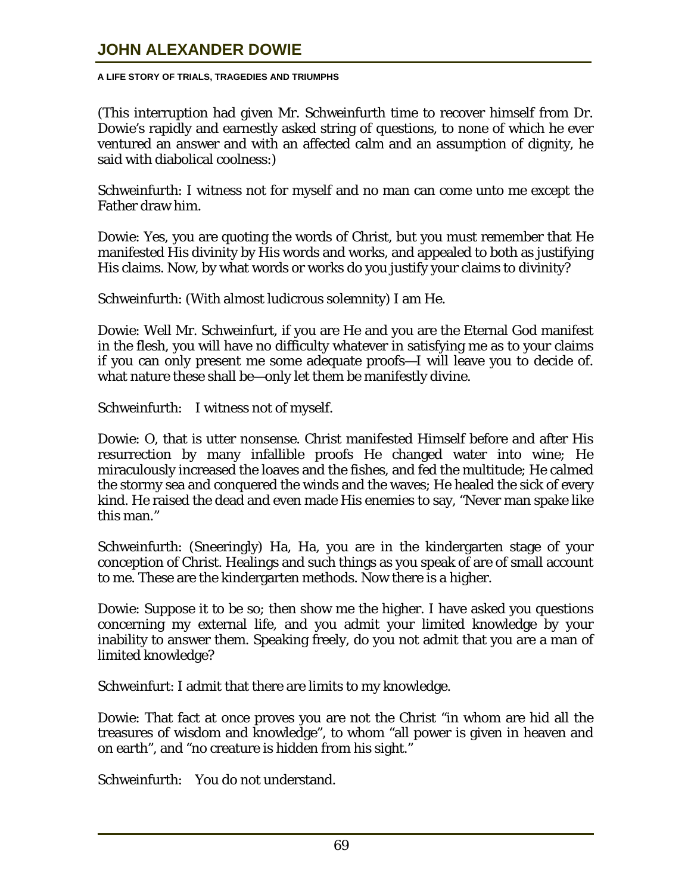(This interruption had given Mr. Schweinfurth time to recover himself from Dr. Dowie's rapidly and earnestly asked string of questions, to none of which he ever ventured an answer and with an affected calm and an assumption of dignity, he said with diabolical coolness:)

Schweinfurth: I witness not for myself and no man can come unto me except the Father draw him.

Dowie: Yes, you are quoting the words of Christ, but you must remember that He manifested His divinity by His words and works, and appealed to both as justifying His claims. Now, by what words or works do you justify your claims to divinity?

Schweinfurth: (With almost ludicrous solemnity) I am He.

Dowie: Well Mr. Schweinfurt, if you are He and you are the Eternal God manifest in the flesh, you will have no difficulty whatever in satisfying me as to your claims if you can only present me some adequate proofs—I will leave you to decide of. what nature these shall be—only let them be manifestly divine.

Schweinfurth: I witness not of myself.

Dowie: O, that is utter nonsense. Christ manifested Himself before and after His resurrection by many infallible proofs He changed water into wine; He miraculously increased the loaves and the fishes, and fed the multitude; He calmed the stormy sea and conquered the winds and the waves; He healed the sick of every kind. He raised the dead and even made His enemies to say, "Never man spake like this man."

Schweinfurth: (Sneeringly) Ha, Ha, you are in the kindergarten stage of your conception of Christ. Healings and such things as you speak of are of small account to me. These are the kindergarten methods. Now there is a higher.

Dowie: Suppose it to be so; then show me the higher. I have asked you questions concerning my external life, and you admit your limited knowledge by your inability to answer them. Speaking freely, do you not admit that you are a man of limited knowledge?

Schweinfurt: I admit that there are limits to my knowledge.

Dowie: That fact at once proves you are not the Christ "in whom are hid all the treasures of wisdom and knowledge", to whom "all power is given in heaven and on earth", and "no creature is hidden from his sight."

Schweinfurth: You do not understand.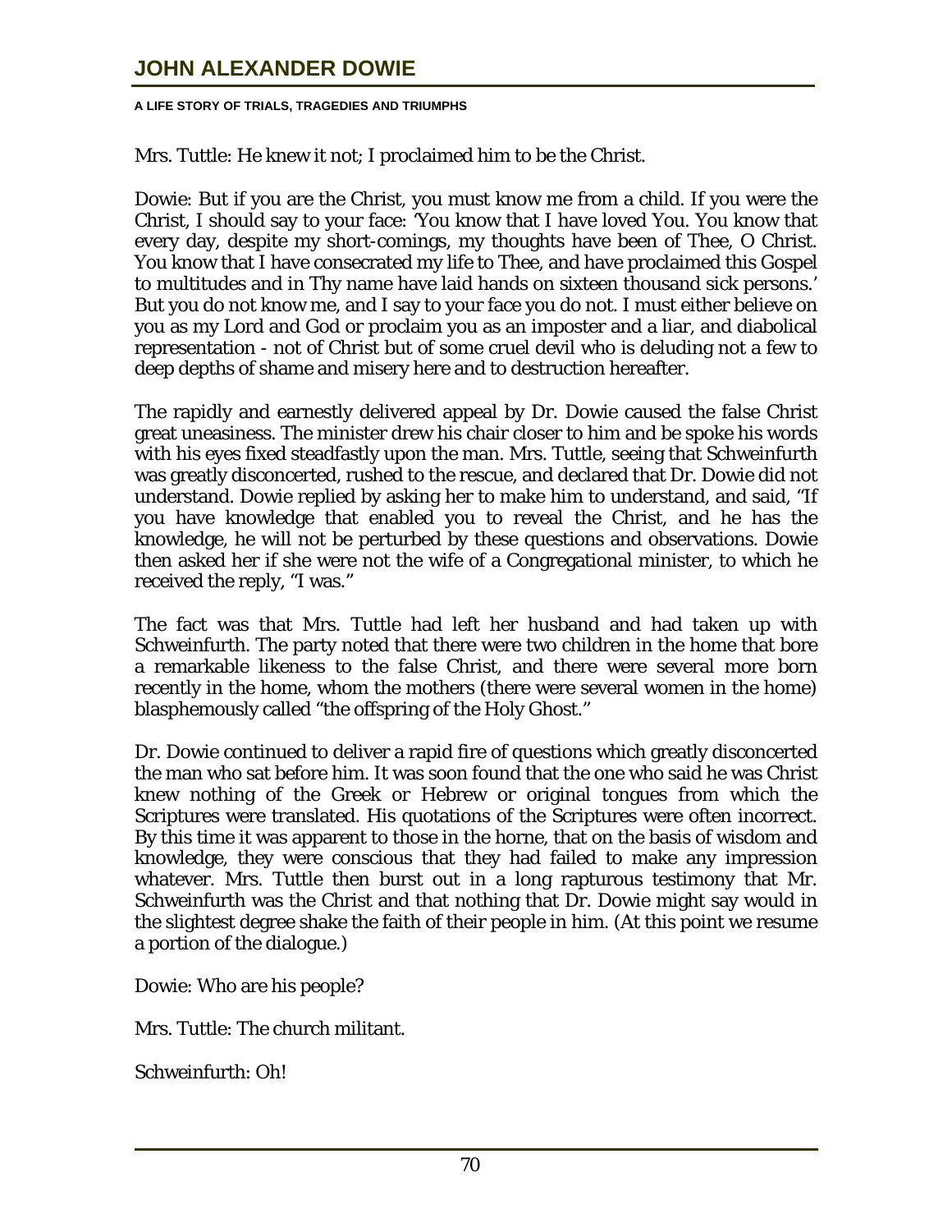Mrs. Tuttle: He knew it not; I proclaimed him to be the Christ.

Dowie: But if you are the Christ, you must know me from a child. If you were the Christ, I should say to your face: 'You know that I have loved You. You know that every day, despite my short-comings, my thoughts have been of Thee, O Christ. You know that I have consecrated my life to Thee, and have proclaimed this Gospel to multitudes and in Thy name have laid hands on sixteen thousand sick persons.' But you do not know me, and I say to your face you do not. I must either believe on you as my Lord and God or proclaim you as an imposter and a liar, and diabolical representation - not of Christ but of some cruel devil who is deluding not a few to deep depths of shame and misery here and to destruction hereafter.

The rapidly and earnestly delivered appeal by Dr. Dowie caused the false Christ great uneasiness. The minister drew his chair closer to him and be spoke his words with his eyes fixed steadfastly upon the man. Mrs. Tuttle, seeing that Schweinfurth was greatly disconcerted, rushed to the rescue, and declared that Dr. Dowie did not understand. Dowie replied by asking her to make him to understand, and said, "If you have knowledge that enabled you to reveal the Christ, and he has the knowledge, he will not be perturbed by these questions and observations. Dowie then asked her if she were not the wife of a Congregational minister, to which he received the reply, "I was."

The fact was that Mrs. Tuttle had left her husband and had taken up with Schweinfurth. The party noted that there were two children in the home that bore a remarkable likeness to the false Christ, and there were several more born recently in the home, whom the mothers (there were several women in the home) blasphemously called "the offspring of the Holy Ghost."

Dr. Dowie continued to deliver a rapid fire of questions which greatly disconcerted the man who sat before him. It was soon found that the one who said he was Christ knew nothing of the Greek or Hebrew or original tongues from which the Scriptures were translated. His quotations of the Scriptures were often incorrect. By this time it was apparent to those in the horne, that on the basis of wisdom and knowledge, they were conscious that they had failed to make any impression whatever. Mrs. Tuttle then burst out in a long rapturous testimony that Mr. Schweinfurth was the Christ and that nothing that Dr. Dowie might say would in the slightest degree shake the faith of their people in him. (At this point we resume a portion of the dialogue.)

Dowie: Who are his people?

Mrs. Tuttle: The church militant.

Schweinfurth: Oh!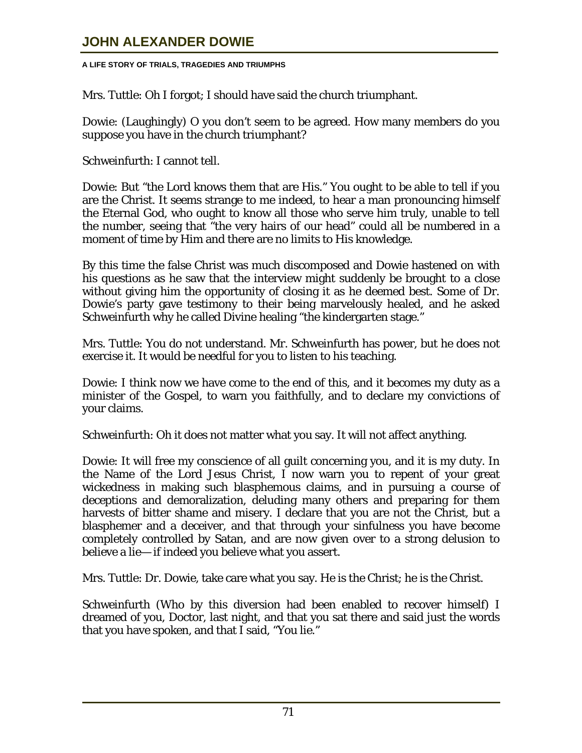Mrs. Tuttle: Oh I forgot; I should have said the church triumphant.

Dowie: (Laughingly) O you don't seem to be agreed. How many members do you suppose you have in the church triumphant?

Schweinfurth: I cannot tell.

Dowie: But "the Lord knows them that are His." You ought to be able to tell if you are the Christ. It seems strange to me indeed, to hear a man pronouncing himself the Eternal God, who ought to know all those who serve him truly, unable to tell the number, seeing that "the very hairs of our head" could all be numbered in a moment of time by Him and there are no limits to His knowledge.

By this time the false Christ was much discomposed and Dowie hastened on with his questions as he saw that the interview might suddenly be brought to a close without giving him the opportunity of closing it as he deemed best. Some of Dr. Dowie's party gave testimony to their being marvelously healed, and he asked Schweinfurth why he called Divine healing "the kindergarten stage."

Mrs. Tuttle: You do not understand. Mr. Schweinfurth has power, but he does not exercise it. It would be needful for you to listen to his teaching.

Dowie: I think now we have come to the end of this, and it becomes my duty as a minister of the Gospel, to warn you faithfully, and to declare my convictions of your claims.

Schweinfurth: Oh it does not matter what you say. It will not affect anything.

Dowie: It will free my conscience of all guilt concerning you, and it is my duty. In the Name of the Lord Jesus Christ, I now warn you to repent of your great wickedness in making such blasphemous claims, and in pursuing a course of deceptions and demoralization, deluding many others and preparing for them harvests of bitter shame and misery. I declare that you are not the Christ, but a blasphemer and a deceiver, and that through your sinfulness you have become completely controlled by Satan, and are now given over to a strong delusion to believe a lie— if indeed you believe what you assert.

Mrs. Tuttle: Dr. Dowie, take care what you say. He is the Christ; he is the Christ.

Schweinfurth (Who by this diversion had been enabled to recover himself) I dreamed of you, Doctor, last night, and that you sat there and said just the words that you have spoken, and that I said, "You lie."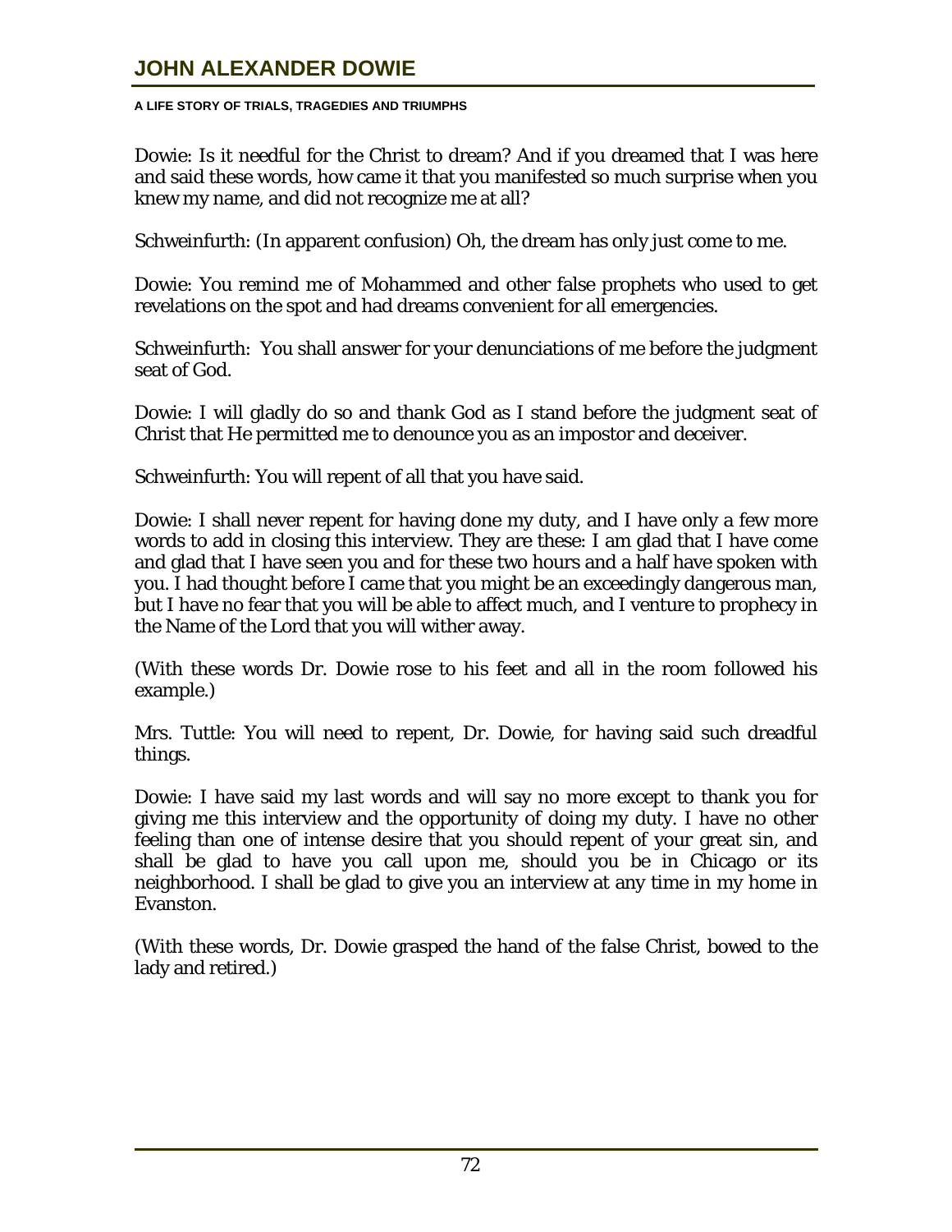Dowie: Is it needful for the Christ to dream? And if you dreamed that I was here and said these words, how came it that you manifested so much surprise when you knew my name, and did not recognize me at all?

Schweinfurth: (In apparent confusion) Oh, the dream has only just come to me.

Dowie: You remind me of Mohammed and other false prophets who used to get revelations on the spot and had dreams convenient for all emergencies.

Schweinfurth: You shall answer for your denunciations of me before the judgment seat of God.

Dowie: I will gladly do so and thank God as I stand before the judgment seat of Christ that He permitted me to denounce you as an impostor and deceiver.

Schweinfurth: You will repent of all that you have said.

Dowie: I shall never repent for having done my duty, and I have only a few more words to add in closing this interview. They are these: I am glad that I have come and glad that I have seen you and for these two hours and a half have spoken with you. I had thought before I came that you might be an exceedingly dangerous man, but I have no fear that you will be able to affect much, and I venture to prophecy in the Name of the Lord that you will wither away.

(With these words Dr. Dowie rose to his feet and all in the room followed his example.)

Mrs. Tuttle: You will need to repent, Dr. Dowie, for having said such dreadful things.

Dowie: I have said my last words and will say no more except to thank you for giving me this interview and the opportunity of doing my duty. I have no other feeling than one of intense desire that you should repent of your great sin, and shall be glad to have you call upon me, should you be in Chicago or its neighborhood. I shall be glad to give you an interview at any time in my home in Evanston.

(With these words, Dr. Dowie grasped the hand of the false Christ, bowed to the lady and retired.)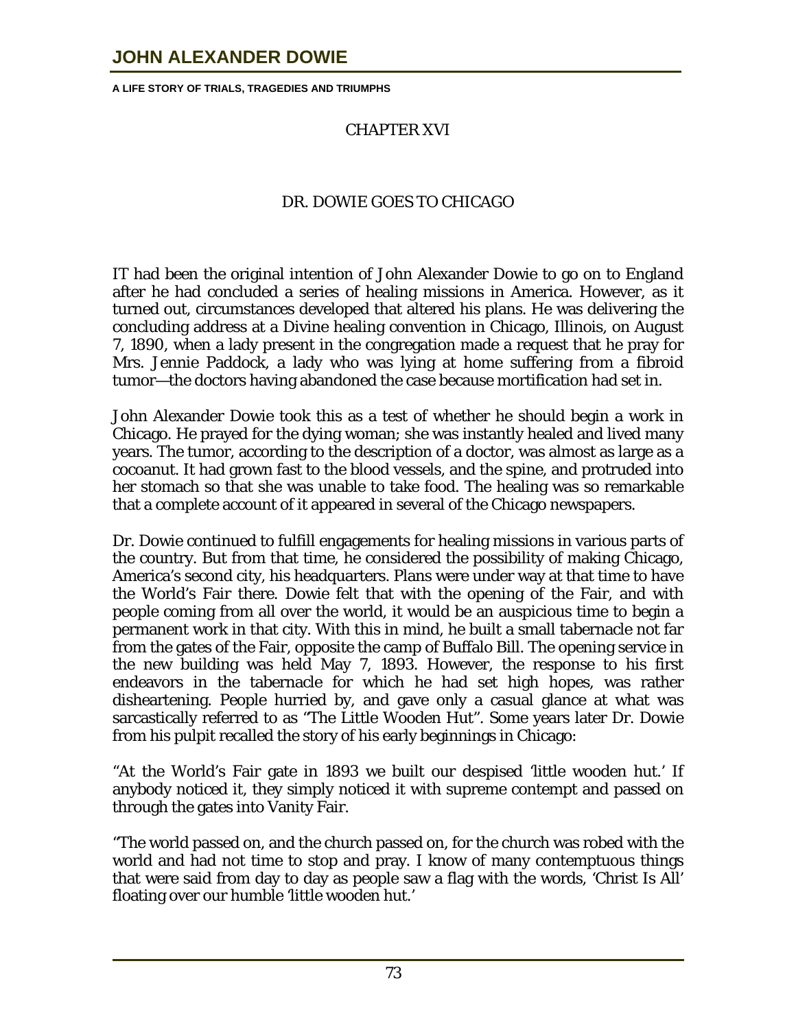## CHAPTER XVI

## DR. DOWIE GOES TO CHICAGO

IT had been the original intention of John Alexander Dowie to go on to England after he had concluded a series of healing missions in America. However, as it turned out, circumstances developed that altered his plans. He was delivering the concluding address at a Divine healing convention in Chicago, Illinois, on August 7, 1890, when a lady present in the congregation made a request that he pray for Mrs. Jennie Paddock, a lady who was lying at home suffering from a fibroid tumor—the doctors having abandoned the case because mortification had set in.

John Alexander Dowie took this as a test of whether he should begin a work in Chicago. He prayed for the dying woman; she was instantly healed and lived many years. The tumor, according to the description of a doctor, was almost as large as a cocoanut. It had grown fast to the blood vessels, and the spine, and protruded into her stomach so that she was unable to take food. The healing was so remarkable that a complete account of it appeared in several of the Chicago newspapers.

Dr. Dowie continued to fulfill engagements for healing missions in various parts of the country. But from that time, he considered the possibility of making Chicago, America's second city, his headquarters. Plans were under way at that time to have the World's Fair there. Dowie felt that with the opening of the Fair, and with people coming from all over the world, it would be an auspicious time to begin a permanent work in that city. With this in mind, he built a small tabernacle not far from the gates of the Fair, opposite the camp of Buffalo Bill. The opening service in the new building was held May 7, 1893. However, the response to his first endeavors in the tabernacle for which he had set high hopes, was rather disheartening. People hurried by, and gave only a casual glance at what was sarcastically referred to as "The Little Wooden Hut". Some years later Dr. Dowie from his pulpit recalled the story of his early beginnings in Chicago:

"At the World's Fair gate in 1893 we built our despised 'little wooden hut.' If anybody noticed it, they simply noticed it with supreme contempt and passed on through the gates into Vanity Fair.

"The world passed on, and the church passed on, for the church was robed with the world and had not time to stop and pray. I know of many contemptuous things that were said from day to day as people saw a flag with the words, 'Christ Is All' floating over our humble 'little wooden hut.'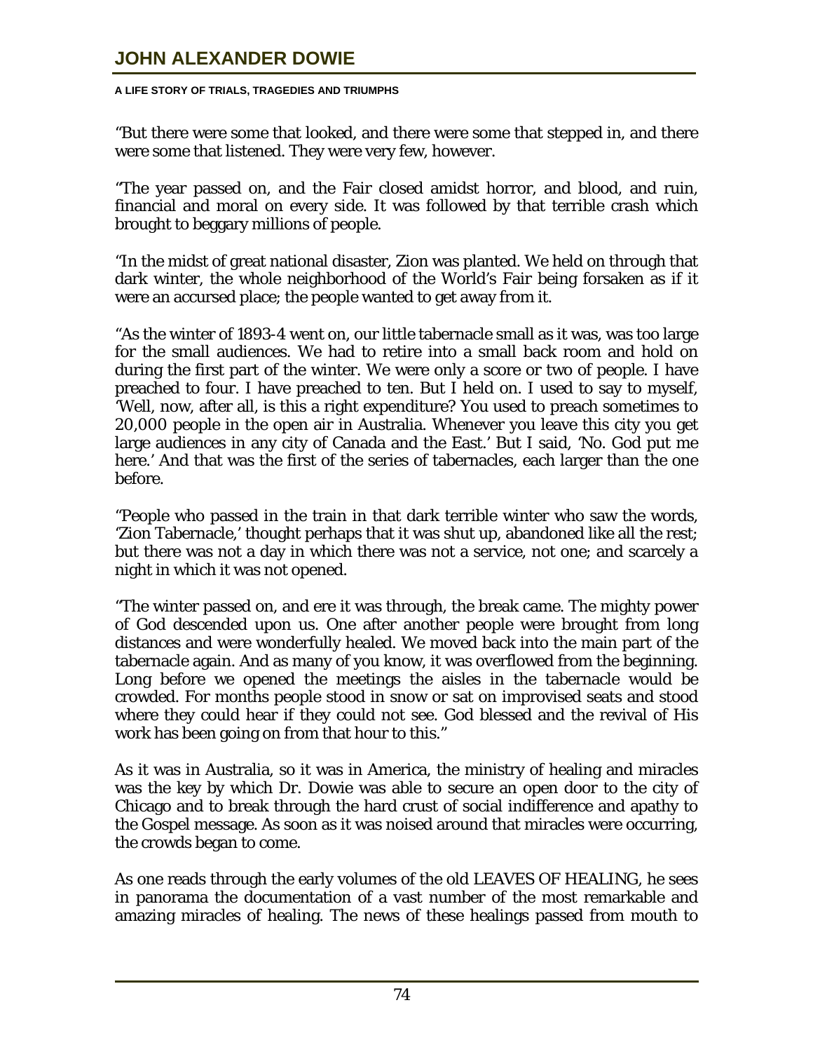"But there were some that looked, and there were some that stepped in, and there were some that listened. They were very few, however.

"The year passed on, and the Fair closed amidst horror, and blood, and ruin, financial and moral on every side. It was followed by that terrible crash which brought to beggary millions of people.

"In the midst of great national disaster, Zion was planted. We held on through that dark winter, the whole neighborhood of the World's Fair being forsaken as if it were an accursed place; the people wanted to get away from it.

"As the winter of 1893-4 went on, our little tabernacle small as it was, was too large for the small audiences. We had to retire into a small back room and hold on during the first part of the winter. We were only a score or two of people. I have preached to four. I have preached to ten. But I held on. I used to say to myself, 'Well, now, after all, is this a right expenditure? You used to preach sometimes to 20,000 people in the open air in Australia. Whenever you leave this city you get large audiences in any city of Canada and the East.' But I said, 'No. God put me here.' And that was the first of the series of tabernacles, each larger than the one before.

"People who passed in the train in that dark terrible winter who saw the words, 'Zion Tabernacle,' thought perhaps that it was shut up, abandoned like all the rest; but there was not a day in which there was not a service, not one; and scarcely a night in which it was not opened.

"The winter passed on, and ere it was through, the break came. The mighty power of God descended upon us. One after another people were brought from long distances and were wonderfully healed. We moved back into the main part of the tabernacle again. And as many of you know, it was overflowed from the beginning. Long before we opened the meetings the aisles in the tabernacle would be crowded. For months people stood in snow or sat on improvised seats and stood where they could hear if they could not see. God blessed and the revival of His work has been going on from that hour to this."

As it was in Australia, so it was in America, the ministry of healing and miracles was the key by which Dr. Dowie was able to secure an open door to the city of Chicago and to break through the hard crust of social indifference and apathy to the Gospel message. As soon as it was noised around that miracles were occurring, the crowds began to come.

As one reads through the early volumes of the old LEAVES OF HEALING, he sees in panorama the documentation of a vast number of the most remarkable and amazing miracles of healing. The news of these healings passed from mouth to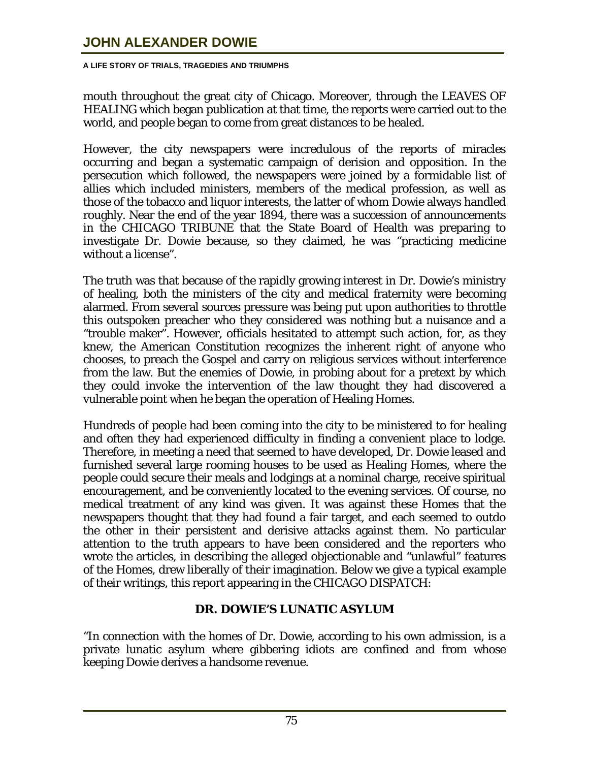mouth throughout the great city of Chicago. Moreover, through the LEAVES OF HEALING which began publication at that time, the reports were carried out to the world, and people began to come from great distances to be healed.

However, the city newspapers were incredulous of the reports of miracles occurring and began a systematic campaign of derision and opposition. In the persecution which followed, the newspapers were joined by a formidable list of allies which included ministers, members of the medical profession, as well as those of the tobacco and liquor interests, the latter of whom Dowie always handled roughly. Near the end of the year 1894, there was a succession of announcements in the CHICAGO TRIBUNE that the State Board of Health was preparing to investigate Dr. Dowie because, so they claimed, he was "practicing medicine without a license".

The truth was that because of the rapidly growing interest in Dr. Dowie's ministry of healing, both the ministers of the city and medical fraternity were becoming alarmed. From several sources pressure was being put upon authorities to throttle this outspoken preacher who they considered was nothing but a nuisance and a "trouble maker". However, officials hesitated to attempt such action, for, as they knew, the American Constitution recognizes the inherent right of anyone who chooses, to preach the Gospel and carry on religious services without interference from the law. But the enemies of Dowie, in probing about for a pretext by which they could invoke the intervention of the law thought they had discovered a vulnerable point when he began the operation of Healing Homes.

Hundreds of people had been coming into the city to be ministered to for healing and often they had experienced difficulty in finding a convenient place to lodge. Therefore, in meeting a need that seemed to have developed, Dr. Dowie leased and furnished several large rooming houses to be used as Healing Homes, where the people could secure their meals and lodgings at a nominal charge, receive spiritual encouragement, and be conveniently located to the evening services. Of course, no medical treatment of any kind was given. It was against these Homes that the newspapers thought that they had found a fair target, and each seemed to outdo the other in their persistent and derisive attacks against them. No particular attention to the truth appears to have been considered and the reporters who wrote the articles, in describing the alleged objectionable and "unlawful" features of the Homes, drew liberally of their imagination. Below we give a typical example of their writings, this report appearing in the CHICAGO DISPATCH:

**DR. DOWIE'S LUNATIC ASYLUM**

"In connection with the homes of Dr. Dowie, according to his own admission, is a private lunatic asylum where gibbering idiots are confined and from whose keeping Dowie derives a handsome revenue.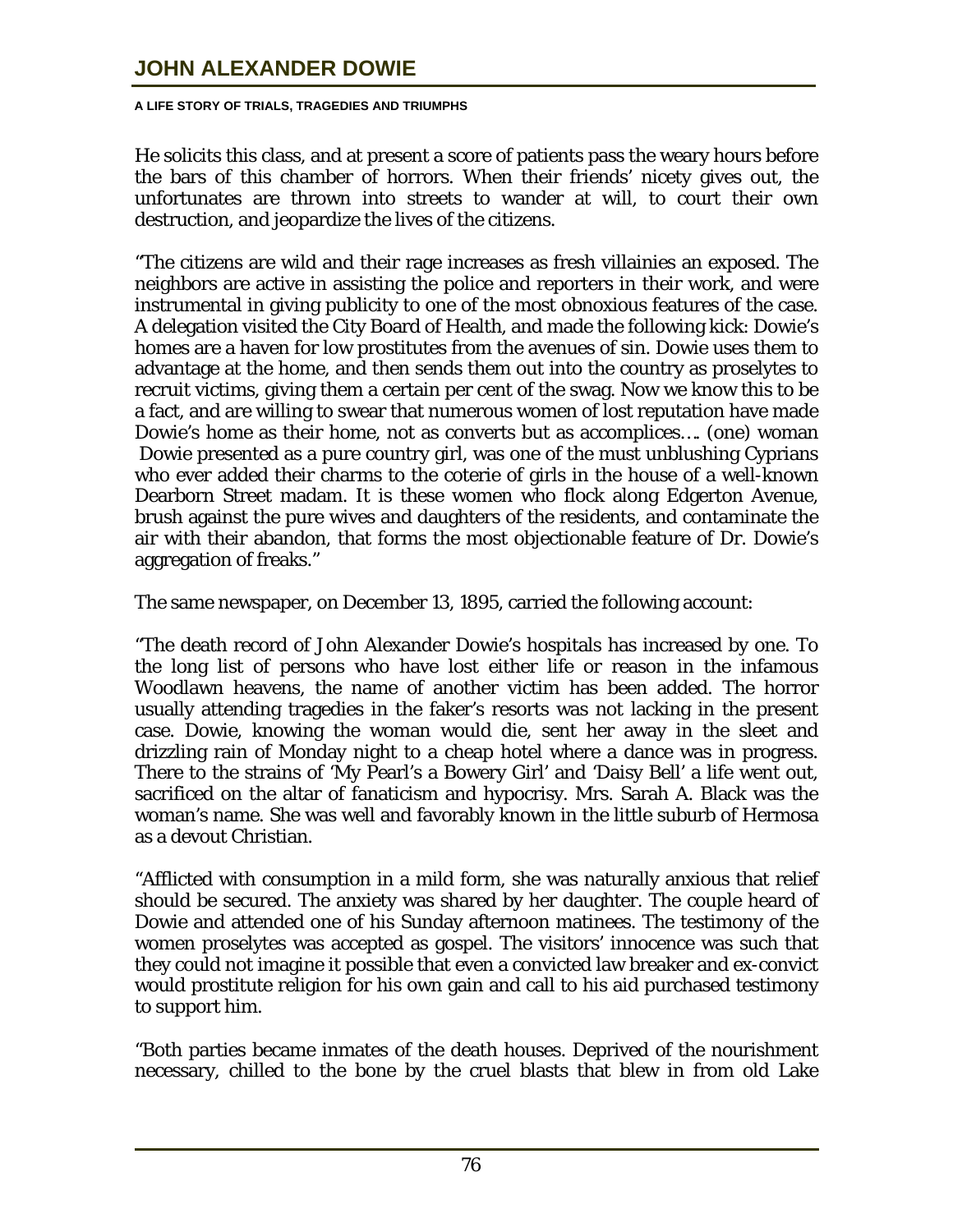He solicits this class, and at present a score of patients pass the weary hours before the bars of this chamber of horrors. When their friends' nicety gives out, the unfortunates are thrown into streets to wander at will, to court their own destruction, and jeopardize the lives of the citizens.

"The citizens are wild and their rage increases as fresh villainies an exposed. The neighbors are active in assisting the police and reporters in their work, and were instrumental in giving publicity to one of the most obnoxious features of the case. A delegation visited the City Board of Health, and made the following kick: Dowie's homes are a haven for low prostitutes from the avenues of sin. Dowie uses them to advantage at the home, and then sends them out into the country as proselytes to recruit victims, giving them a certain per cent of the swag. Now we know this to be a fact, and are willing to swear that numerous women of lost reputation have made Dowie's home as their home, not as converts but as accomplices…. (one) woman Dowie presented as a pure country girl, was one of the must unblushing Cyprians who ever added their charms to the coterie of girls in the house of a well-known Dearborn Street madam. It is these women who flock along Edgerton Avenue, brush against the pure wives and daughters of the residents, and contaminate the air with their abandon, that forms the most objectionable feature of Dr. Dowie's aggregation of freaks."

The same newspaper, on December 13, 1895, carried the following account:

"The death record of John Alexander Dowie's hospitals has increased by one. To the long list of persons who have lost either life or reason in the infamous Woodlawn heavens, the name of another victim has been added. The horror usually attending tragedies in the faker's resorts was not lacking in the present case. Dowie, knowing the woman would die, sent her away in the sleet and drizzling rain of Monday night to a cheap hotel where a dance was in progress. There to the strains of 'My Pearl's a Bowery Girl' and 'Daisy Bell' a life went out, sacrificed on the altar of fanaticism and hypocrisy. Mrs. Sarah A. Black was the woman's name. She was well and favorably known in the little suburb of Hermosa as a devout Christian.

"Afflicted with consumption in a mild form, she was naturally anxious that relief should be secured. The anxiety was shared by her daughter. The couple heard of Dowie and attended one of his Sunday afternoon matinees. The testimony of the women proselytes was accepted as gospel. The visitors' innocence was such that they could not imagine it possible that even a convicted law breaker and ex-convict would prostitute religion for his own gain and call to his aid purchased testimony to support him.

"Both parties became inmates of the death houses. Deprived of the nourishment necessary, chilled to the bone by the cruel blasts that blew in from old Lake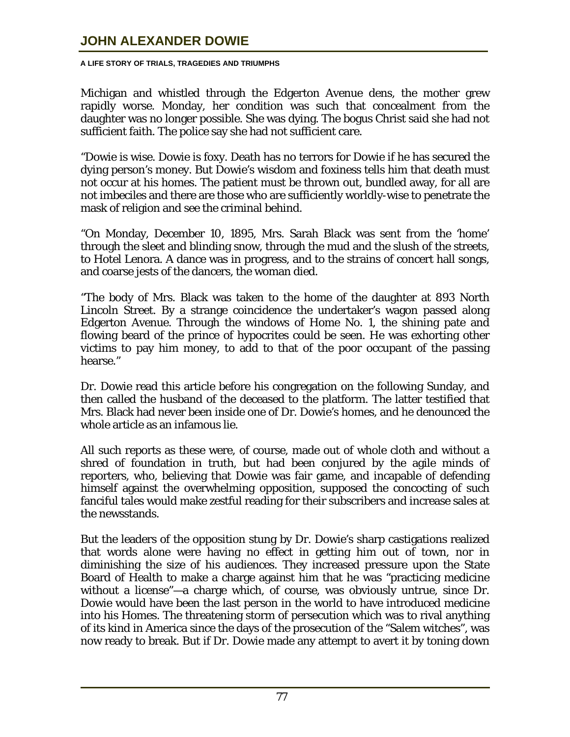Michigan and whistled through the Edgerton Avenue dens, the mother grew rapidly worse. Monday, her condition was such that concealment from the daughter was no longer possible. She was dying. The bogus Christ said she had not sufficient faith. The police say she had not sufficient care.

"Dowie is wise. Dowie is foxy. Death has no terrors for Dowie if he has secured the dying person's money. But Dowie's wisdom and foxiness tells him that death must not occur at his homes. The patient must be thrown out, bundled away, for all are not imbeciles and there are those who are sufficiently worldly-wise to penetrate the mask of religion and see the criminal behind.

"On Monday, December 10, 1895, Mrs. Sarah Black was sent from the 'home' through the sleet and blinding snow, through the mud and the slush of the streets, to Hotel Lenora. A dance was in progress, and to the strains of concert hall songs, and coarse jests of the dancers, the woman died.

"The body of Mrs. Black was taken to the home of the daughter at 893 North Lincoln Street. By a strange coincidence the undertaker's wagon passed along Edgerton Avenue. Through the windows of Home No. 1, the shining pate and flowing beard of the prince of hypocrites could be seen. He was exhorting other victims to pay him money, to add to that of the poor occupant of the passing hearse."

Dr. Dowie read this article before his congregation on the following Sunday, and then called the husband of the deceased to the platform. The latter testified that Mrs. Black had never been inside one of Dr. Dowie's homes, and he denounced the whole article as an infamous lie.

All such reports as these were, of course, made out of whole cloth and without a shred of foundation in truth, but had been conjured by the agile minds of reporters, who, believing that Dowie was fair game, and incapable of defending himself against the overwhelming opposition, supposed the concocting of such fanciful tales would make zestful reading for their subscribers and increase sales at the newsstands.

But the leaders of the opposition stung by Dr. Dowie's sharp castigations realized that words alone were having no effect in getting him out of town, nor in diminishing the size of his audiences. They increased pressure upon the State Board of Health to make a charge against him that he was "practicing medicine without a license"—a charge which, of course, was obviously untrue, since Dr. Dowie would have been the last person in the world to have introduced medicine into his Homes. The threatening storm of persecution which was to rival anything of its kind in America since the days of the prosecution of the "Salem witches", was now ready to break. But if Dr. Dowie made any attempt to avert it by toning down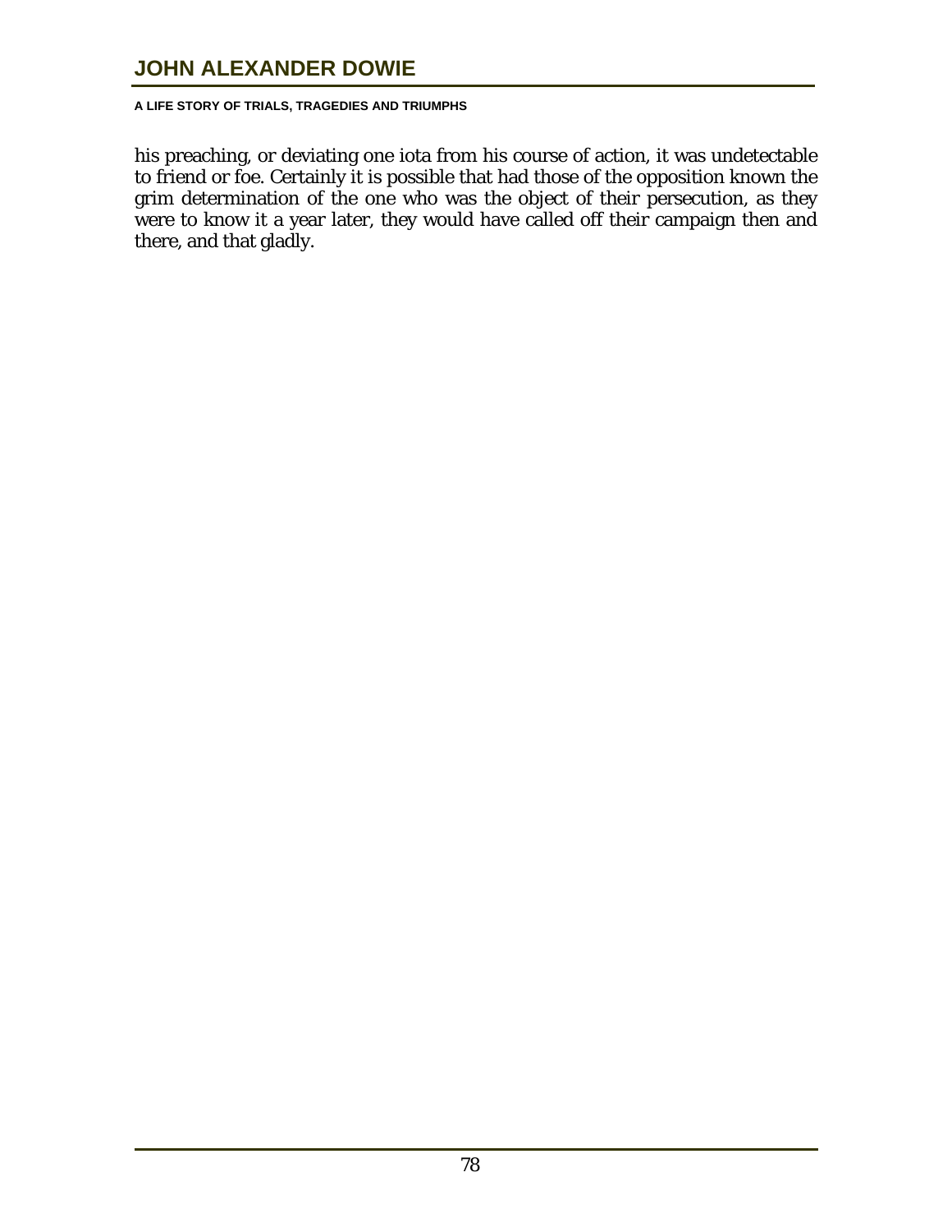his preaching, or deviating one iota from his course of action, it was undetectable to friend or foe. Certainly it is possible that had those of the opposition known the grim determination of the one who was the object of their persecution, as they were to know it a year later, they would have called off their campaign then and there, and that gladly.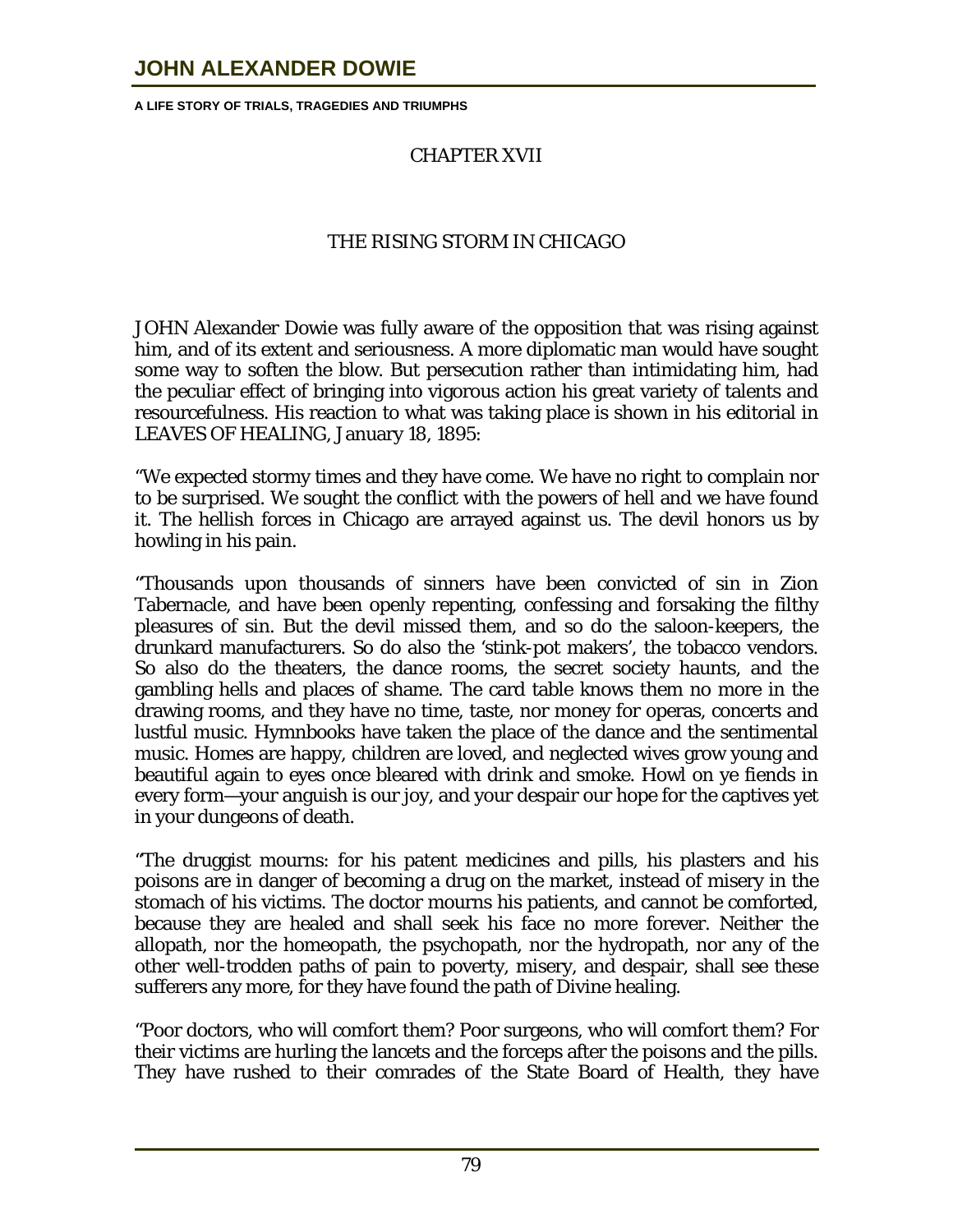## CHAPTER XVII

## THE RISING STORM IN CHICAGO

JOHN Alexander Dowie was fully aware of the opposition that was rising against him, and of its extent and seriousness. A more diplomatic man would have sought some way to soften the blow. But persecution rather than intimidating him, had the peculiar effect of bringing into vigorous action his great variety of talents and resourcefulness. His reaction to what was taking place is shown in his editorial in LEAVES OF HEALING, January 18, 1895:

"We expected stormy times and they have come. We have no right to complain nor to be surprised. We sought the conflict with the powers of hell and we have found it. The hellish forces in Chicago are arrayed against us. The devil honors us by howling in his pain.

"Thousands upon thousands of sinners have been convicted of sin in Zion Tabernacle, and have been openly repenting, confessing and forsaking the filthy pleasures of sin. But the devil missed them, and so do the saloon-keepers, the drunkard manufacturers. So do also the 'stink-pot makers', the tobacco vendors. So also do the theaters, the dance rooms, the secret society haunts, and the gambling hells and places of shame. The card table knows them no more in the drawing rooms, and they have no time, taste, nor money for operas, concerts and lustful music. Hymnbooks have taken the place of the dance and the sentimental music. Homes are happy, children are loved, and neglected wives grow young and beautiful again to eyes once bleared with drink and smoke. Howl on ye fiends in every form—your anguish is our joy, and your despair our hope for the captives yet in your dungeons of death.

"The druggist mourns: for his patent medicines and pills, his plasters and his poisons are in danger of becoming a drug on the market, instead of misery in the stomach of his victims. The doctor mourns his patients, and cannot be comforted, because they are healed and shall seek his face no more forever. Neither the allopath, nor the homeopath, the psychopath, nor the hydropath, nor any of the other well-trodden paths of pain to poverty, misery, and despair, shall see these sufferers any more, for they have found the path of Divine healing.

"Poor doctors, who will comfort them? Poor surgeons, who will comfort them? For their victims are hurling the lancets and the forceps after the poisons and the pills. They have rushed to their comrades of the State Board of Health, they have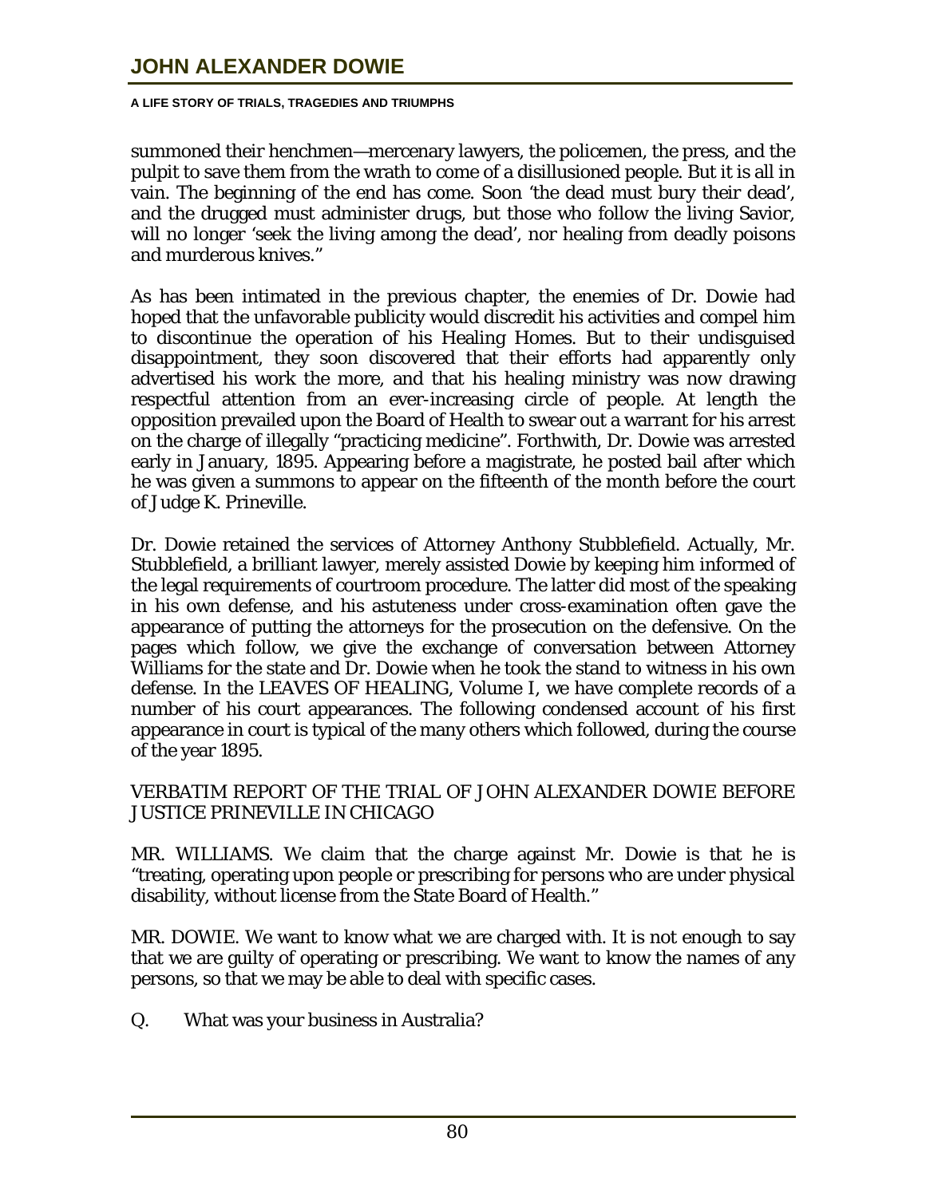summoned their henchmen—mercenary lawyers, the policemen, the press, and the pulpit to save them from the wrath to come of a disillusioned people. But it is all in vain. The beginning of the end has come. Soon 'the dead must bury their dead', and the drugged must administer drugs, but those who follow the living Savior, will no longer 'seek the living among the dead', nor healing from deadly poisons and murderous knives."

As has been intimated in the previous chapter, the enemies of Dr. Dowie had hoped that the unfavorable publicity would discredit his activities and compel him to discontinue the operation of his Healing Homes. But to their undisguised disappointment, they soon discovered that their efforts had apparently only advertised his work the more, and that his healing ministry was now drawing respectful attention from an ever-increasing circle of people. At length the opposition prevailed upon the Board of Health to swear out a warrant for his arrest on the charge of illegally "practicing medicine". Forthwith, Dr. Dowie was arrested early in January, 1895. Appearing before a magistrate, he posted bail after which he was given a summons to appear on the fifteenth of the month before the court of Judge K. Prineville.

Dr. Dowie retained the services of Attorney Anthony Stubblefield. Actually, Mr. Stubblefield, a brilliant lawyer, merely assisted Dowie by keeping him informed of the legal requirements of courtroom procedure. The latter did most of the speaking in his own defense, and his astuteness under cross-examination often gave the appearance of putting the attorneys for the prosecution on the defensive. On the pages which follow, we give the exchange of conversation between Attorney Williams for the state and Dr. Dowie when he took the stand to witness in his own defense. In the LEAVES OF HEALING, Volume I, we have complete records of a number of his court appearances. The following condensed account of his first appearance in court is typical of the many others which followed, during the course of the year 1895.

VERBATIM REPORT OF THE TRIAL OF JOHN ALEXANDER DOWIE BEFORE JUSTICE PRINEVILLE IN CHICAGO

MR. WILLIAMS. We claim that the charge against Mr. Dowie is that he is "treating, operating upon people or prescribing for persons who are under physical disability, without license from the State Board of Health."

MR. DOWIE. We want to know what we are charged with. It is not enough to say that we are guilty of operating or prescribing. We want to know the names of any persons, so that we may be able to deal with specific cases.

Q. What was your business in Australia?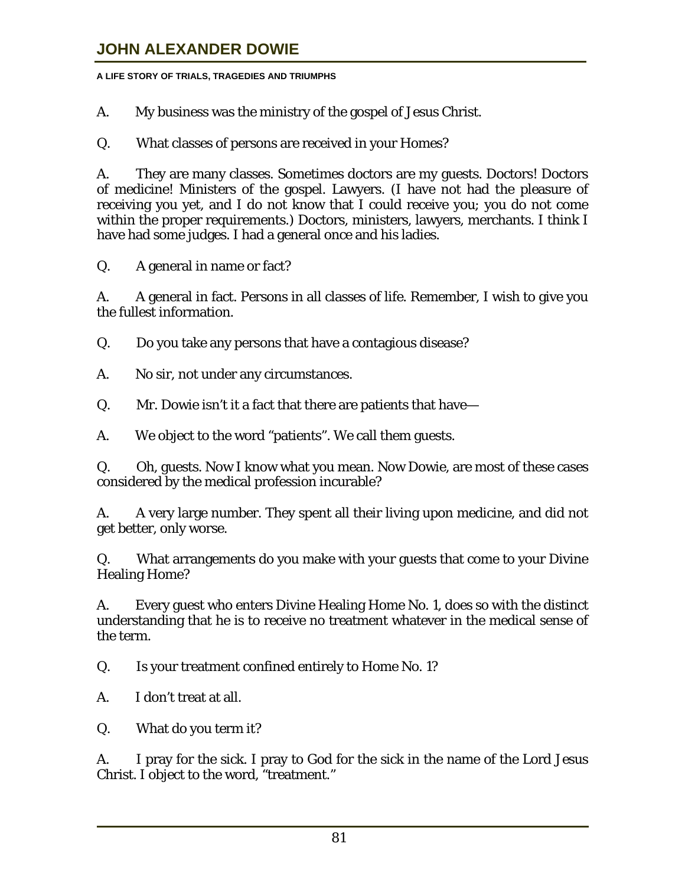A. My business was the ministry of the gospel of Jesus Christ.

Q. What classes of persons are received in your Homes?

A. They are many classes. Sometimes doctors are my guests. Doctors! Doctors of medicine! Ministers of the gospel. Lawyers. (I have not had the pleasure of receiving you yet, and I do not know that I could receive you; you do not come within the proper requirements.) Doctors, ministers, lawyers, merchants. I think I have had some judges. I had a general once and his ladies.

Q. A general in name or fact?

A. A general in fact. Persons in all classes of life. Remember, I wish to give you the fullest information.

Q. Do you take any persons that have a contagious disease?

A. No sir, not under any circumstances.

Q. Mr. Dowie isn't it a fact that there are patients that have—

A. We object to the word "patients". We call them guests.

Q. Oh, guests. Now I know what you mean. Now Dowie, are most of these cases considered by the medical profession incurable?

A. A very large number. They spent all their living upon medicine, and did not get better, only worse.

Q. What arrangements do you make with your guests that come to your Divine Healing Home?

A. Every guest who enters Divine Healing Home No. 1, does so with the distinct understanding that he is to receive no treatment whatever in the medical sense of the term.

Q. Is your treatment confined entirely to Home No. 1?

A. I don't treat at all.

Q. What do you term it?

A. I pray for the sick. I pray to God for the sick in the name of the Lord Jesus Christ. I object to the word, "treatment."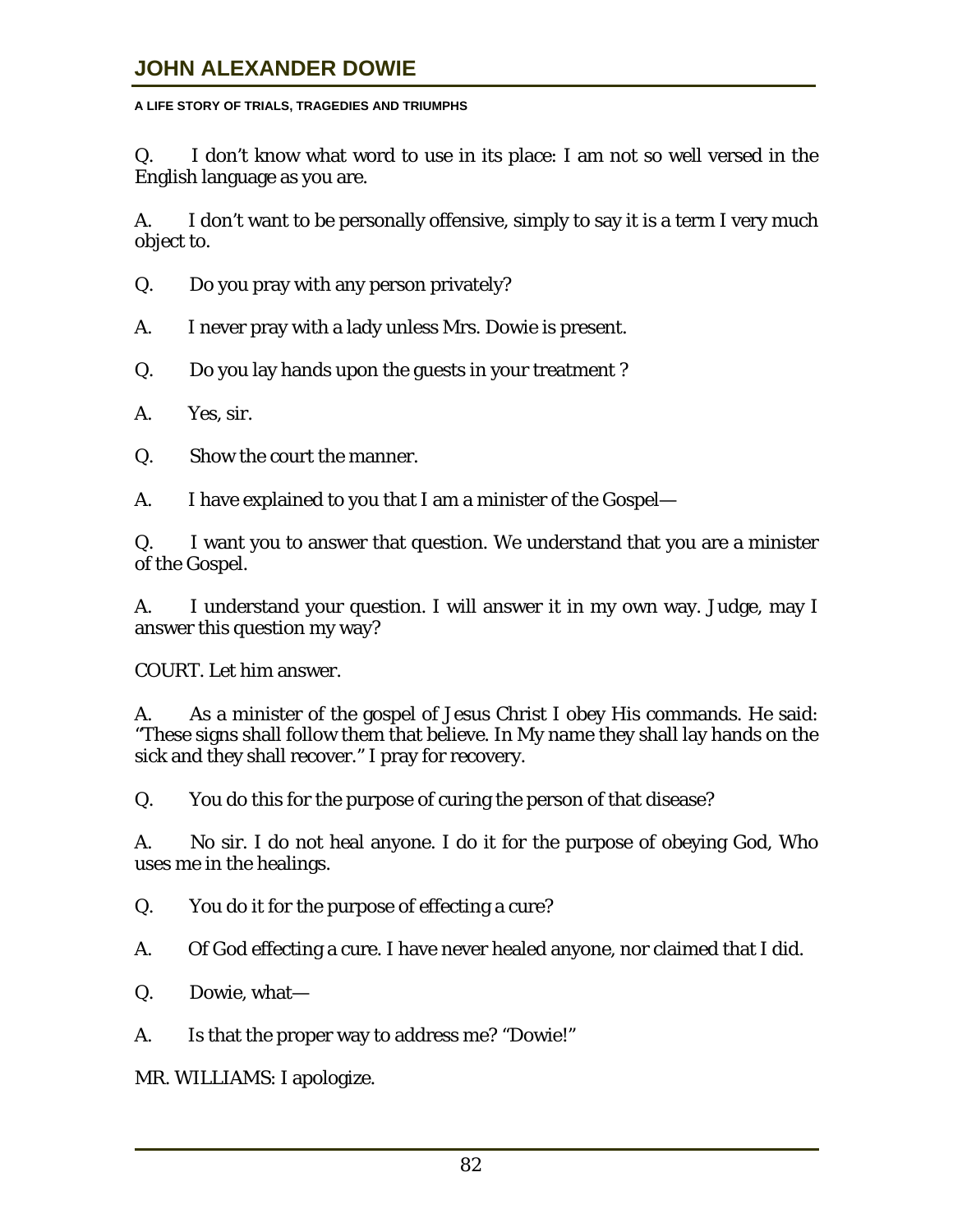Q. I don't know what word to use in its place: I am not so well versed in the English language as you are.

A. I don't want to be personally offensive, simply to say it is a term I very much object to.

Q. Do you pray with any person privately?

A. I never pray with a lady unless Mrs. Dowie is present.

Q. Do you lay hands upon the guests in your treatment ?

A. Yes, sir.

Q. Show the court the manner.

A. I have explained to you that I am a minister of the Gospel—

Q. I want you to answer that question. We understand that you are a minister of the Gospel.

A. I understand your question. I will answer it in my own way. Judge, may I answer this question my way?

COURT. Let him answer.

A. As a minister of the gospel of Jesus Christ I obey His commands. He said: "These signs shall follow them that believe. In My name they shall lay hands on the sick and they shall recover." I pray for recovery.

Q. You do this for the purpose of curing the person of that disease?

A. No sir. I do not heal anyone. I do it for the purpose of obeying God, Who uses me in the healings.

Q. You do it for the purpose of effecting a cure?

A. Of God effecting a cure. I have never healed anyone, nor claimed that I did.

Q. Dowie, what—

A. Is that the proper way to address me? "Dowie!"

MR. WILLIAMS: I apologize.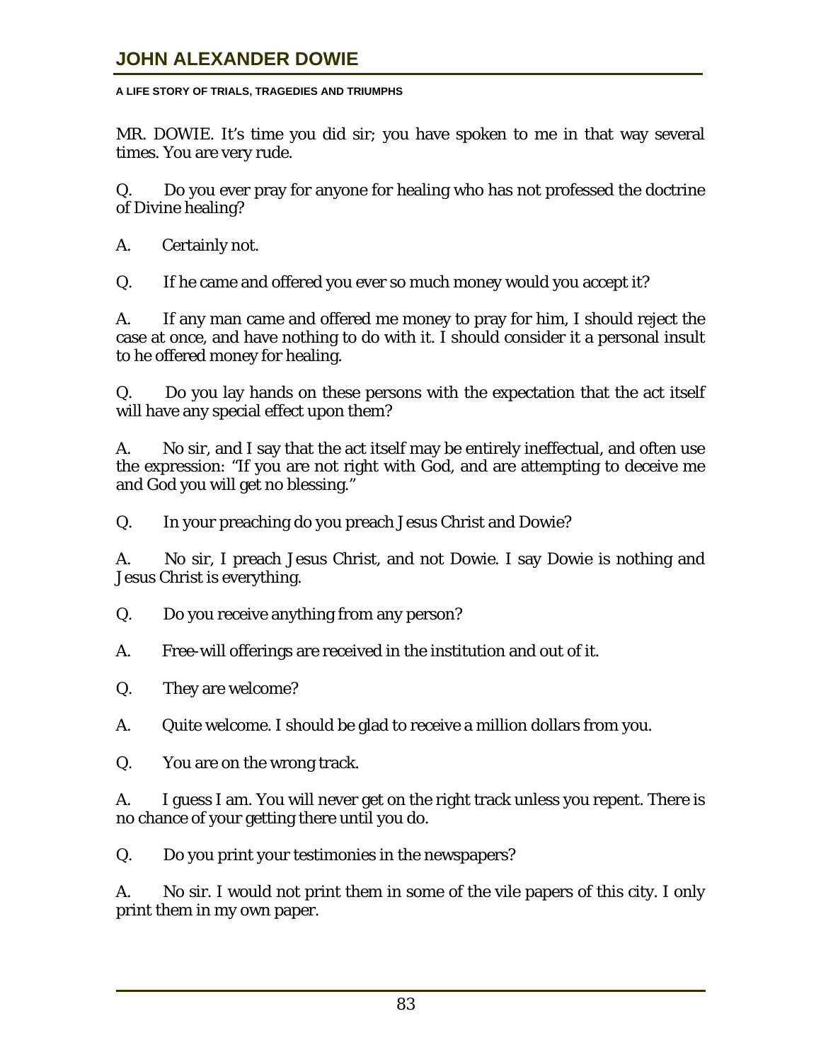MR. DOWIE. It's time you did sir; you have spoken to me in that way several times. You are very rude.

Q. Do you ever pray for anyone for healing who has not professed the doctrine of Divine healing?

A. Certainly not.

Q. If he came and offered you ever so much money would you accept it?

A. If any man came and offered me money to pray for him, I should reject the case at once, and have nothing to do with it. I should consider it a personal insult to he offered money for healing.

Q. Do you lay hands on these persons with the expectation that the act itself will have any special effect upon them?

A. No sir, and I say that the act itself may be entirely ineffectual, and often use the expression: "If you are not right with God, and are attempting to deceive me and God you will get no blessing."

Q. In your preaching do you preach Jesus Christ and Dowie?

A. No sir, I preach Jesus Christ, and not Dowie. I say Dowie is nothing and Jesus Christ is everything.

Q. Do you receive anything from any person?

A. Free-will offerings are received in the institution and out of it.

Q. They are welcome?

A. Quite welcome. I should be glad to receive a million dollars from you.

Q. You are on the wrong track.

A. I guess I am. You will never get on the right track unless you repent. There is no chance of your getting there until you do.

Q. Do you print your testimonies in the newspapers?

A. No sir. I would not print them in some of the vile papers of this city. I only print them in my own paper.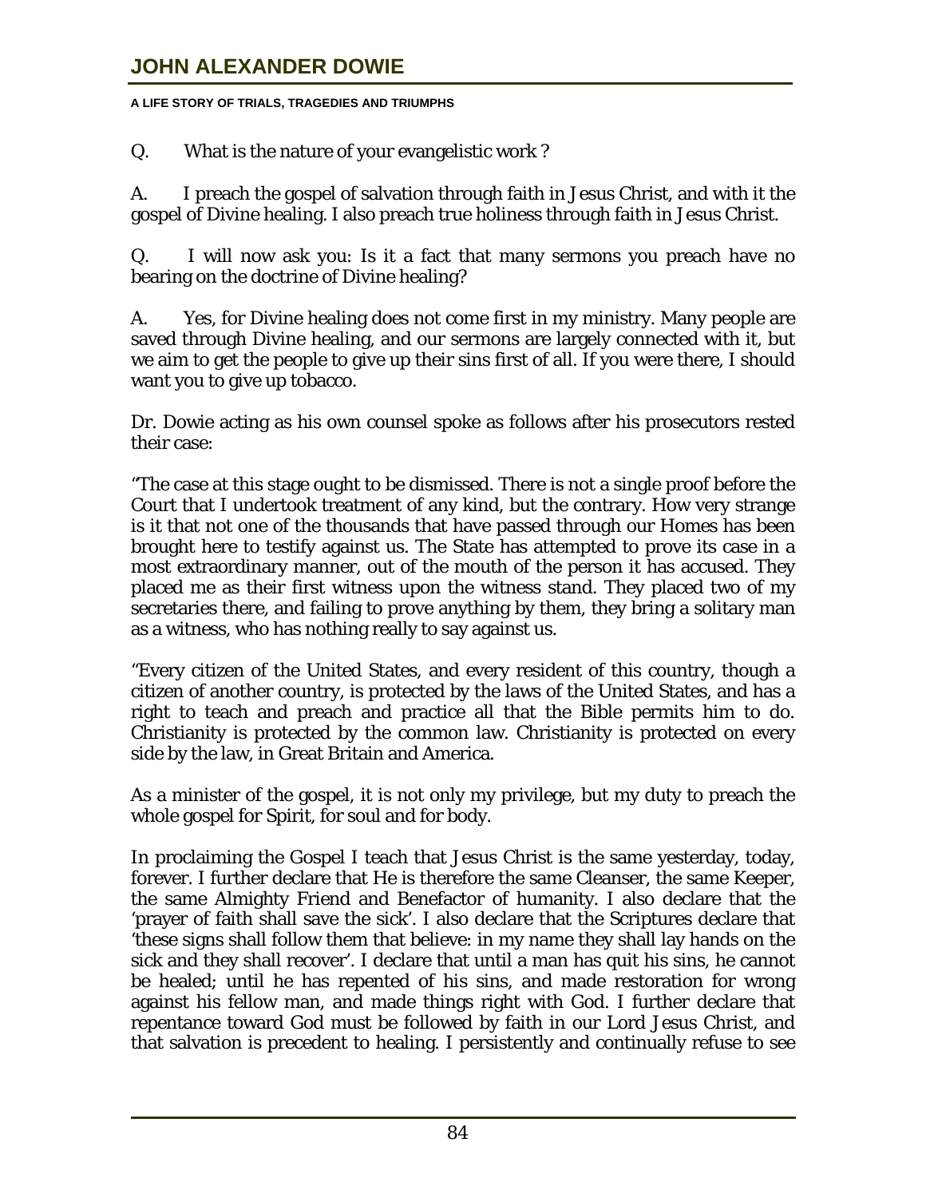Q. What is the nature of your evangelistic work ?

A. I preach the gospel of salvation through faith in Jesus Christ, and with it the gospel of Divine healing. I also preach true holiness through faith in Jesus Christ.

Q. I will now ask you: Is it a fact that many sermons you preach have no bearing on the doctrine of Divine healing?

A. Yes, for Divine healing does not come first in my ministry. Many people are saved through Divine healing, and our sermons are largely connected with it, but we aim to get the people to give up their sins first of all. If you were there, I should want you to give up tobacco.

Dr. Dowie acting as his own counsel spoke as follows after his prosecutors rested their case:

"The case at this stage ought to be dismissed. There is not a single proof before the Court that I undertook treatment of any kind, but the contrary. How very strange is it that not one of the thousands that have passed through our Homes has been brought here to testify against us. The State has attempted to prove its case in a most extraordinary manner, out of the mouth of the person it has accused. They placed me as their first witness upon the witness stand. They placed two of my secretaries there, and failing to prove anything by them, they bring a solitary man as a witness, who has nothing really to say against us.

"Every citizen of the United States, and every resident of this country, though a citizen of another country, is protected by the laws of the United States, and has a right to teach and preach and practice all that the Bible permits him to do. Christianity is protected by the common law. Christianity is protected on every side by the law, in Great Britain and America.

As a minister of the gospel, it is not only my privilege, but my duty to preach the whole gospel for Spirit, for soul and for body.

In proclaiming the Gospel I teach that Jesus Christ is the same yesterday, today, forever. I further declare that He is therefore the same Cleanser, the same Keeper, the same Almighty Friend and Benefactor of humanity. I also declare that the 'prayer of faith shall save the sick'. I also declare that the Scriptures declare that 'these signs shall follow them that believe: in my name they shall lay hands on the sick and they shall recover'. I declare that until a man has quit his sins, he cannot be healed; until he has repented of his sins, and made restoration for wrong against his fellow man, and made things right with God. I further declare that repentance toward God must be followed by faith in our Lord Jesus Christ, and that salvation is precedent to healing. I persistently and continually refuse to see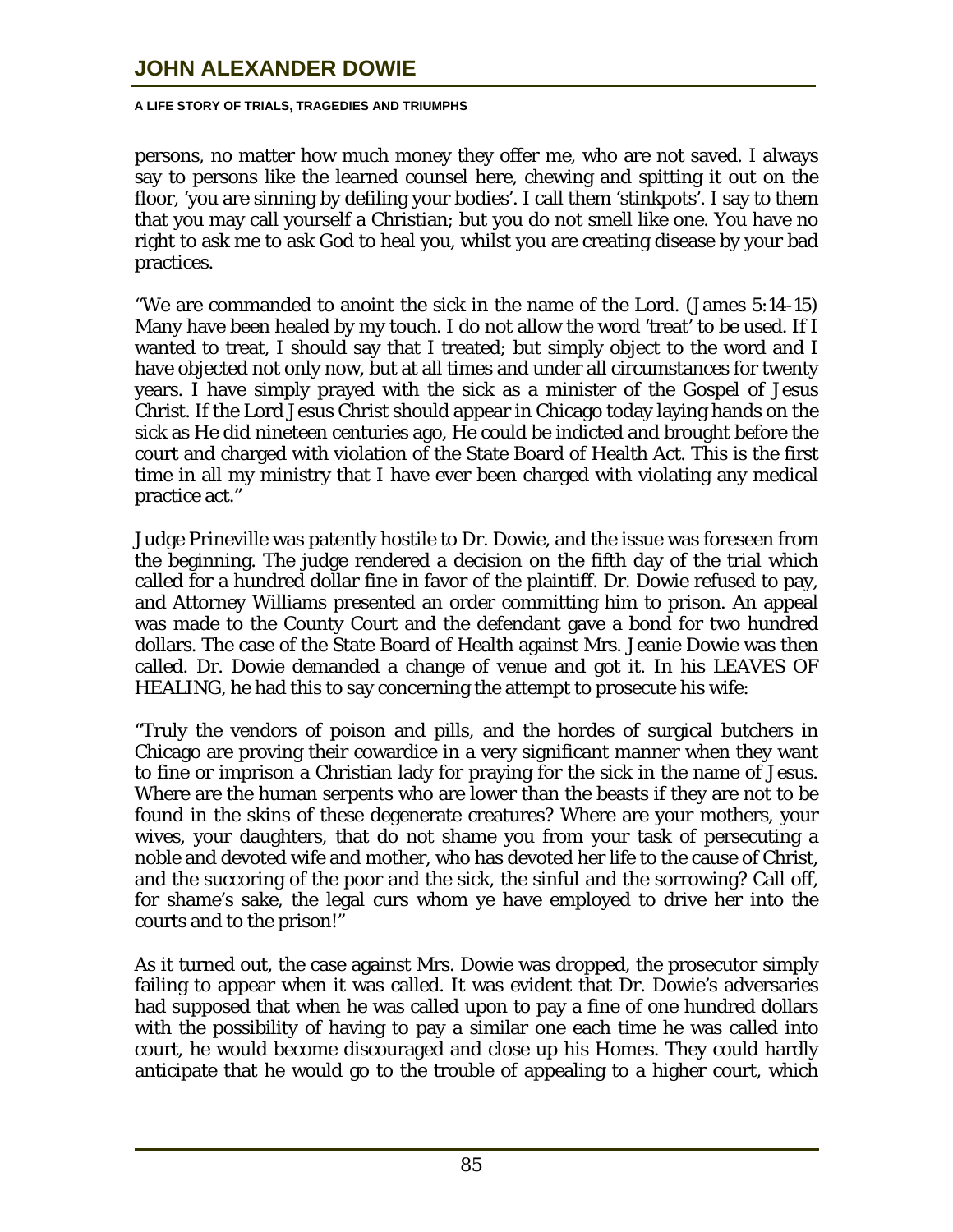persons, no matter how much money they offer me, who are not saved. I always say to persons like the learned counsel here, chewing and spitting it out on the floor, 'you are sinning by defiling your bodies'. I call them 'stinkpots'. I say to them that you may call yourself a Christian; but you do not smell like one. You have no right to ask me to ask God to heal you, whilst you are creating disease by your bad practices.

"We are commanded to anoint the sick in the name of the Lord. (James 5:14-15) Many have been healed by my touch. I do not allow the word 'treat' to be used. If I wanted to treat, I should say that I treated; but simply object to the word and I have objected not only now, but at all times and under all circumstances for twenty years. I have simply prayed with the sick as a minister of the Gospel of Jesus Christ. If the Lord Jesus Christ should appear in Chicago today laying hands on the sick as He did nineteen centuries ago, He could be indicted and brought before the court and charged with violation of the State Board of Health Act. This is the first time in all my ministry that I have ever been charged with violating any medical practice act."

Judge Prineville was patently hostile to Dr. Dowie, and the issue was foreseen from the beginning. The judge rendered a decision on the fifth day of the trial which called for a hundred dollar fine in favor of the plaintiff. Dr. Dowie refused to pay, and Attorney Williams presented an order committing him to prison. An appeal was made to the County Court and the defendant gave a bond for two hundred dollars. The case of the State Board of Health against Mrs. Jeanie Dowie was then called. Dr. Dowie demanded a change of venue and got it. In his LEAVES OF HEALING, he had this to say concerning the attempt to prosecute his wife:

"Truly the vendors of poison and pills, and the hordes of surgical butchers in Chicago are proving their cowardice in a very significant manner when they want to fine or imprison a Christian lady for praying for the sick in the name of Jesus. Where are the human serpents who are lower than the beasts if they are not to be found in the skins of these degenerate creatures? Where are your mothers, your wives, your daughters, that do not shame you from your task of persecuting a noble and devoted wife and mother, who has devoted her life to the cause of Christ, and the succoring of the poor and the sick, the sinful and the sorrowing? Call off, for shame's sake, the legal curs whom ye have employed to drive her into the courts and to the prison!"

As it turned out, the case against Mrs. Dowie was dropped, the prosecutor simply failing to appear when it was called. It was evident that Dr. Dowie's adversaries had supposed that when he was called upon to pay a fine of one hundred dollars with the possibility of having to pay a similar one each time he was called into court, he would become discouraged and close up his Homes. They could hardly anticipate that he would go to the trouble of appealing to a higher court, which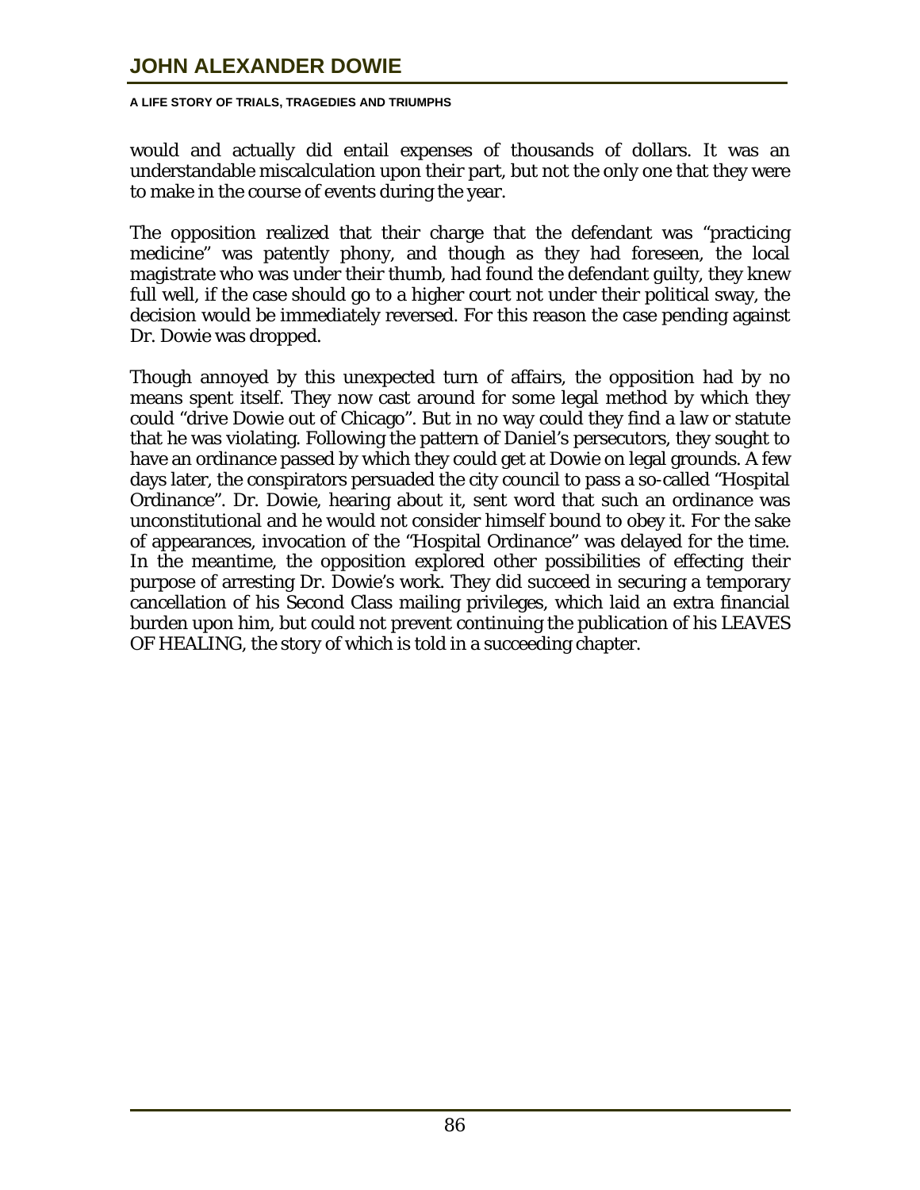would and actually did entail expenses of thousands of dollars. It was an understandable miscalculation upon their part, but not the only one that they were to make in the course of events during the year.

The opposition realized that their charge that the defendant was "practicing medicine" was patently phony, and though as they had foreseen, the local magistrate who was under their thumb, had found the defendant guilty, they knew full well, if the case should go to a higher court not under their political sway, the decision would be immediately reversed. For this reason the case pending against Dr. Dowie was dropped.

Though annoyed by this unexpected turn of affairs, the opposition had by no means spent itself. They now cast around for some legal method by which they could "drive Dowie out of Chicago". But in no way could they find a law or statute that he was violating. Following the pattern of Daniel's persecutors, they sought to have an ordinance passed by which they could get at Dowie on legal grounds. A few days later, the conspirators persuaded the city council to pass a so-called "Hospital Ordinance". Dr. Dowie, hearing about it, sent word that such an ordinance was unconstitutional and he would not consider himself bound to obey it. For the sake of appearances, invocation of the "Hospital Ordinance" was delayed for the time. In the meantime, the opposition explored other possibilities of effecting their purpose of arresting Dr. Dowie's work. They did succeed in securing a temporary cancellation of his Second Class mailing privileges, which laid an extra financial burden upon him, but could not prevent continuing the publication of his LEAVES OF HEALING, the story of which is told in a succeeding chapter.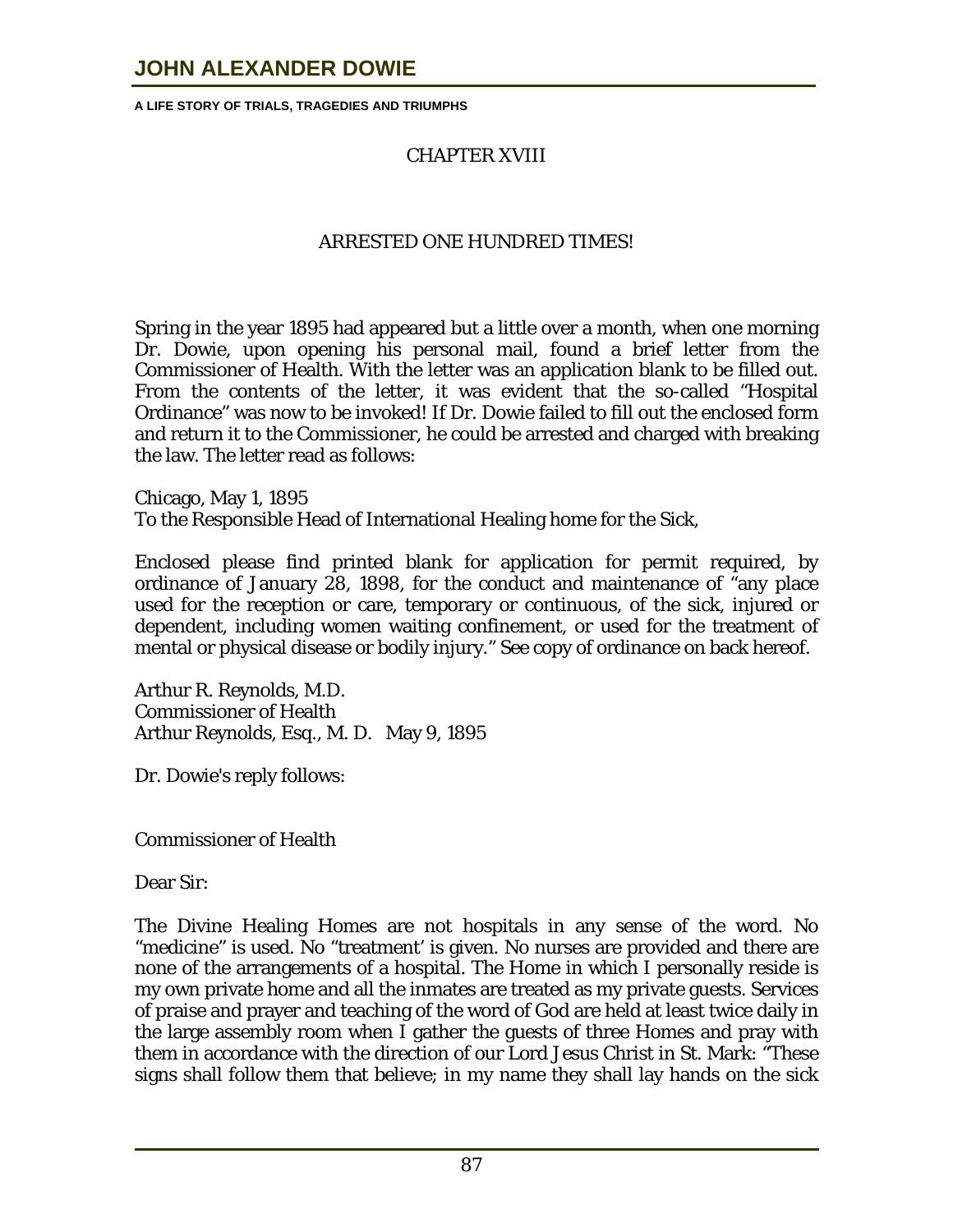## CHAPTER XVIII

## ARRESTED ONE HUNDRED TIMES!

Spring in the year 1895 had appeared but a little over a month, when one morning Dr. Dowie, upon opening his personal mail, found a brief letter from the Commissioner of Health. With the letter was an application blank to be filled out. From the contents of the letter, it was evident that the so-called "Hospital Ordinance" was now to be invoked! If Dr. Dowie failed to fill out the enclosed form and return it to the Commissioner, he could be arrested and charged with breaking the law. The letter read as follows:

Chicago, May 1, 1895
To the Responsible Head of International Healing home for the Sick,

Enclosed please find printed blank for application for permit required, by ordinance of January 28, 1898, for the conduct and maintenance of "any place used for the reception or care, temporary or continuous, of the sick, injured or dependent, including women waiting confinement, or used for the treatment of mental or physical disease or bodily injury." See copy of ordinance on back hereof.

Arthur R. Reynolds, M.D.
Commissioner of Health
Arthur Reynolds, Esq., M. D.   May 9, 1895

Dr. Dowie's reply follows:

Commissioner of Health

Dear Sir:

The Divine Healing Homes are not hospitals in any sense of the word. No "medicine" is used. No "treatment' is given. No nurses are provided and there are none of the arrangements of a hospital. The Home in which I personally reside is my own private home and all the inmates are treated as my private guests. Services of praise and prayer and teaching of the word of God are held at least twice daily in the large assembly room when I gather the guests of three Homes and pray with them in accordance with the direction of our Lord Jesus Christ in St. Mark: "These signs shall follow them that believe; in my name they shall lay hands on the sick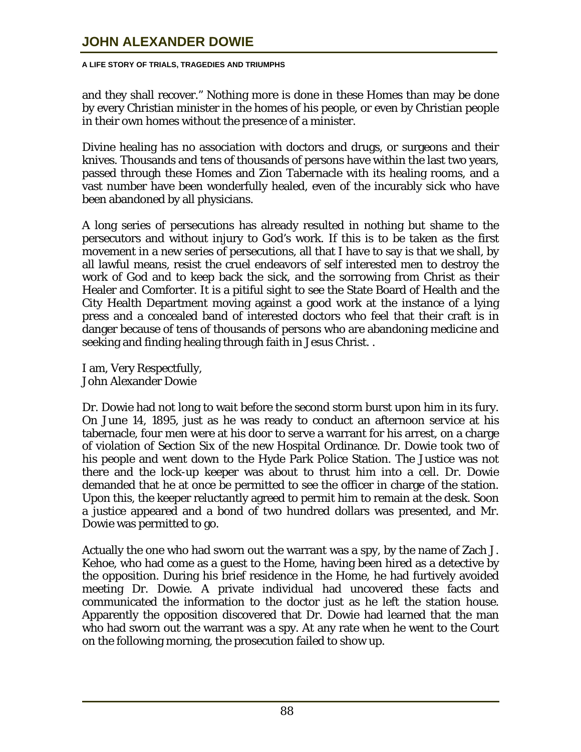and they shall recover." Nothing more is done in these Homes than may be done by every Christian minister in the homes of his people, or even by Christian people in their own homes without the presence of a minister.

Divine healing has no association with doctors and drugs, or surgeons and their knives. Thousands and tens of thousands of persons have within the last two years, passed through these Homes and Zion Tabernacle with its healing rooms, and a vast number have been wonderfully healed, even of the incurably sick who have been abandoned by all physicians.

A long series of persecutions has already resulted in nothing but shame to the persecutors and without injury to God's work. If this is to be taken as the first movement in a new series of persecutions, all that I have to say is that we shall, by all lawful means, resist the cruel endeavors of self interested men to destroy the work of God and to keep back the sick, and the sorrowing from Christ as their Healer and Comforter. It is a pitiful sight to see the State Board of Health and the City Health Department moving against a good work at the instance of a lying press and a concealed band of interested doctors who feel that their craft is in danger because of tens of thousands of persons who are abandoning medicine and seeking and finding healing through faith in Jesus Christ. .

I am, Very Respectfully,
John Alexander Dowie

Dr. Dowie had not long to wait before the second storm burst upon him in its fury. On June 14, 1895, just as he was ready to conduct an afternoon service at his tabernacle, four men were at his door to serve a warrant for his arrest, on a charge of violation of Section Six of the new Hospital Ordinance. Dr. Dowie took two of his people and went down to the Hyde Park Police Station. The Justice was not there and the lock-up keeper was about to thrust him into a cell. Dr. Dowie demanded that he at once be permitted to see the officer in charge of the station. Upon this, the keeper reluctantly agreed to permit him to remain at the desk. Soon a justice appeared and a bond of two hundred dollars was presented, and Mr. Dowie was permitted to go.

Actually the one who had sworn out the warrant was a spy, by the name of Zach J. Kehoe, who had come as a guest to the Home, having been hired as a detective by the opposition. During his brief residence in the Home, he had furtively avoided meeting Dr. Dowie. A private individual had uncovered these facts and communicated the information to the doctor just as he left the station house. Apparently the opposition discovered that Dr. Dowie had learned that the man who had sworn out the warrant was a spy. At any rate when he went to the Court on the following morning, the prosecution failed to show up.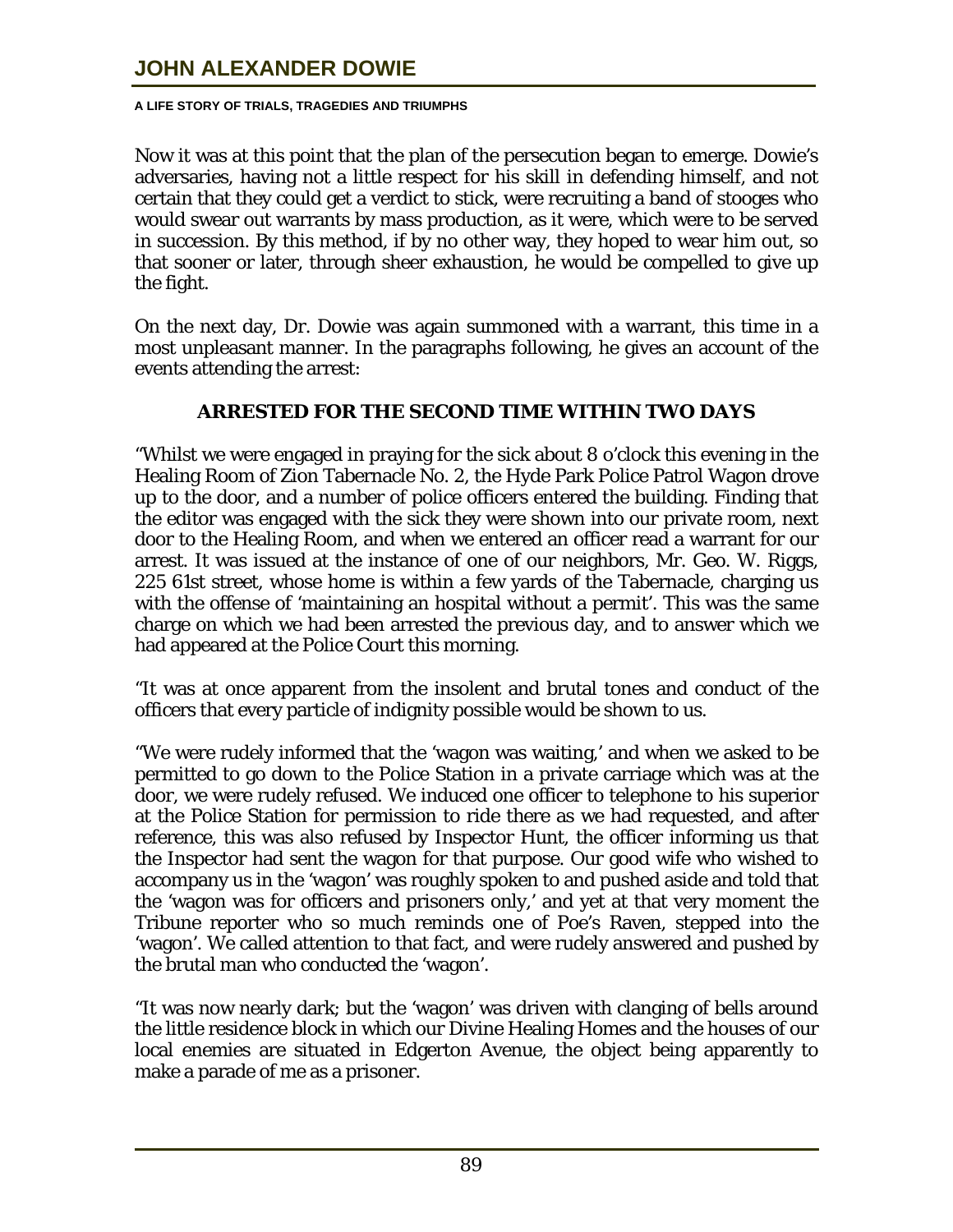Now it was at this point that the plan of the persecution began to emerge. Dowie's adversaries, having not a little respect for his skill in defending himself, and not certain that they could get a verdict to stick, were recruiting a band of stooges who would swear out warrants by mass production, as it were, which were to be served in succession. By this method, if by no other way, they hoped to wear him out, so that sooner or later, through sheer exhaustion, he would be compelled to give up the fight.

On the next day, Dr. Dowie was again summoned with a warrant, this time in a most unpleasant manner. In the paragraphs following, he gives an account of the events attending the arrest:

### ARRESTED FOR THE SECOND TIME WITHIN TWO DAYS

"Whilst we were engaged in praying for the sick about 8 o'clock this evening in the Healing Room of Zion Tabernacle No. 2, the Hyde Park Police Patrol Wagon drove up to the door, and a number of police officers entered the building. Finding that the editor was engaged with the sick they were shown into our private room, next door to the Healing Room, and when we entered an officer read a warrant for our arrest. It was issued at the instance of one of our neighbors, Mr. Geo. W. Riggs, 225 61st street, whose home is within a few yards of the Tabernacle, charging us with the offense of 'maintaining an hospital without a permit'. This was the same charge on which we had been arrested the previous day, and to answer which we had appeared at the Police Court this morning.

"It was at once apparent from the insolent and brutal tones and conduct of the officers that every particle of indignity possible would be shown to us.

"We were rudely informed that the 'wagon was waiting,' and when we asked to be permitted to go down to the Police Station in a private carriage which was at the door, we were rudely refused. We induced one officer to telephone to his superior at the Police Station for permission to ride there as we had requested, and after reference, this was also refused by Inspector Hunt, the officer informing us that the Inspector had sent the wagon for that purpose. Our good wife who wished to accompany us in the 'wagon' was roughly spoken to and pushed aside and told that the 'wagon was for officers and prisoners only,' and yet at that very moment the Tribune reporter who so much reminds one of Poe's Raven, stepped into the 'wagon'. We called attention to that fact, and were rudely answered and pushed by the brutal man who conducted the 'wagon'.

"It was now nearly dark; but the 'wagon' was driven with clanging of bells around the little residence block in which our Divine Healing Homes and the houses of our local enemies are situated in Edgerton Avenue, the object being apparently to make a parade of me as a prisoner.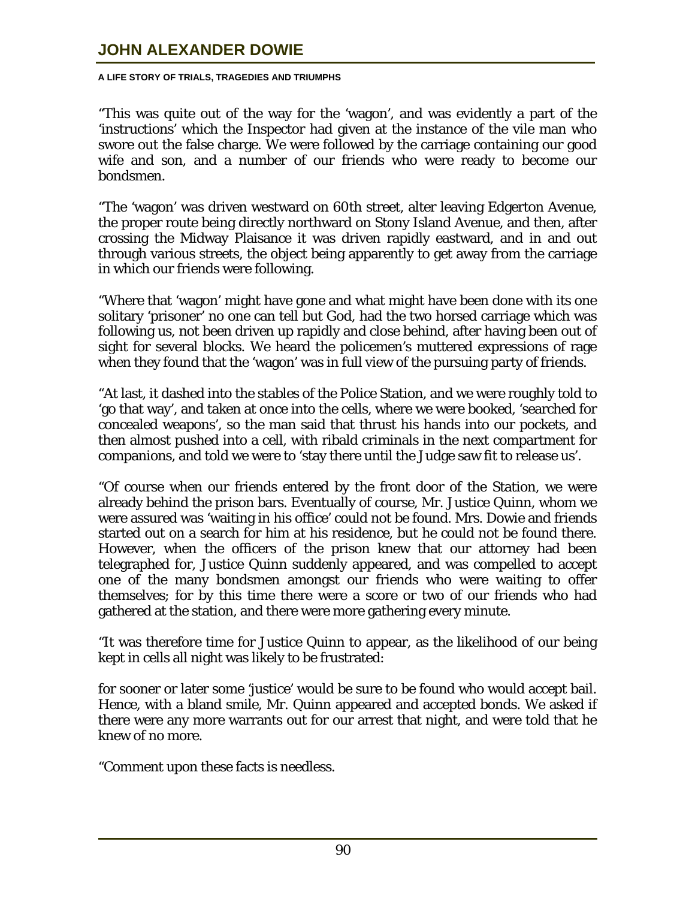"This was quite out of the way for the 'wagon', and was evidently a part of the 'instructions' which the Inspector had given at the instance of the vile man who swore out the false charge. We were followed by the carriage containing our good wife and son, and a number of our friends who were ready to become our bondsmen.

"The 'wagon' was driven westward on 60th street, alter leaving Edgerton Avenue, the proper route being directly northward on Stony Island Avenue, and then, after crossing the Midway Plaisance it was driven rapidly eastward, and in and out through various streets, the object being apparently to get away from the carriage in which our friends were following.

"Where that 'wagon' might have gone and what might have been done with its one solitary 'prisoner' no one can tell but God, had the two horsed carriage which was following us, not been driven up rapidly and close behind, after having been out of sight for several blocks. We heard the policemen's muttered expressions of rage when they found that the 'wagon' was in full view of the pursuing party of friends.

"At last, it dashed into the stables of the Police Station, and we were roughly told to 'go that way', and taken at once into the cells, where we were booked, 'searched for concealed weapons', so the man said that thrust his hands into our pockets, and then almost pushed into a cell, with ribald criminals in the next compartment for companions, and told we were to 'stay there until the Judge saw fit to release us'.

"Of course when our friends entered by the front door of the Station, we were already behind the prison bars. Eventually of course, Mr. Justice Quinn, whom we were assured was 'waiting in his office' could not be found. Mrs. Dowie and friends started out on a search for him at his residence, but he could not be found there. However, when the officers of the prison knew that our attorney had been telegraphed for, Justice Quinn suddenly appeared, and was compelled to accept one of the many bondsmen amongst our friends who were waiting to offer themselves; for by this time there were a score or two of our friends who had gathered at the station, and there were more gathering every minute.

"It was therefore time for Justice Quinn to appear, as the likelihood of our being kept in cells all night was likely to be frustrated:

for sooner or later some 'justice' would be sure to be found who would accept bail. Hence, with a bland smile, Mr. Quinn appeared and accepted bonds. We asked if there were any more warrants out for our arrest that night, and were told that he knew of no more.

"Comment upon these facts is needless.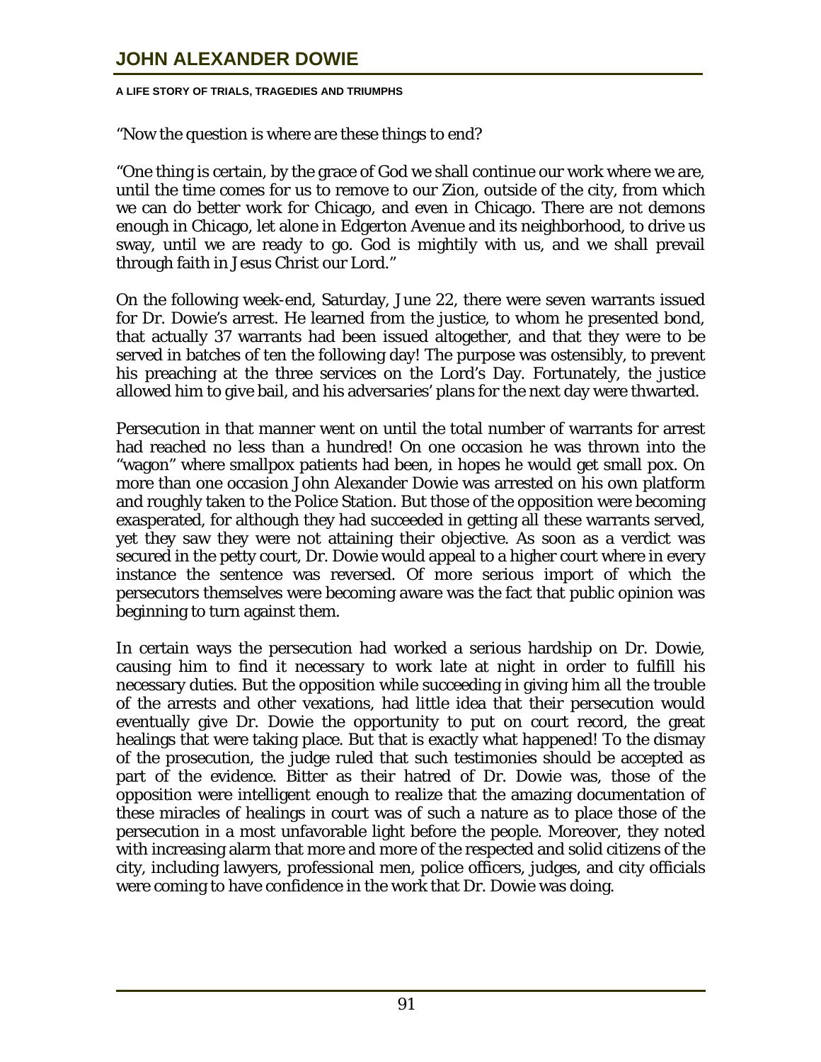"Now the question is where are these things to end?

"One thing is certain, by the grace of God we shall continue our work where we are, until the time comes for us to remove to our Zion, outside of the city, from which we can do better work for Chicago, and even in Chicago. There are not demons enough in Chicago, let alone in Edgerton Avenue and its neighborhood, to drive us sway, until we are ready to go. God is mightily with us, and we shall prevail through faith in Jesus Christ our Lord."

On the following week-end, Saturday, June 22, there were seven warrants issued for Dr. Dowie's arrest. He learned from the justice, to whom he presented bond, that actually 37 warrants had been issued altogether, and that they were to be served in batches of ten the following day! The purpose was ostensibly, to prevent his preaching at the three services on the Lord's Day. Fortunately, the justice allowed him to give bail, and his adversaries' plans for the next day were thwarted.

Persecution in that manner went on until the total number of warrants for arrest had reached no less than a hundred! On one occasion he was thrown into the "wagon" where smallpox patients had been, in hopes he would get small pox. On more than one occasion John Alexander Dowie was arrested on his own platform and roughly taken to the Police Station. But those of the opposition were becoming exasperated, for although they had succeeded in getting all these warrants served, yet they saw they were not attaining their objective. As soon as a verdict was secured in the petty court, Dr. Dowie would appeal to a higher court where in every instance the sentence was reversed. Of more serious import of which the persecutors themselves were becoming aware was the fact that public opinion was beginning to turn against them.

In certain ways the persecution had worked a serious hardship on Dr. Dowie, causing him to find it necessary to work late at night in order to fulfill his necessary duties. But the opposition while succeeding in giving him all the trouble of the arrests and other vexations, had little idea that their persecution would eventually give Dr. Dowie the opportunity to put on court record, the great healings that were taking place. But that is exactly what happened! To the dismay of the prosecution, the judge ruled that such testimonies should be accepted as part of the evidence. Bitter as their hatred of Dr. Dowie was, those of the opposition were intelligent enough to realize that the amazing documentation of these miracles of healings in court was of such a nature as to place those of the persecution in a most unfavorable light before the people. Moreover, they noted with increasing alarm that more and more of the respected and solid citizens of the city, including lawyers, professional men, police officers, judges, and city officials were coming to have confidence in the work that Dr. Dowie was doing.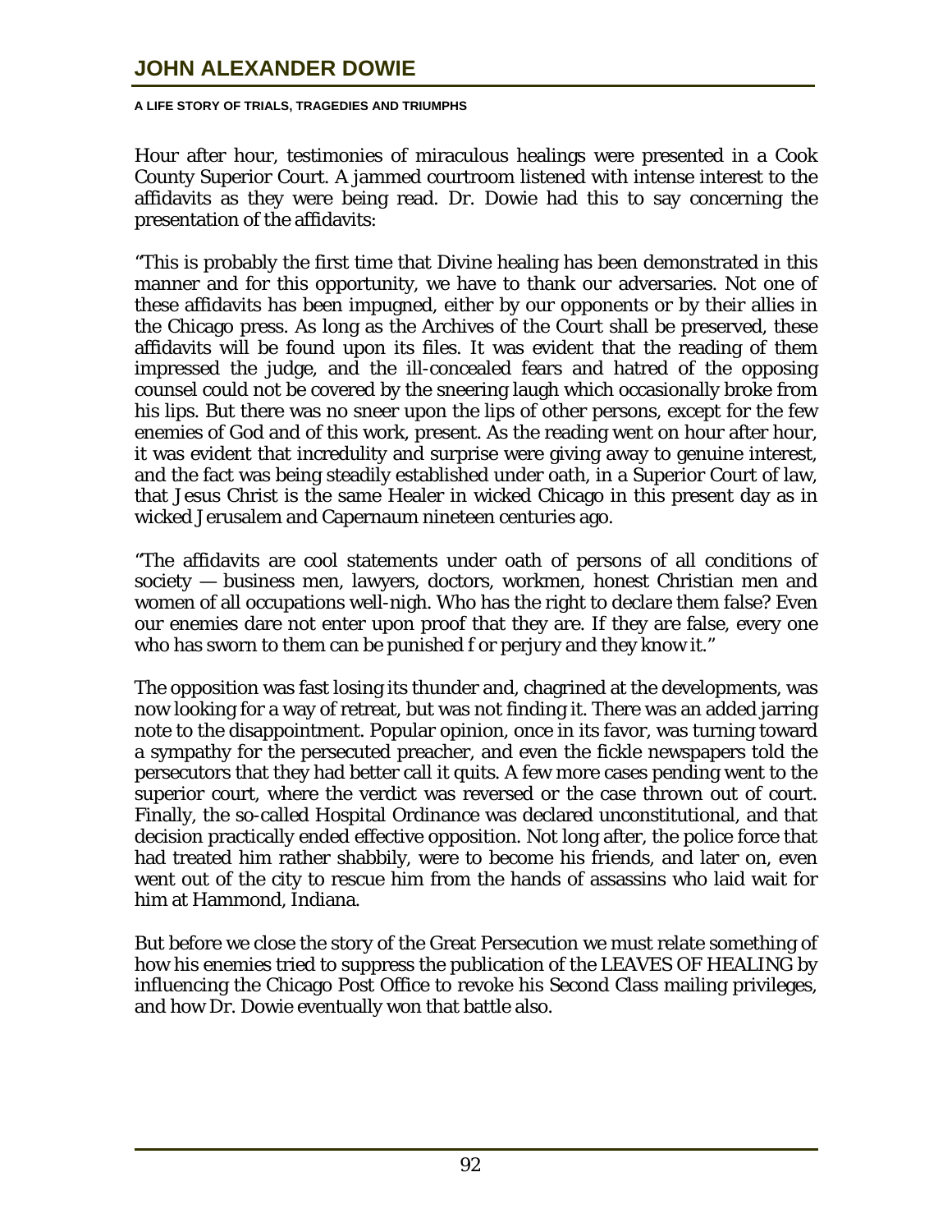Hour after hour, testimonies of miraculous healings were presented in a Cook County Superior Court. A jammed courtroom listened with intense interest to the affidavits as they were being read. Dr. Dowie had this to say concerning the presentation of the affidavits:

"This is probably the first time that Divine healing has been demonstrated in this manner and for this opportunity, we have to thank our adversaries. Not one of these affidavits has been impugned, either by our opponents or by their allies in the Chicago press. As long as the Archives of the Court shall be preserved, these affidavits will be found upon its files. It was evident that the reading of them impressed the judge, and the ill-concealed fears and hatred of the opposing counsel could not be covered by the sneering laugh which occasionally broke from his lips. But there was no sneer upon the lips of other persons, except for the few enemies of God and of this work, present. As the reading went on hour after hour, it was evident that incredulity and surprise were giving away to genuine interest, and the fact was being steadily established under oath, in a Superior Court of law, that Jesus Christ is the same Healer in wicked Chicago in this present day as in wicked Jerusalem and Capernaum nineteen centuries ago.

"The affidavits are cool statements under oath of persons of all conditions of society — business men, lawyers, doctors, workmen, honest Christian men and women of all occupations well-nigh. Who has the right to declare them false? Even our enemies dare not enter upon proof that they are. If they are false, every one who has sworn to them can be punished f or perjury and they know it."

The opposition was fast losing its thunder and, chagrined at the developments, was now looking for a way of retreat, but was not finding it. There was an added jarring note to the disappointment. Popular opinion, once in its favor, was turning toward a sympathy for the persecuted preacher, and even the fickle newspapers told the persecutors that they had better call it quits. A few more cases pending went to the superior court, where the verdict was reversed or the case thrown out of court. Finally, the so-called Hospital Ordinance was declared unconstitutional, and that decision practically ended effective opposition. Not long after, the police force that had treated him rather shabbily, were to become his friends, and later on, even went out of the city to rescue him from the hands of assassins who laid wait for him at Hammond, Indiana.

But before we close the story of the Great Persecution we must relate something of how his enemies tried to suppress the publication of the LEAVES OF HEALING by influencing the Chicago Post Office to revoke his Second Class mailing privileges, and how Dr. Dowie eventually won that battle also.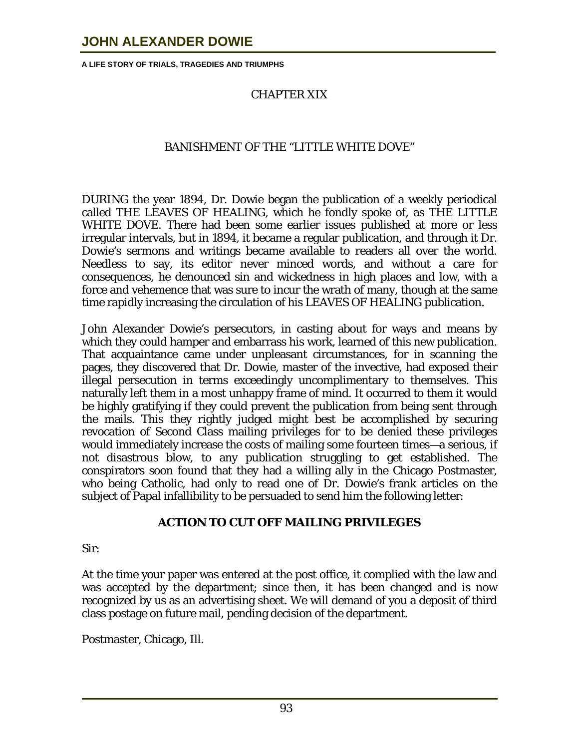## CHAPTER XIX

## BANISHMENT OF THE "LITTLE WHITE DOVE"

DURING the year 1894, Dr. Dowie began the publication of a weekly periodical called THE LEAVES OF HEALING, which he fondly spoke of, as THE LITTLE WHITE DOVE. There had been some earlier issues published at more or less irregular intervals, but in 1894, it became a regular publication, and through it Dr. Dowie's sermons and writings became available to readers all over the world. Needless to say, its editor never minced words, and without a care for consequences, he denounced sin and wickedness in high places and low, with a force and vehemence that was sure to incur the wrath of many, though at the same time rapidly increasing the circulation of his LEAVES OF HEALING publication.

John Alexander Dowie's persecutors, in casting about for ways and means by which they could hamper and embarrass his work, learned of this new publication. That acquaintance came under unpleasant circumstances, for in scanning the pages, they discovered that Dr. Dowie, master of the invective, had exposed their illegal persecution in terms exceedingly uncomplimentary to themselves. This naturally left them in a most unhappy frame of mind. It occurred to them it would be highly gratifying if they could prevent the publication from being sent through the mails. This they rightly judged might best be accomplished by securing revocation of Second Class mailing privileges for to be denied these privileges would immediately increase the costs of mailing some fourteen times—a serious, if not disastrous blow, to any publication struggling to get established. The conspirators soon found that they had a willing ally in the Chicago Postmaster, who being Catholic, had only to read one of Dr. Dowie's frank articles on the subject of Papal infallibility to be persuaded to send him the following letter:

### ACTION TO CUT OFF MAILING PRIVILEGES

Sir:

At the time your paper was entered at the post office, it complied with the law and was accepted by the department; since then, it has been changed and is now recognized by us as an advertising sheet. We will demand of you a deposit of third class postage on future mail, pending decision of the department.

Postmaster, Chicago, Ill.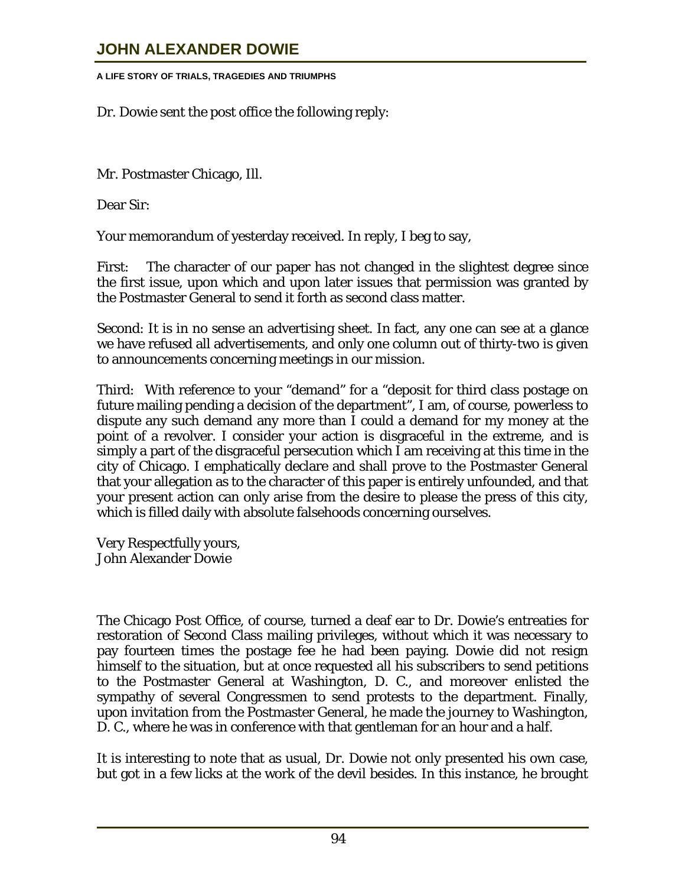Dr. Dowie sent the post office the following reply:

Mr. Postmaster Chicago, Ill.

Dear Sir:

Your memorandum of yesterday received. In reply, I beg to say,

First: The character of our paper has not changed in the slightest degree since the first issue, upon which and upon later issues that permission was granted by the Postmaster General to send it forth as second class matter.

Second: It is in no sense an advertising sheet. In fact, any one can see at a glance we have refused all advertisements, and only one column out of thirty-two is given to announcements concerning meetings in our mission.

Third: With reference to your "demand" for a "deposit for third class postage on future mailing pending a decision of the department", I am, of course, powerless to dispute any such demand any more than I could a demand for my money at the point of a revolver. I consider your action is disgraceful in the extreme, and is simply a part of the disgraceful persecution which I am receiving at this time in the city of Chicago. I emphatically declare and shall prove to the Postmaster General that your allegation as to the character of this paper is entirely unfounded, and that your present action can only arise from the desire to please the press of this city, which is filled daily with absolute falsehoods concerning ourselves.

Very Respectfully yours,
John Alexander Dowie

The Chicago Post Office, of course, turned a deaf ear to Dr. Dowie's entreaties for restoration of Second Class mailing privileges, without which it was necessary to pay fourteen times the postage fee he had been paying. Dowie did not resign himself to the situation, but at once requested all his subscribers to send petitions to the Postmaster General at Washington, D. C., and moreover enlisted the sympathy of several Congressmen to send protests to the department. Finally, upon invitation from the Postmaster General, he made the journey to Washington, D. C., where he was in conference with that gentleman for an hour and a half.

It is interesting to note that as usual, Dr. Dowie not only presented his own case, but got in a few licks at the work of the devil besides. In this instance, he brought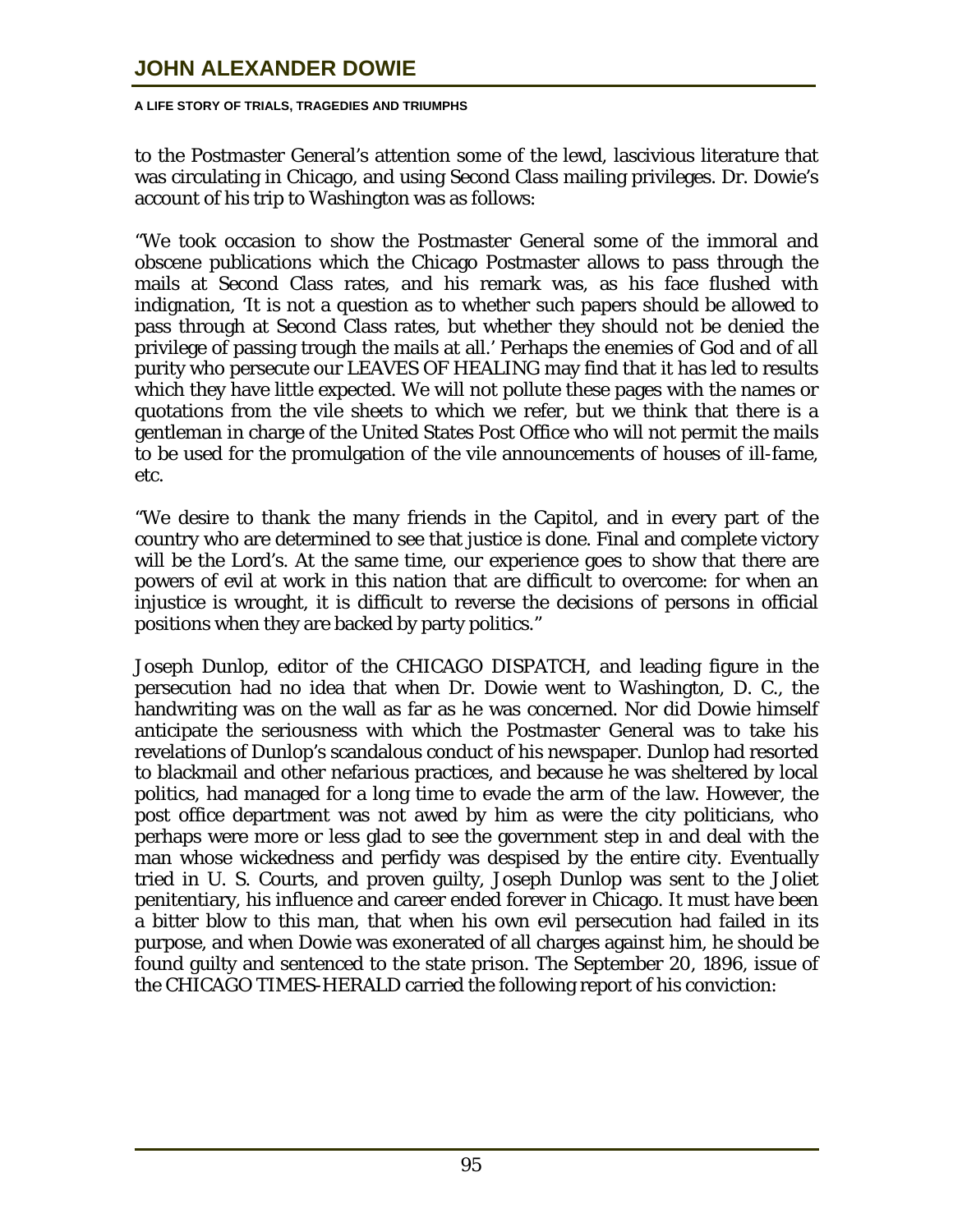to the Postmaster General's attention some of the lewd, lascivious literature that was circulating in Chicago, and using Second Class mailing privileges. Dr. Dowie's account of his trip to Washington was as follows:

"We took occasion to show the Postmaster General some of the immoral and obscene publications which the Chicago Postmaster allows to pass through the mails at Second Class rates, and his remark was, as his face flushed with indignation, 'It is not a question as to whether such papers should be allowed to pass through at Second Class rates, but whether they should not be denied the privilege of passing trough the mails at all.' Perhaps the enemies of God and of all purity who persecute our LEAVES OF HEALING may find that it has led to results which they have little expected. We will not pollute these pages with the names or quotations from the vile sheets to which we refer, but we think that there is a gentleman in charge of the United States Post Office who will not permit the mails to be used for the promulgation of the vile announcements of houses of ill-fame, etc.

"We desire to thank the many friends in the Capitol, and in every part of the country who are determined to see that justice is done. Final and complete victory will be the Lord's. At the same time, our experience goes to show that there are powers of evil at work in this nation that are difficult to overcome: for when an injustice is wrought, it is difficult to reverse the decisions of persons in official positions when they are backed by party politics."

Joseph Dunlop, editor of the CHICAGO DISPATCH, and leading figure in the persecution had no idea that when Dr. Dowie went to Washington, D. C., the handwriting was on the wall as far as he was concerned. Nor did Dowie himself anticipate the seriousness with which the Postmaster General was to take his revelations of Dunlop's scandalous conduct of his newspaper. Dunlop had resorted to blackmail and other nefarious practices, and because he was sheltered by local politics, had managed for a long time to evade the arm of the law. However, the post office department was not awed by him as were the city politicians, who perhaps were more or less glad to see the government step in and deal with the man whose wickedness and perfidy was despised by the entire city. Eventually tried in U. S. Courts, and proven guilty, Joseph Dunlop was sent to the Joliet penitentiary, his influence and career ended forever in Chicago. It must have been a bitter blow to this man, that when his own evil persecution had failed in its purpose, and when Dowie was exonerated of all charges against him, he should be found guilty and sentenced to the state prison. The September 20, 1896, issue of the CHICAGO TIMES-HERALD carried the following report of his conviction: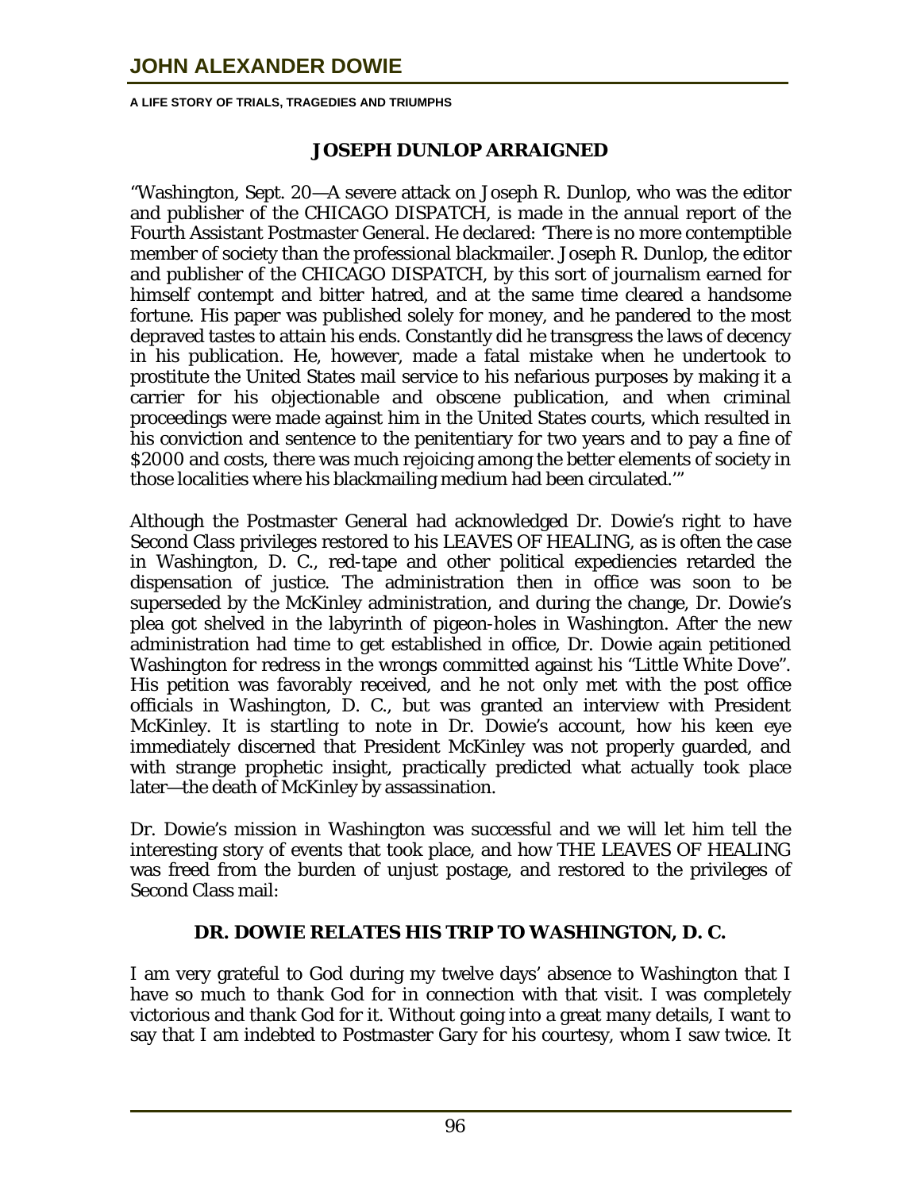## JOSEPH DUNLOP ARRAIGNED

"Washington, Sept. 20—A severe attack on Joseph R. Dunlop, who was the editor and publisher of the CHICAGO DISPATCH, is made in the annual report of the Fourth Assistant Postmaster General. He declared: 'There is no more contemptible member of society than the professional blackmailer. Joseph R. Dunlop, the editor and publisher of the CHICAGO DISPATCH, by this sort of journalism earned for himself contempt and bitter hatred, and at the same time cleared a handsome fortune. His paper was published solely for money, and he pandered to the most depraved tastes to attain his ends. Constantly did he transgress the laws of decency in his publication. He, however, made a fatal mistake when he undertook to prostitute the United States mail service to his nefarious purposes by making it a carrier for his objectionable and obscene publication, and when criminal proceedings were made against him in the United States courts, which resulted in his conviction and sentence to the penitentiary for two years and to pay a fine of $2000 and costs, there was much rejoicing among the better elements of society in those localities where his blackmailing medium had been circulated.'"

Although the Postmaster General had acknowledged Dr. Dowie's right to have Second Class privileges restored to his LEAVES OF HEALING, as is often the case in Washington, D. C., red-tape and other political expediencies retarded the dispensation of justice. The administration then in office was soon to be superseded by the McKinley administration, and during the change, Dr. Dowie's plea got shelved in the labyrinth of pigeon-holes in Washington. After the new administration had time to get established in office, Dr. Dowie again petitioned Washington for redress in the wrongs committed against his "Little White Dove". His petition was favorably received, and he not only met with the post office officials in Washington, D. C., but was granted an interview with President McKinley. It is startling to note in Dr. Dowie's account, how his keen eye immediately discerned that President McKinley was not properly guarded, and with strange prophetic insight, practically predicted what actually took place later—the death of McKinley by assassination.

Dr. Dowie's mission in Washington was successful and we will let him tell the interesting story of events that took place, and how THE LEAVES OF HEALING was freed from the burden of unjust postage, and restored to the privileges of Second Class mail:

## DR. DOWIE RELATES HIS TRIP TO WASHINGTON, D. C.

I am very grateful to God during my twelve days' absence to Washington that I have so much to thank God for in connection with that visit. I was completely victorious and thank God for it. Without going into a great many details, I want to say that I am indebted to Postmaster Gary for his courtesy, whom I saw twice. It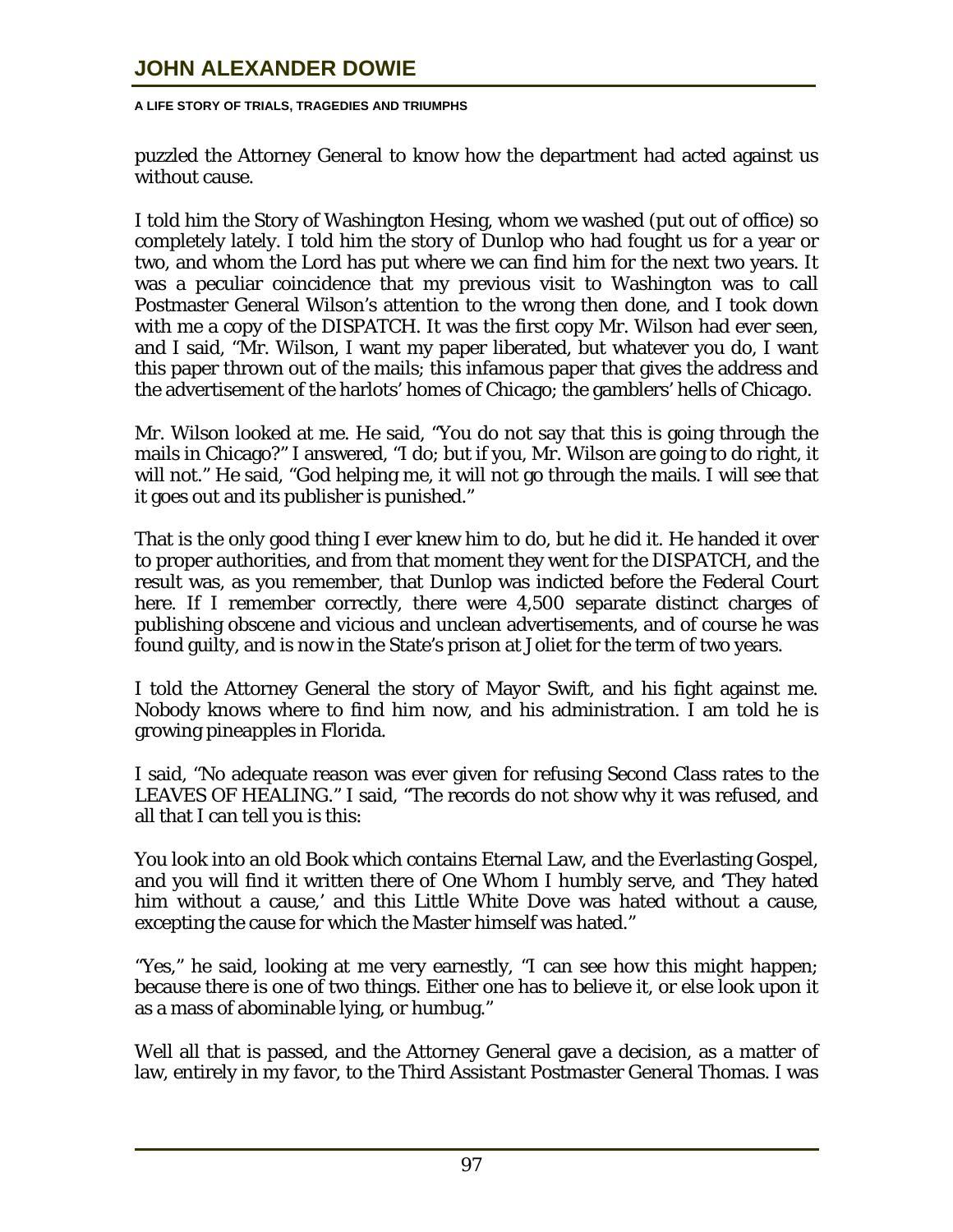puzzled the Attorney General to know how the department had acted against us without cause.

I told him the Story of Washington Hesing, whom we washed (put out of office) so completely lately. I told him the story of Dunlop who had fought us for a year or two, and whom the Lord has put where we can find him for the next two years. It was a peculiar coincidence that my previous visit to Washington was to call Postmaster General Wilson's attention to the wrong then done, and I took down with me a copy of the DISPATCH. It was the first copy Mr. Wilson had ever seen, and I said, "Mr. Wilson, I want my paper liberated, but whatever you do, I want this paper thrown out of the mails; this infamous paper that gives the address and the advertisement of the harlots' homes of Chicago; the gamblers' hells of Chicago.

Mr. Wilson looked at me. He said, "You do not say that this is going through the mails in Chicago?" I answered, "I do; but if you, Mr. Wilson are going to do right, it will not." He said, "God helping me, it will not go through the mails. I will see that it goes out and its publisher is punished."

That is the only good thing I ever knew him to do, but he did it. He handed it over to proper authorities, and from that moment they went for the DISPATCH, and the result was, as you remember, that Dunlop was indicted before the Federal Court here. If I remember correctly, there were 4,500 separate distinct charges of publishing obscene and vicious and unclean advertisements, and of course he was found guilty, and is now in the State's prison at Joliet for the term of two years.

I told the Attorney General the story of Mayor Swift, and his fight against me. Nobody knows where to find him now, and his administration. I am told he is growing pineapples in Florida.

I said, "No adequate reason was ever given for refusing Second Class rates to the LEAVES OF HEALING." I said, "The records do not show why it was refused, and all that I can tell you is this:

You look into an old Book which contains Eternal Law, and the Everlasting Gospel, and you will find it written there of One Whom I humbly serve, and 'They hated him without a cause,' and this Little White Dove was hated without a cause, excepting the cause for which the Master himself was hated."

"Yes," he said, looking at me very earnestly, "I can see how this might happen; because there is one of two things. Either one has to believe it, or else look upon it as a mass of abominable lying, or humbug."

Well all that is passed, and the Attorney General gave a decision, as a matter of law, entirely in my favor, to the Third Assistant Postmaster General Thomas. I was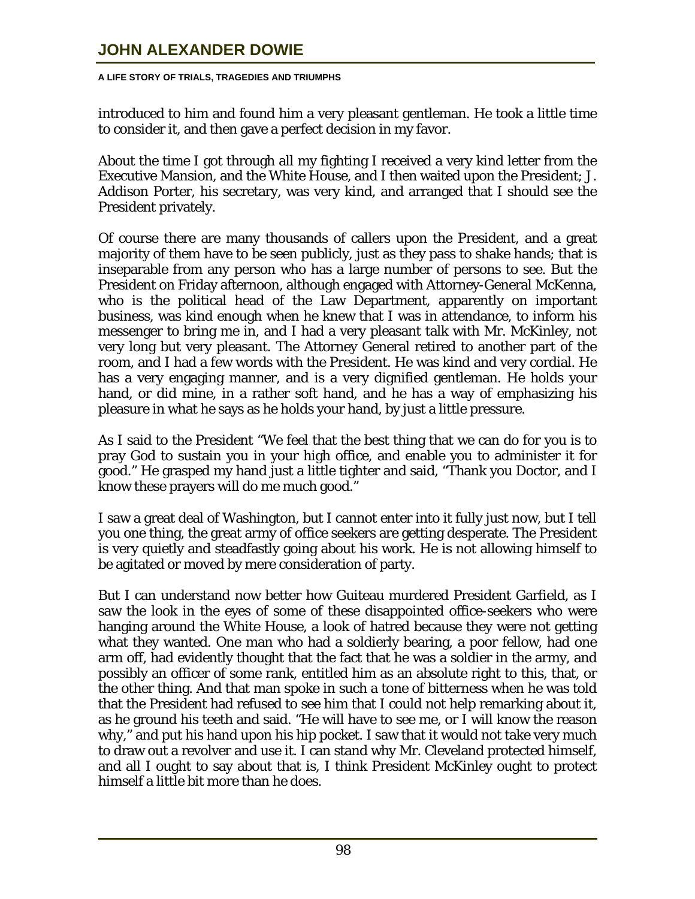introduced to him and found him a very pleasant gentleman. He took a little time to consider it, and then gave a perfect decision in my favor.

About the time I got through all my fighting I received a very kind letter from the Executive Mansion, and the White House, and I then waited upon the President; J. Addison Porter, his secretary, was very kind, and arranged that I should see the President privately.

Of course there are many thousands of callers upon the President, and a great majority of them have to be seen publicly, just as they pass to shake hands; that is inseparable from any person who has a large number of persons to see. But the President on Friday afternoon, although engaged with Attorney-General McKenna, who is the political head of the Law Department, apparently on important business, was kind enough when he knew that I was in attendance, to inform his messenger to bring me in, and I had a very pleasant talk with Mr. McKinley, not very long but very pleasant. The Attorney General retired to another part of the room, and I had a few words with the President. He was kind and very cordial. He has a very engaging manner, and is a very dignified gentleman. He holds your hand, or did mine, in a rather soft hand, and he has a way of emphasizing his pleasure in what he says as he holds your hand, by just a little pressure.

As I said to the President "We feel that the best thing that we can do for you is to pray God to sustain you in your high office, and enable you to administer it for good." He grasped my hand just a little tighter and said, "Thank you Doctor, and I know these prayers will do me much good."

I saw a great deal of Washington, but I cannot enter into it fully just now, but I tell you one thing, the great army of office seekers are getting desperate. The President is very quietly and steadfastly going about his work. He is not allowing himself to be agitated or moved by mere consideration of party.

But I can understand now better how Guiteau murdered President Garfield, as I saw the look in the eyes of some of these disappointed office-seekers who were hanging around the White House, a look of hatred because they were not getting what they wanted. One man who had a soldierly bearing, a poor fellow, had one arm off, had evidently thought that the fact that he was a soldier in the army, and possibly an officer of some rank, entitled him as an absolute right to this, that, or the other thing. And that man spoke in such a tone of bitterness when he was told that the President had refused to see him that I could not help remarking about it, as he ground his teeth and said. "He will have to see me, or I will know the reason why," and put his hand upon his hip pocket. I saw that it would not take very much to draw out a revolver and use it. I can stand why Mr. Cleveland protected himself, and all I ought to say about that is, I think President McKinley ought to protect himself a little bit more than he does.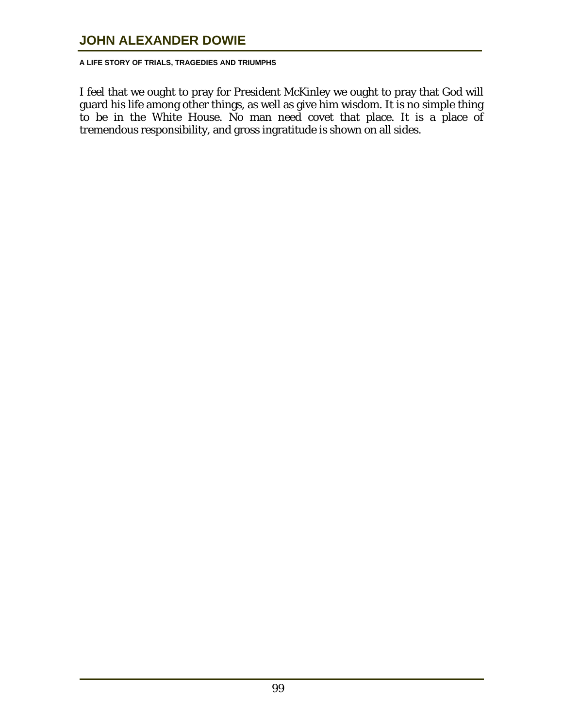I feel that we ought to pray for President McKinley we ought to pray that God will guard his life among other things, as well as give him wisdom. It is no simple thing to be in the White House. No man need covet that place. It is a place of tremendous responsibility, and gross ingratitude is shown on all sides.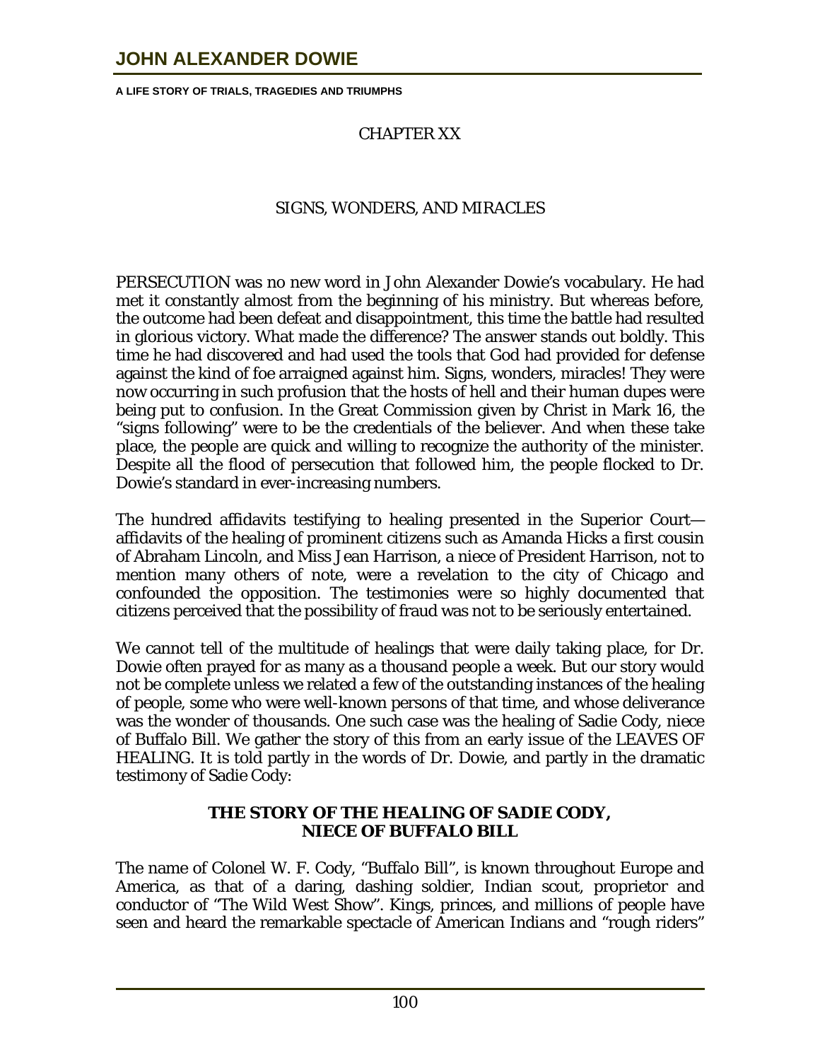## CHAPTER XX

## SIGNS, WONDERS, AND MIRACLES

PERSECUTION was no new word in John Alexander Dowie's vocabulary. He had met it constantly almost from the beginning of his ministry. But whereas before, the outcome had been defeat and disappointment, this time the battle had resulted in glorious victory. What made the difference? The answer stands out boldly. This time he had discovered and had used the tools that God had provided for defense against the kind of foe arraigned against him. Signs, wonders, miracles! They were now occurring in such profusion that the hosts of hell and their human dupes were being put to confusion. In the Great Commission given by Christ in Mark 16, the "signs following" were to be the credentials of the believer. And when these take place, the people are quick and willing to recognize the authority of the minister. Despite all the flood of persecution that followed him, the people flocked to Dr. Dowie's standard in ever-increasing numbers.

The hundred affidavits testifying to healing presented in the Superior Court—affidavits of the healing of prominent citizens such as Amanda Hicks a first cousin of Abraham Lincoln, and Miss Jean Harrison, a niece of President Harrison, not to mention many others of note, were a revelation to the city of Chicago and confounded the opposition. The testimonies were so highly documented that citizens perceived that the possibility of fraud was not to be seriously entertained.

We cannot tell of the multitude of healings that were daily taking place, for Dr. Dowie often prayed for as many as a thousand people a week. But our story would not be complete unless we related a few of the outstanding instances of the healing of people, some who were well-known persons of that time, and whose deliverance was the wonder of thousands. One such case was the healing of Sadie Cody, niece of Buffalo Bill. We gather the story of this from an early issue of the LEAVES OF HEALING. It is told partly in the words of Dr. Dowie, and partly in the dramatic testimony of Sadie Cody:

### THE STORY OF THE HEALING OF SADIE CODY, NIECE OF BUFFALO BILL

The name of Colonel W. F. Cody, "Buffalo Bill", is known throughout Europe and America, as that of a daring, dashing soldier, Indian scout, proprietor and conductor of "The Wild West Show". Kings, princes, and millions of people have seen and heard the remarkable spectacle of American Indians and "rough riders"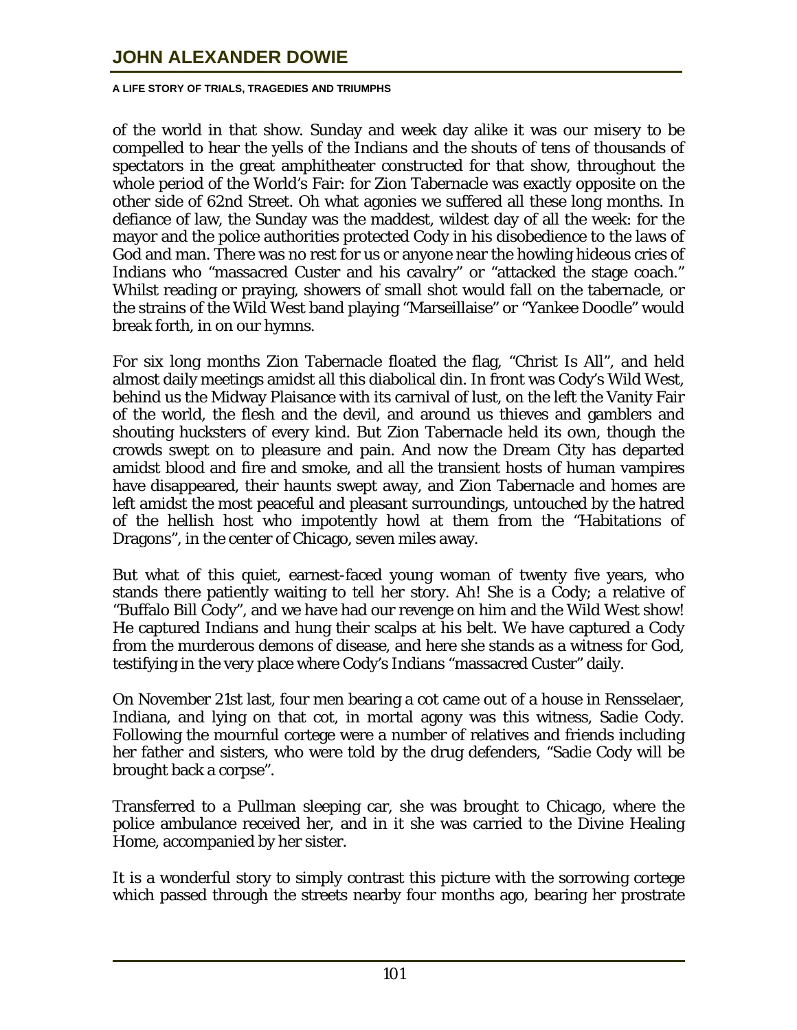of the world in that show. Sunday and week day alike it was our misery to be compelled to hear the yells of the Indians and the shouts of tens of thousands of spectators in the great amphitheater constructed for that show, throughout the whole period of the World's Fair: for Zion Tabernacle was exactly opposite on the other side of 62nd Street. Oh what agonies we suffered all these long months. In defiance of law, the Sunday was the maddest, wildest day of all the week: for the mayor and the police authorities protected Cody in his disobedience to the laws of God and man. There was no rest for us or anyone near the howling hideous cries of Indians who "massacred Custer and his cavalry" or "attacked the stage coach." Whilst reading or praying, showers of small shot would fall on the tabernacle, or the strains of the Wild West band playing "Marseillaise" or "Yankee Doodle" would break forth, in on our hymns.

For six long months Zion Tabernacle floated the flag, "Christ Is All", and held almost daily meetings amidst all this diabolical din. In front was Cody's Wild West, behind us the Midway Plaisance with its carnival of lust, on the left the Vanity Fair of the world, the flesh and the devil, and around us thieves and gamblers and shouting hucksters of every kind. But Zion Tabernacle held its own, though the crowds swept on to pleasure and pain. And now the Dream City has departed amidst blood and fire and smoke, and all the transient hosts of human vampires have disappeared, their haunts swept away, and Zion Tabernacle and homes are left amidst the most peaceful and pleasant surroundings, untouched by the hatred of the hellish host who impotently howl at them from the "Habitations of Dragons", in the center of Chicago, seven miles away.

But what of this quiet, earnest-faced young woman of twenty five years, who stands there patiently waiting to tell her story. Ah! She is a Cody; a relative of "Buffalo Bill Cody", and we have had our revenge on him and the Wild West show! He captured Indians and hung their scalps at his belt. We have captured a Cody from the murderous demons of disease, and here she stands as a witness for God, testifying in the very place where Cody's Indians "massacred Custer" daily.

On November 21st last, four men bearing a cot came out of a house in Rensselaer, Indiana, and lying on that cot, in mortal agony was this witness, Sadie Cody. Following the mournful cortege were a number of relatives and friends including her father and sisters, who were told by the drug defenders, "Sadie Cody will be brought back a corpse".

Transferred to a Pullman sleeping car, she was brought to Chicago, where the police ambulance received her, and in it she was carried to the Divine Healing Home, accompanied by her sister.

It is a wonderful story to simply contrast this picture with the sorrowing cortege which passed through the streets nearby four months ago, bearing her prostrate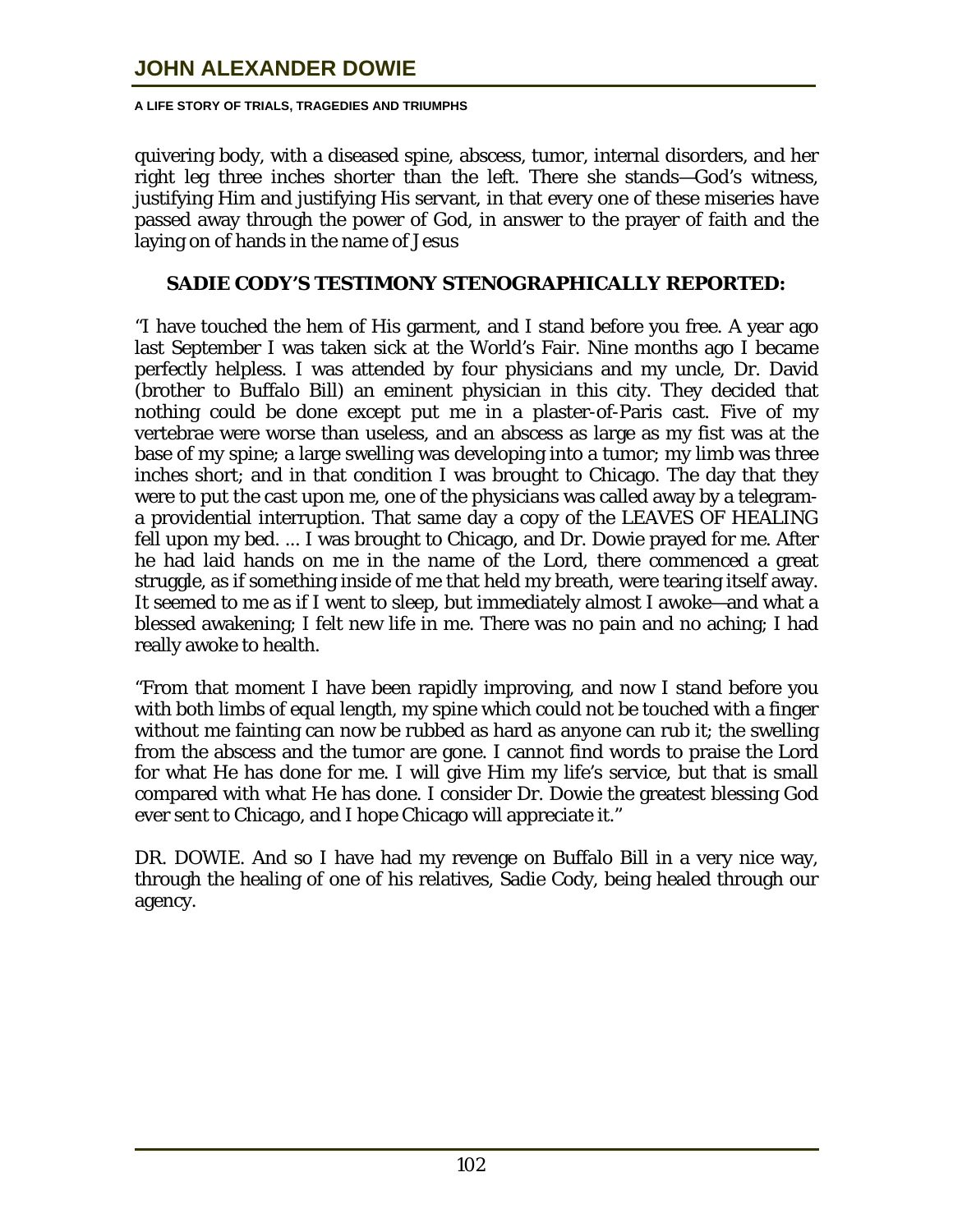quivering body, with a diseased spine, abscess, tumor, internal disorders, and her right leg three inches shorter than the left. There she stands—God's witness, justifying Him and justifying His servant, in that every one of these miseries have passed away through the power of God, in answer to the prayer of faith and the laying on of hands in the name of Jesus

### SADIE CODY'S TESTIMONY STENOGRAPHICALLY REPORTED:

"I have touched the hem of His garment, and I stand before you free. A year ago last September I was taken sick at the World's Fair. Nine months ago I became perfectly helpless. I was attended by four physicians and my uncle, Dr. David (brother to Buffalo Bill) an eminent physician in this city. They decided that nothing could be done except put me in a plaster-of-Paris cast. Five of my vertebrae were worse than useless, and an abscess as large as my fist was at the base of my spine; a large swelling was developing into a tumor; my limb was three inches short; and in that condition I was brought to Chicago. The day that they were to put the cast upon me, one of the physicians was called away by a telegram-a providential interruption. That same day a copy of the LEAVES OF HEALING fell upon my bed. ... I was brought to Chicago, and Dr. Dowie prayed for me. After he had laid hands on me in the name of the Lord, there commenced a great struggle, as if something inside of me that held my breath, were tearing itself away. It seemed to me as if I went to sleep, but immediately almost I awoke—and what a blessed awakening; I felt new life in me. There was no pain and no aching; I had really awoke to health.

"From that moment I have been rapidly improving, and now I stand before you with both limbs of equal length, my spine which could not be touched with a finger without me fainting can now be rubbed as hard as anyone can rub it; the swelling from the abscess and the tumor are gone. I cannot find words to praise the Lord for what He has done for me. I will give Him my life's service, but that is small compared with what He has done. I consider Dr. Dowie the greatest blessing God ever sent to Chicago, and I hope Chicago will appreciate it."

DR. DOWIE. And so I have had my revenge on Buffalo Bill in a very nice way, through the healing of one of his relatives, Sadie Cody, being healed through our agency.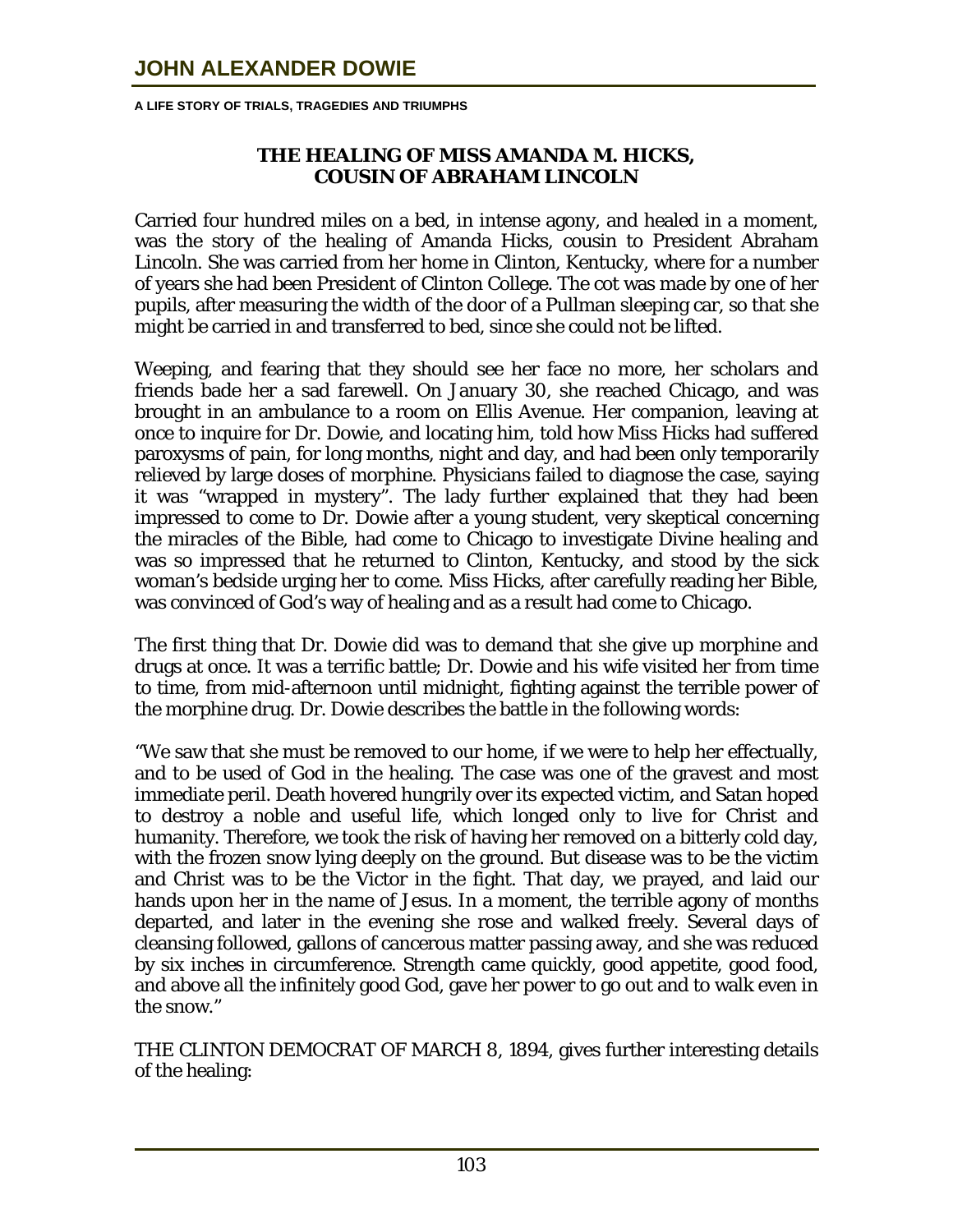## THE HEALING OF MISS AMANDA M. HICKS, COUSIN OF ABRAHAM LINCOLN

Carried four hundred miles on a bed, in intense agony, and healed in a moment, was the story of the healing of Amanda Hicks, cousin to President Abraham Lincoln. She was carried from her home in Clinton, Kentucky, where for a number of years she had been President of Clinton College. The cot was made by one of her pupils, after measuring the width of the door of a Pullman sleeping car, so that she might be carried in and transferred to bed, since she could not be lifted.

Weeping, and fearing that they should see her face no more, her scholars and friends bade her a sad farewell. On January 30, she reached Chicago, and was brought in an ambulance to a room on Ellis Avenue. Her companion, leaving at once to inquire for Dr. Dowie, and locating him, told how Miss Hicks had suffered paroxysms of pain, for long months, night and day, and had been only temporarily relieved by large doses of morphine. Physicians failed to diagnose the case, saying it was "wrapped in mystery". The lady further explained that they had been impressed to come to Dr. Dowie after a young student, very skeptical concerning the miracles of the Bible, had come to Chicago to investigate Divine healing and was so impressed that he returned to Clinton, Kentucky, and stood by the sick woman's bedside urging her to come. Miss Hicks, after carefully reading her Bible, was convinced of God's way of healing and as a result had come to Chicago.

The first thing that Dr. Dowie did was to demand that she give up morphine and drugs at once. It was a terrific battle; Dr. Dowie and his wife visited her from time to time, from mid-afternoon until midnight, fighting against the terrible power of the morphine drug. Dr. Dowie describes the battle in the following words:

"We saw that she must be removed to our home, if we were to help her effectually, and to be used of God in the healing. The case was one of the gravest and most immediate peril. Death hovered hungrily over its expected victim, and Satan hoped to destroy a noble and useful life, which longed only to live for Christ and humanity. Therefore, we took the risk of having her removed on a bitterly cold day, with the frozen snow lying deeply on the ground. But disease was to be the victim and Christ was to be the Victor in the fight. That day, we prayed, and laid our hands upon her in the name of Jesus. In a moment, the terrible agony of months departed, and later in the evening she rose and walked freely. Several days of cleansing followed, gallons of cancerous matter passing away, and she was reduced by six inches in circumference. Strength came quickly, good appetite, good food, and above all the infinitely good God, gave her power to go out and to walk even in the snow."

THE CLINTON DEMOCRAT OF MARCH 8, 1894, gives further interesting details of the healing: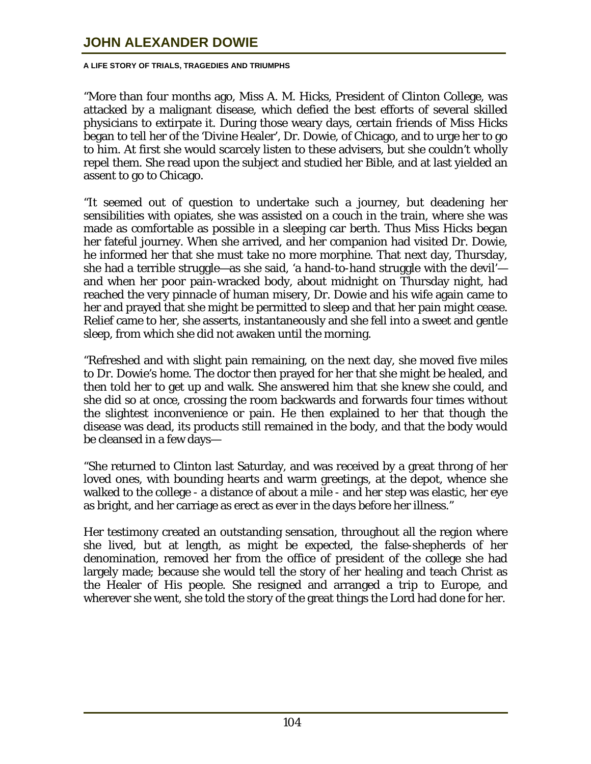"More than four months ago, Miss A. M. Hicks, President of Clinton College, was attacked by a malignant disease, which defied the best efforts of several skilled physicians to extirpate it. During those weary days, certain friends of Miss Hicks began to tell her of the 'Divine Healer', Dr. Dowie, of Chicago, and to urge her to go to him. At first she would scarcely listen to these advisers, but she couldn't wholly repel them. She read upon the subject and studied her Bible, and at last yielded an assent to go to Chicago.

"It seemed out of question to undertake such a journey, but deadening her sensibilities with opiates, she was assisted on a couch in the train, where she was made as comfortable as possible in a sleeping car berth. Thus Miss Hicks began her fateful journey. When she arrived, and her companion had visited Dr. Dowie, he informed her that she must take no more morphine. That next day, Thursday, she had a terrible struggle—as she said, 'a hand-to-hand struggle with the devil'—and when her poor pain-wracked body, about midnight on Thursday night, had reached the very pinnacle of human misery, Dr. Dowie and his wife again came to her and prayed that she might be permitted to sleep and that her pain might cease. Relief came to her, she asserts, instantaneously and she fell into a sweet and gentle sleep, from which she did not awaken until the morning.

"Refreshed and with slight pain remaining, on the next day, she moved five miles to Dr. Dowie's home. The doctor then prayed for her that she might be healed, and then told her to get up and walk. She answered him that she knew she could, and she did so at once, crossing the room backwards and forwards four times without the slightest inconvenience or pain. He then explained to her that though the disease was dead, its products still remained in the body, and that the body would be cleansed in a few days—

"She returned to Clinton last Saturday, and was received by a great throng of her loved ones, with bounding hearts and warm greetings, at the depot, whence she walked to the college - a distance of about a mile - and her step was elastic, her eye as bright, and her carriage as erect as ever in the days before her illness."

Her testimony created an outstanding sensation, throughout all the region where she lived, but at length, as might be expected, the false-shepherds of her denomination, removed her from the office of president of the college she had largely made; because she would tell the story of her healing and teach Christ as the Healer of His people. She resigned and arranged a trip to Europe, and wherever she went, she told the story of the great things the Lord had done for her.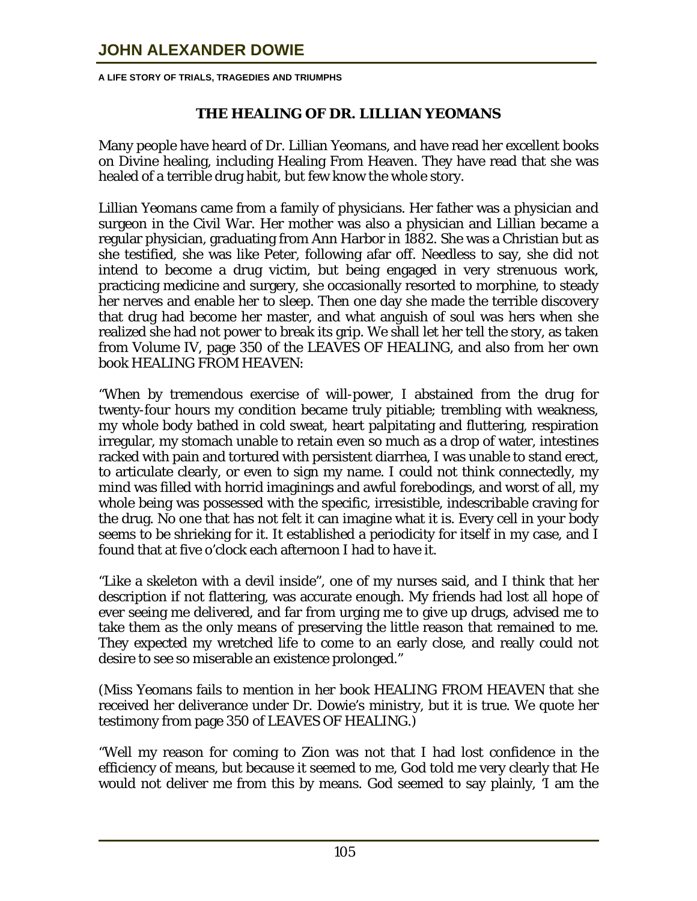## THE HEALING OF DR. LILLIAN YEOMANS

Many people have heard of Dr. Lillian Yeomans, and have read her excellent books on Divine healing, including Healing From Heaven. They have read that she was healed of a terrible drug habit, but few know the whole story.

Lillian Yeomans came from a family of physicians. Her father was a physician and surgeon in the Civil War. Her mother was also a physician and Lillian became a regular physician, graduating from Ann Harbor in 1882. She was a Christian but as she testified, she was like Peter, following afar off. Needless to say, she did not intend to become a drug victim, but being engaged in very strenuous work, practicing medicine and surgery, she occasionally resorted to morphine, to steady her nerves and enable her to sleep. Then one day she made the terrible discovery that drug had become her master, and what anguish of soul was hers when she realized she had not power to break its grip. We shall let her tell the story, as taken from Volume IV, page 350 of the LEAVES OF HEALING, and also from her own book HEALING FROM HEAVEN:

"When by tremendous exercise of will-power, I abstained from the drug for twenty-four hours my condition became truly pitiable; trembling with weakness, my whole body bathed in cold sweat, heart palpitating and fluttering, respiration irregular, my stomach unable to retain even so much as a drop of water, intestines racked with pain and tortured with persistent diarrhea, I was unable to stand erect, to articulate clearly, or even to sign my name. I could not think connectedly, my mind was filled with horrid imaginings and awful forebodings, and worst of all, my whole being was possessed with the specific, irresistible, indescribable craving for the drug. No one that has not felt it can imagine what it is. Every cell in your body seems to be shrieking for it. It established a periodicity for itself in my case, and I found that at five o'clock each afternoon I had to have it.

"Like a skeleton with a devil inside", one of my nurses said, and I think that her description if not flattering, was accurate enough. My friends had lost all hope of ever seeing me delivered, and far from urging me to give up drugs, advised me to take them as the only means of preserving the little reason that remained to me. They expected my wretched life to come to an early close, and really could not desire to see so miserable an existence prolonged."

(Miss Yeomans fails to mention in her book HEALING FROM HEAVEN that she received her deliverance under Dr. Dowie's ministry, but it is true. We quote her testimony from page 350 of LEAVES OF HEALING.)

"Well my reason for coming to Zion was not that I had lost confidence in the efficiency of means, but because it seemed to me, God told me very clearly that He would not deliver me from this by means. God seemed to say plainly, 'I am the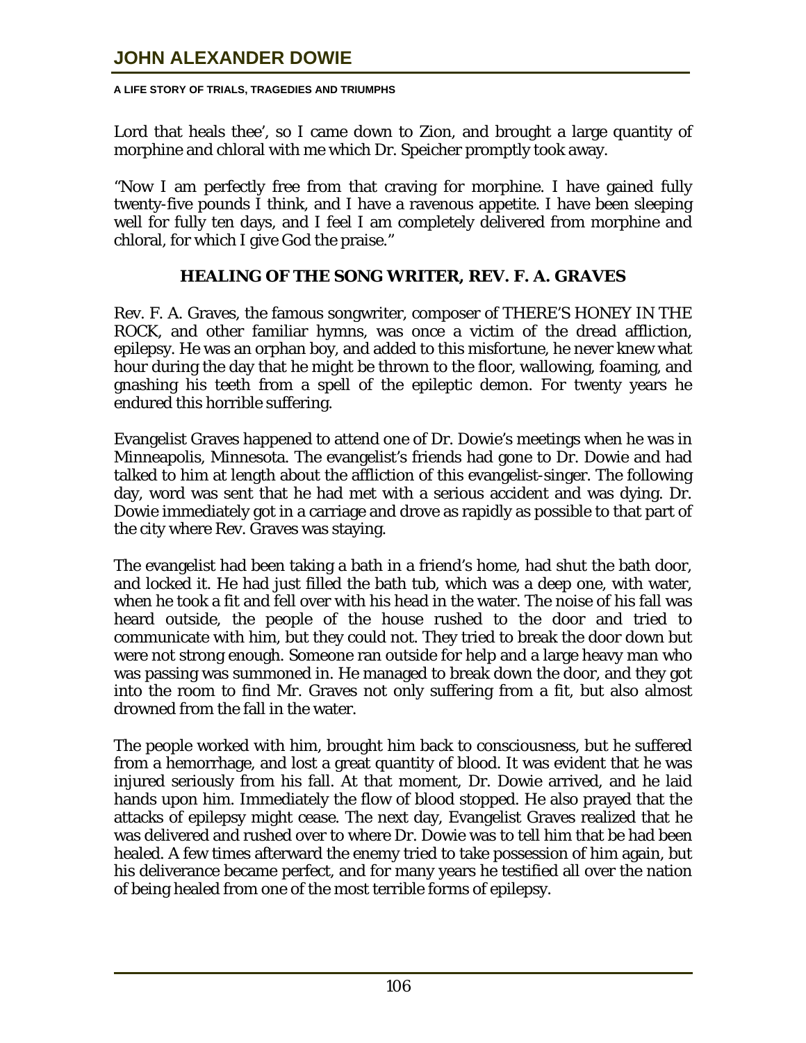Lord that heals thee', so I came down to Zion, and brought a large quantity of morphine and chloral with me which Dr. Speicher promptly took away.

"Now I am perfectly free from that craving for morphine. I have gained fully twenty-five pounds I think, and I have a ravenous appetite. I have been sleeping well for fully ten days, and I feel I am completely delivered from morphine and chloral, for which I give God the praise."

## HEALING OF THE SONG WRITER, REV. F. A. GRAVES

Rev. F. A. Graves, the famous songwriter, composer of THERE'S HONEY IN THE ROCK, and other familiar hymns, was once a victim of the dread affliction, epilepsy. He was an orphan boy, and added to this misfortune, he never knew what hour during the day that he might be thrown to the floor, wallowing, foaming, and gnashing his teeth from a spell of the epileptic demon. For twenty years he endured this horrible suffering.

Evangelist Graves happened to attend one of Dr. Dowie's meetings when he was in Minneapolis, Minnesota. The evangelist's friends had gone to Dr. Dowie and had talked to him at length about the affliction of this evangelist-singer. The following day, word was sent that he had met with a serious accident and was dying. Dr. Dowie immediately got in a carriage and drove as rapidly as possible to that part of the city where Rev. Graves was staying.

The evangelist had been taking a bath in a friend's home, had shut the bath door, and locked it. He had just filled the bath tub, which was a deep one, with water, when he took a fit and fell over with his head in the water. The noise of his fall was heard outside, the people of the house rushed to the door and tried to communicate with him, but they could not. They tried to break the door down but were not strong enough. Someone ran outside for help and a large heavy man who was passing was summoned in. He managed to break down the door, and they got into the room to find Mr. Graves not only suffering from a fit, but also almost drowned from the fall in the water.

The people worked with him, brought him back to consciousness, but he suffered from a hemorrhage, and lost a great quantity of blood. It was evident that he was injured seriously from his fall. At that moment, Dr. Dowie arrived, and he laid hands upon him. Immediately the flow of blood stopped. He also prayed that the attacks of epilepsy might cease. The next day, Evangelist Graves realized that he was delivered and rushed over to where Dr. Dowie was to tell him that be had been healed. A few times afterward the enemy tried to take possession of him again, but his deliverance became perfect, and for many years he testified all over the nation of being healed from one of the most terrible forms of epilepsy.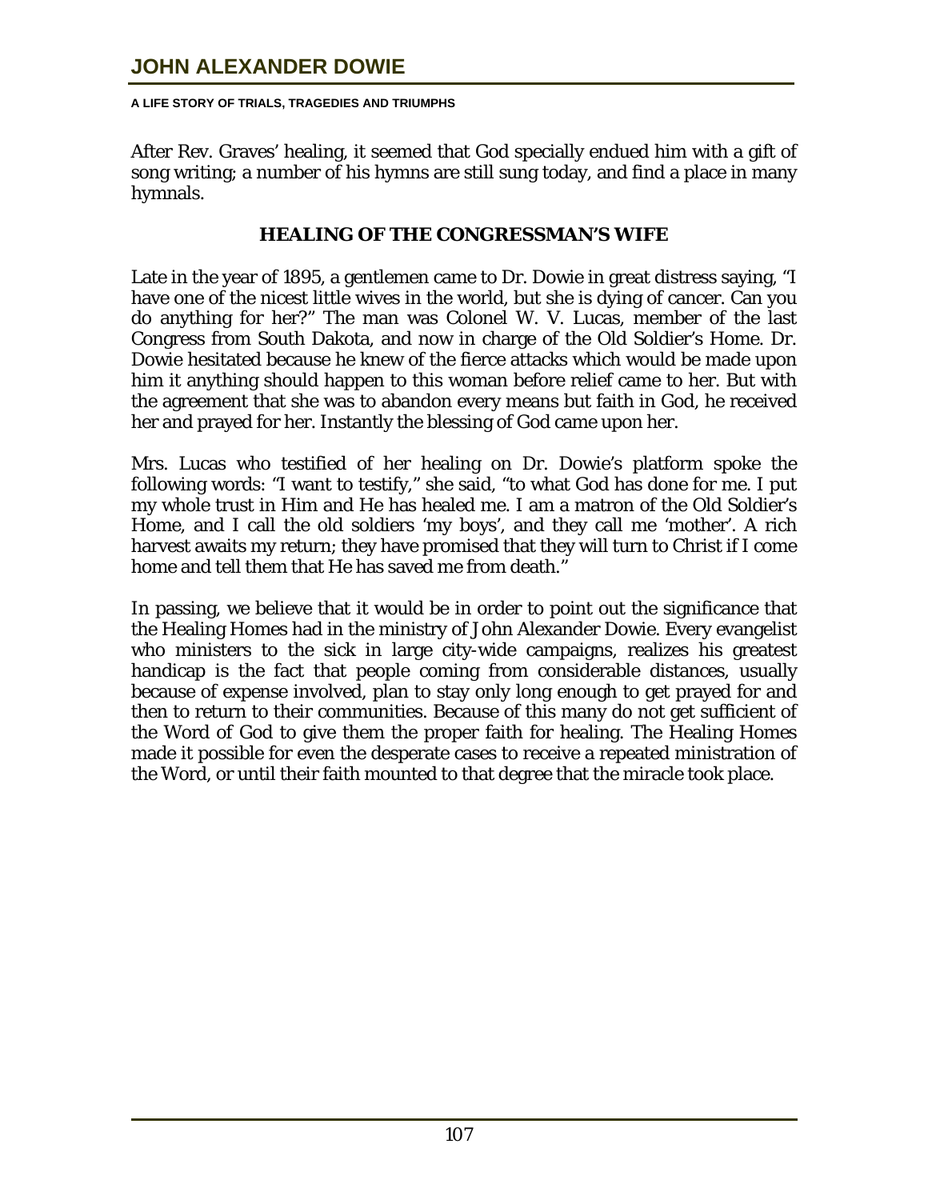After Rev. Graves' healing, it seemed that God specially endued him with a gift of song writing; a number of his hymns are still sung today, and find a place in many hymnals.

### HEALING OF THE CONGRESSMAN'S WIFE

Late in the year of 1895, a gentlemen came to Dr. Dowie in great distress saying, "I have one of the nicest little wives in the world, but she is dying of cancer. Can you do anything for her?" The man was Colonel W. V. Lucas, member of the last Congress from South Dakota, and now in charge of the Old Soldier's Home. Dr. Dowie hesitated because he knew of the fierce attacks which would be made upon him it anything should happen to this woman before relief came to her. But with the agreement that she was to abandon every means but faith in God, he received her and prayed for her. Instantly the blessing of God came upon her.

Mrs. Lucas who testified of her healing on Dr. Dowie's platform spoke the following words: "I want to testify," she said, "to what God has done for me. I put my whole trust in Him and He has healed me. I am a matron of the Old Soldier's Home, and I call the old soldiers 'my boys', and they call me 'mother'. A rich harvest awaits my return; they have promised that they will turn to Christ if I come home and tell them that He has saved me from death."

In passing, we believe that it would be in order to point out the significance that the Healing Homes had in the ministry of John Alexander Dowie. Every evangelist who ministers to the sick in large city-wide campaigns, realizes his greatest handicap is the fact that people coming from considerable distances, usually because of expense involved, plan to stay only long enough to get prayed for and then to return to their communities. Because of this many do not get sufficient of the Word of God to give them the proper faith for healing. The Healing Homes made it possible for even the desperate cases to receive a repeated ministration of the Word, or until their faith mounted to that degree that the miracle took place.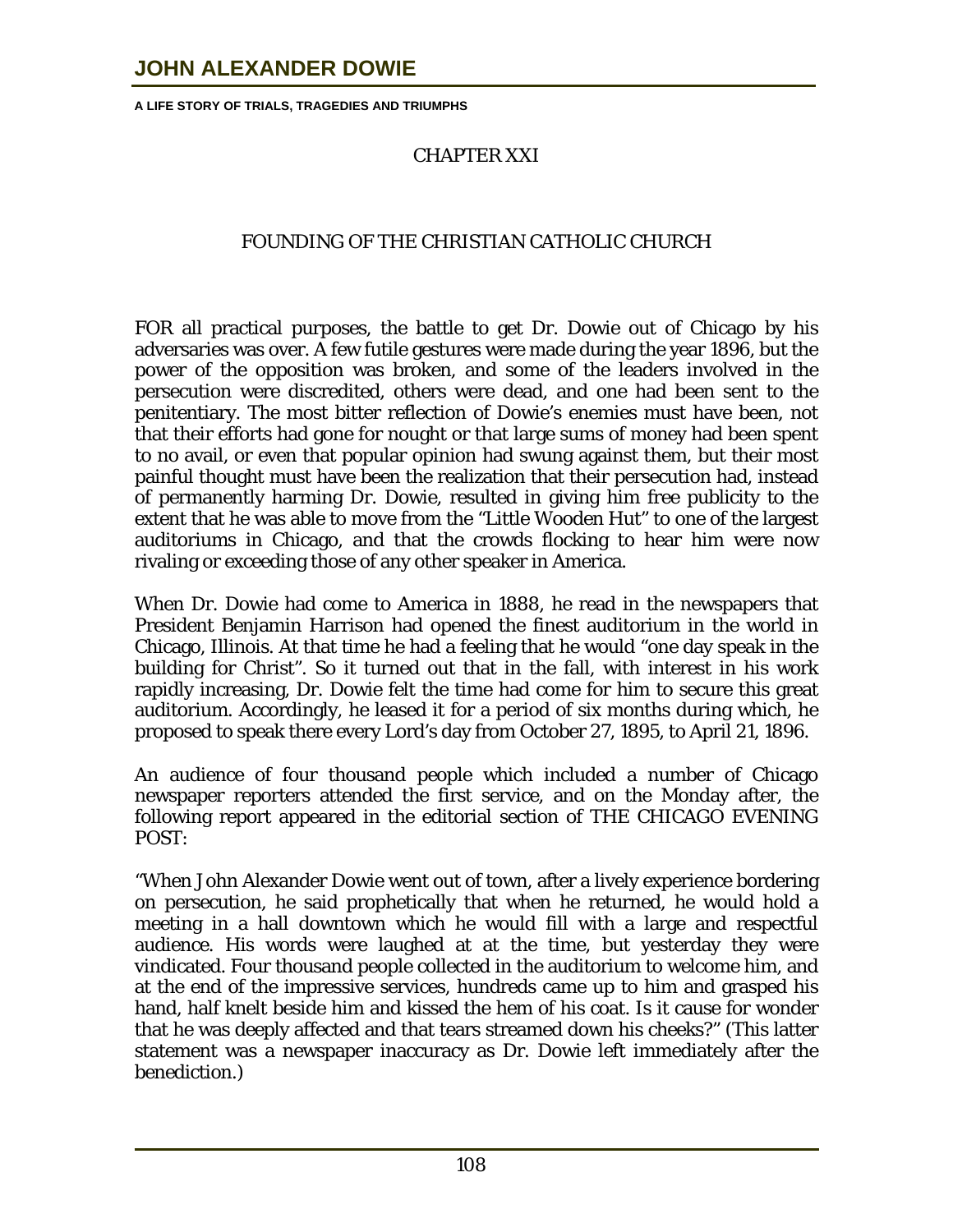## CHAPTER XXI

## FOUNDING OF THE CHRISTIAN CATHOLIC CHURCH

FOR all practical purposes, the battle to get Dr. Dowie out of Chicago by his adversaries was over. A few futile gestures were made during the year 1896, but the power of the opposition was broken, and some of the leaders involved in the persecution were discredited, others were dead, and one had been sent to the penitentiary. The most bitter reflection of Dowie's enemies must have been, not that their efforts had gone for nought or that large sums of money had been spent to no avail, or even that popular opinion had swung against them, but their most painful thought must have been the realization that their persecution had, instead of permanently harming Dr. Dowie, resulted in giving him free publicity to the extent that he was able to move from the "Little Wooden Hut" to one of the largest auditoriums in Chicago, and that the crowds flocking to hear him were now rivaling or exceeding those of any other speaker in America.

When Dr. Dowie had come to America in 1888, he read in the newspapers that President Benjamin Harrison had opened the finest auditorium in the world in Chicago, Illinois. At that time he had a feeling that he would "one day speak in the building for Christ". So it turned out that in the fall, with interest in his work rapidly increasing, Dr. Dowie felt the time had come for him to secure this great auditorium. Accordingly, he leased it for a period of six months during which, he proposed to speak there every Lord's day from October 27, 1895, to April 21, 1896.

An audience of four thousand people which included a number of Chicago newspaper reporters attended the first service, and on the Monday after, the following report appeared in the editorial section of THE CHICAGO EVENING POST:

"When John Alexander Dowie went out of town, after a lively experience bordering on persecution, he said prophetically that when he returned, he would hold a meeting in a hall downtown which he would fill with a large and respectful audience. His words were laughed at at the time, but yesterday they were vindicated. Four thousand people collected in the auditorium to welcome him, and at the end of the impressive services, hundreds came up to him and grasped his hand, half knelt beside him and kissed the hem of his coat. Is it cause for wonder that he was deeply affected and that tears streamed down his cheeks?" (This latter statement was a newspaper inaccuracy as Dr. Dowie left immediately after the benediction.)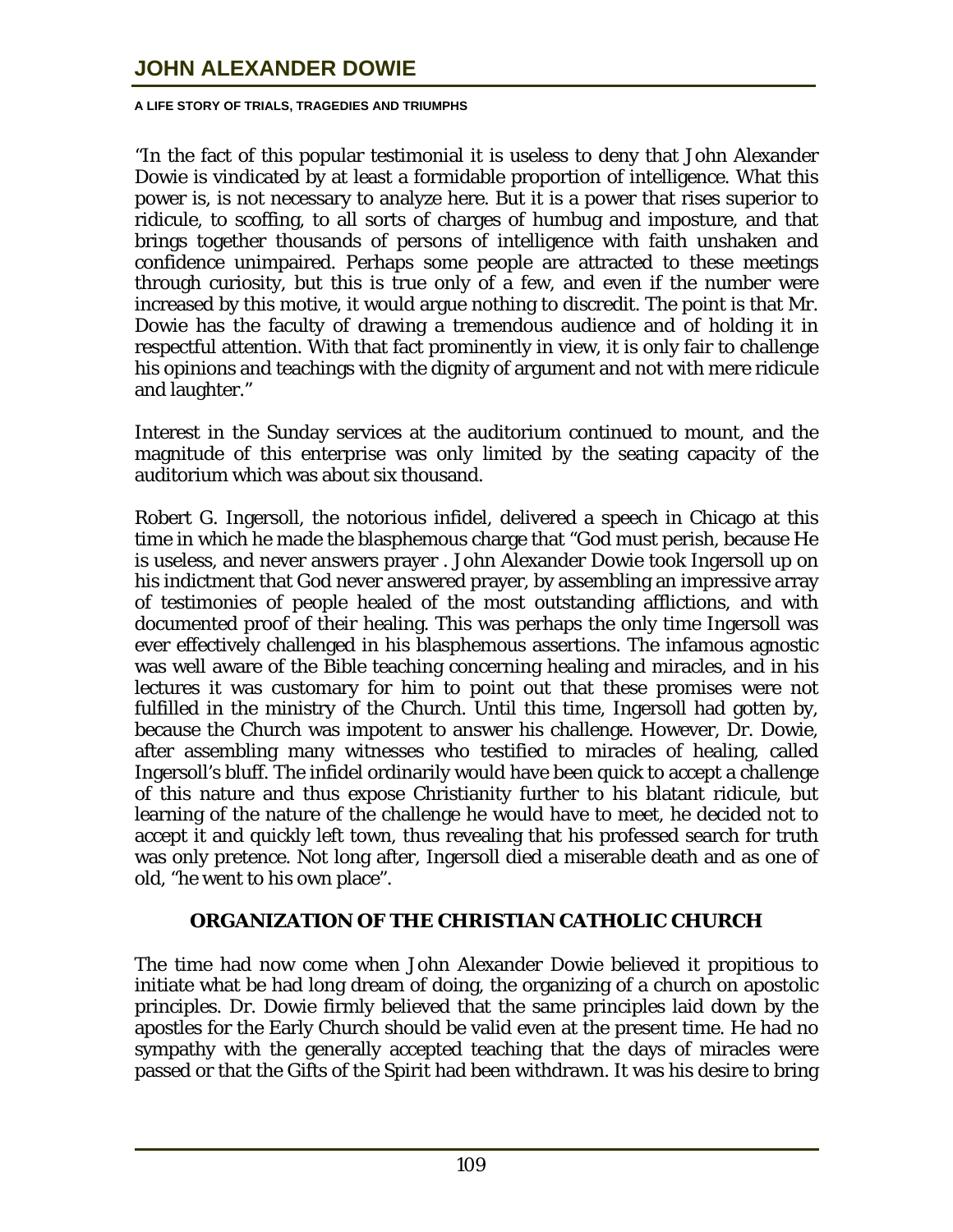"In the fact of this popular testimonial it is useless to deny that John Alexander Dowie is vindicated by at least a formidable proportion of intelligence. What this power is, is not necessary to analyze here. But it is a power that rises superior to ridicule, to scoffing, to all sorts of charges of humbug and imposture, and that brings together thousands of persons of intelligence with faith unshaken and confidence unimpaired. Perhaps some people are attracted to these meetings through curiosity, but this is true only of a few, and even if the number were increased by this motive, it would argue nothing to discredit. The point is that Mr. Dowie has the faculty of drawing a tremendous audience and of holding it in respectful attention. With that fact prominently in view, it is only fair to challenge his opinions and teachings with the dignity of argument and not with mere ridicule and laughter."

Interest in the Sunday services at the auditorium continued to mount, and the magnitude of this enterprise was only limited by the seating capacity of the auditorium which was about six thousand.

Robert G. Ingersoll, the notorious infidel, delivered a speech in Chicago at this time in which he made the blasphemous charge that "God must perish, because He is useless, and never answers prayer . John Alexander Dowie took Ingersoll up on his indictment that God never answered prayer, by assembling an impressive array of testimonies of people healed of the most outstanding afflictions, and with documented proof of their healing. This was perhaps the only time Ingersoll was ever effectively challenged in his blasphemous assertions. The infamous agnostic was well aware of the Bible teaching concerning healing and miracles, and in his lectures it was customary for him to point out that these promises were not fulfilled in the ministry of the Church. Until this time, Ingersoll had gotten by, because the Church was impotent to answer his challenge. However, Dr. Dowie, after assembling many witnesses who testified to miracles of healing, called Ingersoll's bluff. The infidel ordinarily would have been quick to accept a challenge of this nature and thus expose Christianity further to his blatant ridicule, but learning of the nature of the challenge he would have to meet, he decided not to accept it and quickly left town, thus revealing that his professed search for truth was only pretence. Not long after, Ingersoll died a miserable death and as one of old, "he went to his own place".

## ORGANIZATION OF THE CHRISTIAN CATHOLIC CHURCH

The time had now come when John Alexander Dowie believed it propitious to initiate what be had long dream of doing, the organizing of a church on apostolic principles. Dr. Dowie firmly believed that the same principles laid down by the apostles for the Early Church should be valid even at the present time. He had no sympathy with the generally accepted teaching that the days of miracles were passed or that the Gifts of the Spirit had been withdrawn. It was his desire to bring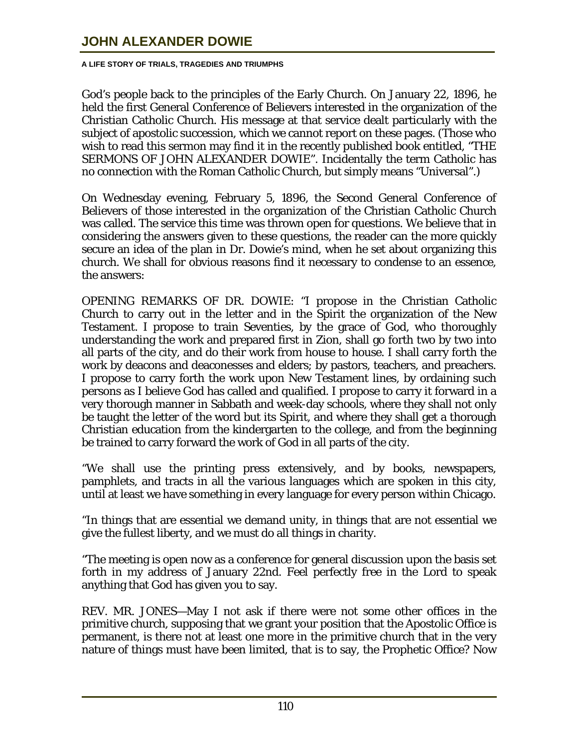God's people back to the principles of the Early Church. On January 22, 1896, he held the first General Conference of Believers interested in the organization of the Christian Catholic Church. His message at that service dealt particularly with the subject of apostolic succession, which we cannot report on these pages. (Those who wish to read this sermon may find it in the recently published book entitled, "THE SERMONS OF JOHN ALEXANDER DOWIE". Incidentally the term Catholic has no connection with the Roman Catholic Church, but simply means "Universal".)

On Wednesday evening, February 5, 1896, the Second General Conference of Believers of those interested in the organization of the Christian Catholic Church was called. The service this time was thrown open for questions. We believe that in considering the answers given to these questions, the reader can the more quickly secure an idea of the plan in Dr. Dowie's mind, when he set about organizing this church. We shall for obvious reasons find it necessary to condense to an essence, the answers:

OPENING REMARKS OF DR. DOWIE: "I propose in the Christian Catholic Church to carry out in the letter and in the Spirit the organization of the New Testament. I propose to train Seventies, by the grace of God, who thoroughly understanding the work and prepared first in Zion, shall go forth two by two into all parts of the city, and do their work from house to house. I shall carry forth the work by deacons and deaconesses and elders; by pastors, teachers, and preachers. I propose to carry forth the work upon New Testament lines, by ordaining such persons as I believe God has called and qualified. I propose to carry it forward in a very thorough manner in Sabbath and week-day schools, where they shall not only be taught the letter of the word but its Spirit, and where they shall get a thorough Christian education from the kindergarten to the college, and from the beginning be trained to carry forward the work of God in all parts of the city.

"We shall use the printing press extensively, and by books, newspapers, pamphlets, and tracts in all the various languages which are spoken in this city, until at least we have something in every language for every person within Chicago.

"In things that are essential we demand unity, in things that are not essential we give the fullest liberty, and we must do all things in charity.

"The meeting is open now as a conference for general discussion upon the basis set forth in my address of January 22nd. Feel perfectly free in the Lord to speak anything that God has given you to say.

REV. MR. JONES—May I not ask if there were not some other offices in the primitive church, supposing that we grant your position that the Apostolic Office is permanent, is there not at least one more in the primitive church that in the very nature of things must have been limited, that is to say, the Prophetic Office? Now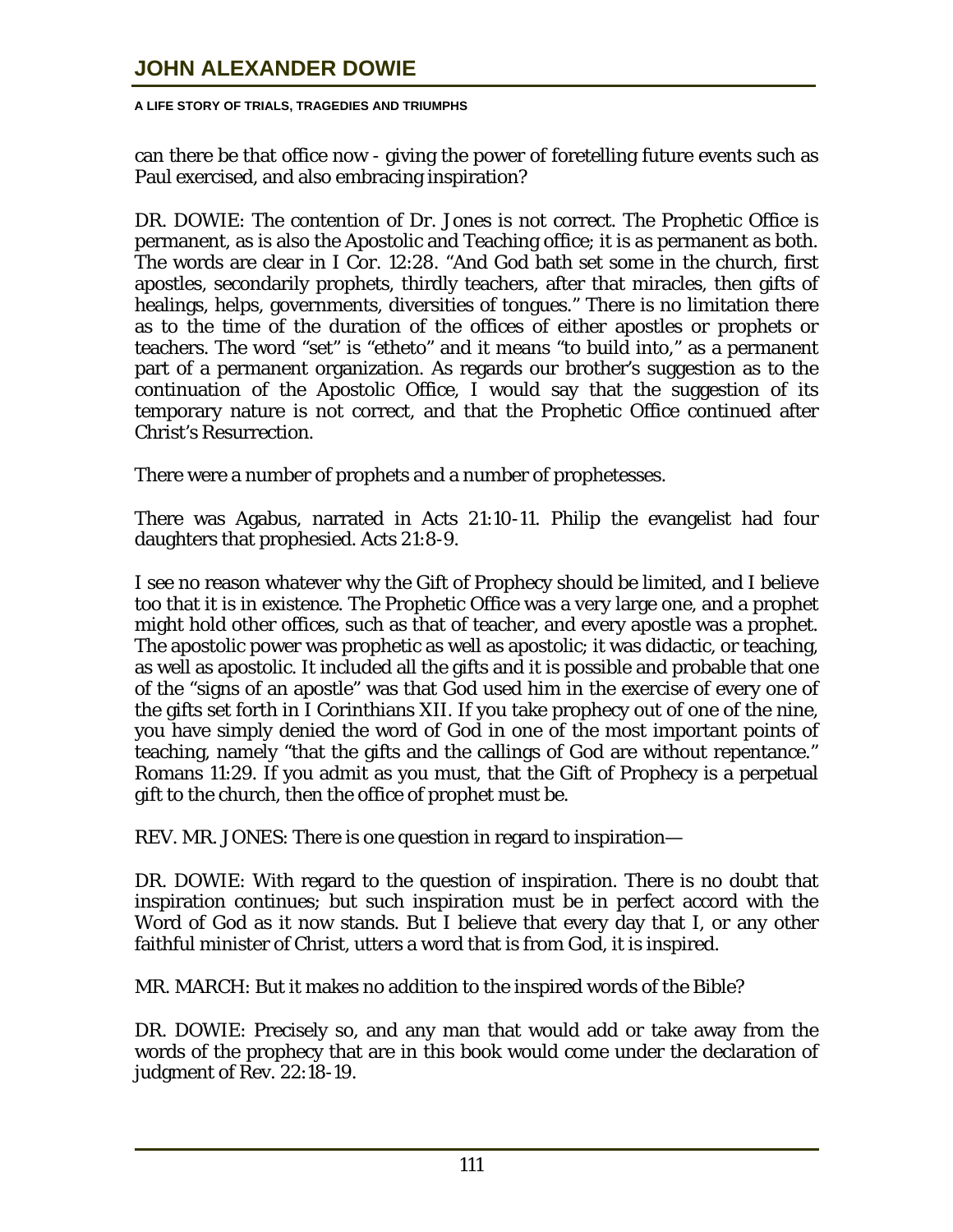can there be that office now - giving the power of foretelling future events such as Paul exercised, and also embracing inspiration?

DR. DOWIE: The contention of Dr. Jones is not correct. The Prophetic Office is permanent, as is also the Apostolic and Teaching office; it is as permanent as both. The words are clear in I Cor. 12:28. "And God hath set some in the church, first apostles, secondarily prophets, thirdly teachers, after that miracles, then gifts of healings, helps, governments, diversities of tongues." There is no limitation there as to the time of the duration of the offices of either apostles or prophets or teachers. The word "set" is "etheto" and it means "to build into," as a permanent part of a permanent organization. As regards our brother's suggestion as to the continuation of the Apostolic Office, I would say that the suggestion of its temporary nature is not correct, and that the Prophetic Office continued after Christ's Resurrection.

There were a number of prophets and a number of prophetesses.

There was Agabus, narrated in Acts 21:10-11. Philip the evangelist had four daughters that prophesied. Acts 21:8-9.

I see no reason whatever why the Gift of Prophecy should be limited, and I believe too that it is in existence. The Prophetic Office was a very large one, and a prophet might hold other offices, such as that of teacher, and every apostle was a prophet. The apostolic power was prophetic as well as apostolic; it was didactic, or teaching, as well as apostolic. It included all the gifts and it is possible and probable that one of the "signs of an apostle" was that God used him in the exercise of every one of the gifts set forth in I Corinthians XII. If you take prophecy out of one of the nine, you have simply denied the word of God in one of the most important points of teaching, namely "that the gifts and the callings of God are without repentance." Romans 11:29. If you admit as you must, that the Gift of Prophecy is a perpetual gift to the church, then the office of prophet must be.

REV. MR. JONES: There is one question in regard to inspiration—

DR. DOWIE: With regard to the question of inspiration. There is no doubt that inspiration continues; but such inspiration must be in perfect accord with the Word of God as it now stands. But I believe that every day that I, or any other faithful minister of Christ, utters a word that is from God, it is inspired.

MR. MARCH: But it makes no addition to the inspired words of the Bible?

DR. DOWIE: Precisely so, and any man that would add or take away from the words of the prophecy that are in this book would come under the declaration of judgment of Rev. 22:18-19.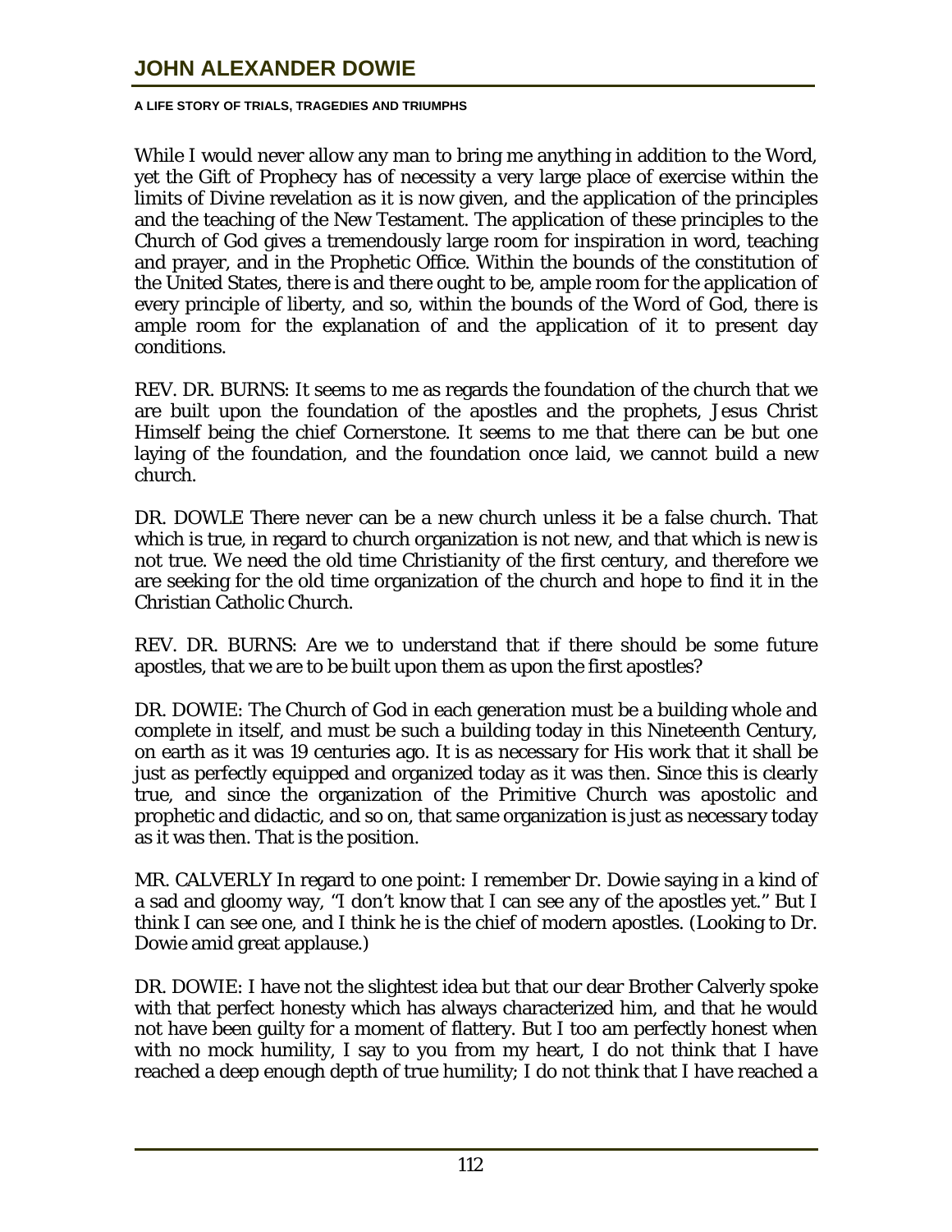While I would never allow any man to bring me anything in addition to the Word, yet the Gift of Prophecy has of necessity a very large place of exercise within the limits of Divine revelation as it is now given, and the application of the principles and the teaching of the New Testament. The application of these principles to the Church of God gives a tremendously large room for inspiration in word, teaching and prayer, and in the Prophetic Office. Within the bounds of the constitution of the United States, there is and there ought to be, ample room for the application of every principle of liberty, and so, within the bounds of the Word of God, there is ample room for the explanation of and the application of it to present day conditions.

REV. DR. BURNS: It seems to me as regards the foundation of the church that we are built upon the foundation of the apostles and the prophets, Jesus Christ Himself being the chief Cornerstone. It seems to me that there can be but one laying of the foundation, and the foundation once laid, we cannot build a new church.

DR. DOWLE There never can be a new church unless it be a false church. That which is true, in regard to church organization is not new, and that which is new is not true. We need the old time Christianity of the first century, and therefore we are seeking for the old time organization of the church and hope to find it in the Christian Catholic Church.

REV. DR. BURNS: Are we to understand that if there should be some future apostles, that we are to be built upon them as upon the first apostles?

DR. DOWIE: The Church of God in each generation must be a building whole and complete in itself, and must be such a building today in this Nineteenth Century, on earth as it was 19 centuries ago. It is as necessary for His work that it shall be just as perfectly equipped and organized today as it was then. Since this is clearly true, and since the organization of the Primitive Church was apostolic and prophetic and didactic, and so on, that same organization is just as necessary today as it was then. That is the position.

MR. CALVERLY In regard to one point: I remember Dr. Dowie saying in a kind of a sad and gloomy way, "I don't know that I can see any of the apostles yet." But I think I can see one, and I think he is the chief of modern apostles. (Looking to Dr. Dowie amid great applause.)

DR. DOWIE: I have not the slightest idea but that our dear Brother Calverly spoke with that perfect honesty which has always characterized him, and that he would not have been guilty for a moment of flattery. But I too am perfectly honest when with no mock humility, I say to you from my heart, I do not think that I have reached a deep enough depth of true humility; I do not think that I have reached a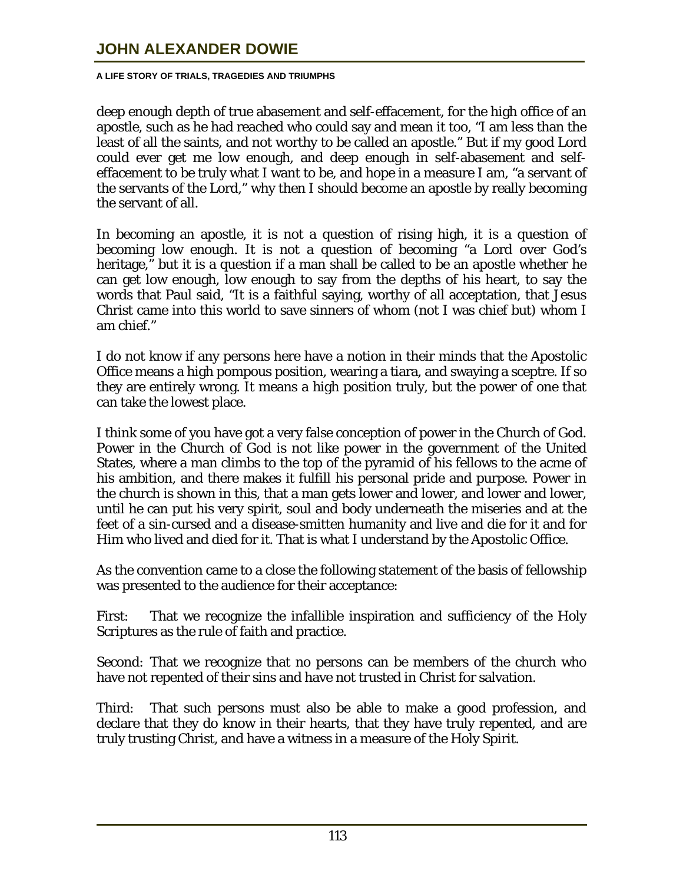deep enough depth of true abasement and self-effacement, for the high office of an apostle, such as he had reached who could say and mean it too, "I am less than the least of all the saints, and not worthy to be called an apostle." But if my good Lord could ever get me low enough, and deep enough in self-abasement and self-effacement to be truly what I want to be, and hope in a measure I am, "a servant of the servants of the Lord," why then I should become an apostle by really becoming the servant of all.

In becoming an apostle, it is not a question of rising high, it is a question of becoming low enough. It is not a question of becoming "a Lord over God's heritage," but it is a question if a man shall be called to be an apostle whether he can get low enough, low enough to say from the depths of his heart, to say the words that Paul said, "It is a faithful saying, worthy of all acceptation, that Jesus Christ came into this world to save sinners of whom (not I was chief but) whom I am chief."

I do not know if any persons here have a notion in their minds that the Apostolic Office means a high pompous position, wearing a tiara, and swaying a sceptre. If so they are entirely wrong. It means a high position truly, but the power of one that can take the lowest place.

I think some of you have got a very false conception of power in the Church of God. Power in the Church of God is not like power in the government of the United States, where a man climbs to the top of the pyramid of his fellows to the acme of his ambition, and there makes it fulfill his personal pride and purpose. Power in the church is shown in this, that a man gets lower and lower, and lower and lower, until he can put his very spirit, soul and body underneath the miseries and at the feet of a sin-cursed and a disease-smitten humanity and live and die for it and for Him who lived and died for it. That is what I understand by the Apostolic Office.

As the convention came to a close the following statement of the basis of fellowship was presented to the audience for their acceptance:

First: That we recognize the infallible inspiration and sufficiency of the Holy Scriptures as the rule of faith and practice.

Second: That we recognize that no persons can be members of the church who have not repented of their sins and have not trusted in Christ for salvation.

Third: That such persons must also be able to make a good profession, and declare that they do know in their hearts, that they have truly repented, and are truly trusting Christ, and have a witness in a measure of the Holy Spirit.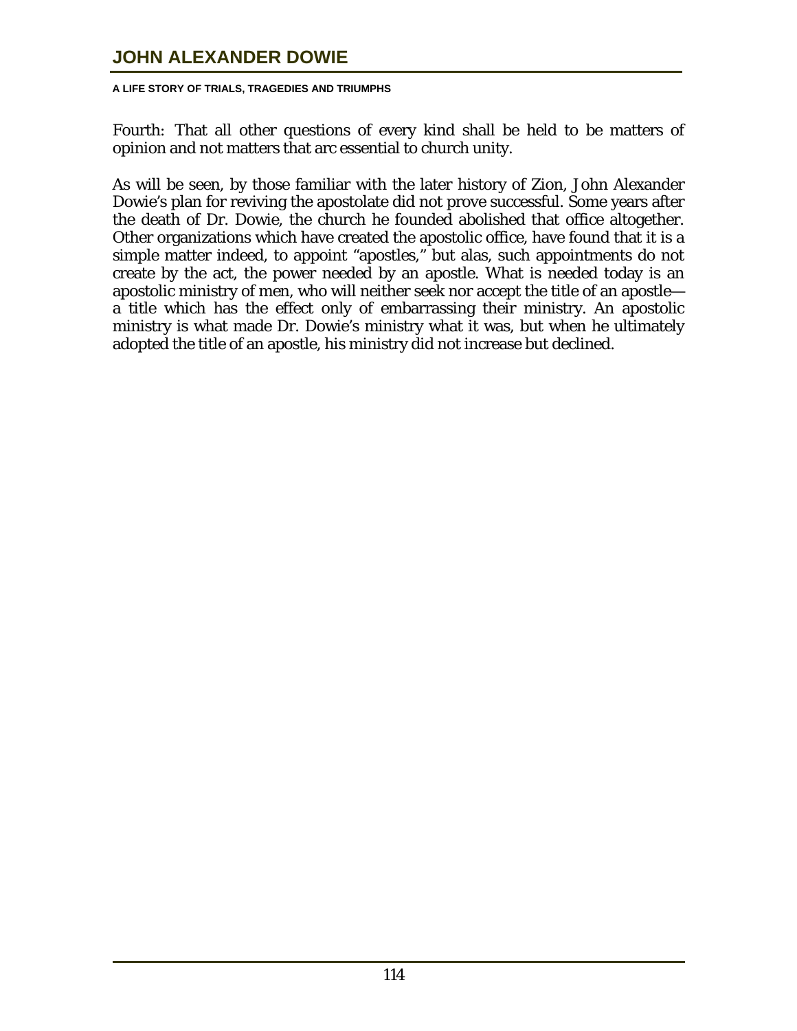Fourth: That all other questions of every kind shall be held to be matters of opinion and not matters that arc essential to church unity.

As will be seen, by those familiar with the later history of Zion, John Alexander Dowie's plan for reviving the apostolate did not prove successful. Some years after the death of Dr. Dowie, the church he founded abolished that office altogether. Other organizations which have created the apostolic office, have found that it is a simple matter indeed, to appoint "apostles," but alas, such appointments do not create by the act, the power needed by an apostle. What is needed today is an apostolic ministry of men, who will neither seek nor accept the title of an apostle—a title which has the effect only of embarrassing their ministry. An apostolic ministry is what made Dr. Dowie's ministry what it was, but when he ultimately adopted the title of an apostle, his ministry did not increase but declined.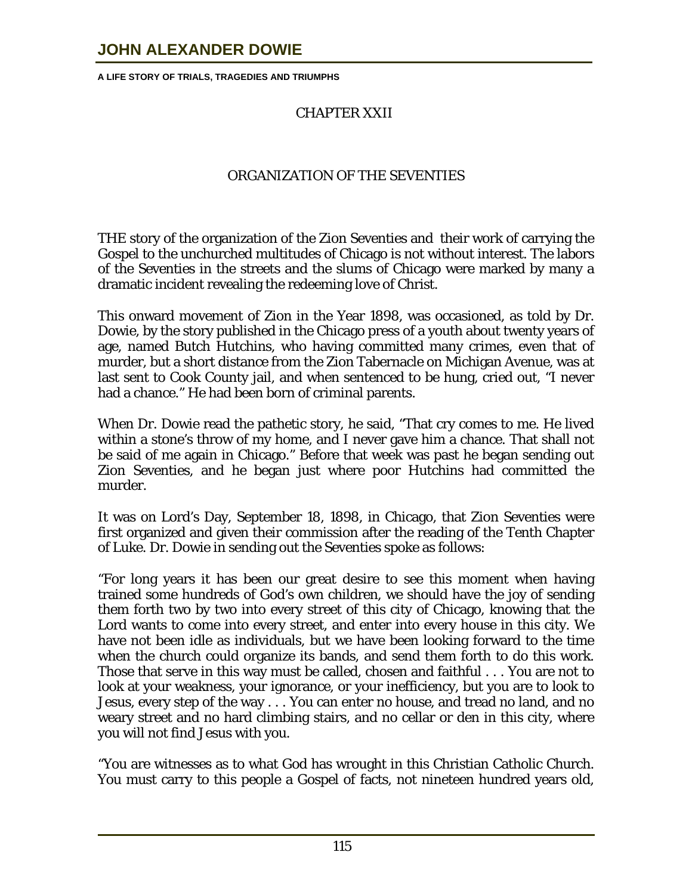## CHAPTER XXII

## ORGANIZATION OF THE SEVENTIES

THE story of the organization of the Zion Seventies and their work of carrying the Gospel to the unchurched multitudes of Chicago is not without interest. The labors of the Seventies in the streets and the slums of Chicago were marked by many a dramatic incident revealing the redeeming love of Christ.

This onward movement of Zion in the Year 1898, was occasioned, as told by Dr. Dowie, by the story published in the Chicago press of a youth about twenty years of age, named Butch Hutchins, who having committed many crimes, even that of murder, but a short distance from the Zion Tabernacle on Michigan Avenue, was at last sent to Cook County jail, and when sentenced to be hung, cried out, "I never had a chance." He had been born of criminal parents.

When Dr. Dowie read the pathetic story, he said, "That cry comes to me. He lived within a stone's throw of my home, and I never gave him a chance. That shall not be said of me again in Chicago." Before that week was past he began sending out Zion Seventies, and he began just where poor Hutchins had committed the murder.

It was on Lord's Day, September 18, 1898, in Chicago, that Zion Seventies were first organized and given their commission after the reading of the Tenth Chapter of Luke. Dr. Dowie in sending out the Seventies spoke as follows:

"For long years it has been our great desire to see this moment when having trained some hundreds of God's own children, we should have the joy of sending them forth two by two into every street of this city of Chicago, knowing that the Lord wants to come into every street, and enter into every house in this city. We have not been idle as individuals, but we have been looking forward to the time when the church could organize its bands, and send them forth to do this work. Those that serve in this way must be called, chosen and faithful . . . You are not to look at your weakness, your ignorance, or your inefficiency, but you are to look to Jesus, every step of the way . . . You can enter no house, and tread no land, and no weary street and no hard climbing stairs, and no cellar or den in this city, where you will not find Jesus with you.

"You are witnesses as to what God has wrought in this Christian Catholic Church. You must carry to this people a Gospel of facts, not nineteen hundred years old,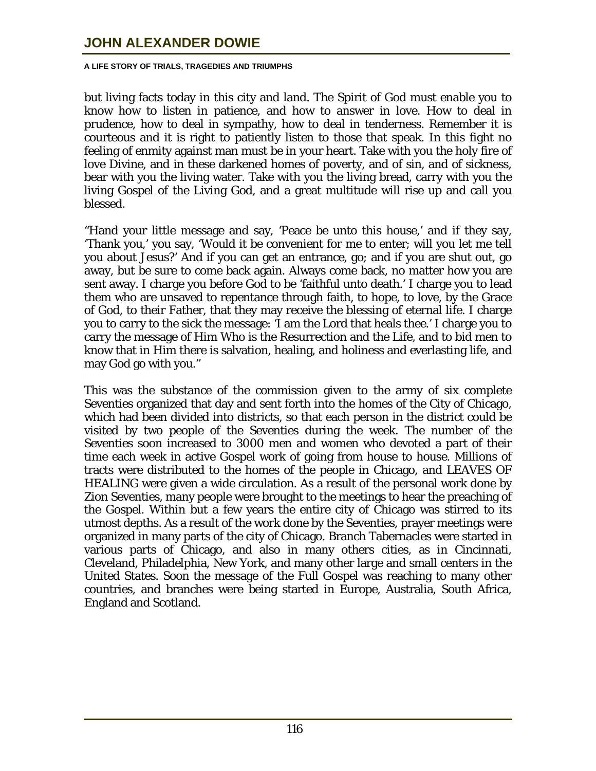but living facts today in this city and land. The Spirit of God must enable you to know how to listen in patience, and how to answer in love. How to deal in prudence, how to deal in sympathy, how to deal in tenderness. Remember it is courteous and it is right to patiently listen to those that speak. In this fight no feeling of enmity against man must be in your heart. Take with you the holy fire of love Divine, and in these darkened homes of poverty, and of sin, and of sickness, bear with you the living water. Take with you the living bread, carry with you the living Gospel of the Living God, and a great multitude will rise up and call you blessed.

"Hand your little message and say, 'Peace be unto this house,' and if they say, 'Thank you,' you say, 'Would it be convenient for me to enter; will you let me tell you about Jesus?' And if you can get an entrance, go; and if you are shut out, go away, but be sure to come back again. Always come back, no matter how you are sent away. I charge you before God to be 'faithful unto death.' I charge you to lead them who are unsaved to repentance through faith, to hope, to love, by the Grace of God, to their Father, that they may receive the blessing of eternal life. I charge you to carry to the sick the message: 'I am the Lord that heals thee.' I charge you to carry the message of Him Who is the Resurrection and the Life, and to bid men to know that in Him there is salvation, healing, and holiness and everlasting life, and may God go with you."

This was the substance of the commission given to the army of six complete Seventies organized that day and sent forth into the homes of the City of Chicago, which had been divided into districts, so that each person in the district could be visited by two people of the Seventies during the week. The number of the Seventies soon increased to 3000 men and women who devoted a part of their time each week in active Gospel work of going from house to house. Millions of tracts were distributed to the homes of the people in Chicago, and LEAVES OF HEALING were given a wide circulation. As a result of the personal work done by Zion Seventies, many people were brought to the meetings to hear the preaching of the Gospel. Within but a few years the entire city of Chicago was stirred to its utmost depths. As a result of the work done by the Seventies, prayer meetings were organized in many parts of the city of Chicago. Branch Tabernacles were started in various parts of Chicago, and also in many others cities, as in Cincinnati, Cleveland, Philadelphia, New York, and many other large and small centers in the United States. Soon the message of the Full Gospel was reaching to many other countries, and branches were being started in Europe, Australia, South Africa, England and Scotland.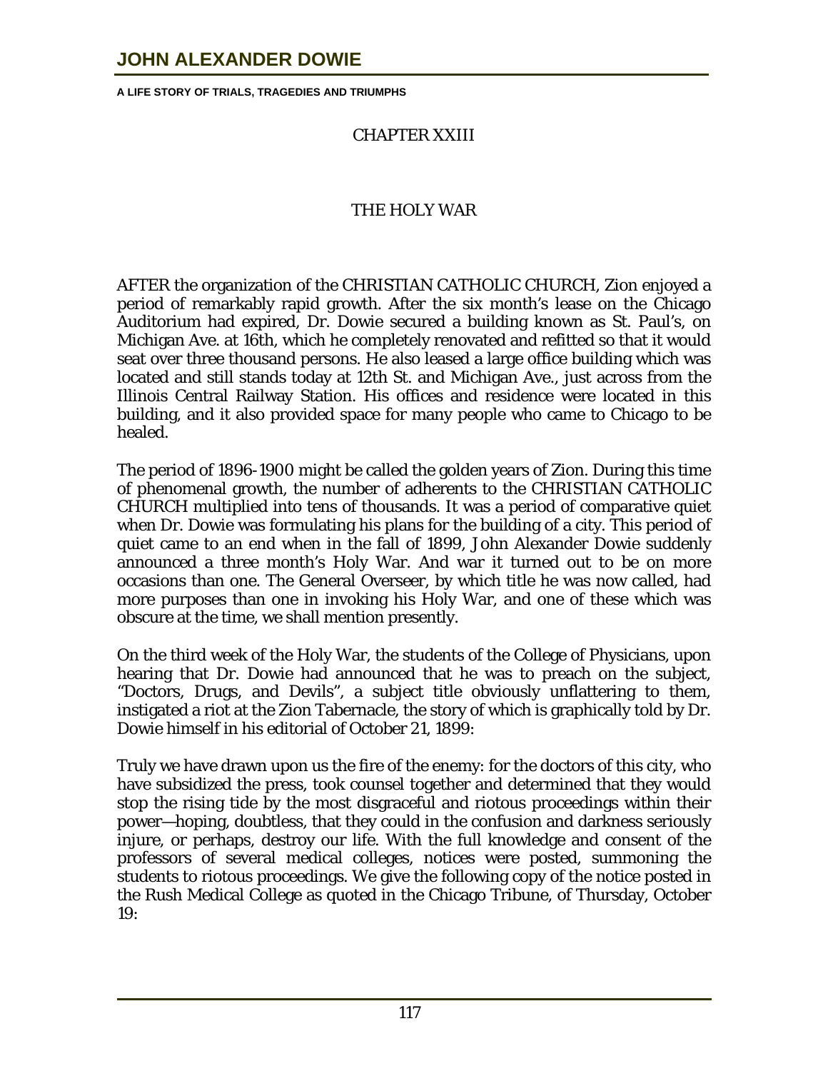## CHAPTER XXIII

## THE HOLY WAR

AFTER the organization of the CHRISTIAN CATHOLIC CHURCH, Zion enjoyed a period of remarkably rapid growth. After the six month's lease on the Chicago Auditorium had expired, Dr. Dowie secured a building known as St. Paul's, on Michigan Ave. at 16th, which he completely renovated and refitted so that it would seat over three thousand persons. He also leased a large office building which was located and still stands today at 12th St. and Michigan Ave., just across from the Illinois Central Railway Station. His offices and residence were located in this building, and it also provided space for many people who came to Chicago to be healed.

The period of 1896-1900 might be called the golden years of Zion. During this time of phenomenal growth, the number of adherents to the CHRISTIAN CATHOLIC CHURCH multiplied into tens of thousands. It was a period of comparative quiet when Dr. Dowie was formulating his plans for the building of a city. This period of quiet came to an end when in the fall of 1899, John Alexander Dowie suddenly announced a three month's Holy War. And war it turned out to be on more occasions than one. The General Overseer, by which title he was now called, had more purposes than one in invoking his Holy War, and one of these which was obscure at the time, we shall mention presently.

On the third week of the Holy War, the students of the College of Physicians, upon hearing that Dr. Dowie had announced that he was to preach on the subject, "Doctors, Drugs, and Devils", a subject title obviously unflattering to them, instigated a riot at the Zion Tabernacle, the story of which is graphically told by Dr. Dowie himself in his editorial of October 21, 1899:

Truly we have drawn upon us the fire of the enemy: for the doctors of this city, who have subsidized the press, took counsel together and determined that they would stop the rising tide by the most disgraceful and riotous proceedings within their power—hoping, doubtless, that they could in the confusion and darkness seriously injure, or perhaps, destroy our life. With the full knowledge and consent of the professors of several medical colleges, notices were posted, summoning the students to riotous proceedings. We give the following copy of the notice posted in the Rush Medical College as quoted in the Chicago Tribune, of Thursday, October 19: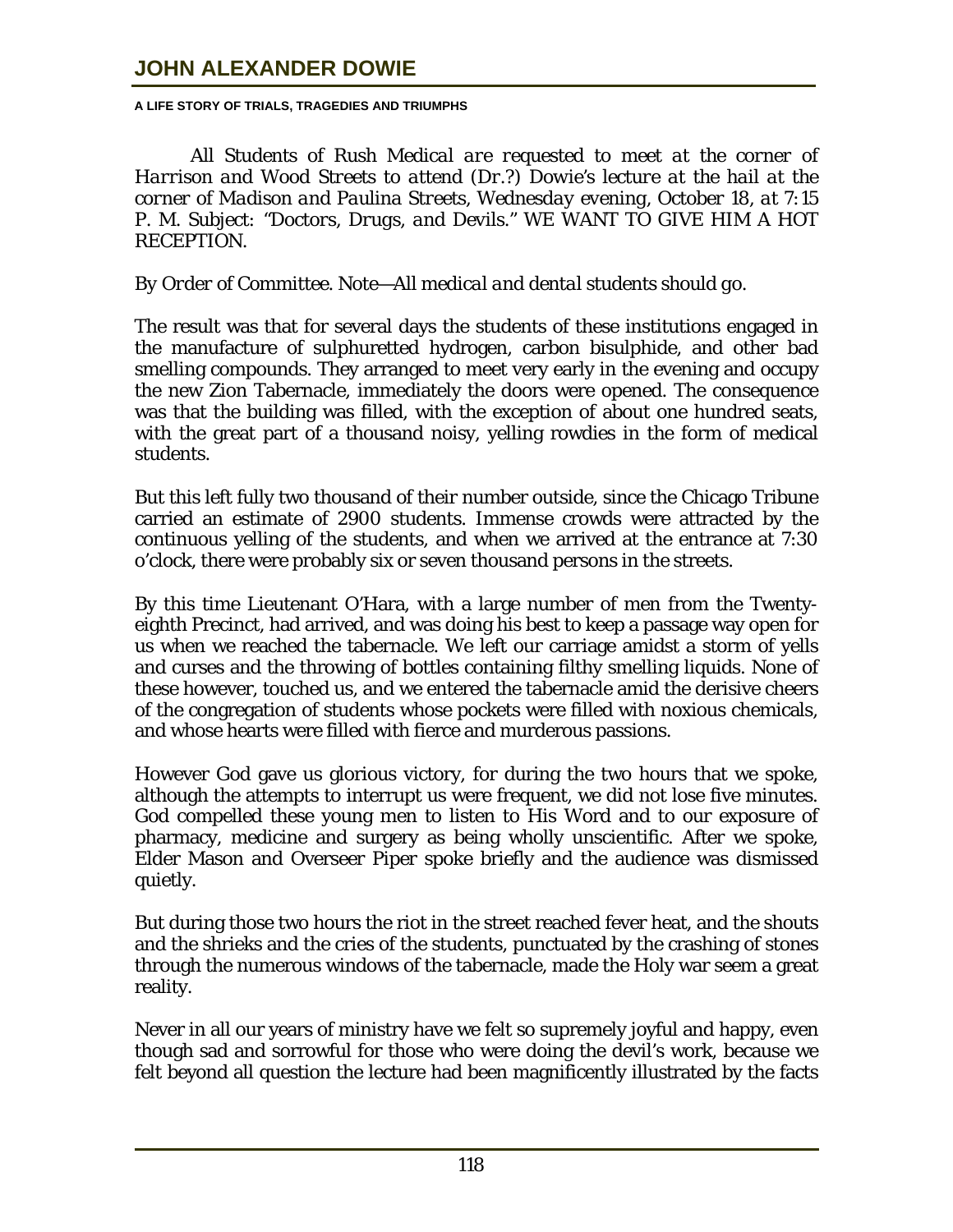*All Students of Rush Medical are requested to meet at the corner of Harrison and Wood Streets to attend (Dr.?) Dowie's lecture at the hail at the corner of Madison and Paulina Streets, Wednesday evening, October 18, at 7:15 P. M. Subject: "Doctors, Drugs, and Devils."* WE WANT TO GIVE HIM A HOT RECEPTION.

*By Order of Committee. Note—All medical and dental students should go.*

The result was that for several days the students of these institutions engaged in the manufacture of sulphuretted hydrogen, carbon bisulphide, and other bad smelling compounds. They arranged to meet very early in the evening and occupy the new Zion Tabernacle, immediately the doors were opened. The consequence was that the building was filled, with the exception of about one hundred seats, with the great part of a thousand noisy, yelling rowdies in the form of medical students.

But this left fully two thousand of their number outside, since the Chicago Tribune carried an estimate of 2900 students. Immense crowds were attracted by the continuous yelling of the students, and when we arrived at the entrance at 7:30 o'clock, there were probably six or seven thousand persons in the streets.

By this time Lieutenant O'Hara, with a large number of men from the Twenty-eighth Precinct, had arrived, and was doing his best to keep a passage way open for us when we reached the tabernacle. We left our carriage amidst a storm of yells and curses and the throwing of bottles containing filthy smelling liquids. None of these however, touched us, and we entered the tabernacle amid the derisive cheers of the congregation of students whose pockets were filled with noxious chemicals, and whose hearts were filled with fierce and murderous passions.

However God gave us glorious victory, for during the two hours that we spoke, although the attempts to interrupt us were frequent, we did not lose five minutes. God compelled these young men to listen to His Word and to our exposure of pharmacy, medicine and surgery as being wholly unscientific. After we spoke, Elder Mason and Overseer Piper spoke briefly and the audience was dismissed quietly.

But during those two hours the riot in the street reached fever heat, and the shouts and the shrieks and the cries of the students, punctuated by the crashing of stones through the numerous windows of the tabernacle, made the Holy war seem a great reality.

Never in all our years of ministry have we felt so supremely joyful and happy, even though sad and sorrowful for those who were doing the devil's work, because we felt beyond all question the lecture had been magnificently illustrated by the facts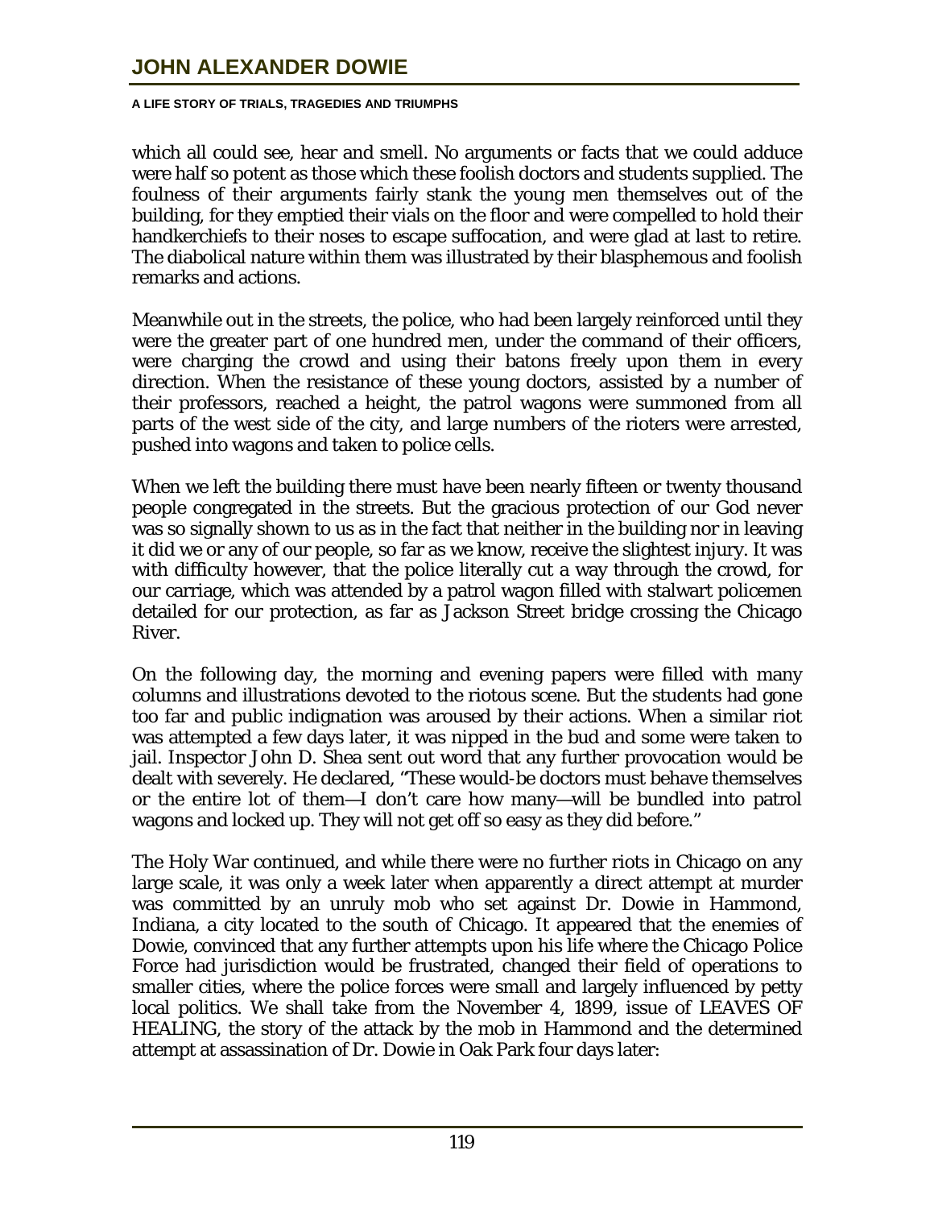which all could see, hear and smell. No arguments or facts that we could adduce were half so potent as those which these foolish doctors and students supplied. The foulness of their arguments fairly stank the young men themselves out of the building, for they emptied their vials on the floor and were compelled to hold their handkerchiefs to their noses to escape suffocation, and were glad at last to retire. The diabolical nature within them was illustrated by their blasphemous and foolish remarks and actions.

Meanwhile out in the streets, the police, who had been largely reinforced until they were the greater part of one hundred men, under the command of their officers, were charging the crowd and using their batons freely upon them in every direction. When the resistance of these young doctors, assisted by a number of their professors, reached a height, the patrol wagons were summoned from all parts of the west side of the city, and large numbers of the rioters were arrested, pushed into wagons and taken to police cells.

When we left the building there must have been nearly fifteen or twenty thousand people congregated in the streets. But the gracious protection of our God never was so signally shown to us as in the fact that neither in the building nor in leaving it did we or any of our people, so far as we know, receive the slightest injury. It was with difficulty however, that the police literally cut a way through the crowd, for our carriage, which was attended by a patrol wagon filled with stalwart policemen detailed for our protection, as far as Jackson Street bridge crossing the Chicago River.

On the following day, the morning and evening papers were filled with many columns and illustrations devoted to the riotous scene. But the students had gone too far and public indignation was aroused by their actions. When a similar riot was attempted a few days later, it was nipped in the bud and some were taken to jail. Inspector John D. Shea sent out word that any further provocation would be dealt with severely. He declared, "These would-be doctors must behave themselves or the entire lot of them—I don't care how many—will be bundled into patrol wagons and locked up. They will not get off so easy as they did before."

The Holy War continued, and while there were no further riots in Chicago on any large scale, it was only a week later when apparently a direct attempt at murder was committed by an unruly mob who set against Dr. Dowie in Hammond, Indiana, a city located to the south of Chicago. It appeared that the enemies of Dowie, convinced that any further attempts upon his life where the Chicago Police Force had jurisdiction would be frustrated, changed their field of operations to smaller cities, where the police forces were small and largely influenced by petty local politics. We shall take from the November 4, 1899, issue of LEAVES OF HEALING, the story of the attack by the mob in Hammond and the determined attempt at assassination of Dr. Dowie in Oak Park four days later: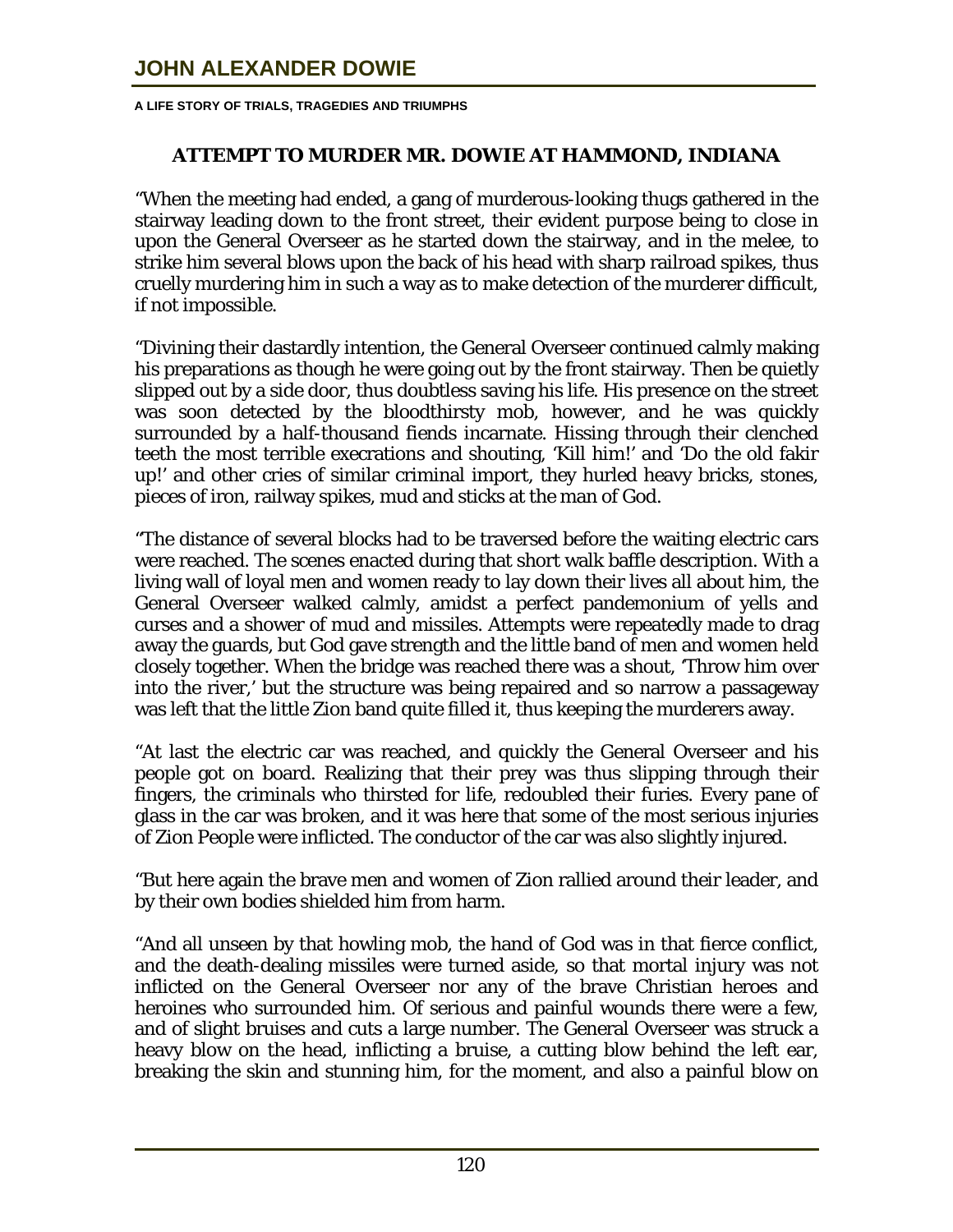## ATTEMPT TO MURDER MR. DOWIE AT HAMMOND, INDIANA

"When the meeting had ended, a gang of murderous-looking thugs gathered in the stairway leading down to the front street, their evident purpose being to close in upon the General Overseer as he started down the stairway, and in the melee, to strike him several blows upon the back of his head with sharp railroad spikes, thus cruelly murdering him in such a way as to make detection of the murderer difficult, if not impossible.

"Divining their dastardly intention, the General Overseer continued calmly making his preparations as though he were going out by the front stairway. Then be quietly slipped out by a side door, thus doubtless saving his life. His presence on the street was soon detected by the bloodthirsty mob, however, and he was quickly surrounded by a half-thousand fiends incarnate. Hissing through their clenched teeth the most terrible execrations and shouting, 'Kill him!' and 'Do the old fakir up!' and other cries of similar criminal import, they hurled heavy bricks, stones, pieces of iron, railway spikes, mud and sticks at the man of God.

"The distance of several blocks had to be traversed before the waiting electric cars were reached. The scenes enacted during that short walk baffle description. With a living wall of loyal men and women ready to lay down their lives all about him, the General Overseer walked calmly, amidst a perfect pandemonium of yells and curses and a shower of mud and missiles. Attempts were repeatedly made to drag away the guards, but God gave strength and the little band of men and women held closely together. When the bridge was reached there was a shout, 'Throw him over into the river,' but the structure was being repaired and so narrow a passageway was left that the little Zion band quite filled it, thus keeping the murderers away.

"At last the electric car was reached, and quickly the General Overseer and his people got on board. Realizing that their prey was thus slipping through their fingers, the criminals who thirsted for life, redoubled their furies. Every pane of glass in the car was broken, and it was here that some of the most serious injuries of Zion People were inflicted. The conductor of the car was also slightly injured.

"But here again the brave men and women of Zion rallied around their leader, and by their own bodies shielded him from harm.

"And all unseen by that howling mob, the hand of God was in that fierce conflict, and the death-dealing missiles were turned aside, so that mortal injury was not inflicted on the General Overseer nor any of the brave Christian heroes and heroines who surrounded him. Of serious and painful wounds there were a few, and of slight bruises and cuts a large number. The General Overseer was struck a heavy blow on the head, inflicting a bruise, a cutting blow behind the left ear, breaking the skin and stunning him, for the moment, and also a painful blow on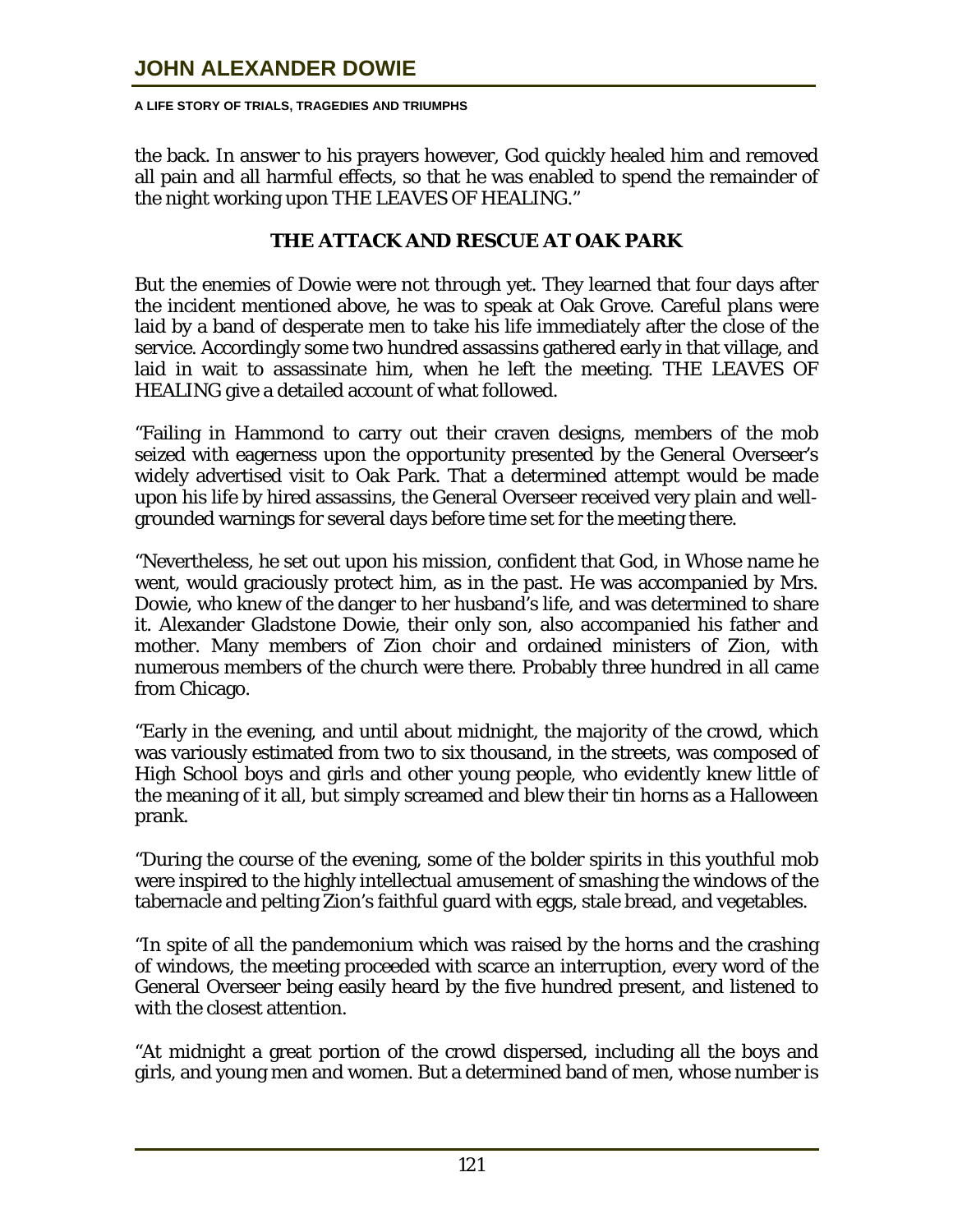the back. In answer to his prayers however, God quickly healed him and removed all pain and all harmful effects, so that he was enabled to spend the remainder of the night working upon THE LEAVES OF HEALING."

### THE ATTACK AND RESCUE AT OAK PARK

But the enemies of Dowie were not through yet. They learned that four days after the incident mentioned above, he was to speak at Oak Grove. Careful plans were laid by a band of desperate men to take his life immediately after the close of the service. Accordingly some two hundred assassins gathered early in that village, and laid in wait to assassinate him, when he left the meeting. THE LEAVES OF HEALING give a detailed account of what followed.

"Failing in Hammond to carry out their craven designs, members of the mob seized with eagerness upon the opportunity presented by the General Overseer's widely advertised visit to Oak Park. That a determined attempt would be made upon his life by hired assassins, the General Overseer received very plain and well-grounded warnings for several days before time set for the meeting there.

"Nevertheless, he set out upon his mission, confident that God, in Whose name he went, would graciously protect him, as in the past. He was accompanied by Mrs. Dowie, who knew of the danger to her husband's life, and was determined to share it. Alexander Gladstone Dowie, their only son, also accompanied his father and mother. Many members of Zion choir and ordained ministers of Zion, with numerous members of the church were there. Probably three hundred in all came from Chicago.

"Early in the evening, and until about midnight, the majority of the crowd, which was variously estimated from two to six thousand, in the streets, was composed of High School boys and girls and other young people, who evidently knew little of the meaning of it all, but simply screamed and blew their tin horns as a Halloween prank.

"During the course of the evening, some of the bolder spirits in this youthful mob were inspired to the highly intellectual amusement of smashing the windows of the tabernacle and pelting Zion's faithful guard with eggs, stale bread, and vegetables.

"In spite of all the pandemonium which was raised by the horns and the crashing of windows, the meeting proceeded with scarce an interruption, every word of the General Overseer being easily heard by the five hundred present, and listened to with the closest attention.

"At midnight a great portion of the crowd dispersed, including all the boys and girls, and young men and women. But a determined band of men, whose number is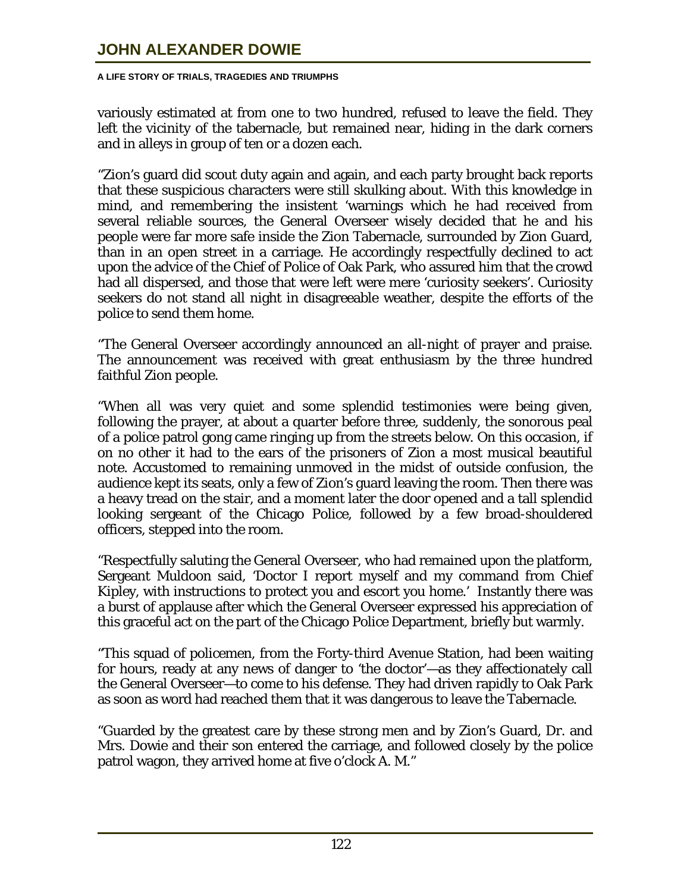variously estimated at from one to two hundred, refused to leave the field. They left the vicinity of the tabernacle, but remained near, hiding in the dark corners and in alleys in group of ten or a dozen each.

"Zion's guard did scout duty again and again, and each party brought back reports that these suspicious characters were still skulking about. With this knowledge in mind, and remembering the insistent 'warnings which he had received from several reliable sources, the General Overseer wisely decided that he and his people were far more safe inside the Zion Tabernacle, surrounded by Zion Guard, than in an open street in a carriage. He accordingly respectfully declined to act upon the advice of the Chief of Police of Oak Park, who assured him that the crowd had all dispersed, and those that were left were mere 'curiosity seekers'. Curiosity seekers do not stand all night in disagreeable weather, despite the efforts of the police to send them home.

"The General Overseer accordingly announced an all-night of prayer and praise. The announcement was received with great enthusiasm by the three hundred faithful Zion people.

"When all was very quiet and some splendid testimonies were being given, following the prayer, at about a quarter before three, suddenly, the sonorous peal of a police patrol gong came ringing up from the streets below. On this occasion, if on no other it had to the ears of the prisoners of Zion a most musical beautiful note. Accustomed to remaining unmoved in the midst of outside confusion, the audience kept its seats, only a few of Zion's guard leaving the room. Then there was a heavy tread on the stair, and a moment later the door opened and a tall splendid looking sergeant of the Chicago Police, followed by a few broad-shouldered officers, stepped into the room.

"Respectfully saluting the General Overseer, who had remained upon the platform, Sergeant Muldoon said, 'Doctor I report myself and my command from Chief Kipley, with instructions to protect you and escort you home.' Instantly there was a burst of applause after which the General Overseer expressed his appreciation of this graceful act on the part of the Chicago Police Department, briefly but warmly.

"This squad of policemen, from the Forty-third Avenue Station, had been waiting for hours, ready at any news of danger to 'the doctor'—as they affectionately call the General Overseer—to come to his defense. They had driven rapidly to Oak Park as soon as word had reached them that it was dangerous to leave the Tabernacle.

"Guarded by the greatest care by these strong men and by Zion's Guard, Dr. and Mrs. Dowie and their son entered the carriage, and followed closely by the police patrol wagon, they arrived home at five o'clock A. M."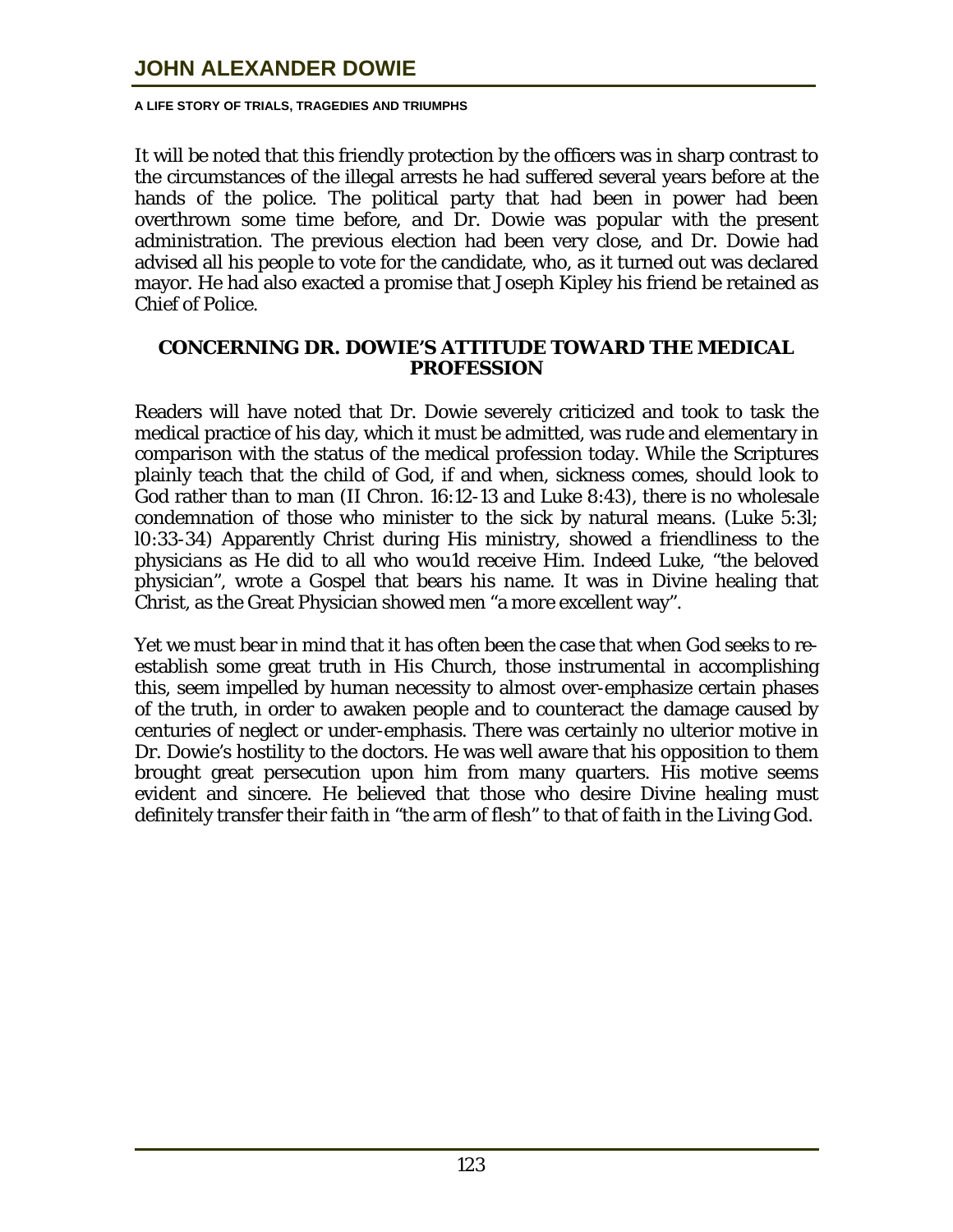It will be noted that this friendly protection by the officers was in sharp contrast to the circumstances of the illegal arrests he had suffered several years before at the hands of the police. The political party that had been in power had been overthrown some time before, and Dr. Dowie was popular with the present administration. The previous election had been very close, and Dr. Dowie had advised all his people to vote for the candidate, who, as it turned out was declared mayor. He had also exacted a promise that Joseph Kipley his friend be retained as Chief of Police.

## CONCERNING DR. DOWIE'S ATTITUDE TOWARD THE MEDICAL PROFESSION

Readers will have noted that Dr. Dowie severely criticized and took to task the medical practice of his day, which it must be admitted, was rude and elementary in comparison with the status of the medical profession today. While the Scriptures plainly teach that the child of God, if and when, sickness comes, should look to God rather than to man (II Chron. 16:12-13 and Luke 8:43), there is no wholesale condemnation of those who minister to the sick by natural means. (Luke 5:3l; l0:33-34) Apparently Christ during His ministry, showed a friendliness to the physicians as He did to all who wou1d receive Him. Indeed Luke, "the beloved physician", wrote a Gospel that bears his name. It was in Divine healing that Christ, as the Great Physician showed men "a more excellent way".

Yet we must bear in mind that it has often been the case that when God seeks to re-establish some great truth in His Church, those instrumental in accomplishing this, seem impelled by human necessity to almost over-emphasize certain phases of the truth, in order to awaken people and to counteract the damage caused by centuries of neglect or under-emphasis. There was certainly no ulterior motive in Dr. Dowie's hostility to the doctors. He was well aware that his opposition to them brought great persecution upon him from many quarters. His motive seems evident and sincere. He believed that those who desire Divine healing must definitely transfer their faith in "the arm of flesh" to that of faith in the Living God.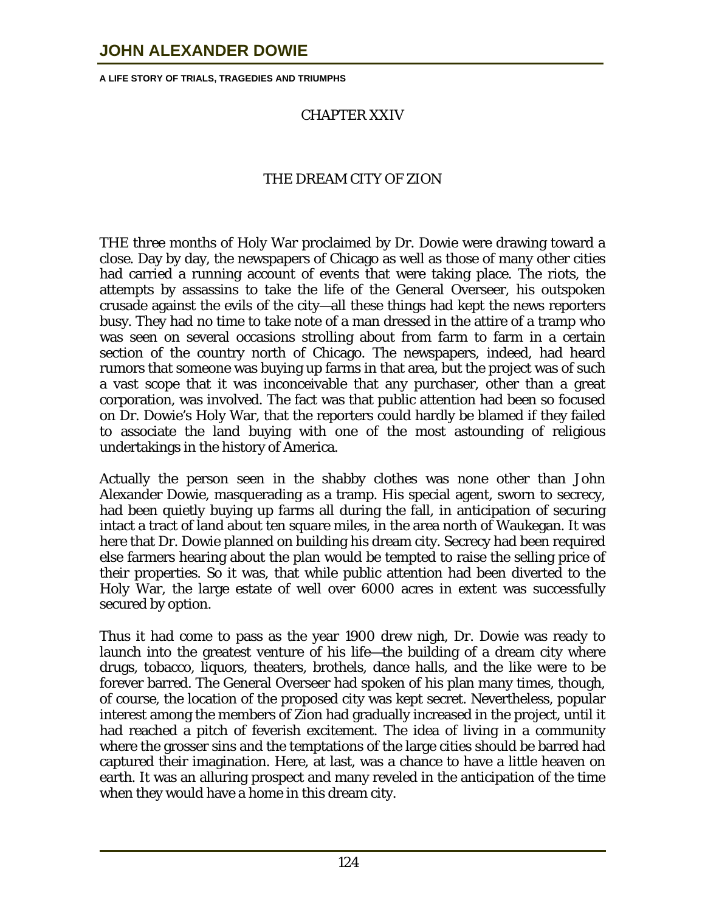## CHAPTER XXIV

## THE DREAM CITY OF ZION

THE three months of Holy War proclaimed by Dr. Dowie were drawing toward a close. Day by day, the newspapers of Chicago as well as those of many other cities had carried a running account of events that were taking place. The riots, the attempts by assassins to take the life of the General Overseer, his outspoken crusade against the evils of the city—all these things had kept the news reporters busy. They had no time to take note of a man dressed in the attire of a tramp who was seen on several occasions strolling about from farm to farm in a certain section of the country north of Chicago. The newspapers, indeed, had heard rumors that someone was buying up farms in that area, but the project was of such a vast scope that it was inconceivable that any purchaser, other than a great corporation, was involved. The fact was that public attention had been so focused on Dr. Dowie's Holy War, that the reporters could hardly be blamed if they failed to associate the land buying with one of the most astounding of religious undertakings in the history of America.

Actually the person seen in the shabby clothes was none other than John Alexander Dowie, masquerading as a tramp. His special agent, sworn to secrecy, had been quietly buying up farms all during the fall, in anticipation of securing intact a tract of land about ten square miles, in the area north of Waukegan. It was here that Dr. Dowie planned on building his dream city. Secrecy had been required else farmers hearing about the plan would be tempted to raise the selling price of their properties. So it was, that while public attention had been diverted to the Holy War, the large estate of well over 6000 acres in extent was successfully secured by option.

Thus it had come to pass as the year 1900 drew nigh, Dr. Dowie was ready to launch into the greatest venture of his life—the building of a dream city where drugs, tobacco, liquors, theaters, brothels, dance halls, and the like were to be forever barred. The General Overseer had spoken of his plan many times, though, of course, the location of the proposed city was kept secret. Nevertheless, popular interest among the members of Zion had gradually increased in the project, until it had reached a pitch of feverish excitement. The idea of living in a community where the grosser sins and the temptations of the large cities should be barred had captured their imagination. Here, at last, was a chance to have a little heaven on earth. It was an alluring prospect and many reveled in the anticipation of the time when they would have a home in this dream city.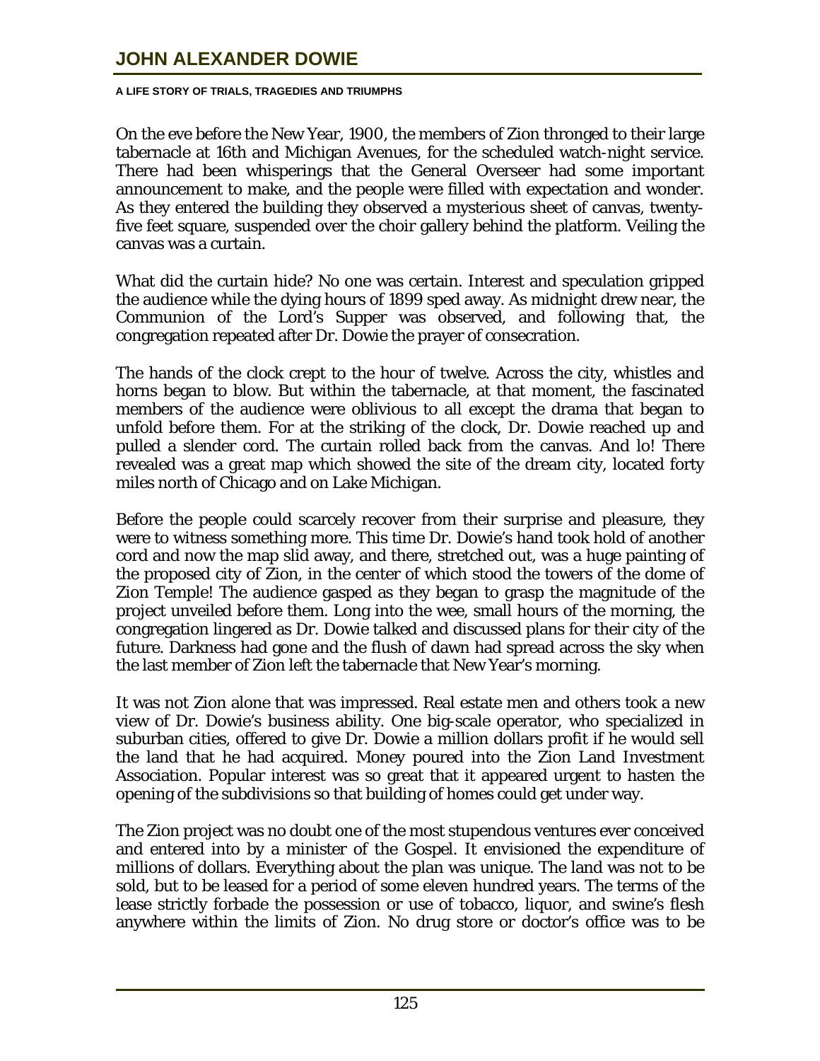On the eve before the New Year, 1900, the members of Zion thronged to their large tabernacle at 16th and Michigan Avenues, for the scheduled watch-night service. There had been whisperings that the General Overseer had some important announcement to make, and the people were filled with expectation and wonder. As they entered the building they observed a mysterious sheet of canvas, twenty-five feet square, suspended over the choir gallery behind the platform. Veiling the canvas was a curtain.

What did the curtain hide? No one was certain. Interest and speculation gripped the audience while the dying hours of 1899 sped away. As midnight drew near, the Communion of the Lord's Supper was observed, and following that, the congregation repeated after Dr. Dowie the prayer of consecration.

The hands of the clock crept to the hour of twelve. Across the city, whistles and horns began to blow. But within the tabernacle, at that moment, the fascinated members of the audience were oblivious to all except the drama that began to unfold before them. For at the striking of the clock, Dr. Dowie reached up and pulled a slender cord. The curtain rolled back from the canvas. And lo! There revealed was a great map which showed the site of the dream city, located forty miles north of Chicago and on Lake Michigan.

Before the people could scarcely recover from their surprise and pleasure, they were to witness something more. This time Dr. Dowie's hand took hold of another cord and now the map slid away, and there, stretched out, was a huge painting of the proposed city of Zion, in the center of which stood the towers of the dome of Zion Temple! The audience gasped as they began to grasp the magnitude of the project unveiled before them. Long into the wee, small hours of the morning, the congregation lingered as Dr. Dowie talked and discussed plans for their city of the future. Darkness had gone and the flush of dawn had spread across the sky when the last member of Zion left the tabernacle that New Year's morning.

It was not Zion alone that was impressed. Real estate men and others took a new view of Dr. Dowie's business ability. One big-scale operator, who specialized in suburban cities, offered to give Dr. Dowie a million dollars profit if he would sell the land that he had acquired. Money poured into the Zion Land Investment Association. Popular interest was so great that it appeared urgent to hasten the opening of the subdivisions so that building of homes could get under way.

The Zion project was no doubt one of the most stupendous ventures ever conceived and entered into by a minister of the Gospel. It envisioned the expenditure of millions of dollars. Everything about the plan was unique. The land was not to be sold, but to be leased for a period of some eleven hundred years. The terms of the lease strictly forbade the possession or use of tobacco, liquor, and swine's flesh anywhere within the limits of Zion. No drug store or doctor's office was to be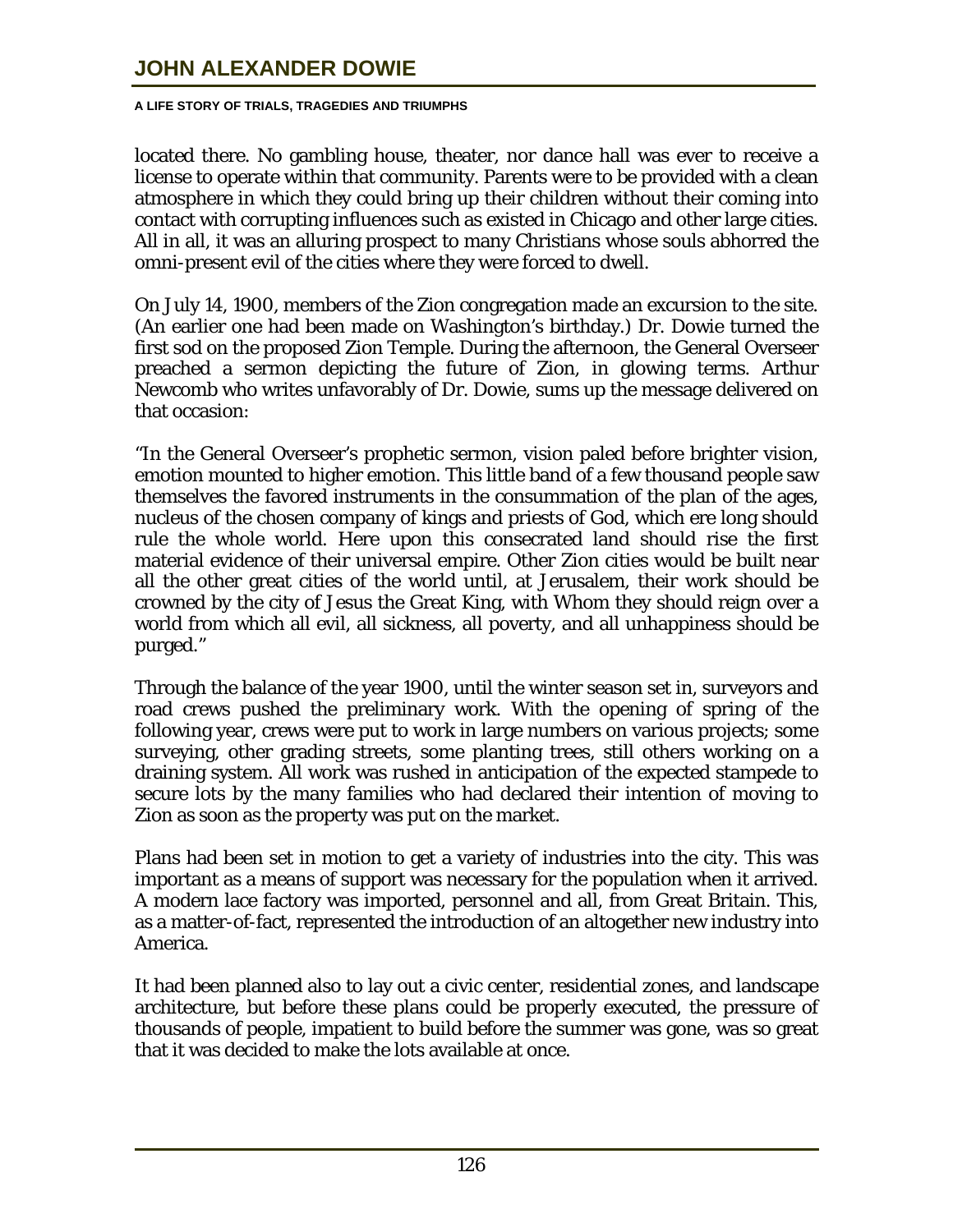located there. No gambling house, theater, nor dance hall was ever to receive a license to operate within that community. Parents were to be provided with a clean atmosphere in which they could bring up their children without their coming into contact with corrupting influences such as existed in Chicago and other large cities. All in all, it was an alluring prospect to many Christians whose souls abhorred the omni-present evil of the cities where they were forced to dwell.

On July 14, 1900, members of the Zion congregation made an excursion to the site. (An earlier one had been made on Washington's birthday.) Dr. Dowie turned the first sod on the proposed Zion Temple. During the afternoon, the General Overseer preached a sermon depicting the future of Zion, in glowing terms. Arthur Newcomb who writes unfavorably of Dr. Dowie, sums up the message delivered on that occasion:

"In the General Overseer's prophetic sermon, vision paled before brighter vision, emotion mounted to higher emotion. This little band of a few thousand people saw themselves the favored instruments in the consummation of the plan of the ages, nucleus of the chosen company of kings and priests of God, which ere long should rule the whole world. Here upon this consecrated land should rise the first material evidence of their universal empire. Other Zion cities would be built near all the other great cities of the world until, at Jerusalem, their work should be crowned by the city of Jesus the Great King, with Whom they should reign over a world from which all evil, all sickness, all poverty, and all unhappiness should be purged."

Through the balance of the year 1900, until the winter season set in, surveyors and road crews pushed the preliminary work. With the opening of spring of the following year, crews were put to work in large numbers on various projects; some surveying, other grading streets, some planting trees, still others working on a draining system. All work was rushed in anticipation of the expected stampede to secure lots by the many families who had declared their intention of moving to Zion as soon as the property was put on the market.

Plans had been set in motion to get a variety of industries into the city. This was important as a means of support was necessary for the population when it arrived. A modern lace factory was imported, personnel and all, from Great Britain. This, as a matter-of-fact, represented the introduction of an altogether new industry into America.

It had been planned also to lay out a civic center, residential zones, and landscape architecture, but before these plans could be properly executed, the pressure of thousands of people, impatient to build before the summer was gone, was so great that it was decided to make the lots available at once.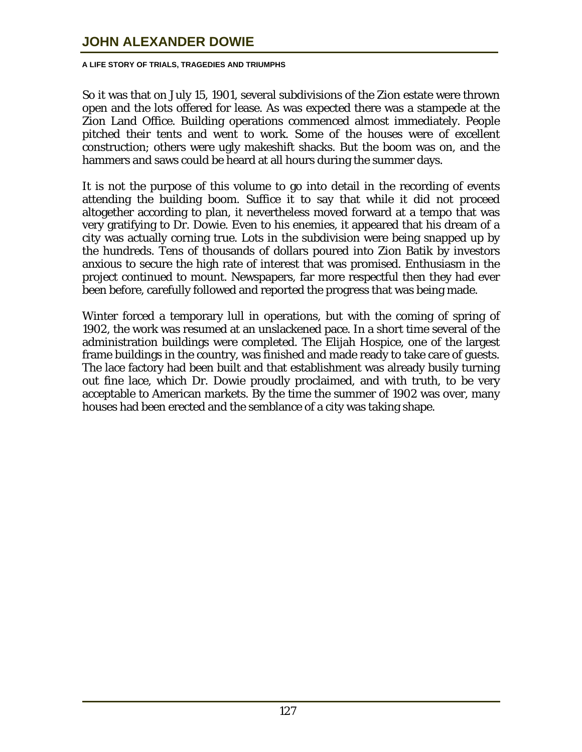So it was that on July 15, 1901, several subdivisions of the Zion estate were thrown open and the lots offered for lease. As was expected there was a stampede at the Zion Land Office. Building operations commenced almost immediately. People pitched their tents and went to work. Some of the houses were of excellent construction; others were ugly makeshift shacks. But the boom was on, and the hammers and saws could be heard at all hours during the summer days.

It is not the purpose of this volume to go into detail in the recording of events attending the building boom. Suffice it to say that while it did not proceed altogether according to plan, it nevertheless moved forward at a tempo that was very gratifying to Dr. Dowie. Even to his enemies, it appeared that his dream of a city was actually corning true. Lots in the subdivision were being snapped up by the hundreds. Tens of thousands of dollars poured into Zion Batik by investors anxious to secure the high rate of interest that was promised. Enthusiasm in the project continued to mount. Newspapers, far more respectful then they had ever been before, carefully followed and reported the progress that was being made.

Winter forced a temporary lull in operations, but with the coming of spring of 1902, the work was resumed at an unslackened pace. In a short time several of the administration buildings were completed. The Elijah Hospice, one of the largest frame buildings in the country, was finished and made ready to take care of guests. The lace factory had been built and that establishment was already busily turning out fine lace, which Dr. Dowie proudly proclaimed, and with truth, to be very acceptable to American markets. By the time the summer of 1902 was over, many houses had been erected and the semblance of a city was taking shape.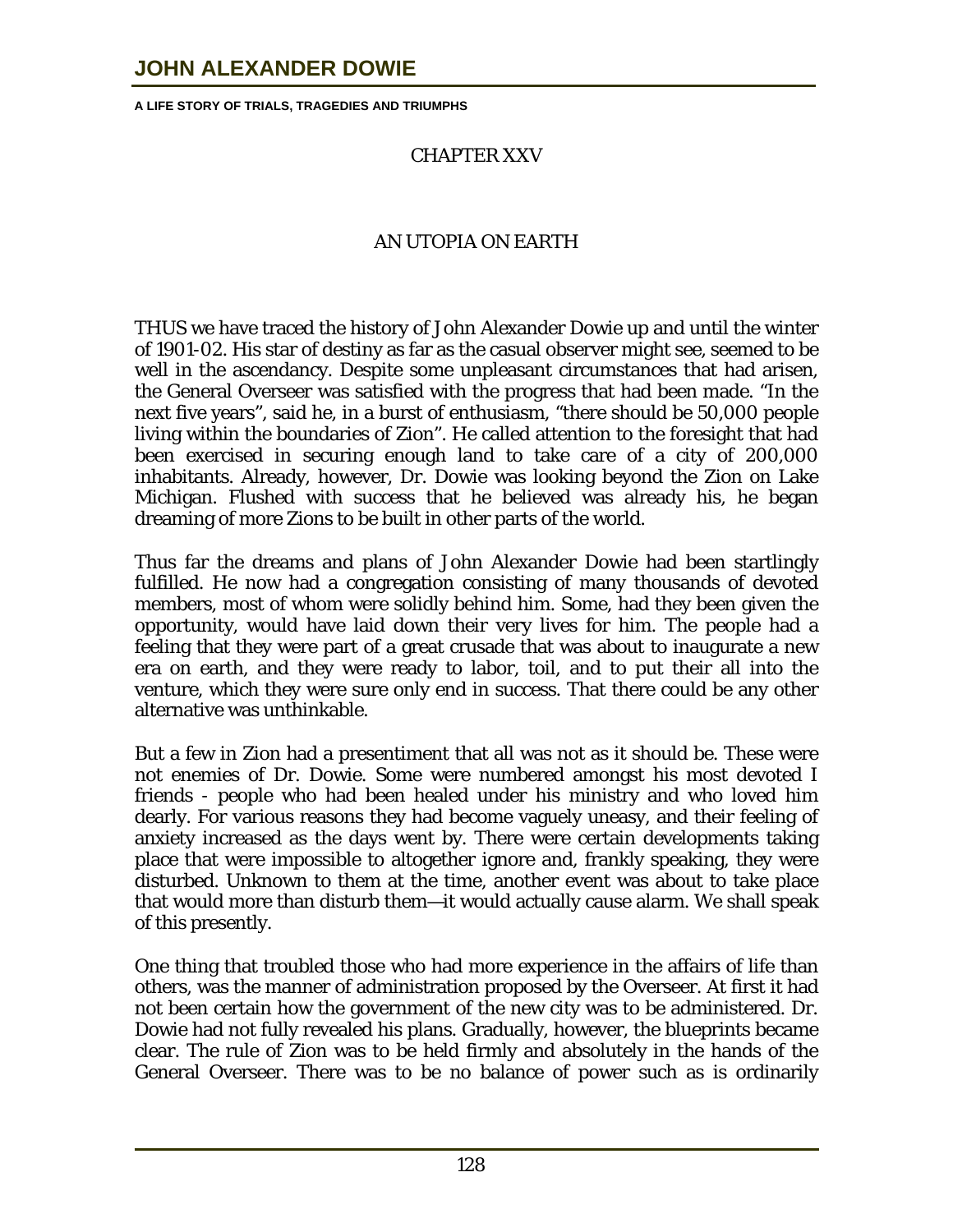## CHAPTER XXV

## AN UTOPIA ON EARTH

THUS we have traced the history of John Alexander Dowie up and until the winter of 1901-02. His star of destiny as far as the casual observer might see, seemed to be well in the ascendancy. Despite some unpleasant circumstances that had arisen, the General Overseer was satisfied with the progress that had been made. "In the next five years", said he, in a burst of enthusiasm, "there should be 50,000 people living within the boundaries of Zion". He called attention to the foresight that had been exercised in securing enough land to take care of a city of 200,000 inhabitants. Already, however, Dr. Dowie was looking beyond the Zion on Lake Michigan. Flushed with success that he believed was already his, he began dreaming of more Zions to be built in other parts of the world.

Thus far the dreams and plans of John Alexander Dowie had been startlingly fulfilled. He now had a congregation consisting of many thousands of devoted members, most of whom were solidly behind him. Some, had they been given the opportunity, would have laid down their very lives for him. The people had a feeling that they were part of a great crusade that was about to inaugurate a new era on earth, and they were ready to labor, toil, and to put their all into the venture, which they were sure only end in success. That there could be any other alternative was unthinkable.

But a few in Zion had a presentiment that all was not as it should be. These were not enemies of Dr. Dowie. Some were numbered amongst his most devoted I friends - people who had been healed under his ministry and who loved him dearly. For various reasons they had become vaguely uneasy, and their feeling of anxiety increased as the days went by. There were certain developments taking place that were impossible to altogether ignore and, frankly speaking, they were disturbed. Unknown to them at the time, another event was about to take place that would more than disturb them—it would actually cause alarm. We shall speak of this presently.

One thing that troubled those who had more experience in the affairs of life than others, was the manner of administration proposed by the Overseer. At first it had not been certain how the government of the new city was to be administered. Dr. Dowie had not fully revealed his plans. Gradually, however, the blueprints became clear. The rule of Zion was to be held firmly and absolutely in the hands of the General Overseer. There was to be no balance of power such as is ordinarily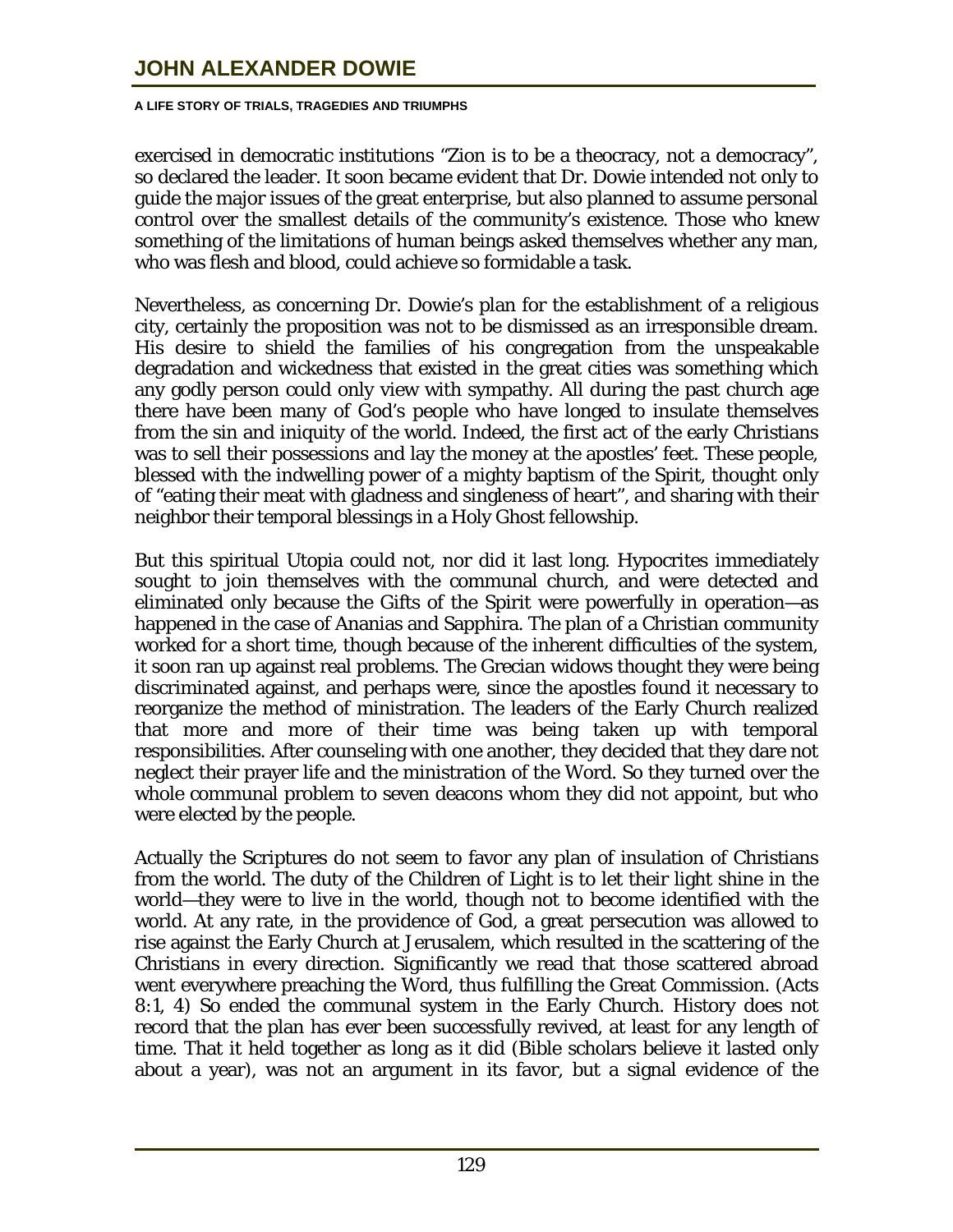exercised in democratic institutions "Zion is to be a theocracy, not a democracy", so declared the leader. It soon became evident that Dr. Dowie intended not only to guide the major issues of the great enterprise, but also planned to assume personal control over the smallest details of the community's existence. Those who knew something of the limitations of human beings asked themselves whether any man, who was flesh and blood, could achieve so formidable a task.

Nevertheless, as concerning Dr. Dowie's plan for the establishment of a religious city, certainly the proposition was not to be dismissed as an irresponsible dream. His desire to shield the families of his congregation from the unspeakable degradation and wickedness that existed in the great cities was something which any godly person could only view with sympathy. All during the past church age there have been many of God's people who have longed to insulate themselves from the sin and iniquity of the world. Indeed, the first act of the early Christians was to sell their possessions and lay the money at the apostles' feet. These people, blessed with the indwelling power of a mighty baptism of the Spirit, thought only of "eating their meat with gladness and singleness of heart", and sharing with their neighbor their temporal blessings in a Holy Ghost fellowship.

But this spiritual Utopia could not, nor did it last long. Hypocrites immediately sought to join themselves with the communal church, and were detected and eliminated only because the Gifts of the Spirit were powerfully in operation—as happened in the case of Ananias and Sapphira. The plan of a Christian community worked for a short time, though because of the inherent difficulties of the system, it soon ran up against real problems. The Grecian widows thought they were being discriminated against, and perhaps were, since the apostles found it necessary to reorganize the method of ministration. The leaders of the Early Church realized that more and more of their time was being taken up with temporal responsibilities. After counseling with one another, they decided that they dare not neglect their prayer life and the ministration of the Word. So they turned over the whole communal problem to seven deacons whom they did not appoint, but who were elected by the people.

Actually the Scriptures do not seem to favor any plan of insulation of Christians from the world. The duty of the Children of Light is to let their light shine in the world—they were to live in the world, though not to become identified with the world. At any rate, in the providence of God, a great persecution was allowed to rise against the Early Church at Jerusalem, which resulted in the scattering of the Christians in every direction. Significantly we read that those scattered abroad went everywhere preaching the Word, thus fulfilling the Great Commission. (Acts 8:1, 4) So ended the communal system in the Early Church. History does not record that the plan has ever been successfully revived, at least for any length of time. That it held together as long as it did (Bible scholars believe it lasted only about a year), was not an argument in its favor, but a signal evidence of the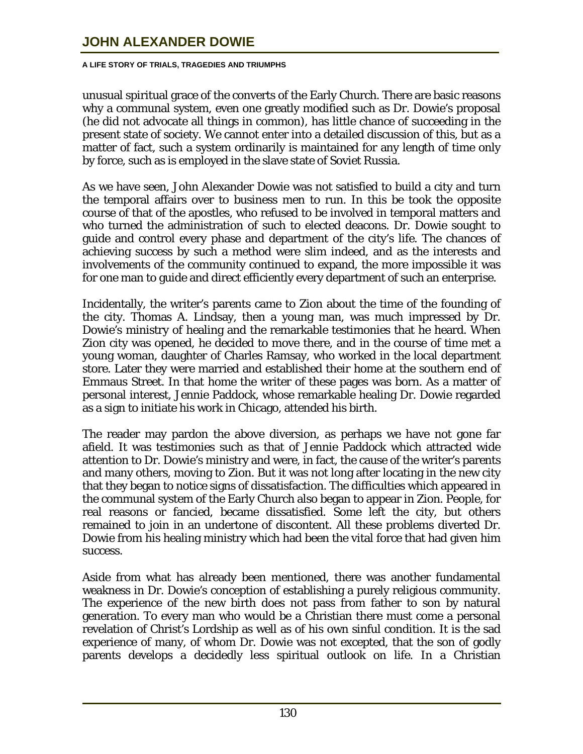unusual spiritual grace of the converts of the Early Church. There are basic reasons why a communal system, even one greatly modified such as Dr. Dowie's proposal (he did not advocate all things in common), has little chance of succeeding in the present state of society. We cannot enter into a detailed discussion of this, but as a matter of fact, such a system ordinarily is maintained for any length of time only by force, such as is employed in the slave state of Soviet Russia.

As we have seen, John Alexander Dowie was not satisfied to build a city and turn the temporal affairs over to business men to run. In this be took the opposite course of that of the apostles, who refused to be involved in temporal matters and who turned the administration of such to elected deacons. Dr. Dowie sought to guide and control every phase and department of the city's life. The chances of achieving success by such a method were slim indeed, and as the interests and involvements of the community continued to expand, the more impossible it was for one man to guide and direct efficiently every department of such an enterprise.

Incidentally, the writer's parents came to Zion about the time of the founding of the city. Thomas A. Lindsay, then a young man, was much impressed by Dr. Dowie's ministry of healing and the remarkable testimonies that he heard. When Zion city was opened, he decided to move there, and in the course of time met a young woman, daughter of Charles Ramsay, who worked in the local department store. Later they were married and established their home at the southern end of Emmaus Street. In that home the writer of these pages was born. As a matter of personal interest, Jennie Paddock, whose remarkable healing Dr. Dowie regarded as a sign to initiate his work in Chicago, attended his birth.

The reader may pardon the above diversion, as perhaps we have not gone far afield. It was testimonies such as that of Jennie Paddock which attracted wide attention to Dr. Dowie's ministry and were, in fact, the cause of the writer's parents and many others, moving to Zion. But it was not long after locating in the new city that they began to notice signs of dissatisfaction. The difficulties which appeared in the communal system of the Early Church also began to appear in Zion. People, for real reasons or fancied, became dissatisfied. Some left the city, but others remained to join in an undertone of discontent. All these problems diverted Dr. Dowie from his healing ministry which had been the vital force that had given him success.

Aside from what has already been mentioned, there was another fundamental weakness in Dr. Dowie's conception of establishing a purely religious community. The experience of the new birth does not pass from father to son by natural generation. To every man who would be a Christian there must come a personal revelation of Christ's Lordship as well as of his own sinful condition. It is the sad experience of many, of whom Dr. Dowie was not excepted, that the son of godly parents develops a decidedly less spiritual outlook on life. In a Christian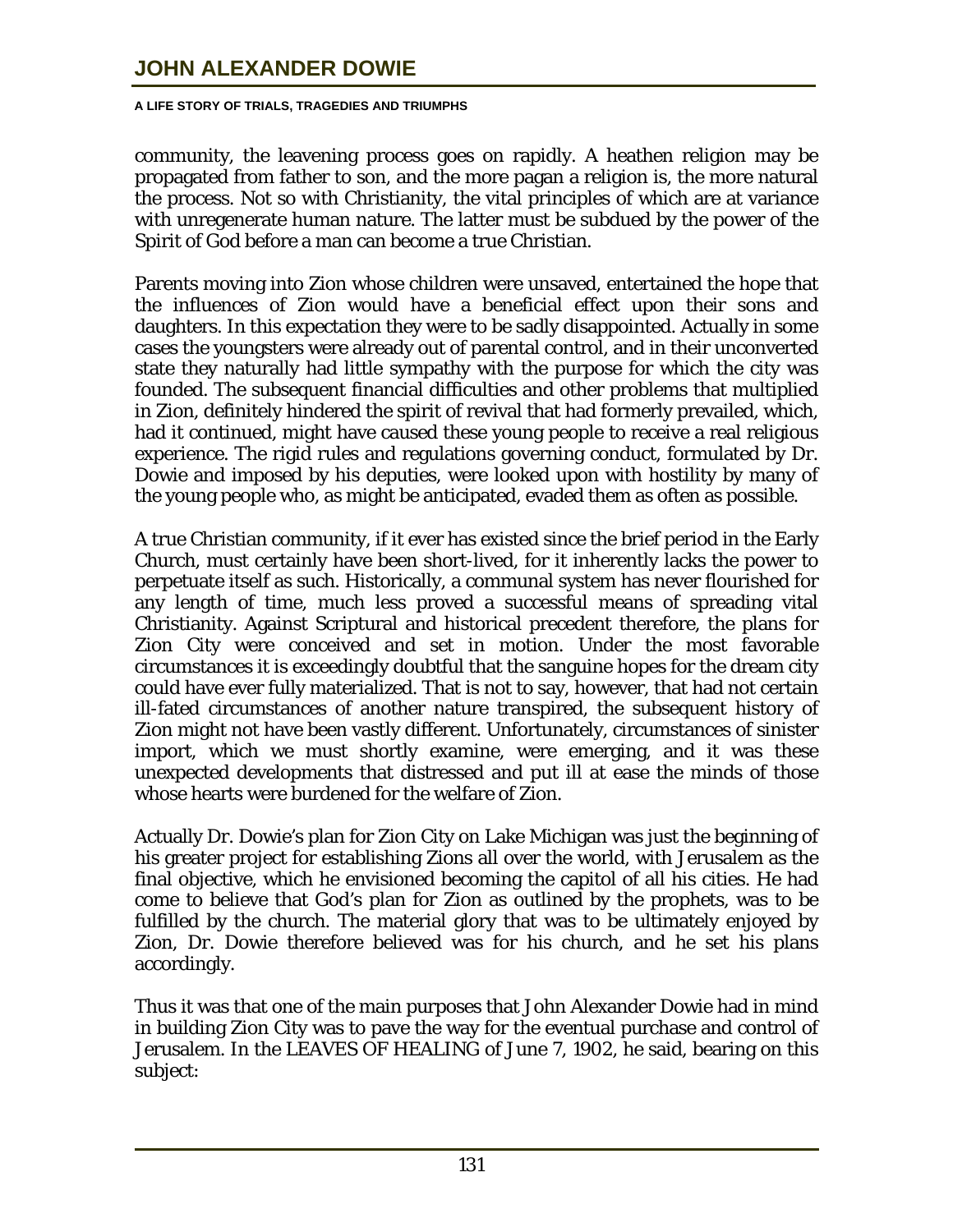community, the leavening process goes on rapidly. A heathen religion may be propagated from father to son, and the more pagan a religion is, the more natural the process. Not so with Christianity, the vital principles of which are at variance with unregenerate human nature. The latter must be subdued by the power of the Spirit of God before a man can become a true Christian.

Parents moving into Zion whose children were unsaved, entertained the hope that the influences of Zion would have a beneficial effect upon their sons and daughters. In this expectation they were to be sadly disappointed. Actually in some cases the youngsters were already out of parental control, and in their unconverted state they naturally had little sympathy with the purpose for which the city was founded. The subsequent financial difficulties and other problems that multiplied in Zion, definitely hindered the spirit of revival that had formerly prevailed, which, had it continued, might have caused these young people to receive a real religious experience. The rigid rules and regulations governing conduct, formulated by Dr. Dowie and imposed by his deputies, were looked upon with hostility by many of the young people who, as might be anticipated, evaded them as often as possible.

A true Christian community, if it ever has existed since the brief period in the Early Church, must certainly have been short-lived, for it inherently lacks the power to perpetuate itself as such. Historically, a communal system has never flourished for any length of time, much less proved a successful means of spreading vital Christianity. Against Scriptural and historical precedent therefore, the plans for Zion City were conceived and set in motion. Under the most favorable circumstances it is exceedingly doubtful that the sanguine hopes for the dream city could have ever fully materialized. That is not to say, however, that had not certain ill-fated circumstances of another nature transpired, the subsequent history of Zion might not have been vastly different. Unfortunately, circumstances of sinister import, which we must shortly examine, were emerging, and it was these unexpected developments that distressed and put ill at ease the minds of those whose hearts were burdened for the welfare of Zion.

Actually Dr. Dowie's plan for Zion City on Lake Michigan was just the beginning of his greater project for establishing Zions all over the world, with Jerusalem as the final objective, which he envisioned becoming the capitol of all his cities. He had come to believe that God's plan for Zion as outlined by the prophets, was to be fulfilled by the church. The material glory that was to be ultimately enjoyed by Zion, Dr. Dowie therefore believed was for his church, and he set his plans accordingly.

Thus it was that one of the main purposes that John Alexander Dowie had in mind in building Zion City was to pave the way for the eventual purchase and control of Jerusalem. In the LEAVES OF HEALING of June 7, 1902, he said, bearing on this subject: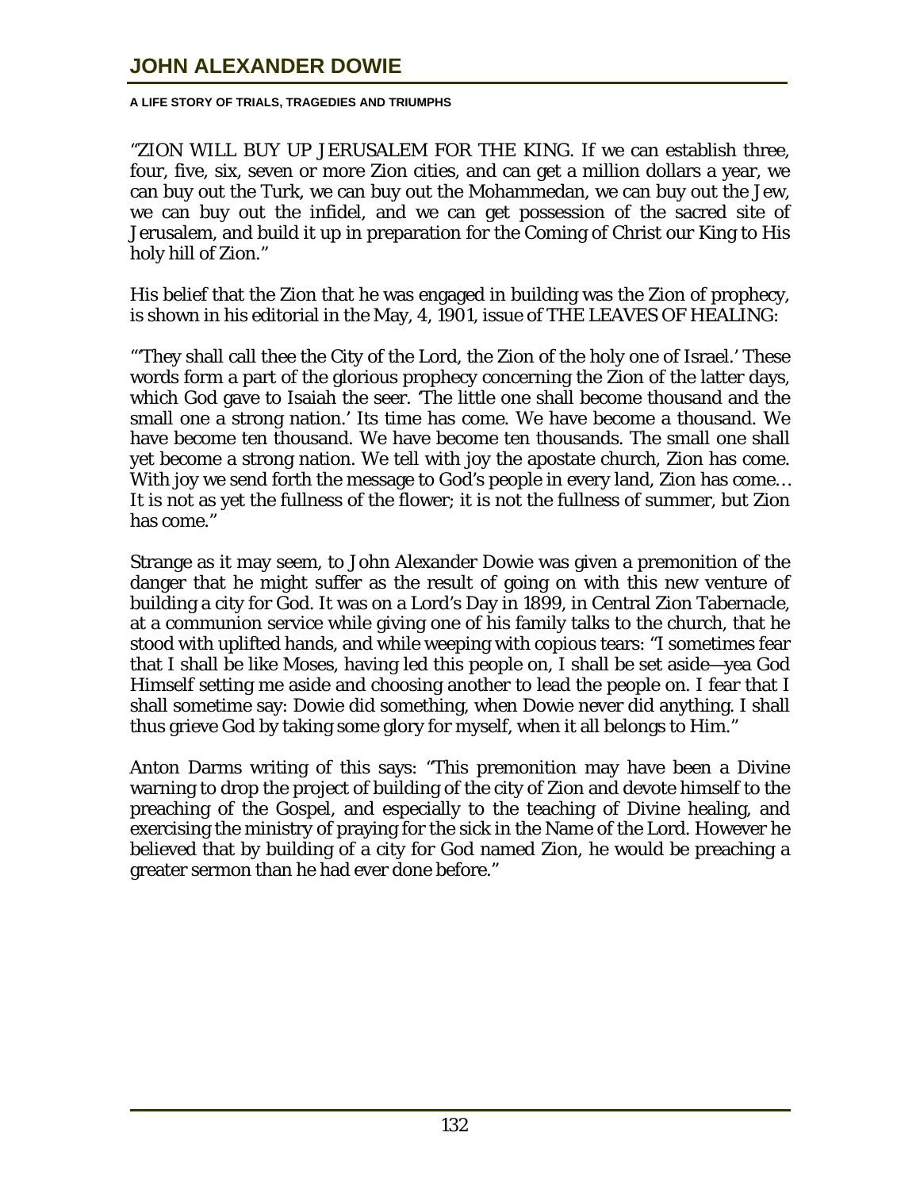"ZION WILL BUY UP JERUSALEM FOR THE KING. If we can establish three, four, five, six, seven or more Zion cities, and can get a million dollars a year, we can buy out the Turk, we can buy out the Mohammedan, we can buy out the Jew, we can buy out the infidel, and we can get possession of the sacred site of Jerusalem, and build it up in preparation for the Coming of Christ our King to His holy hill of Zion."

His belief that the Zion that he was engaged in building was the Zion of prophecy, is shown in his editorial in the May, 4, 1901, issue of THE LEAVES OF HEALING:

"'They shall call thee the City of the Lord, the Zion of the holy one of Israel.' These words form a part of the glorious prophecy concerning the Zion of the latter days, which God gave to Isaiah the seer. 'The little one shall become thousand and the small one a strong nation.' Its time has come. We have become a thousand. We have become ten thousand. We have become ten thousands. The small one shall yet become a strong nation. We tell with joy the apostate church, Zion has come. With joy we send forth the message to God's people in every land, Zion has come… It is not as yet the fullness of the flower; it is not the fullness of summer, but Zion has come."

Strange as it may seem, to John Alexander Dowie was given a premonition of the danger that he might suffer as the result of going on with this new venture of building a city for God. It was on a Lord's Day in 1899, in Central Zion Tabernacle, at a communion service while giving one of his family talks to the church, that he stood with uplifted hands, and while weeping with copious tears: "I sometimes fear that I shall be like Moses, having led this people on, I shall be set aside—yea God Himself setting me aside and choosing another to lead the people on. I fear that I shall sometime say: Dowie did something, when Dowie never did anything. I shall thus grieve God by taking some glory for myself, when it all belongs to Him."

Anton Darms writing of this says: "This premonition may have been a Divine warning to drop the project of building of the city of Zion and devote himself to the preaching of the Gospel, and especially to the teaching of Divine healing, and exercising the ministry of praying for the sick in the Name of the Lord. However he believed that by building of a city for God named Zion, he would be preaching a greater sermon than he had ever done before."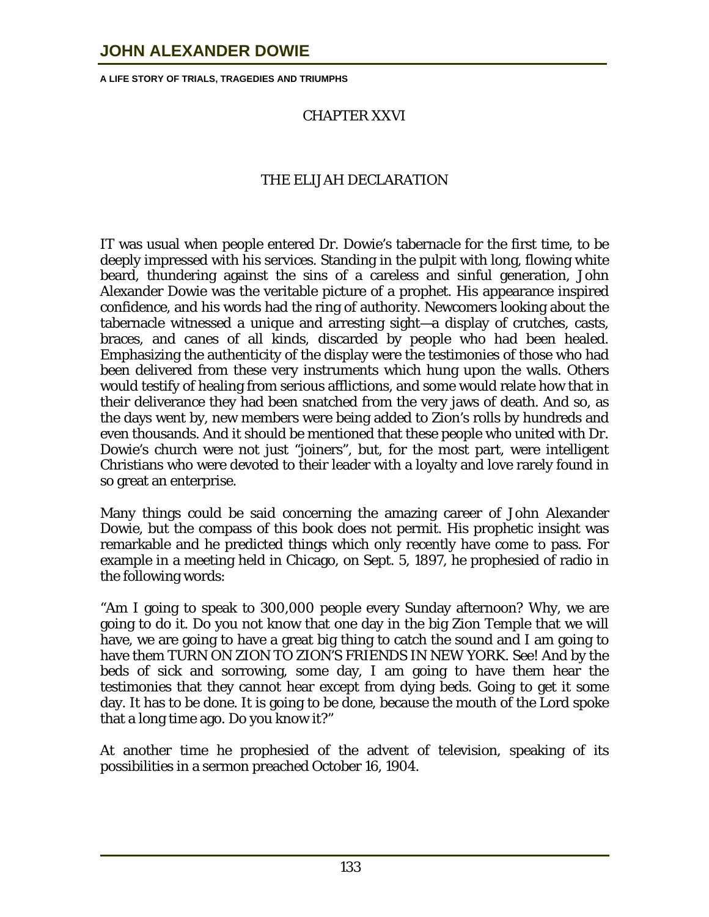## CHAPTER XXVI

## THE ELIJAH DECLARATION

IT was usual when people entered Dr. Dowie's tabernacle for the first time, to be deeply impressed with his services. Standing in the pulpit with long, flowing white beard, thundering against the sins of a careless and sinful generation, John Alexander Dowie was the veritable picture of a prophet. His appearance inspired confidence, and his words had the ring of authority. Newcomers looking about the tabernacle witnessed a unique and arresting sight—a display of crutches, casts, braces, and canes of all kinds, discarded by people who had been healed. Emphasizing the authenticity of the display were the testimonies of those who had been delivered from these very instruments which hung upon the walls. Others would testify of healing from serious afflictions, and some would relate how that in their deliverance they had been snatched from the very jaws of death. And so, as the days went by, new members were being added to Zion's rolls by hundreds and even thousands. And it should be mentioned that these people who united with Dr. Dowie's church were not just "joiners", but, for the most part, were intelligent Christians who were devoted to their leader with a loyalty and love rarely found in so great an enterprise.

Many things could be said concerning the amazing career of John Alexander Dowie, but the compass of this book does not permit. His prophetic insight was remarkable and he predicted things which only recently have come to pass. For example in a meeting held in Chicago, on Sept. 5, 1897, he prophesied of radio in the following words:

"Am I going to speak to 300,000 people every Sunday afternoon? Why, we are going to do it. Do you not know that one day in the big Zion Temple that we will have, we are going to have a great big thing to catch the sound and I am going to have them TURN ON ZION TO ZION'S FRIENDS IN NEW YORK. See! And by the beds of sick and sorrowing, some day, I am going to have them hear the testimonies that they cannot hear except from dying beds. Going to get it some day. It has to be done. It is going to be done, because the mouth of the Lord spoke that a long time ago. Do you know it?"

At another time he prophesied of the advent of television, speaking of its possibilities in a sermon preached October 16, 1904.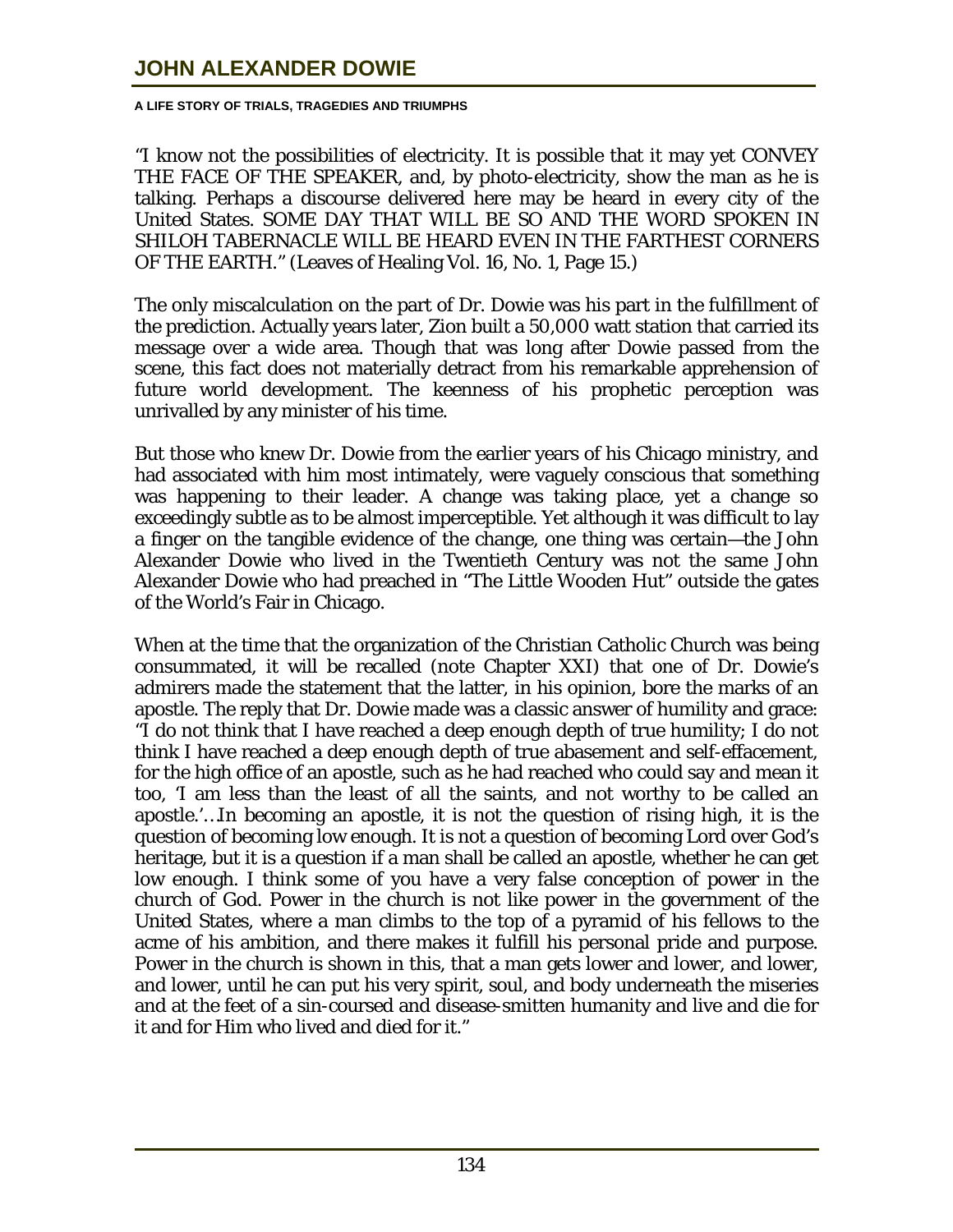"I know not the possibilities of electricity. It is possible that it may yet CONVEY THE FACE OF THE SPEAKER, and, by photo-electricity, show the man as he is talking. Perhaps a discourse delivered here may be heard in every city of the United States. SOME DAY THAT WILL BE SO AND THE WORD SPOKEN IN SHILOH TABERNACLE WILL BE HEARD EVEN IN THE FARTHEST CORNERS OF THE EARTH." (Leaves of Healing Vol. 16, No. 1, Page 15.)

The only miscalculation on the part of Dr. Dowie was his part in the fulfillment of the prediction. Actually years later, Zion built a 50,000 watt station that carried its message over a wide area. Though that was long after Dowie passed from the scene, this fact does not materially detract from his remarkable apprehension of future world development. The keenness of his prophetic perception was unrivalled by any minister of his time.

But those who knew Dr. Dowie from the earlier years of his Chicago ministry, and had associated with him most intimately, were vaguely conscious that something was happening to their leader. A change was taking place, yet a change so exceedingly subtle as to be almost imperceptible. Yet although it was difficult to lay a finger on the tangible evidence of the change, one thing was certain—the John Alexander Dowie who lived in the Twentieth Century was not the same John Alexander Dowie who had preached in "The Little Wooden Hut" outside the gates of the World's Fair in Chicago.

When at the time that the organization of the Christian Catholic Church was being consummated, it will be recalled (note Chapter XXI) that one of Dr. Dowie's admirers made the statement that the latter, in his opinion, bore the marks of an apostle. The reply that Dr. Dowie made was a classic answer of humility and grace: "I do not think that I have reached a deep enough depth of true humility; I do not think I have reached a deep enough depth of true abasement and self-effacement, for the high office of an apostle, such as he had reached who could say and mean it too, 'I am less than the least of all the saints, and not worthy to be called an apostle.'…In becoming an apostle, it is not the question of rising high, it is the question of becoming low enough. It is not a question of becoming Lord over God's heritage, but it is a question if a man shall be called an apostle, whether he can get low enough. I think some of you have a very false conception of power in the church of God. Power in the church is not like power in the government of the United States, where a man climbs to the top of a pyramid of his fellows to the acme of his ambition, and there makes it fulfill his personal pride and purpose. Power in the church is shown in this, that a man gets lower and lower, and lower, and lower, until he can put his very spirit, soul, and body underneath the miseries and at the feet of a sin-coursed and disease-smitten humanity and live and die for it and for Him who lived and died for it."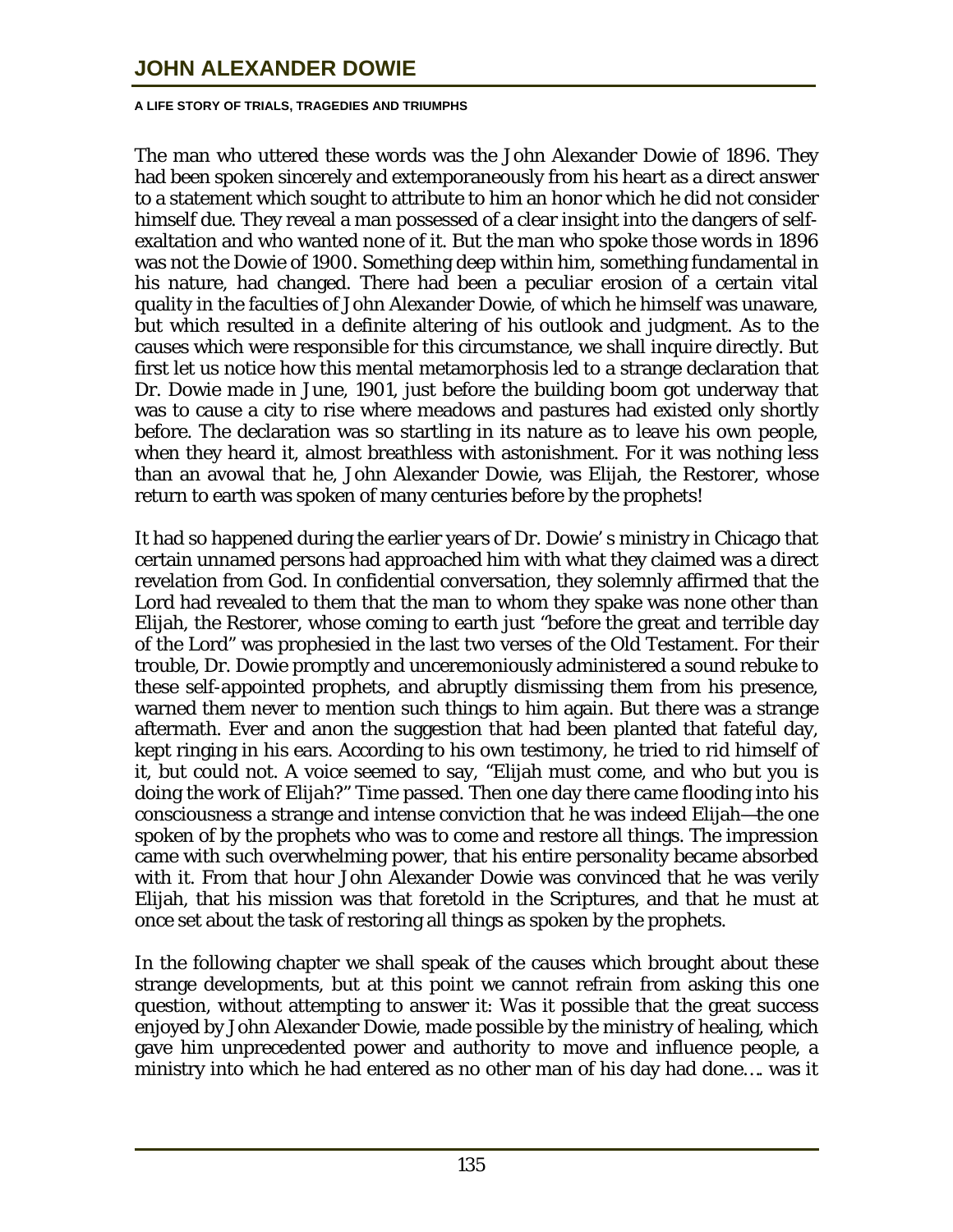The man who uttered these words was the John Alexander Dowie of 1896. They had been spoken sincerely and extemporaneously from his heart as a direct answer to a statement which sought to attribute to him an honor which he did not consider himself due. They reveal a man possessed of a clear insight into the dangers of self-exaltation and who wanted none of it. But the man who spoke those words in 1896 was not the Dowie of 1900. Something deep within him, something fundamental in his nature, had changed. There had been a peculiar erosion of a certain vital quality in the faculties of John Alexander Dowie, of which he himself was unaware, but which resulted in a definite altering of his outlook and judgment. As to the causes which were responsible for this circumstance, we shall inquire directly. But first let us notice how this mental metamorphosis led to a strange declaration that Dr. Dowie made in June, 1901, just before the building boom got underway that was to cause a city to rise where meadows and pastures had existed only shortly before. The declaration was so startling in its nature as to leave his own people, when they heard it, almost breathless with astonishment. For it was nothing less than an avowal that he, John Alexander Dowie, was Elijah, the Restorer, whose return to earth was spoken of many centuries before by the prophets!

It had so happened during the earlier years of Dr. Dowie's ministry in Chicago that certain unnamed persons had approached him with what they claimed was a direct revelation from God. In confidential conversation, they solemnly affirmed that the Lord had revealed to them that the man to whom they spake was none other than Elijah, the Restorer, whose coming to earth just "before the great and terrible day of the Lord" was prophesied in the last two verses of the Old Testament. For their trouble, Dr. Dowie promptly and unceremoniously administered a sound rebuke to these self-appointed prophets, and abruptly dismissing them from his presence, warned them never to mention such things to him again. But there was a strange aftermath. Ever and anon the suggestion that had been planted that fateful day, kept ringing in his ears. According to his own testimony, he tried to rid himself of it, but could not. A voice seemed to say, "Elijah must come, and who but you is doing the work of Elijah?" Time passed. Then one day there came flooding into his consciousness a strange and intense conviction that he was indeed Elijah—the one spoken of by the prophets who was to come and restore all things. The impression came with such overwhelming power, that his entire personality became absorbed with it. From that hour John Alexander Dowie was convinced that he was verily Elijah, that his mission was that foretold in the Scriptures, and that he must at once set about the task of restoring all things as spoken by the prophets.

In the following chapter we shall speak of the causes which brought about these strange developments, but at this point we cannot refrain from asking this one question, without attempting to answer it: Was it possible that the great success enjoyed by John Alexander Dowie, made possible by the ministry of healing, which gave him unprecedented power and authority to move and influence people, a ministry into which he had entered as no other man of his day had done…. was it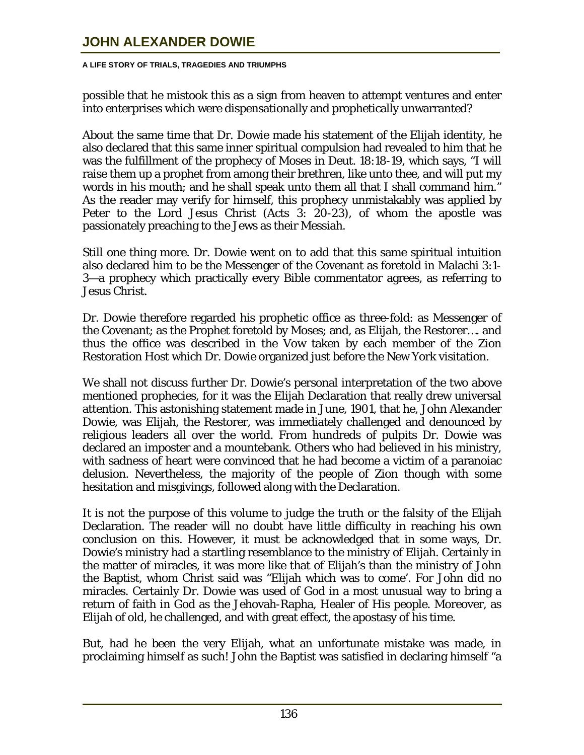possible that he mistook this as a sign from heaven to attempt ventures and enter into enterprises which were dispensationally and prophetically unwarranted?

About the same time that Dr. Dowie made his statement of the Elijah identity, he also declared that this same inner spiritual compulsion had revealed to him that he was the fulfillment of the prophecy of Moses in Deut. 18:18-19, which says, "I will raise them up a prophet from among their brethren, like unto thee, and will put my words in his mouth; and he shall speak unto them all that I shall command him." As the reader may verify for himself, this prophecy unmistakably was applied by Peter to the Lord Jesus Christ (Acts 3: 20-23), of whom the apostle was passionately preaching to the Jews as their Messiah.

Still one thing more. Dr. Dowie went on to add that this same spiritual intuition also declared him to be the Messenger of the Covenant as foretold in Malachi 3:1-3—a prophecy which practically every Bible commentator agrees, as referring to Jesus Christ.

Dr. Dowie therefore regarded his prophetic office as three-fold: as Messenger of the Covenant; as the Prophet foretold by Moses; and, as Elijah, the Restorer…. and thus the office was described in the Vow taken by each member of the Zion Restoration Host which Dr. Dowie organized just before the New York visitation.

We shall not discuss further Dr. Dowie's personal interpretation of the two above mentioned prophecies, for it was the Elijah Declaration that really drew universal attention. This astonishing statement made in June, 1901, that he, John Alexander Dowie, was Elijah, the Restorer, was immediately challenged and denounced by religious leaders all over the world. From hundreds of pulpits Dr. Dowie was declared an imposter and a mountebank. Others who had believed in his ministry, with sadness of heart were convinced that he had become a victim of a paranoiac delusion. Nevertheless, the majority of the people of Zion though with some hesitation and misgivings, followed along with the Declaration.

It is not the purpose of this volume to judge the truth or the falsity of the Elijah Declaration. The reader will no doubt have little difficulty in reaching his own conclusion on this. However, it must be acknowledged that in some ways, Dr. Dowie's ministry had a startling resemblance to the ministry of Elijah. Certainly in the matter of miracles, it was more like that of Elijah's than the ministry of John the Baptist, whom Christ said was "Elijah which was to come'. For John did no miracles. Certainly Dr. Dowie was used of God in a most unusual way to bring a return of faith in God as the Jehovah-Rapha, Healer of His people. Moreover, as Elijah of old, he challenged, and with great effect, the apostasy of his time.

But, had he been the very Elijah, what an unfortunate mistake was made, in proclaiming himself as such! John the Baptist was satisfied in declaring himself "a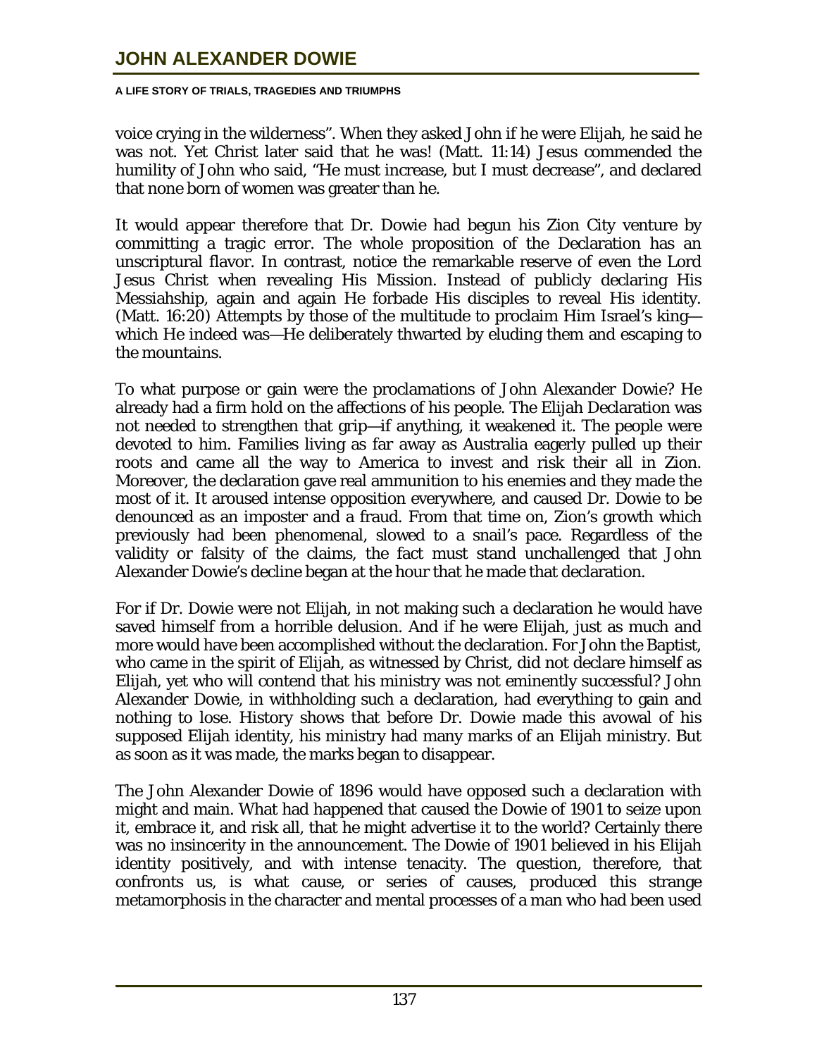voice crying in the wilderness". When they asked John if he were Elijah, he said he was not. Yet Christ later said that he was! (Matt. 11:14) Jesus commended the humility of John who said, "He must increase, but I must decrease", and declared that none born of women was greater than he.

It would appear therefore that Dr. Dowie had begun his Zion City venture by committing a tragic error. The whole proposition of the Declaration has an unscriptural flavor. In contrast, notice the remarkable reserve of even the Lord Jesus Christ when revealing His Mission. Instead of publicly declaring His Messiahship, again and again He forbade His disciples to reveal His identity. (Matt. 16:20) Attempts by those of the multitude to proclaim Him Israel's king—which He indeed was—He deliberately thwarted by eluding them and escaping to the mountains.

To what purpose or gain were the proclamations of John Alexander Dowie? He already had a firm hold on the affections of his people. The Elijah Declaration was not needed to strengthen that grip—if anything, it weakened it. The people were devoted to him. Families living as far away as Australia eagerly pulled up their roots and came all the way to America to invest and risk their all in Zion. Moreover, the declaration gave real ammunition to his enemies and they made the most of it. It aroused intense opposition everywhere, and caused Dr. Dowie to be denounced as an imposter and a fraud. From that time on, Zion's growth which previously had been phenomenal, slowed to a snail's pace. Regardless of the validity or falsity of the claims, the fact must stand unchallenged that John Alexander Dowie's decline began at the hour that he made that declaration.

For if Dr. Dowie were not Elijah, in not making such a declaration he would have saved himself from a horrible delusion. And if he were Elijah, just as much and more would have been accomplished without the declaration. For John the Baptist, who came in the spirit of Elijah, as witnessed by Christ, did not declare himself as Elijah, yet who will contend that his ministry was not eminently successful? John Alexander Dowie, in withholding such a declaration, had everything to gain and nothing to lose. History shows that before Dr. Dowie made this avowal of his supposed Elijah identity, his ministry had many marks of an Elijah ministry. But as soon as it was made, the marks began to disappear.

The John Alexander Dowie of 1896 would have opposed such a declaration with might and main. What had happened that caused the Dowie of 1901 to seize upon it, embrace it, and risk all, that he might advertise it to the world? Certainly there was no insincerity in the announcement. The Dowie of 1901 believed in his Elijah identity positively, and with intense tenacity. The question, therefore, that confronts us, is what cause, or series of causes, produced this strange metamorphosis in the character and mental processes of a man who had been used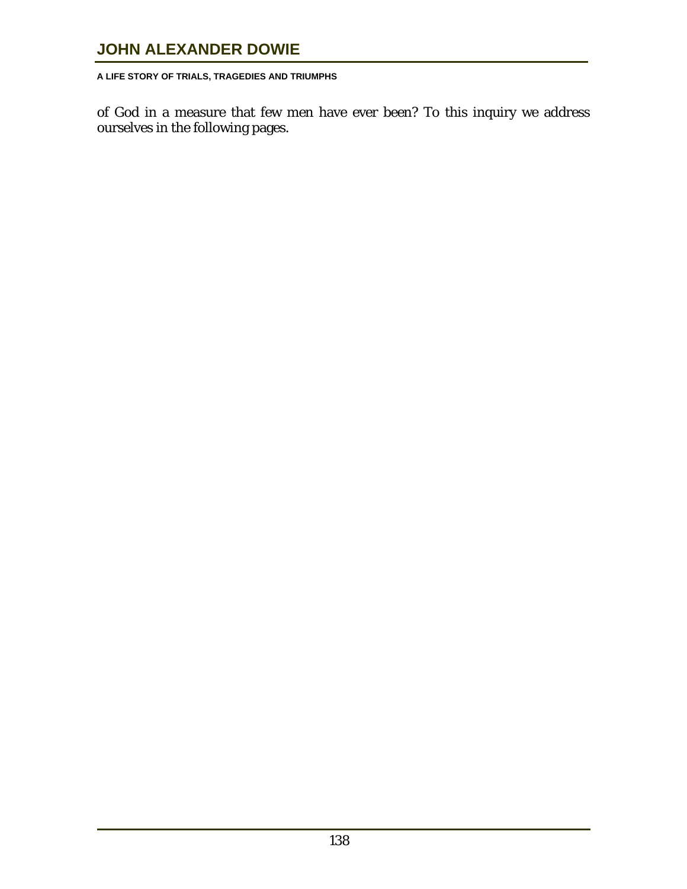of God in a measure that few men have ever been? To this inquiry we address ourselves in the following pages.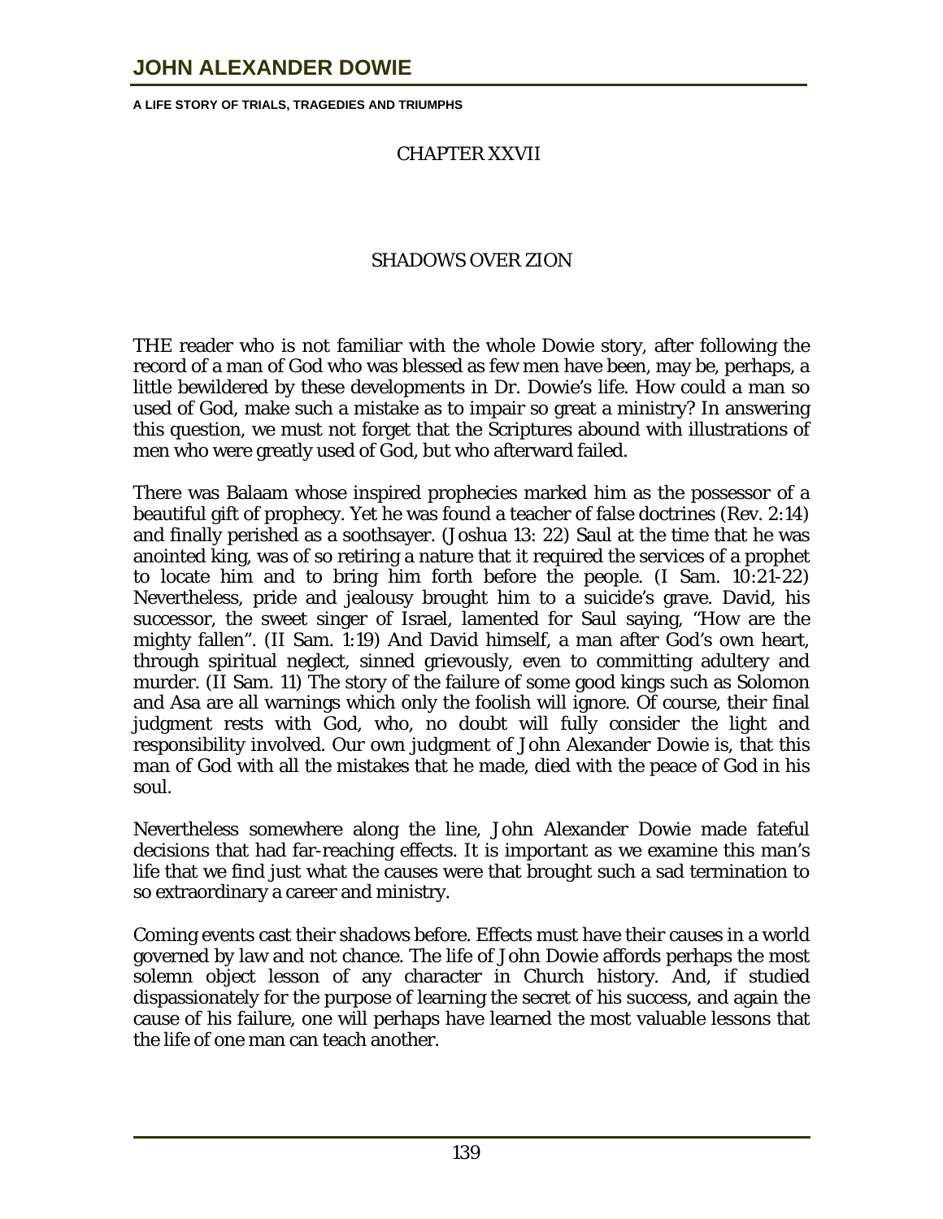## CHAPTER XXVII

## SHADOWS OVER ZION

THE reader who is not familiar with the whole Dowie story, after following the record of a man of God who was blessed as few men have been, may be, perhaps, a little bewildered by these developments in Dr. Dowie's life. How could a man so used of God, make such a mistake as to impair so great a ministry? In answering this question, we must not forget that the Scriptures abound with illustrations of men who were greatly used of God, but who afterward failed.

There was Balaam whose inspired prophecies marked him as the possessor of a beautiful gift of prophecy. Yet he was found a teacher of false doctrines (Rev. 2:14) and finally perished as a soothsayer. (Joshua 13: 22) Saul at the time that he was anointed king, was of so retiring a nature that it required the services of a prophet to locate him and to bring him forth before the people. (I Sam. 10:21-22) Nevertheless, pride and jealousy brought him to a suicide's grave. David, his successor, the sweet singer of Israel, lamented for Saul saying, "How are the mighty fallen". (II Sam. 1:19) And David himself, a man after God's own heart, through spiritual neglect, sinned grievously, even to committing adultery and murder. (II Sam. 11) The story of the failure of some good kings such as Solomon and Asa are all warnings which only the foolish will ignore. Of course, their final judgment rests with God, who, no doubt will fully consider the light and responsibility involved. Our own judgment of John Alexander Dowie is, that this man of God with all the mistakes that he made, died with the peace of God in his soul.

Nevertheless somewhere along the line, John Alexander Dowie made fateful decisions that had far-reaching effects. It is important as we examine this man's life that we find just what the causes were that brought such a sad termination to so extraordinary a career and ministry.

Coming events cast their shadows before. Effects must have their causes in a world governed by law and not chance. The life of John Dowie affords perhaps the most solemn object lesson of any character in Church history. And, if studied dispassionately for the purpose of learning the secret of his success, and again the cause of his failure, one will perhaps have learned the most valuable lessons that the life of one man can teach another.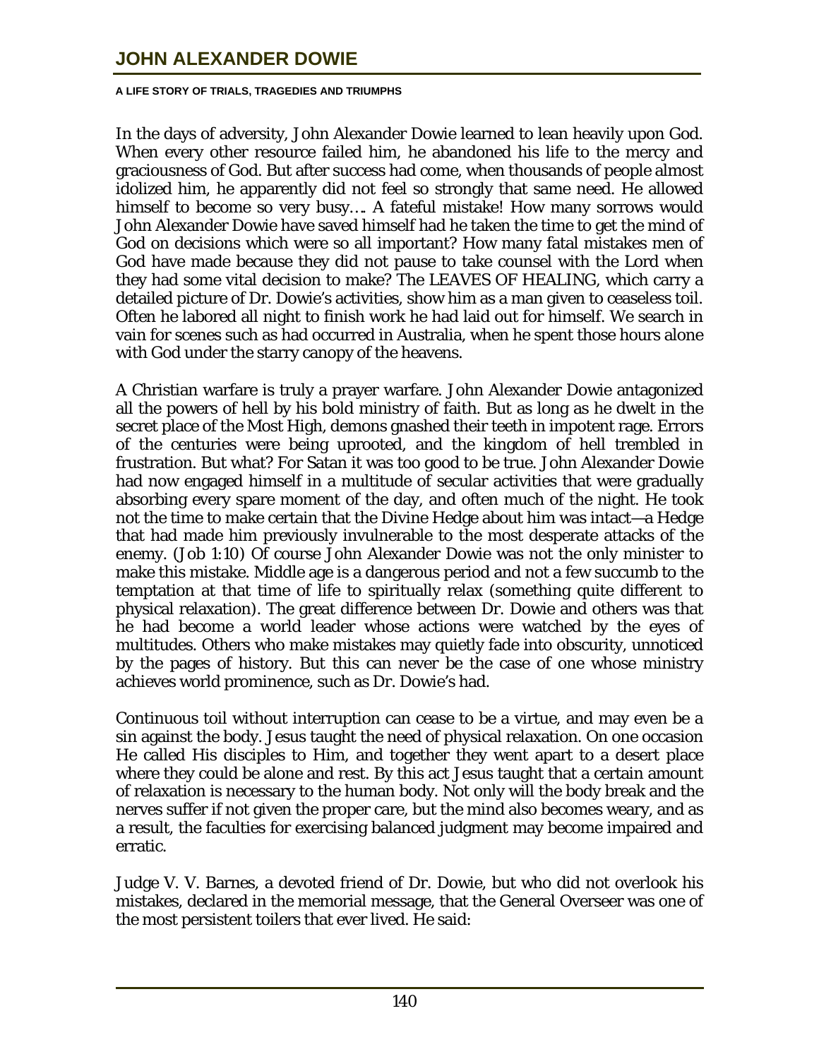In the days of adversity, John Alexander Dowie learned to lean heavily upon God. When every other resource failed him, he abandoned his life to the mercy and graciousness of God. But after success had come, when thousands of people almost idolized him, he apparently did not feel so strongly that same need. He allowed himself to become so very busy…. A fateful mistake! How many sorrows would John Alexander Dowie have saved himself had he taken the time to get the mind of God on decisions which were so all important? How many fatal mistakes men of God have made because they did not pause to take counsel with the Lord when they had some vital decision to make? The LEAVES OF HEALING, which carry a detailed picture of Dr. Dowie's activities, show him as a man given to ceaseless toil. Often he labored all night to finish work he had laid out for himself. We search in vain for scenes such as had occurred in Australia, when he spent those hours alone with God under the starry canopy of the heavens.

A Christian warfare is truly a prayer warfare. John Alexander Dowie antagonized all the powers of hell by his bold ministry of faith. But as long as he dwelt in the secret place of the Most High, demons gnashed their teeth in impotent rage. Errors of the centuries were being uprooted, and the kingdom of hell trembled in frustration. But what? For Satan it was too good to be true. John Alexander Dowie had now engaged himself in a multitude of secular activities that were gradually absorbing every spare moment of the day, and often much of the night. He took not the time to make certain that the Divine Hedge about him was intact—a Hedge that had made him previously invulnerable to the most desperate attacks of the enemy. (Job 1:10) Of course John Alexander Dowie was not the only minister to make this mistake. Middle age is a dangerous period and not a few succumb to the temptation at that time of life to spiritually relax (something quite different to physical relaxation). The great difference between Dr. Dowie and others was that he had become a world leader whose actions were watched by the eyes of multitudes. Others who make mistakes may quietly fade into obscurity, unnoticed by the pages of history. But this can never be the case of one whose ministry achieves world prominence, such as Dr. Dowie's had.

Continuous toil without interruption can cease to be a virtue, and may even be a sin against the body. Jesus taught the need of physical relaxation. On one occasion He called His disciples to Him, and together they went apart to a desert place where they could be alone and rest. By this act Jesus taught that a certain amount of relaxation is necessary to the human body. Not only will the body break and the nerves suffer if not given the proper care, but the mind also becomes weary, and as a result, the faculties for exercising balanced judgment may become impaired and erratic.

Judge V. V. Barnes, a devoted friend of Dr. Dowie, but who did not overlook his mistakes, declared in the memorial message, that the General Overseer was one of the most persistent toilers that ever lived. He said: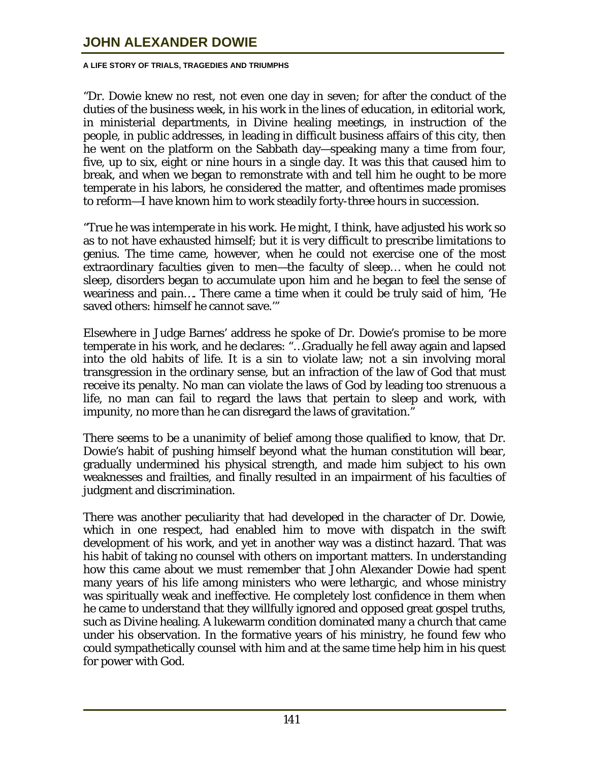"Dr. Dowie knew no rest, not even one day in seven; for after the conduct of the duties of the business week, in his work in the lines of education, in editorial work, in ministerial departments, in Divine healing meetings, in instruction of the people, in public addresses, in leading in difficult business affairs of this city, then he went on the platform on the Sabbath day—speaking many a time from four, five, up to six, eight or nine hours in a single day. It was this that caused him to break, and when we began to remonstrate with and tell him he ought to be more temperate in his labors, he considered the matter, and oftentimes made promises to reform—I have known him to work steadily forty-three hours in succession.

"True he was intemperate in his work. He might, I think, have adjusted his work so as to not have exhausted himself; but it is very difficult to prescribe limitations to genius. The time came, however, when he could not exercise one of the most extraordinary faculties given to men—the faculty of sleep… when he could not sleep, disorders began to accumulate upon him and he began to feel the sense of weariness and pain…. There came a time when it could be truly said of him, 'He saved others: himself he cannot save.'"

Elsewhere in Judge Barnes' address he spoke of Dr. Dowie's promise to be more temperate in his work, and he declares: "…Gradually he fell away again and lapsed into the old habits of life. It is a sin to violate law; not a sin involving moral transgression in the ordinary sense, but an infraction of the law of God that must receive its penalty. No man can violate the laws of God by leading too strenuous a life, no man can fail to regard the laws that pertain to sleep and work, with impunity, no more than he can disregard the laws of gravitation."

There seems to be a unanimity of belief among those qualified to know, that Dr. Dowie's habit of pushing himself beyond what the human constitution will bear, gradually undermined his physical strength, and made him subject to his own weaknesses and frailties, and finally resulted in an impairment of his faculties of judgment and discrimination.

There was another peculiarity that had developed in the character of Dr. Dowie, which in one respect, had enabled him to move with dispatch in the swift development of his work, and yet in another way was a distinct hazard. That was his habit of taking no counsel with others on important matters. In understanding how this came about we must remember that John Alexander Dowie had spent many years of his life among ministers who were lethargic, and whose ministry was spiritually weak and ineffective. He completely lost confidence in them when he came to understand that they willfully ignored and opposed great gospel truths, such as Divine healing. A lukewarm condition dominated many a church that came under his observation. In the formative years of his ministry, he found few who could sympathetically counsel with him and at the same time help him in his quest for power with God.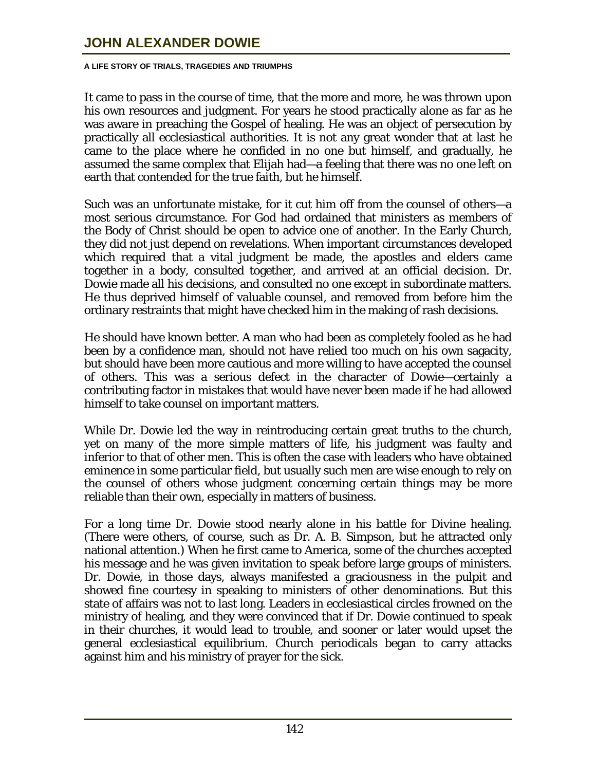It came to pass in the course of time, that the more and more, he was thrown upon his own resources and judgment. For years he stood practically alone as far as he was aware in preaching the Gospel of healing. He was an object of persecution by practically all ecclesiastical authorities. It is not any great wonder that at last he came to the place where he confided in no one but himself, and gradually, he assumed the same complex that Elijah had—a feeling that there was no one left on earth that contended for the true faith, but he himself.

Such was an unfortunate mistake, for it cut him off from the counsel of others—a most serious circumstance. For God had ordained that ministers as members of the Body of Christ should be open to advice one of another. In the Early Church, they did not just depend on revelations. When important circumstances developed which required that a vital judgment be made, the apostles and elders came together in a body, consulted together, and arrived at an official decision. Dr. Dowie made all his decisions, and consulted no one except in subordinate matters. He thus deprived himself of valuable counsel, and removed from before him the ordinary restraints that might have checked him in the making of rash decisions.

He should have known better. A man who had been as completely fooled as he had been by a confidence man, should not have relied too much on his own sagacity, but should have been more cautious and more willing to have accepted the counsel of others. This was a serious defect in the character of Dowie—certainly a contributing factor in mistakes that would have never been made if he had allowed himself to take counsel on important matters.

While Dr. Dowie led the way in reintroducing certain great truths to the church, yet on many of the more simple matters of life, his judgment was faulty and inferior to that of other men. This is often the case with leaders who have obtained eminence in some particular field, but usually such men are wise enough to rely on the counsel of others whose judgment concerning certain things may be more reliable than their own, especially in matters of business.

For a long time Dr. Dowie stood nearly alone in his battle for Divine healing. (There were others, of course, such as Dr. A. B. Simpson, but he attracted only national attention.) When he first came to America, some of the churches accepted his message and he was given invitation to speak before large groups of ministers. Dr. Dowie, in those days, always manifested a graciousness in the pulpit and showed fine courtesy in speaking to ministers of other denominations. But this state of affairs was not to last long. Leaders in ecclesiastical circles frowned on the ministry of healing, and they were convinced that if Dr. Dowie continued to speak in their churches, it would lead to trouble, and sooner or later would upset the general ecclesiastical equilibrium. Church periodicals began to carry attacks against him and his ministry of prayer for the sick.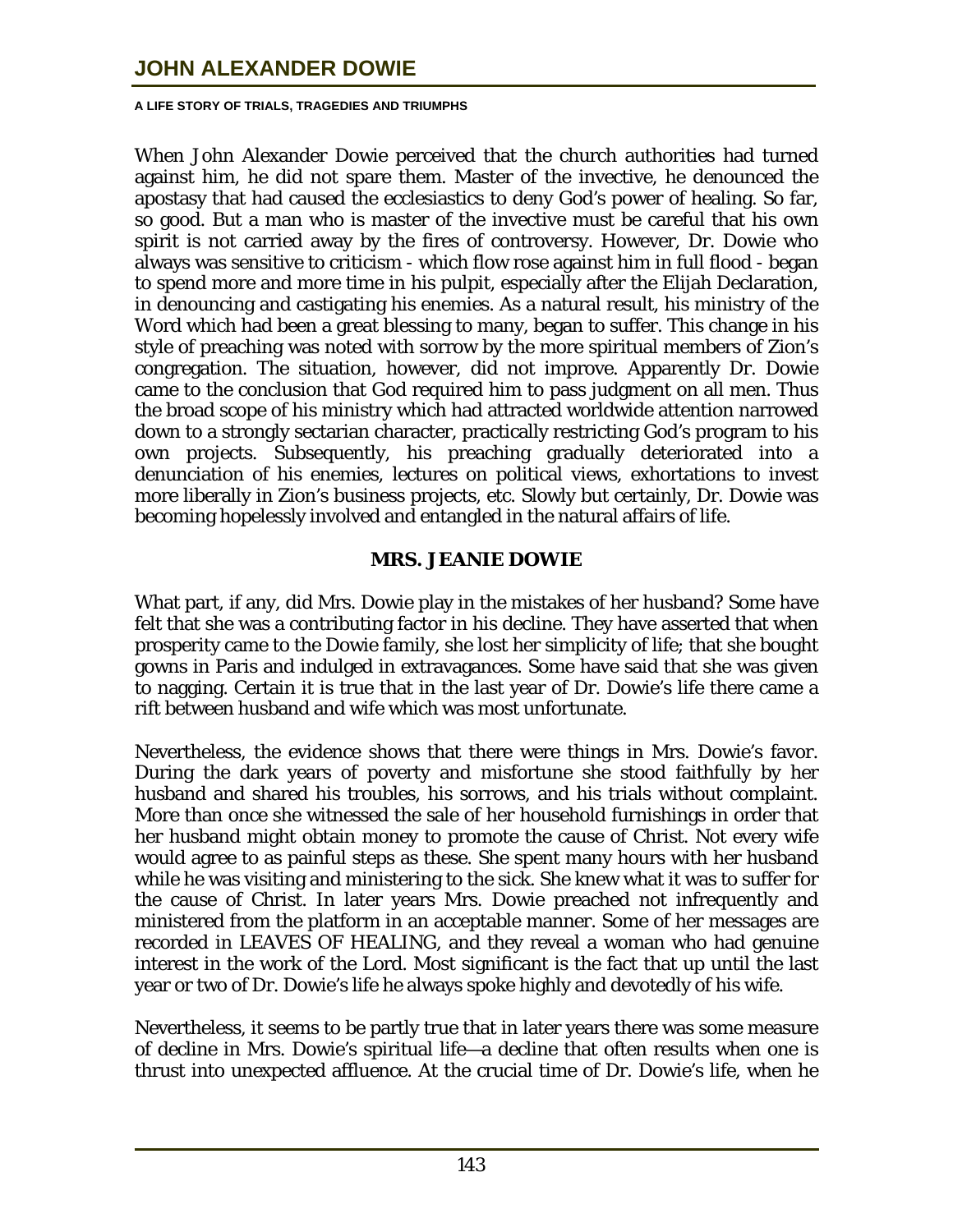When John Alexander Dowie perceived that the church authorities had turned against him, he did not spare them. Master of the invective, he denounced the apostasy that had caused the ecclesiastics to deny God's power of healing. So far, so good. But a man who is master of the invective must be careful that his own spirit is not carried away by the fires of controversy. However, Dr. Dowie who always was sensitive to criticism - which flow rose against him in full flood - began to spend more and more time in his pulpit, especially after the Elijah Declaration, in denouncing and castigating his enemies. As a natural result, his ministry of the Word which had been a great blessing to many, began to suffer. This change in his style of preaching was noted with sorrow by the more spiritual members of Zion's congregation. The situation, however, did not improve. Apparently Dr. Dowie came to the conclusion that God required him to pass judgment on all men. Thus the broad scope of his ministry which had attracted worldwide attention narrowed down to a strongly sectarian character, practically restricting God's program to his own projects. Subsequently, his preaching gradually deteriorated into a denunciation of his enemies, lectures on political views, exhortations to invest more liberally in Zion's business projects, etc. Slowly but certainly, Dr. Dowie was becoming hopelessly involved and entangled in the natural affairs of life.

## MRS. JEANIE DOWIE

What part, if any, did Mrs. Dowie play in the mistakes of her husband? Some have felt that she was a contributing factor in his decline. They have asserted that when prosperity came to the Dowie family, she lost her simplicity of life; that she bought gowns in Paris and indulged in extravagances. Some have said that she was given to nagging. Certain it is true that in the last year of Dr. Dowie's life there came a rift between husband and wife which was most unfortunate.

Nevertheless, the evidence shows that there were things in Mrs. Dowie's favor. During the dark years of poverty and misfortune she stood faithfully by her husband and shared his troubles, his sorrows, and his trials without complaint. More than once she witnessed the sale of her household furnishings in order that her husband might obtain money to promote the cause of Christ. Not every wife would agree to as painful steps as these. She spent many hours with her husband while he was visiting and ministering to the sick. She knew what it was to suffer for the cause of Christ. In later years Mrs. Dowie preached not infrequently and ministered from the platform in an acceptable manner. Some of her messages are recorded in LEAVES OF HEALING, and they reveal a woman who had genuine interest in the work of the Lord. Most significant is the fact that up until the last year or two of Dr. Dowie's life he always spoke highly and devotedly of his wife.

Nevertheless, it seems to be partly true that in later years there was some measure of decline in Mrs. Dowie's spiritual life—a decline that often results when one is thrust into unexpected affluence. At the crucial time of Dr. Dowie's life, when he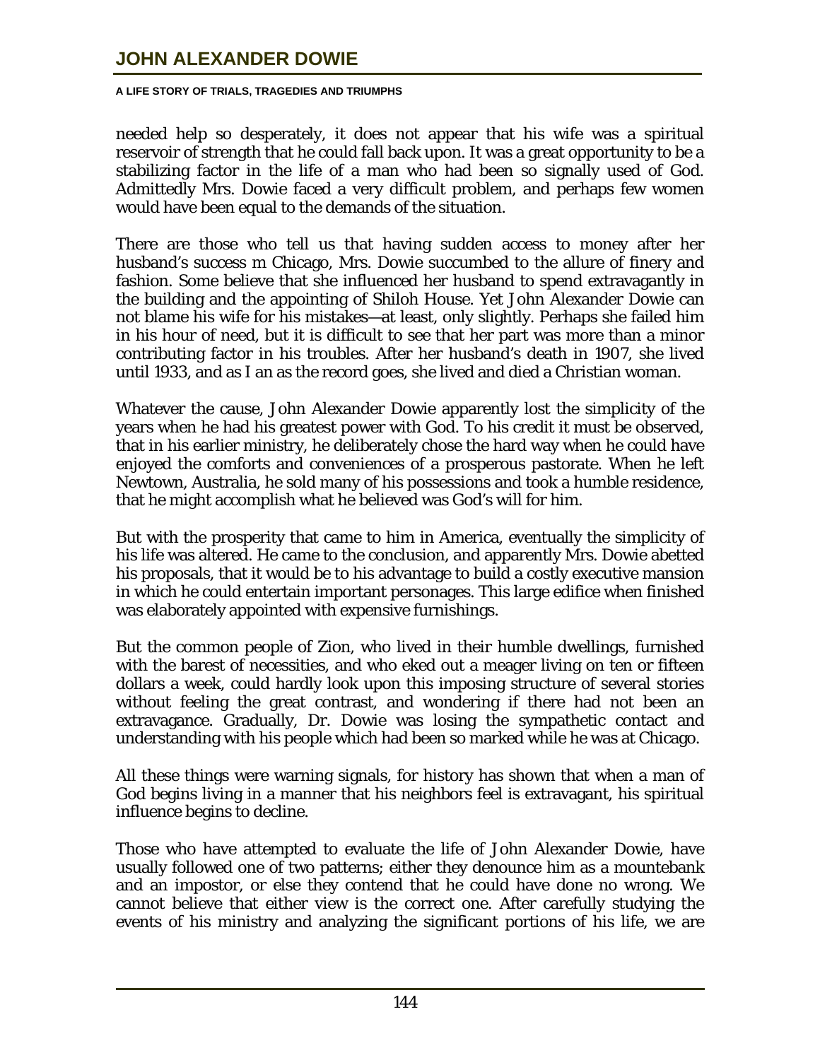needed help so desperately, it does not appear that his wife was a spiritual reservoir of strength that he could fall back upon. It was a great opportunity to be a stabilizing factor in the life of a man who had been so signally used of God. Admittedly Mrs. Dowie faced a very difficult problem, and perhaps few women would have been equal to the demands of the situation.

There are those who tell us that having sudden access to money after her husband's success m Chicago, Mrs. Dowie succumbed to the allure of finery and fashion. Some believe that she influenced her husband to spend extravagantly in the building and the appointing of Shiloh House. Yet John Alexander Dowie can not blame his wife for his mistakes—at least, only slightly. Perhaps she failed him in his hour of need, but it is difficult to see that her part was more than a minor contributing factor in his troubles. After her husband's death in 1907, she lived until 1933, and as I an as the record goes, she lived and died a Christian woman.

Whatever the cause, John Alexander Dowie apparently lost the simplicity of the years when he had his greatest power with God. To his credit it must be observed, that in his earlier ministry, he deliberately chose the hard way when he could have enjoyed the comforts and conveniences of a prosperous pastorate. When he left Newtown, Australia, he sold many of his possessions and took a humble residence, that he might accomplish what he believed was God's will for him.

But with the prosperity that came to him in America, eventually the simplicity of his life was altered. He came to the conclusion, and apparently Mrs. Dowie abetted his proposals, that it would be to his advantage to build a costly executive mansion in which he could entertain important personages. This large edifice when finished was elaborately appointed with expensive furnishings.

But the common people of Zion, who lived in their humble dwellings, furnished with the barest of necessities, and who eked out a meager living on ten or fifteen dollars a week, could hardly look upon this imposing structure of several stories without feeling the great contrast, and wondering if there had not been an extravagance. Gradually, Dr. Dowie was losing the sympathetic contact and understanding with his people which had been so marked while he was at Chicago.

All these things were warning signals, for history has shown that when a man of God begins living in a manner that his neighbors feel is extravagant, his spiritual influence begins to decline.

Those who have attempted to evaluate the life of John Alexander Dowie, have usually followed one of two patterns; either they denounce him as a mountebank and an impostor, or else they contend that he could have done no wrong. We cannot believe that either view is the correct one. After carefully studying the events of his ministry and analyzing the significant portions of his life, we are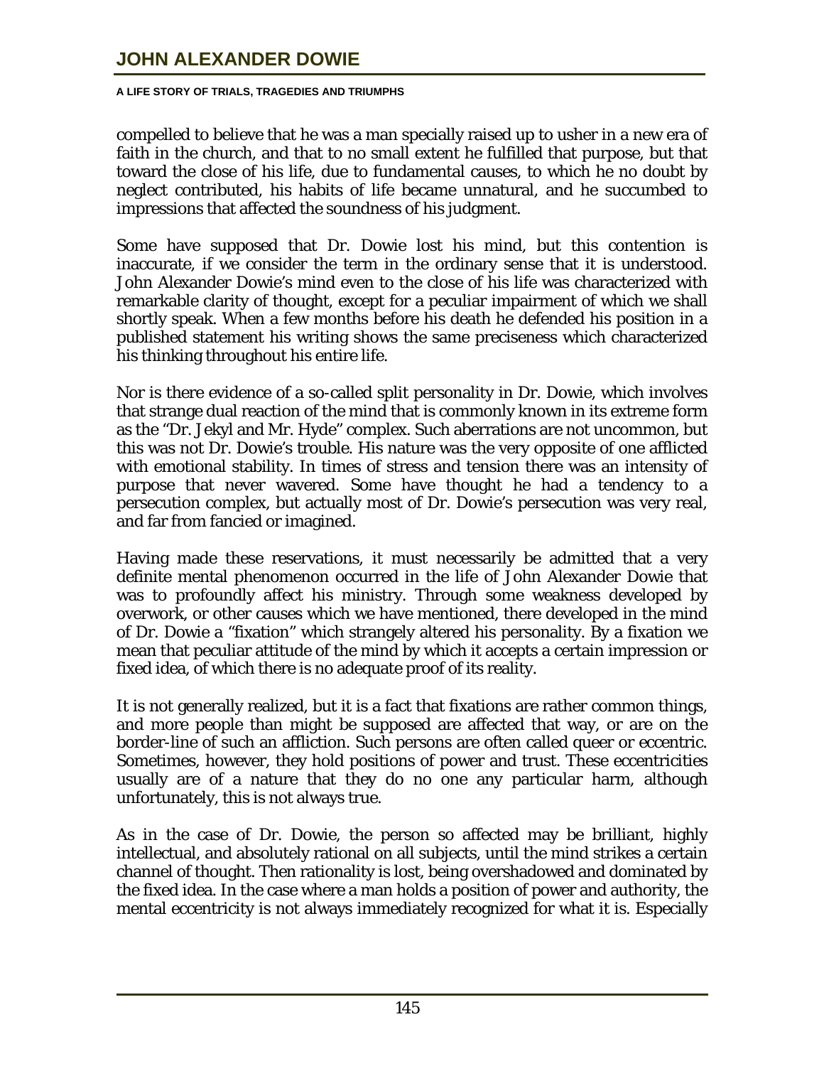compelled to believe that he was a man specially raised up to usher in a new era of faith in the church, and that to no small extent he fulfilled that purpose, but that toward the close of his life, due to fundamental causes, to which he no doubt by neglect contributed, his habits of life became unnatural, and he succumbed to impressions that affected the soundness of his judgment.

Some have supposed that Dr. Dowie lost his mind, but this contention is inaccurate, if we consider the term in the ordinary sense that it is understood. John Alexander Dowie's mind even to the close of his life was characterized with remarkable clarity of thought, except for a peculiar impairment of which we shall shortly speak. When a few months before his death he defended his position in a published statement his writing shows the same preciseness which characterized his thinking throughout his entire life.

Nor is there evidence of a so-called split personality in Dr. Dowie, which involves that strange dual reaction of the mind that is commonly known in its extreme form as the "Dr. Jekyl and Mr. Hyde" complex. Such aberrations are not uncommon, but this was not Dr. Dowie's trouble. His nature was the very opposite of one afflicted with emotional stability. In times of stress and tension there was an intensity of purpose that never wavered. Some have thought he had a tendency to a persecution complex, but actually most of Dr. Dowie's persecution was very real, and far from fancied or imagined.

Having made these reservations, it must necessarily be admitted that a very definite mental phenomenon occurred in the life of John Alexander Dowie that was to profoundly affect his ministry. Through some weakness developed by overwork, or other causes which we have mentioned, there developed in the mind of Dr. Dowie a "fixation" which strangely altered his personality. By a fixation we mean that peculiar attitude of the mind by which it accepts a certain impression or fixed idea, of which there is no adequate proof of its reality.

It is not generally realized, but it is a fact that fixations are rather common things, and more people than might be supposed are affected that way, or are on the border-line of such an affliction. Such persons are often called queer or eccentric. Sometimes, however, they hold positions of power and trust. These eccentricities usually are of a nature that they do no one any particular harm, although unfortunately, this is not always true.

As in the case of Dr. Dowie, the person so affected may be brilliant, highly intellectual, and absolutely rational on all subjects, until the mind strikes a certain channel of thought. Then rationality is lost, being overshadowed and dominated by the fixed idea. In the case where a man holds a position of power and authority, the mental eccentricity is not always immediately recognized for what it is. Especially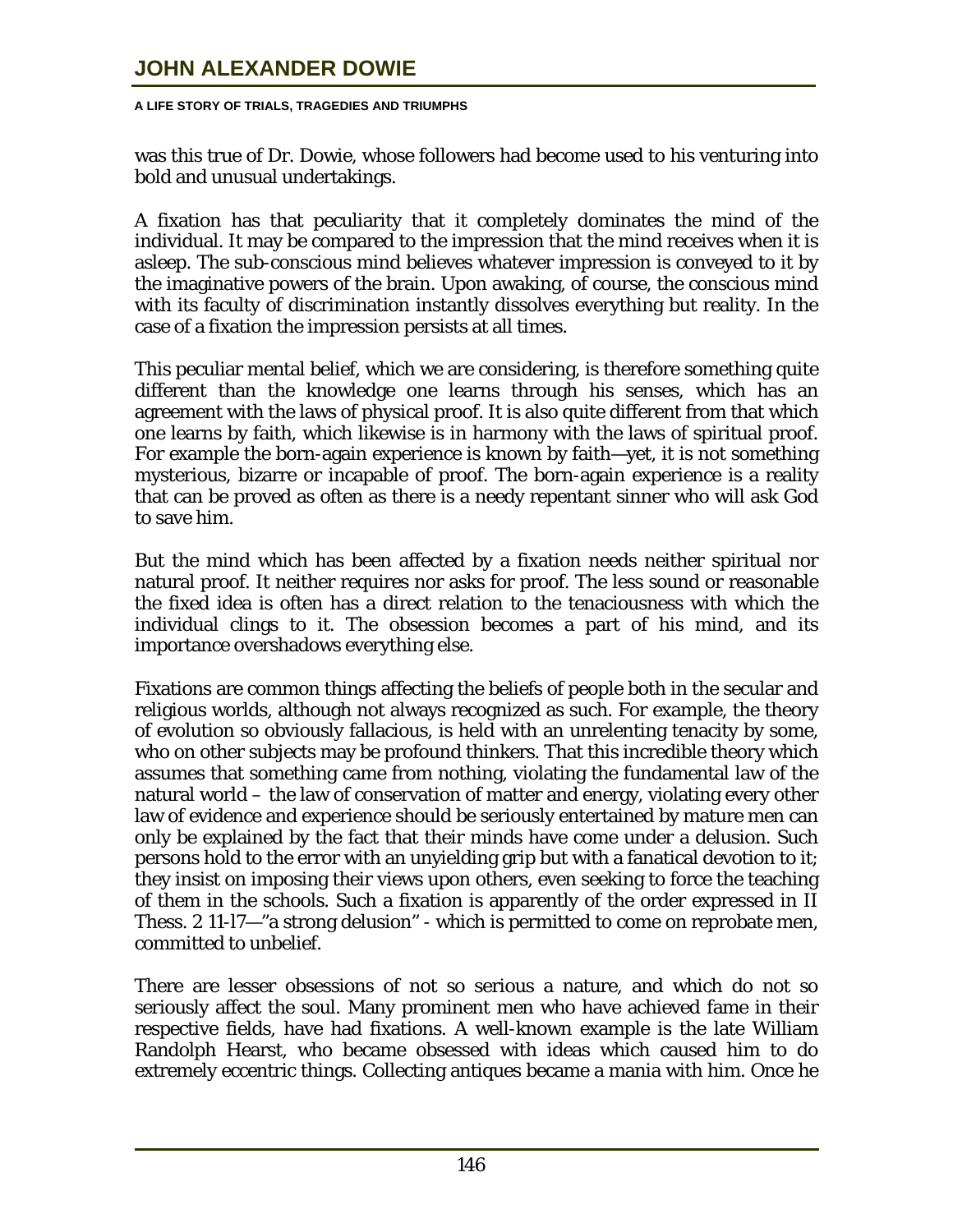was this true of Dr. Dowie, whose followers had become used to his venturing into bold and unusual undertakings.

A fixation has that peculiarity that it completely dominates the mind of the individual. It may be compared to the impression that the mind receives when it is asleep. The sub-conscious mind believes whatever impression is conveyed to it by the imaginative powers of the brain. Upon awaking, of course, the conscious mind with its faculty of discrimination instantly dissolves everything but reality. In the case of a fixation the impression persists at all times.

This peculiar mental belief, which we are considering, is therefore something quite different than the knowledge one learns through his senses, which has an agreement with the laws of physical proof. It is also quite different from that which one learns by faith, which likewise is in harmony with the laws of spiritual proof. For example the born-again experience is known by faith—yet, it is not something mysterious, bizarre or incapable of proof. The born-again experience is a reality that can be proved as often as there is a needy repentant sinner who will ask God to save him.

But the mind which has been affected by a fixation needs neither spiritual nor natural proof. It neither requires nor asks for proof. The less sound or reasonable the fixed idea is often has a direct relation to the tenaciousness with which the individual clings to it. The obsession becomes a part of his mind, and its importance overshadows everything else.

Fixations are common things affecting the beliefs of people both in the secular and religious worlds, although not always recognized as such. For example, the theory of evolution so obviously fallacious, is held with an unrelenting tenacity by some, who on other subjects may be profound thinkers. That this incredible theory which assumes that something came from nothing, violating the fundamental law of the natural world – the law of conservation of matter and energy, violating every other law of evidence and experience should be seriously entertained by mature men can only be explained by the fact that their minds have come under a delusion. Such persons hold to the error with an unyielding grip but with a fanatical devotion to it; they insist on imposing their views upon others, even seeking to force the teaching of them in the schools. Such a fixation is apparently of the order expressed in II Thess. 2 11-l7—"a strong delusion" - which is permitted to come on reprobate men, committed to unbelief.

There are lesser obsessions of not so serious a nature, and which do not so seriously affect the soul. Many prominent men who have achieved fame in their respective fields, have had fixations. A well-known example is the late William Randolph Hearst, who became obsessed with ideas which caused him to do extremely eccentric things. Collecting antiques became a mania with him. Once he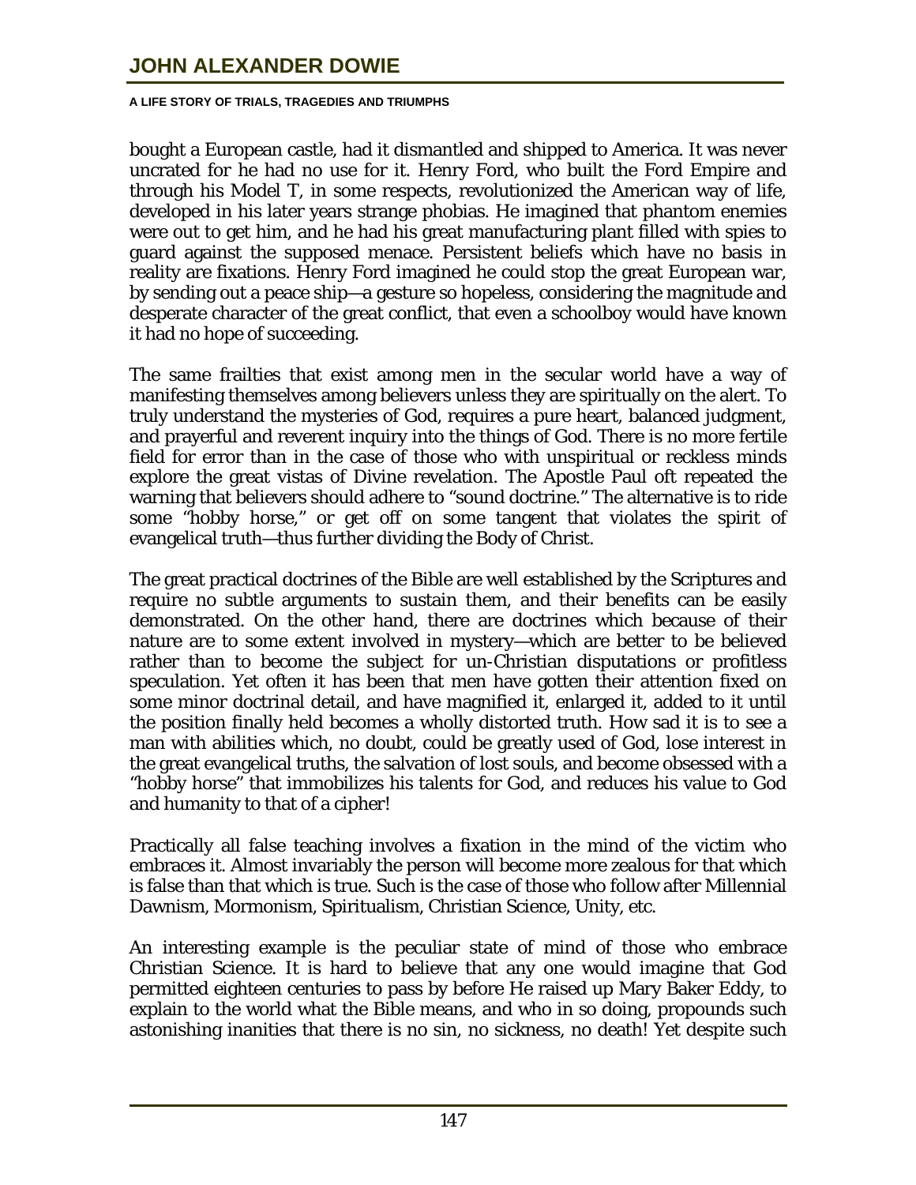bought a European castle, had it dismantled and shipped to America. It was never uncrated for he had no use for it. Henry Ford, who built the Ford Empire and through his Model T, in some respects, revolutionized the American way of life, developed in his later years strange phobias. He imagined that phantom enemies were out to get him, and he had his great manufacturing plant filled with spies to guard against the supposed menace. Persistent beliefs which have no basis in reality are fixations. Henry Ford imagined he could stop the great European war, by sending out a peace ship—a gesture so hopeless, considering the magnitude and desperate character of the great conflict, that even a schoolboy would have known it had no hope of succeeding.

The same frailties that exist among men in the secular world have a way of manifesting themselves among believers unless they are spiritually on the alert. To truly understand the mysteries of God, requires a pure heart, balanced judgment, and prayerful and reverent inquiry into the things of God. There is no more fertile field for error than in the case of those who with unspiritual or reckless minds explore the great vistas of Divine revelation. The Apostle Paul oft repeated the warning that believers should adhere to "sound doctrine." The alternative is to ride some "hobby horse," or get off on some tangent that violates the spirit of evangelical truth—thus further dividing the Body of Christ.

The great practical doctrines of the Bible are well established by the Scriptures and require no subtle arguments to sustain them, and their benefits can be easily demonstrated. On the other hand, there are doctrines which because of their nature are to some extent involved in mystery—which are better to be believed rather than to become the subject for un-Christian disputations or profitless speculation. Yet often it has been that men have gotten their attention fixed on some minor doctrinal detail, and have magnified it, enlarged it, added to it until the position finally held becomes a wholly distorted truth. How sad it is to see a man with abilities which, no doubt, could be greatly used of God, lose interest in the great evangelical truths, the salvation of lost souls, and become obsessed with a "hobby horse" that immobilizes his talents for God, and reduces his value to God and humanity to that of a cipher!

Practically all false teaching involves a fixation in the mind of the victim who embraces it. Almost invariably the person will become more zealous for that which is false than that which is true. Such is the case of those who follow after Millennial Dawnism, Mormonism, Spiritualism, Christian Science, Unity, etc.

An interesting example is the peculiar state of mind of those who embrace Christian Science. It is hard to believe that any one would imagine that God permitted eighteen centuries to pass by before He raised up Mary Baker Eddy, to explain to the world what the Bible means, and who in so doing, propounds such astonishing inanities that there is no sin, no sickness, no death! Yet despite such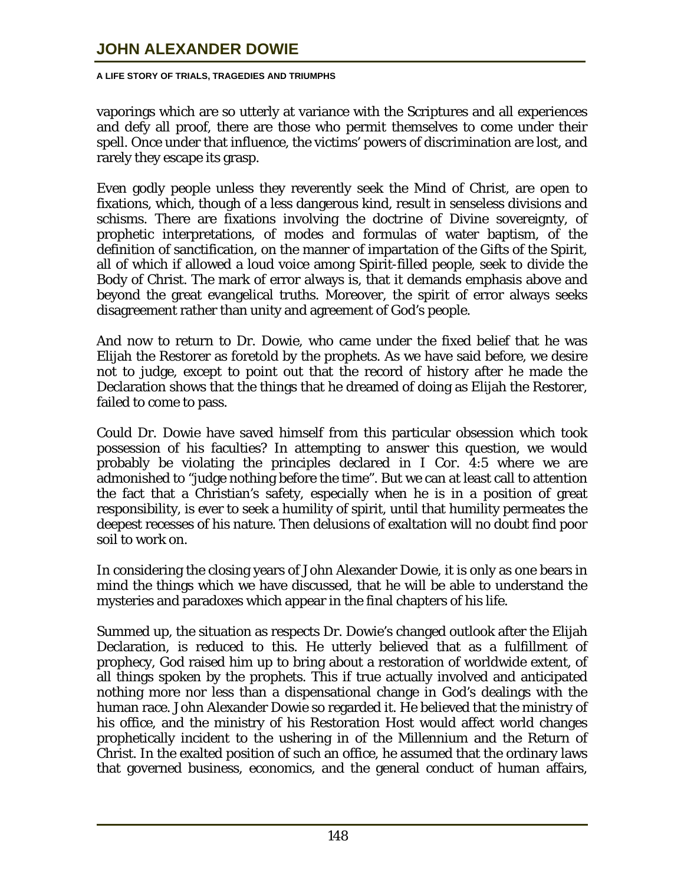vaporings which are so utterly at variance with the Scriptures and all experiences and defy all proof, there are those who permit themselves to come under their spell. Once under that influence, the victims' powers of discrimination are lost, and rarely they escape its grasp.

Even godly people unless they reverently seek the Mind of Christ, are open to fixations, which, though of a less dangerous kind, result in senseless divisions and schisms. There are fixations involving the doctrine of Divine sovereignty, of prophetic interpretations, of modes and formulas of water baptism, of the definition of sanctification, on the manner of impartation of the Gifts of the Spirit, all of which if allowed a loud voice among Spirit-filled people, seek to divide the Body of Christ. The mark of error always is, that it demands emphasis above and beyond the great evangelical truths. Moreover, the spirit of error always seeks disagreement rather than unity and agreement of God's people.

And now to return to Dr. Dowie, who came under the fixed belief that he was Elijah the Restorer as foretold by the prophets. As we have said before, we desire not to judge, except to point out that the record of history after he made the Declaration shows that the things that he dreamed of doing as Elijah the Restorer, failed to come to pass.

Could Dr. Dowie have saved himself from this particular obsession which took possession of his faculties? In attempting to answer this question, we would probably be violating the principles declared in I Cor. 4:5 where we are admonished to "judge nothing before the time". But we can at least call to attention the fact that a Christian's safety, especially when he is in a position of great responsibility, is ever to seek a humility of spirit, until that humility permeates the deepest recesses of his nature. Then delusions of exaltation will no doubt find poor soil to work on.

In considering the closing years of John Alexander Dowie, it is only as one bears in mind the things which we have discussed, that he will be able to understand the mysteries and paradoxes which appear in the final chapters of his life.

Summed up, the situation as respects Dr. Dowie's changed outlook after the Elijah Declaration, is reduced to this. He utterly believed that as a fulfillment of prophecy, God raised him up to bring about a restoration of worldwide extent, of all things spoken by the prophets. This if true actually involved and anticipated nothing more nor less than a dispensational change in God's dealings with the human race. John Alexander Dowie so regarded it. He believed that the ministry of his office, and the ministry of his Restoration Host would affect world changes prophetically incident to the ushering in of the Millennium and the Return of Christ. In the exalted position of such an office, he assumed that the ordinary laws that governed business, economics, and the general conduct of human affairs,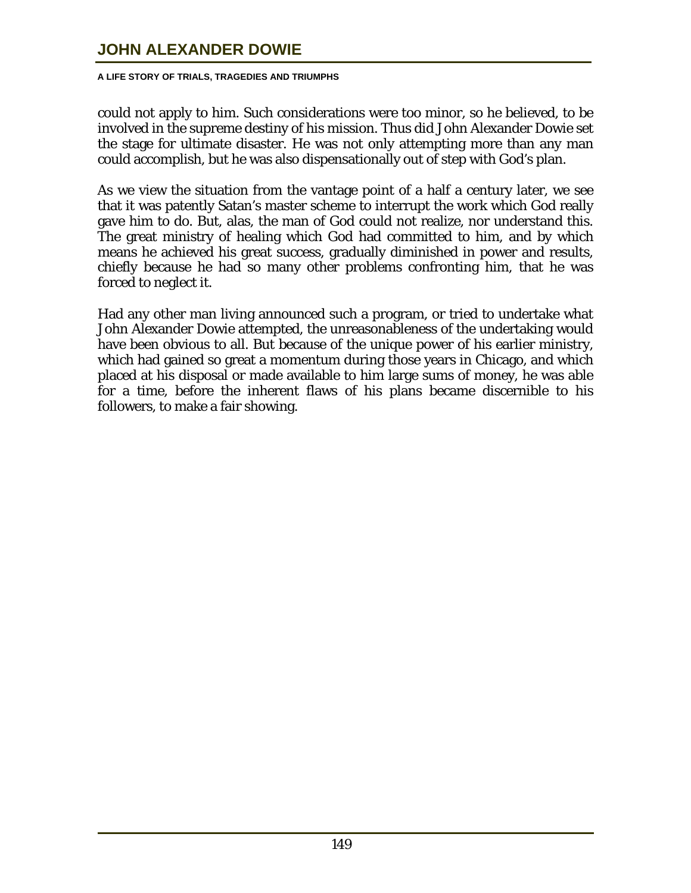could not apply to him. Such considerations were too minor, so he believed, to be involved in the supreme destiny of his mission. Thus did John Alexander Dowie set the stage for ultimate disaster. He was not only attempting more than any man could accomplish, but he was also dispensationally out of step with God's plan.

As we view the situation from the vantage point of a half a century later, we see that it was patently Satan's master scheme to interrupt the work which God really gave him to do. But, alas, the man of God could not realize, nor understand this. The great ministry of healing which God had committed to him, and by which means he achieved his great success, gradually diminished in power and results, chiefly because he had so many other problems confronting him, that he was forced to neglect it.

Had any other man living announced such a program, or tried to undertake what John Alexander Dowie attempted, the unreasonableness of the undertaking would have been obvious to all. But because of the unique power of his earlier ministry, which had gained so great a momentum during those years in Chicago, and which placed at his disposal or made available to him large sums of money, he was able for a time, before the inherent flaws of his plans became discernible to his followers, to make a fair showing.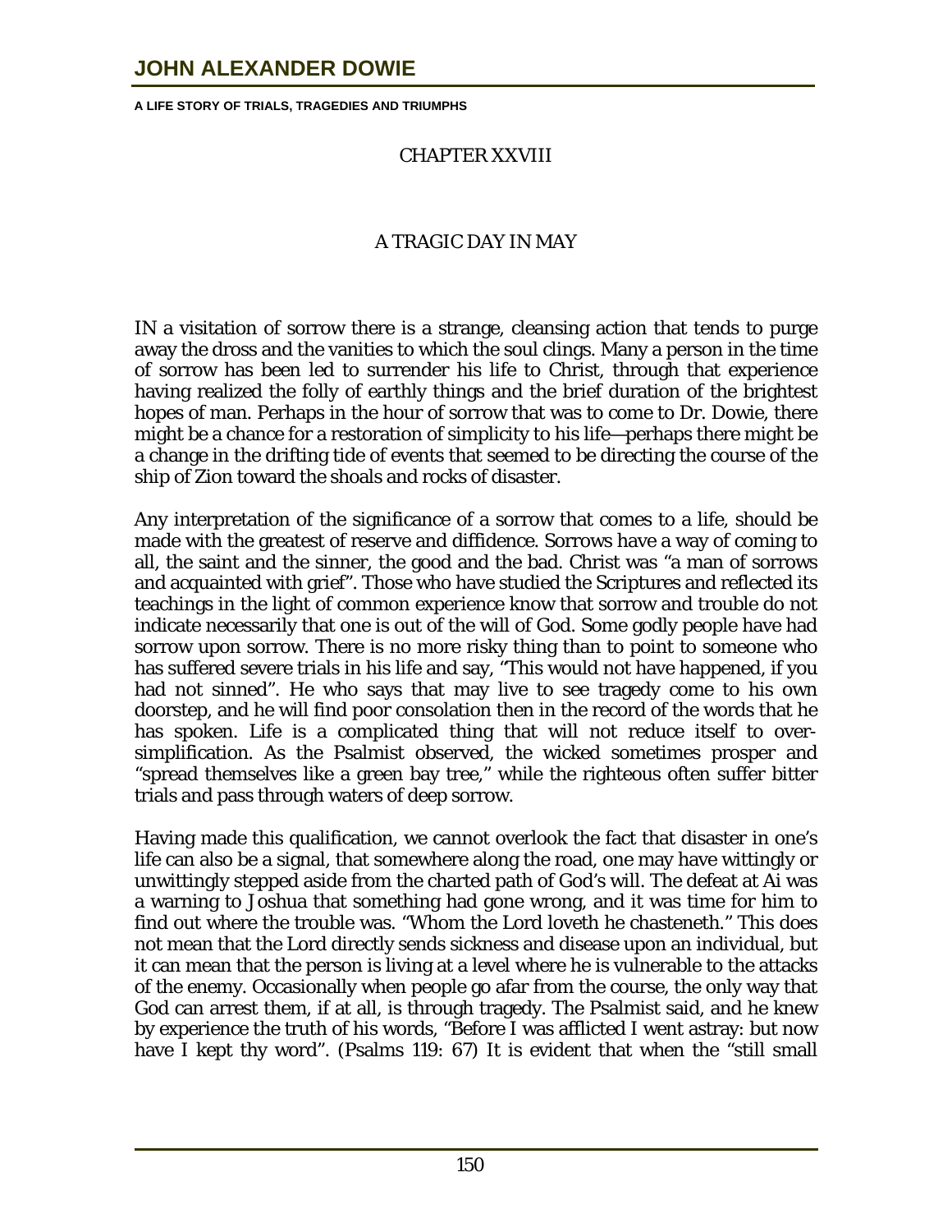## CHAPTER XXVIII

## A TRAGIC DAY IN MAY

IN a visitation of sorrow there is a strange, cleansing action that tends to purge away the dross and the vanities to which the soul clings. Many a person in the time of sorrow has been led to surrender his life to Christ, through that experience having realized the folly of earthly things and the brief duration of the brightest hopes of man. Perhaps in the hour of sorrow that was to come to Dr. Dowie, there might be a chance for a restoration of simplicity to his life—perhaps there might be a change in the drifting tide of events that seemed to be directing the course of the ship of Zion toward the shoals and rocks of disaster.

Any interpretation of the significance of a sorrow that comes to a life, should be made with the greatest of reserve and diffidence. Sorrows have a way of coming to all, the saint and the sinner, the good and the bad. Christ was "a man of sorrows and acquainted with grief". Those who have studied the Scriptures and reflected its teachings in the light of common experience know that sorrow and trouble do not indicate necessarily that one is out of the will of God. Some godly people have had sorrow upon sorrow. There is no more risky thing than to point to someone who has suffered severe trials in his life and say, "This would not have happened, if you had not sinned". He who says that may live to see tragedy come to his own doorstep, and he will find poor consolation then in the record of the words that he has spoken. Life is a complicated thing that will not reduce itself to over-simplification. As the Psalmist observed, the wicked sometimes prosper and "spread themselves like a green bay tree," while the righteous often suffer bitter trials and pass through waters of deep sorrow.

Having made this qualification, we cannot overlook the fact that disaster in one's life can also be a signal, that somewhere along the road, one may have wittingly or unwittingly stepped aside from the charted path of God's will. The defeat at Ai was a warning to Joshua that something had gone wrong, and it was time for him to find out where the trouble was. "Whom the Lord loveth he chasteneth." This does not mean that the Lord directly sends sickness and disease upon an individual, but it can mean that the person is living at a level where he is vulnerable to the attacks of the enemy. Occasionally when people go afar from the course, the only way that God can arrest them, if at all, is through tragedy. The Psalmist said, and he knew by experience the truth of his words, "Before I was afflicted I went astray: but now have I kept thy word". (Psalms 119: 67) It is evident that when the "still small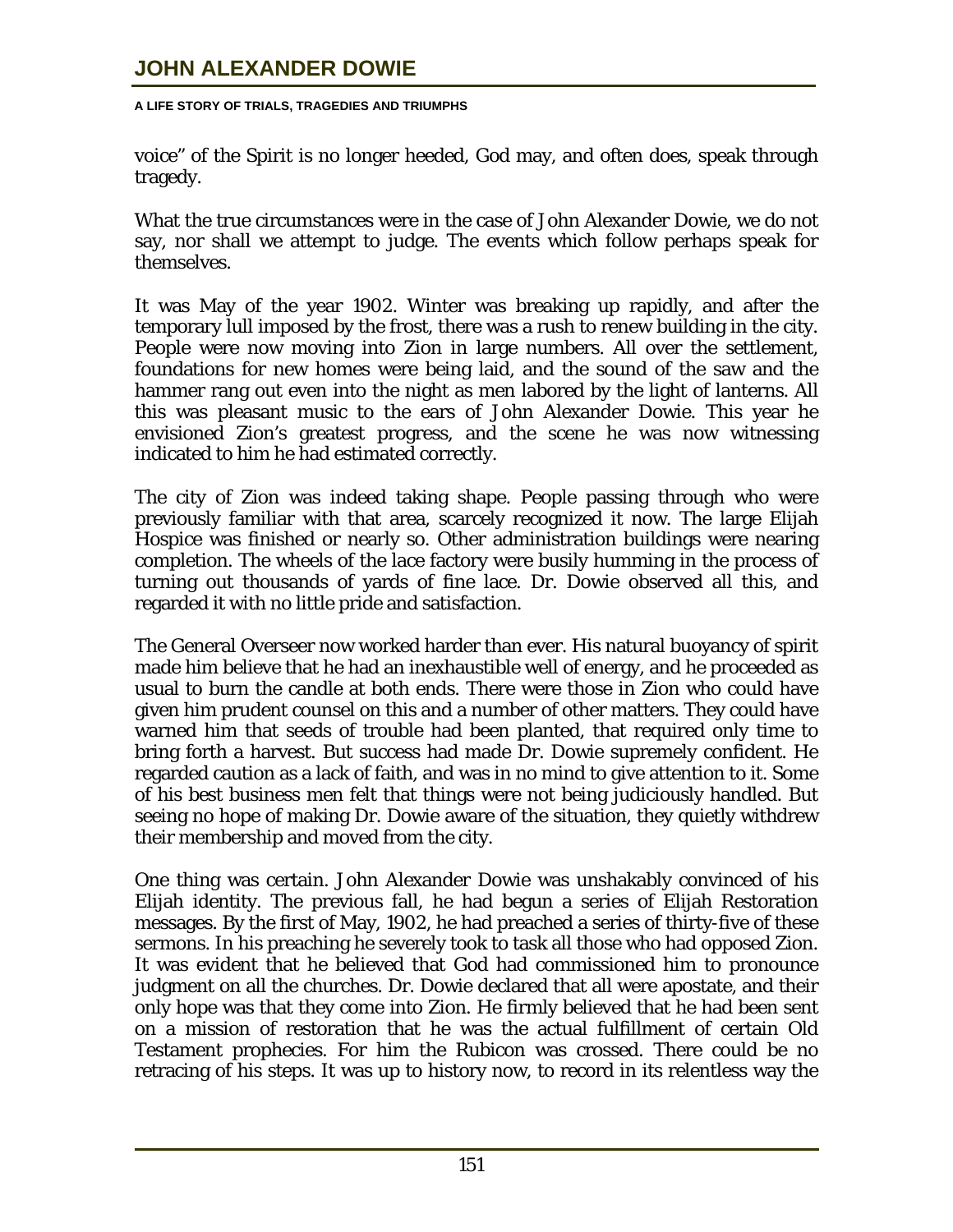voice" of the Spirit is no longer heeded, God may, and often does, speak through tragedy.

What the true circumstances were in the case of John Alexander Dowie, we do not say, nor shall we attempt to judge. The events which follow perhaps speak for themselves.

It was May of the year 1902. Winter was breaking up rapidly, and after the temporary lull imposed by the frost, there was a rush to renew building in the city. People were now moving into Zion in large numbers. All over the settlement, foundations for new homes were being laid, and the sound of the saw and the hammer rang out even into the night as men labored by the light of lanterns. All this was pleasant music to the ears of John Alexander Dowie. This year he envisioned Zion's greatest progress, and the scene he was now witnessing indicated to him he had estimated correctly.

The city of Zion was indeed taking shape. People passing through who were previously familiar with that area, scarcely recognized it now. The large Elijah Hospice was finished or nearly so. Other administration buildings were nearing completion. The wheels of the lace factory were busily humming in the process of turning out thousands of yards of fine lace. Dr. Dowie observed all this, and regarded it with no little pride and satisfaction.

The General Overseer now worked harder than ever. His natural buoyancy of spirit made him believe that he had an inexhaustible well of energy, and he proceeded as usual to burn the candle at both ends. There were those in Zion who could have given him prudent counsel on this and a number of other matters. They could have warned him that seeds of trouble had been planted, that required only time to bring forth a harvest. But success had made Dr. Dowie supremely confident. He regarded caution as a lack of faith, and was in no mind to give attention to it. Some of his best business men felt that things were not being judiciously handled. But seeing no hope of making Dr. Dowie aware of the situation, they quietly withdrew their membership and moved from the city.

One thing was certain. John Alexander Dowie was unshakably convinced of his Elijah identity. The previous fall, he had begun a series of Elijah Restoration messages. By the first of May, 1902, he had preached a series of thirty-five of these sermons. In his preaching he severely took to task all those who had opposed Zion. It was evident that he believed that God had commissioned him to pronounce judgment on all the churches. Dr. Dowie declared that all were apostate, and their only hope was that they come into Zion. He firmly believed that he had been sent on a mission of restoration that he was the actual fulfillment of certain Old Testament prophecies. For him the Rubicon was crossed. There could be no retracing of his steps. It was up to history now, to record in its relentless way the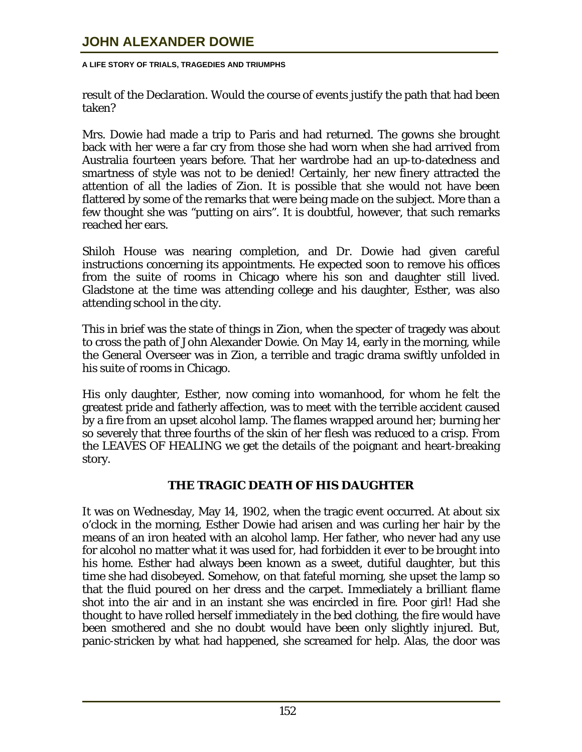result of the Declaration. Would the course of events justify the path that had been taken?

Mrs. Dowie had made a trip to Paris and had returned. The gowns she brought back with her were a far cry from those she had worn when she had arrived from Australia fourteen years before. That her wardrobe had an up-to-datedness and smartness of style was not to be denied! Certainly, her new finery attracted the attention of all the ladies of Zion. It is possible that she would not have been flattered by some of the remarks that were being made on the subject. More than a few thought she was "putting on airs". It is doubtful, however, that such remarks reached her ears.

Shiloh House was nearing completion, and Dr. Dowie had given careful instructions concerning its appointments. He expected soon to remove his offices from the suite of rooms in Chicago where his son and daughter still lived. Gladstone at the time was attending college and his daughter, Esther, was also attending school in the city.

This in brief was the state of things in Zion, when the specter of tragedy was about to cross the path of John Alexander Dowie. On May 14, early in the morning, while the General Overseer was in Zion, a terrible and tragic drama swiftly unfolded in his suite of rooms in Chicago.

His only daughter, Esther, now coming into womanhood, for whom he felt the greatest pride and fatherly affection, was to meet with the terrible accident caused by a fire from an upset alcohol lamp. The flames wrapped around her; burning her so severely that three fourths of the skin of her flesh was reduced to a crisp. From the LEAVES OF HEALING we get the details of the poignant and heart-breaking story.

## THE TRAGIC DEATH OF HIS DAUGHTER

It was on Wednesday, May 14, 1902, when the tragic event occurred. At about six o'clock in the morning, Esther Dowie had arisen and was curling her hair by the means of an iron heated with an alcohol lamp. Her father, who never had any use for alcohol no matter what it was used for, had forbidden it ever to be brought into his home. Esther had always been known as a sweet, dutiful daughter, but this time she had disobeyed. Somehow, on that fateful morning, she upset the lamp so that the fluid poured on her dress and the carpet. Immediately a brilliant flame shot into the air and in an instant she was encircled in fire. Poor girl! Had she thought to have rolled herself immediately in the bed clothing, the fire would have been smothered and she no doubt would have been only slightly injured. But, panic-stricken by what had happened, she screamed for help. Alas, the door was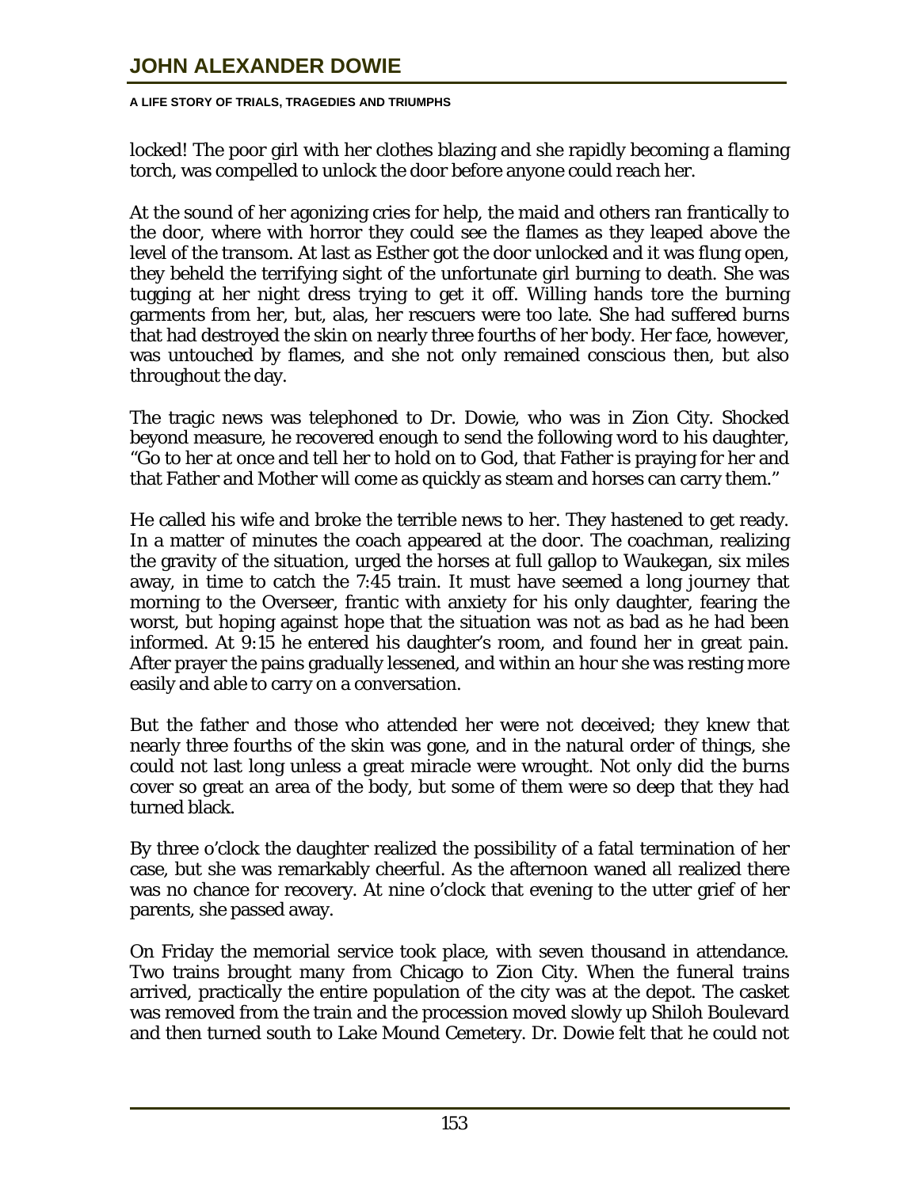locked! The poor girl with her clothes blazing and she rapidly becoming a flaming torch, was compelled to unlock the door before anyone could reach her.

At the sound of her agonizing cries for help, the maid and others ran frantically to the door, where with horror they could see the flames as they leaped above the level of the transom. At last as Esther got the door unlocked and it was flung open, they beheld the terrifying sight of the unfortunate girl burning to death. She was tugging at her night dress trying to get it off. Willing hands tore the burning garments from her, but, alas, her rescuers were too late. She had suffered burns that had destroyed the skin on nearly three fourths of her body. Her face, however, was untouched by flames, and she not only remained conscious then, but also throughout the day.

The tragic news was telephoned to Dr. Dowie, who was in Zion City. Shocked beyond measure, he recovered enough to send the following word to his daughter, "Go to her at once and tell her to hold on to God, that Father is praying for her and that Father and Mother will come as quickly as steam and horses can carry them."

He called his wife and broke the terrible news to her. They hastened to get ready. In a matter of minutes the coach appeared at the door. The coachman, realizing the gravity of the situation, urged the horses at full gallop to Waukegan, six miles away, in time to catch the 7:45 train. It must have seemed a long journey that morning to the Overseer, frantic with anxiety for his only daughter, fearing the worst, but hoping against hope that the situation was not as bad as he had been informed. At 9:15 he entered his daughter's room, and found her in great pain. After prayer the pains gradually lessened, and within an hour she was resting more easily and able to carry on a conversation.

But the father and those who attended her were not deceived; they knew that nearly three fourths of the skin was gone, and in the natural order of things, she could not last long unless a great miracle were wrought. Not only did the burns cover so great an area of the body, but some of them were so deep that they had turned black.

By three o'clock the daughter realized the possibility of a fatal termination of her case, but she was remarkably cheerful. As the afternoon waned all realized there was no chance for recovery. At nine o'clock that evening to the utter grief of her parents, she passed away.

On Friday the memorial service took place, with seven thousand in attendance. Two trains brought many from Chicago to Zion City. When the funeral trains arrived, practically the entire population of the city was at the depot. The casket was removed from the train and the procession moved slowly up Shiloh Boulevard and then turned south to Lake Mound Cemetery. Dr. Dowie felt that he could not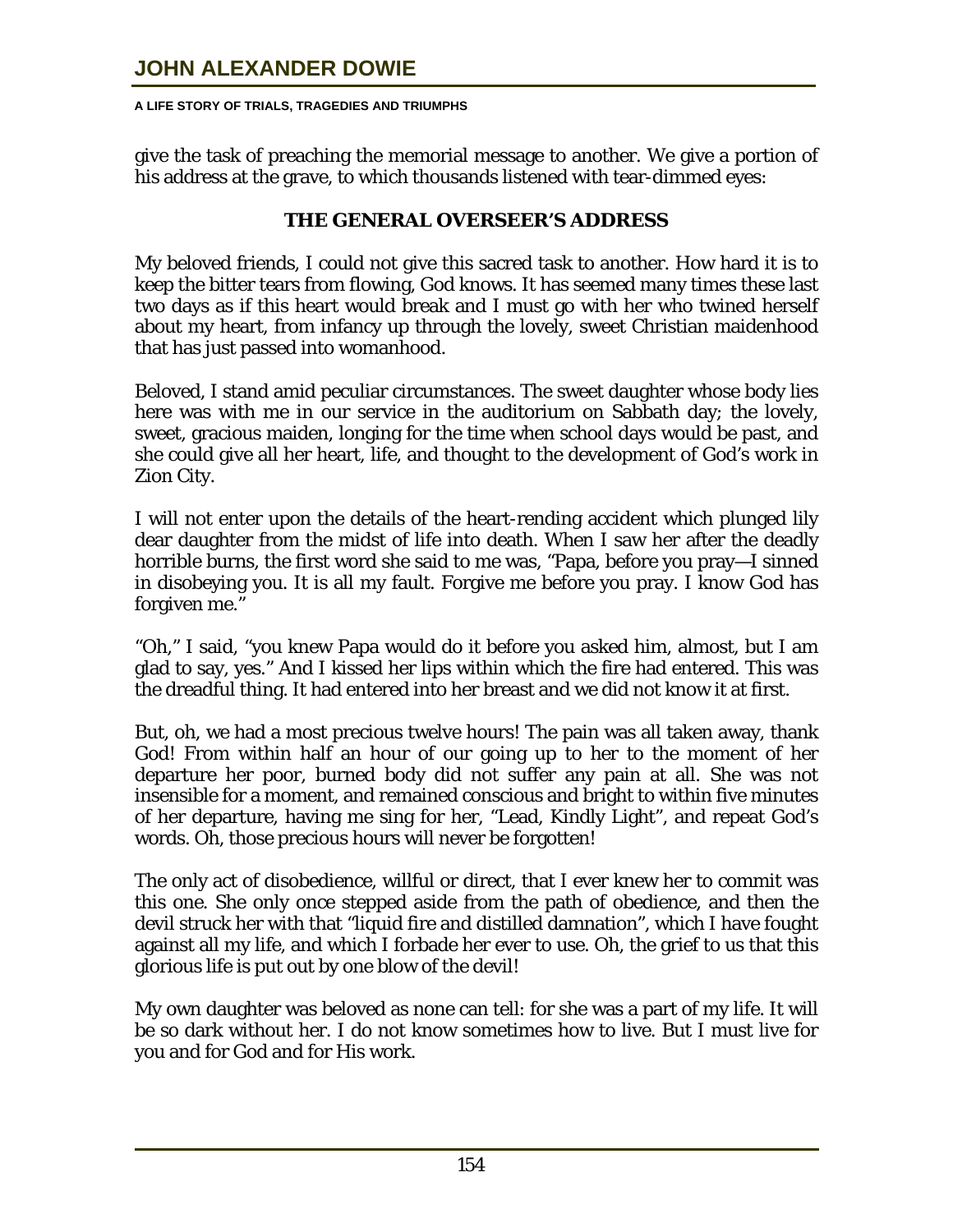give the task of preaching the memorial message to another. We give a portion of his address at the grave, to which thousands listened with tear-dimmed eyes:

### THE GENERAL OVERSEER'S ADDRESS

My beloved friends, I could not give this sacred task to another. How hard it is to keep the bitter tears from flowing, God knows. It has seemed many times these last two days as if this heart would break and I must go with her who twined herself about my heart, from infancy up through the lovely, sweet Christian maidenhood that has just passed into womanhood.

Beloved, I stand amid peculiar circumstances. The sweet daughter whose body lies here was with me in our service in the auditorium on Sabbath day; the lovely, sweet, gracious maiden, longing for the time when school days would be past, and she could give all her heart, life, and thought to the development of God's work in Zion City.

I will not enter upon the details of the heart-rending accident which plunged lily dear daughter from the midst of life into death. When I saw her after the deadly horrible burns, the first word she said to me was, "Papa, before you pray—I sinned in disobeying you. It is all my fault. Forgive me before you pray. I know God has forgiven me."

"Oh," I said, "you knew Papa would do it before you asked him, almost, but I am glad to say, yes." And I kissed her lips within which the fire had entered. This was the dreadful thing. It had entered into her breast and we did not know it at first.

But, oh, we had a most precious twelve hours! The pain was all taken away, thank God! From within half an hour of our going up to her to the moment of her departure her poor, burned body did not suffer any pain at all. She was not insensible for a moment, and remained conscious and bright to within five minutes of her departure, having me sing for her, "Lead, Kindly Light", and repeat God's words. Oh, those precious hours will never be forgotten!

The only act of disobedience, willful or direct, that I ever knew her to commit was this one. She only once stepped aside from the path of obedience, and then the devil struck her with that "liquid fire and distilled damnation", which I have fought against all my life, and which I forbade her ever to use. Oh, the grief to us that this glorious life is put out by one blow of the devil!

My own daughter was beloved as none can tell: for she was a part of my life. It will be so dark without her. I do not know sometimes how to live. But I must live for you and for God and for His work.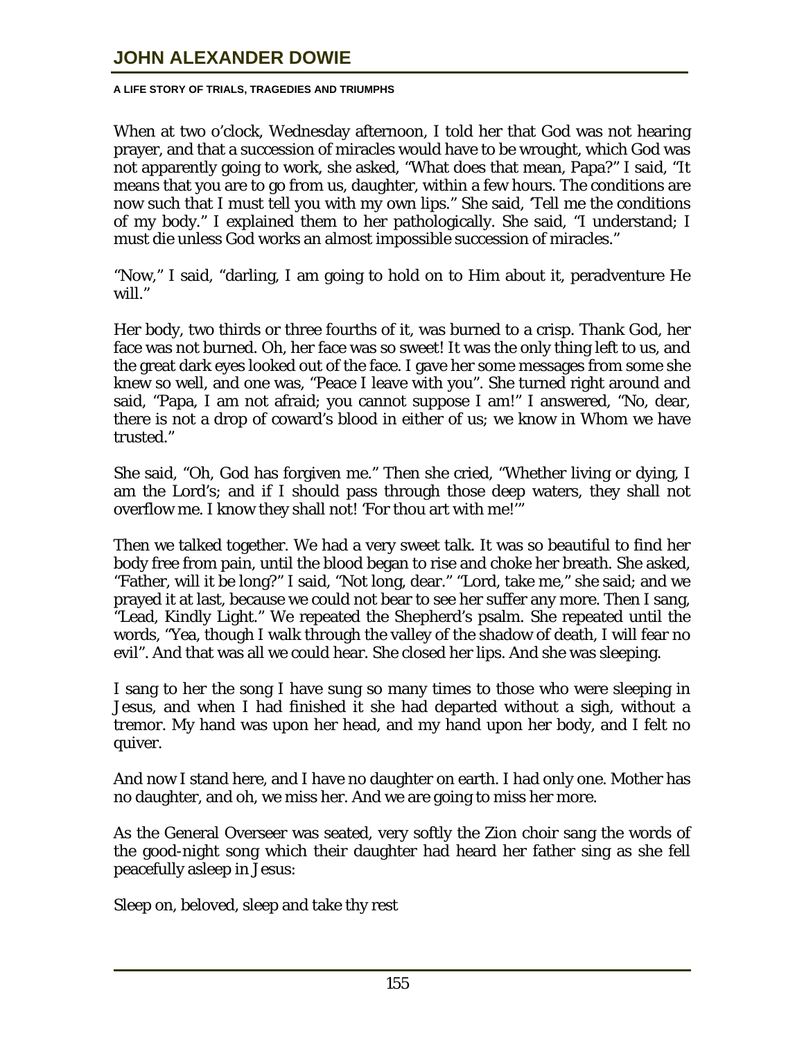When at two o'clock, Wednesday afternoon, I told her that God was not hearing prayer, and that a succession of miracles would have to be wrought, which God was not apparently going to work, she asked, "What does that mean, Papa?" I said, "It means that you are to go from us, daughter, within a few hours. The conditions are now such that I must tell you with my own lips." She said, 'Tell me the conditions of my body." I explained them to her pathologically. She said, "I understand; I must die unless God works an almost impossible succession of miracles."

"Now," I said, "darling, I am going to hold on to Him about it, peradventure He will."

Her body, two thirds or three fourths of it, was burned to a crisp. Thank God, her face was not burned. Oh, her face was so sweet! It was the only thing left to us, and the great dark eyes looked out of the face. I gave her some messages from some she knew so well, and one was, "Peace I leave with you". She turned right around and said, "Papa, I am not afraid; you cannot suppose I am!" I answered, "No, dear, there is not a drop of coward's blood in either of us; we know in Whom we have trusted."

She said, "Oh, God has forgiven me." Then she cried, "Whether living or dying, I am the Lord's; and if I should pass through those deep waters, they shall not overflow me. I know they shall not! 'For thou art with me!'"

Then we talked together. We had a very sweet talk. It was so beautiful to find her body free from pain, until the blood began to rise and choke her breath. She asked, "Father, will it be long?" I said, "Not long, dear." "Lord, take me," she said; and we prayed it at last, because we could not bear to see her suffer any more. Then I sang, "Lead, Kindly Light." We repeated the Shepherd's psalm. She repeated until the words, "Yea, though I walk through the valley of the shadow of death, I will fear no evil". And that was all we could hear. She closed her lips. And she was sleeping.

I sang to her the song I have sung so many times to those who were sleeping in Jesus, and when I had finished it she had departed without a sigh, without a tremor. My hand was upon her head, and my hand upon her body, and I felt no quiver.

And now I stand here, and I have no daughter on earth. I had only one. Mother has no daughter, and oh, we miss her. And we are going to miss her more.

As the General Overseer was seated, very softly the Zion choir sang the words of the good-night song which their daughter had heard her father sing as she fell peacefully asleep in Jesus:

Sleep on, beloved, sleep and take thy rest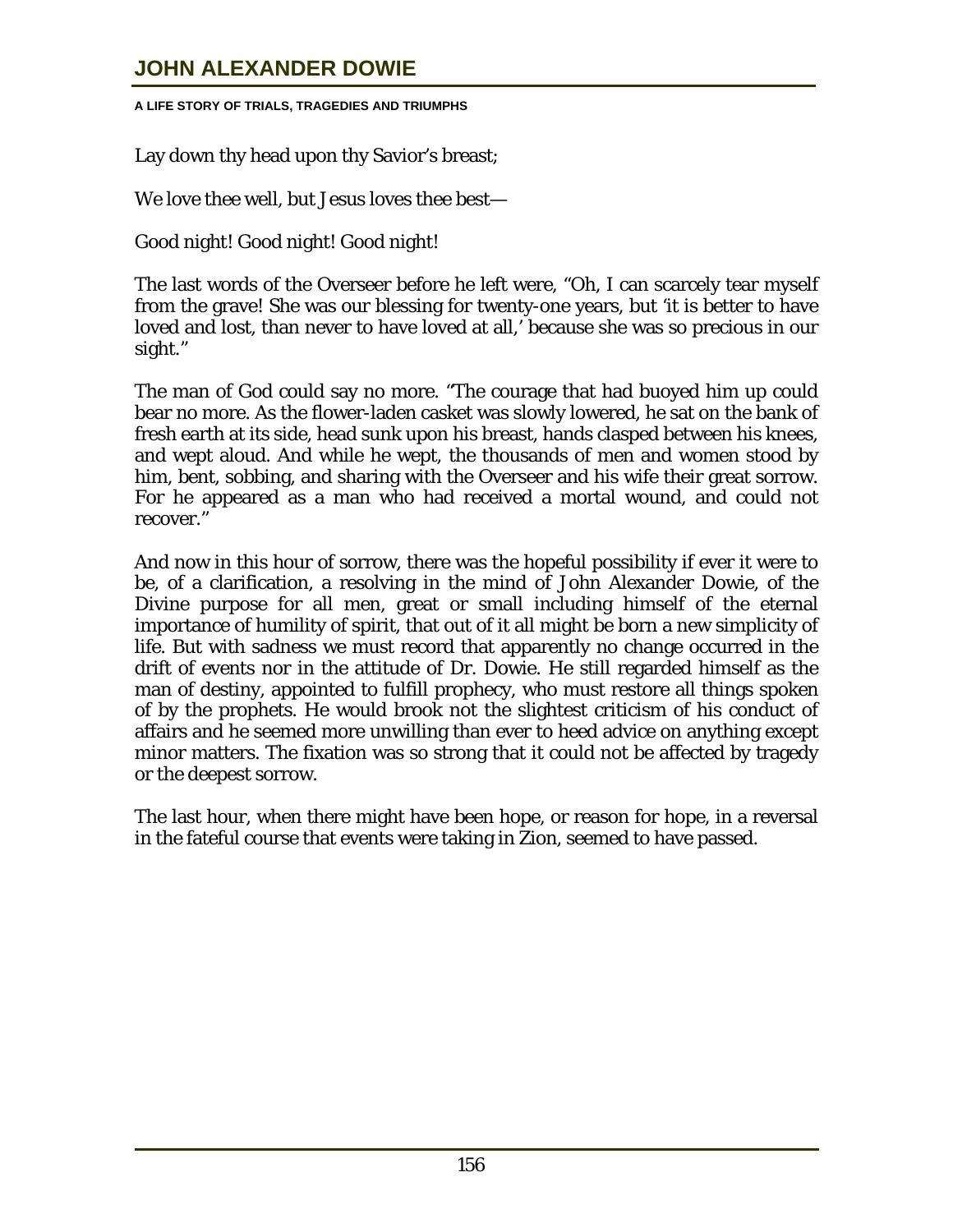Lay down thy head upon thy Savior's breast;

We love thee well, but Jesus loves thee best—

Good night! Good night! Good night!

The last words of the Overseer before he left were, "Oh, I can scarcely tear myself from the grave! She was our blessing for twenty-one years, but 'it is better to have loved and lost, than never to have loved at all,' because she was so precious in our sight."

The man of God could say no more. "The courage that had buoyed him up could bear no more. As the flower-laden casket was slowly lowered, he sat on the bank of fresh earth at its side, head sunk upon his breast, hands clasped between his knees, and wept aloud. And while he wept, the thousands of men and women stood by him, bent, sobbing, and sharing with the Overseer and his wife their great sorrow. For he appeared as a man who had received a mortal wound, and could not recover."

And now in this hour of sorrow, there was the hopeful possibility if ever it were to be, of a clarification, a resolving in the mind of John Alexander Dowie, of the Divine purpose for all men, great or small including himself of the eternal importance of humility of spirit, that out of it all might be born a new simplicity of life. But with sadness we must record that apparently no change occurred in the drift of events nor in the attitude of Dr. Dowie. He still regarded himself as the man of destiny, appointed to fulfill prophecy, who must restore all things spoken of by the prophets. He would brook not the slightest criticism of his conduct of affairs and he seemed more unwilling than ever to heed advice on anything except minor matters. The fixation was so strong that it could not be affected by tragedy or the deepest sorrow.

The last hour, when there might have been hope, or reason for hope, in a reversal in the fateful course that events were taking in Zion, seemed to have passed.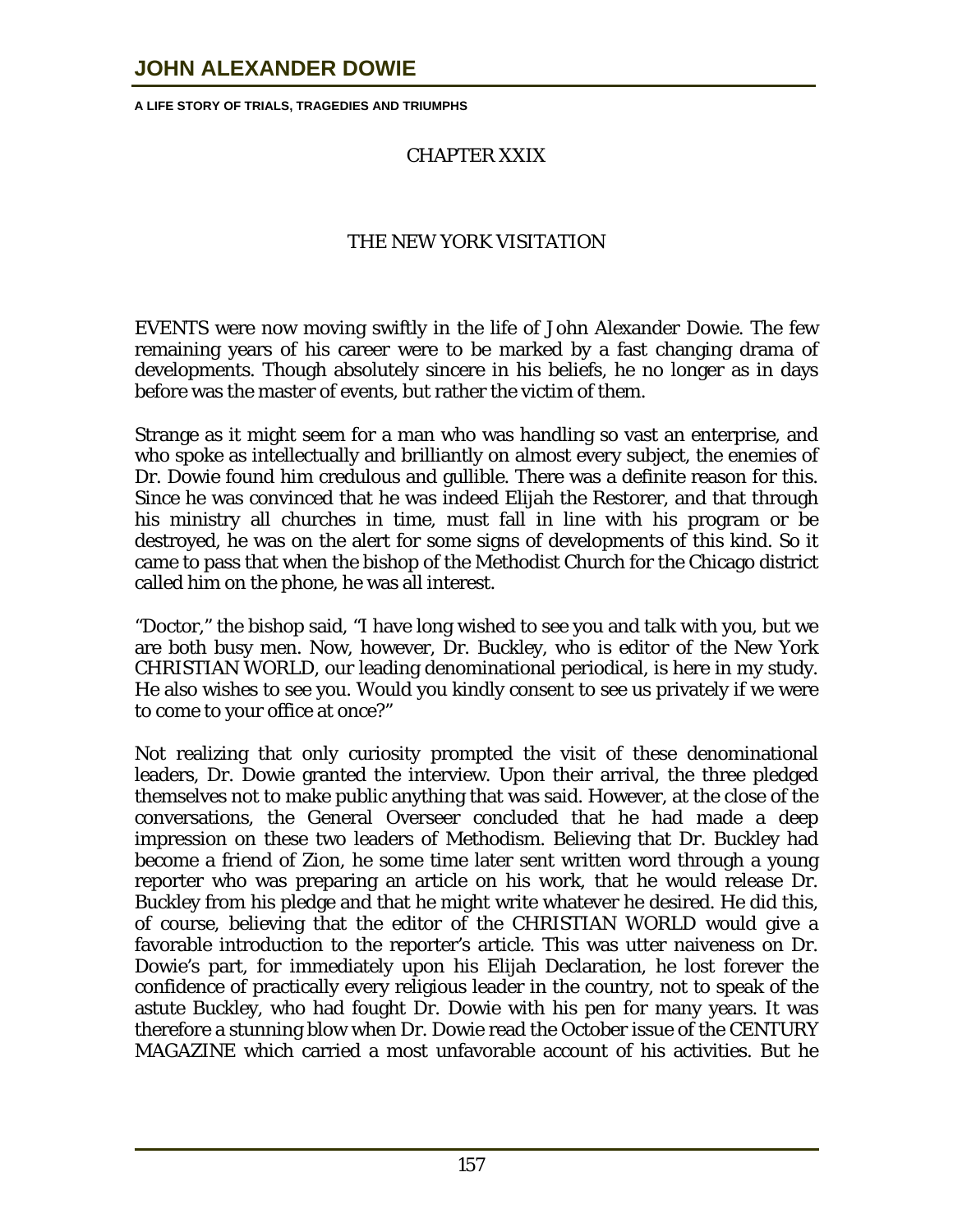## CHAPTER XXIX

## THE NEW YORK VISITATION

EVENTS were now moving swiftly in the life of John Alexander Dowie. The few remaining years of his career were to be marked by a fast changing drama of developments. Though absolutely sincere in his beliefs, he no longer as in days before was the master of events, but rather the victim of them.

Strange as it might seem for a man who was handling so vast an enterprise, and who spoke as intellectually and brilliantly on almost every subject, the enemies of Dr. Dowie found him credulous and gullible. There was a definite reason for this. Since he was convinced that he was indeed Elijah the Restorer, and that through his ministry all churches in time, must fall in line with his program or be destroyed, he was on the alert for some signs of developments of this kind. So it came to pass that when the bishop of the Methodist Church for the Chicago district called him on the phone, he was all interest.

"Doctor," the bishop said, "I have long wished to see you and talk with you, but we are both busy men. Now, however, Dr. Buckley, who is editor of the New York CHRISTIAN WORLD, our leading denominational periodical, is here in my study. He also wishes to see you. Would you kindly consent to see us privately if we were to come to your office at once?"

Not realizing that only curiosity prompted the visit of these denominational leaders, Dr. Dowie granted the interview. Upon their arrival, the three pledged themselves not to make public anything that was said. However, at the close of the conversations, the General Overseer concluded that he had made a deep impression on these two leaders of Methodism. Believing that Dr. Buckley had become a friend of Zion, he some time later sent written word through a young reporter who was preparing an article on his work, that he would release Dr. Buckley from his pledge and that he might write whatever he desired. He did this, of course, believing that the editor of the CHRISTIAN WORLD would give a favorable introduction to the reporter's article. This was utter naiveness on Dr. Dowie's part, for immediately upon his Elijah Declaration, he lost forever the confidence of practically every religious leader in the country, not to speak of the astute Buckley, who had fought Dr. Dowie with his pen for many years. It was therefore a stunning blow when Dr. Dowie read the October issue of the CENTURY MAGAZINE which carried a most unfavorable account of his activities. But he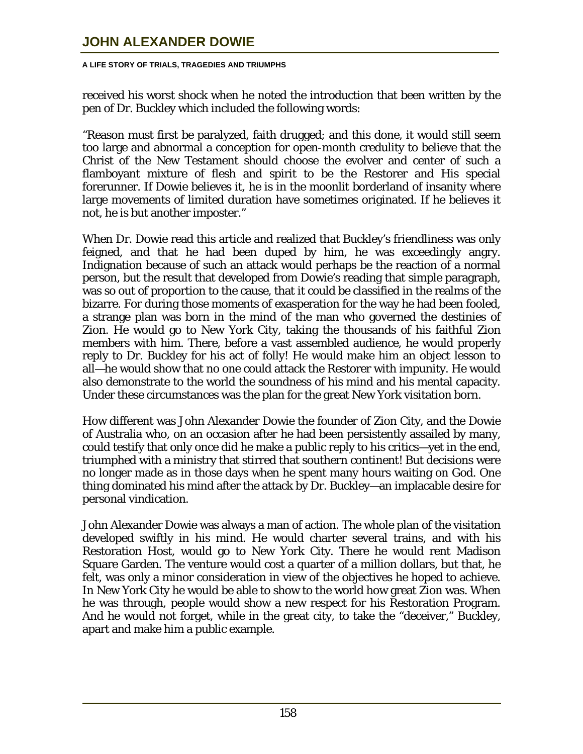received his worst shock when he noted the introduction that been written by the pen of Dr. Buckley which included the following words:

"Reason must first be paralyzed, faith drugged; and this done, it would still seem too large and abnormal a conception for open-month credulity to believe that the Christ of the New Testament should choose the evolver and center of such a flamboyant mixture of flesh and spirit to be the Restorer and His special forerunner. If Dowie believes it, he is in the moonlit borderland of insanity where large movements of limited duration have sometimes originated. If he believes it not, he is but another imposter."

When Dr. Dowie read this article and realized that Buckley's friendliness was only feigned, and that he had been duped by him, he was exceedingly angry. Indignation because of such an attack would perhaps be the reaction of a normal person, but the result that developed from Dowie's reading that simple paragraph, was so out of proportion to the cause, that it could be classified in the realms of the bizarre. For during those moments of exasperation for the way he had been fooled, a strange plan was born in the mind of the man who governed the destinies of Zion. He would go to New York City, taking the thousands of his faithful Zion members with him. There, before a vast assembled audience, he would properly reply to Dr. Buckley for his act of folly! He would make him an object lesson to all—he would show that no one could attack the Restorer with impunity. He would also demonstrate to the world the soundness of his mind and his mental capacity. Under these circumstances was the plan for the great New York visitation born.

How different was John Alexander Dowie the founder of Zion City, and the Dowie of Australia who, on an occasion after he had been persistently assailed by many, could testify that only once did he make a public reply to his critics—yet in the end, triumphed with a ministry that stirred that southern continent! But decisions were no longer made as in those days when he spent many hours waiting on God. One thing dominated his mind after the attack by Dr. Buckley—an implacable desire for personal vindication.

John Alexander Dowie was always a man of action. The whole plan of the visitation developed swiftly in his mind. He would charter several trains, and with his Restoration Host, would go to New York City. There he would rent Madison Square Garden. The venture would cost a quarter of a million dollars, but that, he felt, was only a minor consideration in view of the objectives he hoped to achieve. In New York City he would be able to show to the world how great Zion was. When he was through, people would show a new respect for his Restoration Program. And he would not forget, while in the great city, to take the "deceiver," Buckley, apart and make him a public example.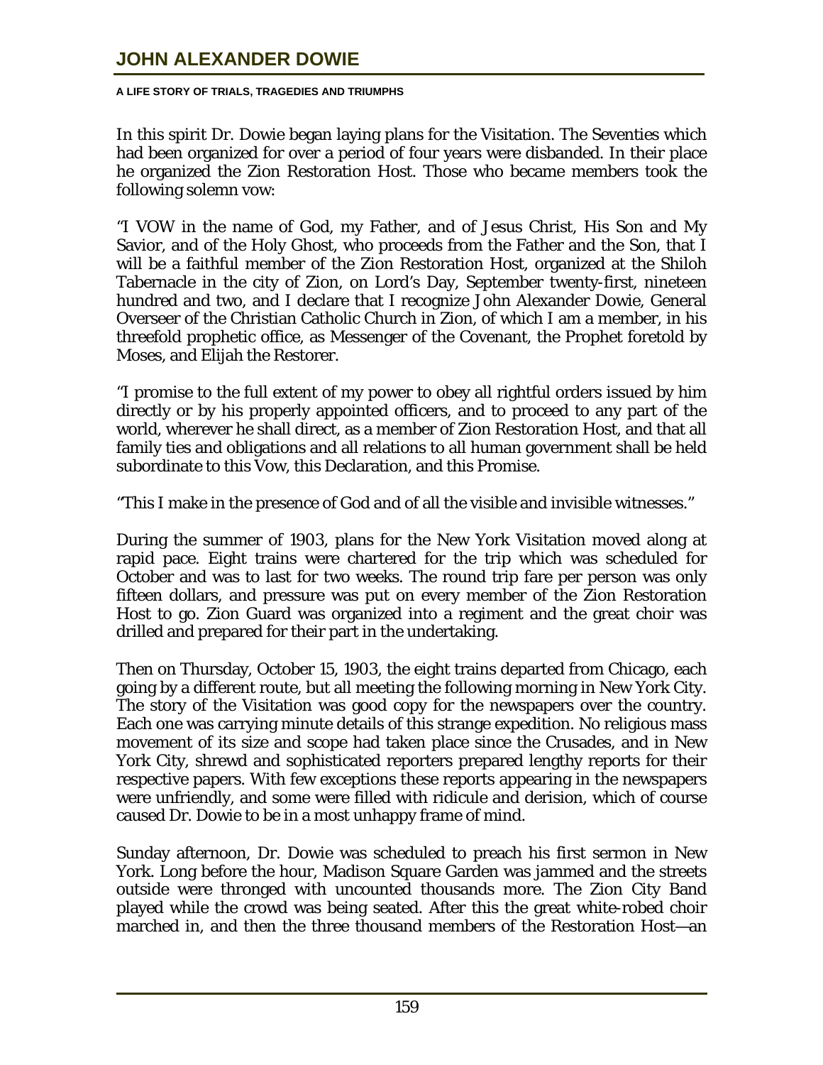In this spirit Dr. Dowie began laying plans for the Visitation. The Seventies which had been organized for over a period of four years were disbanded. In their place he organized the Zion Restoration Host. Those who became members took the following solemn vow:

"I VOW in the name of God, my Father, and of Jesus Christ, His Son and My Savior, and of the Holy Ghost, who proceeds from the Father and the Son, that I will be a faithful member of the Zion Restoration Host, organized at the Shiloh Tabernacle in the city of Zion, on Lord's Day, September twenty-first, nineteen hundred and two, and I declare that I recognize John Alexander Dowie, General Overseer of the Christian Catholic Church in Zion, of which I am a member, in his threefold prophetic office, as Messenger of the Covenant, the Prophet foretold by Moses, and Elijah the Restorer.

"I promise to the full extent of my power to obey all rightful orders issued by him directly or by his properly appointed officers, and to proceed to any part of the world, wherever he shall direct, as a member of Zion Restoration Host, and that all family ties and obligations and all relations to all human government shall be held subordinate to this Vow, this Declaration, and this Promise.

"This I make in the presence of God and of all the visible and invisible witnesses."

During the summer of 1903, plans for the New York Visitation moved along at rapid pace. Eight trains were chartered for the trip which was scheduled for October and was to last for two weeks. The round trip fare per person was only fifteen dollars, and pressure was put on every member of the Zion Restoration Host to go. Zion Guard was organized into a regiment and the great choir was drilled and prepared for their part in the undertaking.

Then on Thursday, October 15, 1903, the eight trains departed from Chicago, each going by a different route, but all meeting the following morning in New York City. The story of the Visitation was good copy for the newspapers over the country. Each one was carrying minute details of this strange expedition. No religious mass movement of its size and scope had taken place since the Crusades, and in New York City, shrewd and sophisticated reporters prepared lengthy reports for their respective papers. With few exceptions these reports appearing in the newspapers were unfriendly, and some were filled with ridicule and derision, which of course caused Dr. Dowie to be in a most unhappy frame of mind.

Sunday afternoon, Dr. Dowie was scheduled to preach his first sermon in New York. Long before the hour, Madison Square Garden was jammed and the streets outside were thronged with uncounted thousands more. The Zion City Band played while the crowd was being seated. After this the great white-robed choir marched in, and then the three thousand members of the Restoration Host—an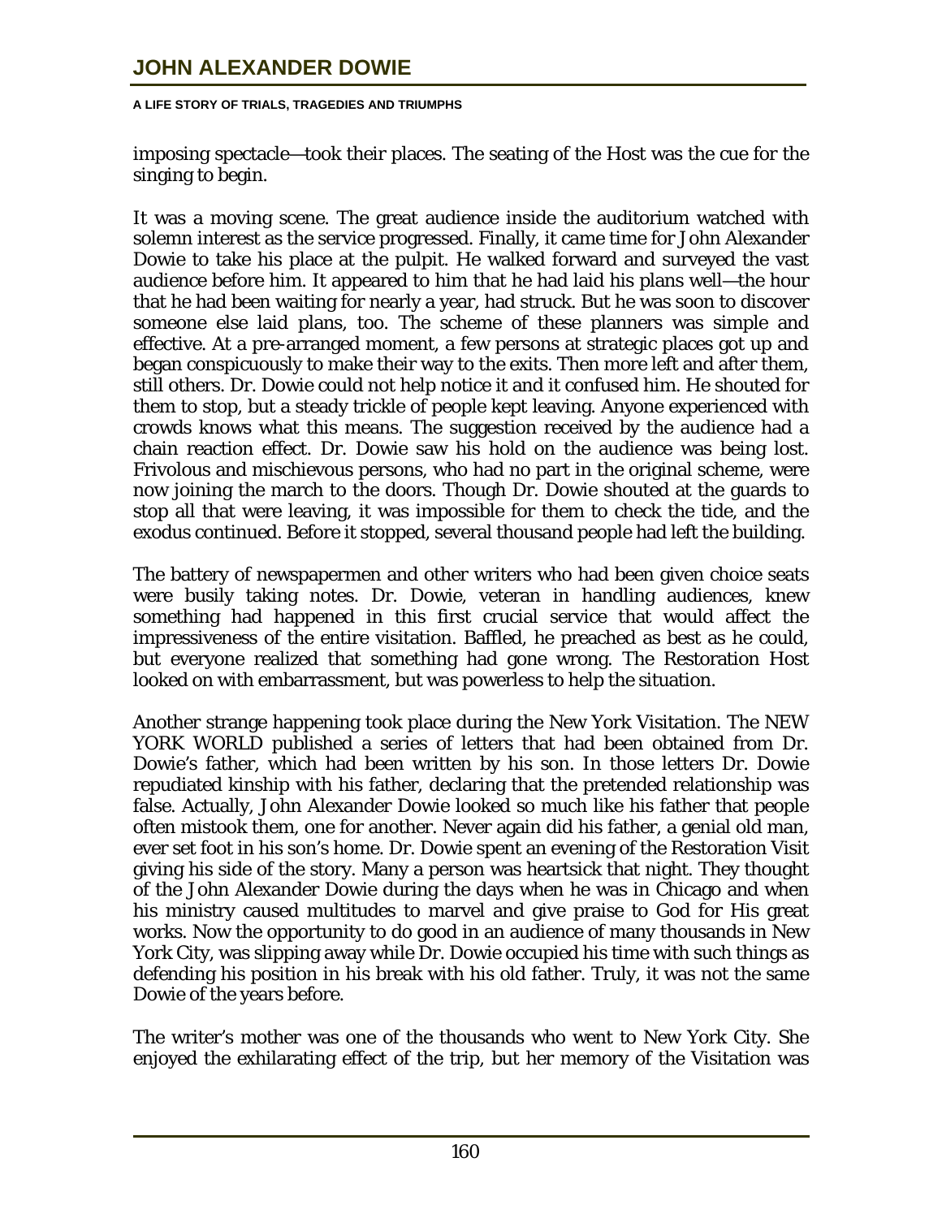imposing spectacle—took their places. The seating of the Host was the cue for the singing to begin.

It was a moving scene. The great audience inside the auditorium watched with solemn interest as the service progressed. Finally, it came time for John Alexander Dowie to take his place at the pulpit. He walked forward and surveyed the vast audience before him. It appeared to him that he had laid his plans well—the hour that he had been waiting for nearly a year, had struck. But he was soon to discover someone else laid plans, too. The scheme of these planners was simple and effective. At a pre-arranged moment, a few persons at strategic places got up and began conspicuously to make their way to the exits. Then more left and after them, still others. Dr. Dowie could not help notice it and it confused him. He shouted for them to stop, but a steady trickle of people kept leaving. Anyone experienced with crowds knows what this means. The suggestion received by the audience had a chain reaction effect. Dr. Dowie saw his hold on the audience was being lost. Frivolous and mischievous persons, who had no part in the original scheme, were now joining the march to the doors. Though Dr. Dowie shouted at the guards to stop all that were leaving, it was impossible for them to check the tide, and the exodus continued. Before it stopped, several thousand people had left the building.

The battery of newspapermen and other writers who had been given choice seats were busily taking notes. Dr. Dowie, veteran in handling audiences, knew something had happened in this first crucial service that would affect the impressiveness of the entire visitation. Baffled, he preached as best as he could, but everyone realized that something had gone wrong. The Restoration Host looked on with embarrassment, but was powerless to help the situation.

Another strange happening took place during the New York Visitation. The NEW YORK WORLD published a series of letters that had been obtained from Dr. Dowie's father, which had been written by his son. In those letters Dr. Dowie repudiated kinship with his father, declaring that the pretended relationship was false. Actually, John Alexander Dowie looked so much like his father that people often mistook them, one for another. Never again did his father, a genial old man, ever set foot in his son's home. Dr. Dowie spent an evening of the Restoration Visit giving his side of the story. Many a person was heartsick that night. They thought of the John Alexander Dowie during the days when he was in Chicago and when his ministry caused multitudes to marvel and give praise to God for His great works. Now the opportunity to do good in an audience of many thousands in New York City, was slipping away while Dr. Dowie occupied his time with such things as defending his position in his break with his old father. Truly, it was not the same Dowie of the years before.

The writer's mother was one of the thousands who went to New York City. She enjoyed the exhilarating effect of the trip, but her memory of the Visitation was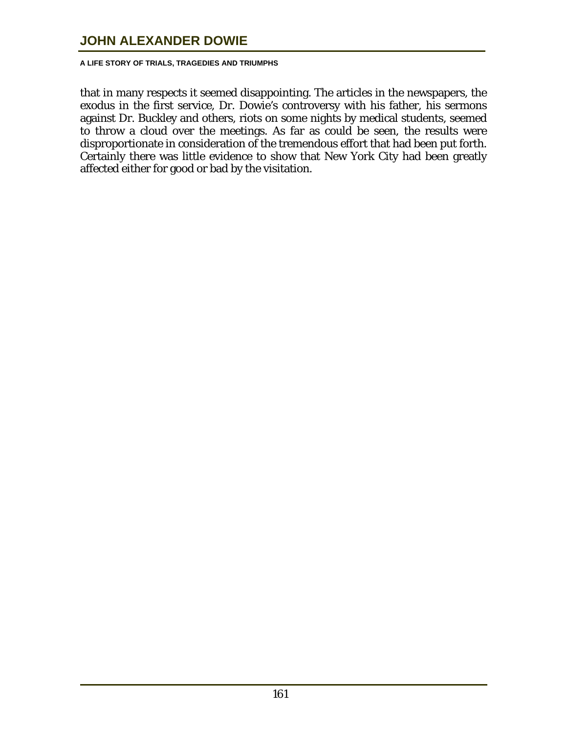that in many respects it seemed disappointing. The articles in the newspapers, the exodus in the first service, Dr. Dowie's controversy with his father, his sermons against Dr. Buckley and others, riots on some nights by medical students, seemed to throw a cloud over the meetings. As far as could be seen, the results were disproportionate in consideration of the tremendous effort that had been put forth. Certainly there was little evidence to show that New York City had been greatly affected either for good or bad by the visitation.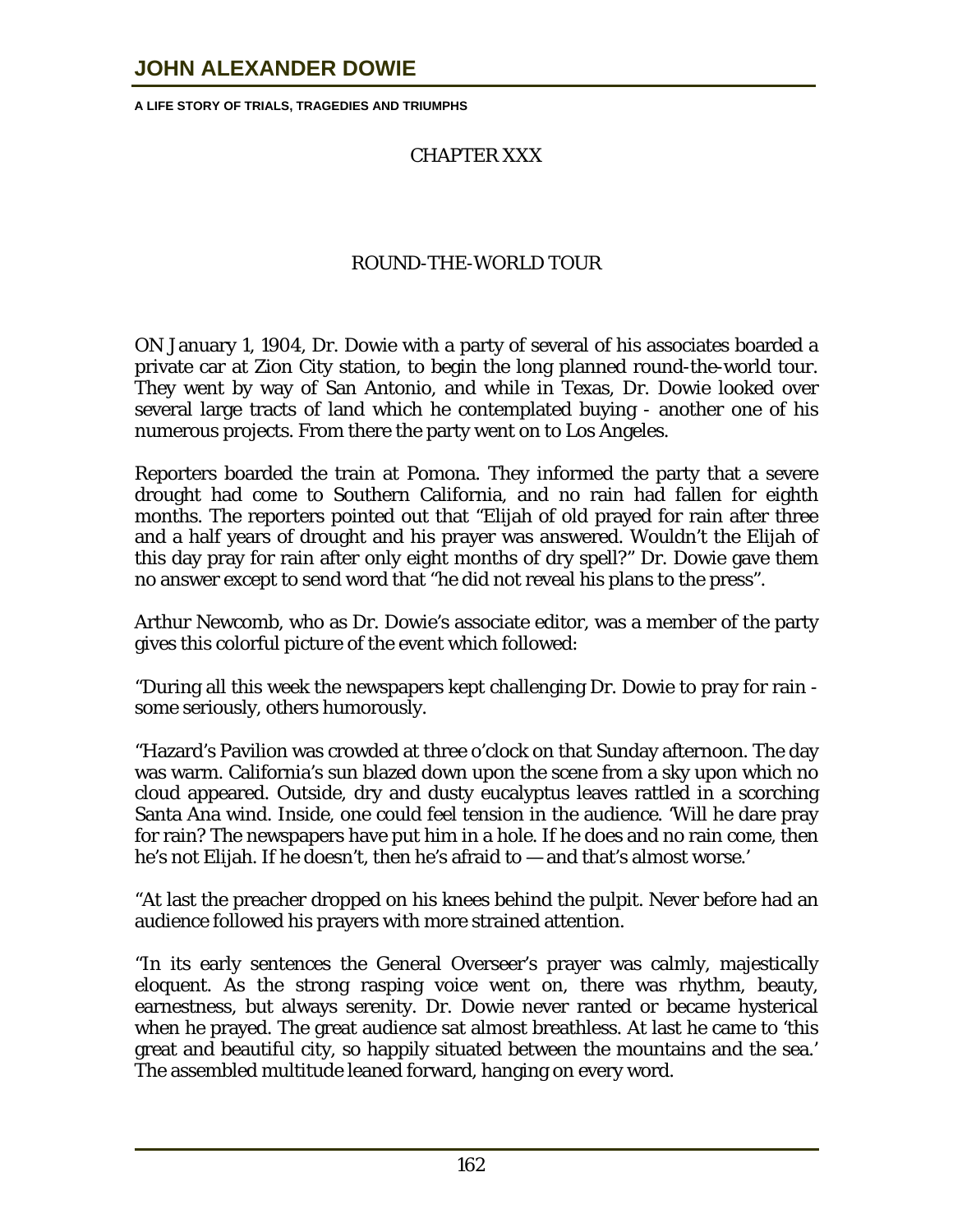## CHAPTER XXX

## ROUND-THE-WORLD TOUR

ON January 1, 1904, Dr. Dowie with a party of several of his associates boarded a private car at Zion City station, to begin the long planned round-the-world tour. They went by way of San Antonio, and while in Texas, Dr. Dowie looked over several large tracts of land which he contemplated buying - another one of his numerous projects. From there the party went on to Los Angeles.

Reporters boarded the train at Pomona. They informed the party that a severe drought had come to Southern California, and no rain had fallen for eighth months. The reporters pointed out that "Elijah of old prayed for rain after three and a half years of drought and his prayer was answered. Wouldn't the Elijah of this day pray for rain after only eight months of dry spell?" Dr. Dowie gave them no answer except to send word that "he did not reveal his plans to the press".

Arthur Newcomb, who as Dr. Dowie's associate editor, was a member of the party gives this colorful picture of the event which followed:

"During all this week the newspapers kept challenging Dr. Dowie to pray for rain - some seriously, others humorously.

"Hazard's Pavilion was crowded at three o'clock on that Sunday afternoon. The day was warm. California's sun blazed down upon the scene from a sky upon which no cloud appeared. Outside, dry and dusty eucalyptus leaves rattled in a scorching Santa Ana wind. Inside, one could feel tension in the audience. 'Will he dare pray for rain? The newspapers have put him in a hole. If he does and no rain come, then he's not Elijah. If he doesn't, then he's afraid to — and that's almost worse.'

"At last the preacher dropped on his knees behind the pulpit. Never before had an audience followed his prayers with more strained attention.

"In its early sentences the General Overseer's prayer was calmly, majestically eloquent. As the strong rasping voice went on, there was rhythm, beauty, earnestness, but always serenity. Dr. Dowie never ranted or became hysterical when he prayed. The great audience sat almost breathless. At last he came to 'this great and beautiful city, so happily situated between the mountains and the sea.' The assembled multitude leaned forward, hanging on every word.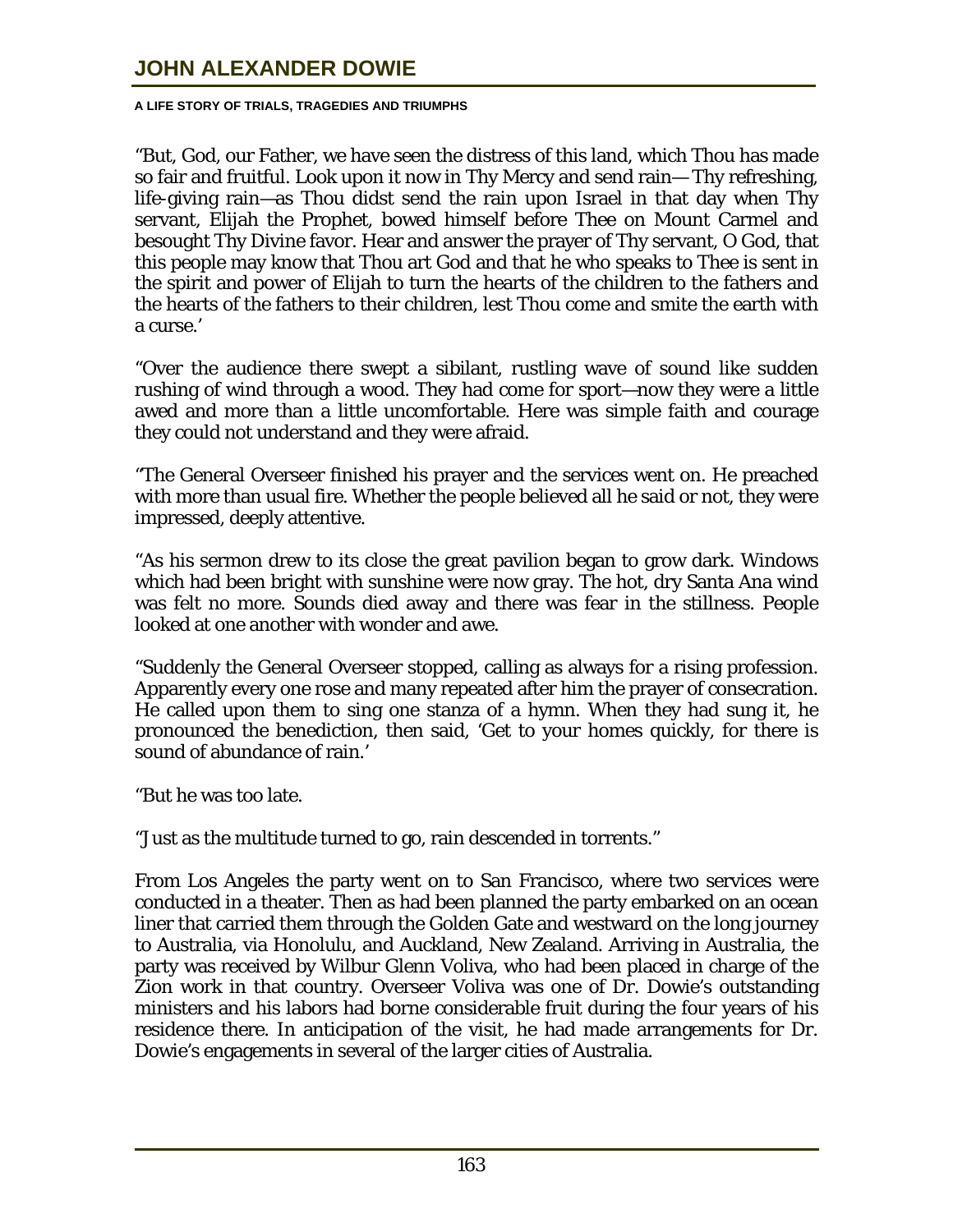"But, God, our Father, we have seen the distress of this land, which Thou has made so fair and fruitful. Look upon it now in Thy Mercy and send rain— Thy refreshing, life-giving rain—as Thou didst send the rain upon Israel in that day when Thy servant, Elijah the Prophet, bowed himself before Thee on Mount Carmel and besought Thy Divine favor. Hear and answer the prayer of Thy servant, O God, that this people may know that Thou art God and that he who speaks to Thee is sent in the spirit and power of Elijah to turn the hearts of the children to the fathers and the hearts of the fathers to their children, lest Thou come and smite the earth with a curse.'

"Over the audience there swept a sibilant, rustling wave of sound like sudden rushing of wind through a wood. They had come for sport—now they were a little awed and more than a little uncomfortable. Here was simple faith and courage they could not understand and they were afraid.

"The General Overseer finished his prayer and the services went on. He preached with more than usual fire. Whether the people believed all he said or not, they were impressed, deeply attentive.

"As his sermon drew to its close the great pavilion began to grow dark. Windows which had been bright with sunshine were now gray. The hot, dry Santa Ana wind was felt no more. Sounds died away and there was fear in the stillness. People looked at one another with wonder and awe.

"Suddenly the General Overseer stopped, calling as always for a rising profession. Apparently every one rose and many repeated after him the prayer of consecration. He called upon them to sing one stanza of a hymn. When they had sung it, he pronounced the benediction, then said, 'Get to your homes quickly, for there is sound of abundance of rain.'

"But he was too late.

"Just as the multitude turned to go, rain descended in torrents."

From Los Angeles the party went on to San Francisco, where two services were conducted in a theater. Then as had been planned the party embarked on an ocean liner that carried them through the Golden Gate and westward on the long journey to Australia, via Honolulu, and Auckland, New Zealand. Arriving in Australia, the party was received by Wilbur Glenn Voliva, who had been placed in charge of the Zion work in that country. Overseer Voliva was one of Dr. Dowie's outstanding ministers and his labors had borne considerable fruit during the four years of his residence there. In anticipation of the visit, he had made arrangements for Dr. Dowie's engagements in several of the larger cities of Australia.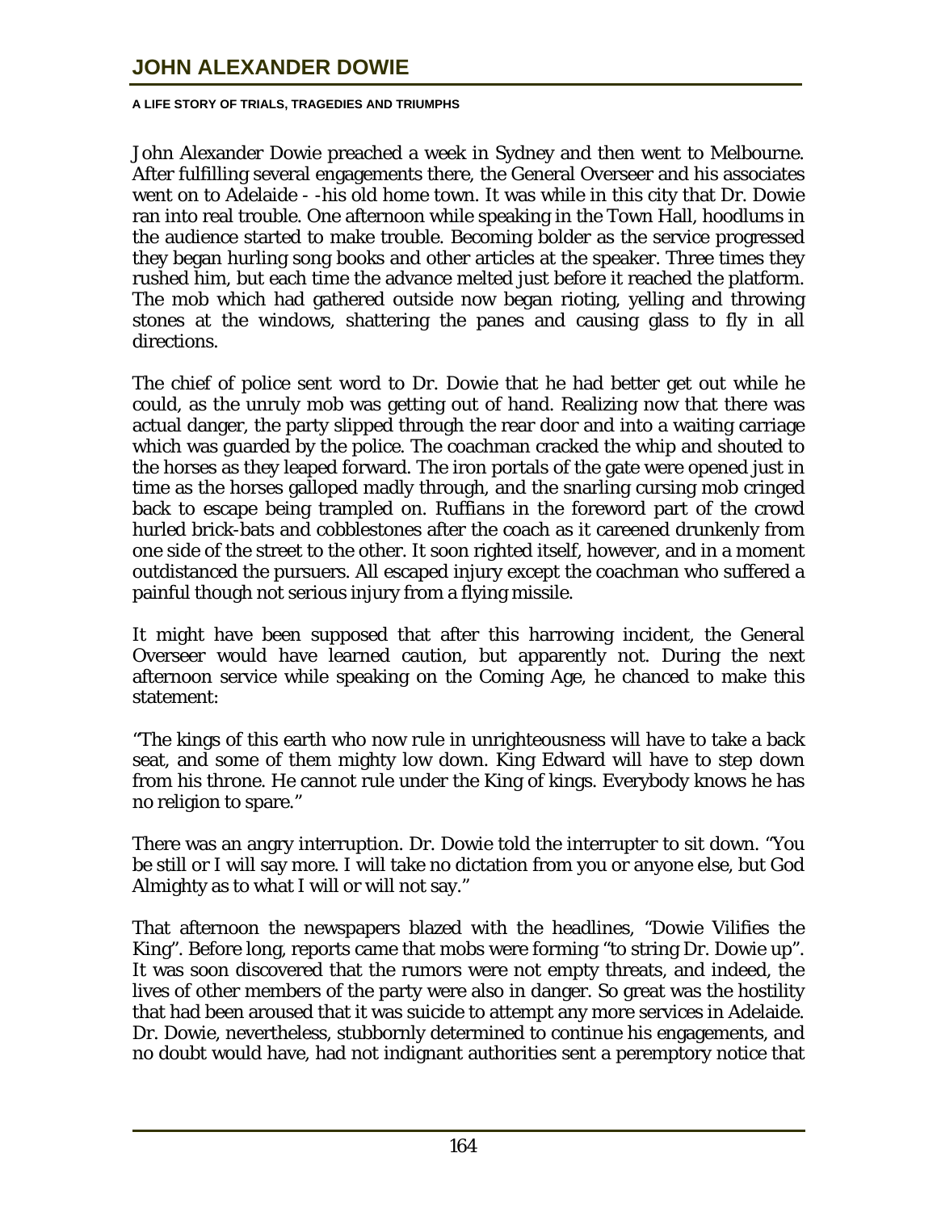John Alexander Dowie preached a week in Sydney and then went to Melbourne. After fulfilling several engagements there, the General Overseer and his associates went on to Adelaide - -his old home town. It was while in this city that Dr. Dowie ran into real trouble. One afternoon while speaking in the Town Hall, hoodlums in the audience started to make trouble. Becoming bolder as the service progressed they began hurling song books and other articles at the speaker. Three times they rushed him, but each time the advance melted just before it reached the platform. The mob which had gathered outside now began rioting, yelling and throwing stones at the windows, shattering the panes and causing glass to fly in all directions.

The chief of police sent word to Dr. Dowie that he had better get out while he could, as the unruly mob was getting out of hand. Realizing now that there was actual danger, the party slipped through the rear door and into a waiting carriage which was guarded by the police. The coachman cracked the whip and shouted to the horses as they leaped forward. The iron portals of the gate were opened just in time as the horses galloped madly through, and the snarling cursing mob cringed back to escape being trampled on. Ruffians in the foreword part of the crowd hurled brick-bats and cobblestones after the coach as it careened drunkenly from one side of the street to the other. It soon righted itself, however, and in a moment outdistanced the pursuers. All escaped injury except the coachman who suffered a painful though not serious injury from a flying missile.

It might have been supposed that after this harrowing incident, the General Overseer would have learned caution, but apparently not. During the next afternoon service while speaking on the Coming Age, he chanced to make this statement:

"The kings of this earth who now rule in unrighteousness will have to take a back seat, and some of them mighty low down. King Edward will have to step down from his throne. He cannot rule under the King of kings. Everybody knows he has no religion to spare."

There was an angry interruption. Dr. Dowie told the interrupter to sit down. "You be still or I will say more. I will take no dictation from you or anyone else, but God Almighty as to what I will or will not say."

That afternoon the newspapers blazed with the headlines, "Dowie Vilifies the King". Before long, reports came that mobs were forming "to string Dr. Dowie up". It was soon discovered that the rumors were not empty threats, and indeed, the lives of other members of the party were also in danger. So great was the hostility that had been aroused that it was suicide to attempt any more services in Adelaide. Dr. Dowie, nevertheless, stubbornly determined to continue his engagements, and no doubt would have, had not indignant authorities sent a peremptory notice that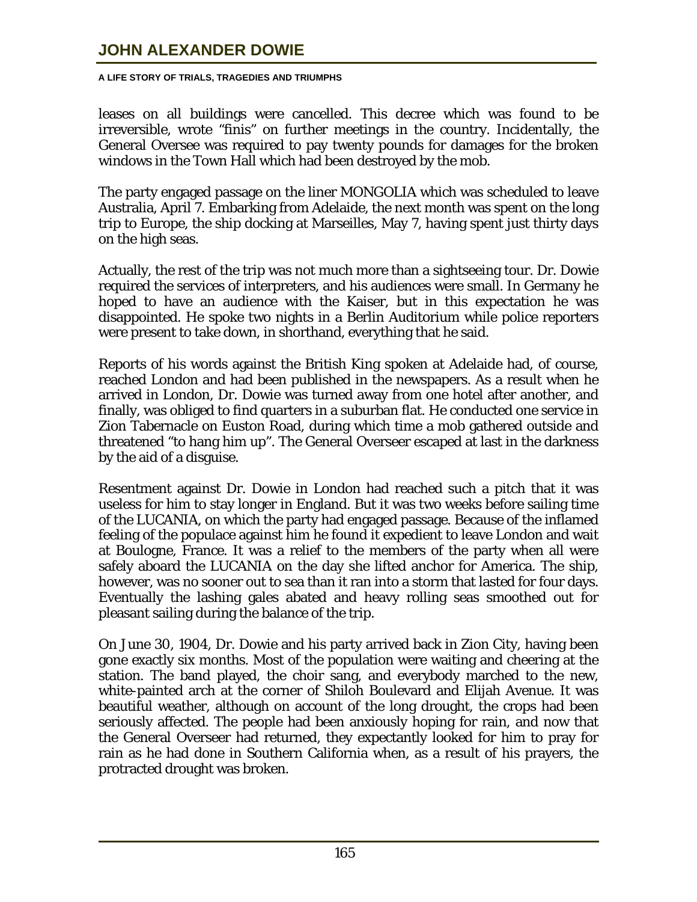leases on all buildings were cancelled. This decree which was found to be irreversible, wrote "finis" on further meetings in the country. Incidentally, the General Oversee was required to pay twenty pounds for damages for the broken windows in the Town Hall which had been destroyed by the mob.

The party engaged passage on the liner MONGOLIA which was scheduled to leave Australia, April 7. Embarking from Adelaide, the next month was spent on the long trip to Europe, the ship docking at Marseilles, May 7, having spent just thirty days on the high seas.

Actually, the rest of the trip was not much more than a sightseeing tour. Dr. Dowie required the services of interpreters, and his audiences were small. In Germany he hoped to have an audience with the Kaiser, but in this expectation he was disappointed. He spoke two nights in a Berlin Auditorium while police reporters were present to take down, in shorthand, everything that he said.

Reports of his words against the British King spoken at Adelaide had, of course, reached London and had been published in the newspapers. As a result when he arrived in London, Dr. Dowie was turned away from one hotel after another, and finally, was obliged to find quarters in a suburban flat. He conducted one service in Zion Tabernacle on Euston Road, during which time a mob gathered outside and threatened "to hang him up". The General Overseer escaped at last in the darkness by the aid of a disguise.

Resentment against Dr. Dowie in London had reached such a pitch that it was useless for him to stay longer in England. But it was two weeks before sailing time of the LUCANIA, on which the party had engaged passage. Because of the inflamed feeling of the populace against him he found it expedient to leave London and wait at Boulogne, France. It was a relief to the members of the party when all were safely aboard the LUCANIA on the day she lifted anchor for America. The ship, however, was no sooner out to sea than it ran into a storm that lasted for four days. Eventually the lashing gales abated and heavy rolling seas smoothed out for pleasant sailing during the balance of the trip.

On June 30, 1904, Dr. Dowie and his party arrived back in Zion City, having been gone exactly six months. Most of the population were waiting and cheering at the station. The band played, the choir sang, and everybody marched to the new, white-painted arch at the corner of Shiloh Boulevard and Elijah Avenue. It was beautiful weather, although on account of the long drought, the crops had been seriously affected. The people had been anxiously hoping for rain, and now that the General Overseer had returned, they expectantly looked for him to pray for rain as he had done in Southern California when, as a result of his prayers, the protracted drought was broken.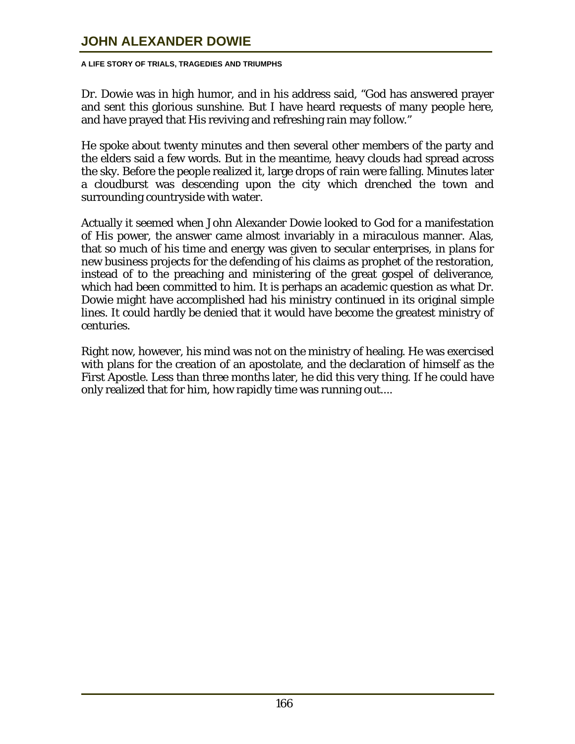Dr. Dowie was in high humor, and in his address said, "God has answered prayer and sent this glorious sunshine. But I have heard requests of many people here, and have prayed that His reviving and refreshing rain may follow."

He spoke about twenty minutes and then several other members of the party and the elders said a few words. But in the meantime, heavy clouds had spread across the sky. Before the people realized it, large drops of rain were falling. Minutes later a cloudburst was descending upon the city which drenched the town and surrounding countryside with water.

Actually it seemed when John Alexander Dowie looked to God for a manifestation of His power, the answer came almost invariably in a miraculous manner. Alas, that so much of his time and energy was given to secular enterprises, in plans for new business projects for the defending of his claims as prophet of the restoration, instead of to the preaching and ministering of the great gospel of deliverance, which had been committed to him. It is perhaps an academic question as what Dr. Dowie might have accomplished had his ministry continued in its original simple lines. It could hardly be denied that it would have become the greatest ministry of centuries.

Right now, however, his mind was not on the ministry of healing. He was exercised with plans for the creation of an apostolate, and the declaration of himself as the First Apostle. Less than three months later, he did this very thing. If he could have only realized that for him, how rapidly time was running out....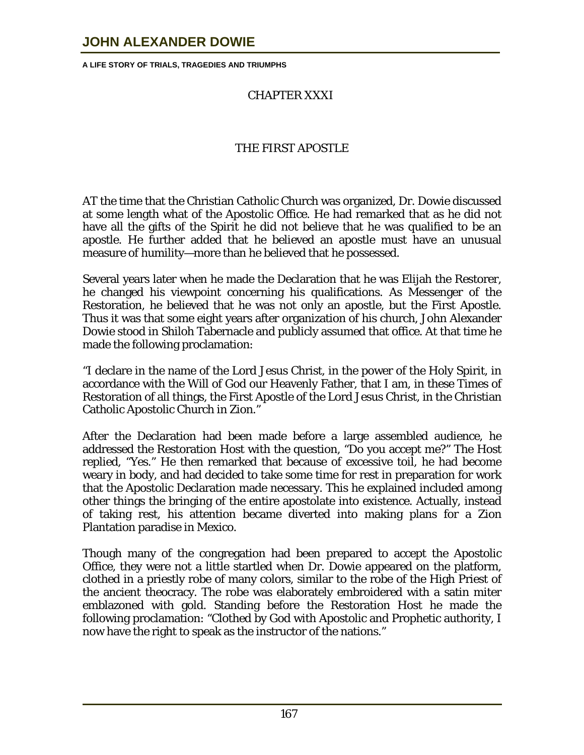## CHAPTER XXXI

## THE FIRST APOSTLE

AT the time that the Christian Catholic Church was organized, Dr. Dowie discussed at some length what of the Apostolic Office. He had remarked that as he did not have all the gifts of the Spirit he did not believe that he was qualified to be an apostle. He further added that he believed an apostle must have an unusual measure of humility—more than he believed that he possessed.

Several years later when he made the Declaration that he was Elijah the Restorer, he changed his viewpoint concerning his qualifications. As Messenger of the Restoration, he believed that he was not only an apostle, but the First Apostle. Thus it was that some eight years after organization of his church, John Alexander Dowie stood in Shiloh Tabernacle and publicly assumed that office. At that time he made the following proclamation:

"I declare in the name of the Lord Jesus Christ, in the power of the Holy Spirit, in accordance with the Will of God our Heavenly Father, that I am, in these Times of Restoration of all things, the First Apostle of the Lord Jesus Christ, in the Christian Catholic Apostolic Church in Zion."

After the Declaration had been made before a large assembled audience, he addressed the Restoration Host with the question, "Do you accept me?" The Host replied, "Yes." He then remarked that because of excessive toil, he had become weary in body, and had decided to take some time for rest in preparation for work that the Apostolic Declaration made necessary. This he explained included among other things the bringing of the entire apostolate into existence. Actually, instead of taking rest, his attention became diverted into making plans for a Zion Plantation paradise in Mexico.

Though many of the congregation had been prepared to accept the Apostolic Office, they were not a little startled when Dr. Dowie appeared on the platform, clothed in a priestly robe of many colors, similar to the robe of the High Priest of the ancient theocracy. The robe was elaborately embroidered with a satin miter emblazoned with gold. Standing before the Restoration Host he made the following proclamation: "Clothed by God with Apostolic and Prophetic authority, I now have the right to speak as the instructor of the nations."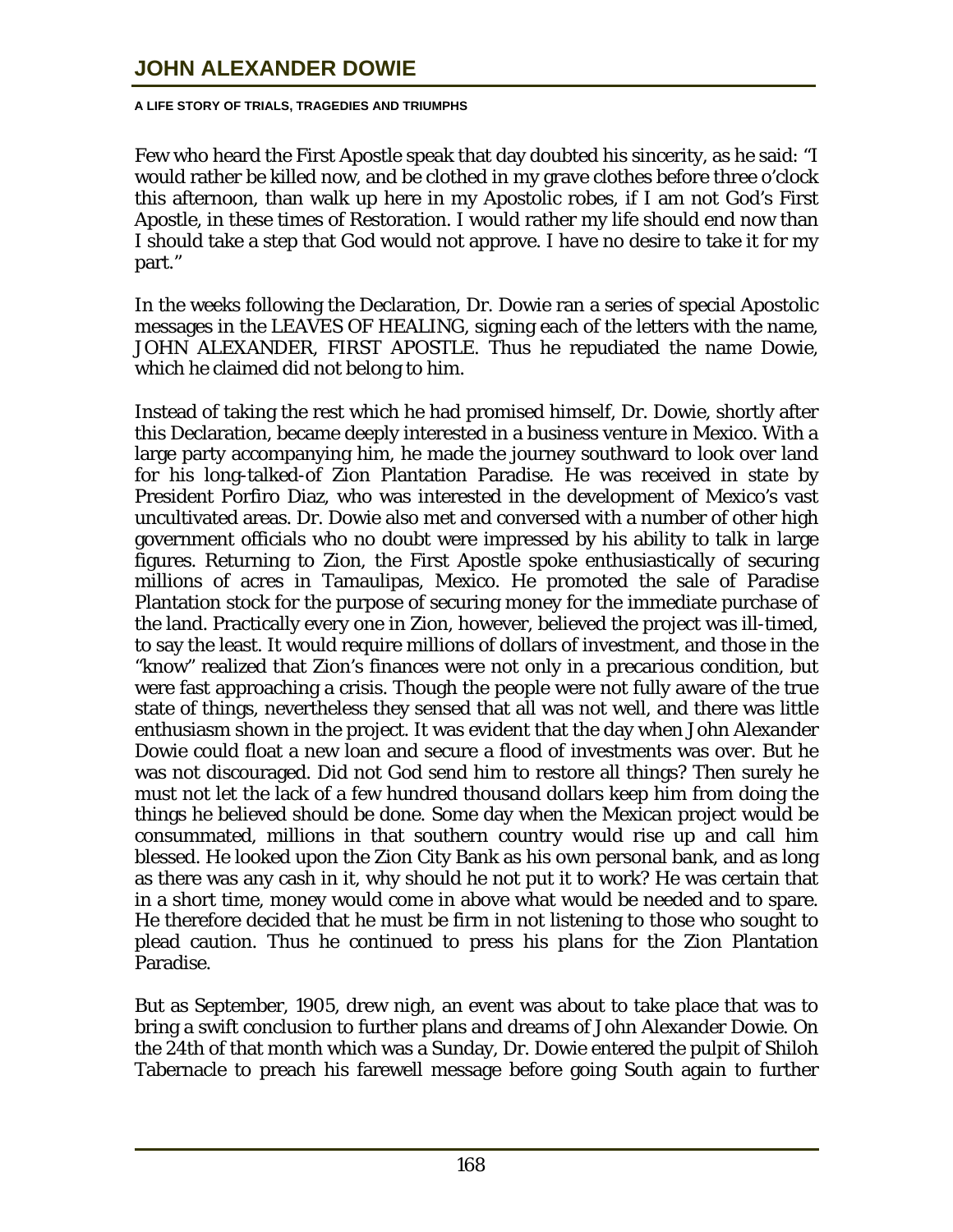Few who heard the First Apostle speak that day doubted his sincerity, as he said: "I would rather be killed now, and be clothed in my grave clothes before three o'clock this afternoon, than walk up here in my Apostolic robes, if I am not God's First Apostle, in these times of Restoration. I would rather my life should end now than I should take a step that God would not approve. I have no desire to take it for my part."

In the weeks following the Declaration, Dr. Dowie ran a series of special Apostolic messages in the LEAVES OF HEALING, signing each of the letters with the name, JOHN ALEXANDER, FIRST APOSTLE. Thus he repudiated the name Dowie, which he claimed did not belong to him.

Instead of taking the rest which he had promised himself, Dr. Dowie, shortly after this Declaration, became deeply interested in a business venture in Mexico. With a large party accompanying him, he made the journey southward to look over land for his long-talked-of Zion Plantation Paradise. He was received in state by President Porfiro Diaz, who was interested in the development of Mexico's vast uncultivated areas. Dr. Dowie also met and conversed with a number of other high government officials who no doubt were impressed by his ability to talk in large figures. Returning to Zion, the First Apostle spoke enthusiastically of securing millions of acres in Tamaulipas, Mexico. He promoted the sale of Paradise Plantation stock for the purpose of securing money for the immediate purchase of the land. Practically every one in Zion, however, believed the project was ill-timed, to say the least. It would require millions of dollars of investment, and those in the "know" realized that Zion's finances were not only in a precarious condition, but were fast approaching a crisis. Though the people were not fully aware of the true state of things, nevertheless they sensed that all was not well, and there was little enthusiasm shown in the project. It was evident that the day when John Alexander Dowie could float a new loan and secure a flood of investments was over. But he was not discouraged. Did not God send him to restore all things? Then surely he must not let the lack of a few hundred thousand dollars keep him from doing the things he believed should be done. Some day when the Mexican project would be consummated, millions in that southern country would rise up and call him blessed. He looked upon the Zion City Bank as his own personal bank, and as long as there was any cash in it, why should he not put it to work? He was certain that in a short time, money would come in above what would be needed and to spare. He therefore decided that he must be firm in not listening to those who sought to plead caution. Thus he continued to press his plans for the Zion Plantation Paradise.

But as September, 1905, drew nigh, an event was about to take place that was to bring a swift conclusion to further plans and dreams of John Alexander Dowie. On the 24th of that month which was a Sunday, Dr. Dowie entered the pulpit of Shiloh Tabernacle to preach his farewell message before going South again to further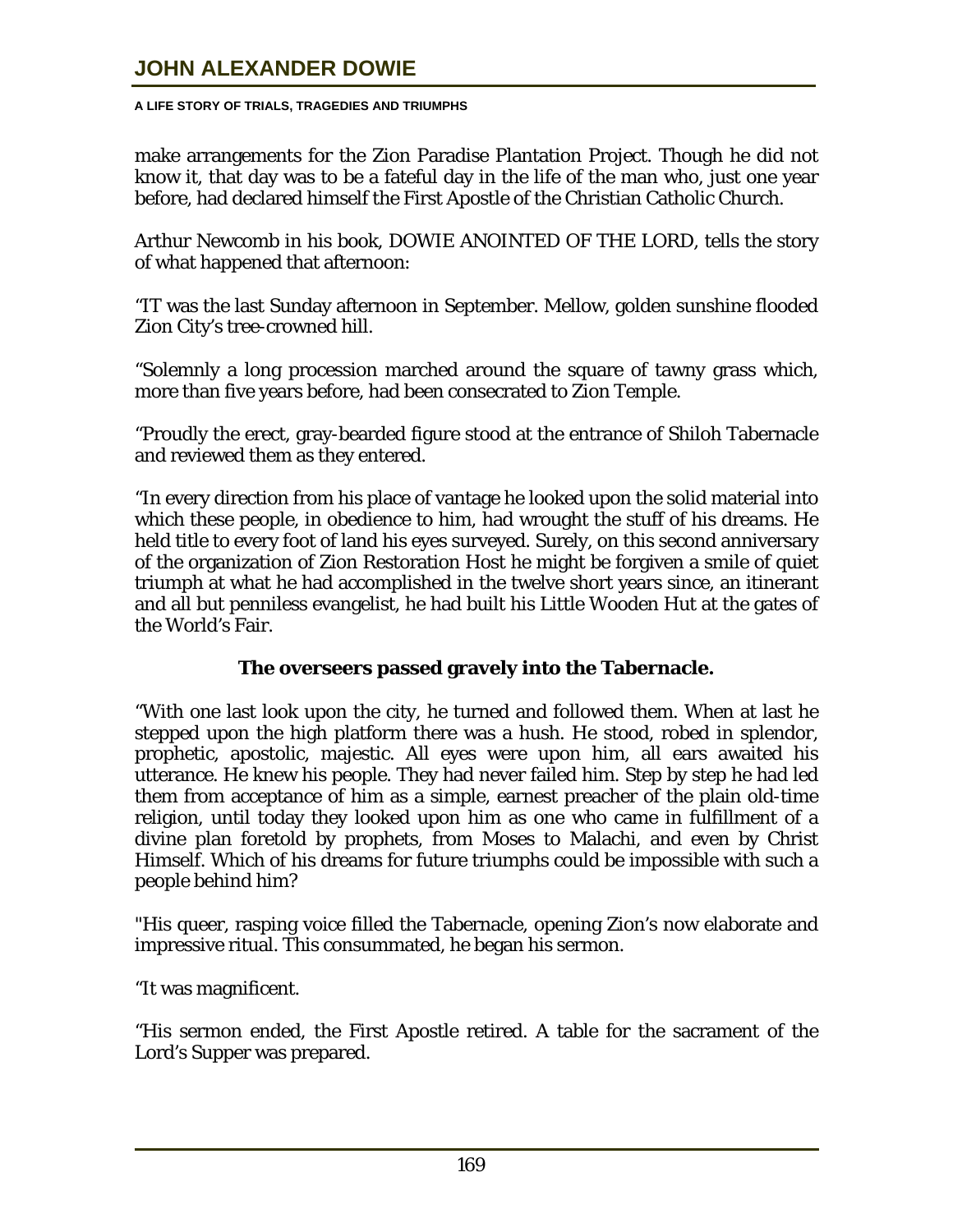make arrangements for the Zion Paradise Plantation Project. Though he did not know it, that day was to be a fateful day in the life of the man who, just one year before, had declared himself the First Apostle of the Christian Catholic Church.

Arthur Newcomb in his book, DOWIE ANOINTED OF THE LORD, tells the story of what happened that afternoon:

"IT was the last Sunday afternoon in September. Mellow, golden sunshine flooded Zion City's tree-crowned hill.

"Solemnly a long procession marched around the square of tawny grass which, more than five years before, had been consecrated to Zion Temple.

"Proudly the erect, gray-bearded figure stood at the entrance of Shiloh Tabernacle and reviewed them as they entered.

"In every direction from his place of vantage he looked upon the solid material into which these people, in obedience to him, had wrought the stuff of his dreams. He held title to every foot of land his eyes surveyed. Surely, on this second anniversary of the organization of Zion Restoration Host he might be forgiven a smile of quiet triumph at what he had accomplished in the twelve short years since, an itinerant and all but penniless evangelist, he had built his Little Wooden Hut at the gates of the World's Fair.

**The overseers passed gravely into the Tabernacle.**

"With one last look upon the city, he turned and followed them. When at last he stepped upon the high platform there was a hush. He stood, robed in splendor, prophetic, apostolic, majestic. All eyes were upon him, all ears awaited his utterance. He knew his people. They had never failed him. Step by step he had led them from acceptance of him as a simple, earnest preacher of the plain old-time religion, until today they looked upon him as one who came in fulfillment of a divine plan foretold by prophets, from Moses to Malachi, and even by Christ Himself. Which of his dreams for future triumphs could be impossible with such a people behind him?

"His queer, rasping voice filled the Tabernacle, opening Zion's now elaborate and impressive ritual. This consummated, he began his sermon.

"It was magnificent.

"His sermon ended, the First Apostle retired. A table for the sacrament of the Lord's Supper was prepared.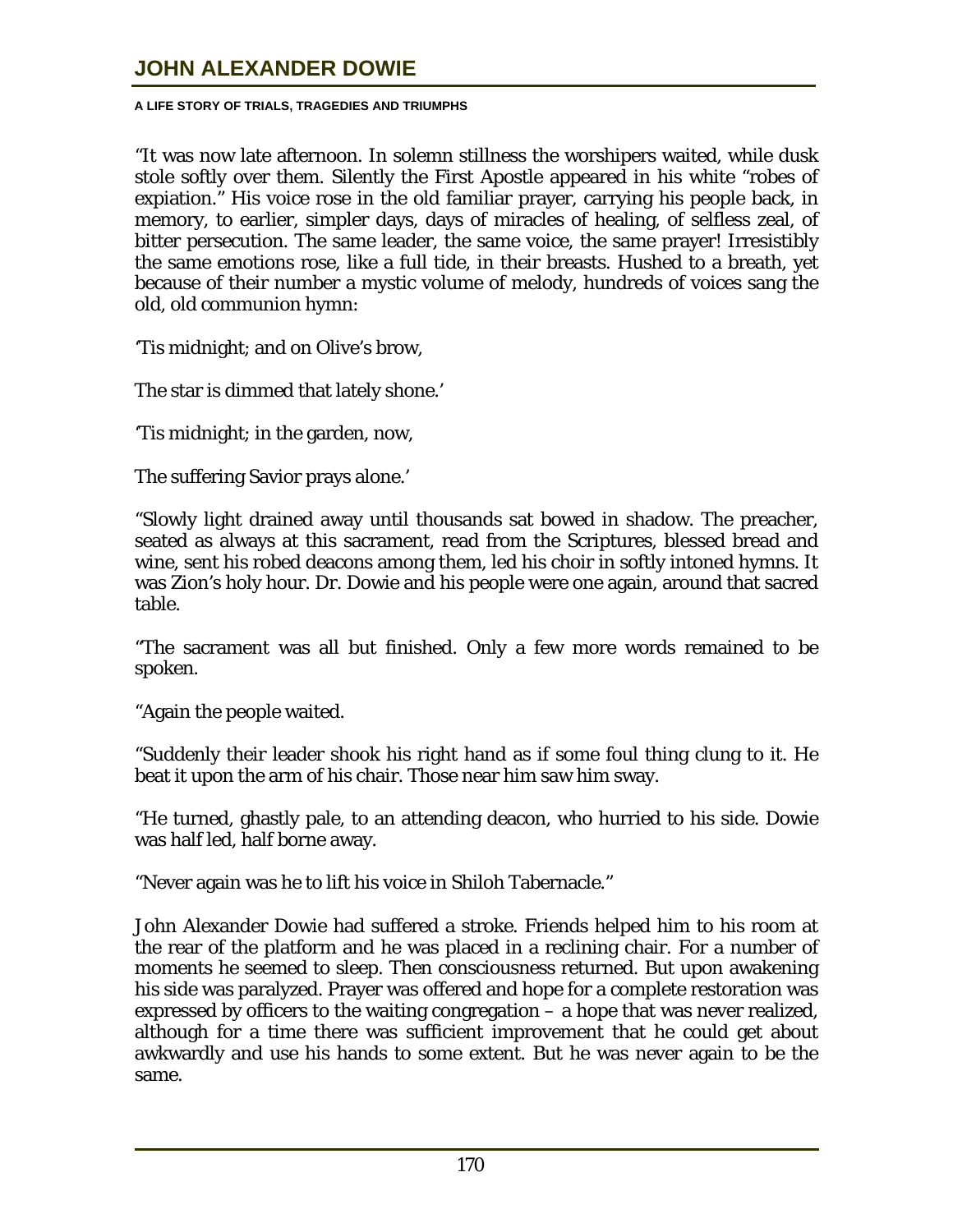"It was now late afternoon. In solemn stillness the worshipers waited, while dusk stole softly over them. Silently the First Apostle appeared in his white "robes of expiation." His voice rose in the old familiar prayer, carrying his people back, in memory, to earlier, simpler days, days of miracles of healing, of selfless zeal, of bitter persecution. The same leader, the same voice, the same prayer! Irresistibly the same emotions rose, like a full tide, in their breasts. Hushed to a breath, yet because of their number a mystic volume of melody, hundreds of voices sang the old, old communion hymn:

'Tis midnight; and on Olive's brow,

The star is dimmed that lately shone.'

'Tis midnight; in the garden, now,

The suffering Savior prays alone.'

"Slowly light drained away until thousands sat bowed in shadow. The preacher, seated as always at this sacrament, read from the Scriptures, blessed bread and wine, sent his robed deacons among them, led his choir in softly intoned hymns. It was Zion's holy hour. Dr. Dowie and his people were one again, around that sacred table.

"The sacrament was all but finished. Only a few more words remained to be spoken.

"Again the people waited.

"Suddenly their leader shook his right hand as if some foul thing clung to it. He beat it upon the arm of his chair. Those near him saw him sway.

"He turned, ghastly pale, to an attending deacon, who hurried to his side. Dowie was half led, half borne away.

"Never again was he to lift his voice in Shiloh Tabernacle."

John Alexander Dowie had suffered a stroke. Friends helped him to his room at the rear of the platform and he was placed in a reclining chair. For a number of moments he seemed to sleep. Then consciousness returned. But upon awakening his side was paralyzed. Prayer was offered and hope for a complete restoration was expressed by officers to the waiting congregation – a hope that was never realized, although for a time there was sufficient improvement that he could get about awkwardly and use his hands to some extent. But he was never again to be the same.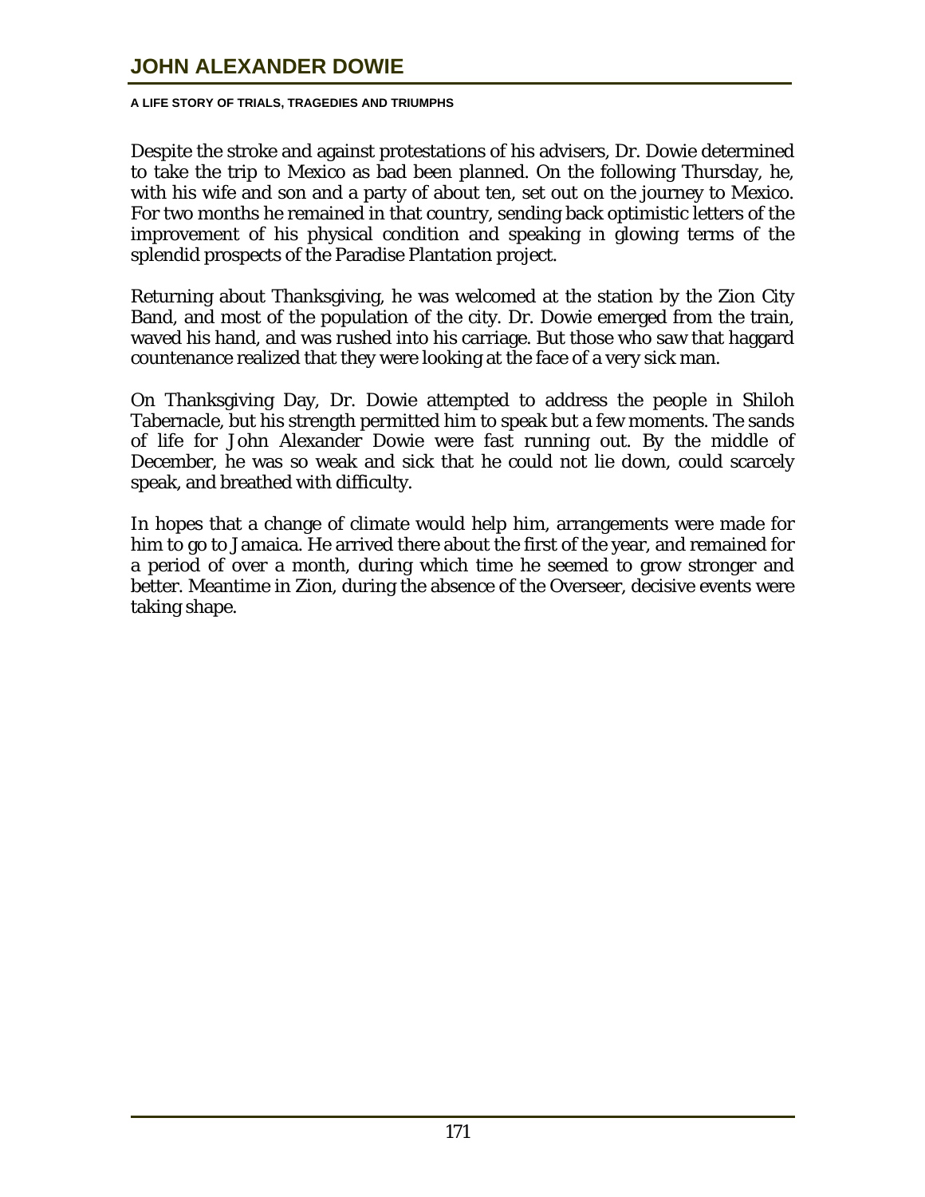Despite the stroke and against protestations of his advisers, Dr. Dowie determined to take the trip to Mexico as bad been planned. On the following Thursday, he, with his wife and son and a party of about ten, set out on the journey to Mexico. For two months he remained in that country, sending back optimistic letters of the improvement of his physical condition and speaking in glowing terms of the splendid prospects of the Paradise Plantation project.

Returning about Thanksgiving, he was welcomed at the station by the Zion City Band, and most of the population of the city. Dr. Dowie emerged from the train, waved his hand, and was rushed into his carriage. But those who saw that haggard countenance realized that they were looking at the face of a very sick man.

On Thanksgiving Day, Dr. Dowie attempted to address the people in Shiloh Tabernacle, but his strength permitted him to speak but a few moments. The sands of life for John Alexander Dowie were fast running out. By the middle of December, he was so weak and sick that he could not lie down, could scarcely speak, and breathed with difficulty.

In hopes that a change of climate would help him, arrangements were made for him to go to Jamaica. He arrived there about the first of the year, and remained for a period of over a month, during which time he seemed to grow stronger and better. Meantime in Zion, during the absence of the Overseer, decisive events were taking shape.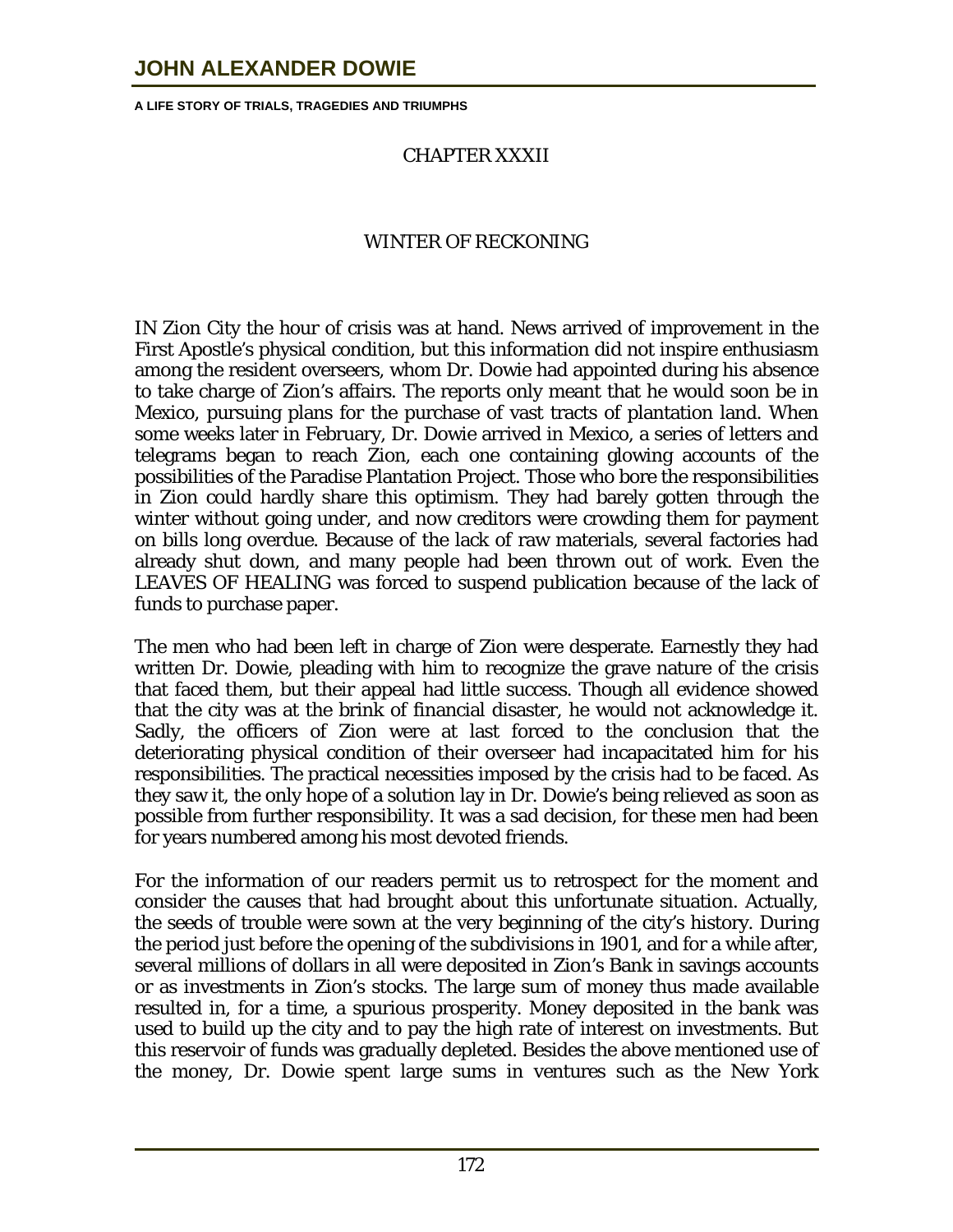## CHAPTER XXXII

## WINTER OF RECKONING

IN Zion City the hour of crisis was at hand. News arrived of improvement in the First Apostle's physical condition, but this information did not inspire enthusiasm among the resident overseers, whom Dr. Dowie had appointed during his absence to take charge of Zion's affairs. The reports only meant that he would soon be in Mexico, pursuing plans for the purchase of vast tracts of plantation land. When some weeks later in February, Dr. Dowie arrived in Mexico, a series of letters and telegrams began to reach Zion, each one containing glowing accounts of the possibilities of the Paradise Plantation Project. Those who bore the responsibilities in Zion could hardly share this optimism. They had barely gotten through the winter without going under, and now creditors were crowding them for payment on bills long overdue. Because of the lack of raw materials, several factories had already shut down, and many people had been thrown out of work. Even the LEAVES OF HEALING was forced to suspend publication because of the lack of funds to purchase paper.

The men who had been left in charge of Zion were desperate. Earnestly they had written Dr. Dowie, pleading with him to recognize the grave nature of the crisis that faced them, but their appeal had little success. Though all evidence showed that the city was at the brink of financial disaster, he would not acknowledge it. Sadly, the officers of Zion were at last forced to the conclusion that the deteriorating physical condition of their overseer had incapacitated him for his responsibilities. The practical necessities imposed by the crisis had to be faced. As they saw it, the only hope of a solution lay in Dr. Dowie's being relieved as soon as possible from further responsibility. It was a sad decision, for these men had been for years numbered among his most devoted friends.

For the information of our readers permit us to retrospect for the moment and consider the causes that had brought about this unfortunate situation. Actually, the seeds of trouble were sown at the very beginning of the city's history. During the period just before the opening of the subdivisions in 1901, and for a while after, several millions of dollars in all were deposited in Zion's Bank in savings accounts or as investments in Zion's stocks. The large sum of money thus made available resulted in, for a time, a spurious prosperity. Money deposited in the bank was used to build up the city and to pay the high rate of interest on investments. But this reservoir of funds was gradually depleted. Besides the above mentioned use of the money, Dr. Dowie spent large sums in ventures such as the New York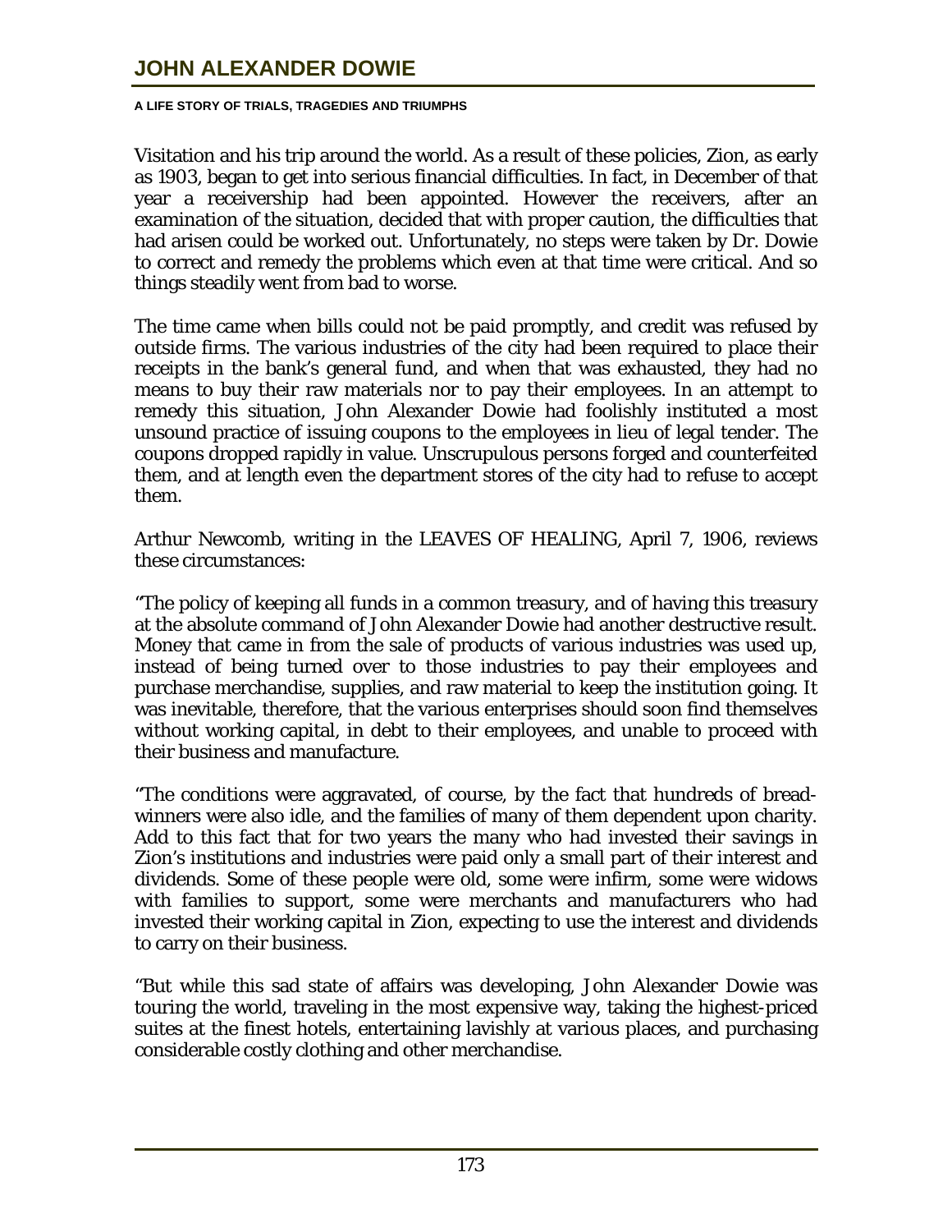Visitation and his trip around the world. As a result of these policies, Zion, as early as 1903, began to get into serious financial difficulties. In fact, in December of that year a receivership had been appointed. However the receivers, after an examination of the situation, decided that with proper caution, the difficulties that had arisen could be worked out. Unfortunately, no steps were taken by Dr. Dowie to correct and remedy the problems which even at that time were critical. And so things steadily went from bad to worse.

The time came when bills could not be paid promptly, and credit was refused by outside firms. The various industries of the city had been required to place their receipts in the bank's general fund, and when that was exhausted, they had no means to buy their raw materials nor to pay their employees. In an attempt to remedy this situation, John Alexander Dowie had foolishly instituted a most unsound practice of issuing coupons to the employees in lieu of legal tender. The coupons dropped rapidly in value. Unscrupulous persons forged and counterfeited them, and at length even the department stores of the city had to refuse to accept them.

Arthur Newcomb, writing in the LEAVES OF HEALING, April 7, 1906, reviews these circumstances:

"The policy of keeping all funds in a common treasury, and of having this treasury at the absolute command of John Alexander Dowie had another destructive result. Money that came in from the sale of products of various industries was used up, instead of being turned over to those industries to pay their employees and purchase merchandise, supplies, and raw material to keep the institution going. It was inevitable, therefore, that the various enterprises should soon find themselves without working capital, in debt to their employees, and unable to proceed with their business and manufacture.

"The conditions were aggravated, of course, by the fact that hundreds of bread-winners were also idle, and the families of many of them dependent upon charity. Add to this fact that for two years the many who had invested their savings in Zion's institutions and industries were paid only a small part of their interest and dividends. Some of these people were old, some were infirm, some were widows with families to support, some were merchants and manufacturers who had invested their working capital in Zion, expecting to use the interest and dividends to carry on their business.

"But while this sad state of affairs was developing, John Alexander Dowie was touring the world, traveling in the most expensive way, taking the highest-priced suites at the finest hotels, entertaining lavishly at various places, and purchasing considerable costly clothing and other merchandise.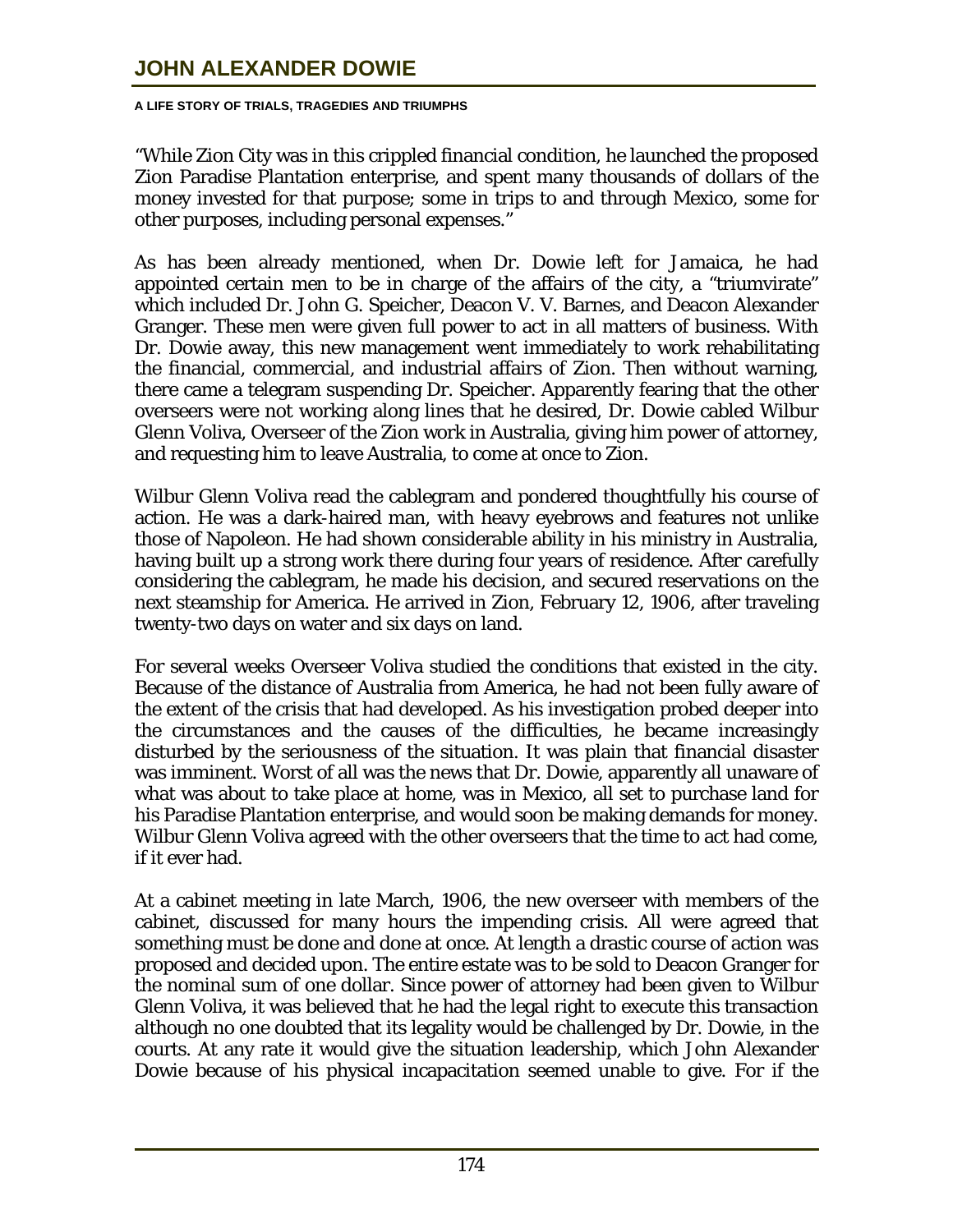"While Zion City was in this crippled financial condition, he launched the proposed Zion Paradise Plantation enterprise, and spent many thousands of dollars of the money invested for that purpose; some in trips to and through Mexico, some for other purposes, including personal expenses."

As has been already mentioned, when Dr. Dowie left for Jamaica, he had appointed certain men to be in charge of the affairs of the city, a "triumvirate" which included Dr. John G. Speicher, Deacon V. V. Barnes, and Deacon Alexander Granger. These men were given full power to act in all matters of business. With Dr. Dowie away, this new management went immediately to work rehabilitating the financial, commercial, and industrial affairs of Zion. Then without warning, there came a telegram suspending Dr. Speicher. Apparently fearing that the other overseers were not working along lines that he desired, Dr. Dowie cabled Wilbur Glenn Voliva, Overseer of the Zion work in Australia, giving him power of attorney, and requesting him to leave Australia, to come at once to Zion.

Wilbur Glenn Voliva read the cablegram and pondered thoughtfully his course of action. He was a dark-haired man, with heavy eyebrows and features not unlike those of Napoleon. He had shown considerable ability in his ministry in Australia, having built up a strong work there during four years of residence. After carefully considering the cablegram, he made his decision, and secured reservations on the next steamship for America. He arrived in Zion, February 12, 1906, after traveling twenty-two days on water and six days on land.

For several weeks Overseer Voliva studied the conditions that existed in the city. Because of the distance of Australia from America, he had not been fully aware of the extent of the crisis that had developed. As his investigation probed deeper into the circumstances and the causes of the difficulties, he became increasingly disturbed by the seriousness of the situation. It was plain that financial disaster was imminent. Worst of all was the news that Dr. Dowie, apparently all unaware of what was about to take place at home, was in Mexico, all set to purchase land for his Paradise Plantation enterprise, and would soon be making demands for money. Wilbur Glenn Voliva agreed with the other overseers that the time to act had come, if it ever had.

At a cabinet meeting in late March, 1906, the new overseer with members of the cabinet, discussed for many hours the impending crisis. All were agreed that something must be done and done at once. At length a drastic course of action was proposed and decided upon. The entire estate was to be sold to Deacon Granger for the nominal sum of one dollar. Since power of attorney had been given to Wilbur Glenn Voliva, it was believed that he had the legal right to execute this transaction although no one doubted that its legality would be challenged by Dr. Dowie, in the courts. At any rate it would give the situation leadership, which John Alexander Dowie because of his physical incapacitation seemed unable to give. For if the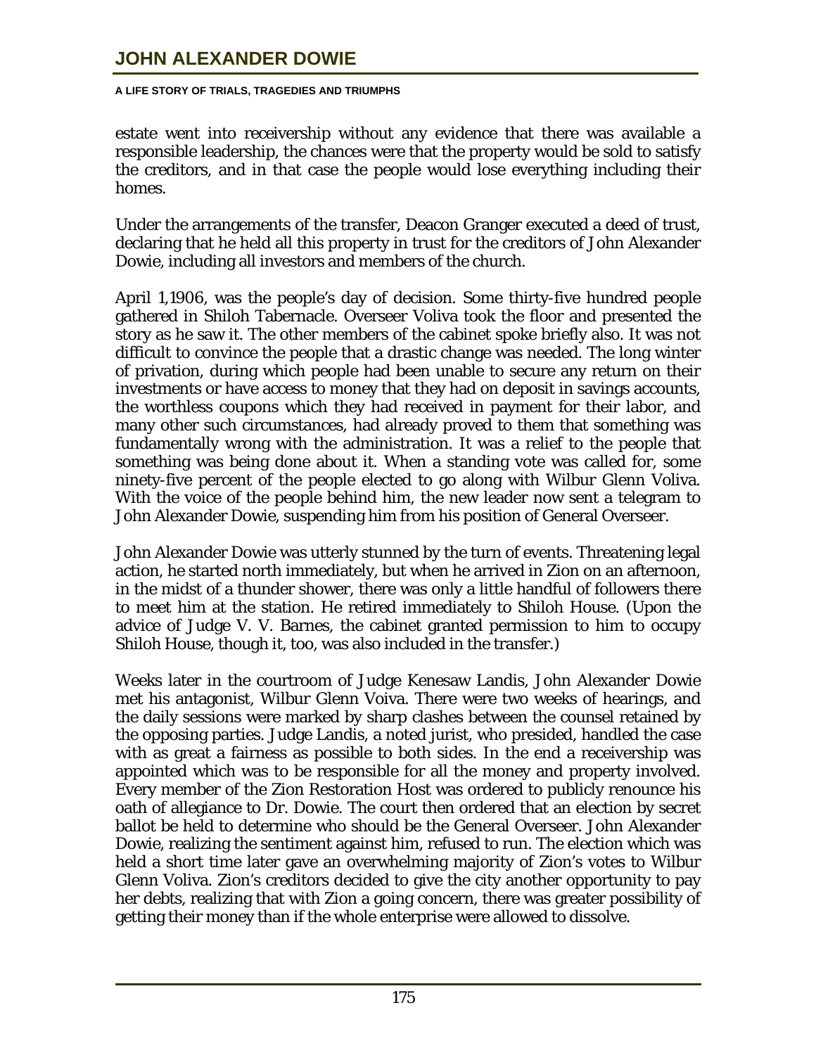estate went into receivership without any evidence that there was available a responsible leadership, the chances were that the property would be sold to satisfy the creditors, and in that case the people would lose everything including their homes.

Under the arrangements of the transfer, Deacon Granger executed a deed of trust, declaring that he held all this property in trust for the creditors of John Alexander Dowie, including all investors and members of the church.

April 1,1906, was the people's day of decision. Some thirty-five hundred people gathered in Shiloh Tabernacle. Overseer Voliva took the floor and presented the story as he saw it. The other members of the cabinet spoke briefly also. It was not difficult to convince the people that a drastic change was needed. The long winter of privation, during which people had been unable to secure any return on their investments or have access to money that they had on deposit in savings accounts, the worthless coupons which they had received in payment for their labor, and many other such circumstances, had already proved to them that something was fundamentally wrong with the administration. It was a relief to the people that something was being done about it. When a standing vote was called for, some ninety-five percent of the people elected to go along with Wilbur Glenn Voliva. With the voice of the people behind him, the new leader now sent a telegram to John Alexander Dowie, suspending him from his position of General Overseer.

John Alexander Dowie was utterly stunned by the turn of events. Threatening legal action, he started north immediately, but when he arrived in Zion on an afternoon, in the midst of a thunder shower, there was only a little handful of followers there to meet him at the station. He retired immediately to Shiloh House. (Upon the advice of Judge V. V. Barnes, the cabinet granted permission to him to occupy Shiloh House, though it, too, was also included in the transfer.)

Weeks later in the courtroom of Judge Kenesaw Landis, John Alexander Dowie met his antagonist, Wilbur Glenn Voiva. There were two weeks of hearings, and the daily sessions were marked by sharp clashes between the counsel retained by the opposing parties. Judge Landis, a noted jurist, who presided, handled the case with as great a fairness as possible to both sides. In the end a receivership was appointed which was to be responsible for all the money and property involved. Every member of the Zion Restoration Host was ordered to publicly renounce his oath of allegiance to Dr. Dowie. The court then ordered that an election by secret ballot be held to determine who should be the General Overseer. John Alexander Dowie, realizing the sentiment against him, refused to run. The election which was held a short time later gave an overwhelming majority of Zion's votes to Wilbur Glenn Voliva. Zion's creditors decided to give the city another opportunity to pay her debts, realizing that with Zion a going concern, there was greater possibility of getting their money than if the whole enterprise were allowed to dissolve.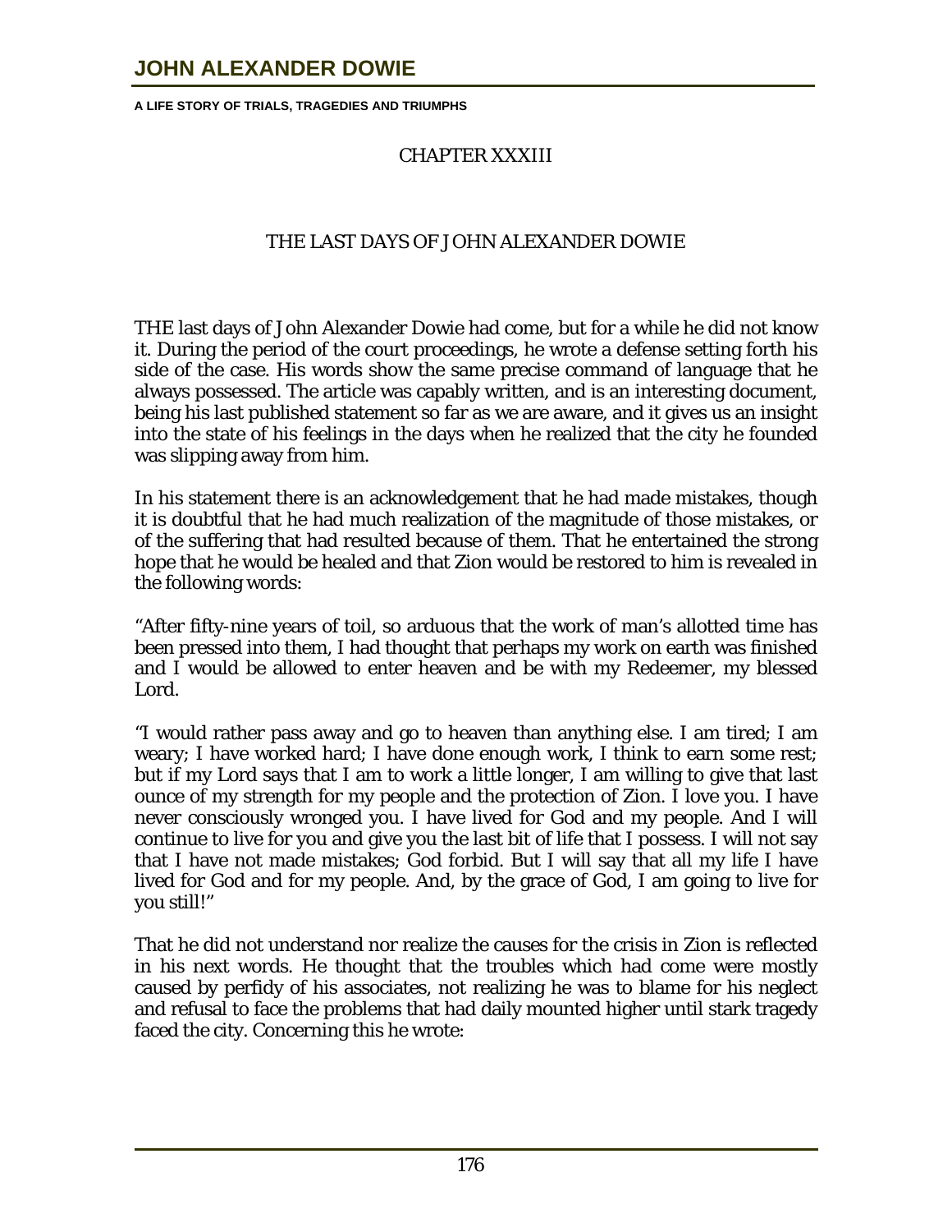## CHAPTER XXXIII

## THE LAST DAYS OF JOHN ALEXANDER DOWIE

THE last days of John Alexander Dowie had come, but for a while he did not know it. During the period of the court proceedings, he wrote a defense setting forth his side of the case. His words show the same precise command of language that he always possessed. The article was capably written, and is an interesting document, being his last published statement so far as we are aware, and it gives us an insight into the state of his feelings in the days when he realized that the city he founded was slipping away from him.

In his statement there is an acknowledgement that he had made mistakes, though it is doubtful that he had much realization of the magnitude of those mistakes, or of the suffering that had resulted because of them. That he entertained the strong hope that he would be healed and that Zion would be restored to him is revealed in the following words:

"After fifty-nine years of toil, so arduous that the work of man's allotted time has been pressed into them, I had thought that perhaps my work on earth was finished and I would be allowed to enter heaven and be with my Redeemer, my blessed Lord.

"I would rather pass away and go to heaven than anything else. I am tired; I am weary; I have worked hard; I have done enough work, I think to earn some rest; but if my Lord says that I am to work a little longer, I am willing to give that last ounce of my strength for my people and the protection of Zion. I love you. I have never consciously wronged you. I have lived for God and my people. And I will continue to live for you and give you the last bit of life that I possess. I will not say that I have not made mistakes; God forbid. But I will say that all my life I have lived for God and for my people. And, by the grace of God, I am going to live for you still!"

That he did not understand nor realize the causes for the crisis in Zion is reflected in his next words. He thought that the troubles which had come were mostly caused by perfidy of his associates, not realizing he was to blame for his neglect and refusal to face the problems that had daily mounted higher until stark tragedy faced the city. Concerning this he wrote: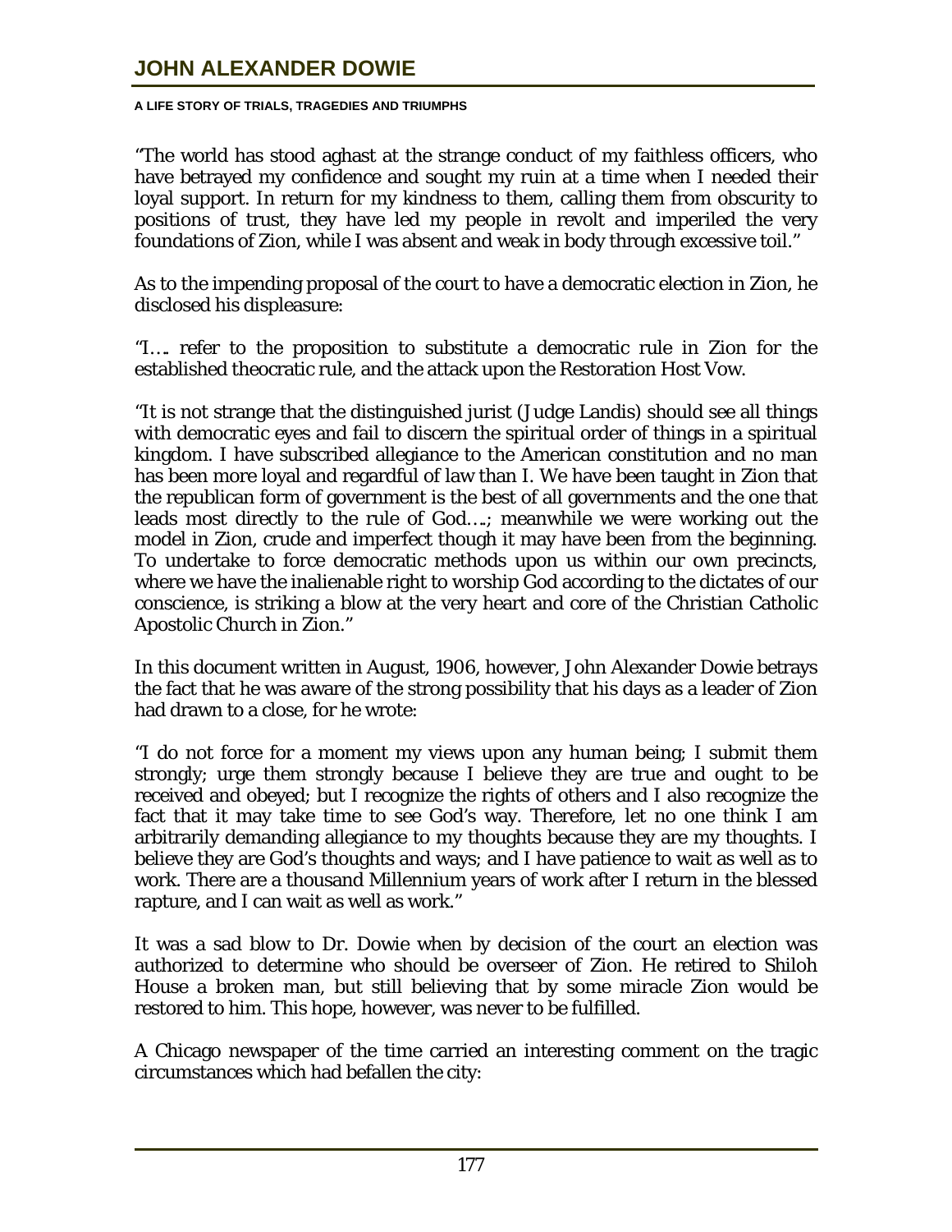"The world has stood aghast at the strange conduct of my faithless officers, who have betrayed my confidence and sought my ruin at a time when I needed their loyal support. In return for my kindness to them, calling them from obscurity to positions of trust, they have led my people in revolt and imperiled the very foundations of Zion, while I was absent and weak in body through excessive toil."

As to the impending proposal of the court to have a democratic election in Zion, he disclosed his displeasure:

"I…. refer to the proposition to substitute a democratic rule in Zion for the established theocratic rule, and the attack upon the Restoration Host Vow.

"It is not strange that the distinguished jurist (Judge Landis) should see all things with democratic eyes and fail to discern the spiritual order of things in a spiritual kingdom. I have subscribed allegiance to the American constitution and no man has been more loyal and regardful of law than I. We have been taught in Zion that the republican form of government is the best of all governments and the one that leads most directly to the rule of God….; meanwhile we were working out the model in Zion, crude and imperfect though it may have been from the beginning. To undertake to force democratic methods upon us within our own precincts, where we have the inalienable right to worship God according to the dictates of our conscience, is striking a blow at the very heart and core of the Christian Catholic Apostolic Church in Zion."

In this document written in August, 1906, however, John Alexander Dowie betrays the fact that he was aware of the strong possibility that his days as a leader of Zion had drawn to a close, for he wrote:

"I do not force for a moment my views upon any human being; I submit them strongly; urge them strongly because I believe they are true and ought to be received and obeyed; but I recognize the rights of others and I also recognize the fact that it may take time to see God's way. Therefore, let no one think I am arbitrarily demanding allegiance to my thoughts because they are my thoughts. I believe they are God's thoughts and ways; and I have patience to wait as well as to work. There are a thousand Millennium years of work after I return in the blessed rapture, and I can wait as well as work."

It was a sad blow to Dr. Dowie when by decision of the court an election was authorized to determine who should be overseer of Zion. He retired to Shiloh House a broken man, but still believing that by some miracle Zion would be restored to him. This hope, however, was never to be fulfilled.

A Chicago newspaper of the time carried an interesting comment on the tragic circumstances which had befallen the city: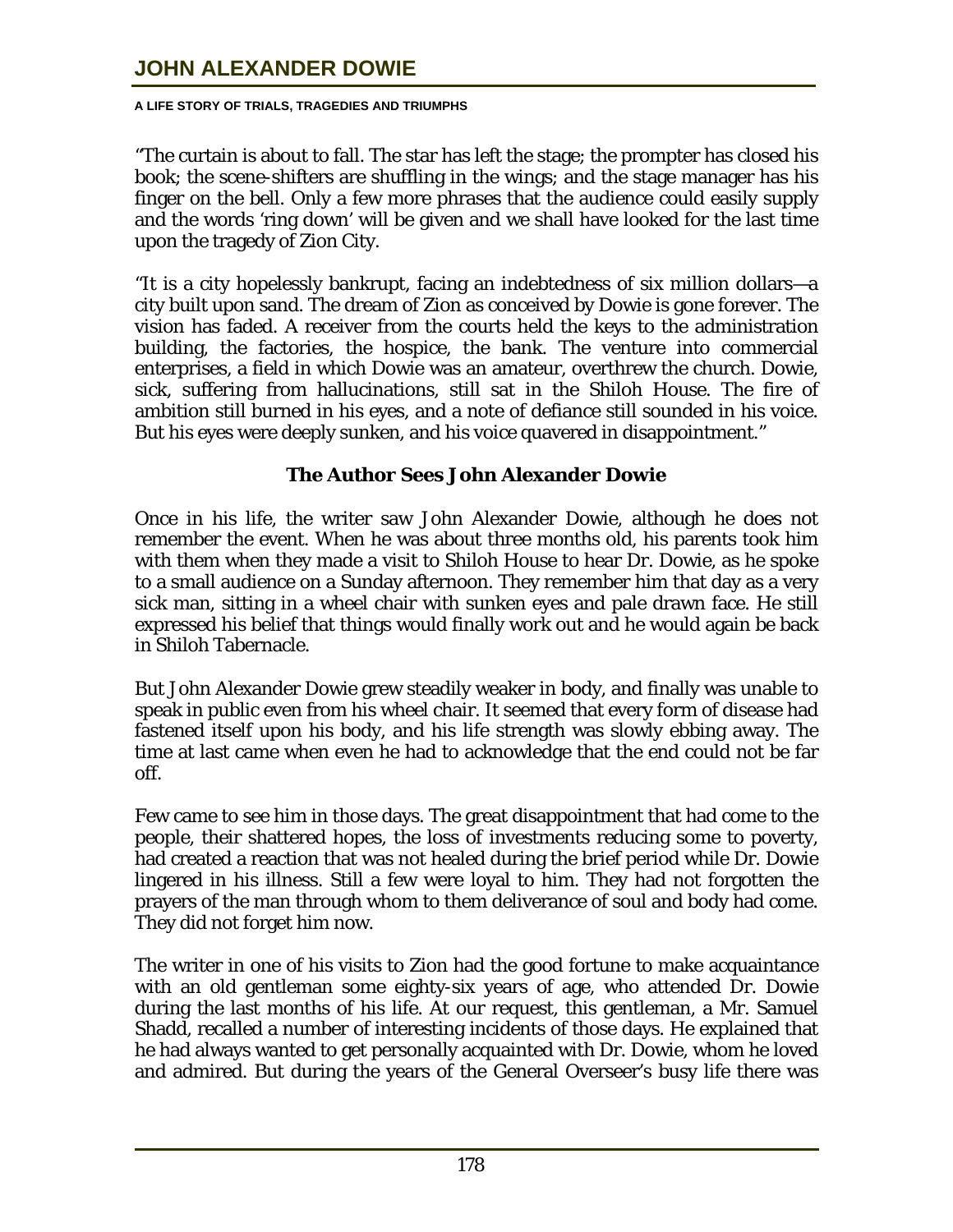"The curtain is about to fall. The star has left the stage; the prompter has closed his book; the scene-shifters are shuffling in the wings; and the stage manager has his finger on the bell. Only a few more phrases that the audience could easily supply and the words 'ring down' will be given and we shall have looked for the last time upon the tragedy of Zion City.

"It is a city hopelessly bankrupt, facing an indebtedness of six million dollars—a city built upon sand. The dream of Zion as conceived by Dowie is gone forever. The vision has faded. A receiver from the courts held the keys to the administration building, the factories, the hospice, the bank. The venture into commercial enterprises, a field in which Dowie was an amateur, overthrew the church. Dowie, sick, suffering from hallucinations, still sat in the Shiloh House. The fire of ambition still burned in his eyes, and a note of defiance still sounded in his voice. But his eyes were deeply sunken, and his voice quavered in disappointment."

### The Author Sees John Alexander Dowie

Once in his life, the writer saw John Alexander Dowie, although he does not remember the event. When he was about three months old, his parents took him with them when they made a visit to Shiloh House to hear Dr. Dowie, as he spoke to a small audience on a Sunday afternoon. They remember him that day as a very sick man, sitting in a wheel chair with sunken eyes and pale drawn face. He still expressed his belief that things would finally work out and he would again be back in Shiloh Tabernacle.

But John Alexander Dowie grew steadily weaker in body, and finally was unable to speak in public even from his wheel chair. It seemed that every form of disease had fastened itself upon his body, and his life strength was slowly ebbing away. The time at last came when even he had to acknowledge that the end could not be far off.

Few came to see him in those days. The great disappointment that had come to the people, their shattered hopes, the loss of investments reducing some to poverty, had created a reaction that was not healed during the brief period while Dr. Dowie lingered in his illness. Still a few were loyal to him. They had not forgotten the prayers of the man through whom to them deliverance of soul and body had come. They did not forget him now.

The writer in one of his visits to Zion had the good fortune to make acquaintance with an old gentleman some eighty-six years of age, who attended Dr. Dowie during the last months of his life. At our request, this gentleman, a Mr. Samuel Shadd, recalled a number of interesting incidents of those days. He explained that he had always wanted to get personally acquainted with Dr. Dowie, whom he loved and admired. But during the years of the General Overseer's busy life there was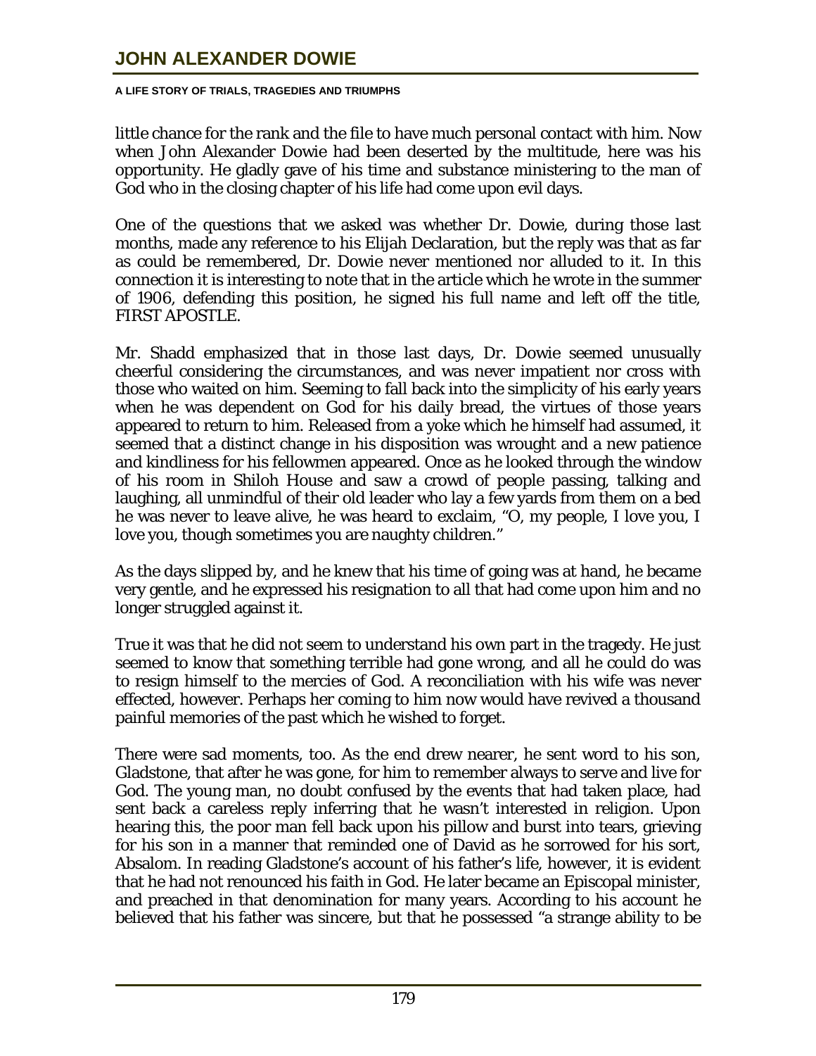little chance for the rank and the file to have much personal contact with him. Now when John Alexander Dowie had been deserted by the multitude, here was his opportunity. He gladly gave of his time and substance ministering to the man of God who in the closing chapter of his life had come upon evil days.

One of the questions that we asked was whether Dr. Dowie, during those last months, made any reference to his Elijah Declaration, but the reply was that as far as could be remembered, Dr. Dowie never mentioned nor alluded to it. In this connection it is interesting to note that in the article which he wrote in the summer of 1906, defending this position, he signed his full name and left off the title, FIRST APOSTLE.

Mr. Shadd emphasized that in those last days, Dr. Dowie seemed unusually cheerful considering the circumstances, and was never impatient nor cross with those who waited on him. Seeming to fall back into the simplicity of his early years when he was dependent on God for his daily bread, the virtues of those years appeared to return to him. Released from a yoke which he himself had assumed, it seemed that a distinct change in his disposition was wrought and a new patience and kindliness for his fellowmen appeared. Once as he looked through the window of his room in Shiloh House and saw a crowd of people passing, talking and laughing, all unmindful of their old leader who lay a few yards from them on a bed he was never to leave alive, he was heard to exclaim, "O, my people, I love you, I love you, though sometimes you are naughty children."

As the days slipped by, and he knew that his time of going was at hand, he became very gentle, and he expressed his resignation to all that had come upon him and no longer struggled against it.

True it was that he did not seem to understand his own part in the tragedy. He just seemed to know that something terrible had gone wrong, and all he could do was to resign himself to the mercies of God. A reconciliation with his wife was never effected, however. Perhaps her coming to him now would have revived a thousand painful memories of the past which he wished to forget.

There were sad moments, too. As the end drew nearer, he sent word to his son, Gladstone, that after he was gone, for him to remember always to serve and live for God. The young man, no doubt confused by the events that had taken place, had sent back a careless reply inferring that he wasn't interested in religion. Upon hearing this, the poor man fell back upon his pillow and burst into tears, grieving for his son in a manner that reminded one of David as he sorrowed for his sort, Absalom. In reading Gladstone's account of his father's life, however, it is evident that he had not renounced his faith in God. He later became an Episcopal minister, and preached in that denomination for many years. According to his account he believed that his father was sincere, but that he possessed "a strange ability to be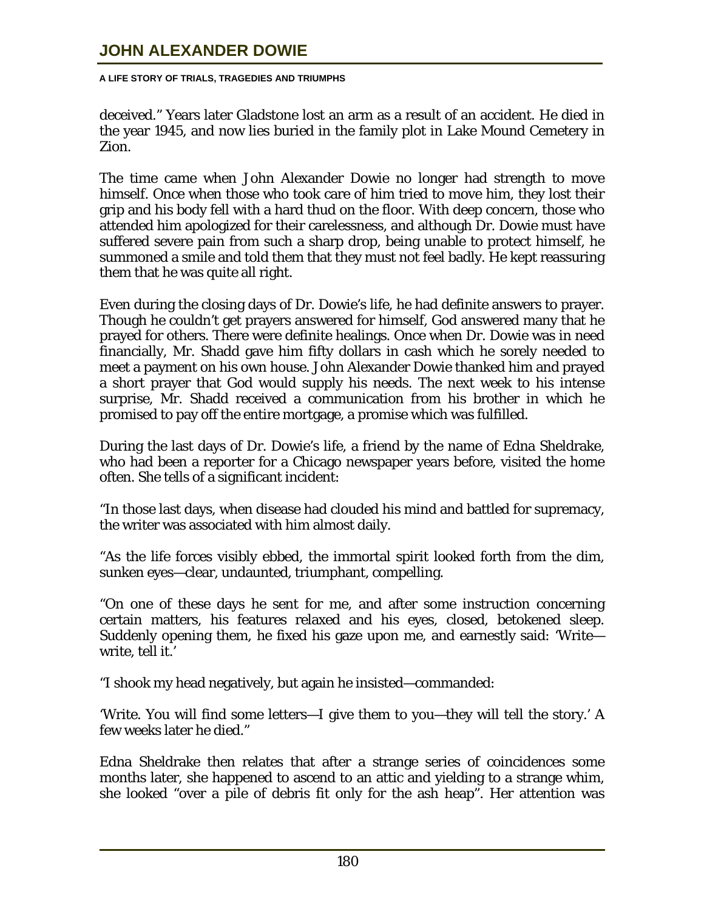deceived." Years later Gladstone lost an arm as a result of an accident. He died in the year 1945, and now lies buried in the family plot in Lake Mound Cemetery in Zion.

The time came when John Alexander Dowie no longer had strength to move himself. Once when those who took care of him tried to move him, they lost their grip and his body fell with a hard thud on the floor. With deep concern, those who attended him apologized for their carelessness, and although Dr. Dowie must have suffered severe pain from such a sharp drop, being unable to protect himself, he summoned a smile and told them that they must not feel badly. He kept reassuring them that he was quite all right.

Even during the closing days of Dr. Dowie's life, he had definite answers to prayer. Though he couldn't get prayers answered for himself, God answered many that he prayed for others. There were definite healings. Once when Dr. Dowie was in need financially, Mr. Shadd gave him fifty dollars in cash which he sorely needed to meet a payment on his own house. John Alexander Dowie thanked him and prayed a short prayer that God would supply his needs. The next week to his intense surprise, Mr. Shadd received a communication from his brother in which he promised to pay off the entire mortgage, a promise which was fulfilled.

During the last days of Dr. Dowie's life, a friend by the name of Edna Sheldrake, who had been a reporter for a Chicago newspaper years before, visited the home often. She tells of a significant incident:

"In those last days, when disease had clouded his mind and battled for supremacy, the writer was associated with him almost daily.

"As the life forces visibly ebbed, the immortal spirit looked forth from the dim, sunken eyes—clear, undaunted, triumphant, compelling.

"On one of these days he sent for me, and after some instruction concerning certain matters, his features relaxed and his eyes, closed, betokened sleep. Suddenly opening them, he fixed his gaze upon me, and earnestly said: 'Write—write, tell it.'

"I shook my head negatively, but again he insisted—commanded:

'Write. You will find some letters—I give them to you—they will tell the story.' A few weeks later he died."

Edna Sheldrake then relates that after a strange series of coincidences some months later, she happened to ascend to an attic and yielding to a strange whim, she looked "over a pile of debris fit only for the ash heap". Her attention was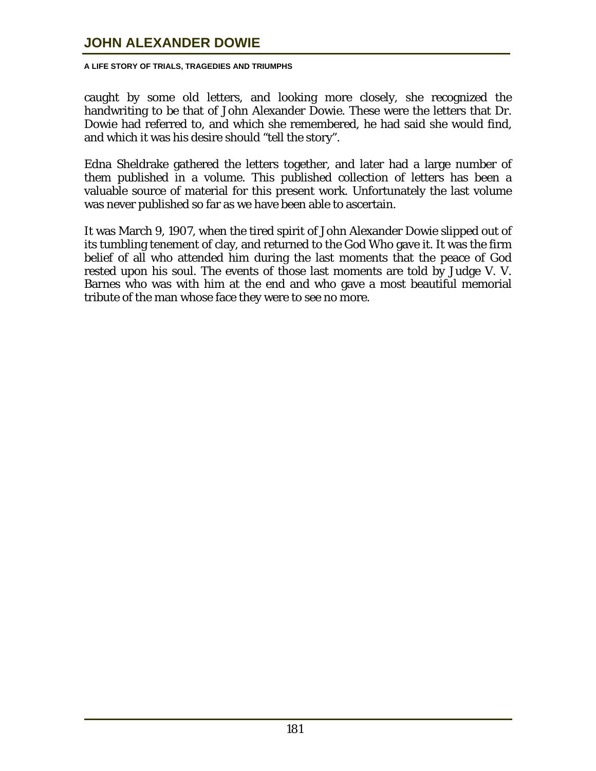caught by some old letters, and looking more closely, she recognized the handwriting to be that of John Alexander Dowie. These were the letters that Dr. Dowie had referred to, and which she remembered, he had said she would find, and which it was his desire should "tell the story".

Edna Sheldrake gathered the letters together, and later had a large number of them published in a volume. This published collection of letters has been a valuable source of material for this present work. Unfortunately the last volume was never published so far as we have been able to ascertain.

It was March 9, 1907, when the tired spirit of John Alexander Dowie slipped out of its tumbling tenement of clay, and returned to the God Who gave it. It was the firm belief of all who attended him during the last moments that the peace of God rested upon his soul. The events of those last moments are told by Judge V. V. Barnes who was with him at the end and who gave a most beautiful memorial tribute of the man whose face they were to see no more.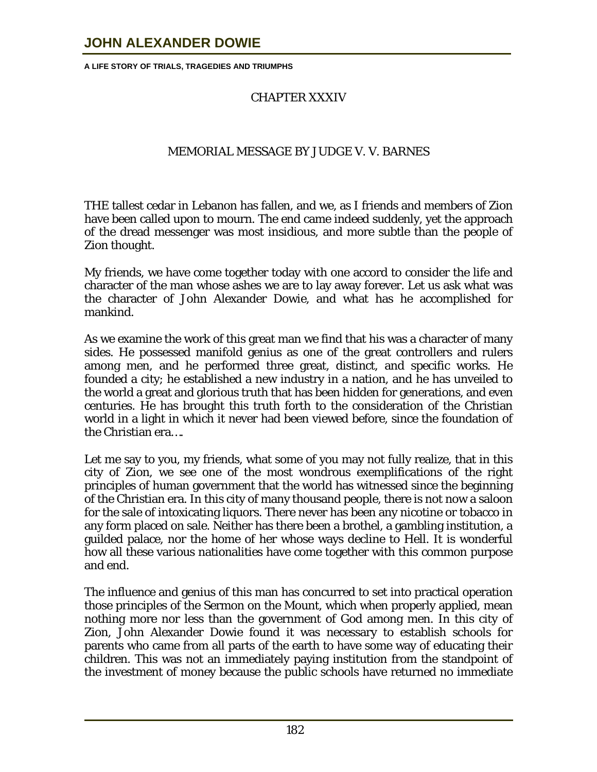## CHAPTER XXXIV

### MEMORIAL MESSAGE BY JUDGE V. V. BARNES

THE tallest cedar in Lebanon has fallen, and we, as I friends and members of Zion have been called upon to mourn. The end came indeed suddenly, yet the approach of the dread messenger was most insidious, and more subtle than the people of Zion thought.

My friends, we have come together today with one accord to consider the life and character of the man whose ashes we are to lay away forever. Let us ask what was the character of John Alexander Dowie, and what has he accomplished for mankind.

As we examine the work of this great man we find that his was a character of many sides. He possessed manifold genius as one of the great controllers and rulers among men, and he performed three great, distinct, and specific works. He founded a city; he established a new industry in a nation, and he has unveiled to the world a great and glorious truth that has been hidden for generations, and even centuries. He has brought this truth forth to the consideration of the Christian world in a light in which it never had been viewed before, since the foundation of the Christian era….

Let me say to you, my friends, what some of you may not fully realize, that in this city of Zion, we see one of the most wondrous exemplifications of the right principles of human government that the world has witnessed since the beginning of the Christian era. In this city of many thousand people, there is not now a saloon for the sale of intoxicating liquors. There never has been any nicotine or tobacco in any form placed on sale. Neither has there been a brothel, a gambling institution, a guilded palace, nor the home of her whose ways decline to Hell. It is wonderful how all these various nationalities have come together with this common purpose and end.

The influence and genius of this man has concurred to set into practical operation those principles of the Sermon on the Mount, which when properly applied, mean nothing more nor less than the government of God among men. In this city of Zion, John Alexander Dowie found it was necessary to establish schools for parents who came from all parts of the earth to have some way of educating their children. This was not an immediately paying institution from the standpoint of the investment of money because the public schools have returned no immediate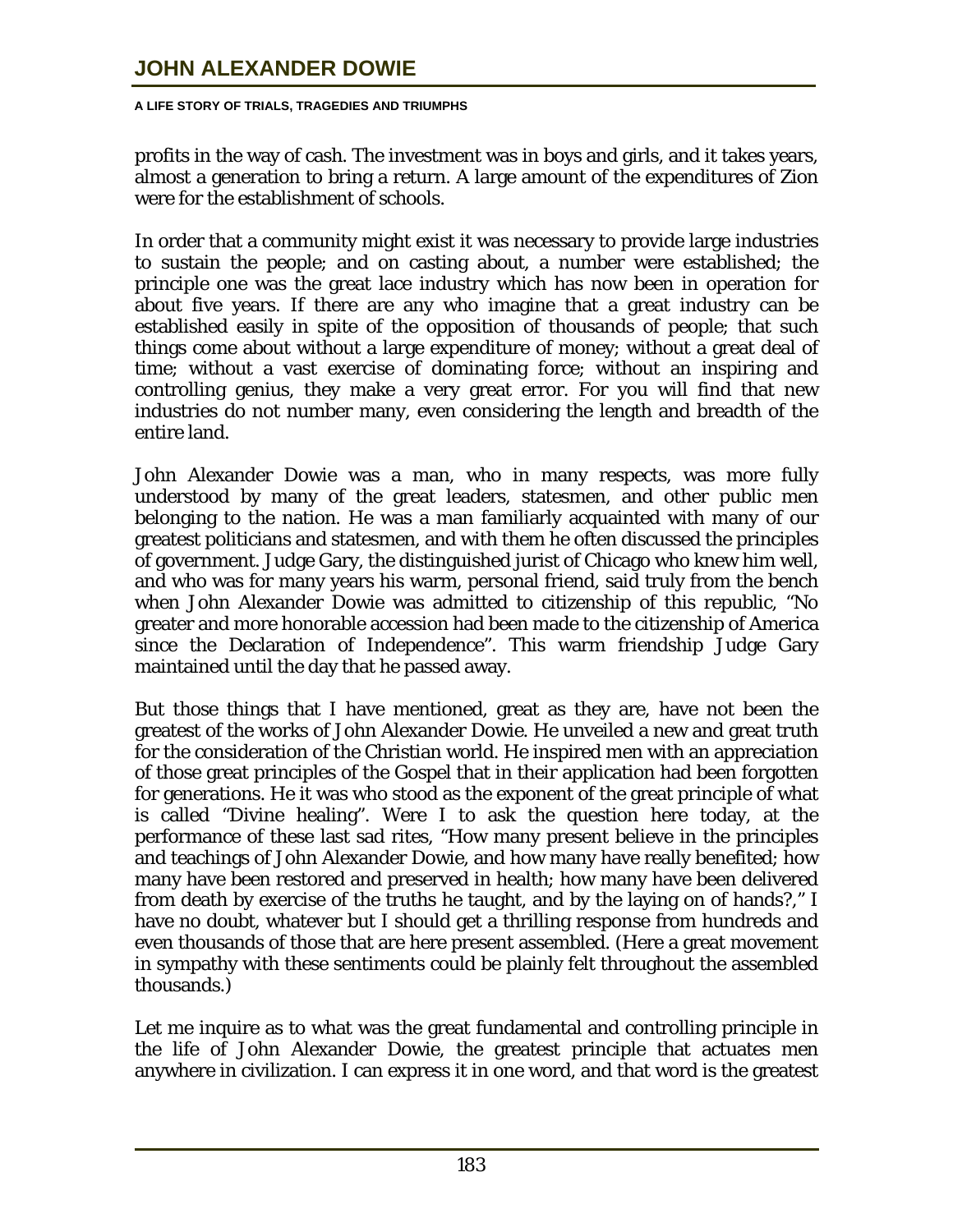profits in the way of cash. The investment was in boys and girls, and it takes years, almost a generation to bring a return. A large amount of the expenditures of Zion were for the establishment of schools.

In order that a community might exist it was necessary to provide large industries to sustain the people; and on casting about, a number were established; the principle one was the great lace industry which has now been in operation for about five years. If there are any who imagine that a great industry can be established easily in spite of the opposition of thousands of people; that such things come about without a large expenditure of money; without a great deal of time; without a vast exercise of dominating force; without an inspiring and controlling genius, they make a very great error. For you will find that new industries do not number many, even considering the length and breadth of the entire land.

John Alexander Dowie was a man, who in many respects, was more fully understood by many of the great leaders, statesmen, and other public men belonging to the nation. He was a man familiarly acquainted with many of our greatest politicians and statesmen, and with them he often discussed the principles of government. Judge Gary, the distinguished jurist of Chicago who knew him well, and who was for many years his warm, personal friend, said truly from the bench when John Alexander Dowie was admitted to citizenship of this republic, "No greater and more honorable accession had been made to the citizenship of America since the Declaration of Independence". This warm friendship Judge Gary maintained until the day that he passed away.

But those things that I have mentioned, great as they are, have not been the greatest of the works of John Alexander Dowie. He unveiled a new and great truth for the consideration of the Christian world. He inspired men with an appreciation of those great principles of the Gospel that in their application had been forgotten for generations. He it was who stood as the exponent of the great principle of what is called "Divine healing". Were I to ask the question here today, at the performance of these last sad rites, "How many present believe in the principles and teachings of John Alexander Dowie, and how many have really benefited; how many have been restored and preserved in health; how many have been delivered from death by exercise of the truths he taught, and by the laying on of hands?," I have no doubt, whatever but I should get a thrilling response from hundreds and even thousands of those that are here present assembled. (Here a great movement in sympathy with these sentiments could be plainly felt throughout the assembled thousands.)

Let me inquire as to what was the great fundamental and controlling principle in the life of John Alexander Dowie, the greatest principle that actuates men anywhere in civilization. I can express it in one word, and that word is the greatest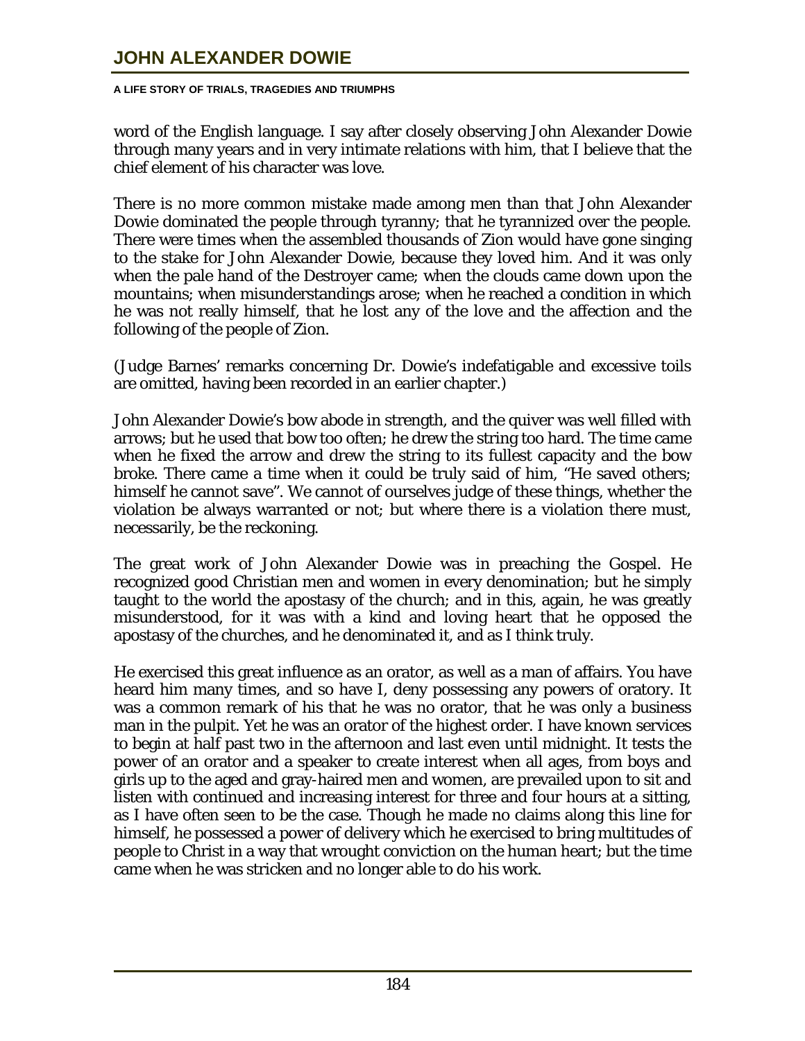word of the English language. I say after closely observing John Alexander Dowie through many years and in very intimate relations with him, that I believe that the chief element of his character was love.

There is no more common mistake made among men than that John Alexander Dowie dominated the people through tyranny; that he tyrannized over the people. There were times when the assembled thousands of Zion would have gone singing to the stake for John Alexander Dowie, because they loved him. And it was only when the pale hand of the Destroyer came; when the clouds came down upon the mountains; when misunderstandings arose; when he reached a condition in which he was not really himself, that he lost any of the love and the affection and the following of the people of Zion.

(Judge Barnes' remarks concerning Dr. Dowie's indefatigable and excessive toils are omitted, having been recorded in an earlier chapter.)

John Alexander Dowie's bow abode in strength, and the quiver was well filled with arrows; but he used that bow too often; he drew the string too hard. The time came when he fixed the arrow and drew the string to its fullest capacity and the bow broke. There came a time when it could be truly said of him, "He saved others; himself he cannot save". We cannot of ourselves judge of these things, whether the violation be always warranted or not; but where there is a violation there must, necessarily, be the reckoning.

The great work of John Alexander Dowie was in preaching the Gospel. He recognized good Christian men and women in every denomination; but he simply taught to the world the apostasy of the church; and in this, again, he was greatly misunderstood, for it was with a kind and loving heart that he opposed the apostasy of the churches, and he denominated it, and as I think truly.

He exercised this great influence as an orator, as well as a man of affairs. You have heard him many times, and so have I, deny possessing any powers of oratory. It was a common remark of his that he was no orator, that he was only a business man in the pulpit. Yet he was an orator of the highest order. I have known services to begin at half past two in the afternoon and last even until midnight. It tests the power of an orator and a speaker to create interest when all ages, from boys and girls up to the aged and gray-haired men and women, are prevailed upon to sit and listen with continued and increasing interest for three and four hours at a sitting, as I have often seen to be the case. Though he made no claims along this line for himself, he possessed a power of delivery which he exercised to bring multitudes of people to Christ in a way that wrought conviction on the human heart; but the time came when he was stricken and no longer able to do his work.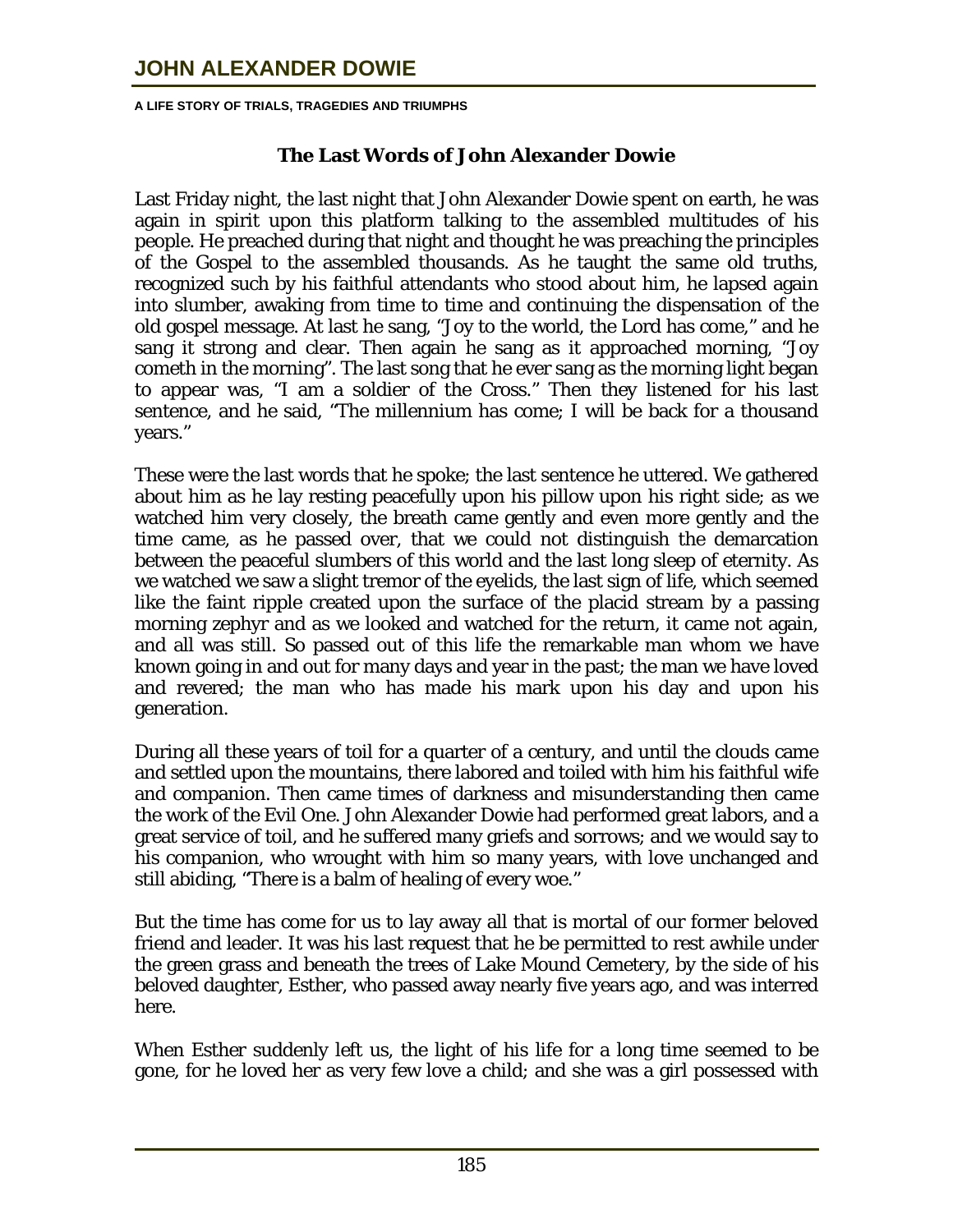## The Last Words of John Alexander Dowie

Last Friday night, the last night that John Alexander Dowie spent on earth, he was again in spirit upon this platform talking to the assembled multitudes of his people. He preached during that night and thought he was preaching the principles of the Gospel to the assembled thousands. As he taught the same old truths, recognized such by his faithful attendants who stood about him, he lapsed again into slumber, awaking from time to time and continuing the dispensation of the old gospel message. At last he sang, "Joy to the world, the Lord has come," and he sang it strong and clear. Then again he sang as it approached morning, "Joy cometh in the morning". The last song that he ever sang as the morning light began to appear was, "I am a soldier of the Cross." Then they listened for his last sentence, and he said, "The millennium has come; I will be back for a thousand years."

These were the last words that he spoke; the last sentence he uttered. We gathered about him as he lay resting peacefully upon his pillow upon his right side; as we watched him very closely, the breath came gently and even more gently and the time came, as he passed over, that we could not distinguish the demarcation between the peaceful slumbers of this world and the last long sleep of eternity. As we watched we saw a slight tremor of the eyelids, the last sign of life, which seemed like the faint ripple created upon the surface of the placid stream by a passing morning zephyr and as we looked and watched for the return, it came not again, and all was still. So passed out of this life the remarkable man whom we have known going in and out for many days and year in the past; the man we have loved and revered; the man who has made his mark upon his day and upon his generation.

During all these years of toil for a quarter of a century, and until the clouds came and settled upon the mountains, there labored and toiled with him his faithful wife and companion. Then came times of darkness and misunderstanding then came the work of the Evil One. John Alexander Dowie had performed great labors, and a great service of toil, and he suffered many griefs and sorrows; and we would say to his companion, who wrought with him so many years, with love unchanged and still abiding, "There is a balm of healing of every woe."

But the time has come for us to lay away all that is mortal of our former beloved friend and leader. It was his last request that he be permitted to rest awhile under the green grass and beneath the trees of Lake Mound Cemetery, by the side of his beloved daughter, Esther, who passed away nearly five years ago, and was interred here.

When Esther suddenly left us, the light of his life for a long time seemed to be gone, for he loved her as very few love a child; and she was a girl possessed with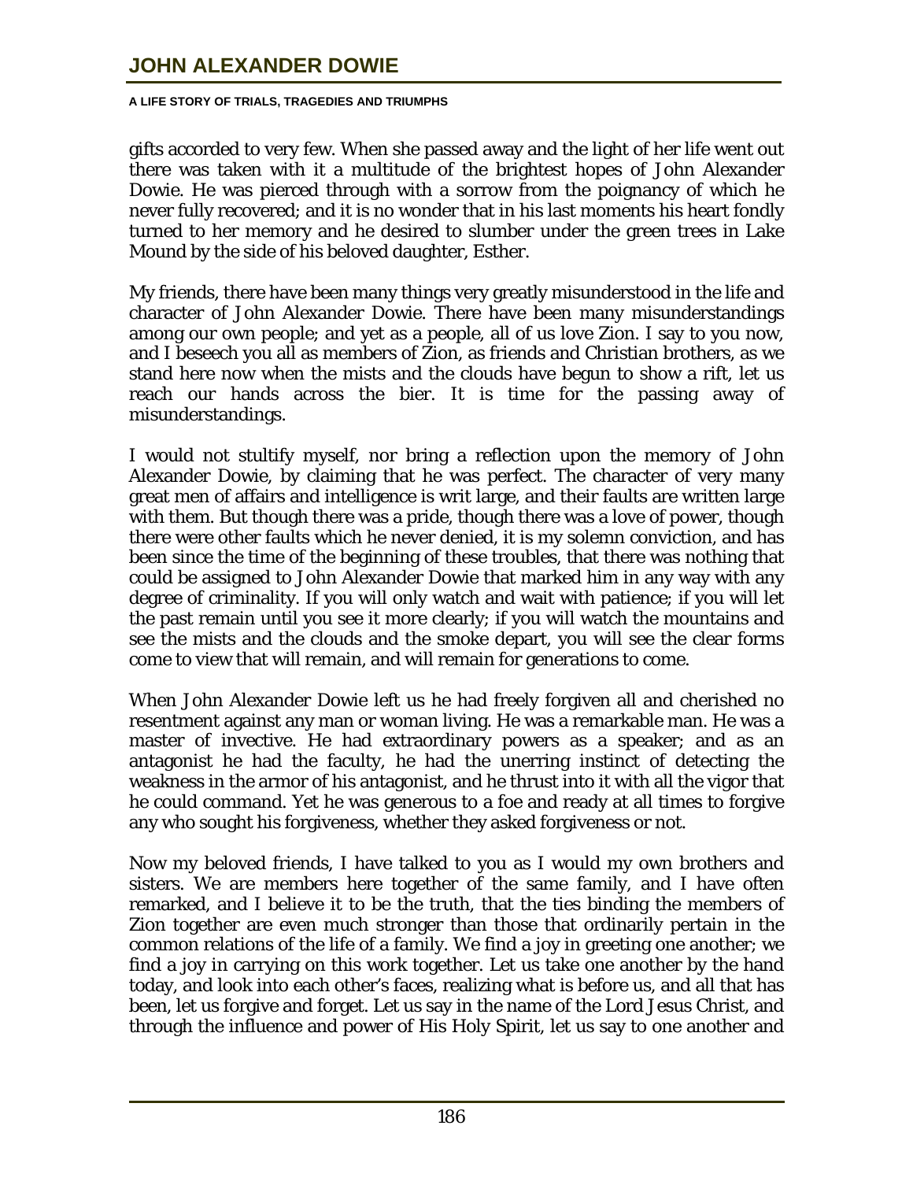gifts accorded to very few. When she passed away and the light of her life went out there was taken with it a multitude of the brightest hopes of John Alexander Dowie. He was pierced through with a sorrow from the poignancy of which he never fully recovered; and it is no wonder that in his last moments his heart fondly turned to her memory and he desired to slumber under the green trees in Lake Mound by the side of his beloved daughter, Esther.

My friends, there have been many things very greatly misunderstood in the life and character of John Alexander Dowie. There have been many misunderstandings among our own people; and yet as a people, all of us love Zion. I say to you now, and I beseech you all as members of Zion, as friends and Christian brothers, as we stand here now when the mists and the clouds have begun to show a rift, let us reach our hands across the bier. It is time for the passing away of misunderstandings.

I would not stultify myself, nor bring a reflection upon the memory of John Alexander Dowie, by claiming that he was perfect. The character of very many great men of affairs and intelligence is writ large, and their faults are written large with them. But though there was a pride, though there was a love of power, though there were other faults which he never denied, it is my solemn conviction, and has been since the time of the beginning of these troubles, that there was nothing that could be assigned to John Alexander Dowie that marked him in any way with any degree of criminality. If you will only watch and wait with patience; if you will let the past remain until you see it more clearly; if you will watch the mountains and see the mists and the clouds and the smoke depart, you will see the clear forms come to view that will remain, and will remain for generations to come.

When John Alexander Dowie left us he had freely forgiven all and cherished no resentment against any man or woman living. He was a remarkable man. He was a master of invective. He had extraordinary powers as a speaker; and as an antagonist he had the faculty, he had the unerring instinct of detecting the weakness in the armor of his antagonist, and he thrust into it with all the vigor that he could command. Yet he was generous to a foe and ready at all times to forgive any who sought his forgiveness, whether they asked forgiveness or not.

Now my beloved friends, I have talked to you as I would my own brothers and sisters. We are members here together of the same family, and I have often remarked, and I believe it to be the truth, that the ties binding the members of Zion together are even much stronger than those that ordinarily pertain in the common relations of the life of a family. We find a joy in greeting one another; we find a joy in carrying on this work together. Let us take one another by the hand today, and look into each other's faces, realizing what is before us, and all that has been, let us forgive and forget. Let us say in the name of the Lord Jesus Christ, and through the influence and power of His Holy Spirit, let us say to one another and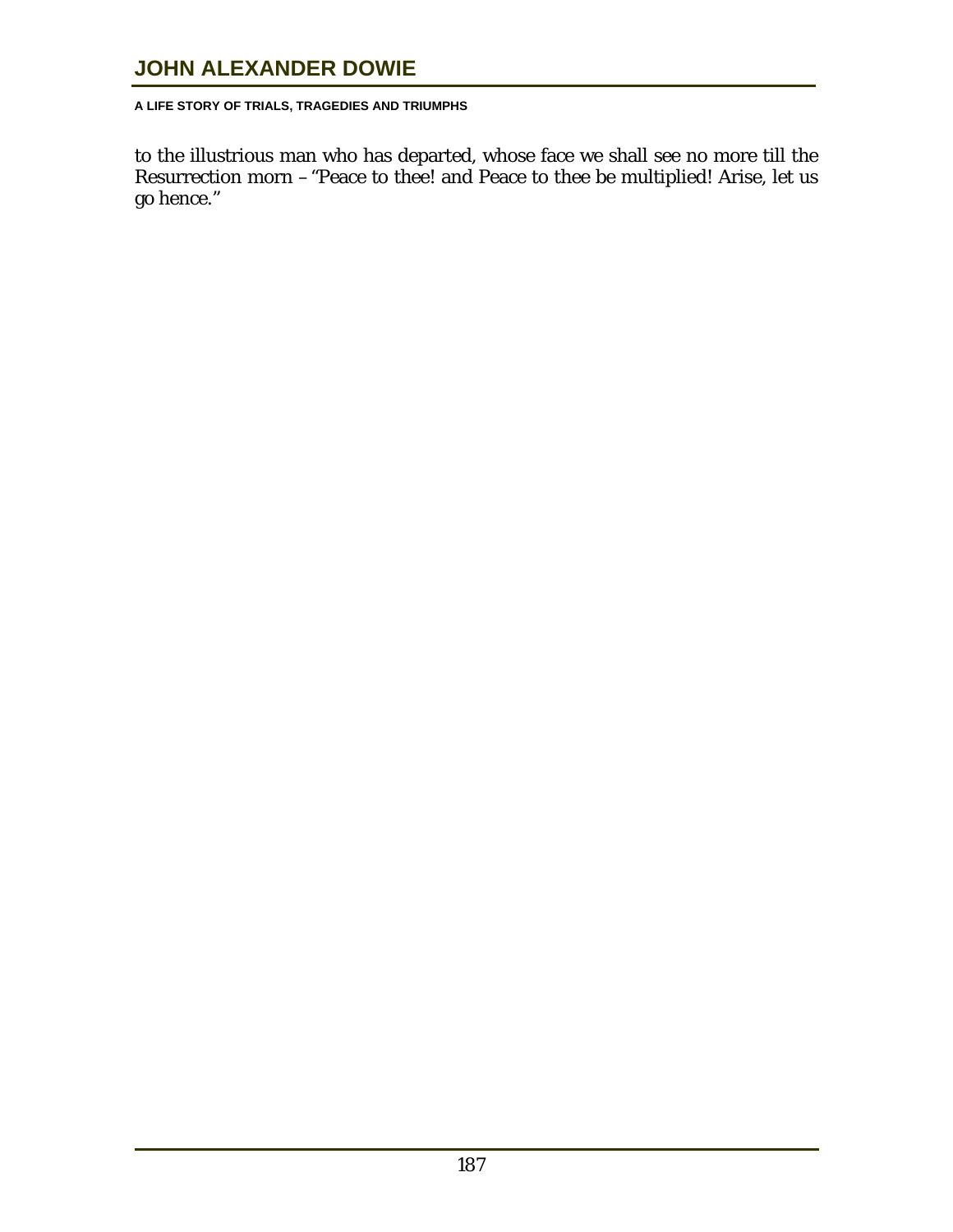to the illustrious man who has departed, whose face we shall see no more till the Resurrection morn – "Peace to thee! and Peace to thee be multiplied! Arise, let us go hence."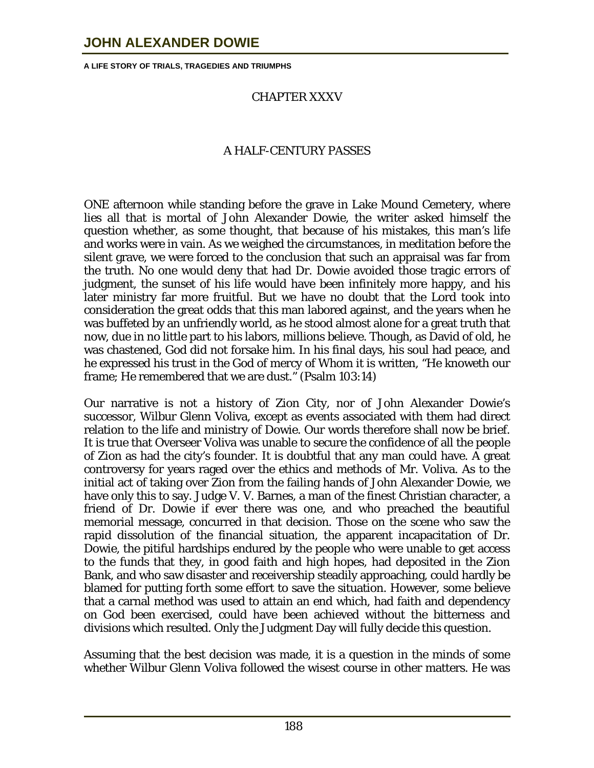## CHAPTER XXXV

## A HALF-CENTURY PASSES

ONE afternoon while standing before the grave in Lake Mound Cemetery, where lies all that is mortal of John Alexander Dowie, the writer asked himself the question whether, as some thought, that because of his mistakes, this man's life and works were in vain. As we weighed the circumstances, in meditation before the silent grave, we were forced to the conclusion that such an appraisal was far from the truth. No one would deny that had Dr. Dowie avoided those tragic errors of judgment, the sunset of his life would have been infinitely more happy, and his later ministry far more fruitful. But we have no doubt that the Lord took into consideration the great odds that this man labored against, and the years when he was buffeted by an unfriendly world, as he stood almost alone for a great truth that now, due in no little part to his labors, millions believe. Though, as David of old, he was chastened, God did not forsake him. In his final days, his soul had peace, and he expressed his trust in the God of mercy of Whom it is written, "He knoweth our frame; He remembered that we are dust." (Psalm 103:14)

Our narrative is not a history of Zion City, nor of John Alexander Dowie's successor, Wilbur Glenn Voliva, except as events associated with them had direct relation to the life and ministry of Dowie. Our words therefore shall now be brief. It is true that Overseer Voliva was unable to secure the confidence of all the people of Zion as had the city's founder. It is doubtful that any man could have. A great controversy for years raged over the ethics and methods of Mr. Voliva. As to the initial act of taking over Zion from the failing hands of John Alexander Dowie, we have only this to say. Judge V. V. Barnes, a man of the finest Christian character, a friend of Dr. Dowie if ever there was one, and who preached the beautiful memorial message, concurred in that decision. Those on the scene who saw the rapid dissolution of the financial situation, the apparent incapacitation of Dr. Dowie, the pitiful hardships endured by the people who were unable to get access to the funds that they, in good faith and high hopes, had deposited in the Zion Bank, and who saw disaster and receivership steadily approaching, could hardly be blamed for putting forth some effort to save the situation. However, some believe that a carnal method was used to attain an end which, had faith and dependency on God been exercised, could have been achieved without the bitterness and divisions which resulted. Only the Judgment Day will fully decide this question.

Assuming that the best decision was made, it is a question in the minds of some whether Wilbur Glenn Voliva followed the wisest course in other matters. He was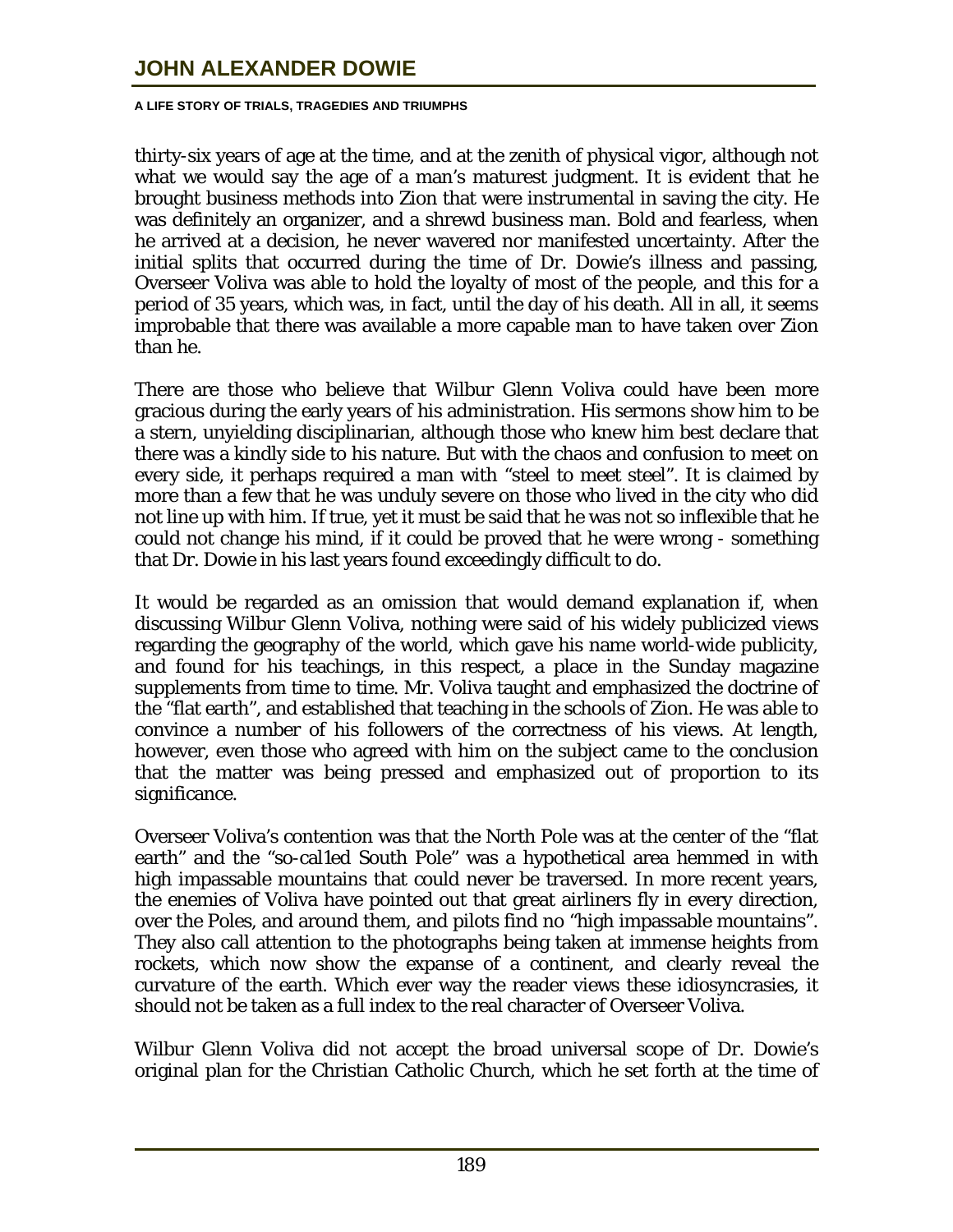thirty-six years of age at the time, and at the zenith of physical vigor, although not what we would say the age of a man's maturest judgment. It is evident that he brought business methods into Zion that were instrumental in saving the city. He was definitely an organizer, and a shrewd business man. Bold and fearless, when he arrived at a decision, he never wavered nor manifested uncertainty. After the initial splits that occurred during the time of Dr. Dowie's illness and passing, Overseer Voliva was able to hold the loyalty of most of the people, and this for a period of 35 years, which was, in fact, until the day of his death. All in all, it seems improbable that there was available a more capable man to have taken over Zion than he.

There are those who believe that Wilbur Glenn Voliva could have been more gracious during the early years of his administration. His sermons show him to be a stern, unyielding disciplinarian, although those who knew him best declare that there was a kindly side to his nature. But with the chaos and confusion to meet on every side, it perhaps required a man with "steel to meet steel". It is claimed by more than a few that he was unduly severe on those who lived in the city who did not line up with him. If true, yet it must be said that he was not so inflexible that he could not change his mind, if it could be proved that he were wrong - something that Dr. Dowie in his last years found exceedingly difficult to do.

It would be regarded as an omission that would demand explanation if, when discussing Wilbur Glenn Voliva, nothing were said of his widely publicized views regarding the geography of the world, which gave his name world-wide publicity, and found for his teachings, in this respect, a place in the Sunday magazine supplements from time to time. Mr. Voliva taught and emphasized the doctrine of the "flat earth", and established that teaching in the schools of Zion. He was able to convince a number of his followers of the correctness of his views. At length, however, even those who agreed with him on the subject came to the conclusion that the matter was being pressed and emphasized out of proportion to its significance.

Overseer Voliva's contention was that the North Pole was at the center of the "flat earth" and the "so-cal1ed South Pole" was a hypothetical area hemmed in with high impassable mountains that could never be traversed. In more recent years, the enemies of Voliva have pointed out that great airliners fly in every direction, over the Poles, and around them, and pilots find no "high impassable mountains". They also call attention to the photographs being taken at immense heights from rockets, which now show the expanse of a continent, and clearly reveal the curvature of the earth. Which ever way the reader views these idiosyncrasies, it should not be taken as a full index to the real character of Overseer Voliva.

Wilbur Glenn Voliva did not accept the broad universal scope of Dr. Dowie's original plan for the Christian Catholic Church, which he set forth at the time of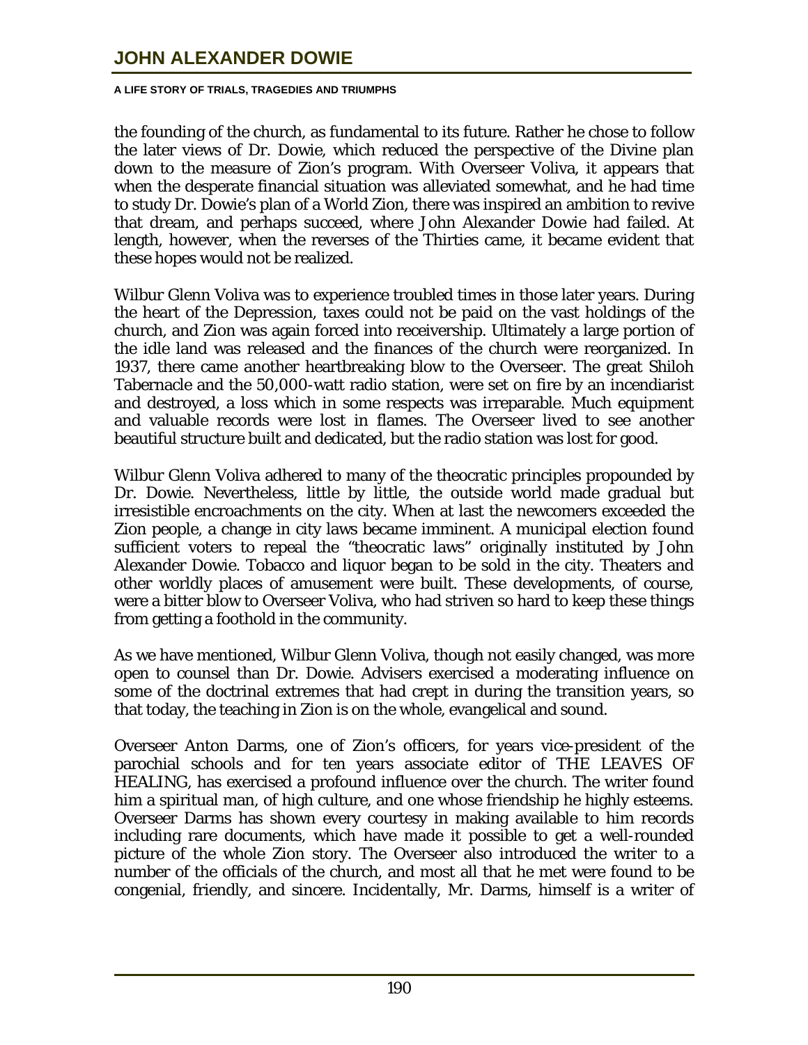the founding of the church, as fundamental to its future. Rather he chose to follow the later views of Dr. Dowie, which reduced the perspective of the Divine plan down to the measure of Zion's program. With Overseer Voliva, it appears that when the desperate financial situation was alleviated somewhat, and he had time to study Dr. Dowie's plan of a World Zion, there was inspired an ambition to revive that dream, and perhaps succeed, where John Alexander Dowie had failed. At length, however, when the reverses of the Thirties came, it became evident that these hopes would not be realized.

Wilbur Glenn Voliva was to experience troubled times in those later years. During the heart of the Depression, taxes could not be paid on the vast holdings of the church, and Zion was again forced into receivership. Ultimately a large portion of the idle land was released and the finances of the church were reorganized. In 1937, there came another heartbreaking blow to the Overseer. The great Shiloh Tabernacle and the 50,000-watt radio station, were set on fire by an incendiarist and destroyed, a loss which in some respects was irreparable. Much equipment and valuable records were lost in flames. The Overseer lived to see another beautiful structure built and dedicated, but the radio station was lost for good.

Wilbur Glenn Voliva adhered to many of the theocratic principles propounded by Dr. Dowie. Nevertheless, little by little, the outside world made gradual but irresistible encroachments on the city. When at last the newcomers exceeded the Zion people, a change in city laws became imminent. A municipal election found sufficient voters to repeal the "theocratic laws" originally instituted by John Alexander Dowie. Tobacco and liquor began to be sold in the city. Theaters and other worldly places of amusement were built. These developments, of course, were a bitter blow to Overseer Voliva, who had striven so hard to keep these things from getting a foothold in the community.

As we have mentioned, Wilbur Glenn Voliva, though not easily changed, was more open to counsel than Dr. Dowie. Advisers exercised a moderating influence on some of the doctrinal extremes that had crept in during the transition years, so that today, the teaching in Zion is on the whole, evangelical and sound.

Overseer Anton Darms, one of Zion's officers, for years vice-president of the parochial schools and for ten years associate editor of THE LEAVES OF HEALING, has exercised a profound influence over the church. The writer found him a spiritual man, of high culture, and one whose friendship he highly esteems. Overseer Darms has shown every courtesy in making available to him records including rare documents, which have made it possible to get a well-rounded picture of the whole Zion story. The Overseer also introduced the writer to a number of the officials of the church, and most all that he met were found to be congenial, friendly, and sincere. Incidentally, Mr. Darms, himself is a writer of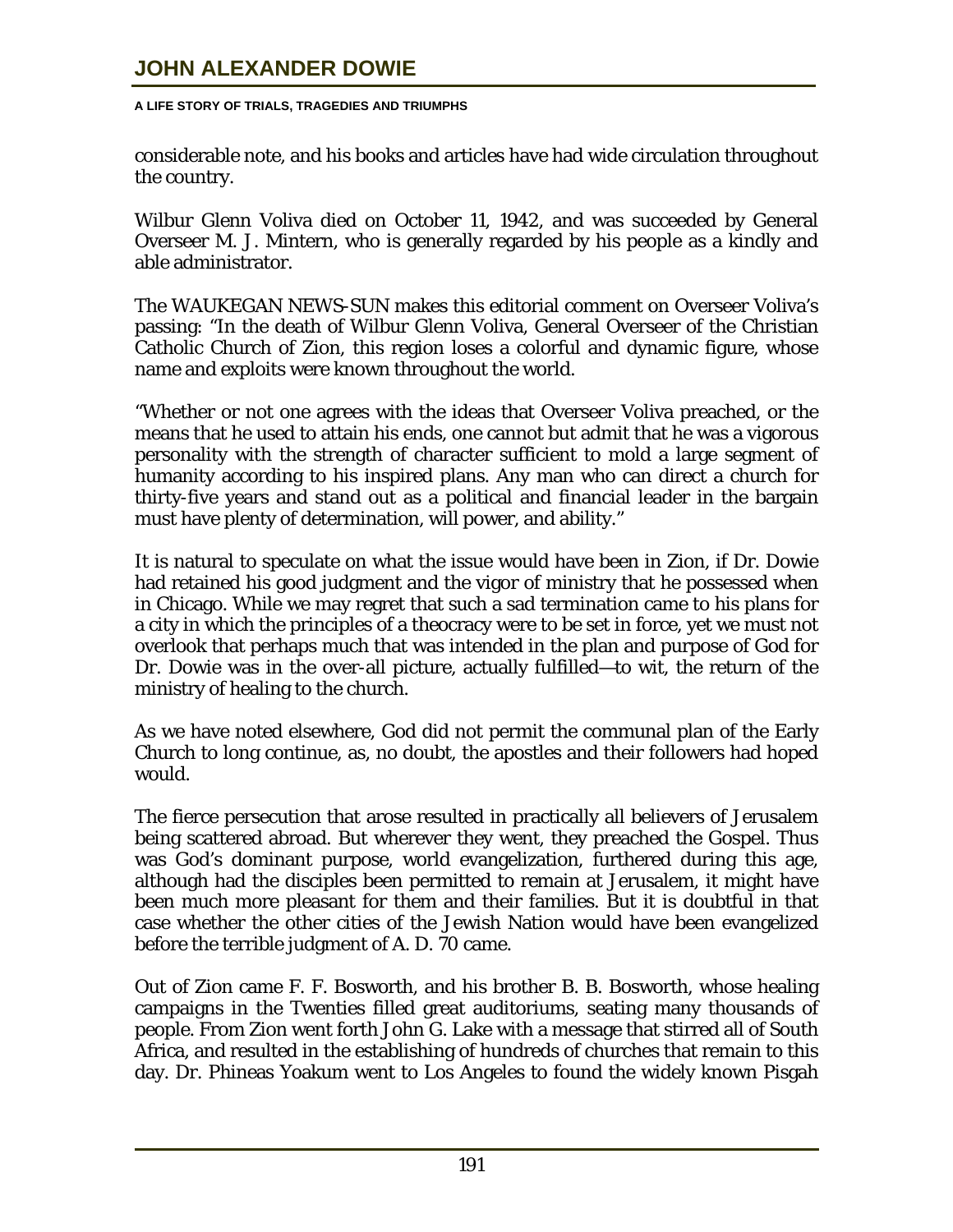considerable note, and his books and articles have had wide circulation throughout the country.

Wilbur Glenn Voliva died on October 11, 1942, and was succeeded by General Overseer M. J. Mintern, who is generally regarded by his people as a kindly and able administrator.

The WAUKEGAN NEWS-SUN makes this editorial comment on Overseer Voliva's passing: "In the death of Wilbur Glenn Voliva, General Overseer of the Christian Catholic Church of Zion, this region loses a colorful and dynamic figure, whose name and exploits were known throughout the world.

"Whether or not one agrees with the ideas that Overseer Voliva preached, or the means that he used to attain his ends, one cannot but admit that he was a vigorous personality with the strength of character sufficient to mold a large segment of humanity according to his inspired plans. Any man who can direct a church for thirty-five years and stand out as a political and financial leader in the bargain must have plenty of determination, will power, and ability."

It is natural to speculate on what the issue would have been in Zion, if Dr. Dowie had retained his good judgment and the vigor of ministry that he possessed when in Chicago. While we may regret that such a sad termination came to his plans for a city in which the principles of a theocracy were to be set in force, yet we must not overlook that perhaps much that was intended in the plan and purpose of God for Dr. Dowie was in the over-all picture, actually fulfilled—to wit, the return of the ministry of healing to the church.

As we have noted elsewhere, God did not permit the communal plan of the Early Church to long continue, as, no doubt, the apostles and their followers had hoped would.

The fierce persecution that arose resulted in practically all believers of Jerusalem being scattered abroad. But wherever they went, they preached the Gospel. Thus was God's dominant purpose, world evangelization, furthered during this age, although had the disciples been permitted to remain at Jerusalem, it might have been much more pleasant for them and their families. But it is doubtful in that case whether the other cities of the Jewish Nation would have been evangelized before the terrible judgment of A. D. 70 came.

Out of Zion came F. F. Bosworth, and his brother B. B. Bosworth, whose healing campaigns in the Twenties filled great auditoriums, seating many thousands of people. From Zion went forth John G. Lake with a message that stirred all of South Africa, and resulted in the establishing of hundreds of churches that remain to this day. Dr. Phineas Yoakum went to Los Angeles to found the widely known Pisgah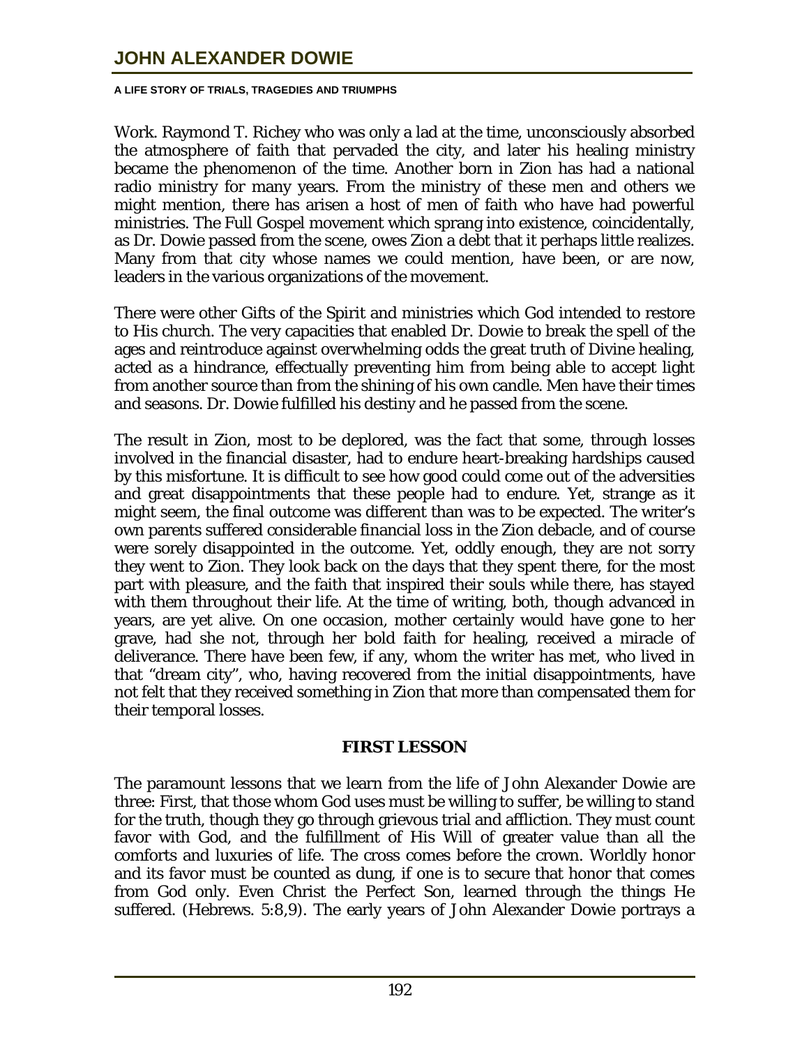Work. Raymond T. Richey who was only a lad at the time, unconsciously absorbed the atmosphere of faith that pervaded the city, and later his healing ministry became the phenomenon of the time. Another born in Zion has had a national radio ministry for many years. From the ministry of these men and others we might mention, there has arisen a host of men of faith who have had powerful ministries. The Full Gospel movement which sprang into existence, coincidentally, as Dr. Dowie passed from the scene, owes Zion a debt that it perhaps little realizes. Many from that city whose names we could mention, have been, or are now, leaders in the various organizations of the movement.

There were other Gifts of the Spirit and ministries which God intended to restore to His church. The very capacities that enabled Dr. Dowie to break the spell of the ages and reintroduce against overwhelming odds the great truth of Divine healing, acted as a hindrance, effectually preventing him from being able to accept light from another source than from the shining of his own candle. Men have their times and seasons. Dr. Dowie fulfilled his destiny and he passed from the scene.

The result in Zion, most to be deplored, was the fact that some, through losses involved in the financial disaster, had to endure heart-breaking hardships caused by this misfortune. It is difficult to see how good could come out of the adversities and great disappointments that these people had to endure. Yet, strange as it might seem, the final outcome was different than was to be expected. The writer's own parents suffered considerable financial loss in the Zion debacle, and of course were sorely disappointed in the outcome. Yet, oddly enough, they are not sorry they went to Zion. They look back on the days that they spent there, for the most part with pleasure, and the faith that inspired their souls while there, has stayed with them throughout their life. At the time of writing, both, though advanced in years, are yet alive. On one occasion, mother certainly would have gone to her grave, had she not, through her bold faith for healing, received a miracle of deliverance. There have been few, if any, whom the writer has met, who lived in that "dream city", who, having recovered from the initial disappointments, have not felt that they received something in Zion that more than compensated them for their temporal losses.

### FIRST LESSON

The paramount lessons that we learn from the life of John Alexander Dowie are three: First, that those whom God uses must be willing to suffer, be willing to stand for the truth, though they go through grievous trial and affliction. They must count favor with God, and the fulfillment of His Will of greater value than all the comforts and luxuries of life. The cross comes before the crown. Worldly honor and its favor must be counted as dung, if one is to secure that honor that comes from God only. Even Christ the Perfect Son, learned through the things He suffered. (Hebrews. 5:8,9). The early years of John Alexander Dowie portrays a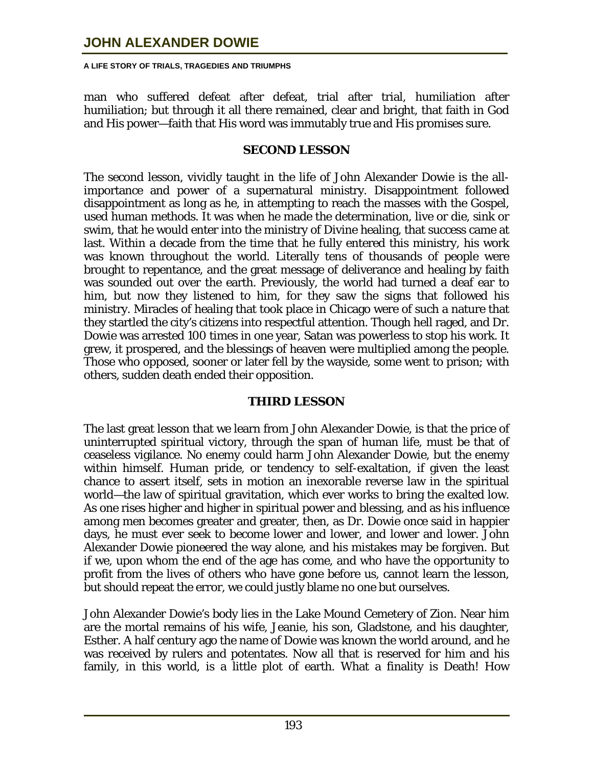man who suffered defeat after defeat, trial after trial, humiliation after humiliation; but through it all there remained, clear and bright, that faith in God and His power—faith that His word was immutably true and His promises sure.

### SECOND LESSON

The second lesson, vividly taught in the life of John Alexander Dowie is the all-importance and power of a supernatural ministry. Disappointment followed disappointment as long as he, in attempting to reach the masses with the Gospel, used human methods. It was when he made the determination, live or die, sink or swim, that he would enter into the ministry of Divine healing, that success came at last. Within a decade from the time that he fully entered this ministry, his work was known throughout the world. Literally tens of thousands of people were brought to repentance, and the great message of deliverance and healing by faith was sounded out over the earth. Previously, the world had turned a deaf ear to him, but now they listened to him, for they saw the signs that followed his ministry. Miracles of healing that took place in Chicago were of such a nature that they startled the city's citizens into respectful attention. Though hell raged, and Dr. Dowie was arrested 100 times in one year, Satan was powerless to stop his work. It grew, it prospered, and the blessings of heaven were multiplied among the people. Those who opposed, sooner or later fell by the wayside, some went to prison; with others, sudden death ended their opposition.

### THIRD LESSON

The last great lesson that we learn from John Alexander Dowie, is that the price of uninterrupted spiritual victory, through the span of human life, must be that of ceaseless vigilance. No enemy could harm John Alexander Dowie, but the enemy within himself. Human pride, or tendency to self-exaltation, if given the least chance to assert itself, sets in motion an inexorable reverse law in the spiritual world—the law of spiritual gravitation, which ever works to bring the exalted low. As one rises higher and higher in spiritual power and blessing, and as his influence among men becomes greater and greater, then, as Dr. Dowie once said in happier days, he must ever seek to become lower and lower, and lower and lower. John Alexander Dowie pioneered the way alone, and his mistakes may be forgiven. But if we, upon whom the end of the age has come, and who have the opportunity to profit from the lives of others who have gone before us, cannot learn the lesson, but should repeat the error, we could justly blame no one but ourselves.

John Alexander Dowie's body lies in the Lake Mound Cemetery of Zion. Near him are the mortal remains of his wife, Jeanie, his son, Gladstone, and his daughter, Esther. A half century ago the name of Dowie was known the world around, and he was received by rulers and potentates. Now all that is reserved for him and his family, in this world, is a little plot of earth. What a finality is Death! How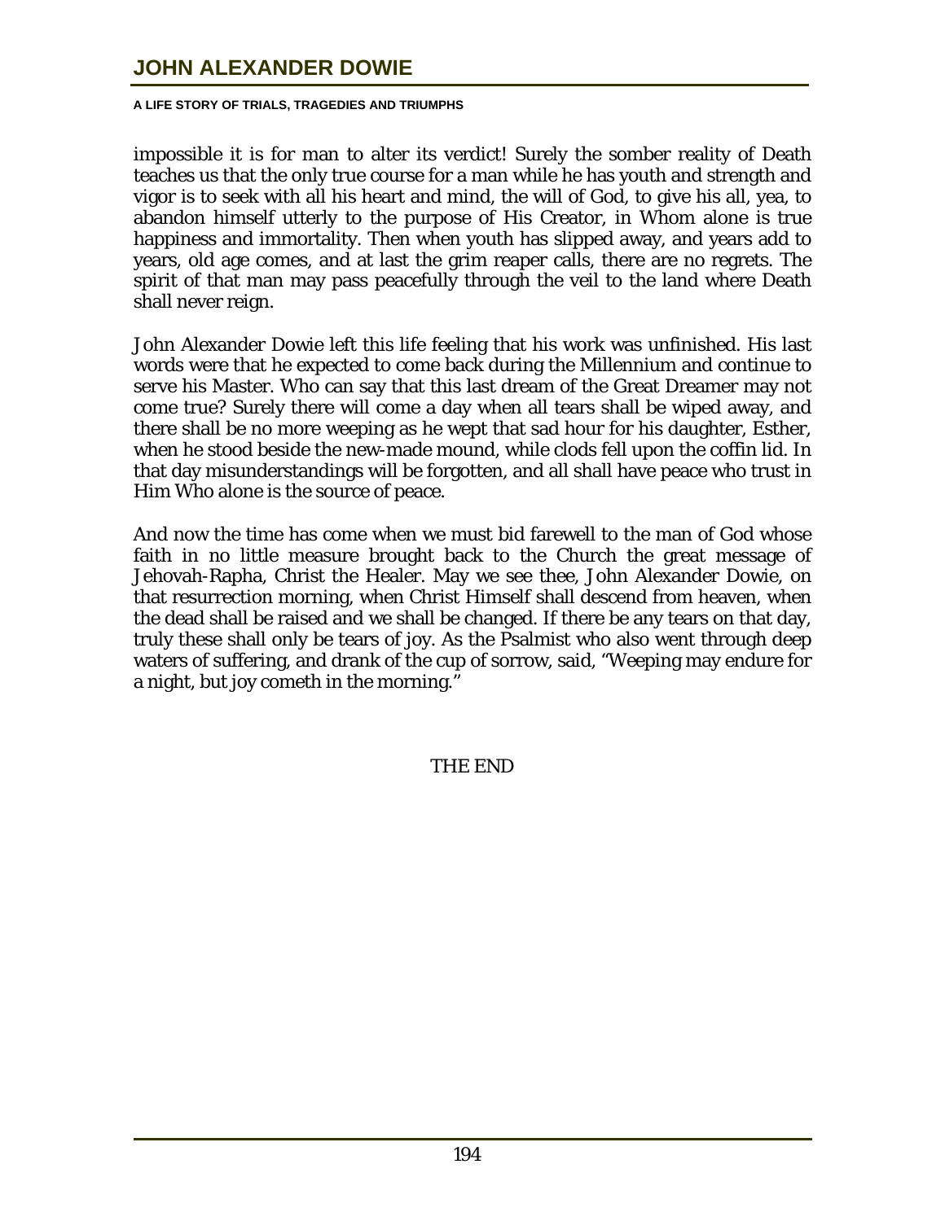impossible it is for man to alter its verdict! Surely the somber reality of Death teaches us that the only true course for a man while he has youth and strength and vigor is to seek with all his heart and mind, the will of God, to give his all, yea, to abandon himself utterly to the purpose of His Creator, in Whom alone is true happiness and immortality. Then when youth has slipped away, and years add to years, old age comes, and at last the grim reaper calls, there are no regrets. The spirit of that man may pass peacefully through the veil to the land where Death shall never reign.

John Alexander Dowie left this life feeling that his work was unfinished. His last words were that he expected to come back during the Millennium and continue to serve his Master. Who can say that this last dream of the Great Dreamer may not come true? Surely there will come a day when all tears shall be wiped away, and there shall be no more weeping as he wept that sad hour for his daughter, Esther, when he stood beside the new-made mound, while clods fell upon the coffin lid. In that day misunderstandings will be forgotten, and all shall have peace who trust in Him Who alone is the source of peace.

And now the time has come when we must bid farewell to the man of God whose faith in no little measure brought back to the Church the great message of Jehovah-Rapha, Christ the Healer. May we see thee, John Alexander Dowie, on that resurrection morning, when Christ Himself shall descend from heaven, when the dead shall be raised and we shall be changed. If there be any tears on that day, truly these shall only be tears of joy. As the Psalmist who also went through deep waters of suffering, and drank of the cup of sorrow, said, "Weeping may endure for a night, but joy cometh in the morning."

THE END